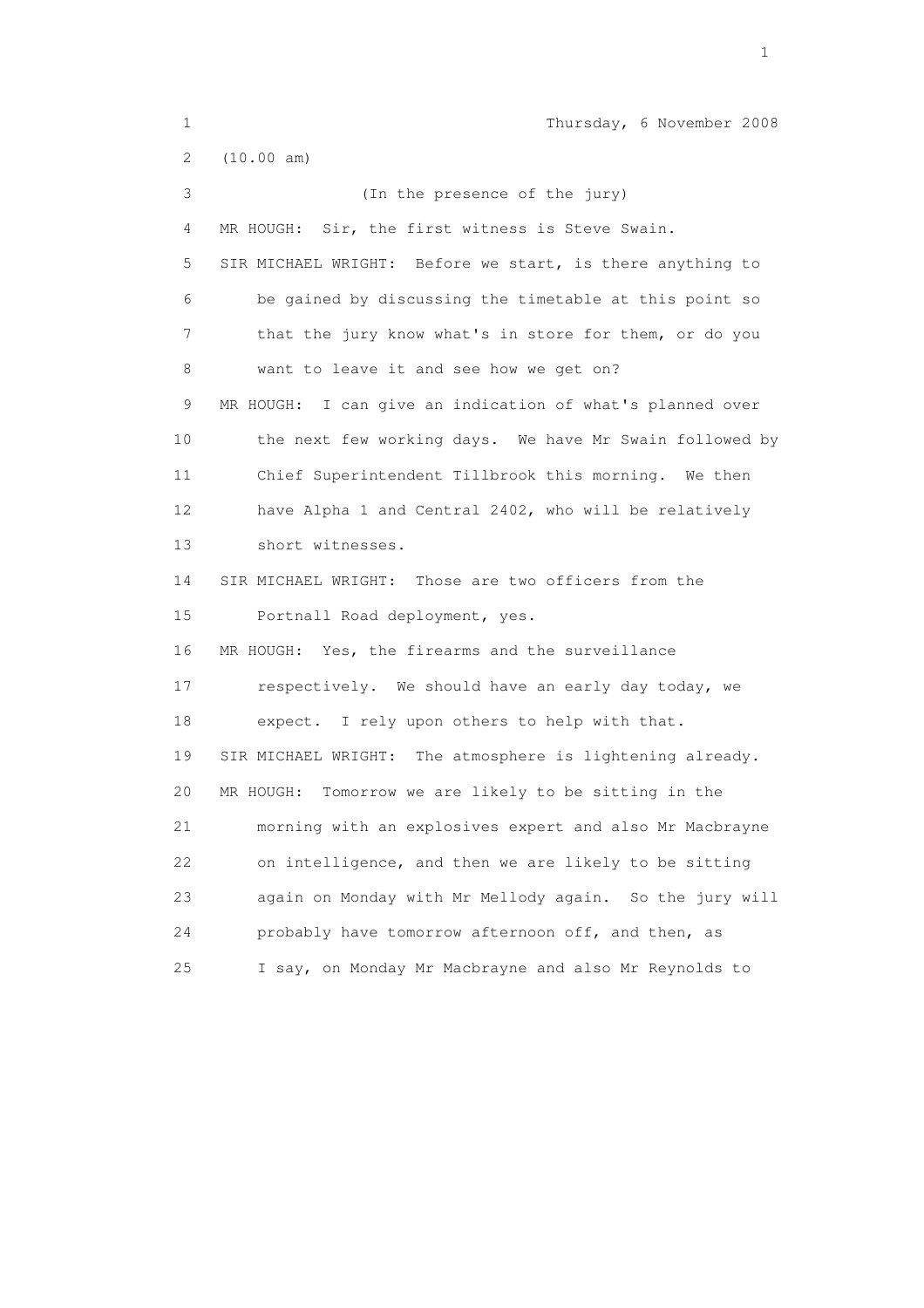1 Thursday, 6 November 2008

2 (10.00 am)

3 (In the presence of the jury)

4 MR HOUGH: Sir, the first witness is Steve Swain.

5 SIR MICHAEL WRIGHT: Before we start, is there anything to
6 be gained by discussing the timetable at this point so
7 that the jury know what's in store for them, or do you
8 want to leave it and see how we get on?

9 MR HOUGH: I can give an indication of what's planned over
10 the next few working days. We have Mr Swain followed by
11 Chief Superintendent Tillbrook this morning. We then
12 have Alpha 1 and Central 2402, who will be relatively
13 short witnesses.

14 SIR MICHAEL WRIGHT: Those are two officers from the
15 Portnall Road deployment, yes.

16 MR HOUGH: Yes, the firearms and the surveillance
17 respectively. We should have an early day today, we
18 expect. I rely upon others to help with that.

19 SIR MICHAEL WRIGHT: The atmosphere is lightening already.

20 MR HOUGH: Tomorrow we are likely to be sitting in the
21 morning with an explosives expert and also Mr Macbrayne
22 on intelligence, and then we are likely to be sitting
23 again on Monday with Mr Mellody again. So the jury will
24 probably have tomorrow afternoon off, and then, as
25 I say, on Monday Mr Macbrayne and also Mr Reynolds to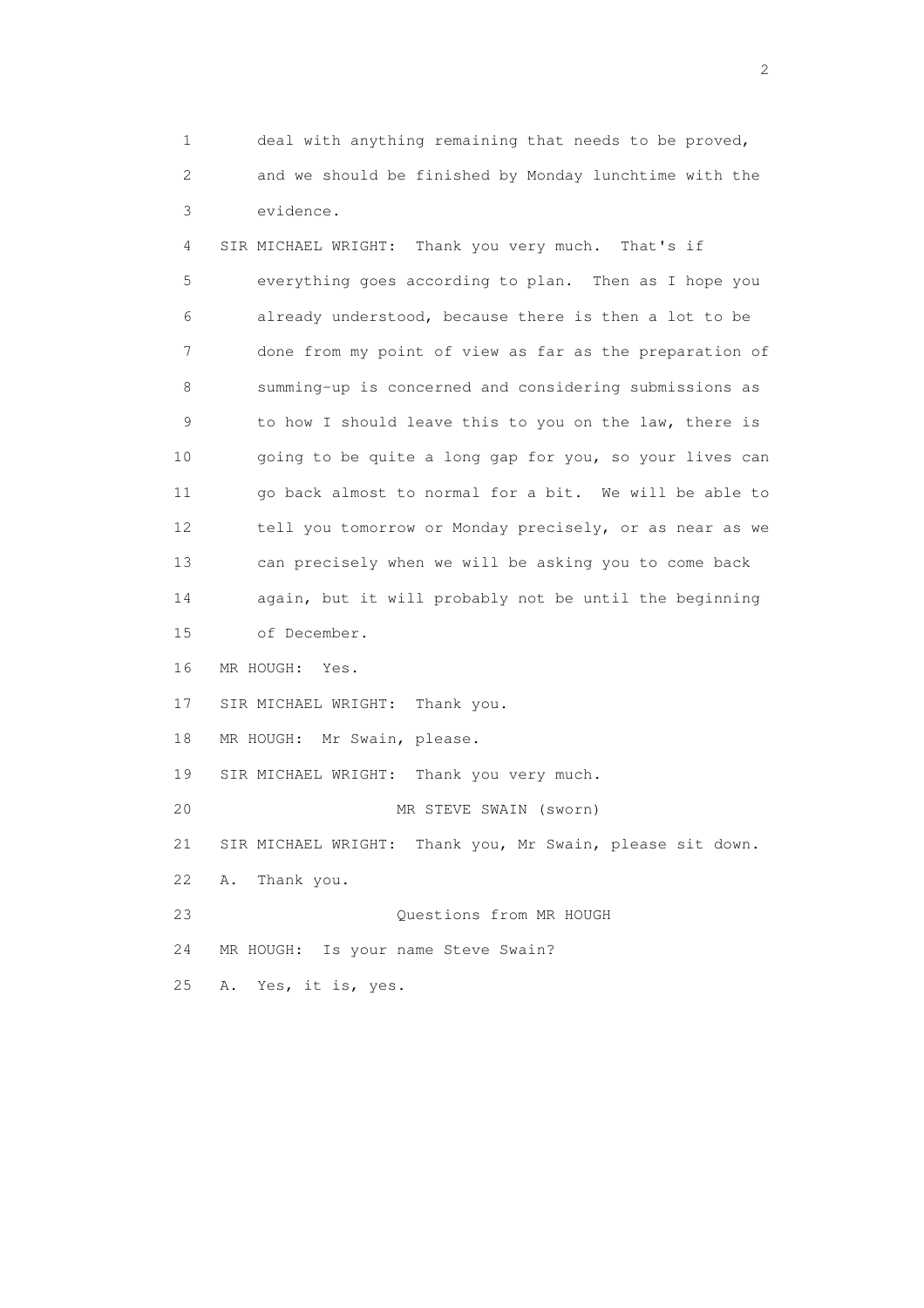1 deal with anything remaining that needs to be proved,
2 and we should be finished by Monday lunchtime with the
3 evidence.

4 SIR MICHAEL WRIGHT: Thank you very much. That's if
5 everything goes according to plan. Then as I hope you
6 already understood, because there is then a lot to be
7 done from my point of view as far as the preparation of
8 summing-up is concerned and considering submissions as
9 to how I should leave this to you on the law, there is
10 going to be quite a long gap for you, so your lives can
11 go back almost to normal for a bit. We will be able to
12 tell you tomorrow or Monday precisely, or as near as we
13 can precisely when we will be asking you to come back
14 again, but it will probably not be until the beginning
15 of December.

16 MR HOUGH: Yes.

17 SIR MICHAEL WRIGHT: Thank you.

18 MR HOUGH: Mr Swain, please.

19 SIR MICHAEL WRIGHT: Thank you very much.

20 MR STEVE SWAIN (sworn)

21 SIR MICHAEL WRIGHT: Thank you, Mr Swain, please sit down.

22 A. Thank you.

23 Questions from MR HOUGH

24 MR HOUGH: Is your name Steve Swain?

25 A. Yes, it is, yes.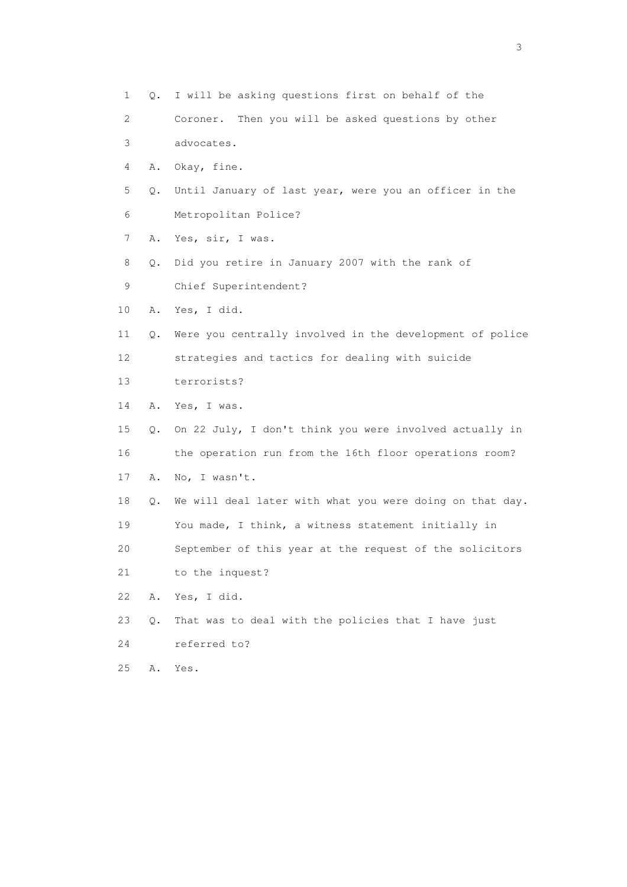1 Q. I will be asking questions first on behalf of the
2 Coroner. Then you will be asked questions by other
3 advocates.
4 A. Okay, fine.
5 Q. Until January of last year, were you an officer in the
6 Metropolitan Police?
7 A. Yes, sir, I was.
8 Q. Did you retire in January 2007 with the rank of
9 Chief Superintendent?
10 A. Yes, I did.
11 Q. Were you centrally involved in the development of police
12 strategies and tactics for dealing with suicide
13 terrorists?
14 A. Yes, I was.
15 Q. On 22 July, I don't think you were involved actually in
16 the operation run from the 16th floor operations room?
17 A. No, I wasn't.
18 Q. We will deal later with what you were doing on that day.
19 You made, I think, a witness statement initially in
20 September of this year at the request of the solicitors
21 to the inquest?
22 A. Yes, I did.
23 Q. That was to deal with the policies that I have just
24 referred to?
25 A. Yes.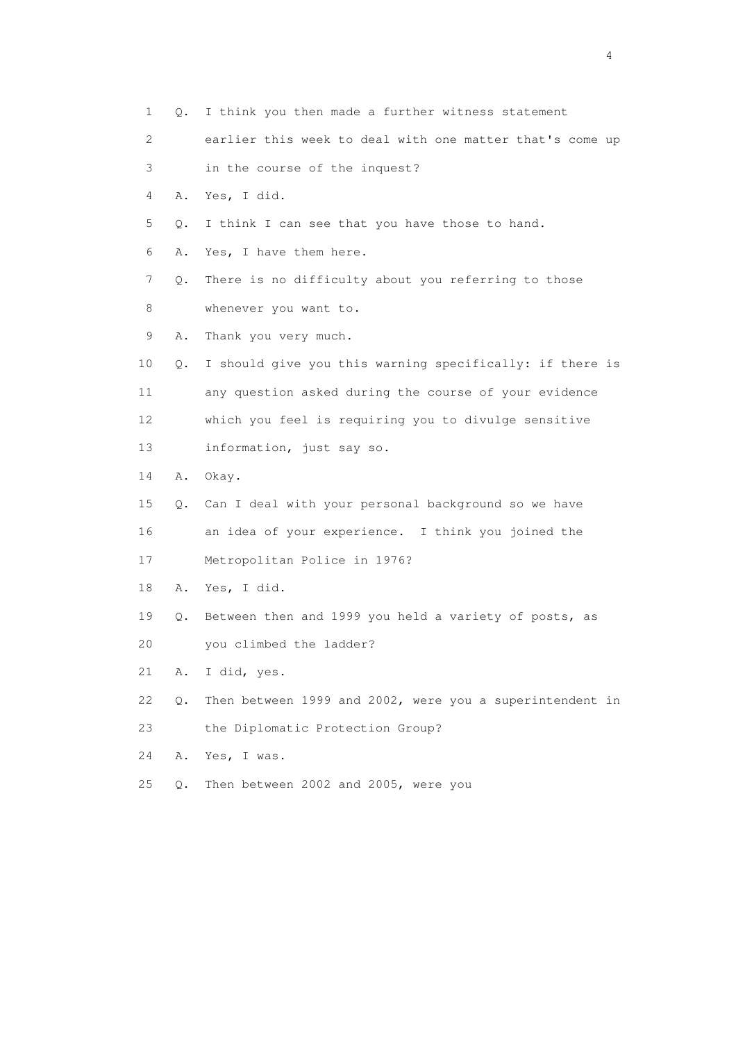1 Q. I think you then made a further witness statement
2 earlier this week to deal with one matter that's come up
3 in the course of the inquest?
4 A. Yes, I did.
5 Q. I think I can see that you have those to hand.
6 A. Yes, I have them here.
7 Q. There is no difficulty about you referring to those
8 whenever you want to.
9 A. Thank you very much.
10 Q. I should give you this warning specifically: if there is
11 any question asked during the course of your evidence
12 which you feel is requiring you to divulge sensitive
13 information, just say so.
14 A. Okay.
15 Q. Can I deal with your personal background so we have
16 an idea of your experience. I think you joined the
17 Metropolitan Police in 1976?
18 A. Yes, I did.
19 Q. Between then and 1999 you held a variety of posts, as
20 you climbed the ladder?
21 A. I did, yes.
22 Q. Then between 1999 and 2002, were you a superintendent in
23 the Diplomatic Protection Group?
24 A. Yes, I was.
25 Q. Then between 2002 and 2005, were you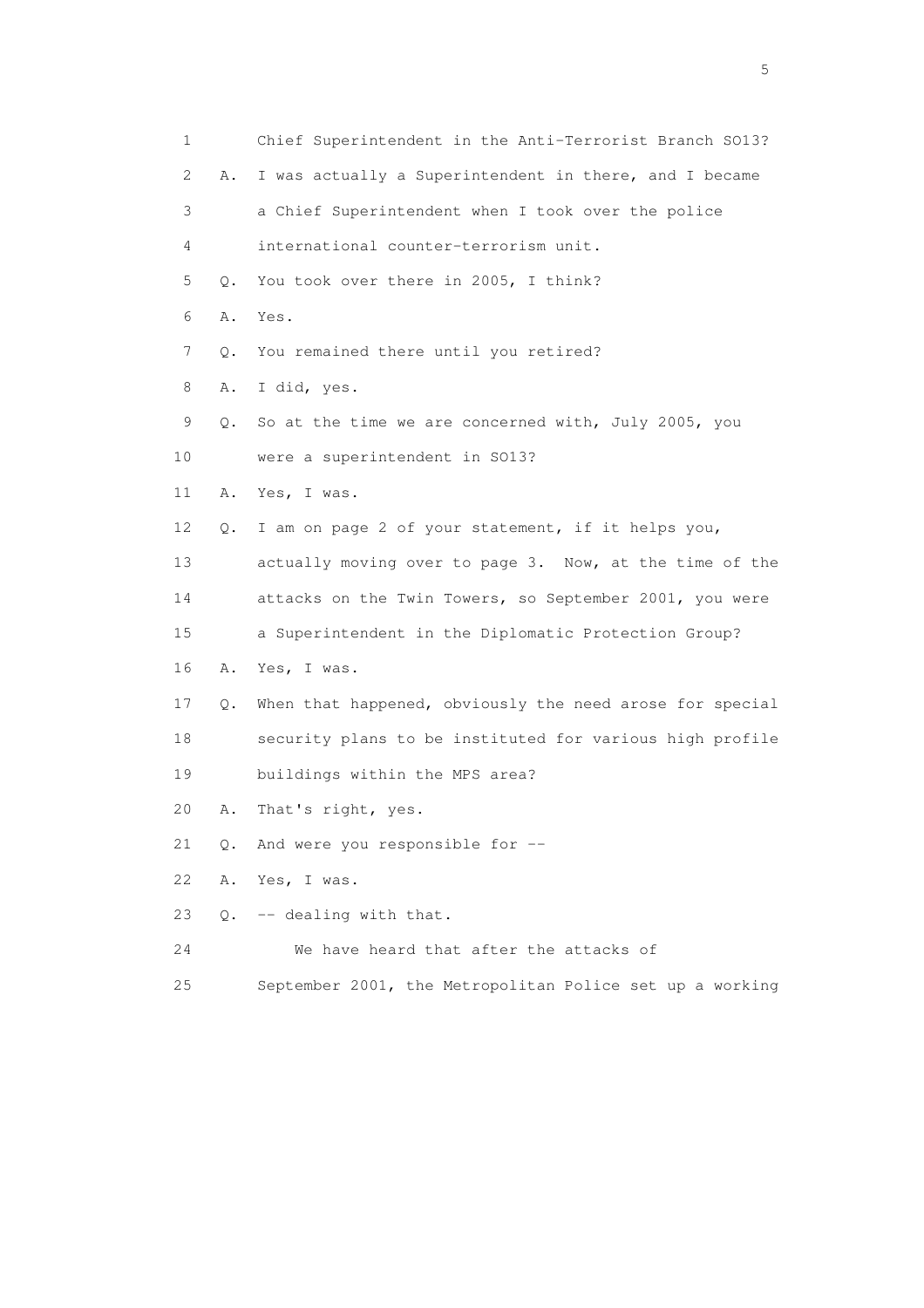1 Chief Superintendent in the Anti-Terrorist Branch SO13?

2 A. I was actually a Superintendent in there, and I became

3 a Chief Superintendent when I took over the police

4 international counter-terrorism unit.

5 Q. You took over there in 2005, I think?

6 A. Yes.

7 Q. You remained there until you retired?

8 A. I did, yes.

9 Q. So at the time we are concerned with, July 2005, you

10 were a superintendent in SO13?

11 A. Yes, I was.

12 Q. I am on page 2 of your statement, if it helps you,

13 actually moving over to page 3. Now, at the time of the

14 attacks on the Twin Towers, so September 2001, you were

15 a Superintendent in the Diplomatic Protection Group?

16 A. Yes, I was.

17 Q. When that happened, obviously the need arose for special

18 security plans to be instituted for various high profile

19 buildings within the MPS area?

20 A. That's right, yes.

21 Q. And were you responsible for --

22 A. Yes, I was.

23 Q. -- dealing with that.

24 We have heard that after the attacks of

25 September 2001, the Metropolitan Police set up a working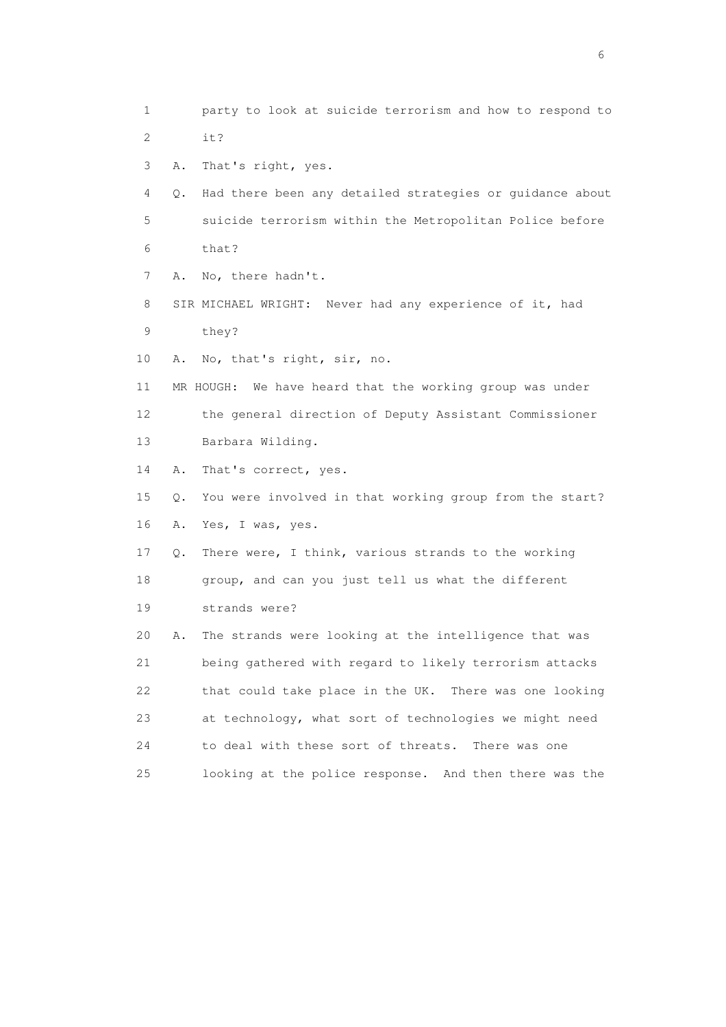1 party to look at suicide terrorism and how to respond to
2 it?
3 A. That's right, yes.
4 Q. Had there been any detailed strategies or guidance about
5 suicide terrorism within the Metropolitan Police before
6 that?
7 A. No, there hadn't.
8 SIR MICHAEL WRIGHT: Never had any experience of it, had
9 they?
10 A. No, that's right, sir, no.
11 MR HOUGH: We have heard that the working group was under
12 the general direction of Deputy Assistant Commissioner
13 Barbara Wilding.
14 A. That's correct, yes.
15 Q. You were involved in that working group from the start?
16 A. Yes, I was, yes.
17 Q. There were, I think, various strands to the working
18 group, and can you just tell us what the different
19 strands were?
20 A. The strands were looking at the intelligence that was
21 being gathered with regard to likely terrorism attacks
22 that could take place in the UK. There was one looking
23 at technology, what sort of technologies we might need
24 to deal with these sort of threats. There was one
25 looking at the police response. And then there was the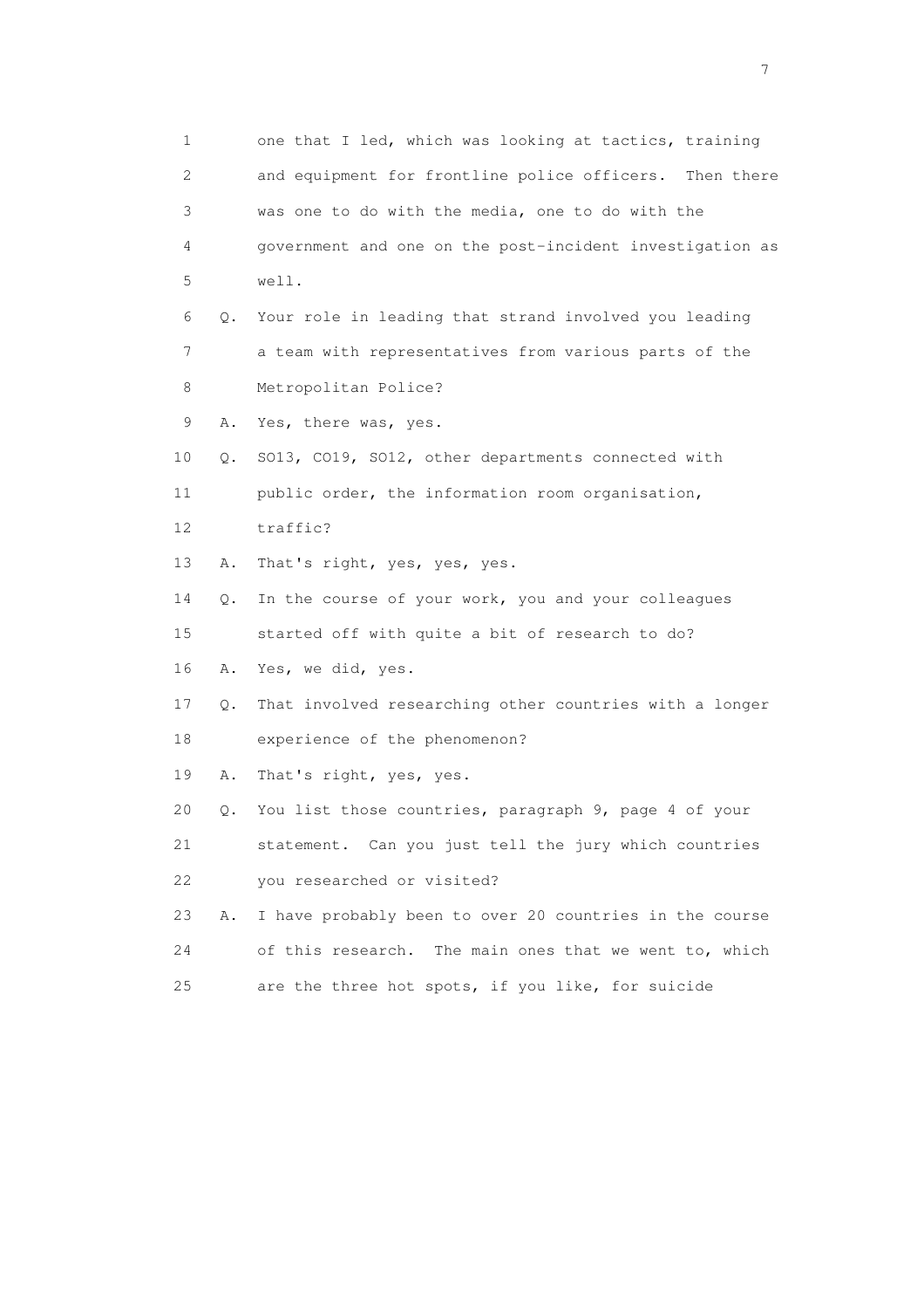1 one that I led, which was looking at tactics, training
2 and equipment for frontline police officers. Then there
3 was one to do with the media, one to do with the
4 government and one on the post-incident investigation as
5 well.
6 Q. Your role in leading that strand involved you leading
7 a team with representatives from various parts of the
8 Metropolitan Police?
9 A. Yes, there was, yes.
10 Q. SO13, CO19, SO12, other departments connected with
11 public order, the information room organisation,
12 traffic?
13 A. That's right, yes, yes, yes.
14 Q. In the course of your work, you and your colleagues
15 started off with quite a bit of research to do?
16 A. Yes, we did, yes.
17 Q. That involved researching other countries with a longer
18 experience of the phenomenon?
19 A. That's right, yes, yes.
20 Q. You list those countries, paragraph 9, page 4 of your
21 statement. Can you just tell the jury which countries
22 you researched or visited?
23 A. I have probably been to over 20 countries in the course
24 of this research. The main ones that we went to, which
25 are the three hot spots, if you like, for suicide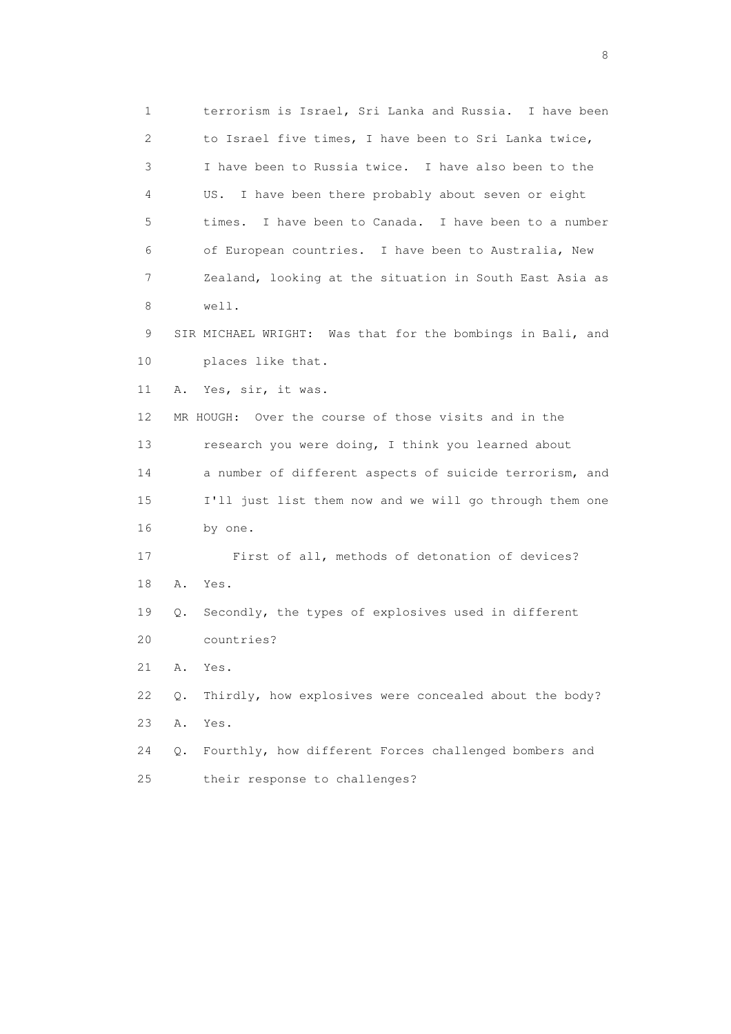1 terrorism is Israel, Sri Lanka and Russia. I have been
2 to Israel five times, I have been to Sri Lanka twice,
3 I have been to Russia twice. I have also been to the
4 US. I have been there probably about seven or eight
5 times. I have been to Canada. I have been to a number
6 of European countries. I have been to Australia, New
7 Zealand, looking at the situation in South East Asia as
8 well.
9 SIR MICHAEL WRIGHT: Was that for the bombings in Bali, and
10 places like that.
11 A. Yes, sir, it was.
12 MR HOUGH: Over the course of those visits and in the
13 research you were doing, I think you learned about
14 a number of different aspects of suicide terrorism, and
15 I'll just list them now and we will go through them one
16 by one.
17 First of all, methods of detonation of devices?
18 A. Yes.
19 Q. Secondly, the types of explosives used in different
20 countries?
21 A. Yes.
22 Q. Thirdly, how explosives were concealed about the body?
23 A. Yes.
24 Q. Fourthly, how different Forces challenged bombers and
25 their response to challenges?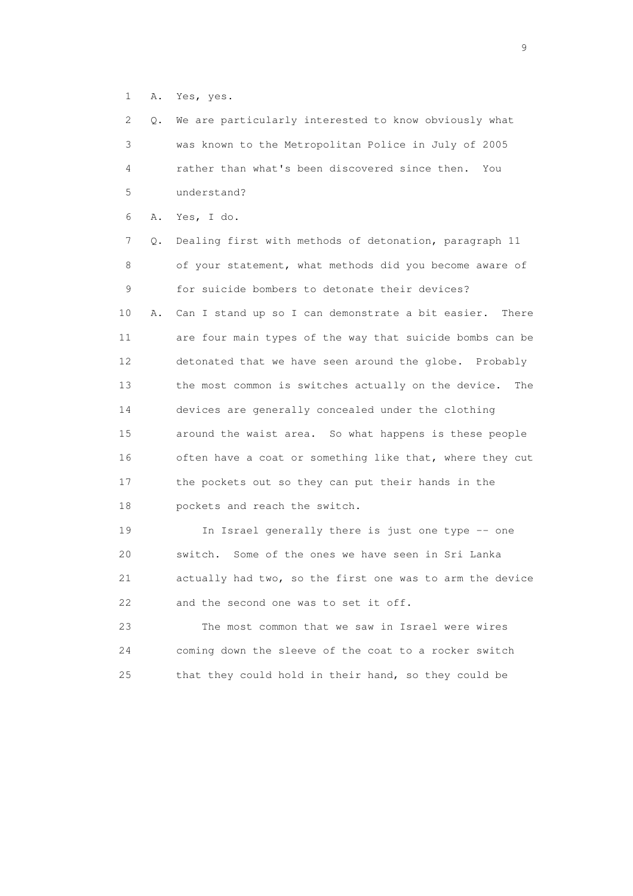1 A. Yes, yes.

2 Q. We are particularly interested to know obviously what
3 was known to the Metropolitan Police in July of 2005
4 rather than what's been discovered since then. You
5 understand?

6 A. Yes, I do.

7 Q. Dealing first with methods of detonation, paragraph 11
8 of your statement, what methods did you become aware of
9 for suicide bombers to detonate their devices?

10 A. Can I stand up so I can demonstrate a bit easier. There
11 are four main types of the way that suicide bombs can be
12 detonated that we have seen around the globe. Probably
13 the most common is switches actually on the device. The
14 devices are generally concealed under the clothing
15 around the waist area. So what happens is these people
16 often have a coat or something like that, where they cut
17 the pockets out so they can put their hands in the
18 pockets and reach the switch.

19 In Israel generally there is just one type -- one
20 switch. Some of the ones we have seen in Sri Lanka
21 actually had two, so the first one was to arm the device
22 and the second one was to set it off.

23 The most common that we saw in Israel were wires
24 coming down the sleeve of the coat to a rocker switch
25 that they could hold in their hand, so they could be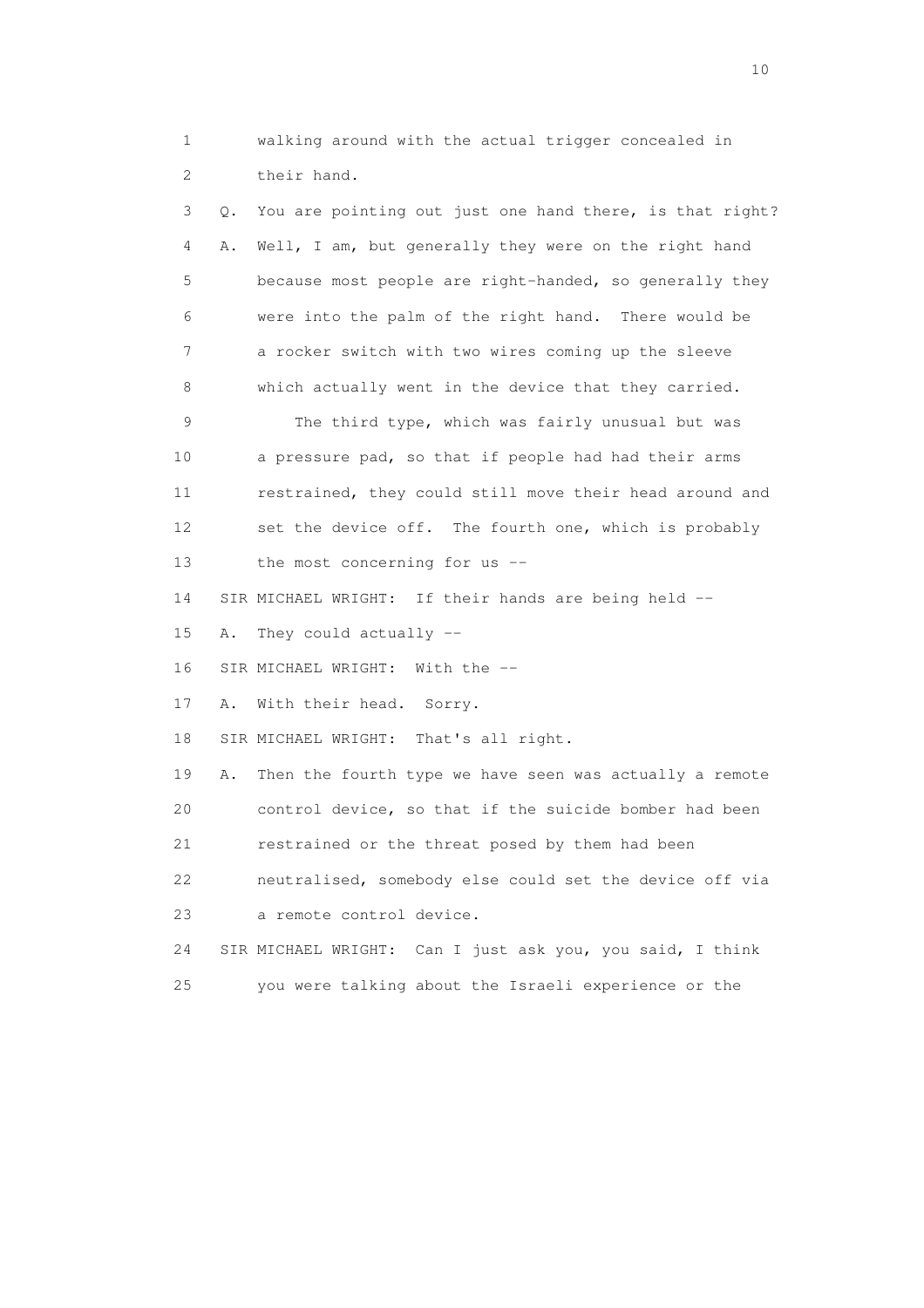1 walking around with the actual trigger concealed in
2 their hand.

3 Q. You are pointing out just one hand there, is that right?

4 A. Well, I am, but generally they were on the right hand
5 because most people are right-handed, so generally they
6 were into the palm of the right hand. There would be
7 a rocker switch with two wires coming up the sleeve
8 which actually went in the device that they carried.

9 The third type, which was fairly unusual but was
10 a pressure pad, so that if people had had their arms
11 restrained, they could still move their head around and
12 set the device off. The fourth one, which is probably
13 the most concerning for us --

14 SIR MICHAEL WRIGHT: If their hands are being held --

15 A. They could actually --

16 SIR MICHAEL WRIGHT: With the --

17 A. With their head. Sorry.

18 SIR MICHAEL WRIGHT: That's all right.

19 A. Then the fourth type we have seen was actually a remote
20 control device, so that if the suicide bomber had been
21 restrained or the threat posed by them had been
22 neutralised, somebody else could set the device off via
23 a remote control device.

24 SIR MICHAEL WRIGHT: Can I just ask you, you said, I think
25 you were talking about the Israeli experience or the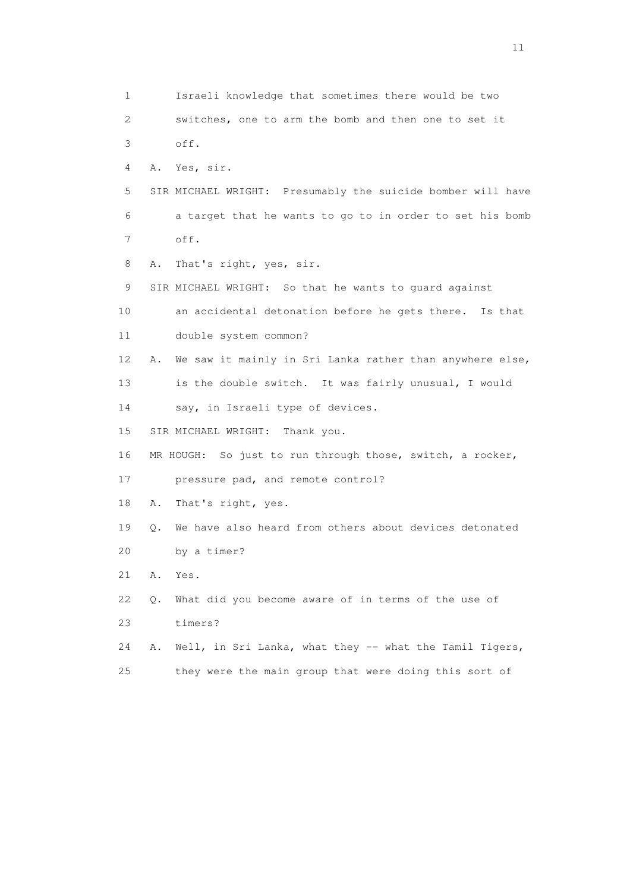1 Israeli knowledge that sometimes there would be two
2 switches, one to arm the bomb and then one to set it
3 off.

4 A. Yes, sir.

5 SIR MICHAEL WRIGHT: Presumably the suicide bomber will have
6 a target that he wants to go to in order to set his bomb
7 off.

8 A. That's right, yes, sir.

9 SIR MICHAEL WRIGHT: So that he wants to guard against
10 an accidental detonation before he gets there. Is that
11 double system common?

12 A. We saw it mainly in Sri Lanka rather than anywhere else,
13 is the double switch. It was fairly unusual, I would
14 say, in Israeli type of devices.

15 SIR MICHAEL WRIGHT: Thank you.

16 MR HOUGH: So just to run through those, switch, a rocker,
17 pressure pad, and remote control?

18 A. That's right, yes.

19 Q. We have also heard from others about devices detonated
20 by a timer?

21 A. Yes.

22 Q. What did you become aware of in terms of the use of
23 timers?

24 A. Well, in Sri Lanka, what they -- what the Tamil Tigers,
25 they were the main group that were doing this sort of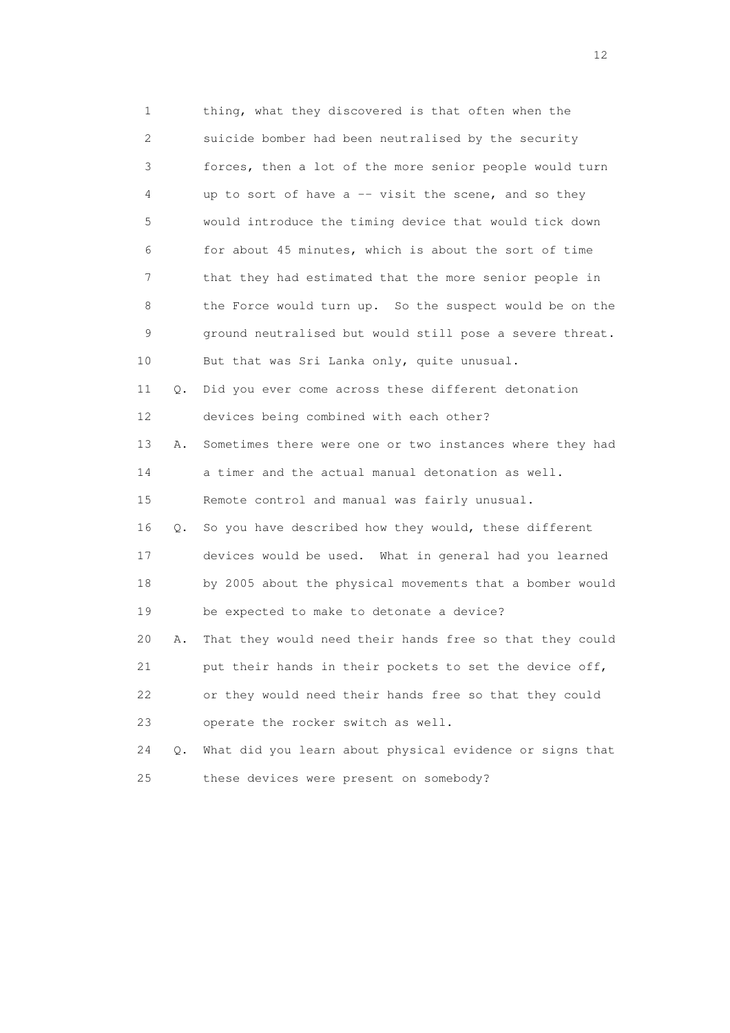1 thing, what they discovered is that often when the
2 suicide bomber had been neutralised by the security
3 forces, then a lot of the more senior people would turn
4 up to sort of have a -- visit the scene, and so they
5 would introduce the timing device that would tick down
6 for about 45 minutes, which is about the sort of time
7 that they had estimated that the more senior people in
8 the Force would turn up. So the suspect would be on the
9 ground neutralised but would still pose a severe threat.
10 But that was Sri Lanka only, quite unusual.
11 Q. Did you ever come across these different detonation
12 devices being combined with each other?
13 A. Sometimes there were one or two instances where they had
14 a timer and the actual manual detonation as well.
15 Remote control and manual was fairly unusual.
16 Q. So you have described how they would, these different
17 devices would be used. What in general had you learned
18 by 2005 about the physical movements that a bomber would
19 be expected to make to detonate a device?
20 A. That they would need their hands free so that they could
21 put their hands in their pockets to set the device off,
22 or they would need their hands free so that they could
23 operate the rocker switch as well.
24 Q. What did you learn about physical evidence or signs that
25 these devices were present on somebody?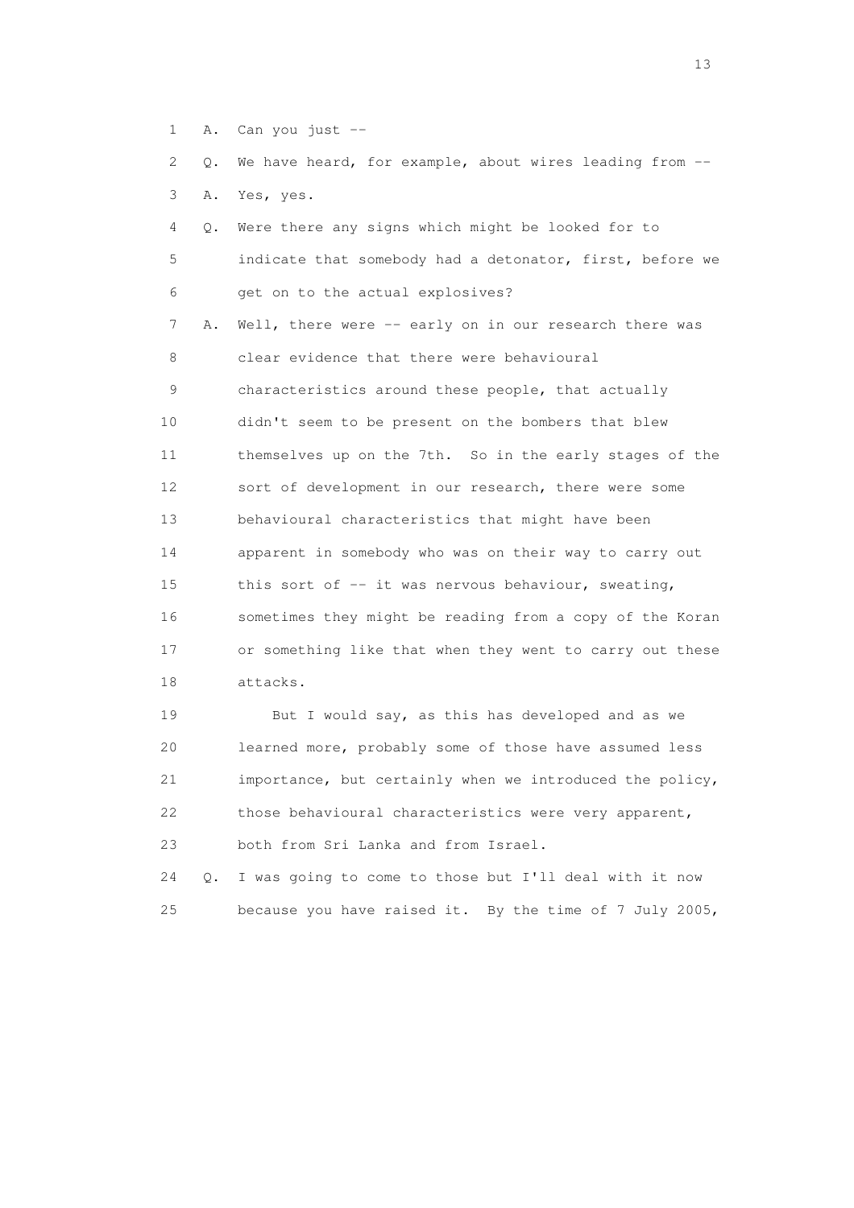1 A. Can you just --

2 Q. We have heard, for example, about wires leading from --

3 A. Yes, yes.

4 Q. Were there any signs which might be looked for to

5 indicate that somebody had a detonator, first, before we

6 get on to the actual explosives?

7 A. Well, there were -- early on in our research there was

8 clear evidence that there were behavioural

9 characteristics around these people, that actually

10 didn't seem to be present on the bombers that blew

11 themselves up on the 7th. So in the early stages of the

12 sort of development in our research, there were some

13 behavioural characteristics that might have been

14 apparent in somebody who was on their way to carry out

15 this sort of -- it was nervous behaviour, sweating,

16 sometimes they might be reading from a copy of the Koran

17 or something like that when they went to carry out these

18 attacks.

19 But I would say, as this has developed and as we

20 learned more, probably some of those have assumed less

21 importance, but certainly when we introduced the policy,

22 those behavioural characteristics were very apparent,

23 both from Sri Lanka and from Israel.

24 Q. I was going to come to those but I'll deal with it now

25 because you have raised it. By the time of 7 July 2005,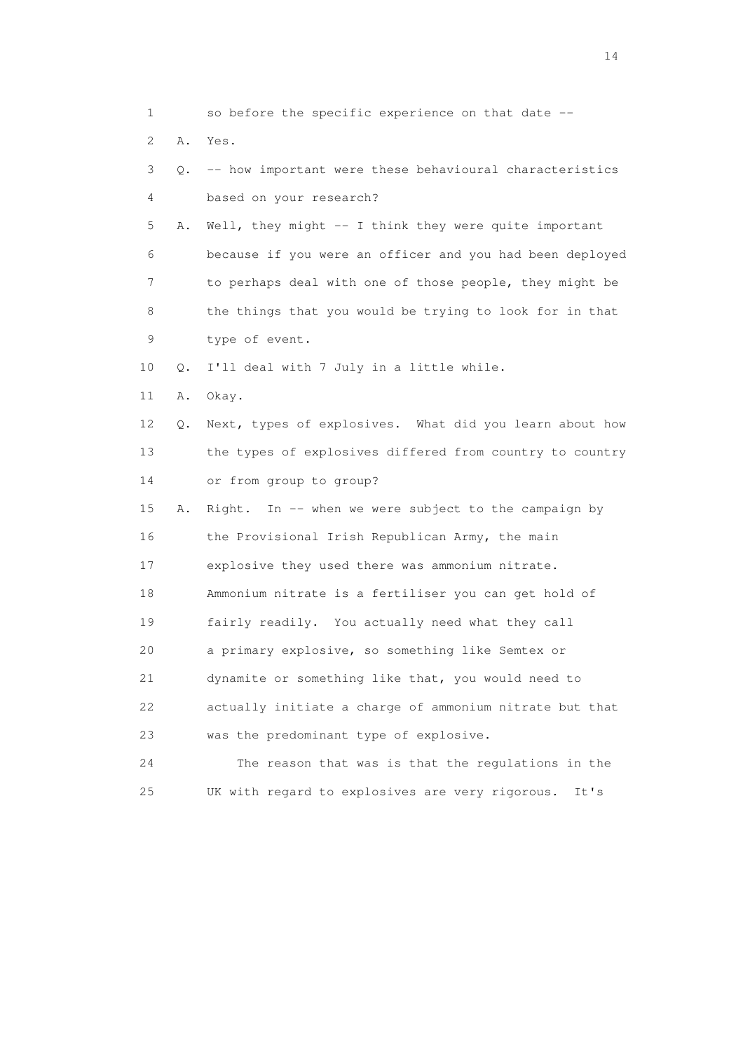1 so before the specific experience on that date --

2 A. Yes.

3 Q. -- how important were these behavioural characteristics

4 based on your research?

5 A. Well, they might -- I think they were quite important

6 because if you were an officer and you had been deployed

7 to perhaps deal with one of those people, they might be

8 the things that you would be trying to look for in that

9 type of event.

10 Q. I'll deal with 7 July in a little while.

11 A. Okay.

12 Q. Next, types of explosives. What did you learn about how

13 the types of explosives differed from country to country

14 or from group to group?

15 A. Right. In -- when we were subject to the campaign by

16 the Provisional Irish Republican Army, the main

17 explosive they used there was ammonium nitrate.

18 Ammonium nitrate is a fertiliser you can get hold of

19 fairly readily. You actually need what they call

20 a primary explosive, so something like Semtex or

21 dynamite or something like that, you would need to

22 actually initiate a charge of ammonium nitrate but that

23 was the predominant type of explosive.

24 The reason that was is that the regulations in the

25 UK with regard to explosives are very rigorous. It's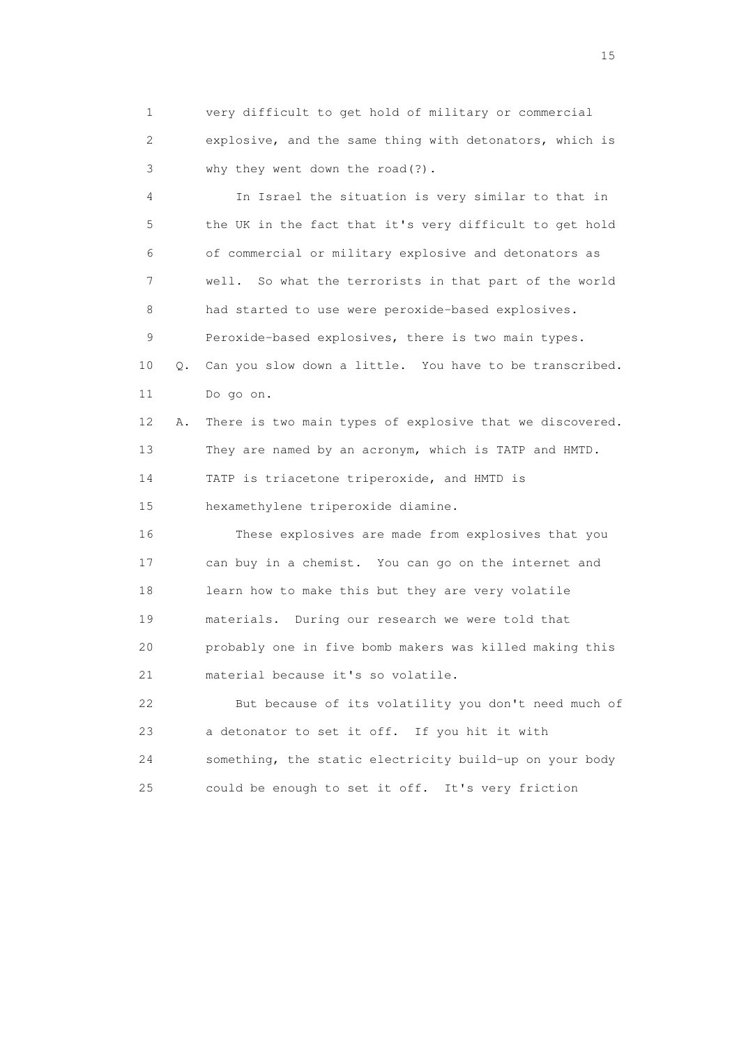1 very difficult to get hold of military or commercial
2 explosive, and the same thing with detonators, which is
3 why they went down the road(?).

4 In Israel the situation is very similar to that in
5 the UK in the fact that it's very difficult to get hold
6 of commercial or military explosive and detonators as
7 well. So what the terrorists in that part of the world
8 had started to use were peroxide-based explosives.
9 Peroxide-based explosives, there is two main types.

10 Q. Can you slow down a little. You have to be transcribed.
11 Do go on.

12 A. There is two main types of explosive that we discovered.
13 They are named by an acronym, which is TATP and HMTD.
14 TATP is triacetone triperoxide, and HMTD is
15 hexamethylene triperoxide diamine.

16 These explosives are made from explosives that you
17 can buy in a chemist. You can go on the internet and
18 learn how to make this but they are very volatile
19 materials. During our research we were told that
20 probably one in five bomb makers was killed making this
21 material because it's so volatile.

22 But because of its volatility you don't need much of
23 a detonator to set it off. If you hit it with
24 something, the static electricity build-up on your body
25 could be enough to set it off. It's very friction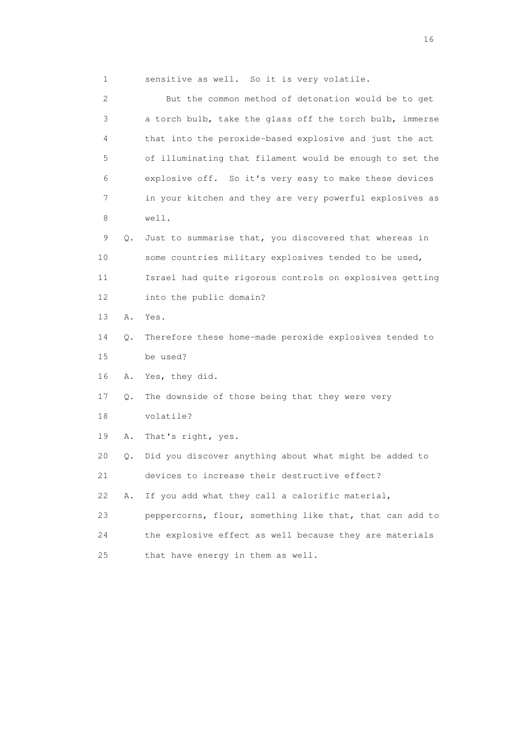1 sensitive as well. So it is very volatile.

2 But the common method of detonation would be to get

3 a torch bulb, take the glass off the torch bulb, immerse

4 that into the peroxide-based explosive and just the act

5 of illuminating that filament would be enough to set the

6 explosive off. So it's very easy to make these devices

7 in your kitchen and they are very powerful explosives as

8 well.

9 Q. Just to summarise that, you discovered that whereas in

10 some countries military explosives tended to be used,

11 Israel had quite rigorous controls on explosives getting

12 into the public domain?

13 A. Yes.

14 Q. Therefore these home-made peroxide explosives tended to

15 be used?

16 A. Yes, they did.

17 Q. The downside of those being that they were very

18 volatile?

19 A. That's right, yes.

20 Q. Did you discover anything about what might be added to

21 devices to increase their destructive effect?

22 A. If you add what they call a calorific material,

23 peppercorns, flour, something like that, that can add to

24 the explosive effect as well because they are materials

25 that have energy in them as well.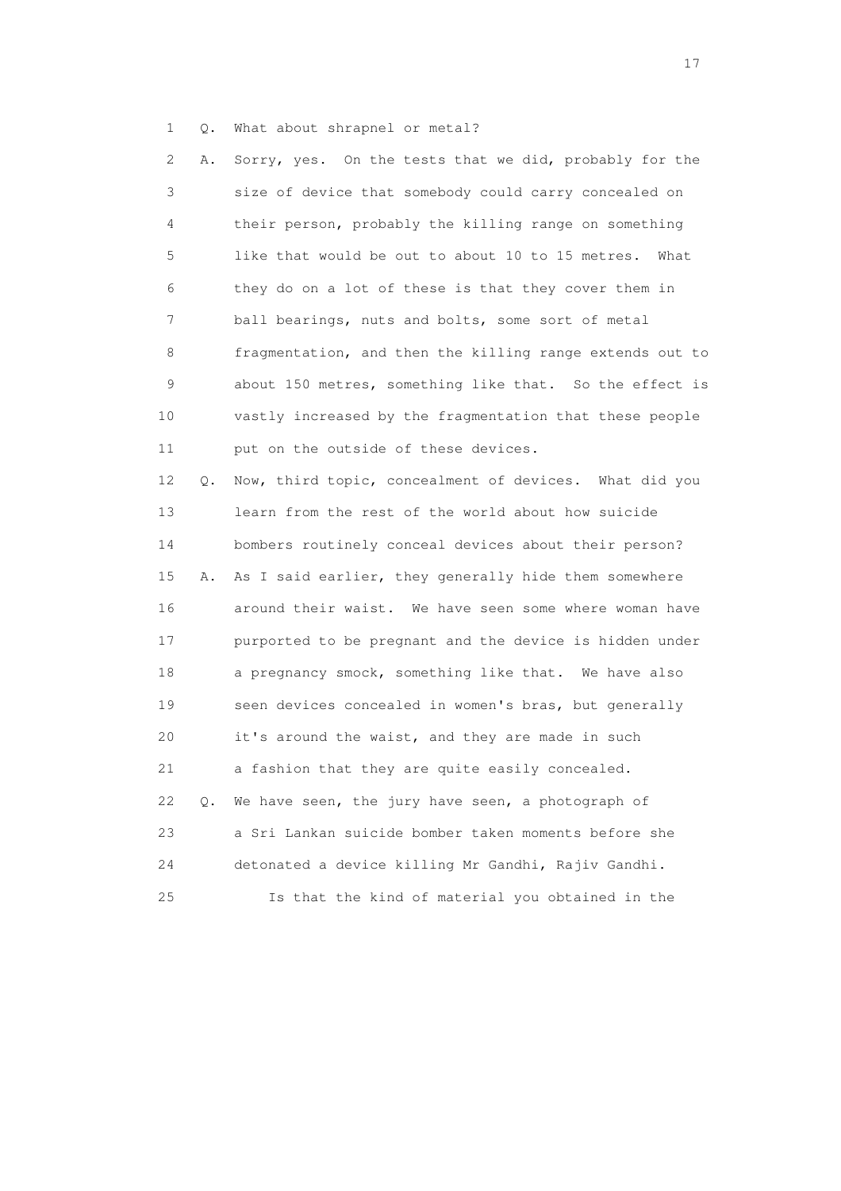1 Q. What about shrapnel or metal?

2 A. Sorry, yes. On the tests that we did, probably for the
3 size of device that somebody could carry concealed on
4 their person, probably the killing range on something
5 like that would be out to about 10 to 15 metres. What
6 they do on a lot of these is that they cover them in
7 ball bearings, nuts and bolts, some sort of metal
8 fragmentation, and then the killing range extends out to
9 about 150 metres, something like that. So the effect is
10 vastly increased by the fragmentation that these people
11 put on the outside of these devices.

12 Q. Now, third topic, concealment of devices. What did you
13 learn from the rest of the world about how suicide
14 bombers routinely conceal devices about their person?

15 A. As I said earlier, they generally hide them somewhere
16 around their waist. We have seen some where woman have
17 purported to be pregnant and the device is hidden under
18 a pregnancy smock, something like that. We have also
19 seen devices concealed in women's bras, but generally
20 it's around the waist, and they are made in such
21 a fashion that they are quite easily concealed.

22 Q. We have seen, the jury have seen, a photograph of
23 a Sri Lankan suicide bomber taken moments before she
24 detonated a device killing Mr Gandhi, Rajiv Gandhi.
25 Is that the kind of material you obtained in the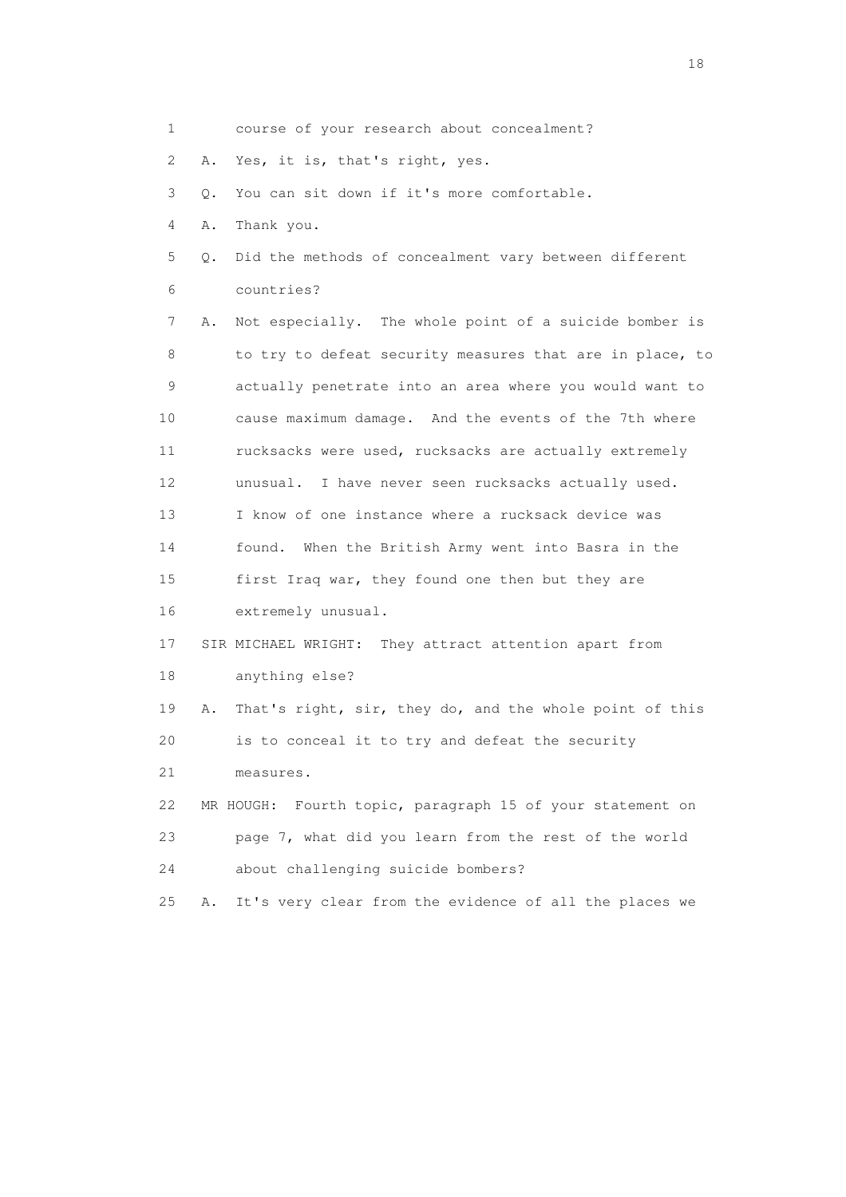1 course of your research about concealment?

2 A. Yes, it is, that's right, yes.

3 Q. You can sit down if it's more comfortable.

4 A. Thank you.

5 Q. Did the methods of concealment vary between different

6 countries?

7 A. Not especially. The whole point of a suicide bomber is

8 to try to defeat security measures that are in place, to

9 actually penetrate into an area where you would want to

10 cause maximum damage. And the events of the 7th where

11 rucksacks were used, rucksacks are actually extremely

12 unusual. I have never seen rucksacks actually used.

13 I know of one instance where a rucksack device was

14 found. When the British Army went into Basra in the

15 first Iraq war, they found one then but they are

16 extremely unusual.

17 SIR MICHAEL WRIGHT: They attract attention apart from

18 anything else?

19 A. That's right, sir, they do, and the whole point of this

20 is to conceal it to try and defeat the security

21 measures.

22 MR HOUGH: Fourth topic, paragraph 15 of your statement on

23 page 7, what did you learn from the rest of the world

24 about challenging suicide bombers?

25 A. It's very clear from the evidence of all the places we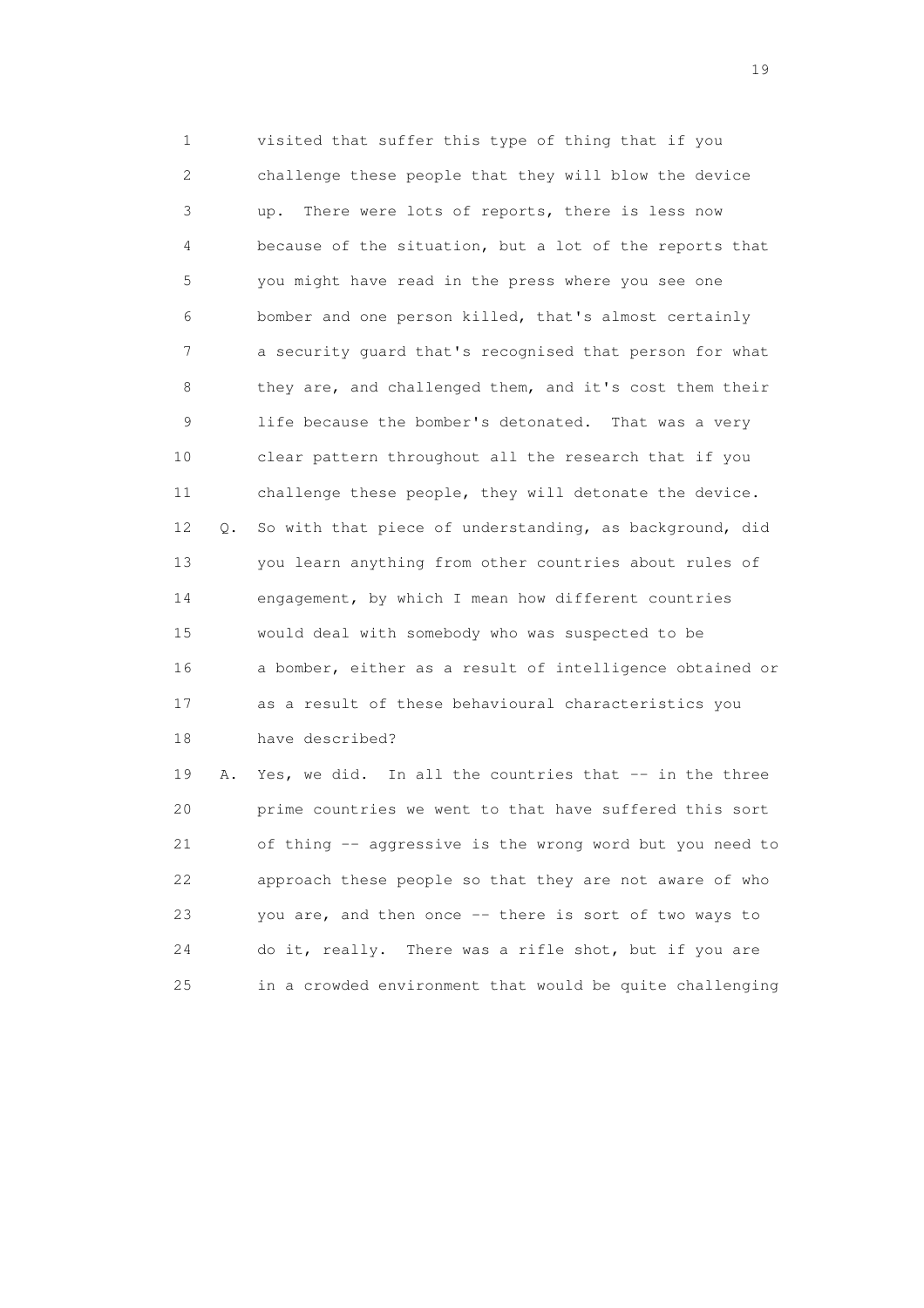1 visited that suffer this type of thing that if you
2 challenge these people that they will blow the device
3 up. There were lots of reports, there is less now
4 because of the situation, but a lot of the reports that
5 you might have read in the press where you see one
6 bomber and one person killed, that's almost certainly
7 a security guard that's recognised that person for what
8 they are, and challenged them, and it's cost them their
9 life because the bomber's detonated. That was a very
10 clear pattern throughout all the research that if you
11 challenge these people, they will detonate the device.
12 Q. So with that piece of understanding, as background, did
13 you learn anything from other countries about rules of
14 engagement, by which I mean how different countries
15 would deal with somebody who was suspected to be
16 a bomber, either as a result of intelligence obtained or
17 as a result of these behavioural characteristics you
18 have described?
19 A. Yes, we did. In all the countries that -- in the three
20 prime countries we went to that have suffered this sort
21 of thing -- aggressive is the wrong word but you need to
22 approach these people so that they are not aware of who
23 you are, and then once -- there is sort of two ways to
24 do it, really. There was a rifle shot, but if you are
25 in a crowded environment that would be quite challenging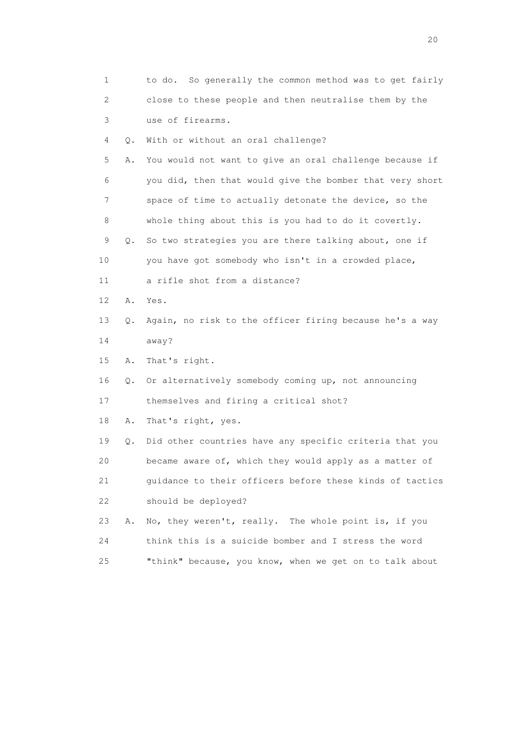1 to do. So generally the common method was to get fairly
2 close to these people and then neutralise them by the
3 use of firearms.

4 Q. With or without an oral challenge?

5 A. You would not want to give an oral challenge because if
6 you did, then that would give the bomber that very short
7 space of time to actually detonate the device, so the
8 whole thing about this is you had to do it covertly.

9 Q. So two strategies you are there talking about, one if
10 you have got somebody who isn't in a crowded place,
11 a rifle shot from a distance?

12 A. Yes.

13 Q. Again, no risk to the officer firing because he's a way
14 away?

15 A. That's right.

16 Q. Or alternatively somebody coming up, not announcing
17 themselves and firing a critical shot?

18 A. That's right, yes.

19 Q. Did other countries have any specific criteria that you
20 became aware of, which they would apply as a matter of
21 guidance to their officers before these kinds of tactics
22 should be deployed?

23 A. No, they weren't, really. The whole point is, if you
24 think this is a suicide bomber and I stress the word
25 "think" because, you know, when we get on to talk about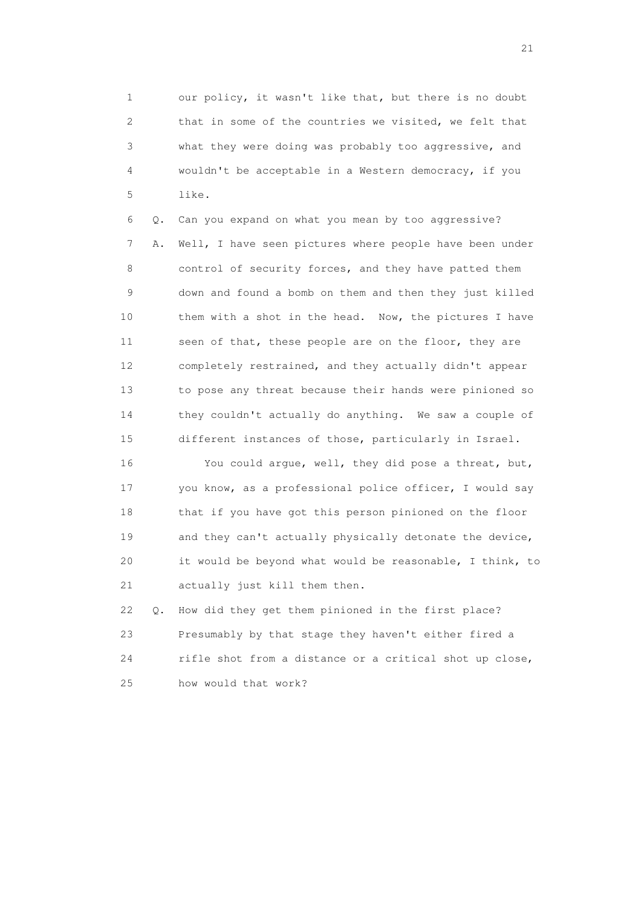1 our policy, it wasn't like that, but there is no doubt
2 that in some of the countries we visited, we felt that
3 what they were doing was probably too aggressive, and
4 wouldn't be acceptable in a Western democracy, if you
5 like.

6 Q. Can you expand on what you mean by too aggressive?

7 A. Well, I have seen pictures where people have been under
8 control of security forces, and they have patted them
9 down and found a bomb on them and then they just killed
10 them with a shot in the head. Now, the pictures I have
11 seen of that, these people are on the floor, they are
12 completely restrained, and they actually didn't appear
13 to pose any threat because their hands were pinioned so
14 they couldn't actually do anything. We saw a couple of
15 different instances of those, particularly in Israel.

16 You could argue, well, they did pose a threat, but,
17 you know, as a professional police officer, I would say
18 that if you have got this person pinioned on the floor
19 and they can't actually physically detonate the device,
20 it would be beyond what would be reasonable, I think, to
21 actually just kill them then.

22 Q. How did they get them pinioned in the first place?
23 Presumably by that stage they haven't either fired a
24 rifle shot from a distance or a critical shot up close,
25 how would that work?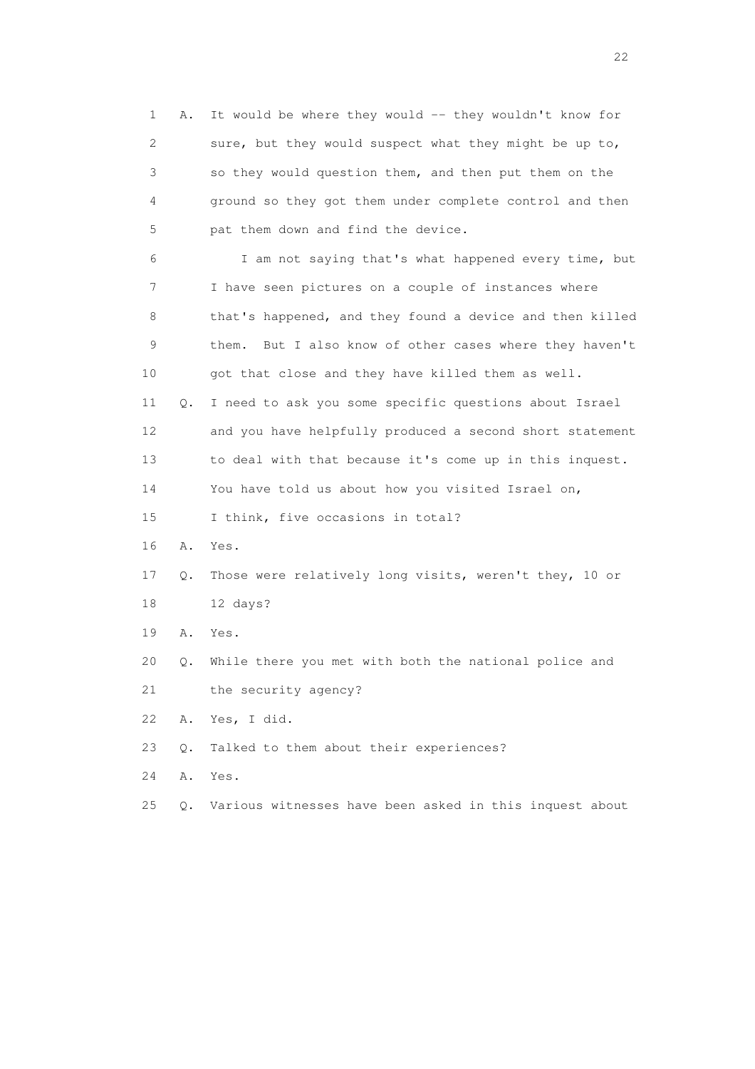1 A. It would be where they would -- they wouldn't know for
2 sure, but they would suspect what they might be up to,
3 so they would question them, and then put them on the
4 ground so they got them under complete control and then
5 pat them down and find the device.

6 I am not saying that's what happened every time, but
7 I have seen pictures on a couple of instances where
8 that's happened, and they found a device and then killed
9 them. But I also know of other cases where they haven't
10 got that close and they have killed them as well.

11 Q. I need to ask you some specific questions about Israel
12 and you have helpfully produced a second short statement
13 to deal with that because it's come up in this inquest.
14 You have told us about how you visited Israel on,
15 I think, five occasions in total?

16 A. Yes.

17 Q. Those were relatively long visits, weren't they, 10 or
18 12 days?

19 A. Yes.

20 Q. While there you met with both the national police and
21 the security agency?

22 A. Yes, I did.

23 Q. Talked to them about their experiences?

24 A. Yes.

25 Q. Various witnesses have been asked in this inquest about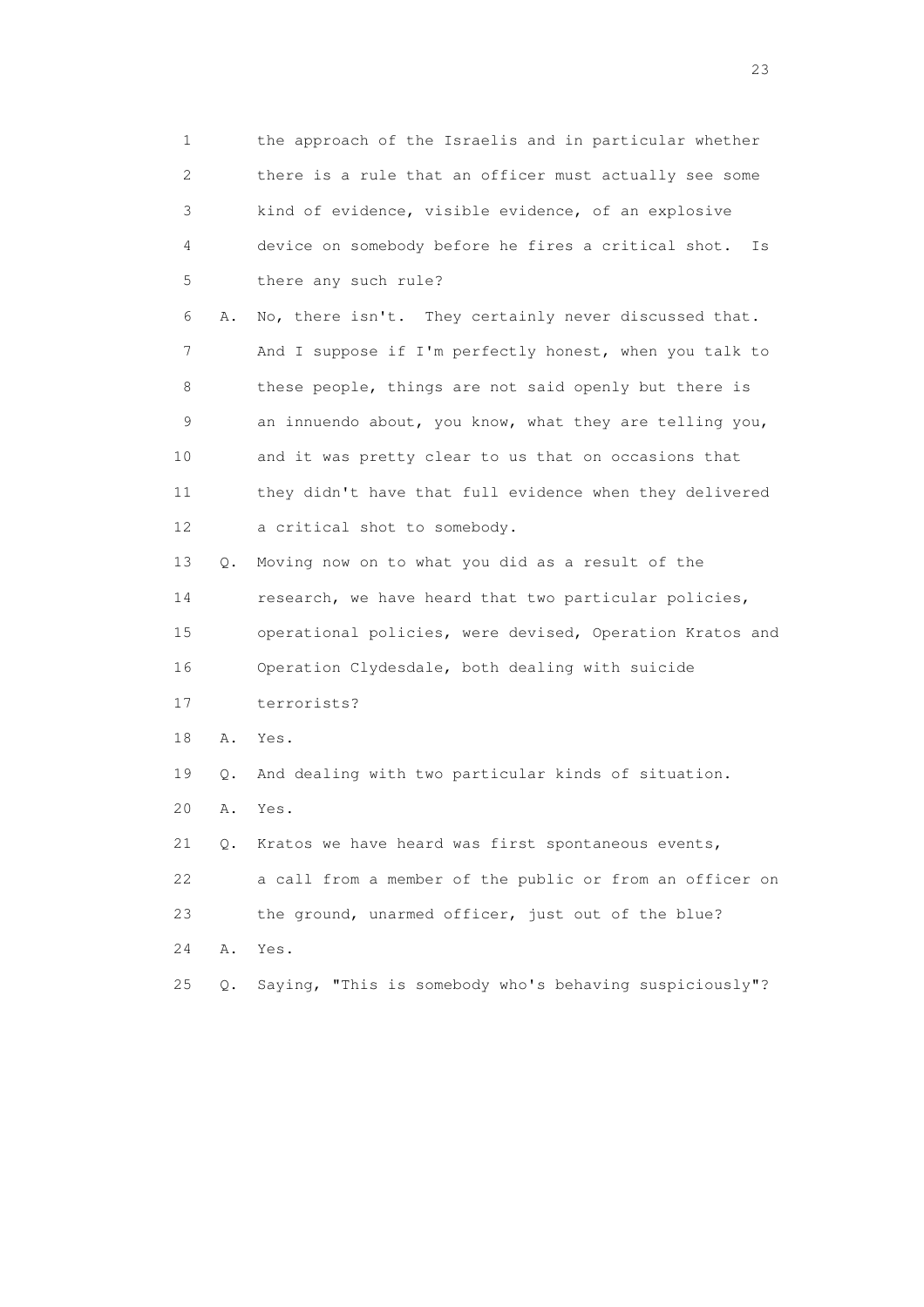1 the approach of the Israelis and in particular whether
2 there is a rule that an officer must actually see some
3 kind of evidence, visible evidence, of an explosive
4 device on somebody before he fires a critical shot. Is
5 there any such rule?
6 A. No, there isn't. They certainly never discussed that.
7 And I suppose if I'm perfectly honest, when you talk to
8 these people, things are not said openly but there is
9 an innuendo about, you know, what they are telling you,
10 and it was pretty clear to us that on occasions that
11 they didn't have that full evidence when they delivered
12 a critical shot to somebody.
13 Q. Moving now on to what you did as a result of the
14 research, we have heard that two particular policies,
15 operational policies, were devised, Operation Kratos and
16 Operation Clydesdale, both dealing with suicide
17 terrorists?
18 A. Yes.
19 Q. And dealing with two particular kinds of situation.
20 A. Yes.
21 Q. Kratos we have heard was first spontaneous events,
22 a call from a member of the public or from an officer on
23 the ground, unarmed officer, just out of the blue?
24 A. Yes.
25 Q. Saying, "This is somebody who's behaving suspiciously"?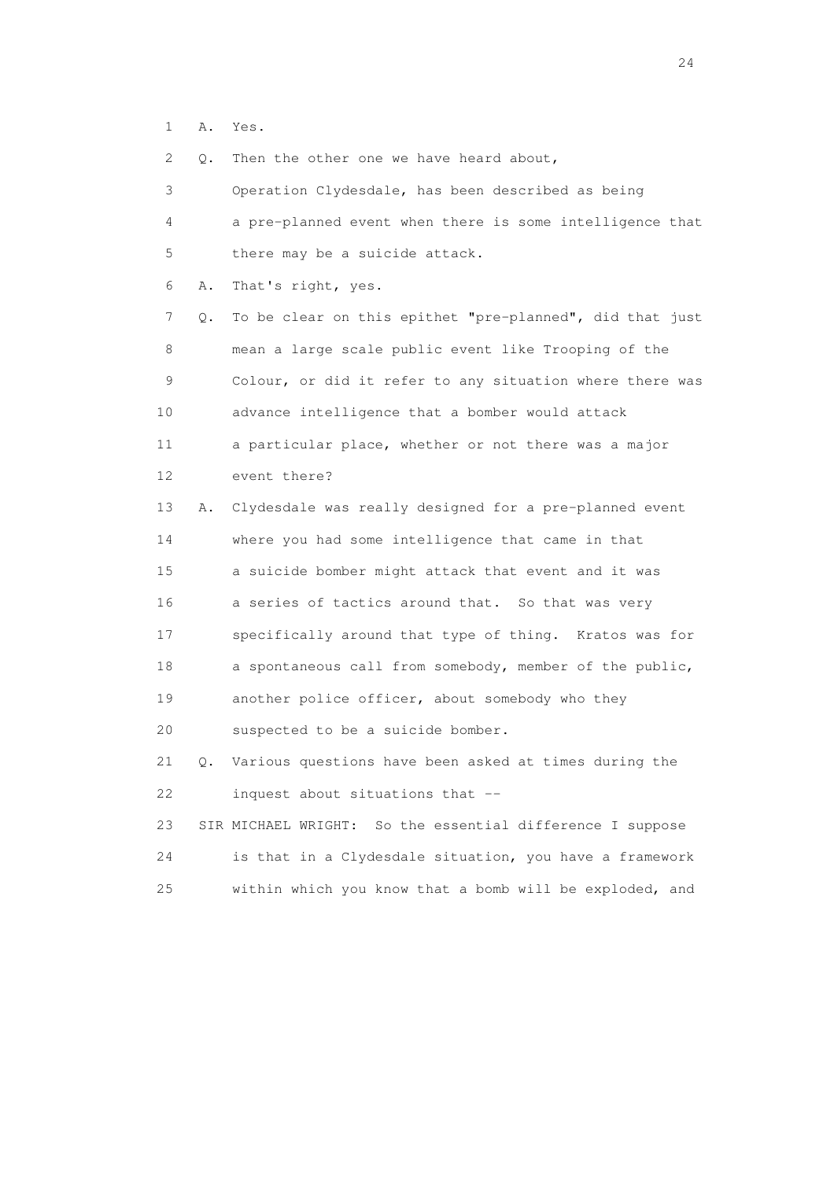1 A. Yes.

2 Q. Then the other one we have heard about,

3 Operation Clydesdale, has been described as being

4 a pre-planned event when there is some intelligence that

5 there may be a suicide attack.

6 A. That's right, yes.

7 Q. To be clear on this epithet "pre-planned", did that just

8 mean a large scale public event like Trooping of the

9 Colour, or did it refer to any situation where there was

10 advance intelligence that a bomber would attack

11 a particular place, whether or not there was a major

12 event there?

13 A. Clydesdale was really designed for a pre-planned event

14 where you had some intelligence that came in that

15 a suicide bomber might attack that event and it was

16 a series of tactics around that. So that was very

17 specifically around that type of thing. Kratos was for

18 a spontaneous call from somebody, member of the public,

19 another police officer, about somebody who they

20 suspected to be a suicide bomber.

21 Q. Various questions have been asked at times during the

22 inquest about situations that --

23 SIR MICHAEL WRIGHT: So the essential difference I suppose

24 is that in a Clydesdale situation, you have a framework

25 within which you know that a bomb will be exploded, and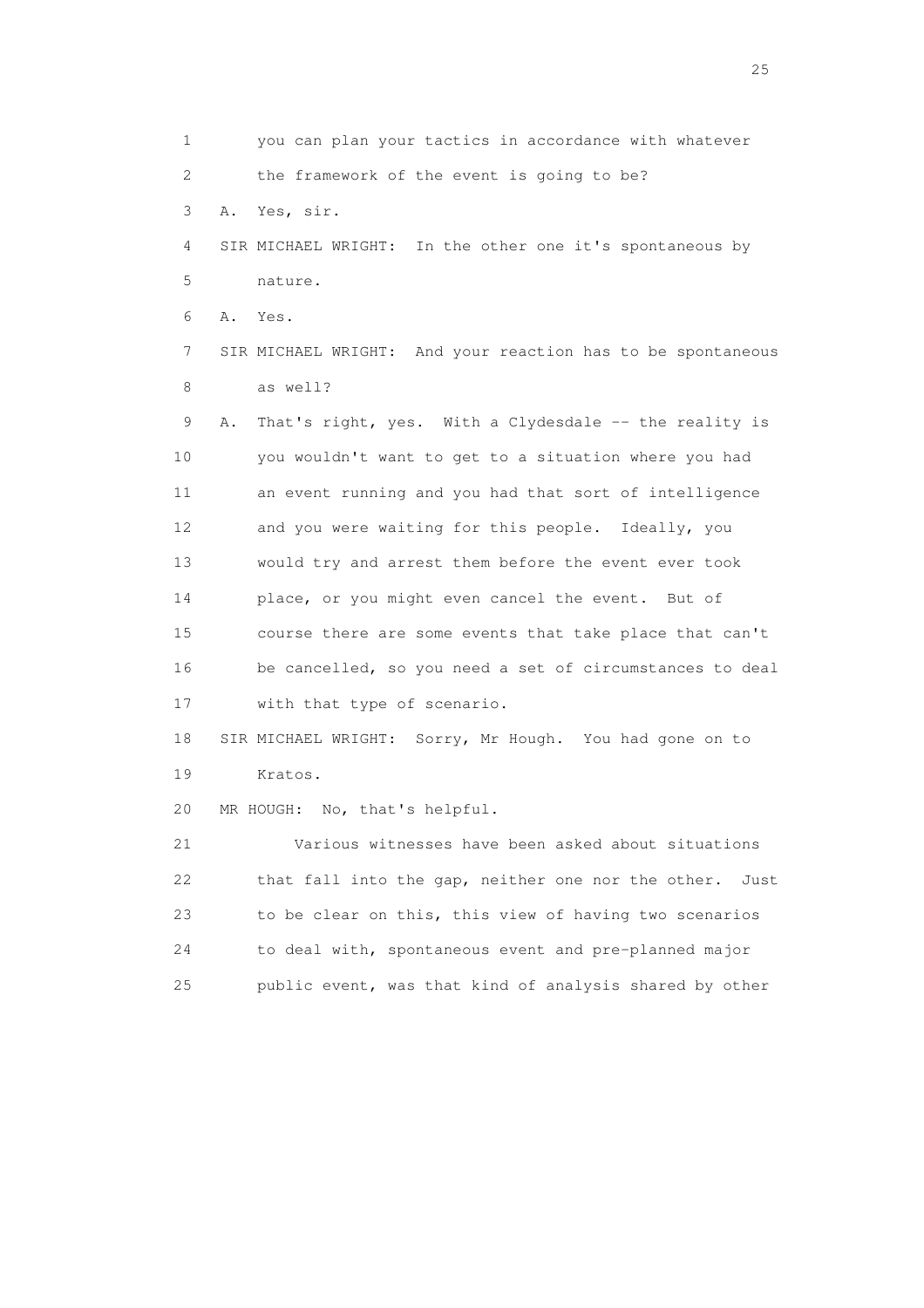1 you can plan your tactics in accordance with whatever
2 the framework of the event is going to be?
3 A. Yes, sir.
4 SIR MICHAEL WRIGHT: In the other one it's spontaneous by
5 nature.
6 A. Yes.
7 SIR MICHAEL WRIGHT: And your reaction has to be spontaneous
8 as well?
9 A. That's right, yes. With a Clydesdale -- the reality is
10 you wouldn't want to get to a situation where you had
11 an event running and you had that sort of intelligence
12 and you were waiting for this people. Ideally, you
13 would try and arrest them before the event ever took
14 place, or you might even cancel the event. But of
15 course there are some events that take place that can't
16 be cancelled, so you need a set of circumstances to deal
17 with that type of scenario.
18 SIR MICHAEL WRIGHT: Sorry, Mr Hough. You had gone on to
19 Kratos.
20 MR HOUGH: No, that's helpful.
21 Various witnesses have been asked about situations
22 that fall into the gap, neither one nor the other. Just
23 to be clear on this, this view of having two scenarios
24 to deal with, spontaneous event and pre-planned major
25 public event, was that kind of analysis shared by other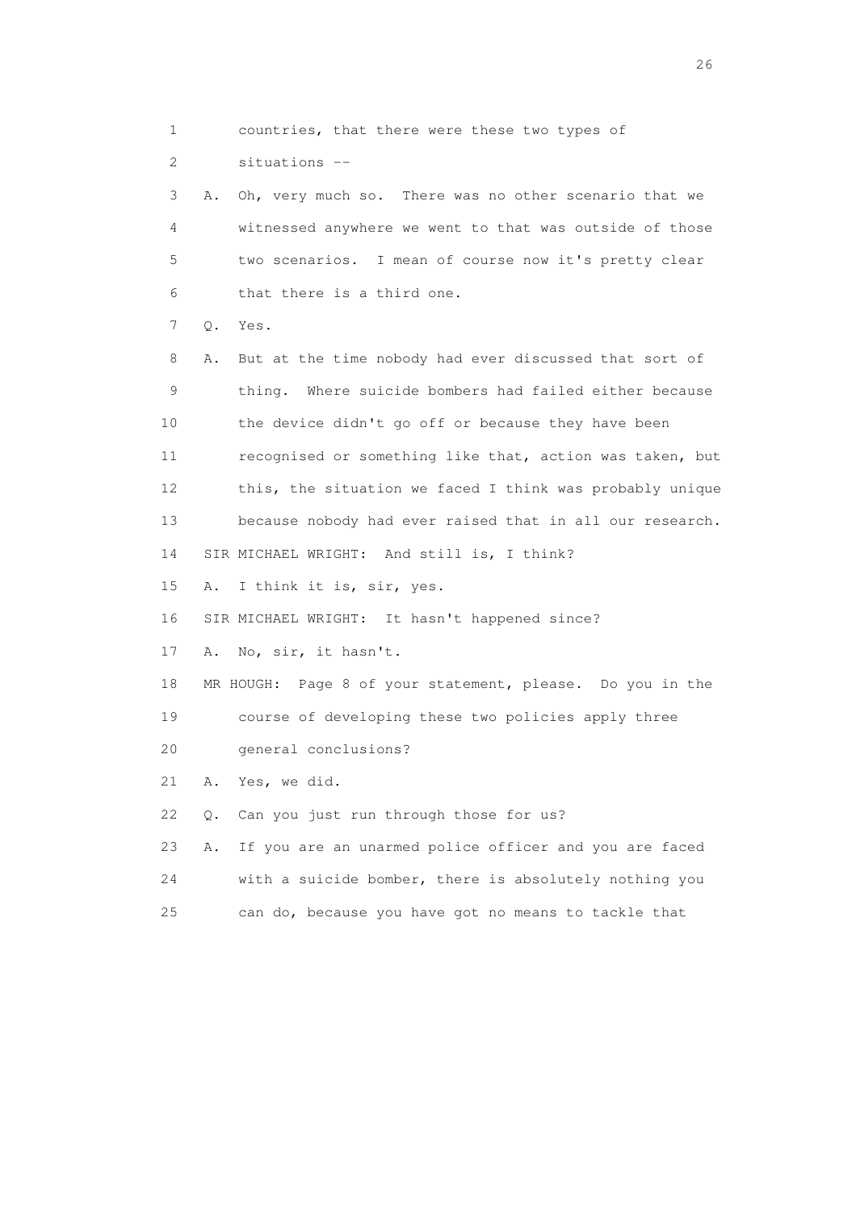1 countries, that there were these two types of

2 situations --

3 A. Oh, very much so. There was no other scenario that we

4 witnessed anywhere we went to that was outside of those

5 two scenarios. I mean of course now it's pretty clear

6 that there is a third one.

7 Q. Yes.

8 A. But at the time nobody had ever discussed that sort of

9 thing. Where suicide bombers had failed either because

10 the device didn't go off or because they have been

11 recognised or something like that, action was taken, but

12 this, the situation we faced I think was probably unique

13 because nobody had ever raised that in all our research.

14 SIR MICHAEL WRIGHT: And still is, I think?

15 A. I think it is, sir, yes.

16 SIR MICHAEL WRIGHT: It hasn't happened since?

17 A. No, sir, it hasn't.

18 MR HOUGH: Page 8 of your statement, please. Do you in the

19 course of developing these two policies apply three

20 general conclusions?

21 A. Yes, we did.

22 Q. Can you just run through those for us?

23 A. If you are an unarmed police officer and you are faced

24 with a suicide bomber, there is absolutely nothing you

25 can do, because you have got no means to tackle that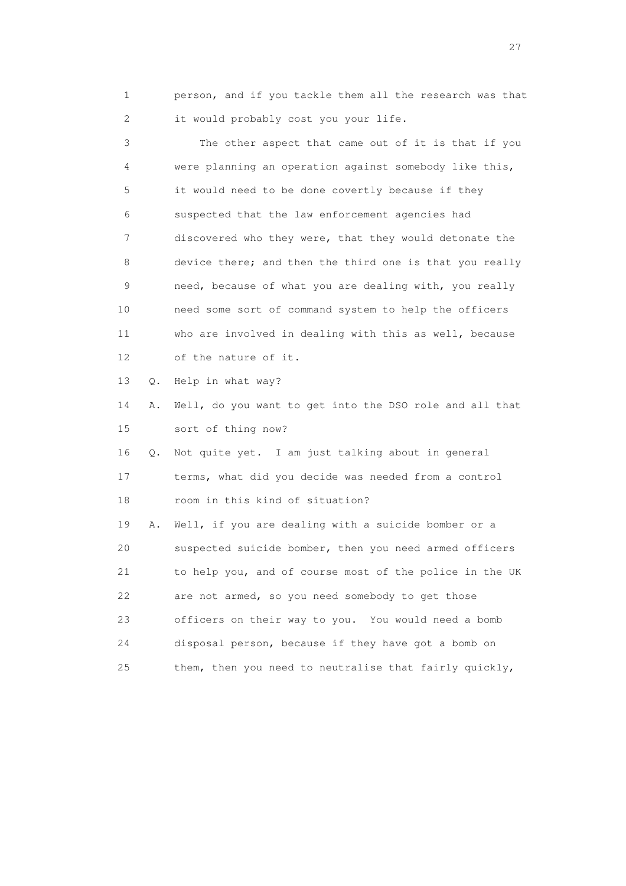1 person, and if you tackle them all the research was that
2 it would probably cost you your life.

3 The other aspect that came out of it is that if you
4 were planning an operation against somebody like this,
5 it would need to be done covertly because if they
6 suspected that the law enforcement agencies had
7 discovered who they were, that they would detonate the
8 device there; and then the third one is that you really
9 need, because of what you are dealing with, you really
10 need some sort of command system to help the officers
11 who are involved in dealing with this as well, because
12 of the nature of it.

13 Q. Help in what way?

14 A. Well, do you want to get into the DSO role and all that
15 sort of thing now?

16 Q. Not quite yet. I am just talking about in general
17 terms, what did you decide was needed from a control
18 room in this kind of situation?

19 A. Well, if you are dealing with a suicide bomber or a
20 suspected suicide bomber, then you need armed officers
21 to help you, and of course most of the police in the UK
22 are not armed, so you need somebody to get those
23 officers on their way to you. You would need a bomb
24 disposal person, because if they have got a bomb on
25 them, then you need to neutralise that fairly quickly,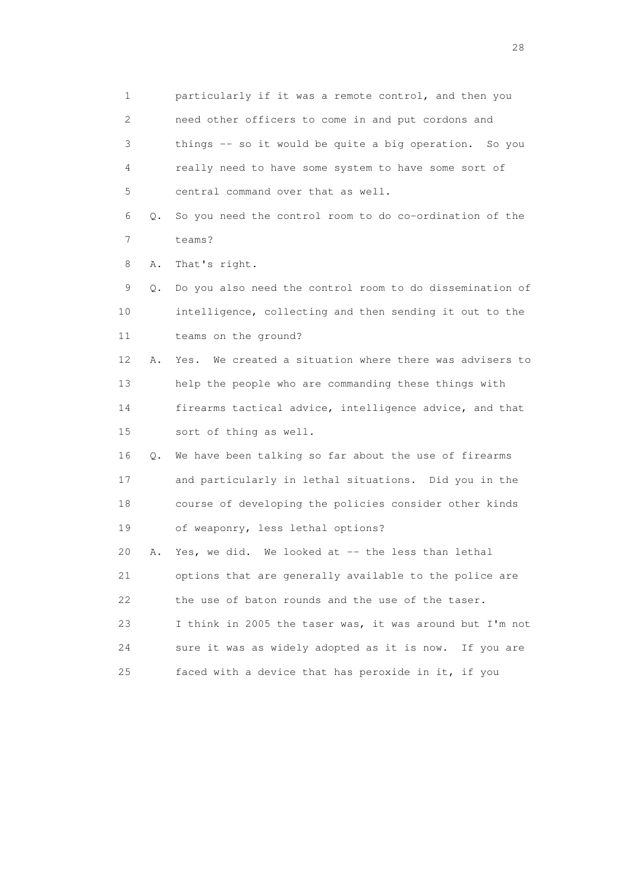1 particularly if it was a remote control, and then you
2 need other officers to come in and put cordons and
3 things -- so it would be quite a big operation. So you
4 really need to have some system to have some sort of
5 central command over that as well.

6 Q. So you need the control room to do co-ordination of the
7 teams?

8 A. That's right.

9 Q. Do you also need the control room to do dissemination of
10 intelligence, collecting and then sending it out to the
11 teams on the ground?

12 A. Yes. We created a situation where there was advisers to
13 help the people who are commanding these things with
14 firearms tactical advice, intelligence advice, and that
15 sort of thing as well.

16 Q. We have been talking so far about the use of firearms
17 and particularly in lethal situations. Did you in the
18 course of developing the policies consider other kinds
19 of weaponry, less lethal options?

20 A. Yes, we did. We looked at -- the less than lethal
21 options that are generally available to the police are
22 the use of baton rounds and the use of the taser.
23 I think in 2005 the taser was, it was around but I'm not
24 sure it was as widely adopted as it is now. If you are
25 faced with a device that has peroxide in it, if you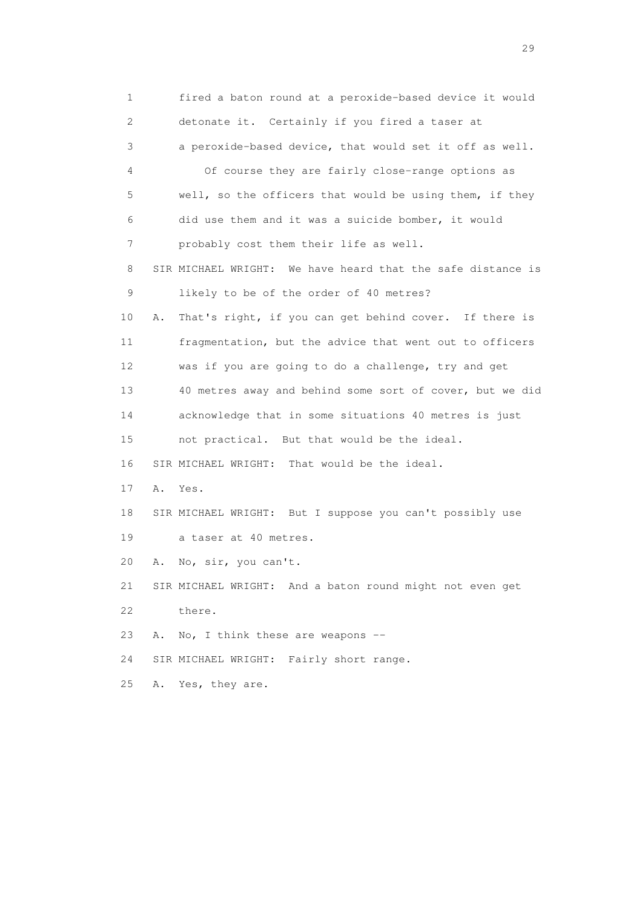1 fired a baton round at a peroxide-based device it would
2 detonate it. Certainly if you fired a taser at
3 a peroxide-based device, that would set it off as well.
4 Of course they are fairly close-range options as
5 well, so the officers that would be using them, if they
6 did use them and it was a suicide bomber, it would
7 probably cost them their life as well.
8 SIR MICHAEL WRIGHT: We have heard that the safe distance is
9 likely to be of the order of 40 metres?
10 A. That's right, if you can get behind cover. If there is
11 fragmentation, but the advice that went out to officers
12 was if you are going to do a challenge, try and get
13 40 metres away and behind some sort of cover, but we did
14 acknowledge that in some situations 40 metres is just
15 not practical. But that would be the ideal.
16 SIR MICHAEL WRIGHT: That would be the ideal.
17 A. Yes.
18 SIR MICHAEL WRIGHT: But I suppose you can't possibly use
19 a taser at 40 metres.
20 A. No, sir, you can't.
21 SIR MICHAEL WRIGHT: And a baton round might not even get
22 there.
23 A. No, I think these are weapons --
24 SIR MICHAEL WRIGHT: Fairly short range.
25 A. Yes, they are.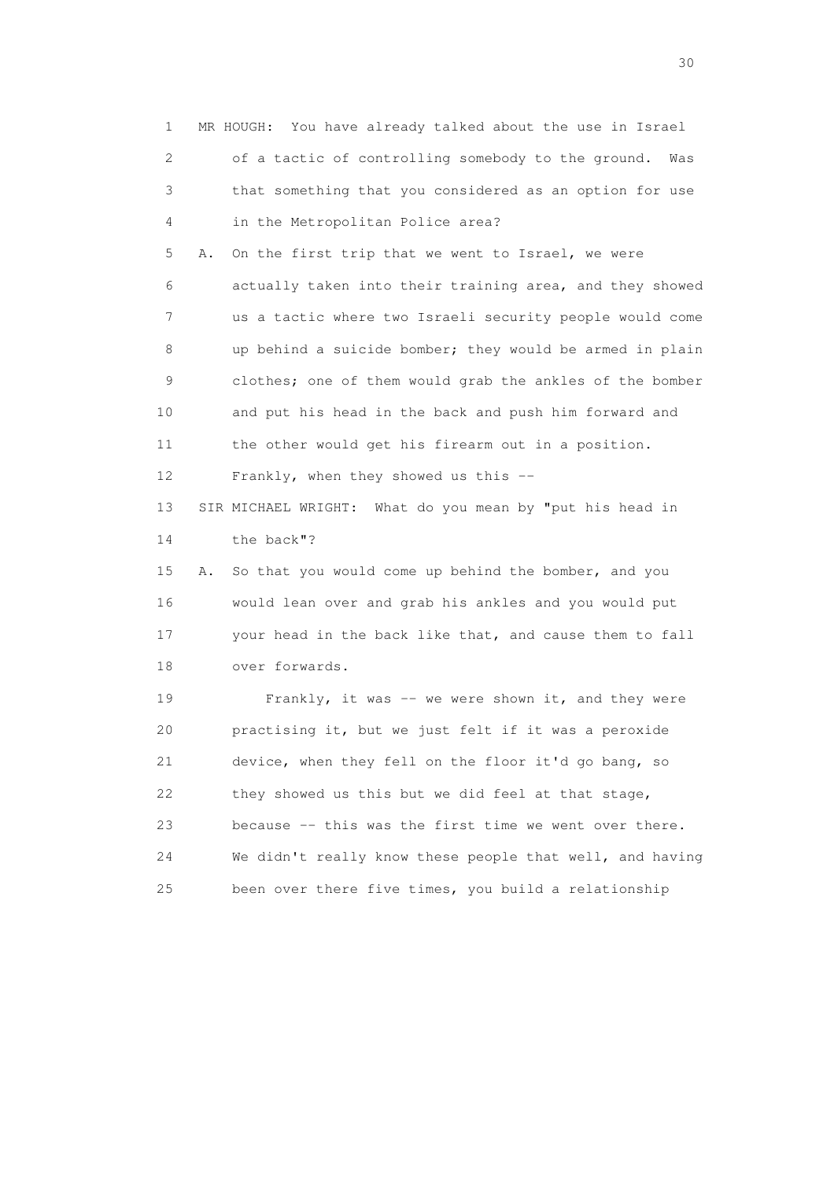1 MR HOUGH: You have already talked about the use in Israel
2 of a tactic of controlling somebody to the ground. Was
3 that something that you considered as an option for use
4 in the Metropolitan Police area?

5 A. On the first trip that we went to Israel, we were
6 actually taken into their training area, and they showed
7 us a tactic where two Israeli security people would come
8 up behind a suicide bomber; they would be armed in plain
9 clothes; one of them would grab the ankles of the bomber
10 and put his head in the back and push him forward and
11 the other would get his firearm out in a position.
12 Frankly, when they showed us this --

13 SIR MICHAEL WRIGHT: What do you mean by "put his head in
14 the back"?

15 A. So that you would come up behind the bomber, and you
16 would lean over and grab his ankles and you would put
17 your head in the back like that, and cause them to fall
18 over forwards.

19 Frankly, it was -- we were shown it, and they were
20 practising it, but we just felt if it was a peroxide
21 device, when they fell on the floor it'd go bang, so
22 they showed us this but we did feel at that stage,
23 because -- this was the first time we went over there.
24 We didn't really know these people that well, and having
25 been over there five times, you build a relationship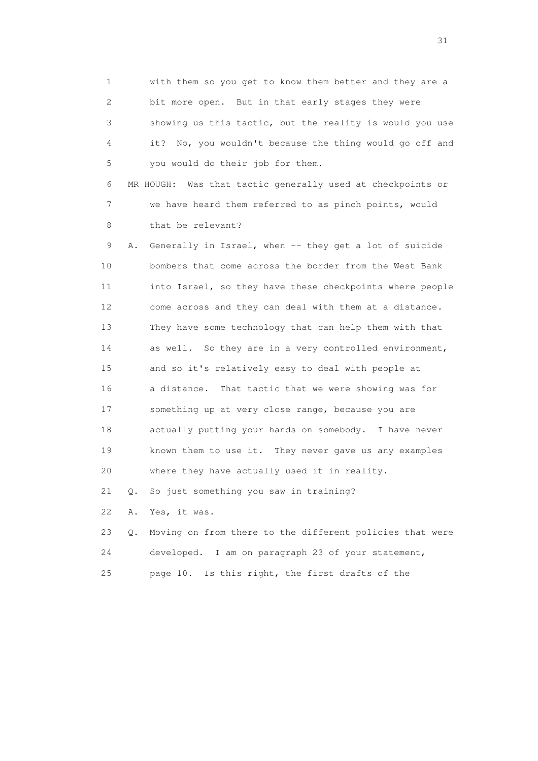1 with them so you get to know them better and they are a
2 bit more open. But in that early stages they were
3 showing us this tactic, but the reality is would you use
4 it? No, you wouldn't because the thing would go off and
5 you would do their job for them.

6 MR HOUGH: Was that tactic generally used at checkpoints or
7 we have heard them referred to as pinch points, would
8 that be relevant?

9 A. Generally in Israel, when -- they get a lot of suicide
10 bombers that come across the border from the West Bank
11 into Israel, so they have these checkpoints where people
12 come across and they can deal with them at a distance.
13 They have some technology that can help them with that
14 as well. So they are in a very controlled environment,
15 and so it's relatively easy to deal with people at
16 a distance. That tactic that we were showing was for
17 something up at very close range, because you are
18 actually putting your hands on somebody. I have never
19 known them to use it. They never gave us any examples
20 where they have actually used it in reality.

21 Q. So just something you saw in training?

22 A. Yes, it was.

23 Q. Moving on from there to the different policies that were
24 developed. I am on paragraph 23 of your statement,
25 page 10. Is this right, the first drafts of the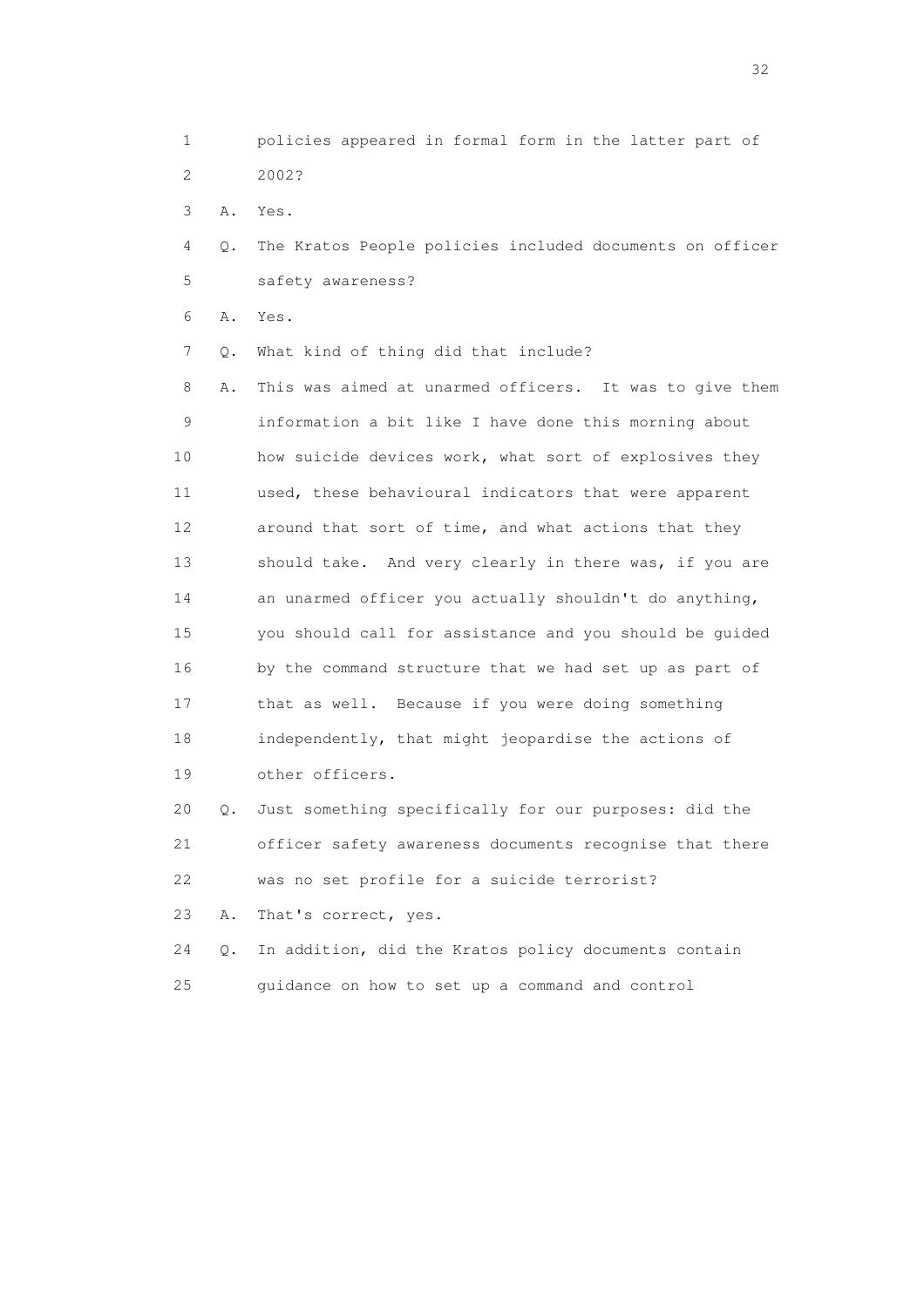1 policies appeared in formal form in the latter part of
2 2002?

3 A. Yes.

4 Q. The Kratos People policies included documents on officer
5 safety awareness?

6 A. Yes.

7 Q. What kind of thing did that include?

8 A. This was aimed at unarmed officers. It was to give them
9 information a bit like I have done this morning about
10 how suicide devices work, what sort of explosives they
11 used, these behavioural indicators that were apparent
12 around that sort of time, and what actions that they
13 should take. And very clearly in there was, if you are
14 an unarmed officer you actually shouldn't do anything,
15 you should call for assistance and you should be guided
16 by the command structure that we had set up as part of
17 that as well. Because if you were doing something
18 independently, that might jeopardise the actions of
19 other officers.

20 Q. Just something specifically for our purposes: did the
21 officer safety awareness documents recognise that there
22 was no set profile for a suicide terrorist?

23 A. That's correct, yes.

24 Q. In addition, did the Kratos policy documents contain
25 guidance on how to set up a command and control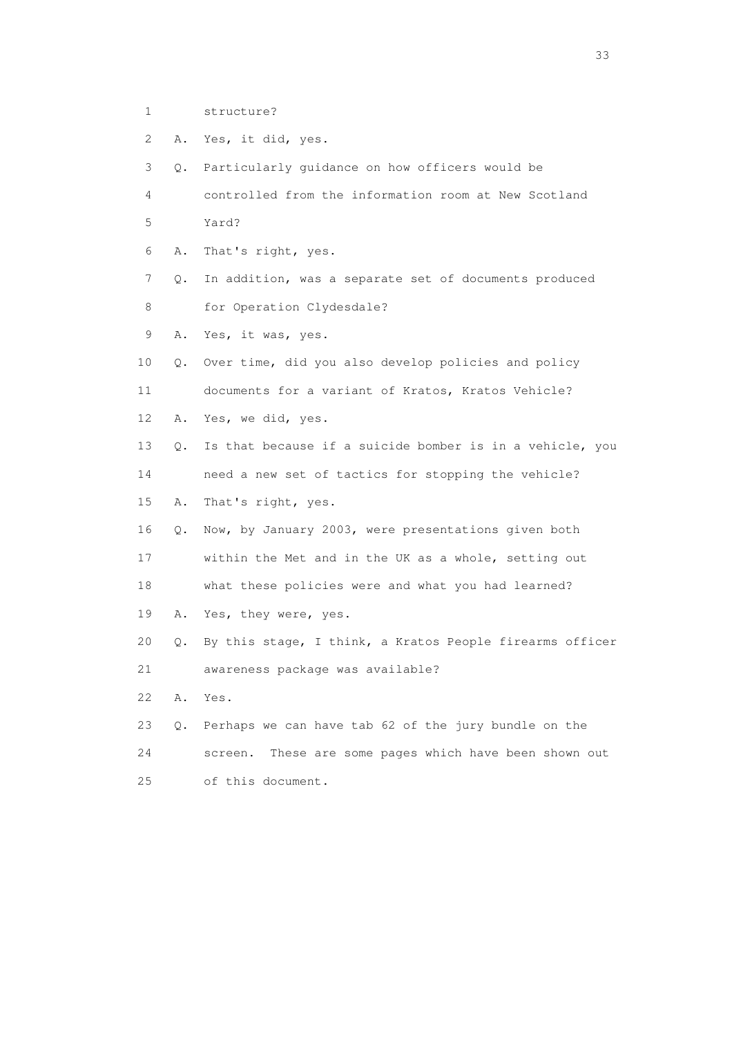1 structure?

2 A. Yes, it did, yes.

3 Q. Particularly guidance on how officers would be

4 controlled from the information room at New Scotland

5 Yard?

6 A. That's right, yes.

7 Q. In addition, was a separate set of documents produced

8 for Operation Clydesdale?

9 A. Yes, it was, yes.

10 Q. Over time, did you also develop policies and policy

11 documents for a variant of Kratos, Kratos Vehicle?

12 A. Yes, we did, yes.

13 Q. Is that because if a suicide bomber is in a vehicle, you

14 need a new set of tactics for stopping the vehicle?

15 A. That's right, yes.

16 Q. Now, by January 2003, were presentations given both

17 within the Met and in the UK as a whole, setting out

18 what these policies were and what you had learned?

19 A. Yes, they were, yes.

20 Q. By this stage, I think, a Kratos People firearms officer

21 awareness package was available?

22 A. Yes.

23 Q. Perhaps we can have tab 62 of the jury bundle on the

24 screen. These are some pages which have been shown out

25 of this document.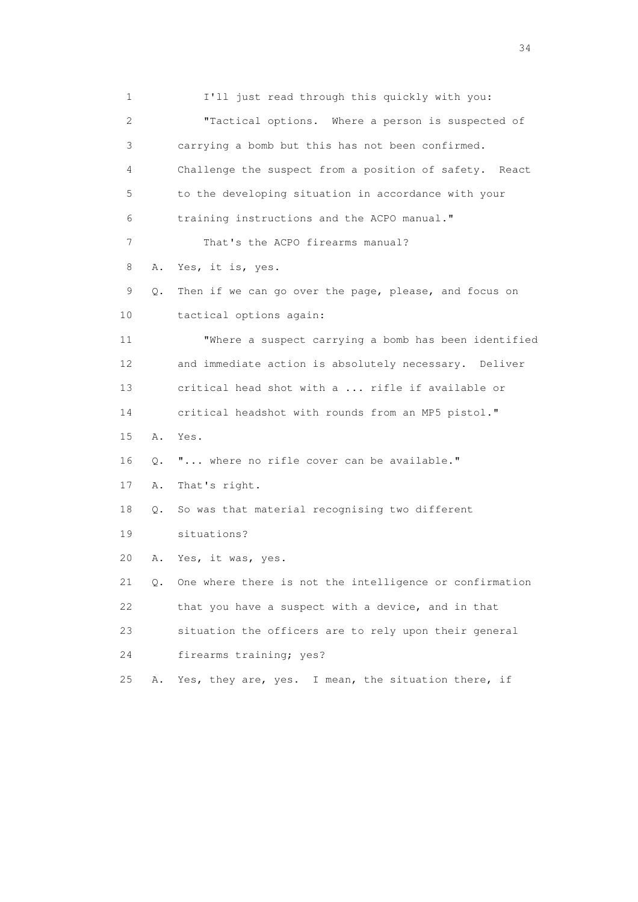1 I'll just read through this quickly with you:

2 "Tactical options. Where a person is suspected of

3 carrying a bomb but this has not been confirmed.

4 Challenge the suspect from a position of safety. React

5 to the developing situation in accordance with your

6 training instructions and the ACPO manual."

7 That's the ACPO firearms manual?

8 A. Yes, it is, yes.

9 Q. Then if we can go over the page, please, and focus on

10 tactical options again:

11 "Where a suspect carrying a bomb has been identified

12 and immediate action is absolutely necessary. Deliver

13 critical head shot with a ... rifle if available or

14 critical headshot with rounds from an MP5 pistol."

15 A. Yes.

16 Q. "... where no rifle cover can be available."

17 A. That's right.

18 Q. So was that material recognising two different

19 situations?

20 A. Yes, it was, yes.

21 Q. One where there is not the intelligence or confirmation

22 that you have a suspect with a device, and in that

23 situation the officers are to rely upon their general

24 firearms training; yes?

25 A. Yes, they are, yes. I mean, the situation there, if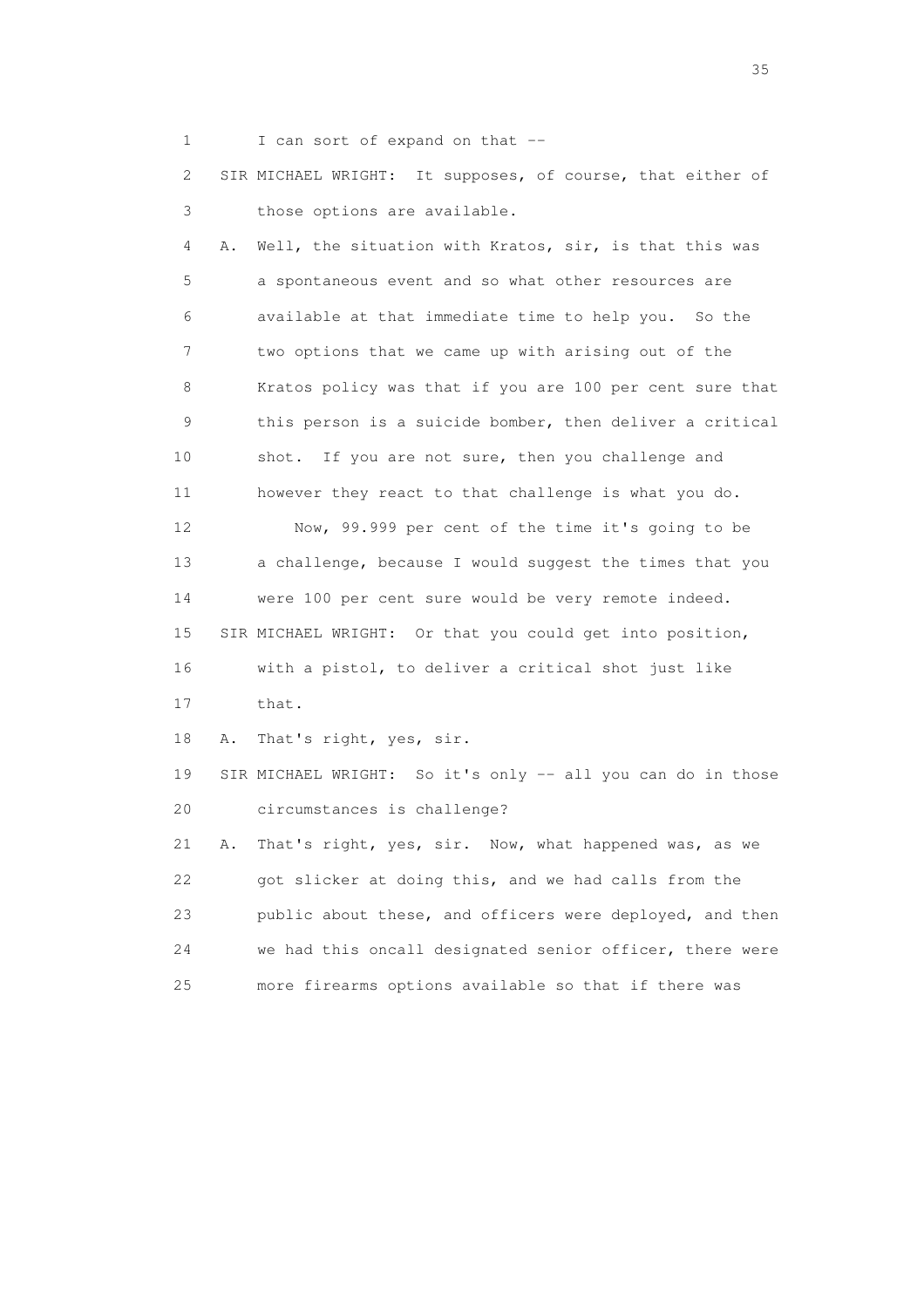1 I can sort of expand on that --

2 SIR MICHAEL WRIGHT: It supposes, of course, that either of

3 those options are available.

4 A. Well, the situation with Kratos, sir, is that this was

5 a spontaneous event and so what other resources are

6 available at that immediate time to help you. So the

7 two options that we came up with arising out of the

8 Kratos policy was that if you are 100 per cent sure that

9 this person is a suicide bomber, then deliver a critical

10 shot. If you are not sure, then you challenge and

11 however they react to that challenge is what you do.

12 Now, 99.999 per cent of the time it's going to be

13 a challenge, because I would suggest the times that you

14 were 100 per cent sure would be very remote indeed.

15 SIR MICHAEL WRIGHT: Or that you could get into position,

16 with a pistol, to deliver a critical shot just like

17 that.

18 A. That's right, yes, sir.

19 SIR MICHAEL WRIGHT: So it's only -- all you can do in those

20 circumstances is challenge?

21 A. That's right, yes, sir. Now, what happened was, as we

22 got slicker at doing this, and we had calls from the

23 public about these, and officers were deployed, and then

24 we had this oncall designated senior officer, there were

25 more firearms options available so that if there was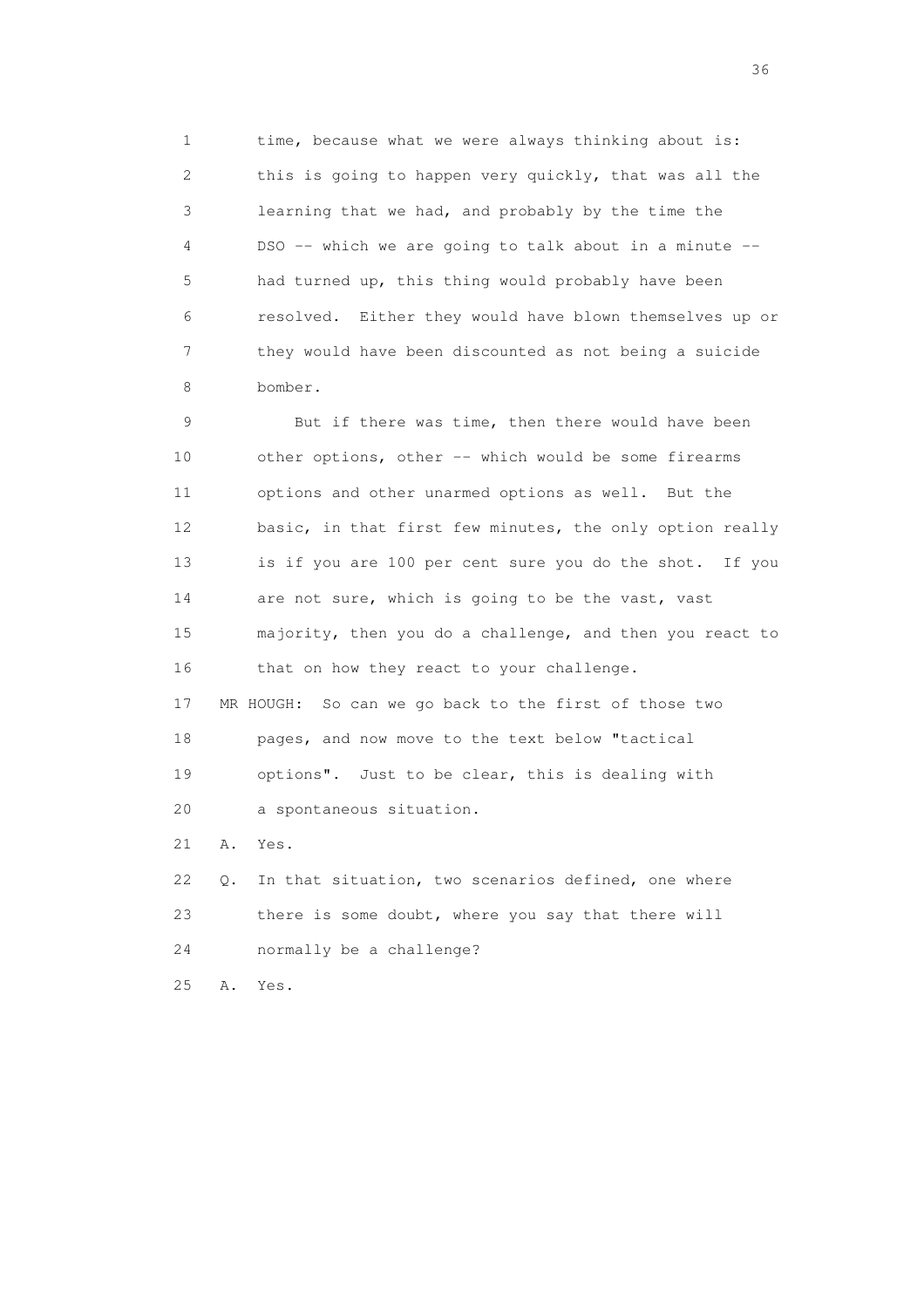1 time, because what we were always thinking about is:
2 this is going to happen very quickly, that was all the
3 learning that we had, and probably by the time the
4 DSO -- which we are going to talk about in a minute --
5 had turned up, this thing would probably have been
6 resolved. Either they would have blown themselves up or
7 they would have been discounted as not being a suicide
8 bomber.

9 But if there was time, then there would have been
10 other options, other -- which would be some firearms
11 options and other unarmed options as well. But the
12 basic, in that first few minutes, the only option really
13 is if you are 100 per cent sure you do the shot. If you
14 are not sure, which is going to be the vast, vast
15 majority, then you do a challenge, and then you react to
16 that on how they react to your challenge.

17 MR HOUGH: So can we go back to the first of those two
18 pages, and now move to the text below "tactical
19 options". Just to be clear, this is dealing with
20 a spontaneous situation.

21 A. Yes.

22 Q. In that situation, two scenarios defined, one where
23 there is some doubt, where you say that there will
24 normally be a challenge?

25 A. Yes.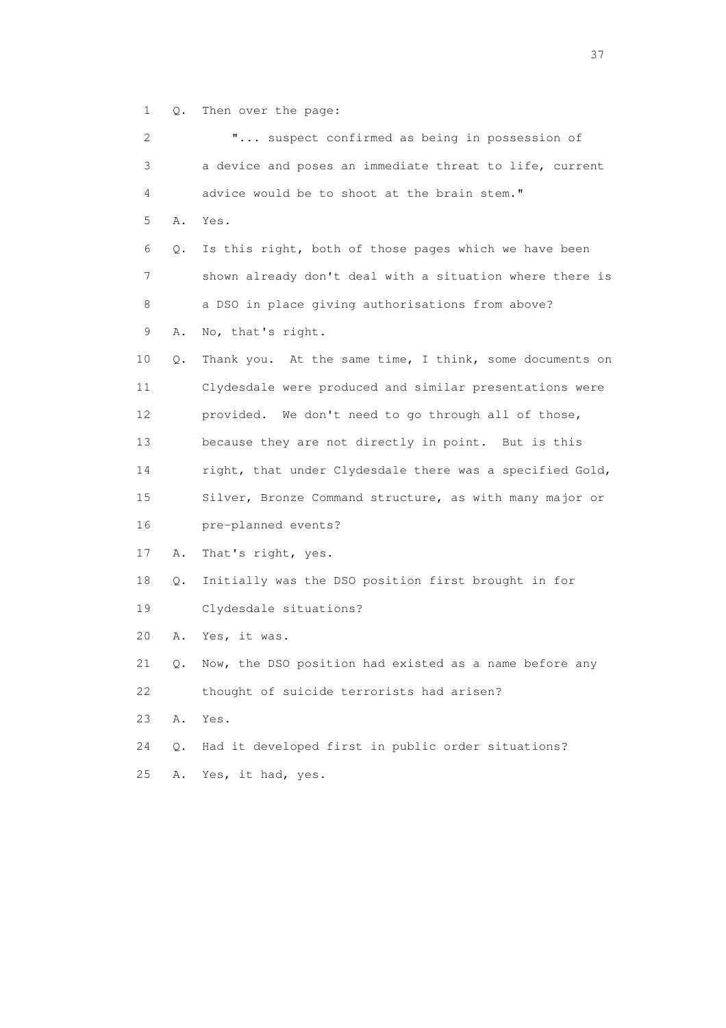1 Q. Then over the page:

2 "... suspect confirmed as being in possession of

3 a device and poses an immediate threat to life, current

4 advice would be to shoot at the brain stem."

5 A. Yes.

6 Q. Is this right, both of those pages which we have been

7 shown already don't deal with a situation where there is

8 a DSO in place giving authorisations from above?

9 A. No, that's right.

10 Q. Thank you. At the same time, I think, some documents on

11 Clydesdale were produced and similar presentations were

12 provided. We don't need to go through all of those,

13 because they are not directly in point. But is this

14 right, that under Clydesdale there was a specified Gold,

15 Silver, Bronze Command structure, as with many major or

16 pre-planned events?

17 A. That's right, yes.

18 Q. Initially was the DSO position first brought in for

19 Clydesdale situations?

20 A. Yes, it was.

21 Q. Now, the DSO position had existed as a name before any

22 thought of suicide terrorists had arisen?

23 A. Yes.

24 Q. Had it developed first in public order situations?

25 A. Yes, it had, yes.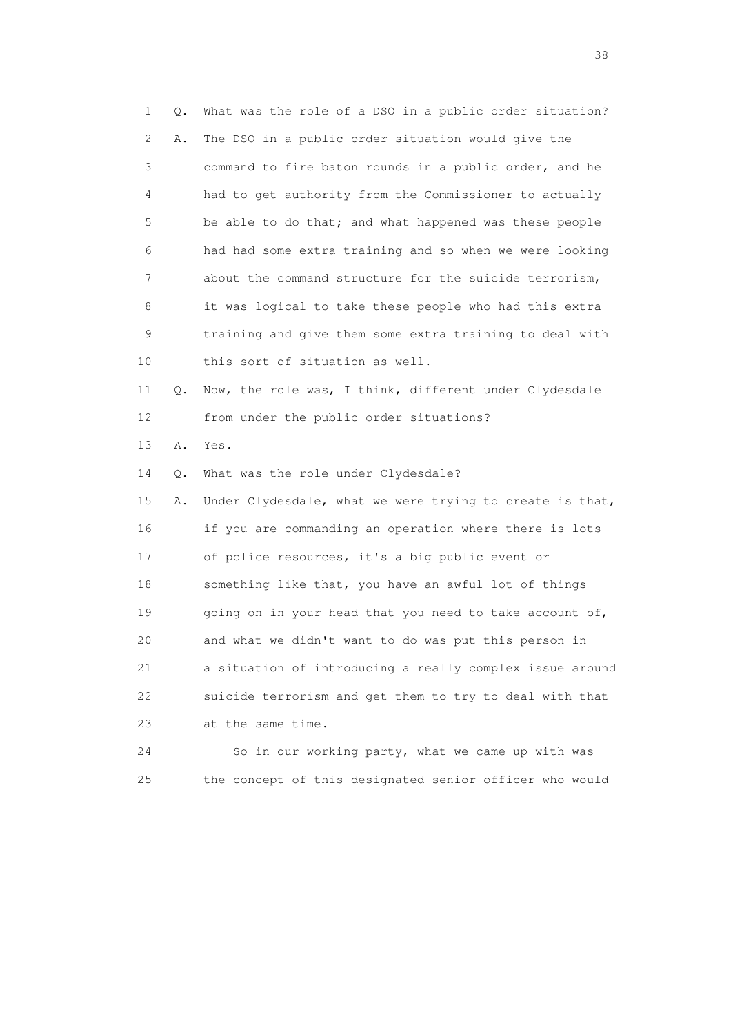1 Q. What was the role of a DSO in a public order situation?
2 A. The DSO in a public order situation would give the
3 command to fire baton rounds in a public order, and he
4 had to get authority from the Commissioner to actually
5 be able to do that; and what happened was these people
6 had had some extra training and so when we were looking
7 about the command structure for the suicide terrorism,
8 it was logical to take these people who had this extra
9 training and give them some extra training to deal with
10 this sort of situation as well.
11 Q. Now, the role was, I think, different under Clydesdale
12 from under the public order situations?
13 A. Yes.
14 Q. What was the role under Clydesdale?
15 A. Under Clydesdale, what we were trying to create is that,
16 if you are commanding an operation where there is lots
17 of police resources, it's a big public event or
18 something like that, you have an awful lot of things
19 going on in your head that you need to take account of,
20 and what we didn't want to do was put this person in
21 a situation of introducing a really complex issue around
22 suicide terrorism and get them to try to deal with that
23 at the same time.
24 So in our working party, what we came up with was
25 the concept of this designated senior officer who would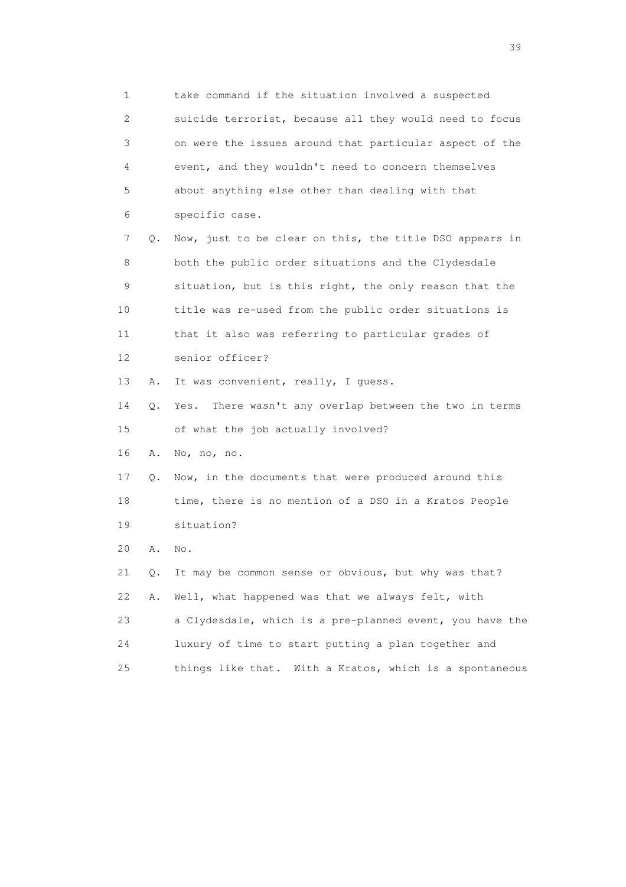1 take command if the situation involved a suspected
2 suicide terrorist, because all they would need to focus
3 on were the issues around that particular aspect of the
4 event, and they wouldn't need to concern themselves
5 about anything else other than dealing with that
6 specific case.

7 Q. Now, just to be clear on this, the title DSO appears in
8 both the public order situations and the Clydesdale
9 situation, but is this right, the only reason that the
10 title was re-used from the public order situations is
11 that it also was referring to particular grades of
12 senior officer?

13 A. It was convenient, really, I guess.

14 Q. Yes. There wasn't any overlap between the two in terms
15 of what the job actually involved?

16 A. No, no, no.

17 Q. Now, in the documents that were produced around this
18 time, there is no mention of a DSO in a Kratos People
19 situation?

20 A. No.

21 Q. It may be common sense or obvious, but why was that?

22 A. Well, what happened was that we always felt, with
23 a Clydesdale, which is a pre-planned event, you have the
24 luxury of time to start putting a plan together and
25 things like that. With a Kratos, which is a spontaneous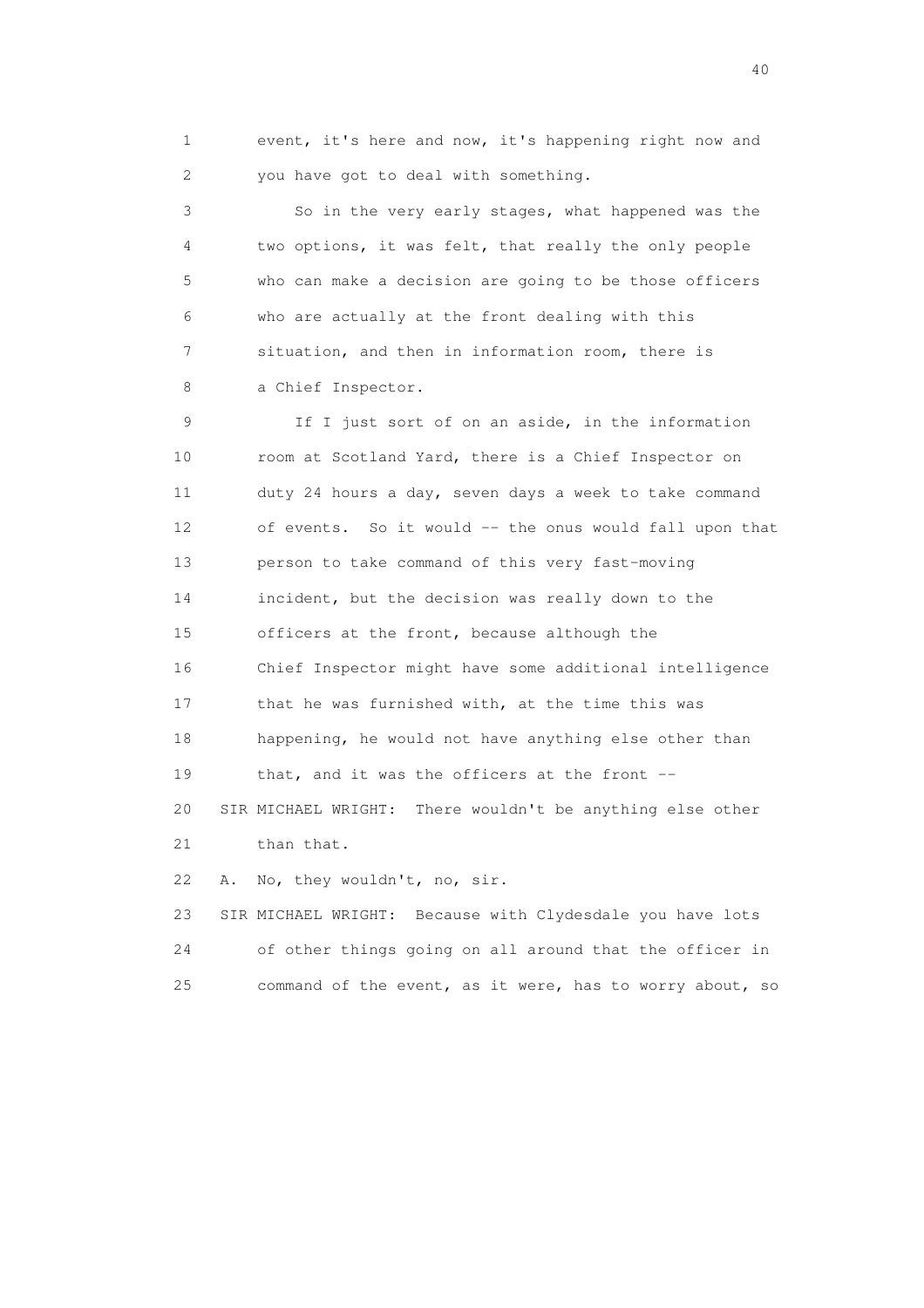1 event, it's here and now, it's happening right now and
2 you have got to deal with something.

3 So in the very early stages, what happened was the
4 two options, it was felt, that really the only people
5 who can make a decision are going to be those officers
6 who are actually at the front dealing with this
7 situation, and then in information room, there is
8 a Chief Inspector.

9 If I just sort of on an aside, in the information
10 room at Scotland Yard, there is a Chief Inspector on
11 duty 24 hours a day, seven days a week to take command
12 of events. So it would -- the onus would fall upon that
13 person to take command of this very fast-moving
14 incident, but the decision was really down to the
15 officers at the front, because although the
16 Chief Inspector might have some additional intelligence
17 that he was furnished with, at the time this was
18 happening, he would not have anything else other than
19 that, and it was the officers at the front --

20 SIR MICHAEL WRIGHT: There wouldn't be anything else other
21 than that.

22 A. No, they wouldn't, no, sir.

23 SIR MICHAEL WRIGHT: Because with Clydesdale you have lots
24 of other things going on all around that the officer in
25 command of the event, as it were, has to worry about, so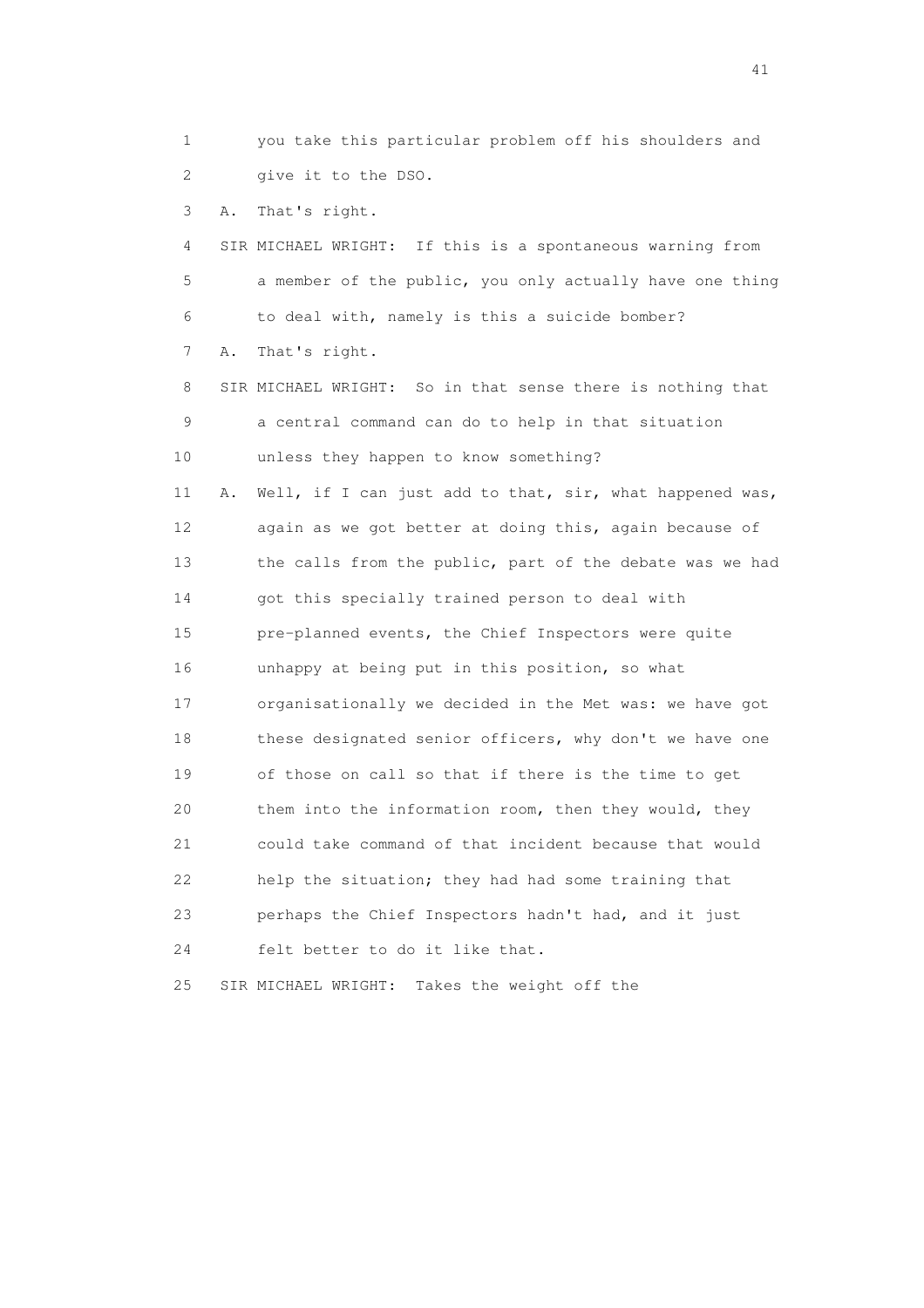1 you take this particular problem off his shoulders and
2 give it to the DSO.
3 A. That's right.
4 SIR MICHAEL WRIGHT: If this is a spontaneous warning from
5 a member of the public, you only actually have one thing
6 to deal with, namely is this a suicide bomber?
7 A. That's right.
8 SIR MICHAEL WRIGHT: So in that sense there is nothing that
9 a central command can do to help in that situation
10 unless they happen to know something?
11 A. Well, if I can just add to that, sir, what happened was,
12 again as we got better at doing this, again because of
13 the calls from the public, part of the debate was we had
14 got this specially trained person to deal with
15 pre-planned events, the Chief Inspectors were quite
16 unhappy at being put in this position, so what
17 organisationally we decided in the Met was: we have got
18 these designated senior officers, why don't we have one
19 of those on call so that if there is the time to get
20 them into the information room, then they would, they
21 could take command of that incident because that would
22 help the situation; they had had some training that
23 perhaps the Chief Inspectors hadn't had, and it just
24 felt better to do it like that.
25 SIR MICHAEL WRIGHT: Takes the weight off the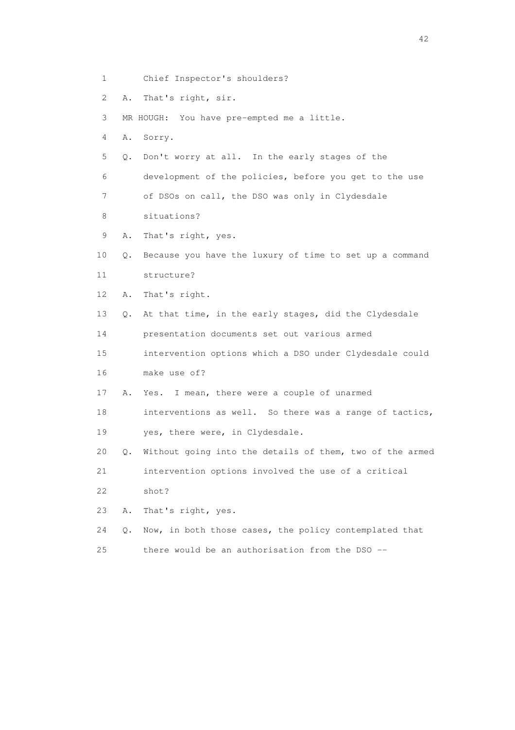1 Chief Inspector's shoulders?

2 A. That's right, sir.

3 MR HOUGH: You have pre-empted me a little.

4 A. Sorry.

5 Q. Don't worry at all. In the early stages of the

6 development of the policies, before you get to the use

7 of DSOs on call, the DSO was only in Clydesdale

8 situations?

9 A. That's right, yes.

10 Q. Because you have the luxury of time to set up a command

11 structure?

12 A. That's right.

13 Q. At that time, in the early stages, did the Clydesdale

14 presentation documents set out various armed

15 intervention options which a DSO under Clydesdale could

16 make use of?

17 A. Yes. I mean, there were a couple of unarmed

18 interventions as well. So there was a range of tactics,

19 yes, there were, in Clydesdale.

20 Q. Without going into the details of them, two of the armed

21 intervention options involved the use of a critical

22 shot?

23 A. That's right, yes.

24 Q. Now, in both those cases, the policy contemplated that

25 there would be an authorisation from the DSO --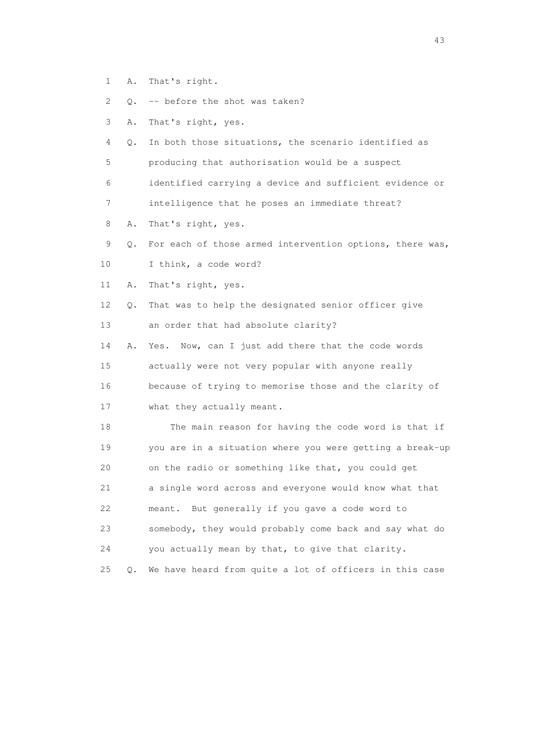1 A. That's right.

2 Q. -- before the shot was taken?

3 A. That's right, yes.

4 Q. In both those situations, the scenario identified as

5 producing that authorisation would be a suspect

6 identified carrying a device and sufficient evidence or

7 intelligence that he poses an immediate threat?

8 A. That's right, yes.

9 Q. For each of those armed intervention options, there was,

10 I think, a code word?

11 A. That's right, yes.

12 Q. That was to help the designated senior officer give

13 an order that had absolute clarity?

14 A. Yes. Now, can I just add there that the code words

15 actually were not very popular with anyone really

16 because of trying to memorise those and the clarity of

17 what they actually meant.

18 The main reason for having the code word is that if

19 you are in a situation where you were getting a break-up

20 on the radio or something like that, you could get

21 a single word across and everyone would know what that

22 meant. But generally if you gave a code word to

23 somebody, they would probably come back and say what do

24 you actually mean by that, to give that clarity.

25 Q. We have heard from quite a lot of officers in this case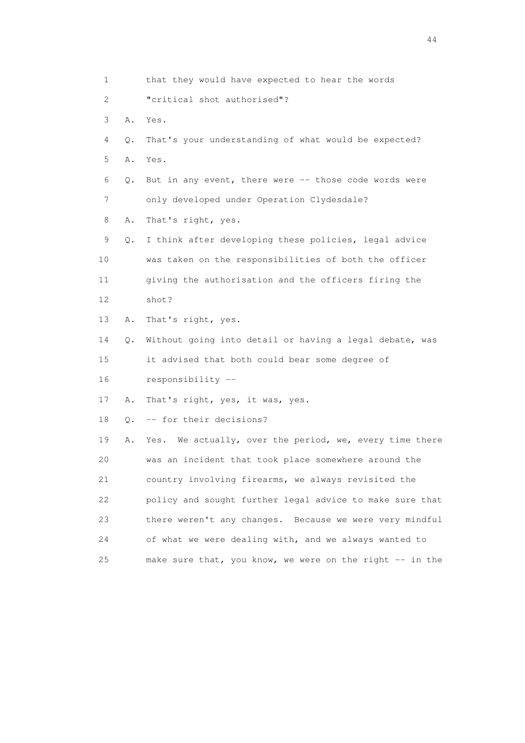1 that they would have expected to hear the words

2 "critical shot authorised"?

3 A. Yes.

4 Q. That's your understanding of what would be expected?

5 A. Yes.

6 Q. But in any event, there were -- those code words were

7 only developed under Operation Clydesdale?

8 A. That's right, yes.

9 Q. I think after developing these policies, legal advice

10 was taken on the responsibilities of both the officer

11 giving the authorisation and the officers firing the

12 shot?

13 A. That's right, yes.

14 Q. Without going into detail or having a legal debate, was

15 it advised that both could bear some degree of

16 responsibility --

17 A. That's right, yes, it was, yes.

18 Q. -- for their decisions?

19 A. Yes. We actually, over the period, we, every time there

20 was an incident that took place somewhere around the

21 country involving firearms, we always revisited the

22 policy and sought further legal advice to make sure that

23 there weren't any changes. Because we were very mindful

24 of what we were dealing with, and we always wanted to

25 make sure that, you know, we were on the right -- in the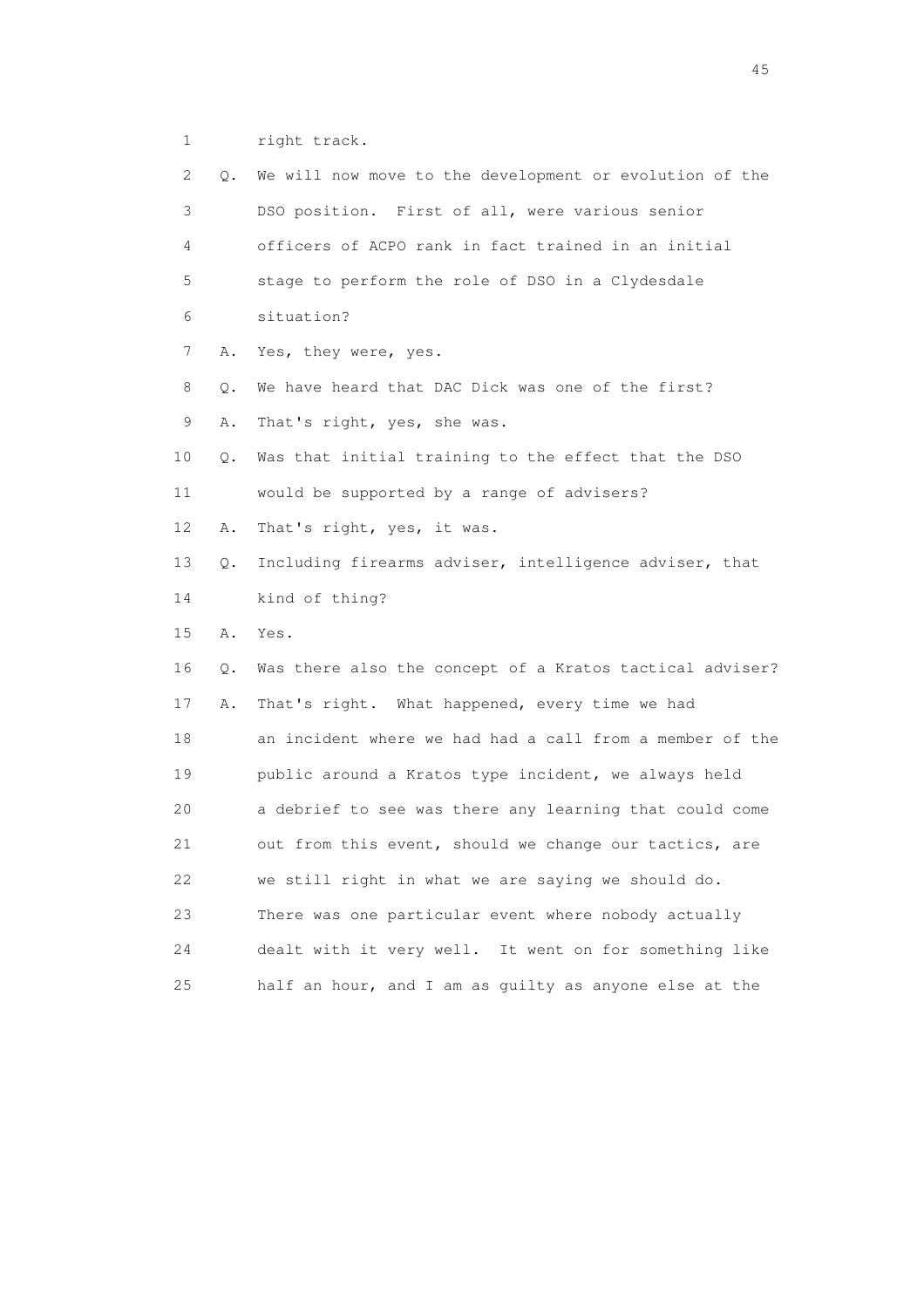1 right track.

2 Q. We will now move to the development or evolution of the

3 DSO position. First of all, were various senior

4 officers of ACPO rank in fact trained in an initial

5 stage to perform the role of DSO in a Clydesdale

6 situation?

7 A. Yes, they were, yes.

8 Q. We have heard that DAC Dick was one of the first?

9 A. That's right, yes, she was.

10 Q. Was that initial training to the effect that the DSO

11 would be supported by a range of advisers?

12 A. That's right, yes, it was.

13 Q. Including firearms adviser, intelligence adviser, that

14 kind of thing?

15 A. Yes.

16 Q. Was there also the concept of a Kratos tactical adviser?

17 A. That's right. What happened, every time we had

18 an incident where we had had a call from a member of the

19 public around a Kratos type incident, we always held

20 a debrief to see was there any learning that could come

21 out from this event, should we change our tactics, are

22 we still right in what we are saying we should do.

23 There was one particular event where nobody actually

24 dealt with it very well. It went on for something like

25 half an hour, and I am as guilty as anyone else at the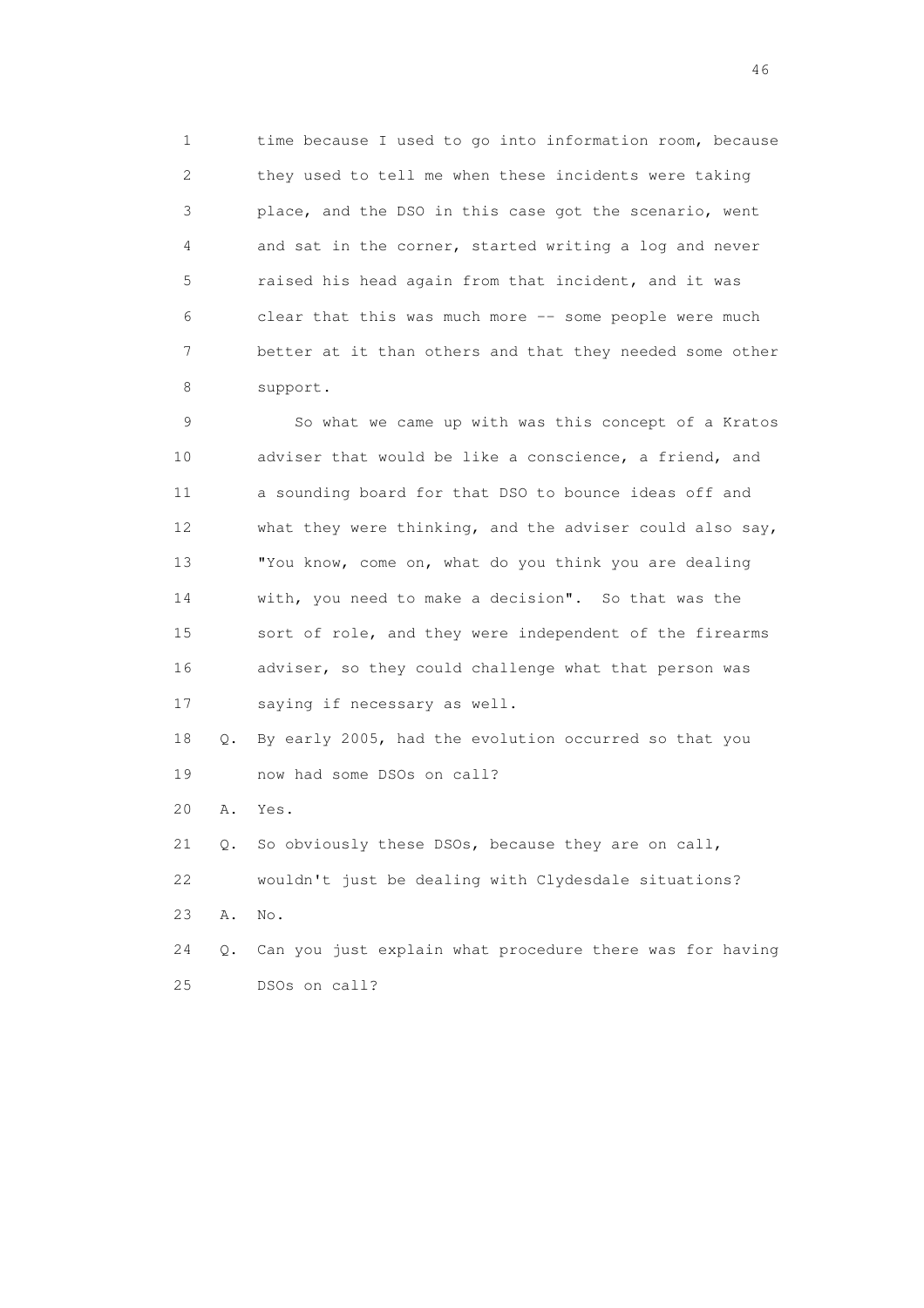1 time because I used to go into information room, because
2 they used to tell me when these incidents were taking
3 place, and the DSO in this case got the scenario, went
4 and sat in the corner, started writing a log and never
5 raised his head again from that incident, and it was
6 clear that this was much more -- some people were much
7 better at it than others and that they needed some other
8 support.

9 So what we came up with was this concept of a Kratos
10 adviser that would be like a conscience, a friend, and
11 a sounding board for that DSO to bounce ideas off and
12 what they were thinking, and the adviser could also say,
13 "You know, come on, what do you think you are dealing
14 with, you need to make a decision". So that was the
15 sort of role, and they were independent of the firearms
16 adviser, so they could challenge what that person was
17 saying if necessary as well.

18 Q. By early 2005, had the evolution occurred so that you
19 now had some DSOs on call?

20 A. Yes.

21 Q. So obviously these DSOs, because they are on call,
22 wouldn't just be dealing with Clydesdale situations?

23 A. No.

24 Q. Can you just explain what procedure there was for having
25 DSOs on call?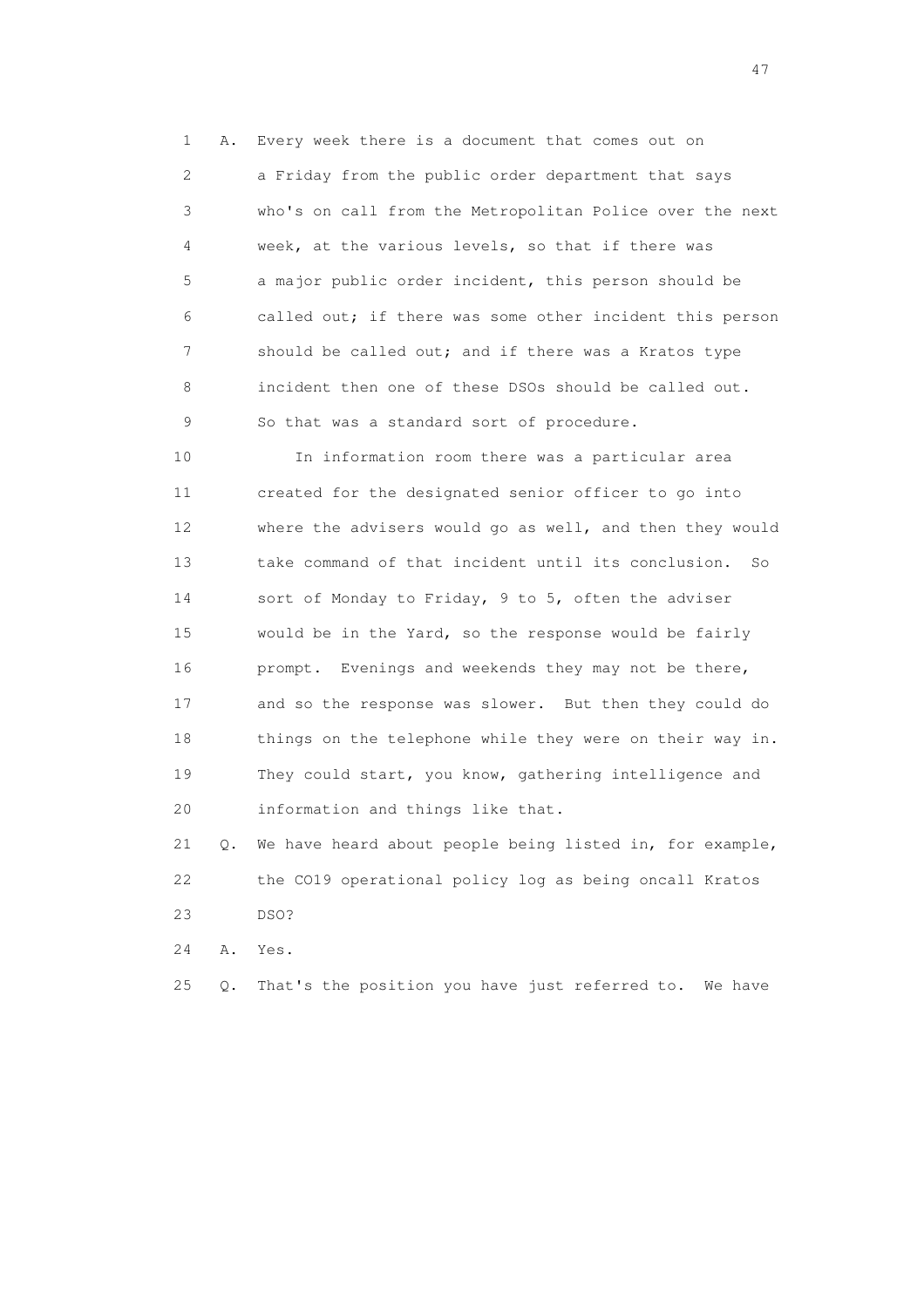1 A. Every week there is a document that comes out on
2 a Friday from the public order department that says
3 who's on call from the Metropolitan Police over the next
4 week, at the various levels, so that if there was
5 a major public order incident, this person should be
6 called out; if there was some other incident this person
7 should be called out; and if there was a Kratos type
8 incident then one of these DSOs should be called out.
9 So that was a standard sort of procedure.

10 In information room there was a particular area
11 created for the designated senior officer to go into
12 where the advisers would go as well, and then they would
13 take command of that incident until its conclusion. So
14 sort of Monday to Friday, 9 to 5, often the adviser
15 would be in the Yard, so the response would be fairly
16 prompt. Evenings and weekends they may not be there,
17 and so the response was slower. But then they could do
18 things on the telephone while they were on their way in.
19 They could start, you know, gathering intelligence and
20 information and things like that.

21 Q. We have heard about people being listed in, for example,
22 the CO19 operational policy log as being oncall Kratos
23 DSO?

24 A. Yes.

25 Q. That's the position you have just referred to. We have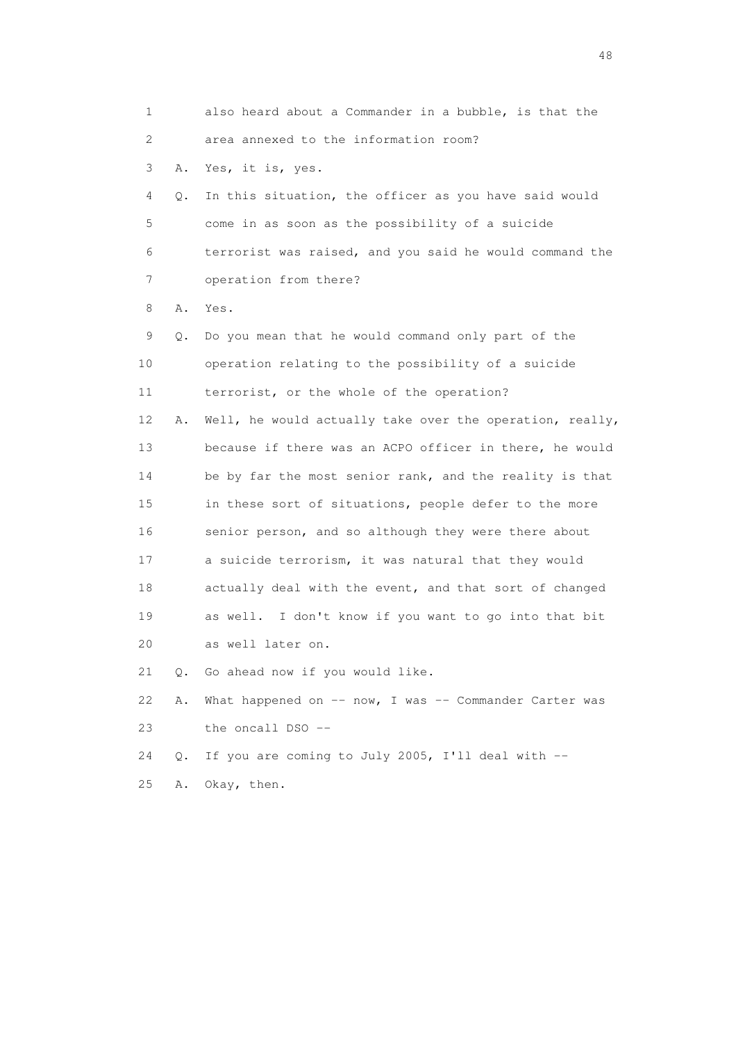1 also heard about a Commander in a bubble, is that the
2 area annexed to the information room?
3 A. Yes, it is, yes.
4 Q. In this situation, the officer as you have said would
5 come in as soon as the possibility of a suicide
6 terrorist was raised, and you said he would command the
7 operation from there?
8 A. Yes.
9 Q. Do you mean that he would command only part of the
10 operation relating to the possibility of a suicide
11 terrorist, or the whole of the operation?
12 A. Well, he would actually take over the operation, really,
13 because if there was an ACPO officer in there, he would
14 be by far the most senior rank, and the reality is that
15 in these sort of situations, people defer to the more
16 senior person, and so although they were there about
17 a suicide terrorism, it was natural that they would
18 actually deal with the event, and that sort of changed
19 as well. I don't know if you want to go into that bit
20 as well later on.
21 Q. Go ahead now if you would like.
22 A. What happened on -- now, I was -- Commander Carter was
23 the oncall DSO --
24 Q. If you are coming to July 2005, I'll deal with --
25 A. Okay, then.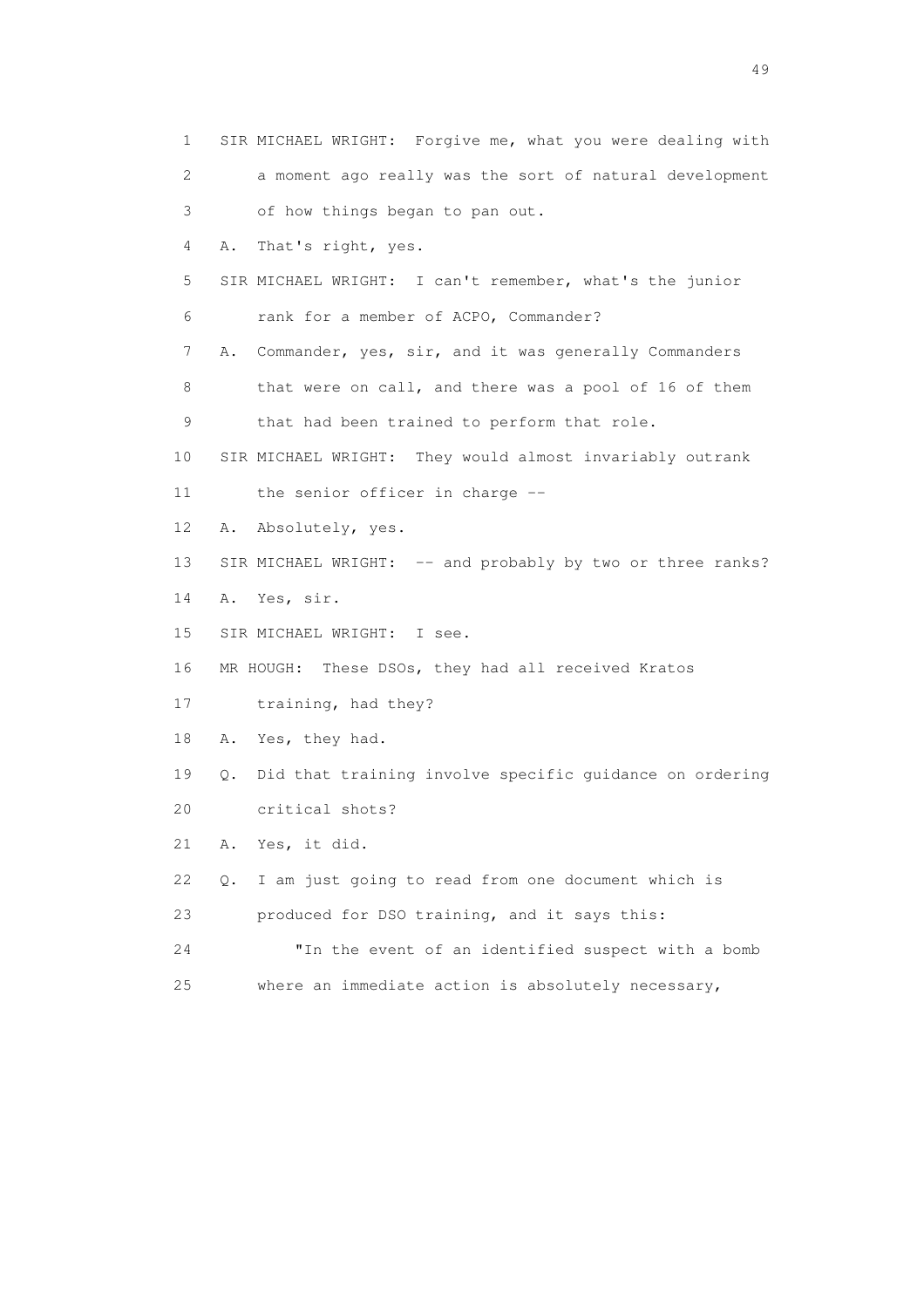1 SIR MICHAEL WRIGHT: Forgive me, what you were dealing with
2 a moment ago really was the sort of natural development
3 of how things began to pan out.
4 A. That's right, yes.
5 SIR MICHAEL WRIGHT: I can't remember, what's the junior
6 rank for a member of ACPO, Commander?
7 A. Commander, yes, sir, and it was generally Commanders
8 that were on call, and there was a pool of 16 of them
9 that had been trained to perform that role.
10 SIR MICHAEL WRIGHT: They would almost invariably outrank
11 the senior officer in charge --
12 A. Absolutely, yes.
13 SIR MICHAEL WRIGHT: -- and probably by two or three ranks?
14 A. Yes, sir.
15 SIR MICHAEL WRIGHT: I see.
16 MR HOUGH: These DSOs, they had all received Kratos
17 training, had they?
18 A. Yes, they had.
19 Q. Did that training involve specific guidance on ordering
20 critical shots?
21 A. Yes, it did.
22 Q. I am just going to read from one document which is
23 produced for DSO training, and it says this:
24 "In the event of an identified suspect with a bomb
25 where an immediate action is absolutely necessary,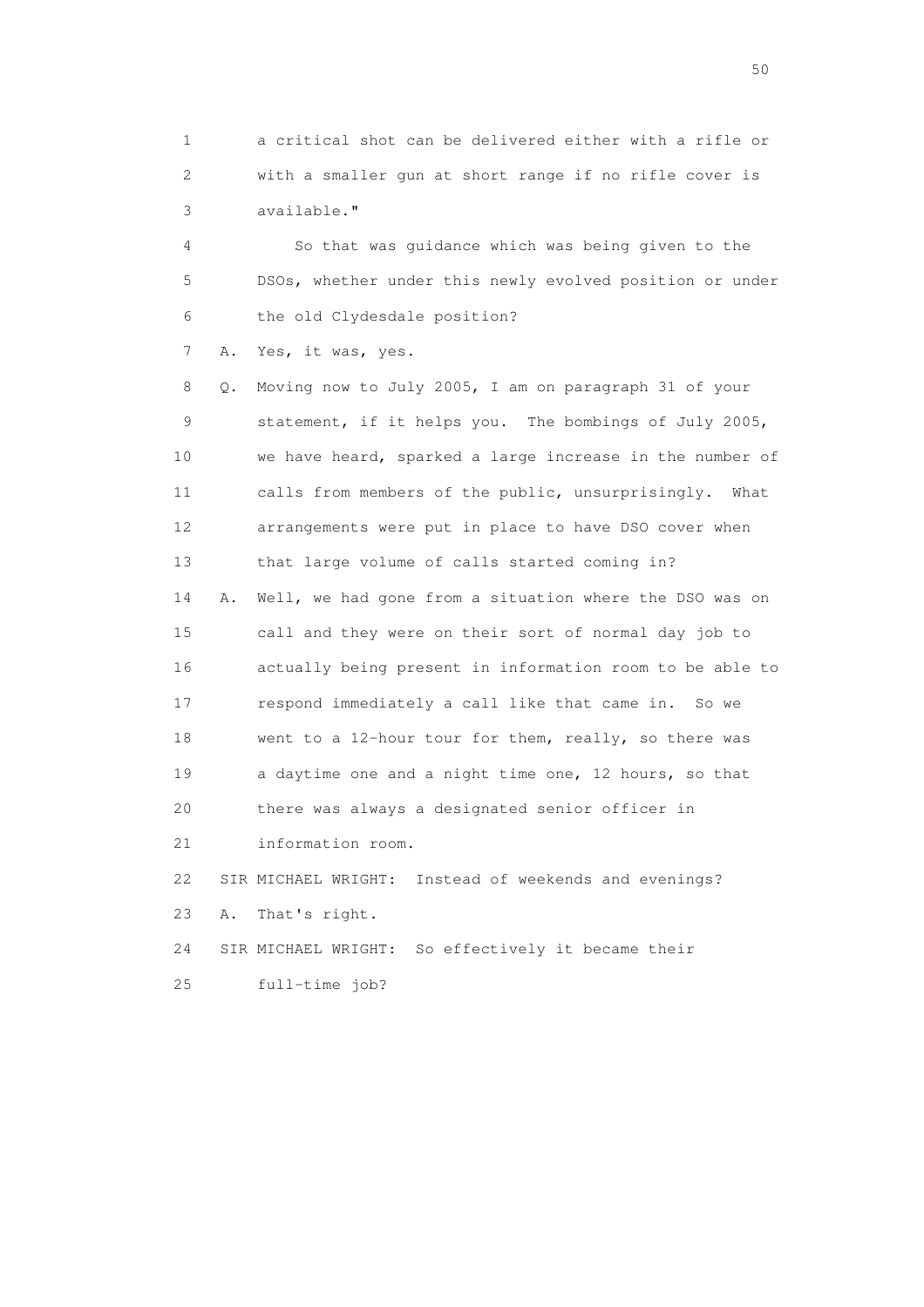1 a critical shot can be delivered either with a rifle or
2 with a smaller gun at short range if no rifle cover is
3 available."

4 So that was guidance which was being given to the
5 DSOs, whether under this newly evolved position or under
6 the old Clydesdale position?

7 A. Yes, it was, yes.

8 Q. Moving now to July 2005, I am on paragraph 31 of your
9 statement, if it helps you. The bombings of July 2005,
10 we have heard, sparked a large increase in the number of
11 calls from members of the public, unsurprisingly. What
12 arrangements were put in place to have DSO cover when
13 that large volume of calls started coming in?

14 A. Well, we had gone from a situation where the DSO was on
15 call and they were on their sort of normal day job to
16 actually being present in information room to be able to
17 respond immediately a call like that came in. So we
18 went to a 12-hour tour for them, really, so there was
19 a daytime one and a night time one, 12 hours, so that
20 there was always a designated senior officer in
21 information room.

22 SIR MICHAEL WRIGHT: Instead of weekends and evenings?

23 A. That's right.

24 SIR MICHAEL WRIGHT: So effectively it became their
25 full-time job?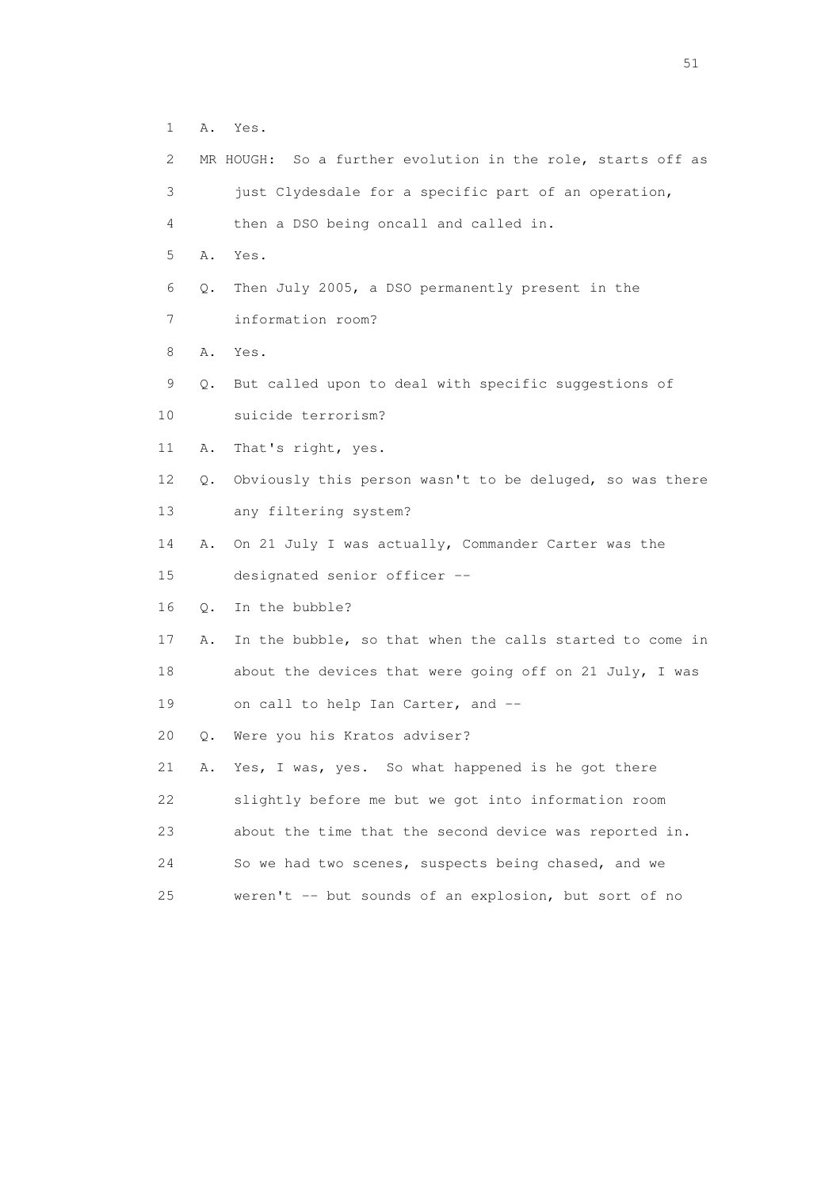1 A. Yes.

2 MR HOUGH: So a further evolution in the role, starts off as

3 just Clydesdale for a specific part of an operation,

4 then a DSO being oncall and called in.

5 A. Yes.

6 Q. Then July 2005, a DSO permanently present in the

7 information room?

8 A. Yes.

9 Q. But called upon to deal with specific suggestions of

10 suicide terrorism?

11 A. That's right, yes.

12 Q. Obviously this person wasn't to be deluged, so was there

13 any filtering system?

14 A. On 21 July I was actually, Commander Carter was the

15 designated senior officer --

16 Q. In the bubble?

17 A. In the bubble, so that when the calls started to come in

18 about the devices that were going off on 21 July, I was

19 on call to help Ian Carter, and --

20 Q. Were you his Kratos adviser?

21 A. Yes, I was, yes. So what happened is he got there

22 slightly before me but we got into information room

23 about the time that the second device was reported in.

24 So we had two scenes, suspects being chased, and we

25 weren't -- but sounds of an explosion, but sort of no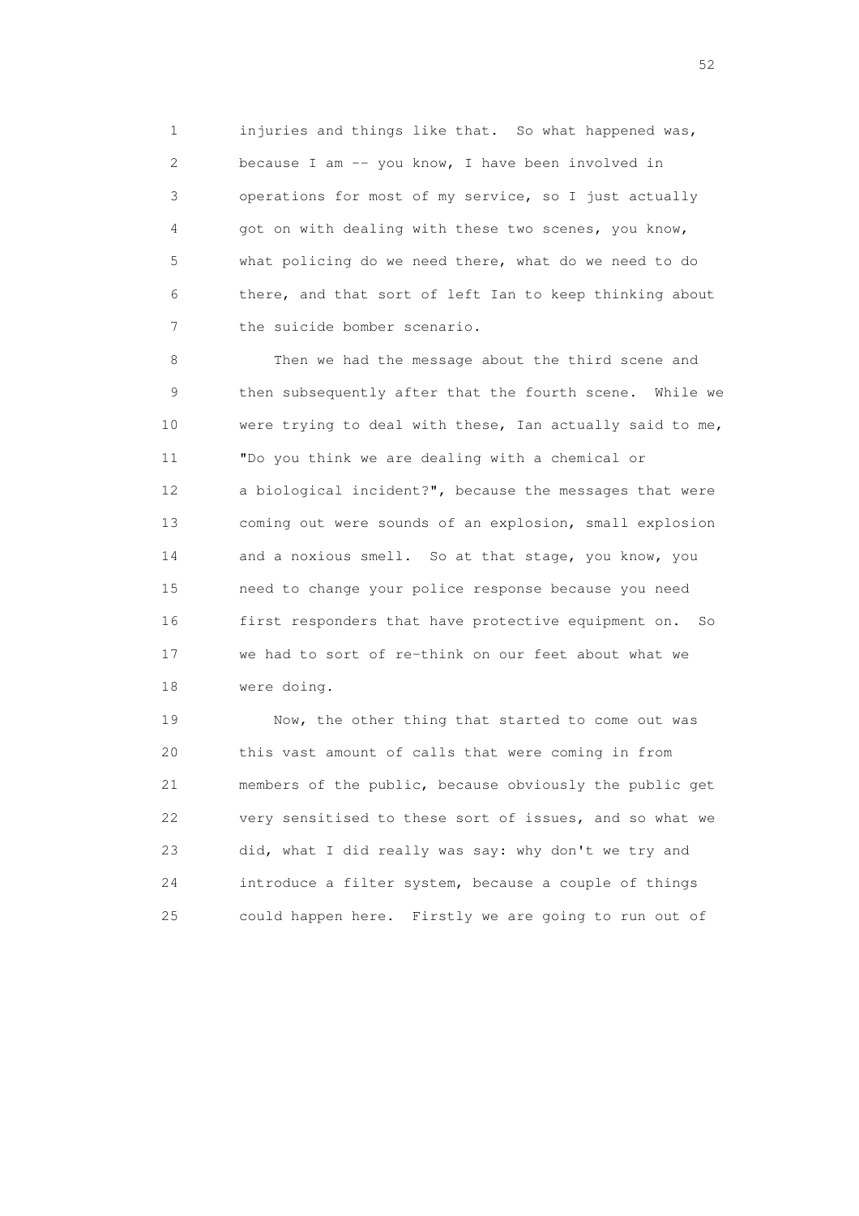injuries and things like that. So what happened was, because I am -- you know, I have been involved in operations for most of my service, so I just actually got on with dealing with these two scenes, you know, what policing do we need there, what do we need to do there, and that sort of left Ian to keep thinking about the suicide bomber scenario.

Then we had the message about the third scene and then subsequently after that the fourth scene. While we were trying to deal with these, Ian actually said to me, "Do you think we are dealing with a chemical or a biological incident?", because the messages that were coming out were sounds of an explosion, small explosion and a noxious smell. So at that stage, you know, you need to change your police response because you need first responders that have protective equipment on. So we had to sort of re-think on our feet about what we were doing.

Now, the other thing that started to come out was this vast amount of calls that were coming in from members of the public, because obviously the public get very sensitised to these sort of issues, and so what we did, what I did really was say: why don't we try and introduce a filter system, because a couple of things could happen here. Firstly we are going to run out of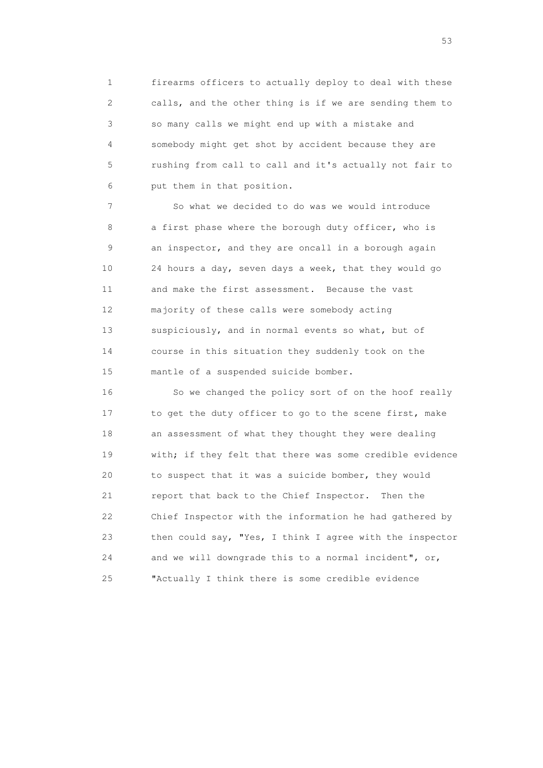firearms officers to actually deploy to deal with these calls, and the other thing is if we are sending them to so many calls we might end up with a mistake and somebody might get shot by accident because they are rushing from call to call and it's actually not fair to put them in that position.

So what we decided to do was we would introduce a first phase where the borough duty officer, who is an inspector, and they are oncall in a borough again 24 hours a day, seven days a week, that they would go and make the first assessment. Because the vast majority of these calls were somebody acting suspiciously, and in normal events so what, but of course in this situation they suddenly took on the mantle of a suspended suicide bomber.

So we changed the policy sort of on the hoof really to get the duty officer to go to the scene first, make an assessment of what they thought they were dealing with; if they felt that there was some credible evidence to suspect that it was a suicide bomber, they would report that back to the Chief Inspector. Then the Chief Inspector with the information he had gathered by then could say, "Yes, I think I agree with the inspector and we will downgrade this to a normal incident", or, "Actually I think there is some credible evidence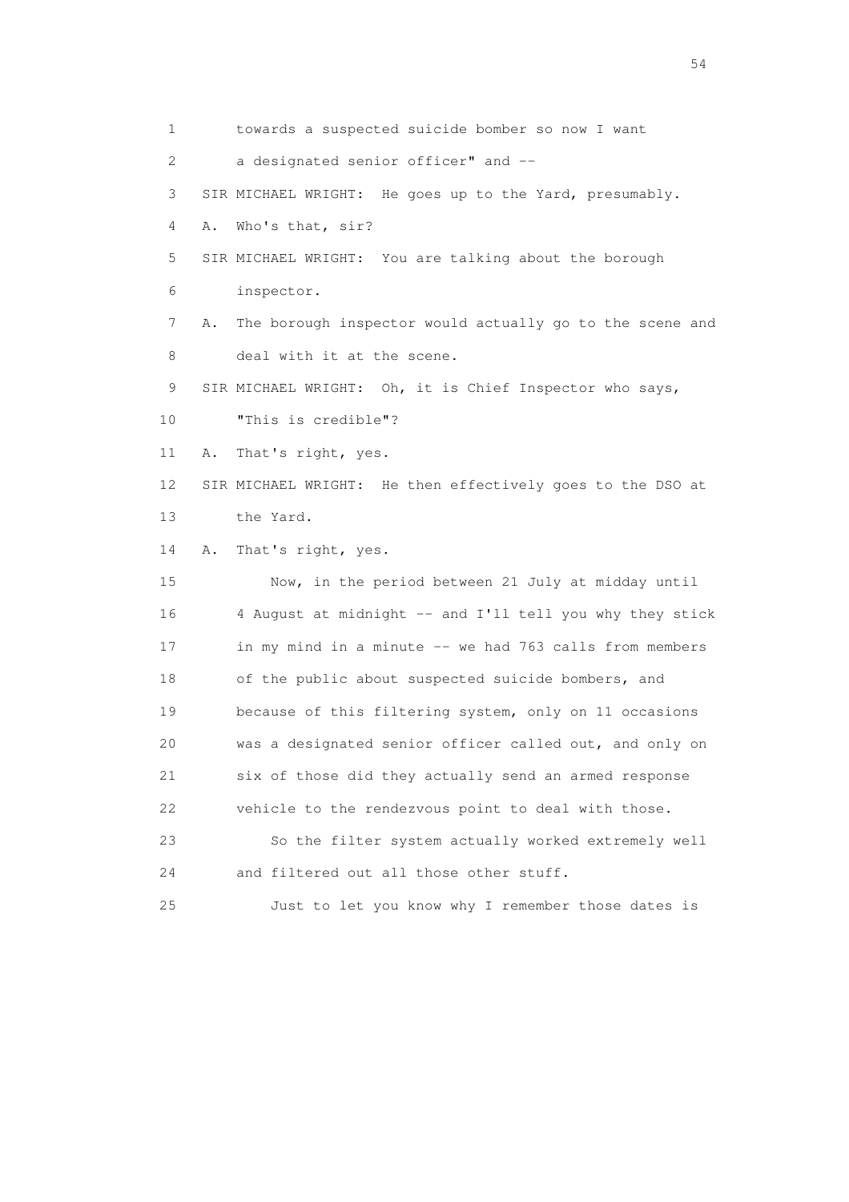1 towards a suspected suicide bomber so now I want
2 a designated senior officer" and --
3 SIR MICHAEL WRIGHT: He goes up to the Yard, presumably.
4 A. Who's that, sir?
5 SIR MICHAEL WRIGHT: You are talking about the borough
6 inspector.
7 A. The borough inspector would actually go to the scene and
8 deal with it at the scene.
9 SIR MICHAEL WRIGHT: Oh, it is Chief Inspector who says,
10 "This is credible"?
11 A. That's right, yes.
12 SIR MICHAEL WRIGHT: He then effectively goes to the DSO at
13 the Yard.
14 A. That's right, yes.
15 Now, in the period between 21 July at midday until
16 4 August at midnight -- and I'll tell you why they stick
17 in my mind in a minute -- we had 763 calls from members
18 of the public about suspected suicide bombers, and
19 because of this filtering system, only on 11 occasions
20 was a designated senior officer called out, and only on
21 six of those did they actually send an armed response
22 vehicle to the rendezvous point to deal with those.
23 So the filter system actually worked extremely well
24 and filtered out all those other stuff.
25 Just to let you know why I remember those dates is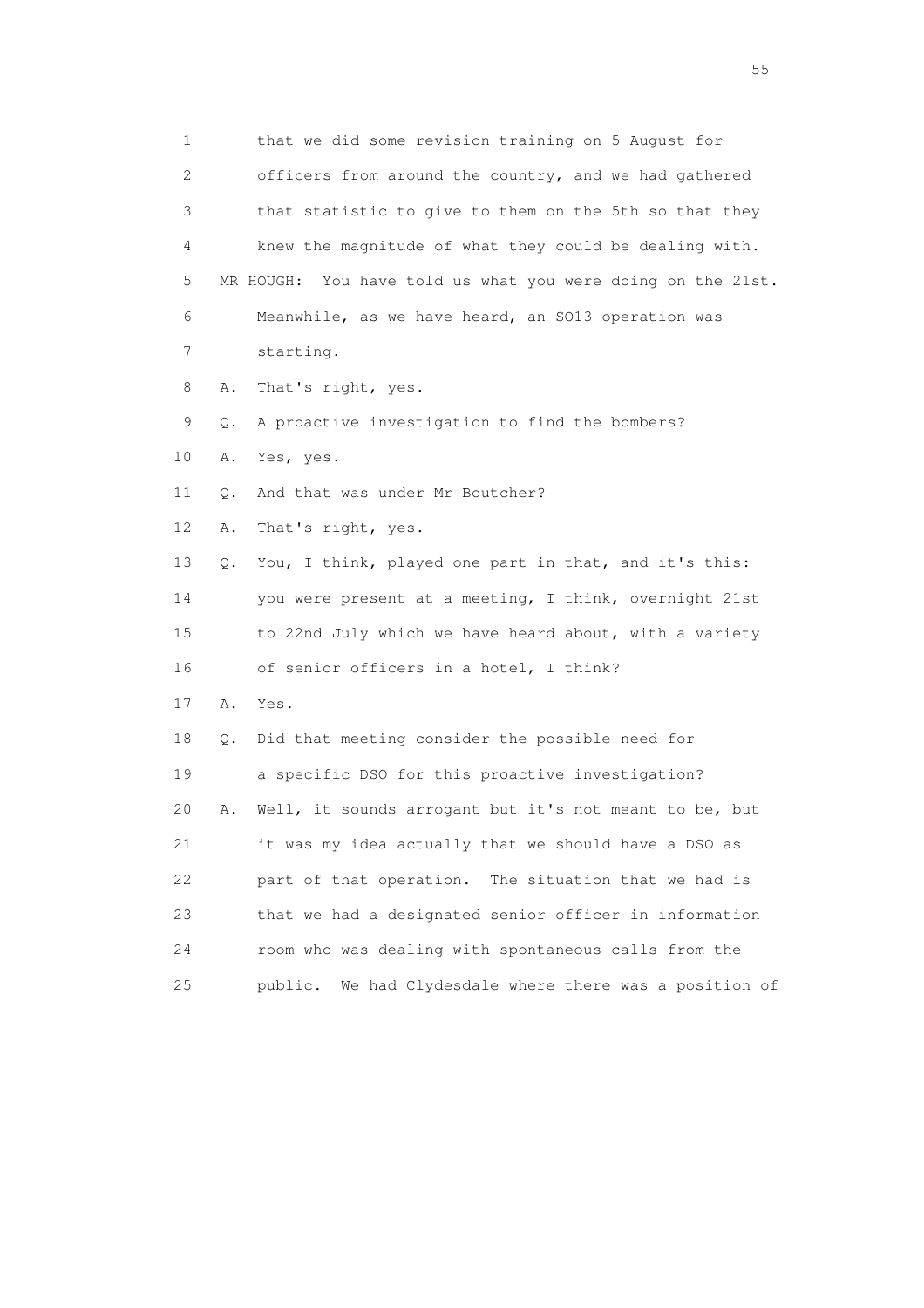1 that we did some revision training on 5 August for
2 officers from around the country, and we had gathered
3 that statistic to give to them on the 5th so that they
4 knew the magnitude of what they could be dealing with.
5 MR HOUGH: You have told us what you were doing on the 21st.
6 Meanwhile, as we have heard, an SO13 operation was
7 starting.
8 A. That's right, yes.
9 Q. A proactive investigation to find the bombers?
10 A. Yes, yes.
11 Q. And that was under Mr Boutcher?
12 A. That's right, yes.
13 Q. You, I think, played one part in that, and it's this:
14 you were present at a meeting, I think, overnight 21st
15 to 22nd July which we have heard about, with a variety
16 of senior officers in a hotel, I think?
17 A. Yes.
18 Q. Did that meeting consider the possible need for
19 a specific DSO for this proactive investigation?
20 A. Well, it sounds arrogant but it's not meant to be, but
21 it was my idea actually that we should have a DSO as
22 part of that operation. The situation that we had is
23 that we had a designated senior officer in information
24 room who was dealing with spontaneous calls from the
25 public. We had Clydesdale where there was a position of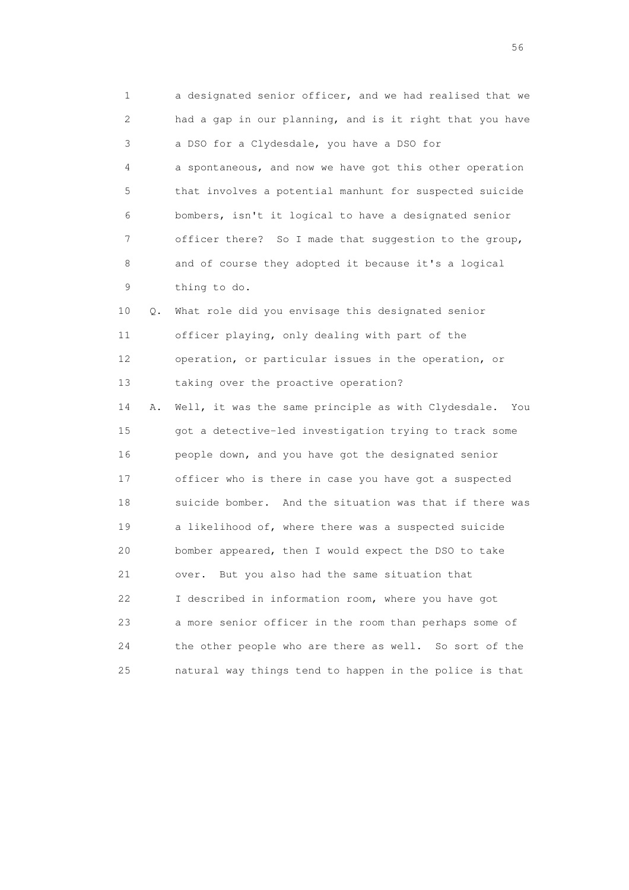1 a designated senior officer, and we had realised that we
2 had a gap in our planning, and is it right that you have
3 a DSO for a Clydesdale, you have a DSO for
4 a spontaneous, and now we have got this other operation
5 that involves a potential manhunt for suspected suicide
6 bombers, isn't it logical to have a designated senior
7 officer there? So I made that suggestion to the group,
8 and of course they adopted it because it's a logical
9 thing to do.
10 Q. What role did you envisage this designated senior
11 officer playing, only dealing with part of the
12 operation, or particular issues in the operation, or
13 taking over the proactive operation?
14 A. Well, it was the same principle as with Clydesdale. You
15 got a detective-led investigation trying to track some
16 people down, and you have got the designated senior
17 officer who is there in case you have got a suspected
18 suicide bomber. And the situation was that if there was
19 a likelihood of, where there was a suspected suicide
20 bomber appeared, then I would expect the DSO to take
21 over. But you also had the same situation that
22 I described in information room, where you have got
23 a more senior officer in the room than perhaps some of
24 the other people who are there as well. So sort of the
25 natural way things tend to happen in the police is that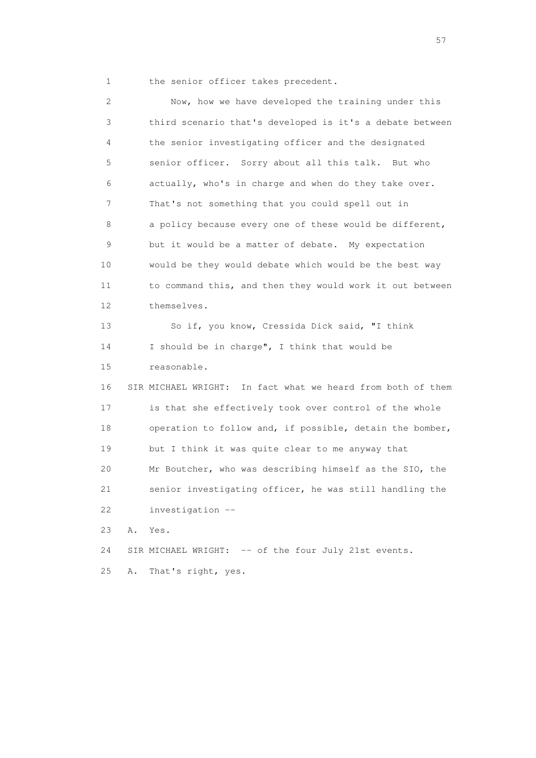1 the senior officer takes precedent.

2 Now, how we have developed the training under this
3 third scenario that's developed is it's a debate between
4 the senior investigating officer and the designated
5 senior officer. Sorry about all this talk. But who
6 actually, who's in charge and when do they take over.
7 That's not something that you could spell out in
8 a policy because every one of these would be different,
9 but it would be a matter of debate. My expectation
10 would be they would debate which would be the best way
11 to command this, and then they would work it out between
12 themselves.

13 So if, you know, Cressida Dick said, "I think
14 I should be in charge", I think that would be
15 reasonable.

16 SIR MICHAEL WRIGHT: In fact what we heard from both of them
17 is that she effectively took over control of the whole
18 operation to follow and, if possible, detain the bomber,
19 but I think it was quite clear to me anyway that
20 Mr Boutcher, who was describing himself as the SIO, the
21 senior investigating officer, he was still handling the
22 investigation --

23 A. Yes.

24 SIR MICHAEL WRIGHT: -- of the four July 21st events.

25 A. That's right, yes.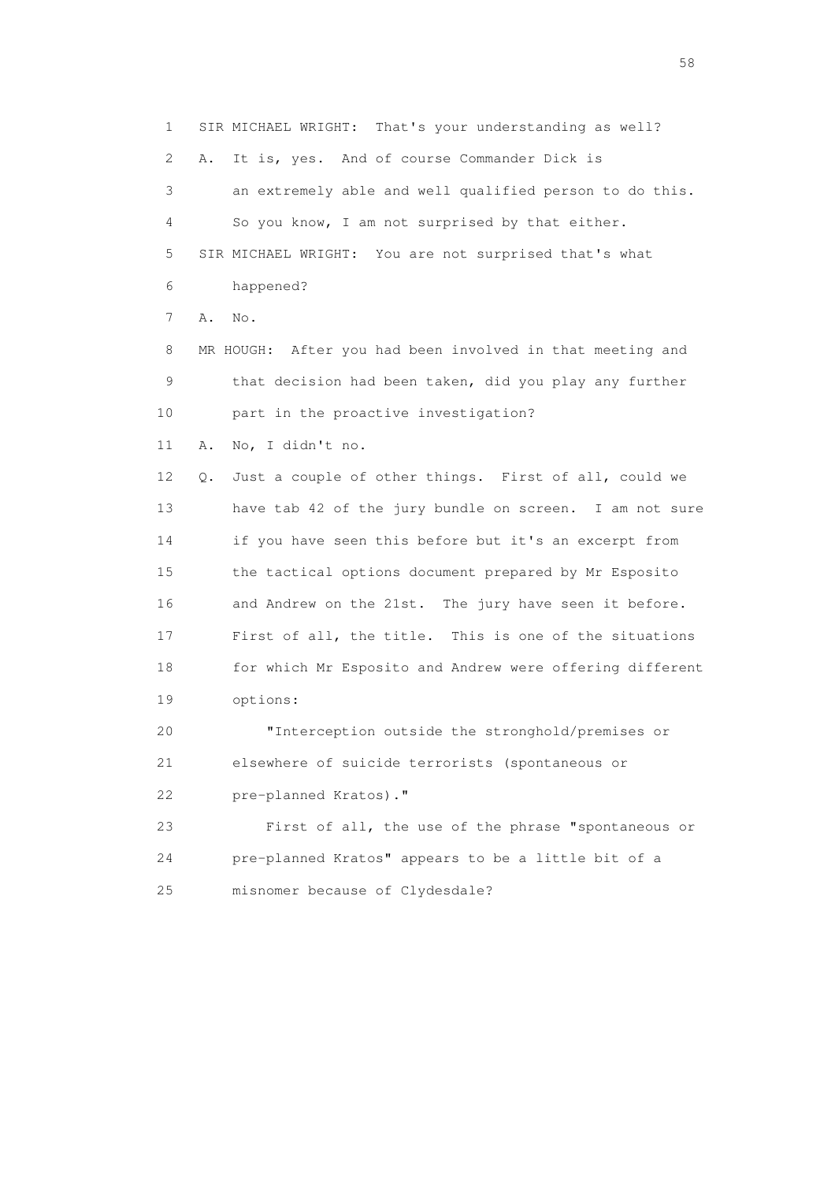1 SIR MICHAEL WRIGHT: That's your understanding as well?

2 A. It is, yes. And of course Commander Dick is

3 an extremely able and well qualified person to do this.

4 So you know, I am not surprised by that either.

5 SIR MICHAEL WRIGHT: You are not surprised that's what

6 happened?

7 A. No.

8 MR HOUGH: After you had been involved in that meeting and

9 that decision had been taken, did you play any further

10 part in the proactive investigation?

11 A. No, I didn't no.

12 Q. Just a couple of other things. First of all, could we

13 have tab 42 of the jury bundle on screen. I am not sure

14 if you have seen this before but it's an excerpt from

15 the tactical options document prepared by Mr Esposito

16 and Andrew on the 21st. The jury have seen it before.

17 First of all, the title. This is one of the situations

18 for which Mr Esposito and Andrew were offering different

19 options:

20 "Interception outside the stronghold/premises or

21 elsewhere of suicide terrorists (spontaneous or

22 pre-planned Kratos)."

23 First of all, the use of the phrase "spontaneous or

24 pre-planned Kratos" appears to be a little bit of a

25 misnomer because of Clydesdale?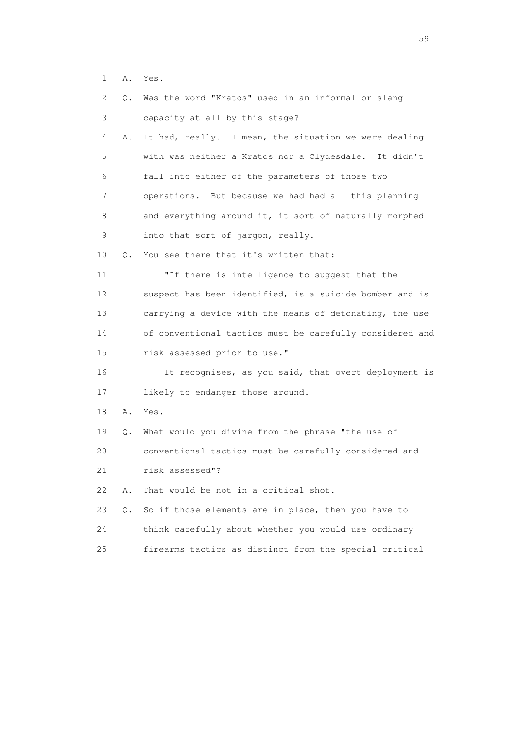1 A. Yes.

2 Q. Was the word "Kratos" used in an informal or slang

3 capacity at all by this stage?

4 A. It had, really. I mean, the situation we were dealing

5 with was neither a Kratos nor a Clydesdale. It didn't

6 fall into either of the parameters of those two

7 operations. But because we had had all this planning

8 and everything around it, it sort of naturally morphed

9 into that sort of jargon, really.

10 Q. You see there that it's written that:

11 "If there is intelligence to suggest that the

12 suspect has been identified, is a suicide bomber and is

13 carrying a device with the means of detonating, the use

14 of conventional tactics must be carefully considered and

15 risk assessed prior to use."

16 It recognises, as you said, that overt deployment is

17 likely to endanger those around.

18 A. Yes.

19 Q. What would you divine from the phrase "the use of

20 conventional tactics must be carefully considered and

21 risk assessed"?

22 A. That would be not in a critical shot.

23 Q. So if those elements are in place, then you have to

24 think carefully about whether you would use ordinary

25 firearms tactics as distinct from the special critical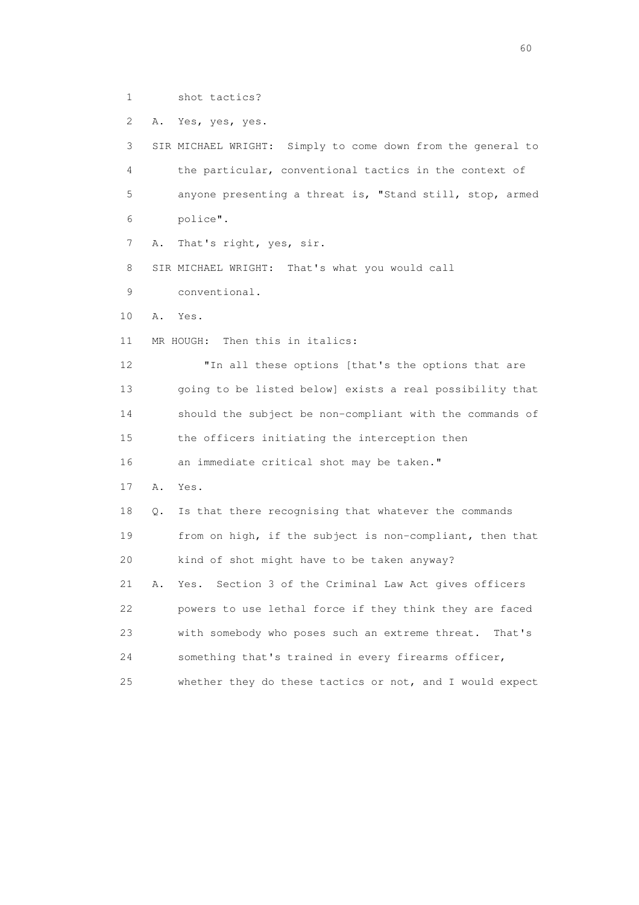1 shot tactics?

2 A. Yes, yes, yes.

3 SIR MICHAEL WRIGHT: Simply to come down from the general to

4 the particular, conventional tactics in the context of

5 anyone presenting a threat is, "Stand still, stop, armed

6 police".

7 A. That's right, yes, sir.

8 SIR MICHAEL WRIGHT: That's what you would call

9 conventional.

10 A. Yes.

11 MR HOUGH: Then this in italics:

12 "In all these options [that's the options that are

13 going to be listed below] exists a real possibility that

14 should the subject be non-compliant with the commands of

15 the officers initiating the interception then

16 an immediate critical shot may be taken."

17 A. Yes.

18 Q. Is that there recognising that whatever the commands

19 from on high, if the subject is non-compliant, then that

20 kind of shot might have to be taken anyway?

21 A. Yes. Section 3 of the Criminal Law Act gives officers

22 powers to use lethal force if they think they are faced

23 with somebody who poses such an extreme threat. That's

24 something that's trained in every firearms officer,

25 whether they do these tactics or not, and I would expect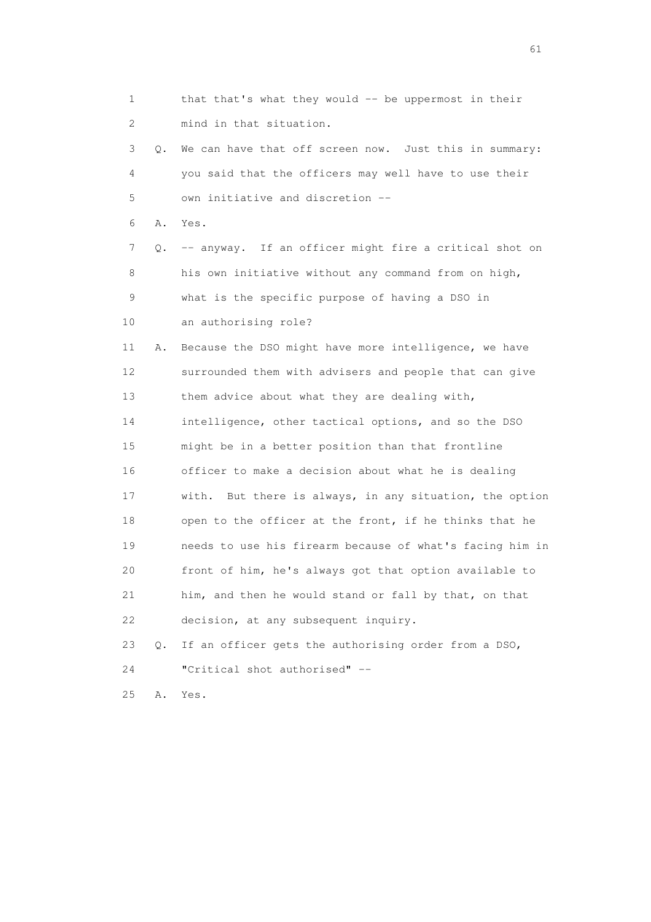1 that that's what they would -- be uppermost in their
2 mind in that situation.

3 Q. We can have that off screen now. Just this in summary:
4 you said that the officers may well have to use their
5 own initiative and discretion --

6 A. Yes.

7 Q. -- anyway. If an officer might fire a critical shot on
8 his own initiative without any command from on high,
9 what is the specific purpose of having a DSO in
10 an authorising role?

11 A. Because the DSO might have more intelligence, we have
12 surrounded them with advisers and people that can give
13 them advice about what they are dealing with,
14 intelligence, other tactical options, and so the DSO
15 might be in a better position than that frontline
16 officer to make a decision about what he is dealing
17 with. But there is always, in any situation, the option
18 open to the officer at the front, if he thinks that he
19 needs to use his firearm because of what's facing him in
20 front of him, he's always got that option available to
21 him, and then he would stand or fall by that, on that
22 decision, at any subsequent inquiry.

23 Q. If an officer gets the authorising order from a DSO,
24 "Critical shot authorised" --

25 A. Yes.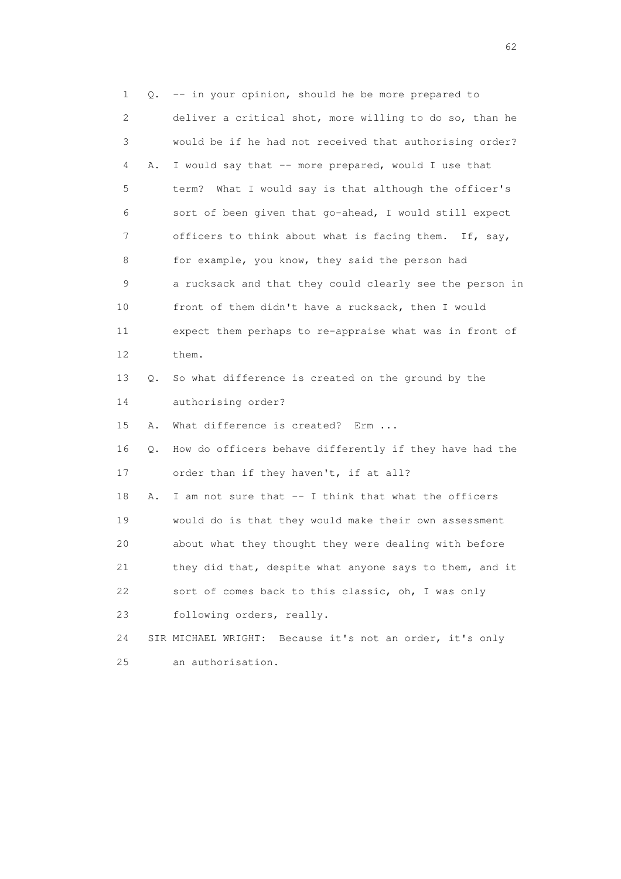1 Q. -- in your opinion, should he be more prepared to
2 deliver a critical shot, more willing to do so, than he
3 would be if he had not received that authorising order?
4 A. I would say that -- more prepared, would I use that
5 term? What I would say is that although the officer's
6 sort of been given that go-ahead, I would still expect
7 officers to think about what is facing them. If, say,
8 for example, you know, they said the person had
9 a rucksack and that they could clearly see the person in
10 front of them didn't have a rucksack, then I would
11 expect them perhaps to re-appraise what was in front of
12 them.
13 Q. So what difference is created on the ground by the
14 authorising order?
15 A. What difference is created? Erm ...
16 Q. How do officers behave differently if they have had the
17 order than if they haven't, if at all?
18 A. I am not sure that -- I think that what the officers
19 would do is that they would make their own assessment
20 about what they thought they were dealing with before
21 they did that, despite what anyone says to them, and it
22 sort of comes back to this classic, oh, I was only
23 following orders, really.
24 SIR MICHAEL WRIGHT: Because it's not an order, it's only
25 an authorisation.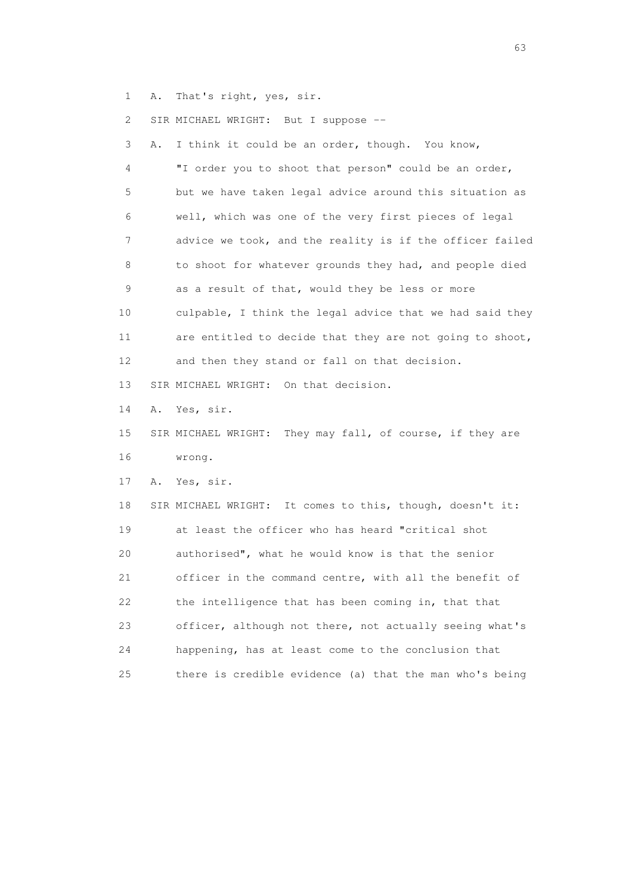1 A. That's right, yes, sir.

2 SIR MICHAEL WRIGHT: But I suppose --

3 A. I think it could be an order, though. You know,

4 "I order you to shoot that person" could be an order,

5 but we have taken legal advice around this situation as

6 well, which was one of the very first pieces of legal

7 advice we took, and the reality is if the officer failed

8 to shoot for whatever grounds they had, and people died

9 as a result of that, would they be less or more

10 culpable, I think the legal advice that we had said they

11 are entitled to decide that they are not going to shoot,

12 and then they stand or fall on that decision.

13 SIR MICHAEL WRIGHT: On that decision.

14 A. Yes, sir.

15 SIR MICHAEL WRIGHT: They may fall, of course, if they are

16 wrong.

17 A. Yes, sir.

18 SIR MICHAEL WRIGHT: It comes to this, though, doesn't it:

19 at least the officer who has heard "critical shot

20 authorised", what he would know is that the senior

21 officer in the command centre, with all the benefit of

22 the intelligence that has been coming in, that that

23 officer, although not there, not actually seeing what's

24 happening, has at least come to the conclusion that

25 there is credible evidence (a) that the man who's being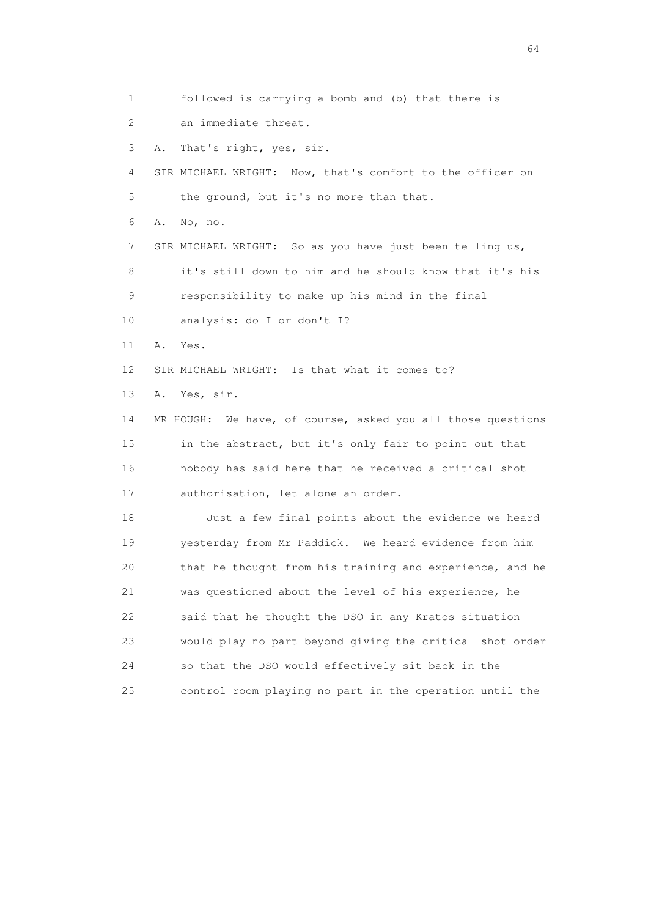1 followed is carrying a bomb and (b) that there is
2 an immediate threat.
3 A. That's right, yes, sir.
4 SIR MICHAEL WRIGHT: Now, that's comfort to the officer on
5 the ground, but it's no more than that.
6 A. No, no.
7 SIR MICHAEL WRIGHT: So as you have just been telling us,
8 it's still down to him and he should know that it's his
9 responsibility to make up his mind in the final
10 analysis: do I or don't I?
11 A. Yes.
12 SIR MICHAEL WRIGHT: Is that what it comes to?
13 A. Yes, sir.
14 MR HOUGH: We have, of course, asked you all those questions
15 in the abstract, but it's only fair to point out that
16 nobody has said here that he received a critical shot
17 authorisation, let alone an order.
18 Just a few final points about the evidence we heard
19 yesterday from Mr Paddick. We heard evidence from him
20 that he thought from his training and experience, and he
21 was questioned about the level of his experience, he
22 said that he thought the DSO in any Kratos situation
23 would play no part beyond giving the critical shot order
24 so that the DSO would effectively sit back in the
25 control room playing no part in the operation until the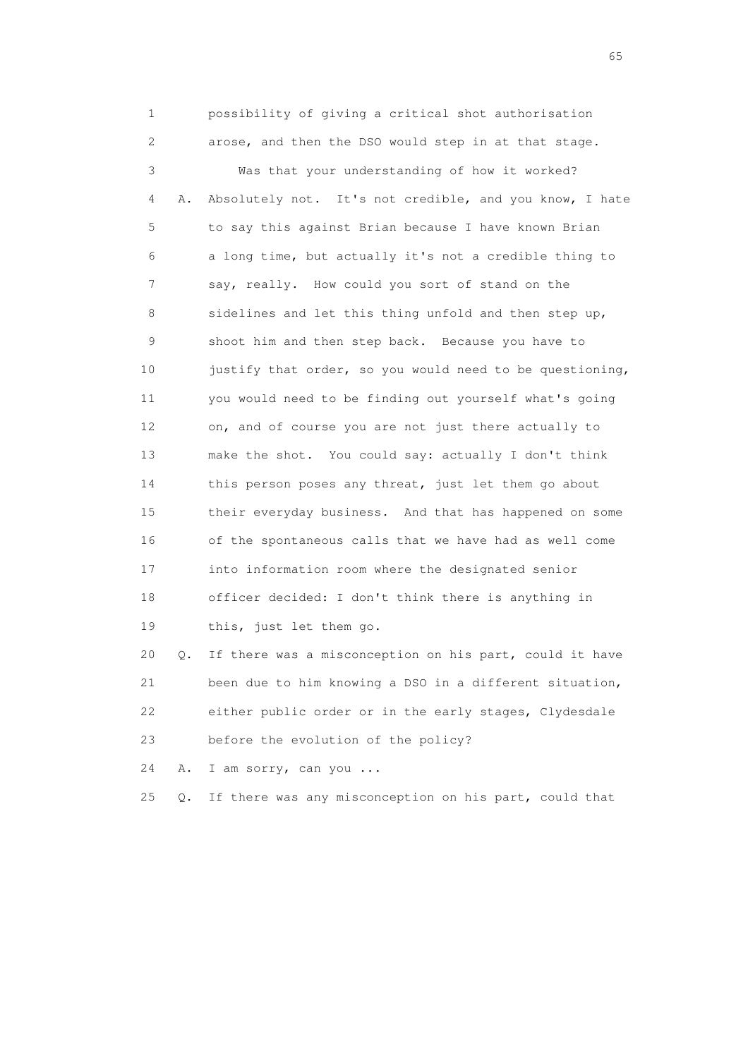1 possibility of giving a critical shot authorisation
2 arose, and then the DSO would step in at that stage.
3 Was that your understanding of how it worked?
4 A. Absolutely not. It's not credible, and you know, I hate
5 to say this against Brian because I have known Brian
6 a long time, but actually it's not a credible thing to
7 say, really. How could you sort of stand on the
8 sidelines and let this thing unfold and then step up,
9 shoot him and then step back. Because you have to
10 justify that order, so you would need to be questioning,
11 you would need to be finding out yourself what's going
12 on, and of course you are not just there actually to
13 make the shot. You could say: actually I don't think
14 this person poses any threat, just let them go about
15 their everyday business. And that has happened on some
16 of the spontaneous calls that we have had as well come
17 into information room where the designated senior
18 officer decided: I don't think there is anything in
19 this, just let them go.
20 Q. If there was a misconception on his part, could it have
21 been due to him knowing a DSO in a different situation,
22 either public order or in the early stages, Clydesdale
23 before the evolution of the policy?
24 A. I am sorry, can you ...
25 Q. If there was any misconception on his part, could that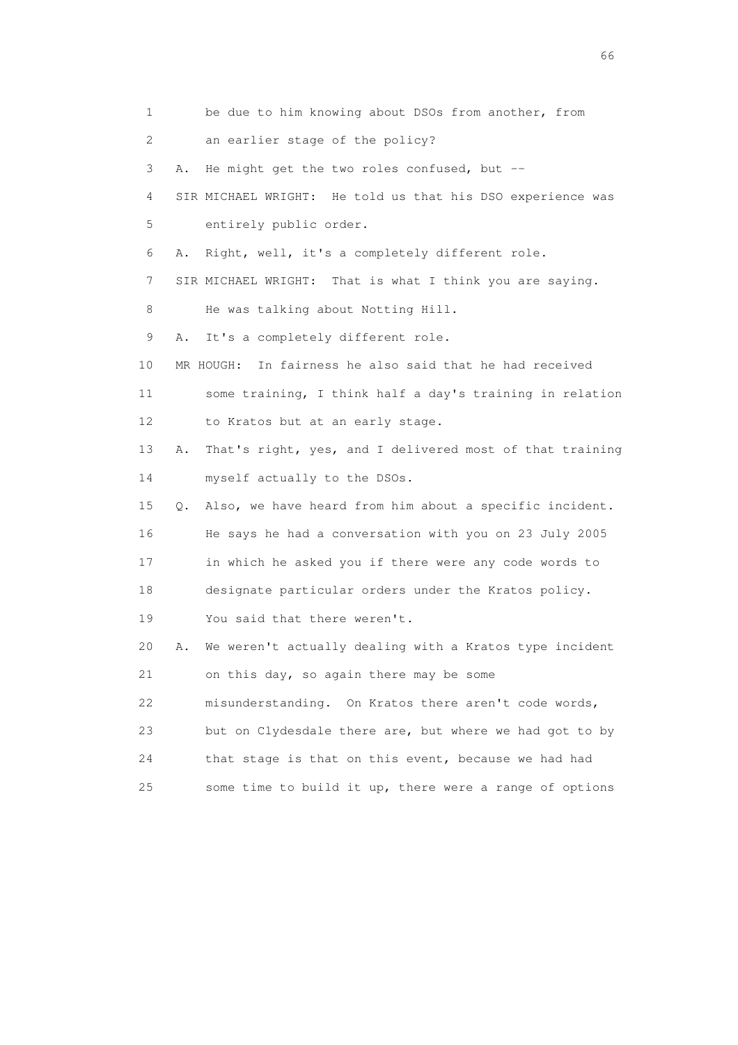1 be due to him knowing about DSOs from another, from

2 an earlier stage of the policy?

3 A. He might get the two roles confused, but --

4 SIR MICHAEL WRIGHT: He told us that his DSO experience was

5 entirely public order.

6 A. Right, well, it's a completely different role.

7 SIR MICHAEL WRIGHT: That is what I think you are saying.

8 He was talking about Notting Hill.

9 A. It's a completely different role.

10 MR HOUGH: In fairness he also said that he had received

11 some training, I think half a day's training in relation

12 to Kratos but at an early stage.

13 A. That's right, yes, and I delivered most of that training

14 myself actually to the DSOs.

15 Q. Also, we have heard from him about a specific incident.

16 He says he had a conversation with you on 23 July 2005

17 in which he asked you if there were any code words to

18 designate particular orders under the Kratos policy.

19 You said that there weren't.

20 A. We weren't actually dealing with a Kratos type incident

21 on this day, so again there may be some

22 misunderstanding. On Kratos there aren't code words,

23 but on Clydesdale there are, but where we had got to by

24 that stage is that on this event, because we had had

25 some time to build it up, there were a range of options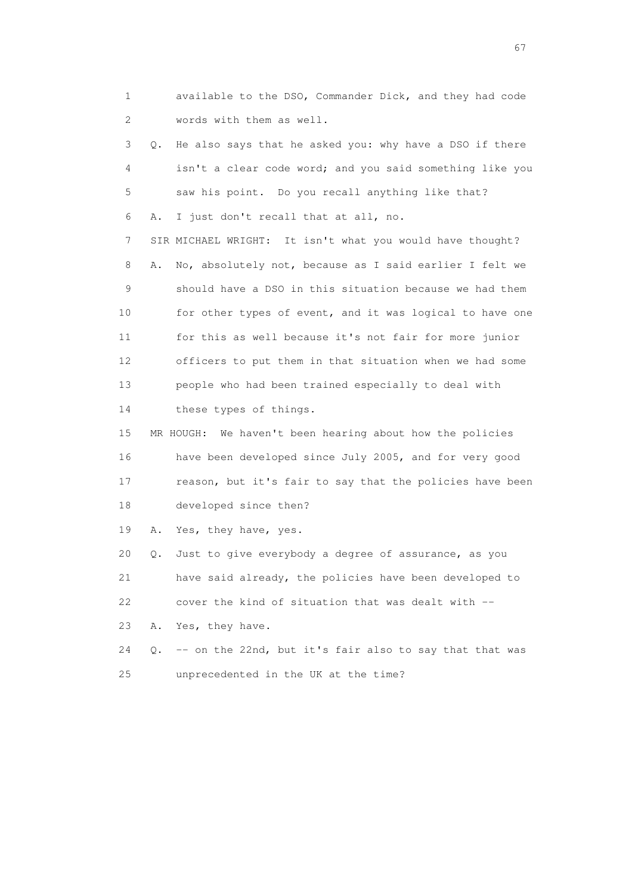1 available to the DSO, Commander Dick, and they had code
2 words with them as well.

3 Q. He also says that he asked you: why have a DSO if there
4 isn't a clear code word; and you said something like you
5 saw his point. Do you recall anything like that?

6 A. I just don't recall that at all, no.

7 SIR MICHAEL WRIGHT: It isn't what you would have thought?

8 A. No, absolutely not, because as I said earlier I felt we
9 should have a DSO in this situation because we had them
10 for other types of event, and it was logical to have one
11 for this as well because it's not fair for more junior
12 officers to put them in that situation when we had some
13 people who had been trained especially to deal with
14 these types of things.

15 MR HOUGH: We haven't been hearing about how the policies
16 have been developed since July 2005, and for very good
17 reason, but it's fair to say that the policies have been
18 developed since then?

19 A. Yes, they have, yes.

20 Q. Just to give everybody a degree of assurance, as you
21 have said already, the policies have been developed to
22 cover the kind of situation that was dealt with --

23 A. Yes, they have.

24 Q. -- on the 22nd, but it's fair also to say that that was
25 unprecedented in the UK at the time?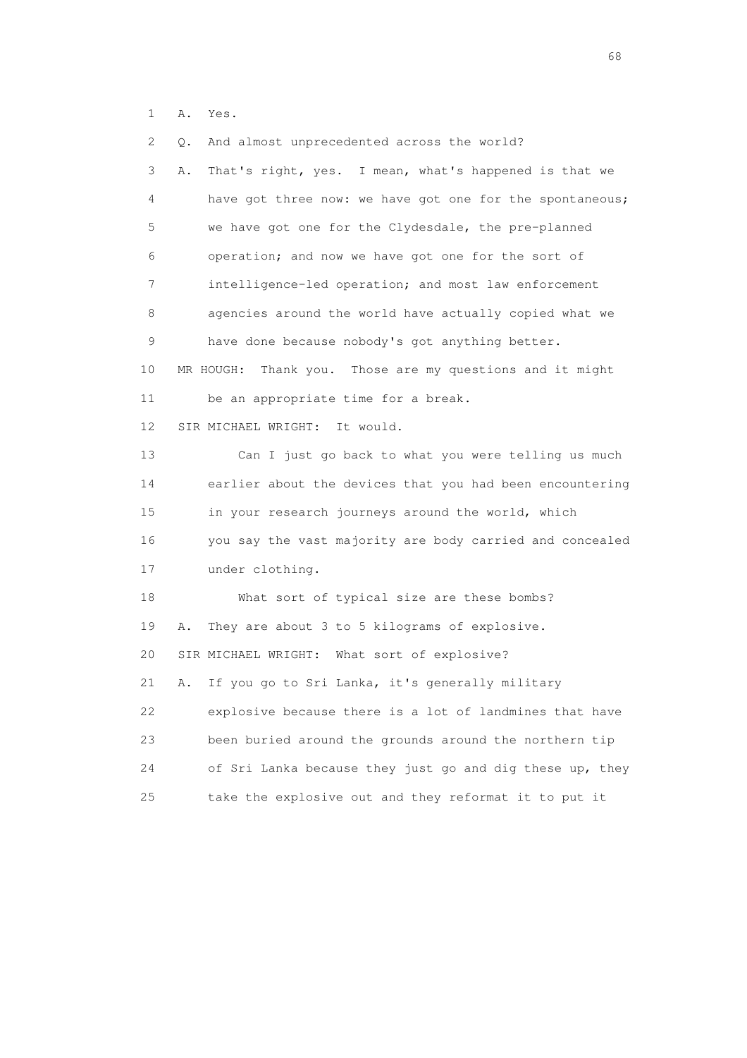1 A. Yes.

2 Q. And almost unprecedented across the world?

3 A. That's right, yes. I mean, what's happened is that we

4 have got three now: we have got one for the spontaneous;

5 we have got one for the Clydesdale, the pre-planned

6 operation; and now we have got one for the sort of

7 intelligence-led operation; and most law enforcement

8 agencies around the world have actually copied what we

9 have done because nobody's got anything better.

10 MR HOUGH: Thank you. Those are my questions and it might

11 be an appropriate time for a break.

12 SIR MICHAEL WRIGHT: It would.

13 Can I just go back to what you were telling us much

14 earlier about the devices that you had been encountering

15 in your research journeys around the world, which

16 you say the vast majority are body carried and concealed

17 under clothing.

18 What sort of typical size are these bombs?

19 A. They are about 3 to 5 kilograms of explosive.

20 SIR MICHAEL WRIGHT: What sort of explosive?

21 A. If you go to Sri Lanka, it's generally military

22 explosive because there is a lot of landmines that have

23 been buried around the grounds around the northern tip

24 of Sri Lanka because they just go and dig these up, they

25 take the explosive out and they reformat it to put it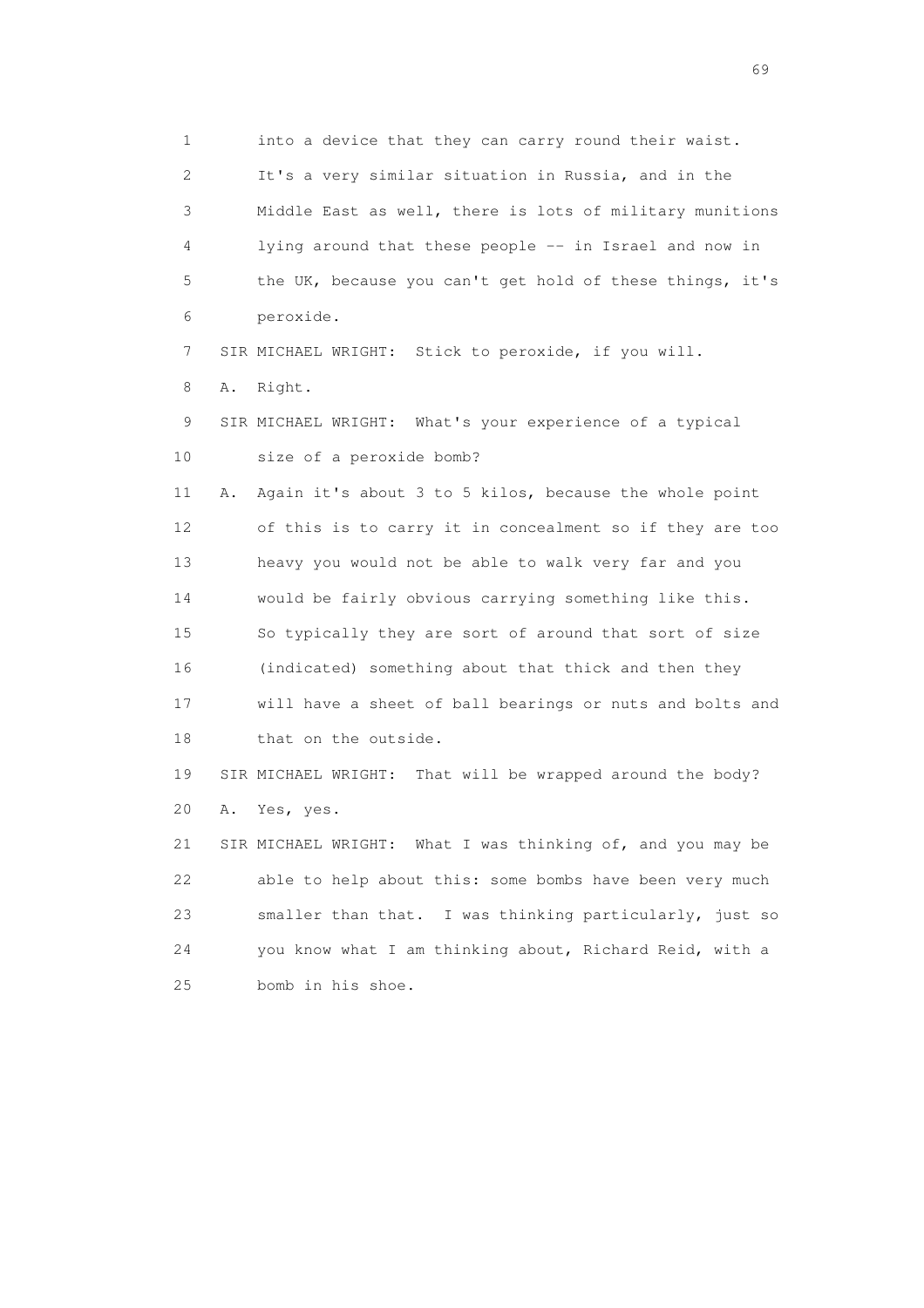1 into a device that they can carry round their waist.
2 It's a very similar situation in Russia, and in the
3 Middle East as well, there is lots of military munitions
4 lying around that these people -- in Israel and now in
5 the UK, because you can't get hold of these things, it's
6 peroxide.
7 SIR MICHAEL WRIGHT: Stick to peroxide, if you will.
8 A. Right.
9 SIR MICHAEL WRIGHT: What's your experience of a typical
10 size of a peroxide bomb?
11 A. Again it's about 3 to 5 kilos, because the whole point
12 of this is to carry it in concealment so if they are too
13 heavy you would not be able to walk very far and you
14 would be fairly obvious carrying something like this.
15 So typically they are sort of around that sort of size
16 (indicated) something about that thick and then they
17 will have a sheet of ball bearings or nuts and bolts and
18 that on the outside.
19 SIR MICHAEL WRIGHT: That will be wrapped around the body?
20 A. Yes, yes.
21 SIR MICHAEL WRIGHT: What I was thinking of, and you may be
22 able to help about this: some bombs have been very much
23 smaller than that. I was thinking particularly, just so
24 you know what I am thinking about, Richard Reid, with a
25 bomb in his shoe.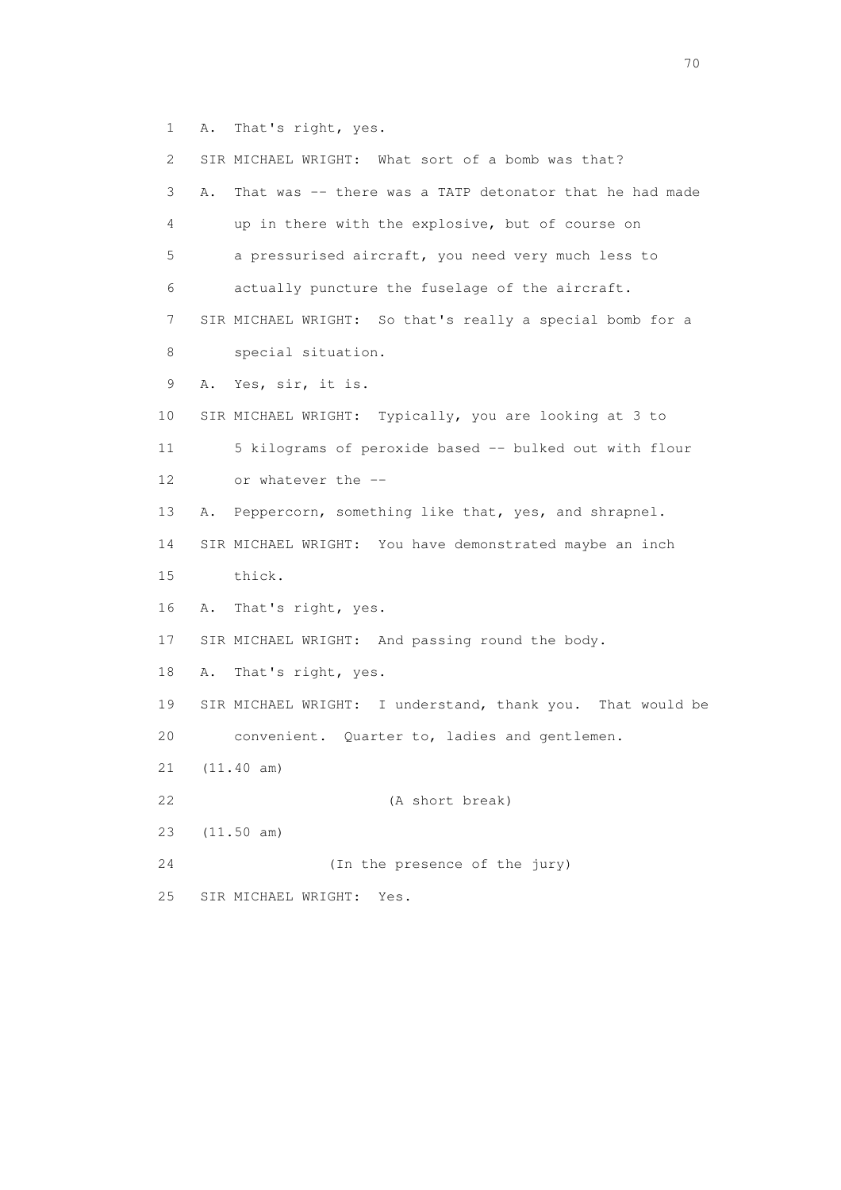1 A. That's right, yes.

2 SIR MICHAEL WRIGHT: What sort of a bomb was that?

3 A. That was -- there was a TATP detonator that he had made

4 up in there with the explosive, but of course on

5 a pressurised aircraft, you need very much less to

6 actually puncture the fuselage of the aircraft.

7 SIR MICHAEL WRIGHT: So that's really a special bomb for a

8 special situation.

9 A. Yes, sir, it is.

10 SIR MICHAEL WRIGHT: Typically, you are looking at 3 to

11 5 kilograms of peroxide based -- bulked out with flour

12 or whatever the --

13 A. Peppercorn, something like that, yes, and shrapnel.

14 SIR MICHAEL WRIGHT: You have demonstrated maybe an inch

15 thick.

16 A. That's right, yes.

17 SIR MICHAEL WRIGHT: And passing round the body.

18 A. That's right, yes.

19 SIR MICHAEL WRIGHT: I understand, thank you. That would be

20 convenient. Quarter to, ladies and gentlemen.

21 (11.40 am)

22 (A short break)

23 (11.50 am)

24 (In the presence of the jury)

25 SIR MICHAEL WRIGHT: Yes.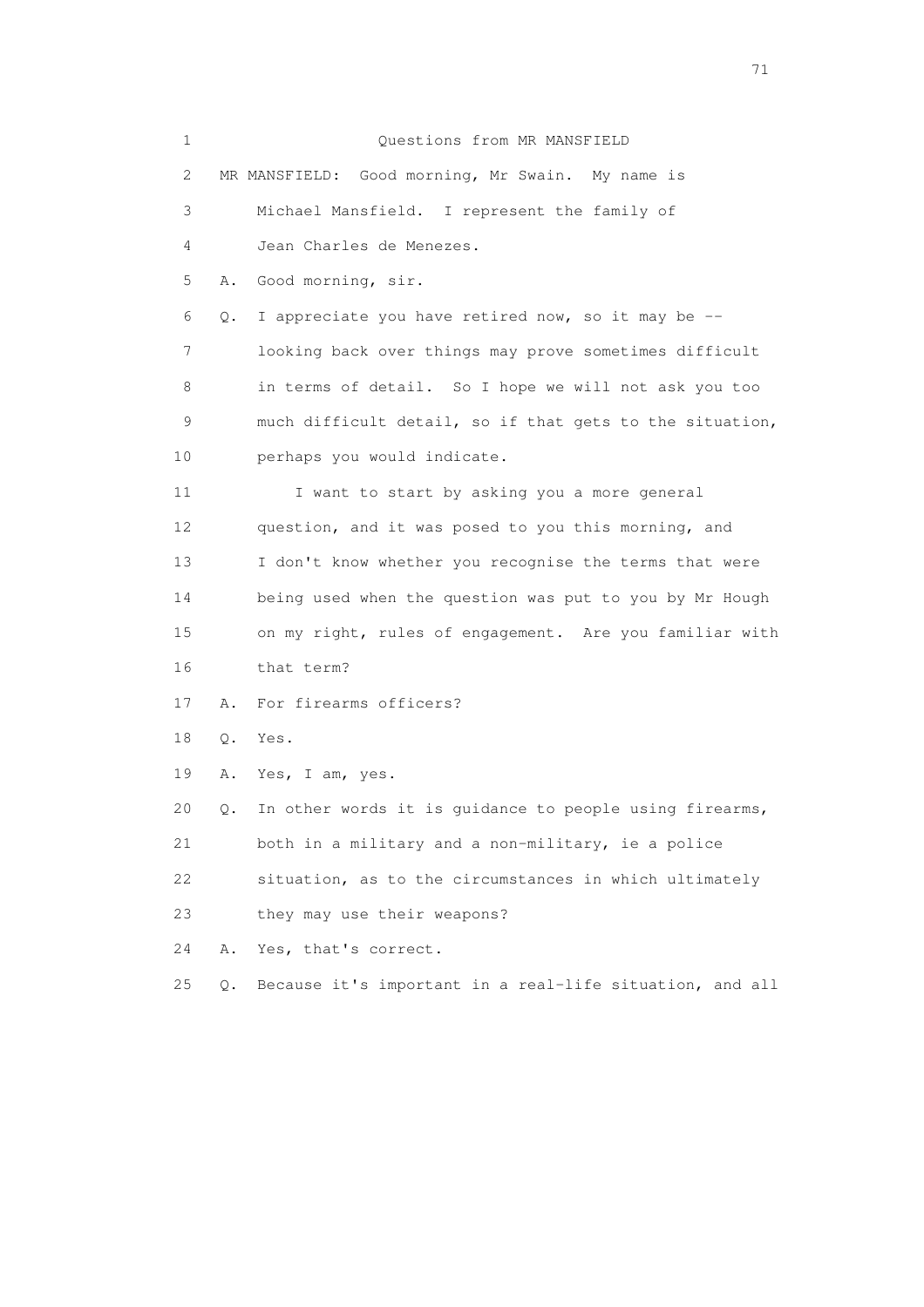Questions from MR MANSFIELD

MR MANSFIELD: Good morning, Mr Swain. My name is Michael Mansfield. I represent the family of Jean Charles de Menezes.

A. Good morning, sir.

Q. I appreciate you have retired now, so it may be -- looking back over things may prove sometimes difficult in terms of detail. So I hope we will not ask you too much difficult detail, so if that gets to the situation, perhaps you would indicate.

I want to start by asking you a more general question, and it was posed to you this morning, and I don't know whether you recognise the terms that were being used when the question was put to you by Mr Hough on my right, rules of engagement. Are you familiar with that term?

A. For firearms officers?

Q. Yes.

A. Yes, I am, yes.

Q. In other words it is guidance to people using firearms, both in a military and a non-military, ie a police situation, as to the circumstances in which ultimately they may use their weapons?

A. Yes, that's correct.

Q. Because it's important in a real-life situation, and all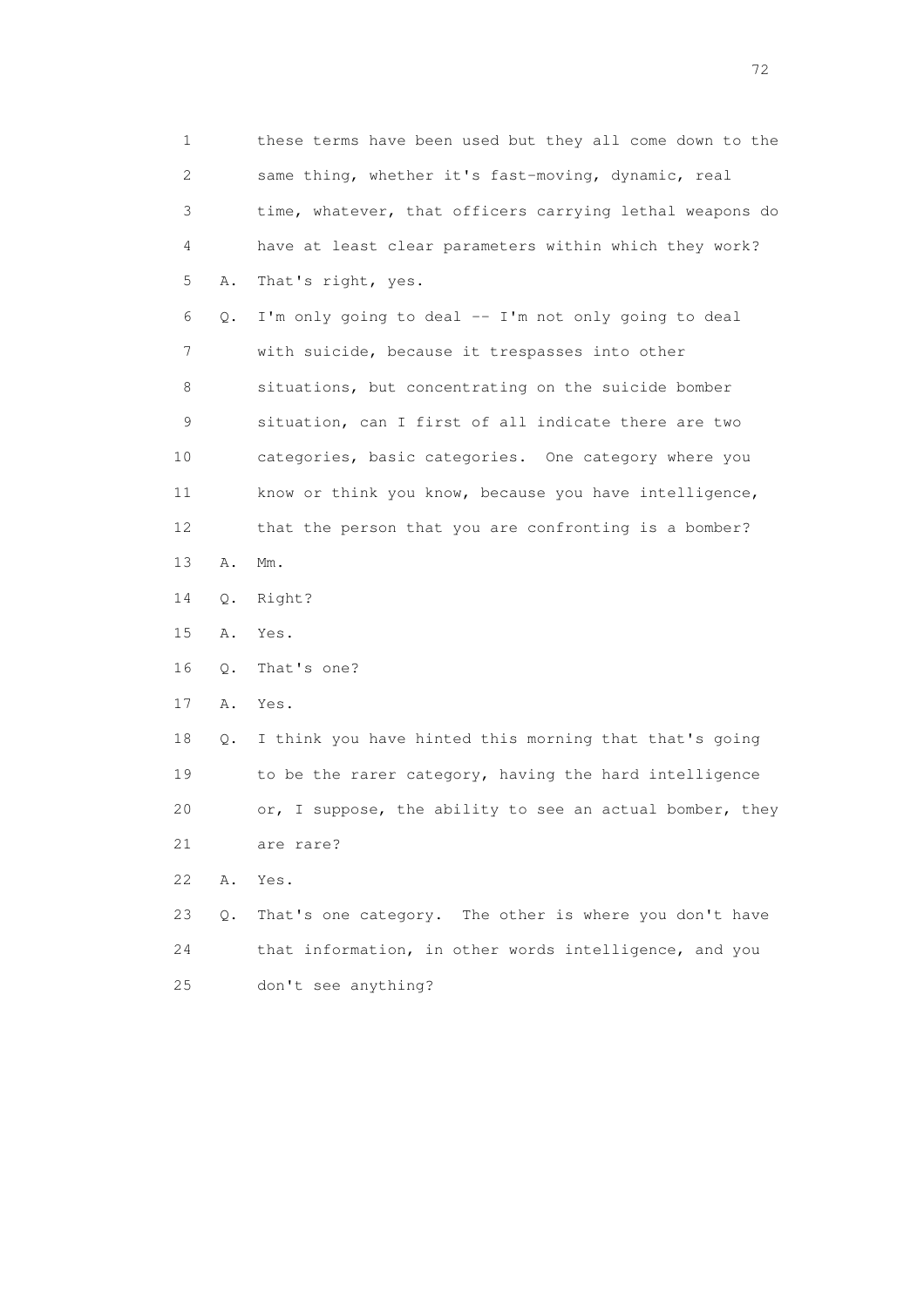1 these terms have been used but they all come down to the
2 same thing, whether it's fast-moving, dynamic, real
3 time, whatever, that officers carrying lethal weapons do
4 have at least clear parameters within which they work?
5 A. That's right, yes.
6 Q. I'm only going to deal -- I'm not only going to deal
7 with suicide, because it trespasses into other
8 situations, but concentrating on the suicide bomber
9 situation, can I first of all indicate there are two
10 categories, basic categories. One category where you
11 know or think you know, because you have intelligence,
12 that the person that you are confronting is a bomber?
13 A. Mm.
14 Q. Right?
15 A. Yes.
16 Q. That's one?
17 A. Yes.
18 Q. I think you have hinted this morning that that's going
19 to be the rarer category, having the hard intelligence
20 or, I suppose, the ability to see an actual bomber, they
21 are rare?
22 A. Yes.
23 Q. That's one category. The other is where you don't have
24 that information, in other words intelligence, and you
25 don't see anything?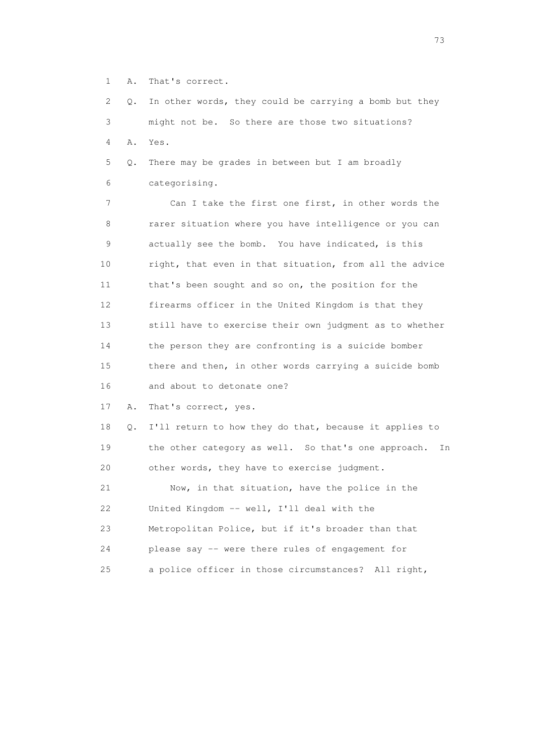1 A. That's correct.

2 Q. In other words, they could be carrying a bomb but they

3 might not be. So there are those two situations?

4 A. Yes.

5 Q. There may be grades in between but I am broadly

6 categorising.

7 Can I take the first one first, in other words the

8 rarer situation where you have intelligence or you can

9 actually see the bomb. You have indicated, is this

10 right, that even in that situation, from all the advice

11 that's been sought and so on, the position for the

12 firearms officer in the United Kingdom is that they

13 still have to exercise their own judgment as to whether

14 the person they are confronting is a suicide bomber

15 there and then, in other words carrying a suicide bomb

16 and about to detonate one?

17 A. That's correct, yes.

18 Q. I'll return to how they do that, because it applies to

19 the other category as well. So that's one approach. In

20 other words, they have to exercise judgment.

21 Now, in that situation, have the police in the

22 United Kingdom -- well, I'll deal with the

23 Metropolitan Police, but if it's broader than that

24 please say -- were there rules of engagement for

25 a police officer in those circumstances? All right,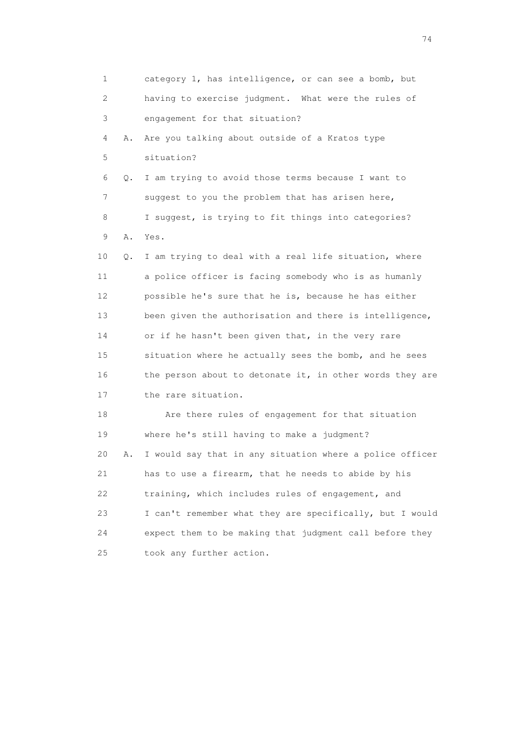1 category 1, has intelligence, or can see a bomb, but
2 having to exercise judgment. What were the rules of
3 engagement for that situation?
4 A. Are you talking about outside of a Kratos type
5 situation?
6 Q. I am trying to avoid those terms because I want to
7 suggest to you the problem that has arisen here,
8 I suggest, is trying to fit things into categories?
9 A. Yes.
10 Q. I am trying to deal with a real life situation, where
11 a police officer is facing somebody who is as humanly
12 possible he's sure that he is, because he has either
13 been given the authorisation and there is intelligence,
14 or if he hasn't been given that, in the very rare
15 situation where he actually sees the bomb, and he sees
16 the person about to detonate it, in other words they are
17 the rare situation.
18 Are there rules of engagement for that situation
19 where he's still having to make a judgment?
20 A. I would say that in any situation where a police officer
21 has to use a firearm, that he needs to abide by his
22 training, which includes rules of engagement, and
23 I can't remember what they are specifically, but I would
24 expect them to be making that judgment call before they
25 took any further action.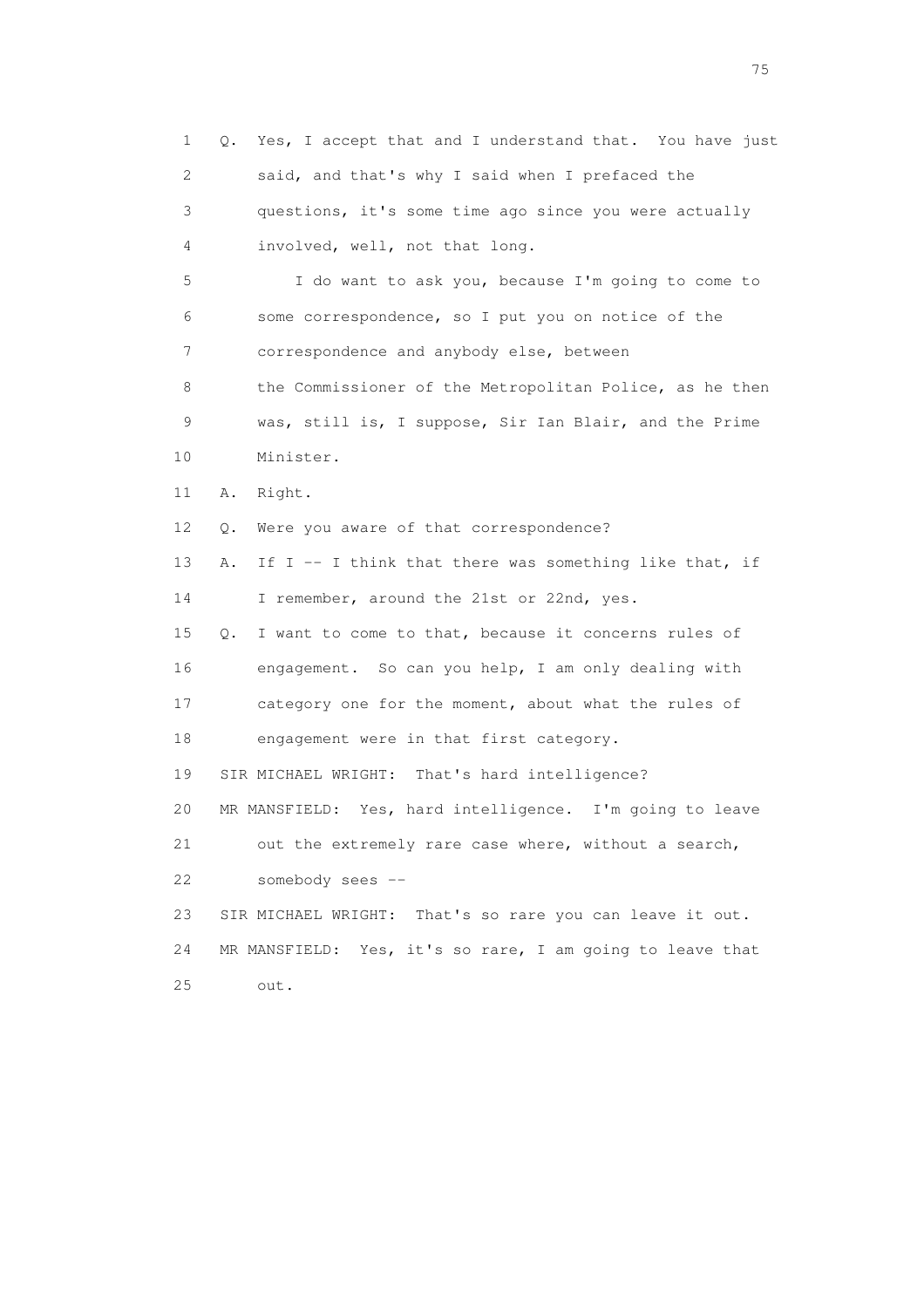1 Q. Yes, I accept that and I understand that. You have just
2 said, and that's why I said when I prefaced the
3 questions, it's some time ago since you were actually
4 involved, well, not that long.
5 I do want to ask you, because I'm going to come to
6 some correspondence, so I put you on notice of the
7 correspondence and anybody else, between
8 the Commissioner of the Metropolitan Police, as he then
9 was, still is, I suppose, Sir Ian Blair, and the Prime
10 Minister.
11 A. Right.
12 Q. Were you aware of that correspondence?
13 A. If I -- I think that there was something like that, if
14 I remember, around the 21st or 22nd, yes.
15 Q. I want to come to that, because it concerns rules of
16 engagement. So can you help, I am only dealing with
17 category one for the moment, about what the rules of
18 engagement were in that first category.
19 SIR MICHAEL WRIGHT: That's hard intelligence?
20 MR MANSFIELD: Yes, hard intelligence. I'm going to leave
21 out the extremely rare case where, without a search,
22 somebody sees --
23 SIR MICHAEL WRIGHT: That's so rare you can leave it out.
24 MR MANSFIELD: Yes, it's so rare, I am going to leave that
25 out.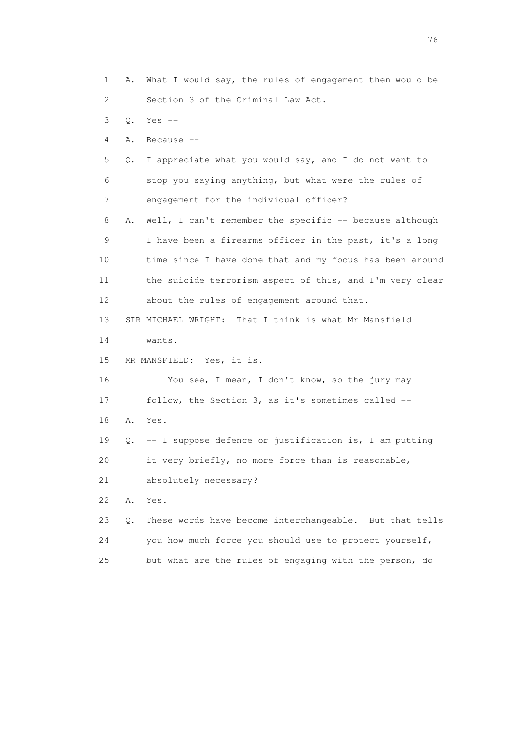1 A. What I would say, the rules of engagement then would be
2 Section 3 of the Criminal Law Act.
3 Q. Yes --
4 A. Because --
5 Q. I appreciate what you would say, and I do not want to
6 stop you saying anything, but what were the rules of
7 engagement for the individual officer?
8 A. Well, I can't remember the specific -- because although
9 I have been a firearms officer in the past, it's a long
10 time since I have done that and my focus has been around
11 the suicide terrorism aspect of this, and I'm very clear
12 about the rules of engagement around that.
13 SIR MICHAEL WRIGHT: That I think is what Mr Mansfield
14 wants.
15 MR MANSFIELD: Yes, it is.
16 You see, I mean, I don't know, so the jury may
17 follow, the Section 3, as it's sometimes called --
18 A. Yes.
19 Q. -- I suppose defence or justification is, I am putting
20 it very briefly, no more force than is reasonable,
21 absolutely necessary?
22 A. Yes.
23 Q. These words have become interchangeable. But that tells
24 you how much force you should use to protect yourself,
25 but what are the rules of engaging with the person, do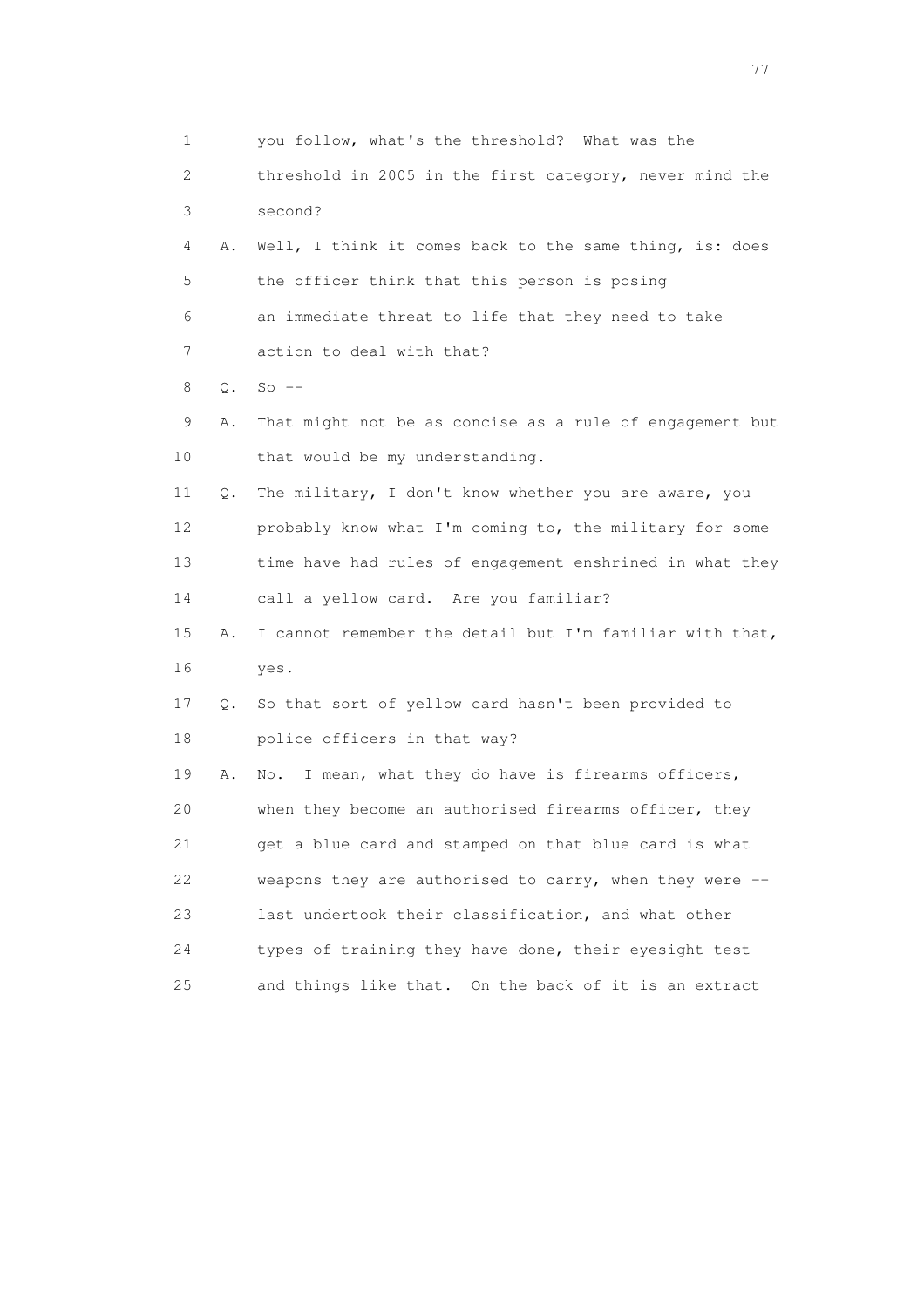1 you follow, what's the threshold? What was the
2 threshold in 2005 in the first category, never mind the
3 second?

4 A. Well, I think it comes back to the same thing, is: does
5 the officer think that this person is posing
6 an immediate threat to life that they need to take
7 action to deal with that?

8 Q. So --

9 A. That might not be as concise as a rule of engagement but
10 that would be my understanding.

11 Q. The military, I don't know whether you are aware, you
12 probably know what I'm coming to, the military for some
13 time have had rules of engagement enshrined in what they
14 call a yellow card. Are you familiar?

15 A. I cannot remember the detail but I'm familiar with that,
16 yes.

17 Q. So that sort of yellow card hasn't been provided to
18 police officers in that way?

19 A. No. I mean, what they do have is firearms officers,
20 when they become an authorised firearms officer, they
21 get a blue card and stamped on that blue card is what
22 weapons they are authorised to carry, when they were --
23 last undertook their classification, and what other
24 types of training they have done, their eyesight test
25 and things like that. On the back of it is an extract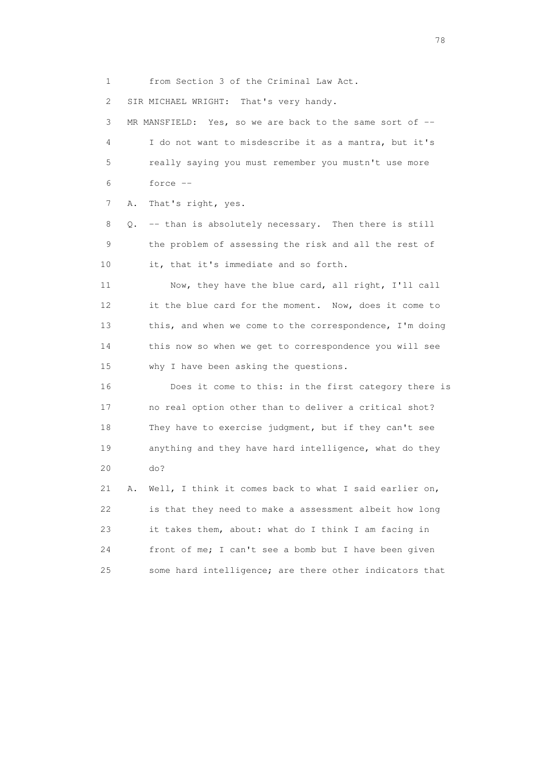1 from Section 3 of the Criminal Law Act.

2 SIR MICHAEL WRIGHT: That's very handy.

3 MR MANSFIELD: Yes, so we are back to the same sort of --

4 I do not want to misdescribe it as a mantra, but it's

5 really saying you must remember you mustn't use more

6 force --

7 A. That's right, yes.

8 Q. -- than is absolutely necessary. Then there is still

9 the problem of assessing the risk and all the rest of

10 it, that it's immediate and so forth.

11 Now, they have the blue card, all right, I'll call

12 it the blue card for the moment. Now, does it come to

13 this, and when we come to the correspondence, I'm doing

14 this now so when we get to correspondence you will see

15 why I have been asking the questions.

16 Does it come to this: in the first category there is

17 no real option other than to deliver a critical shot?

18 They have to exercise judgment, but if they can't see

19 anything and they have hard intelligence, what do they

20 do?

21 A. Well, I think it comes back to what I said earlier on,

22 is that they need to make a assessment albeit how long

23 it takes them, about: what do I think I am facing in

24 front of me; I can't see a bomb but I have been given

25 some hard intelligence; are there other indicators that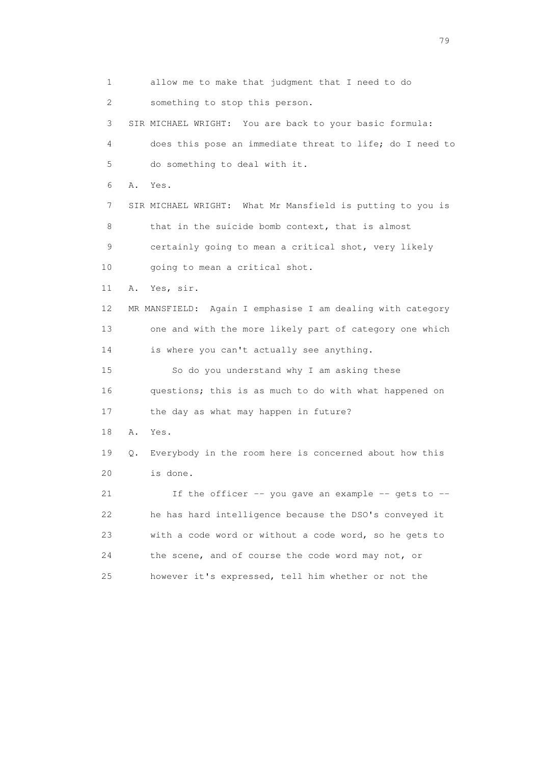1 allow me to make that judgment that I need to do
2 something to stop this person.
3 SIR MICHAEL WRIGHT: You are back to your basic formula:
4 does this pose an immediate threat to life; do I need to
5 do something to deal with it.
6 A. Yes.
7 SIR MICHAEL WRIGHT: What Mr Mansfield is putting to you is
8 that in the suicide bomb context, that is almost
9 certainly going to mean a critical shot, very likely
10 going to mean a critical shot.
11 A. Yes, sir.
12 MR MANSFIELD: Again I emphasise I am dealing with category
13 one and with the more likely part of category one which
14 is where you can't actually see anything.
15 So do you understand why I am asking these
16 questions; this is as much to do with what happened on
17 the day as what may happen in future?
18 A. Yes.
19 Q. Everybody in the room here is concerned about how this
20 is done.
21 If the officer -- you gave an example -- gets to --
22 he has hard intelligence because the DSO's conveyed it
23 with a code word or without a code word, so he gets to
24 the scene, and of course the code word may not, or
25 however it's expressed, tell him whether or not the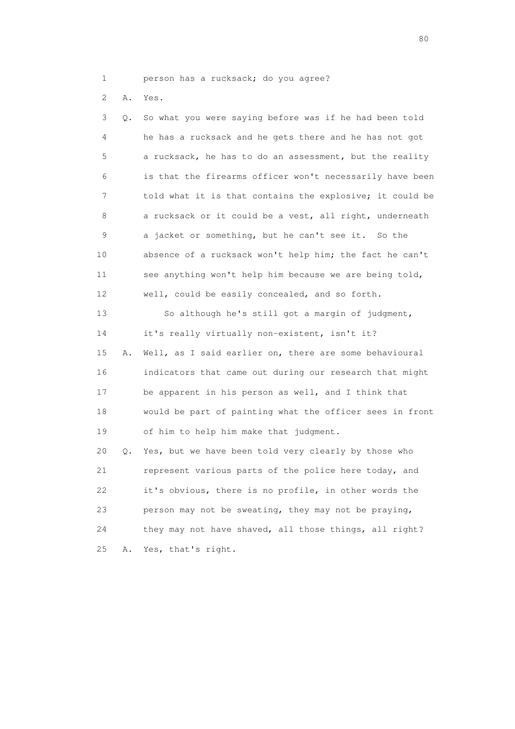1 person has a rucksack; do you agree?

2 A. Yes.

3 Q. So what you were saying before was if he had been told
4 he has a rucksack and he gets there and he has not got
5 a rucksack, he has to do an assessment, but the reality
6 is that the firearms officer won't necessarily have been
7 told what it is that contains the explosive; it could be
8 a rucksack or it could be a vest, all right, underneath
9 a jacket or something, but he can't see it. So the
10 absence of a rucksack won't help him; the fact he can't
11 see anything won't help him because we are being told,
12 well, could be easily concealed, and so forth.

13 So although he's still got a margin of judgment,
14 it's really virtually non-existent, isn't it?

15 A. Well, as I said earlier on, there are some behavioural
16 indicators that came out during our research that might
17 be apparent in his person as well, and I think that
18 would be part of painting what the officer sees in front
19 of him to help him make that judgment.

20 Q. Yes, but we have been told very clearly by those who
21 represent various parts of the police here today, and
22 it's obvious, there is no profile, in other words the
23 person may not be sweating, they may not be praying,
24 they may not have shaved, all those things, all right?

25 A. Yes, that's right.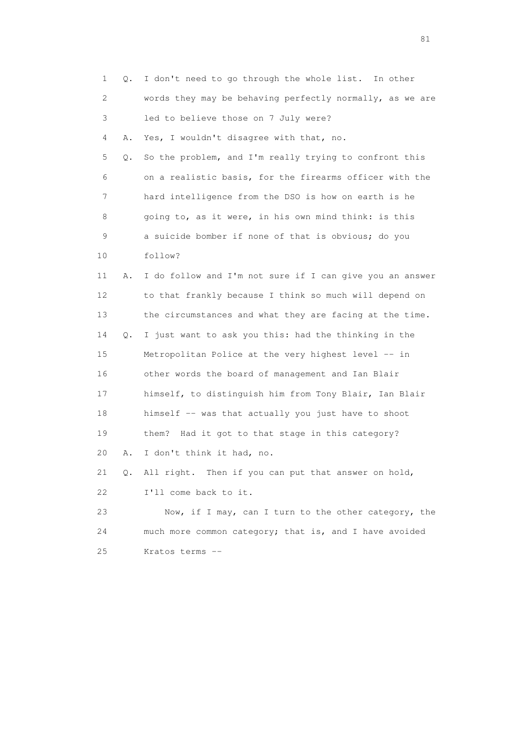1 Q. I don't need to go through the whole list. In other
2 words they may be behaving perfectly normally, as we are
3 led to believe those on 7 July were?
4 A. Yes, I wouldn't disagree with that, no.
5 Q. So the problem, and I'm really trying to confront this
6 on a realistic basis, for the firearms officer with the
7 hard intelligence from the DSO is how on earth is he
8 going to, as it were, in his own mind think: is this
9 a suicide bomber if none of that is obvious; do you
10 follow?
11 A. I do follow and I'm not sure if I can give you an answer
12 to that frankly because I think so much will depend on
13 the circumstances and what they are facing at the time.
14 Q. I just want to ask you this: had the thinking in the
15 Metropolitan Police at the very highest level -- in
16 other words the board of management and Ian Blair
17 himself, to distinguish him from Tony Blair, Ian Blair
18 himself -- was that actually you just have to shoot
19 them? Had it got to that stage in this category?
20 A. I don't think it had, no.
21 Q. All right. Then if you can put that answer on hold,
22 I'll come back to it.
23 Now, if I may, can I turn to the other category, the
24 much more common category; that is, and I have avoided
25 Kratos terms --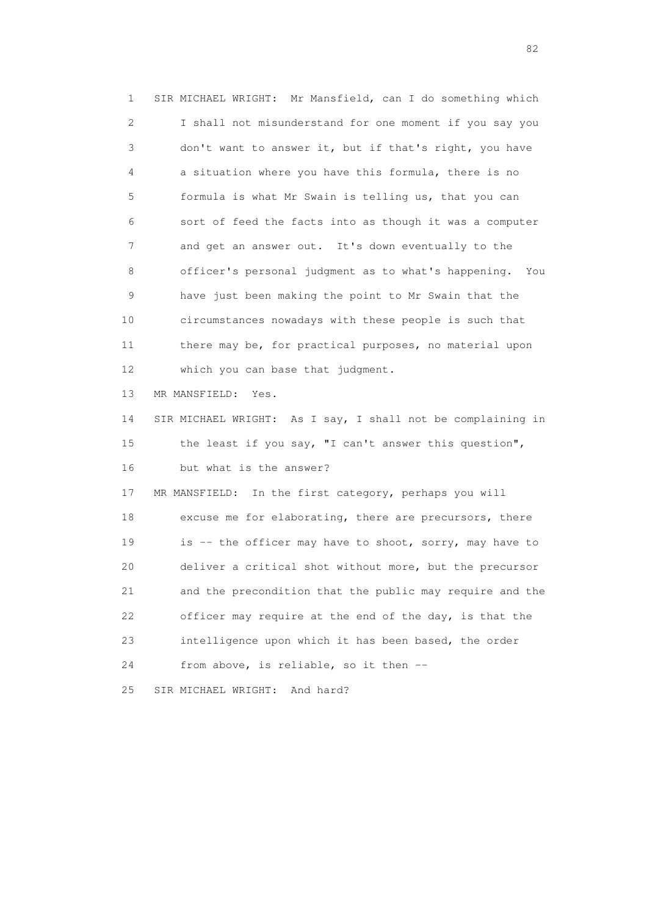1 SIR MICHAEL WRIGHT: Mr Mansfield, can I do something which
2 I shall not misunderstand for one moment if you say you
3 don't want to answer it, but if that's right, you have
4 a situation where you have this formula, there is no
5 formula is what Mr Swain is telling us, that you can
6 sort of feed the facts into as though it was a computer
7 and get an answer out. It's down eventually to the
8 officer's personal judgment as to what's happening. You
9 have just been making the point to Mr Swain that the
10 circumstances nowadays with these people is such that
11 there may be, for practical purposes, no material upon
12 which you can base that judgment.
13 MR MANSFIELD: Yes.
14 SIR MICHAEL WRIGHT: As I say, I shall not be complaining in
15 the least if you say, "I can't answer this question",
16 but what is the answer?
17 MR MANSFIELD: In the first category, perhaps you will
18 excuse me for elaborating, there are precursors, there
19 is -- the officer may have to shoot, sorry, may have to
20 deliver a critical shot without more, but the precursor
21 and the precondition that the public may require and the
22 officer may require at the end of the day, is that the
23 intelligence upon which it has been based, the order
24 from above, is reliable, so it then --
25 SIR MICHAEL WRIGHT: And hard?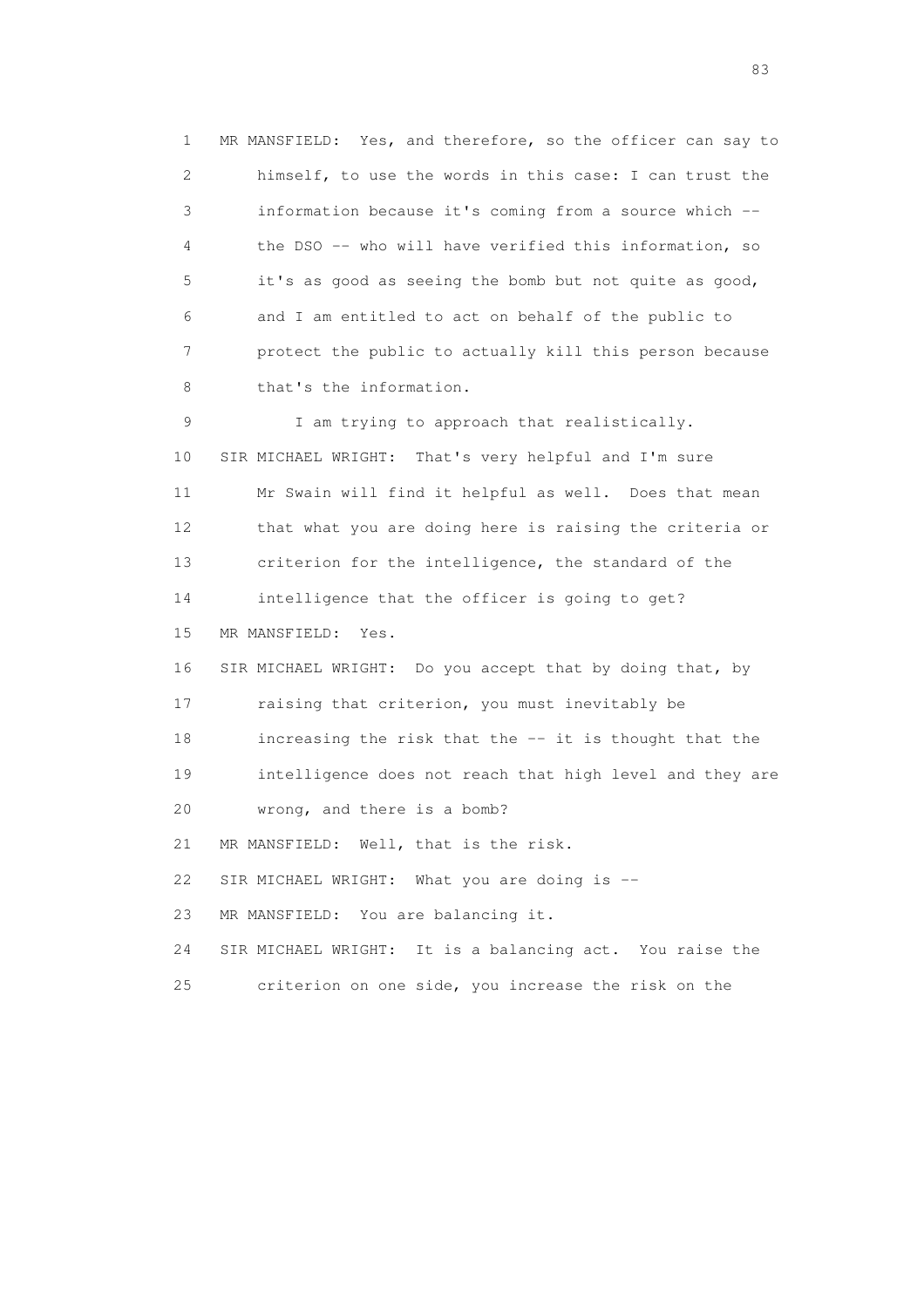1 MR MANSFIELD: Yes, and therefore, so the officer can say to
2 himself, to use the words in this case: I can trust the
3 information because it's coming from a source which --
4 the DSO -- who will have verified this information, so
5 it's as good as seeing the bomb but not quite as good,
6 and I am entitled to act on behalf of the public to
7 protect the public to actually kill this person because
8 that's the information.
9 I am trying to approach that realistically.
10 SIR MICHAEL WRIGHT: That's very helpful and I'm sure
11 Mr Swain will find it helpful as well. Does that mean
12 that what you are doing here is raising the criteria or
13 criterion for the intelligence, the standard of the
14 intelligence that the officer is going to get?
15 MR MANSFIELD: Yes.
16 SIR MICHAEL WRIGHT: Do you accept that by doing that, by
17 raising that criterion, you must inevitably be
18 increasing the risk that the -- it is thought that the
19 intelligence does not reach that high level and they are
20 wrong, and there is a bomb?
21 MR MANSFIELD: Well, that is the risk.
22 SIR MICHAEL WRIGHT: What you are doing is --
23 MR MANSFIELD: You are balancing it.
24 SIR MICHAEL WRIGHT: It is a balancing act. You raise the
25 criterion on one side, you increase the risk on the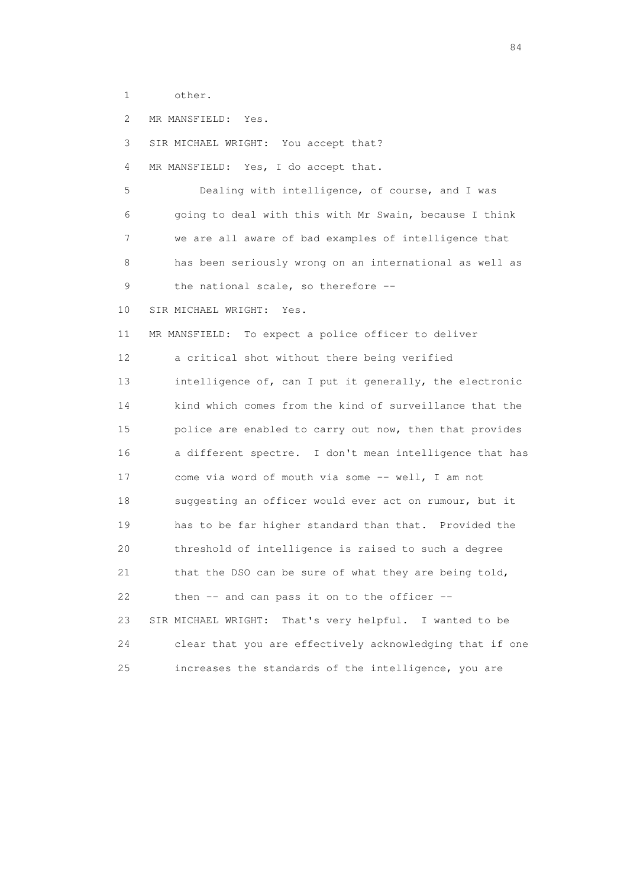1 other.

2 MR MANSFIELD: Yes.

3 SIR MICHAEL WRIGHT: You accept that?

4 MR MANSFIELD: Yes, I do accept that.

5 Dealing with intelligence, of course, and I was

6 going to deal with this with Mr Swain, because I think

7 we are all aware of bad examples of intelligence that

8 has been seriously wrong on an international as well as

9 the national scale, so therefore --

10 SIR MICHAEL WRIGHT: Yes.

11 MR MANSFIELD: To expect a police officer to deliver

12 a critical shot without there being verified

13 intelligence of, can I put it generally, the electronic

14 kind which comes from the kind of surveillance that the

15 police are enabled to carry out now, then that provides

16 a different spectre. I don't mean intelligence that has

17 come via word of mouth via some -- well, I am not

18 suggesting an officer would ever act on rumour, but it

19 has to be far higher standard than that. Provided the

20 threshold of intelligence is raised to such a degree

21 that the DSO can be sure of what they are being told,

22 then -- and can pass it on to the officer --

23 SIR MICHAEL WRIGHT: That's very helpful. I wanted to be

24 clear that you are effectively acknowledging that if one

25 increases the standards of the intelligence, you are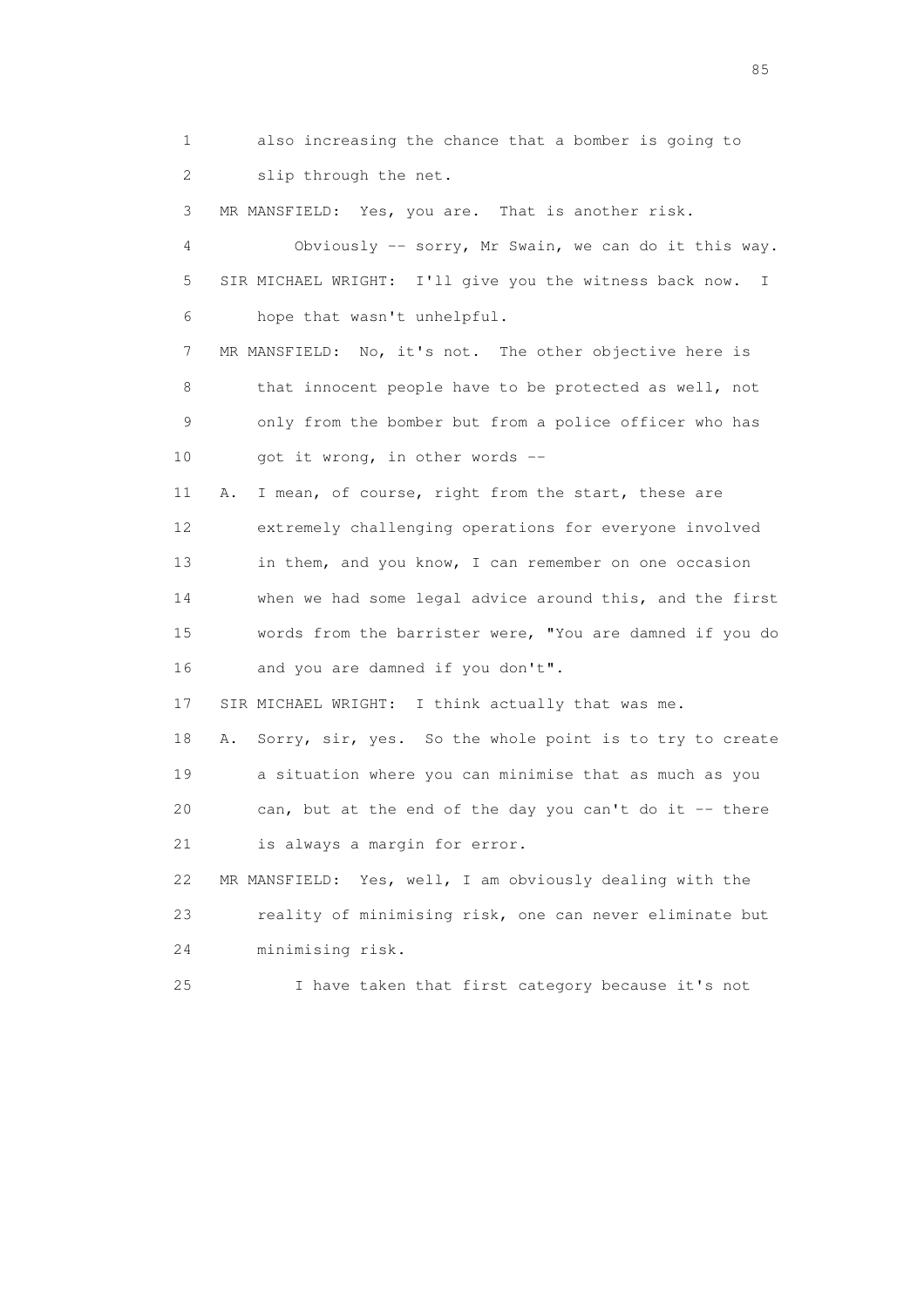1 also increasing the chance that a bomber is going to
2 slip through the net.

3 MR MANSFIELD: Yes, you are. That is another risk.

4 Obviously -- sorry, Mr Swain, we can do it this way.

5 SIR MICHAEL WRIGHT: I'll give you the witness back now. I
6 hope that wasn't unhelpful.

7 MR MANSFIELD: No, it's not. The other objective here is
8 that innocent people have to be protected as well, not
9 only from the bomber but from a police officer who has
10 got it wrong, in other words --

11 A. I mean, of course, right from the start, these are
12 extremely challenging operations for everyone involved
13 in them, and you know, I can remember on one occasion
14 when we had some legal advice around this, and the first
15 words from the barrister were, "You are damned if you do
16 and you are damned if you don't".

17 SIR MICHAEL WRIGHT: I think actually that was me.

18 A. Sorry, sir, yes. So the whole point is to try to create
19 a situation where you can minimise that as much as you
20 can, but at the end of the day you can't do it -- there
21 is always a margin for error.

22 MR MANSFIELD: Yes, well, I am obviously dealing with the
23 reality of minimising risk, one can never eliminate but
24 minimising risk.

25 I have taken that first category because it's not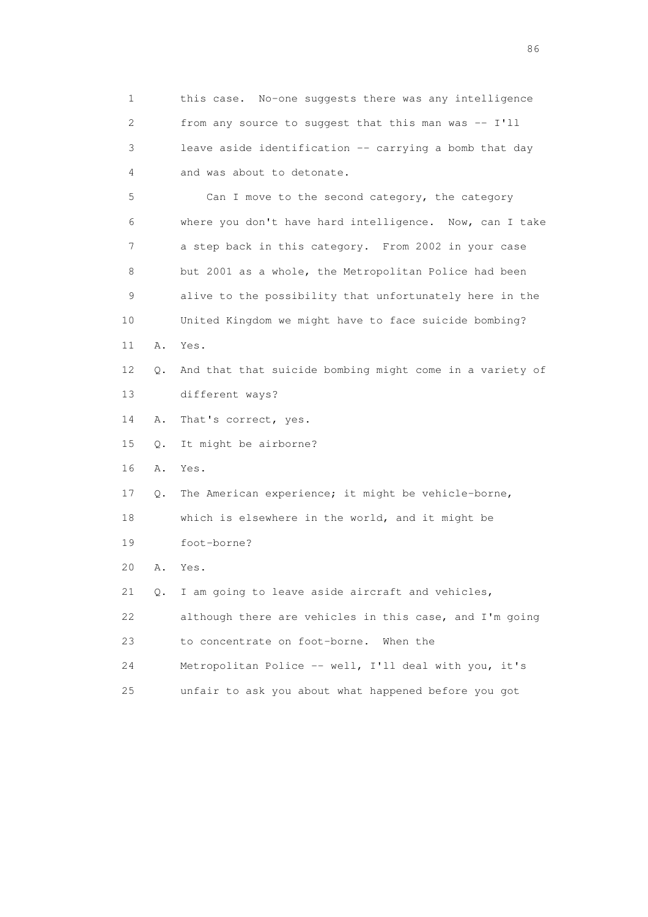1 this case. No-one suggests there was any intelligence
2 from any source to suggest that this man was -- I'll
3 leave aside identification -- carrying a bomb that day
4 and was about to detonate.

5 Can I move to the second category, the category
6 where you don't have hard intelligence. Now, can I take
7 a step back in this category. From 2002 in your case
8 but 2001 as a whole, the Metropolitan Police had been
9 alive to the possibility that unfortunately here in the
10 United Kingdom we might have to face suicide bombing?

11 A. Yes.

12 Q. And that that suicide bombing might come in a variety of
13 different ways?

14 A. That's correct, yes.

15 Q. It might be airborne?

16 A. Yes.

17 Q. The American experience; it might be vehicle-borne,
18 which is elsewhere in the world, and it might be
19 foot-borne?

20 A. Yes.

21 Q. I am going to leave aside aircraft and vehicles,
22 although there are vehicles in this case, and I'm going
23 to concentrate on foot-borne. When the
24 Metropolitan Police -- well, I'll deal with you, it's
25 unfair to ask you about what happened before you got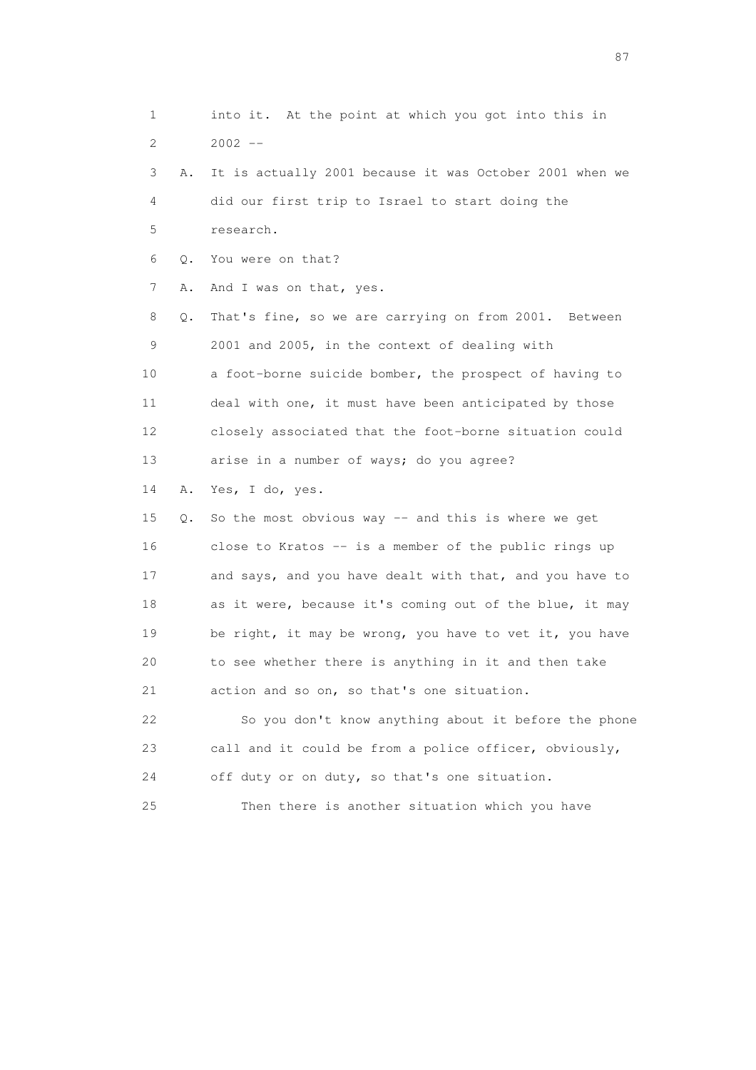1 into it. At the point at which you got into this in
2 2002 --
3 A. It is actually 2001 because it was October 2001 when we
4 did our first trip to Israel to start doing the
5 research.
6 Q. You were on that?
7 A. And I was on that, yes.
8 Q. That's fine, so we are carrying on from 2001. Between
9 2001 and 2005, in the context of dealing with
10 a foot-borne suicide bomber, the prospect of having to
11 deal with one, it must have been anticipated by those
12 closely associated that the foot-borne situation could
13 arise in a number of ways; do you agree?
14 A. Yes, I do, yes.
15 Q. So the most obvious way -- and this is where we get
16 close to Kratos -- is a member of the public rings up
17 and says, and you have dealt with that, and you have to
18 as it were, because it's coming out of the blue, it may
19 be right, it may be wrong, you have to vet it, you have
20 to see whether there is anything in it and then take
21 action and so on, so that's one situation.
22 So you don't know anything about it before the phone
23 call and it could be from a police officer, obviously,
24 off duty or on duty, so that's one situation.
25 Then there is another situation which you have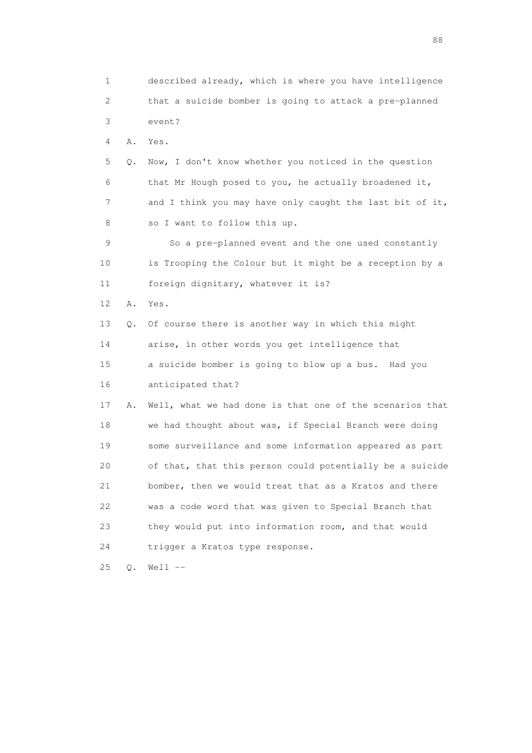1 described already, which is where you have intelligence
2 that a suicide bomber is going to attack a pre-planned
3 event?
4 A. Yes.
5 Q. Now, I don't know whether you noticed in the question
6 that Mr Hough posed to you, he actually broadened it,
7 and I think you may have only caught the last bit of it,
8 so I want to follow this up.
9 So a pre-planned event and the one used constantly
10 is Trooping the Colour but it might be a reception by a
11 foreign dignitary, whatever it is?
12 A. Yes.
13 Q. Of course there is another way in which this might
14 arise, in other words you get intelligence that
15 a suicide bomber is going to blow up a bus. Had you
16 anticipated that?
17 A. Well, what we had done is that one of the scenarios that
18 we had thought about was, if Special Branch were doing
19 some surveillance and some information appeared as part
20 of that, that this person could potentially be a suicide
21 bomber, then we would treat that as a Kratos and there
22 was a code word that was given to Special Branch that
23 they would put into information room, and that would
24 trigger a Kratos type response.
25 Q. Well --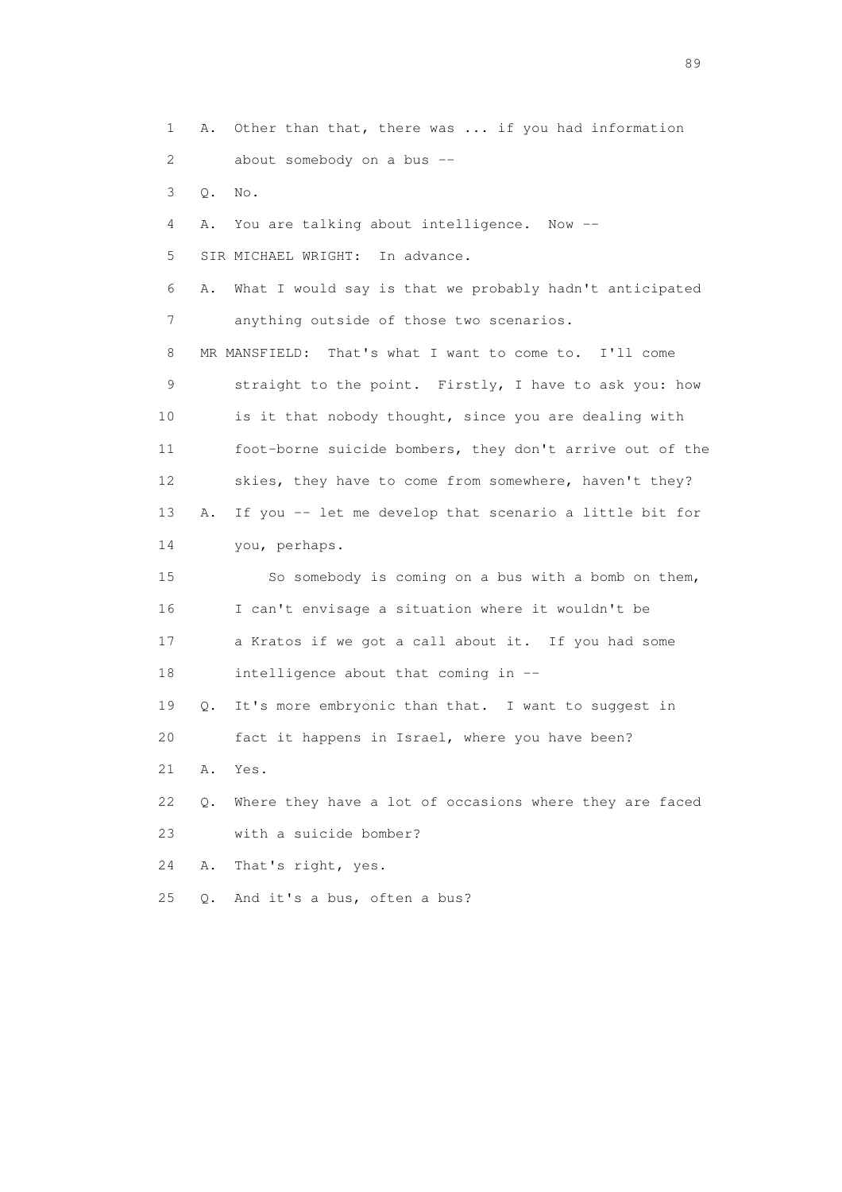1 A. Other than that, there was ... if you had information
2 about somebody on a bus --
3 Q. No.
4 A. You are talking about intelligence. Now --
5 SIR MICHAEL WRIGHT: In advance.
6 A. What I would say is that we probably hadn't anticipated
7 anything outside of those two scenarios.
8 MR MANSFIELD: That's what I want to come to. I'll come
9 straight to the point. Firstly, I have to ask you: how
10 is it that nobody thought, since you are dealing with
11 foot-borne suicide bombers, they don't arrive out of the
12 skies, they have to come from somewhere, haven't they?
13 A. If you -- let me develop that scenario a little bit for
14 you, perhaps.
15 So somebody is coming on a bus with a bomb on them,
16 I can't envisage a situation where it wouldn't be
17 a Kratos if we got a call about it. If you had some
18 intelligence about that coming in --
19 Q. It's more embryonic than that. I want to suggest in
20 fact it happens in Israel, where you have been?
21 A. Yes.
22 Q. Where they have a lot of occasions where they are faced
23 with a suicide bomber?
24 A. That's right, yes.
25 Q. And it's a bus, often a bus?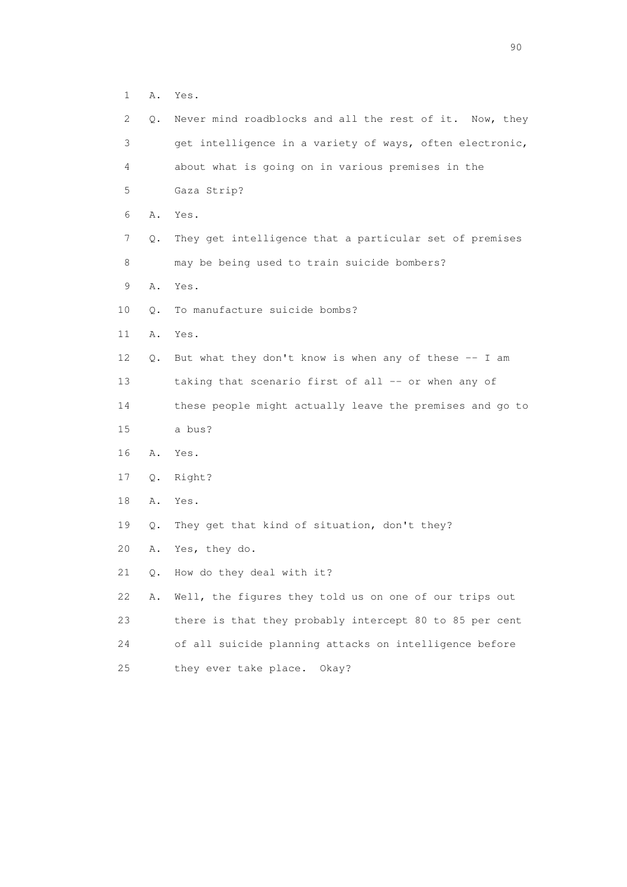1 A. Yes.

2 Q. Never mind roadblocks and all the rest of it. Now, they

3 get intelligence in a variety of ways, often electronic,

4 about what is going on in various premises in the

5 Gaza Strip?

6 A. Yes.

7 Q. They get intelligence that a particular set of premises

8 may be being used to train suicide bombers?

9 A. Yes.

10 Q. To manufacture suicide bombs?

11 A. Yes.

12 Q. But what they don't know is when any of these -- I am

13 taking that scenario first of all -- or when any of

14 these people might actually leave the premises and go to

15 a bus?

16 A. Yes.

17 Q. Right?

18 A. Yes.

19 Q. They get that kind of situation, don't they?

20 A. Yes, they do.

21 Q. How do they deal with it?

22 A. Well, the figures they told us on one of our trips out

23 there is that they probably intercept 80 to 85 per cent

24 of all suicide planning attacks on intelligence before

25 they ever take place. Okay?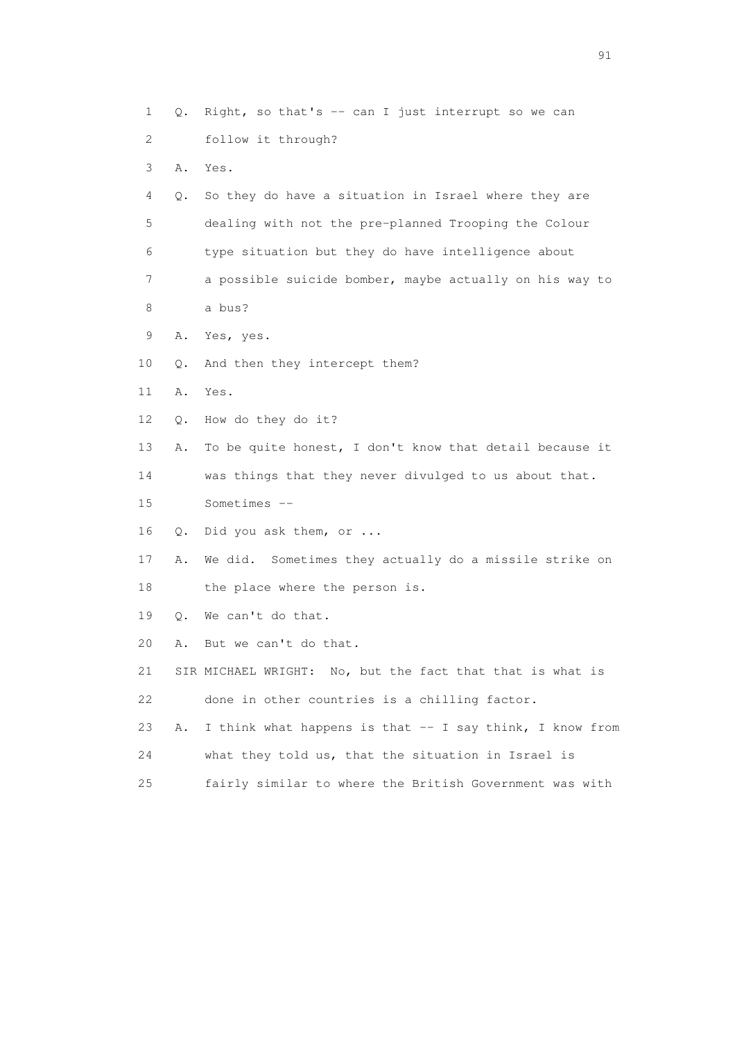1 Q. Right, so that's -- can I just interrupt so we can

2 follow it through?

3 A. Yes.

4 Q. So they do have a situation in Israel where they are

5 dealing with not the pre-planned Trooping the Colour

6 type situation but they do have intelligence about

7 a possible suicide bomber, maybe actually on his way to

8 a bus?

9 A. Yes, yes.

10 Q. And then they intercept them?

11 A. Yes.

12 Q. How do they do it?

13 A. To be quite honest, I don't know that detail because it

14 was things that they never divulged to us about that.

15 Sometimes --

16 Q. Did you ask them, or ...

17 A. We did. Sometimes they actually do a missile strike on

18 the place where the person is.

19 Q. We can't do that.

20 A. But we can't do that.

21 SIR MICHAEL WRIGHT: No, but the fact that that is what is

22 done in other countries is a chilling factor.

23 A. I think what happens is that -- I say think, I know from

24 what they told us, that the situation in Israel is

25 fairly similar to where the British Government was with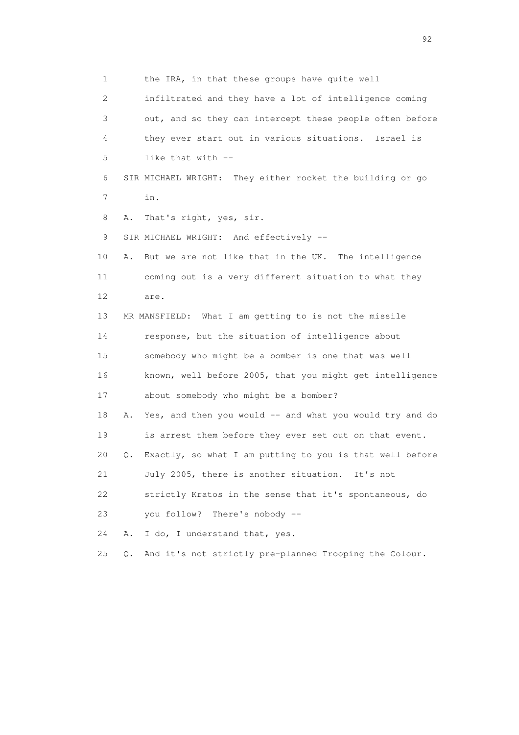1 the IRA, in that these groups have quite well
2 infiltrated and they have a lot of intelligence coming
3 out, and so they can intercept these people often before
4 they ever start out in various situations. Israel is
5 like that with --
6 SIR MICHAEL WRIGHT: They either rocket the building or go
7 in.
8 A. That's right, yes, sir.
9 SIR MICHAEL WRIGHT: And effectively --
10 A. But we are not like that in the UK. The intelligence
11 coming out is a very different situation to what they
12 are.
13 MR MANSFIELD: What I am getting to is not the missile
14 response, but the situation of intelligence about
15 somebody who might be a bomber is one that was well
16 known, well before 2005, that you might get intelligence
17 about somebody who might be a bomber?
18 A. Yes, and then you would -- and what you would try and do
19 is arrest them before they ever set out on that event.
20 Q. Exactly, so what I am putting to you is that well before
21 July 2005, there is another situation. It's not
22 strictly Kratos in the sense that it's spontaneous, do
23 you follow? There's nobody --
24 A. I do, I understand that, yes.
25 Q. And it's not strictly pre-planned Trooping the Colour.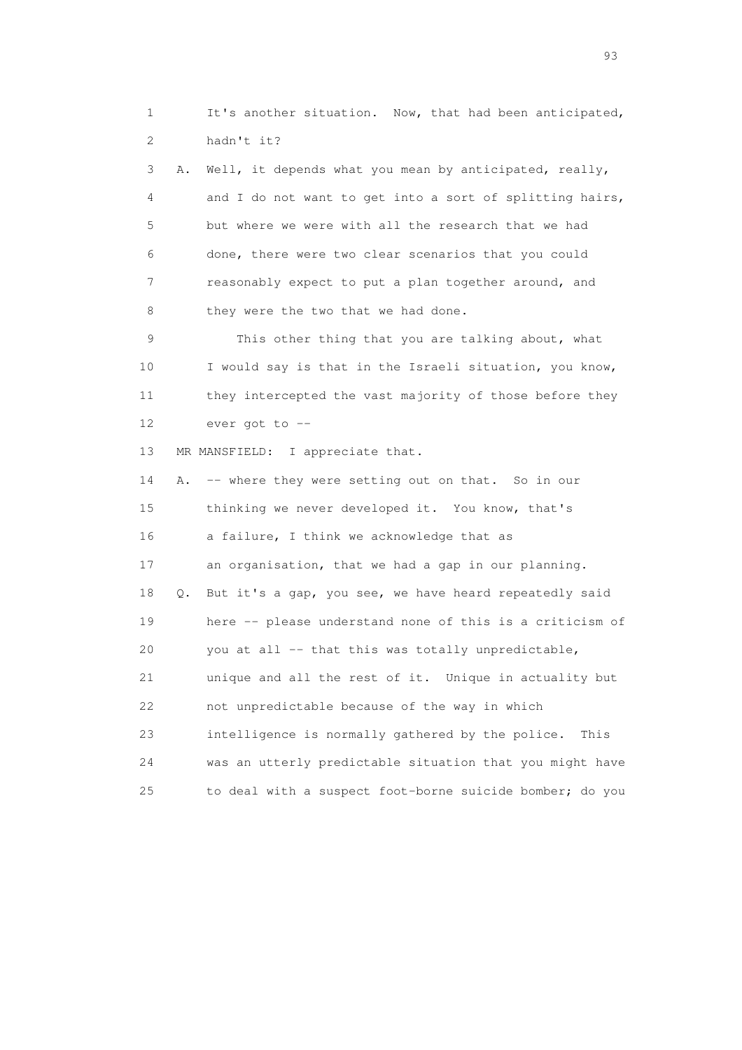1 It's another situation. Now, that had been anticipated,
2 hadn't it?

3 A. Well, it depends what you mean by anticipated, really,
4 and I do not want to get into a sort of splitting hairs,
5 but where we were with all the research that we had
6 done, there were two clear scenarios that you could
7 reasonably expect to put a plan together around, and
8 they were the two that we had done.

9 This other thing that you are talking about, what
10 I would say is that in the Israeli situation, you know,
11 they intercepted the vast majority of those before they
12 ever got to --

13 MR MANSFIELD: I appreciate that.

14 A. -- where they were setting out on that. So in our
15 thinking we never developed it. You know, that's
16 a failure, I think we acknowledge that as
17 an organisation, that we had a gap in our planning.

18 Q. But it's a gap, you see, we have heard repeatedly said
19 here -- please understand none of this is a criticism of
20 you at all -- that this was totally unpredictable,
21 unique and all the rest of it. Unique in actuality but
22 not unpredictable because of the way in which
23 intelligence is normally gathered by the police. This
24 was an utterly predictable situation that you might have
25 to deal with a suspect foot-borne suicide bomber; do you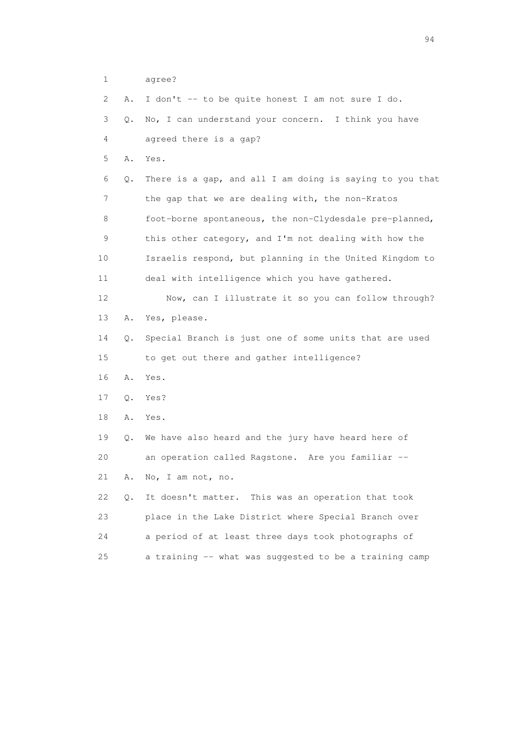1 agree?

2 A. I don't -- to be quite honest I am not sure I do.

3 Q. No, I can understand your concern. I think you have

4 agreed there is a gap?

5 A. Yes.

6 Q. There is a gap, and all I am doing is saying to you that

7 the gap that we are dealing with, the non-Kratos

8 foot-borne spontaneous, the non-Clydesdale pre-planned,

9 this other category, and I'm not dealing with how the

10 Israelis respond, but planning in the United Kingdom to

11 deal with intelligence which you have gathered.

12 Now, can I illustrate it so you can follow through?

13 A. Yes, please.

14 Q. Special Branch is just one of some units that are used

15 to get out there and gather intelligence?

16 A. Yes.

17 Q. Yes?

18 A. Yes.

19 Q. We have also heard and the jury have heard here of

20 an operation called Ragstone. Are you familiar --

21 A. No, I am not, no.

22 Q. It doesn't matter. This was an operation that took

23 place in the Lake District where Special Branch over

24 a period of at least three days took photographs of

25 a training -- what was suggested to be a training camp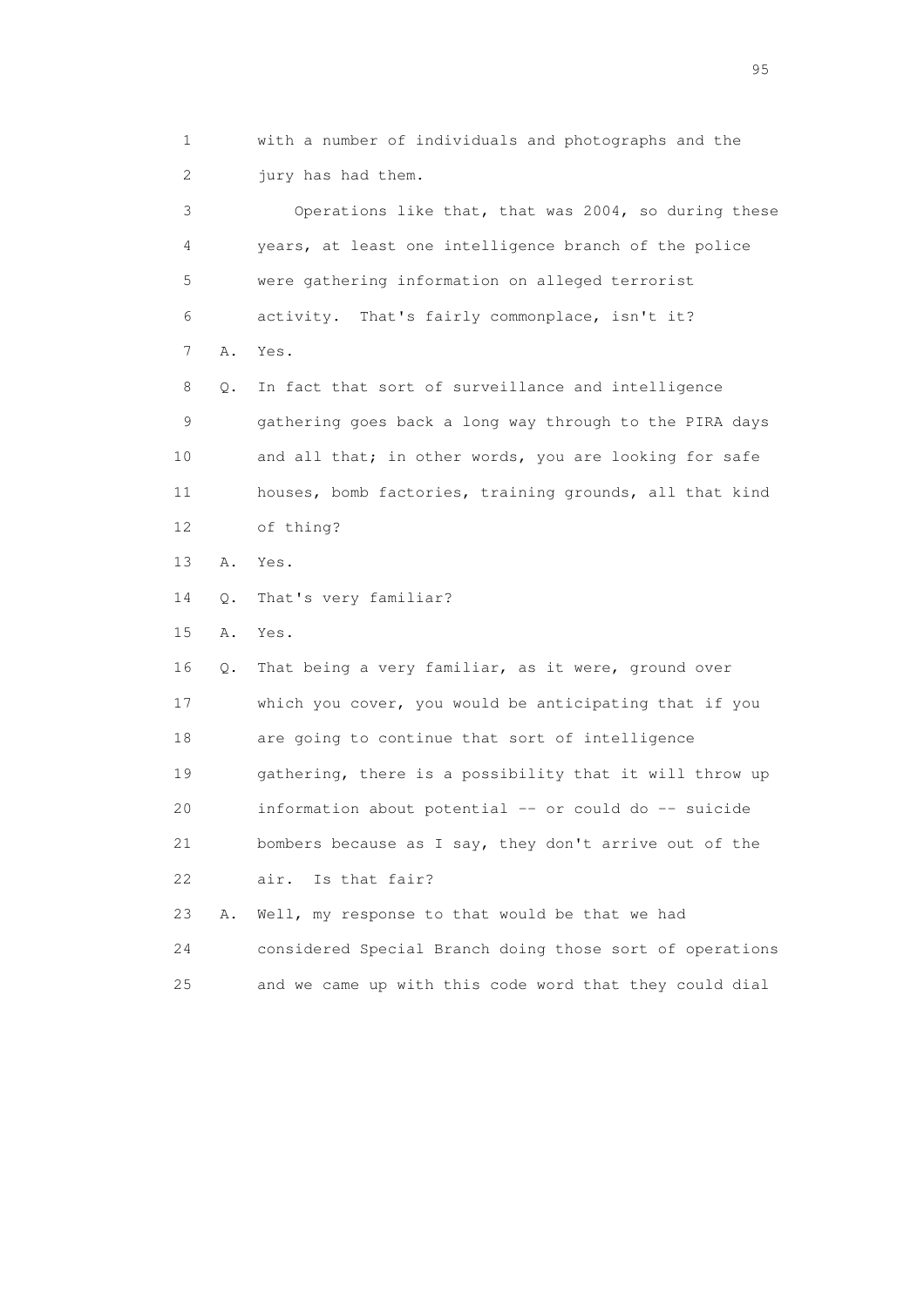1 with a number of individuals and photographs and the
2 jury has had them.

3 Operations like that, that was 2004, so during these
4 years, at least one intelligence branch of the police
5 were gathering information on alleged terrorist
6 activity. That's fairly commonplace, isn't it?

7 A. Yes.

8 Q. In fact that sort of surveillance and intelligence
9 gathering goes back a long way through to the PIRA days
10 and all that; in other words, you are looking for safe
11 houses, bomb factories, training grounds, all that kind
12 of thing?

13 A. Yes.

14 Q. That's very familiar?

15 A. Yes.

16 Q. That being a very familiar, as it were, ground over
17 which you cover, you would be anticipating that if you
18 are going to continue that sort of intelligence
19 gathering, there is a possibility that it will throw up
20 information about potential -- or could do -- suicide
21 bombers because as I say, they don't arrive out of the
22 air. Is that fair?

23 A. Well, my response to that would be that we had
24 considered Special Branch doing those sort of operations
25 and we came up with this code word that they could dial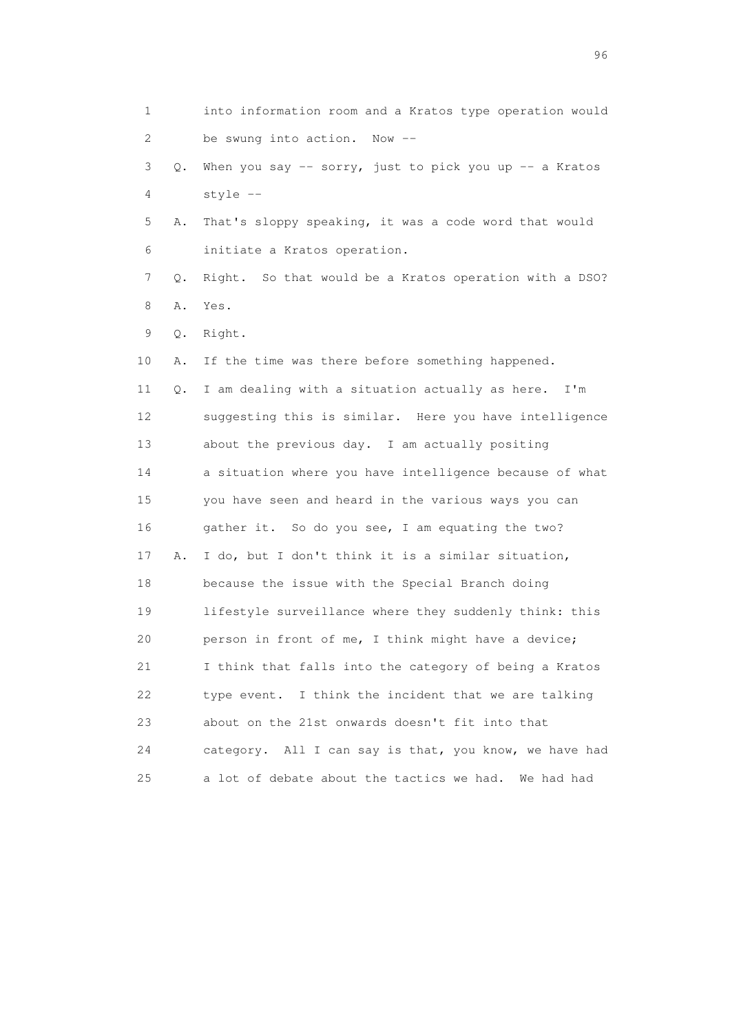1 into information room and a Kratos type operation would
2 be swung into action. Now --
3 Q. When you say -- sorry, just to pick you up -- a Kratos
4 style --
5 A. That's sloppy speaking, it was a code word that would
6 initiate a Kratos operation.
7 Q. Right. So that would be a Kratos operation with a DSO?
8 A. Yes.
9 Q. Right.
10 A. If the time was there before something happened.
11 Q. I am dealing with a situation actually as here. I'm
12 suggesting this is similar. Here you have intelligence
13 about the previous day. I am actually positing
14 a situation where you have intelligence because of what
15 you have seen and heard in the various ways you can
16 gather it. So do you see, I am equating the two?
17 A. I do, but I don't think it is a similar situation,
18 because the issue with the Special Branch doing
19 lifestyle surveillance where they suddenly think: this
20 person in front of me, I think might have a device;
21 I think that falls into the category of being a Kratos
22 type event. I think the incident that we are talking
23 about on the 21st onwards doesn't fit into that
24 category. All I can say is that, you know, we have had
25 a lot of debate about the tactics we had. We had had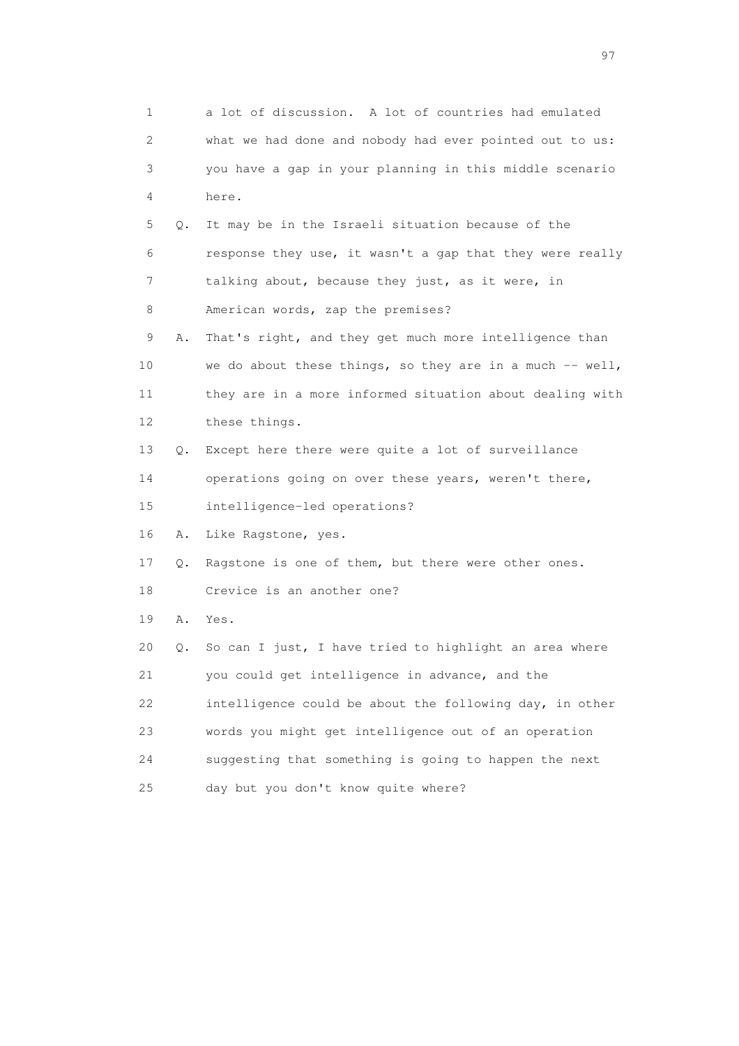1 a lot of discussion. A lot of countries had emulated
2 what we had done and nobody had ever pointed out to us:
3 you have a gap in your planning in this middle scenario
4 here.
5 Q. It may be in the Israeli situation because of the
6 response they use, it wasn't a gap that they were really
7 talking about, because they just, as it were, in
8 American words, zap the premises?
9 A. That's right, and they get much more intelligence than
10 we do about these things, so they are in a much -- well,
11 they are in a more informed situation about dealing with
12 these things.
13 Q. Except here there were quite a lot of surveillance
14 operations going on over these years, weren't there,
15 intelligence-led operations?
16 A. Like Ragstone, yes.
17 Q. Ragstone is one of them, but there were other ones.
18 Crevice is an another one?
19 A. Yes.
20 Q. So can I just, I have tried to highlight an area where
21 you could get intelligence in advance, and the
22 intelligence could be about the following day, in other
23 words you might get intelligence out of an operation
24 suggesting that something is going to happen the next
25 day but you don't know quite where?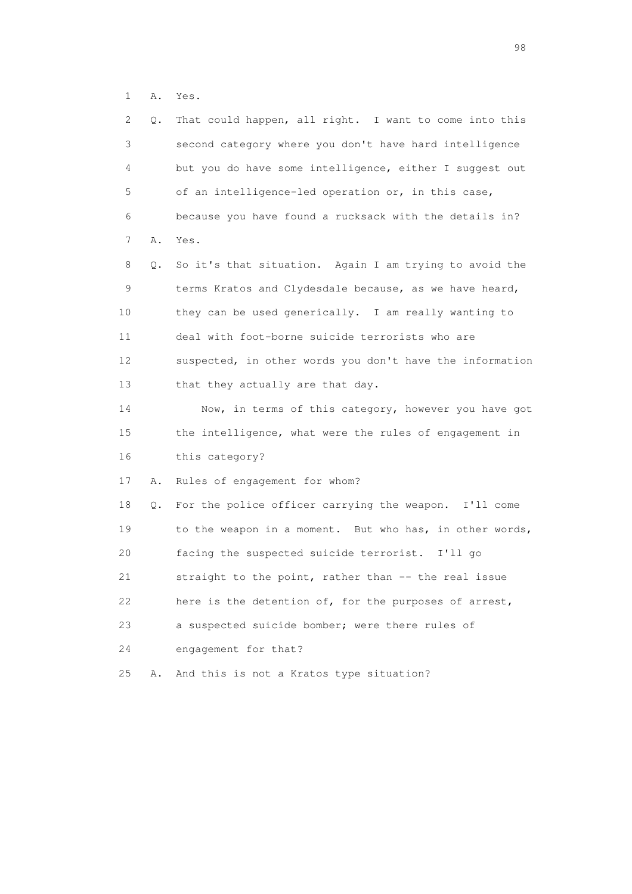1 A. Yes.

2 Q. That could happen, all right. I want to come into this
3 second category where you don't have hard intelligence
4 but you do have some intelligence, either I suggest out
5 of an intelligence-led operation or, in this case,
6 because you have found a rucksack with the details in?

7 A. Yes.

8 Q. So it's that situation. Again I am trying to avoid the
9 terms Kratos and Clydesdale because, as we have heard,
10 they can be used generically. I am really wanting to
11 deal with foot-borne suicide terrorists who are
12 suspected, in other words you don't have the information
13 that they actually are that day.

14 Now, in terms of this category, however you have got
15 the intelligence, what were the rules of engagement in
16 this category?

17 A. Rules of engagement for whom?

18 Q. For the police officer carrying the weapon. I'll come
19 to the weapon in a moment. But who has, in other words,
20 facing the suspected suicide terrorist. I'll go
21 straight to the point, rather than -- the real issue
22 here is the detention of, for the purposes of arrest,
23 a suspected suicide bomber; were there rules of
24 engagement for that?

25 A. And this is not a Kratos type situation?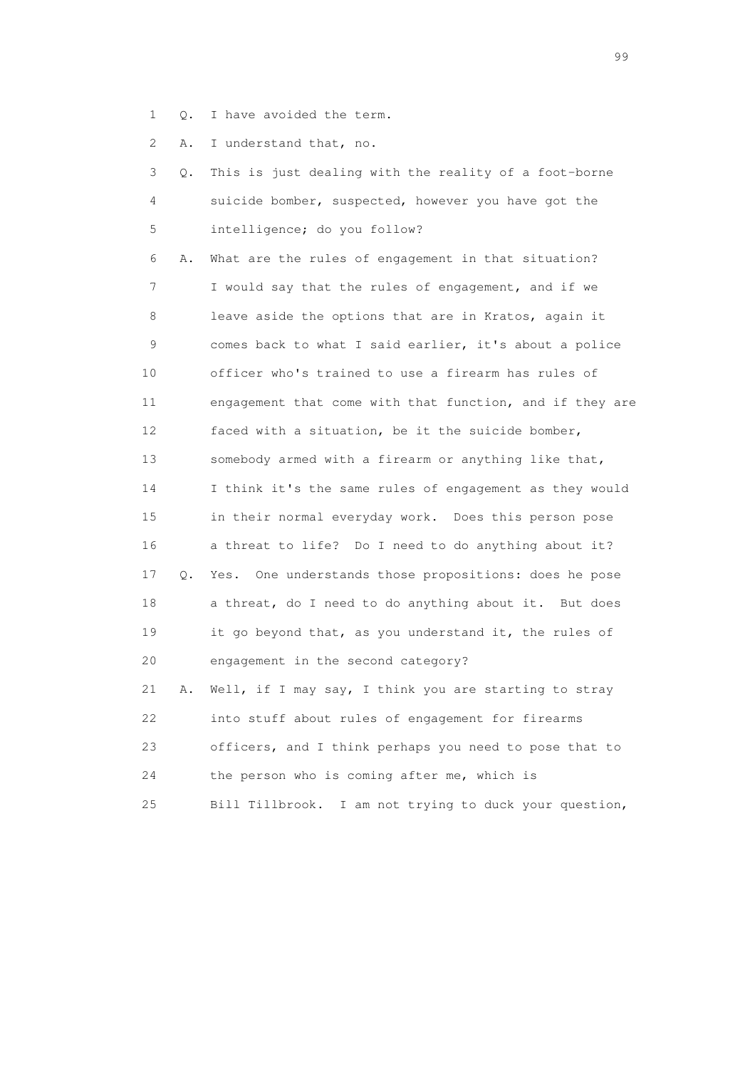1 Q. I have avoided the term.

2 A. I understand that, no.

3 Q. This is just dealing with the reality of a foot-borne
4 suicide bomber, suspected, however you have got the
5 intelligence; do you follow?

6 A. What are the rules of engagement in that situation?
7 I would say that the rules of engagement, and if we
8 leave aside the options that are in Kratos, again it
9 comes back to what I said earlier, it's about a police
10 officer who's trained to use a firearm has rules of
11 engagement that come with that function, and if they are
12 faced with a situation, be it the suicide bomber,
13 somebody armed with a firearm or anything like that,
14 I think it's the same rules of engagement as they would
15 in their normal everyday work. Does this person pose
16 a threat to life? Do I need to do anything about it?

17 Q. Yes. One understands those propositions: does he pose
18 a threat, do I need to do anything about it. But does
19 it go beyond that, as you understand it, the rules of
20 engagement in the second category?

21 A. Well, if I may say, I think you are starting to stray
22 into stuff about rules of engagement for firearms
23 officers, and I think perhaps you need to pose that to
24 the person who is coming after me, which is
25 Bill Tillbrook. I am not trying to duck your question,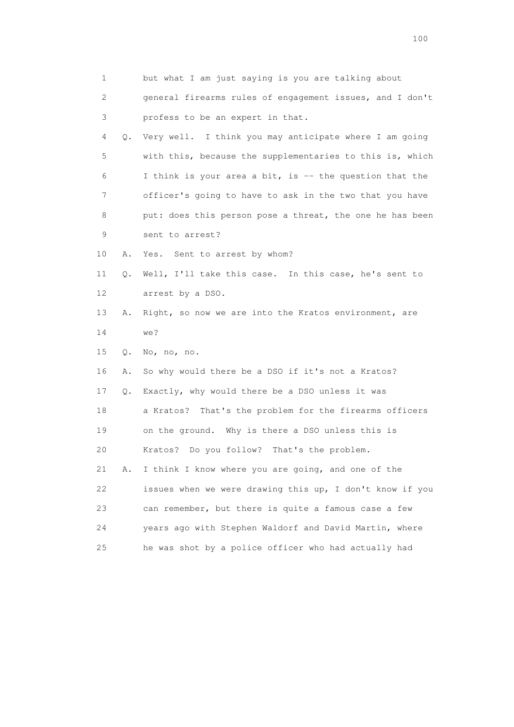1 but what I am just saying is you are talking about
2 general firearms rules of engagement issues, and I don't
3 profess to be an expert in that.

4 Q. Very well. I think you may anticipate where I am going
5 with this, because the supplementaries to this is, which
6 I think is your area a bit, is -- the question that the
7 officer's going to have to ask in the two that you have
8 put: does this person pose a threat, the one he has been
9 sent to arrest?

10 A. Yes. Sent to arrest by whom?

11 Q. Well, I'll take this case. In this case, he's sent to
12 arrest by a DSO.

13 A. Right, so now we are into the Kratos environment, are
14 we?

15 Q. No, no, no.

16 A. So why would there be a DSO if it's not a Kratos?

17 Q. Exactly, why would there be a DSO unless it was
18 a Kratos? That's the problem for the firearms officers
19 on the ground. Why is there a DSO unless this is
20 Kratos? Do you follow? That's the problem.

21 A. I think I know where you are going, and one of the
22 issues when we were drawing this up, I don't know if you
23 can remember, but there is quite a famous case a few
24 years ago with Stephen Waldorf and David Martin, where
25 he was shot by a police officer who had actually had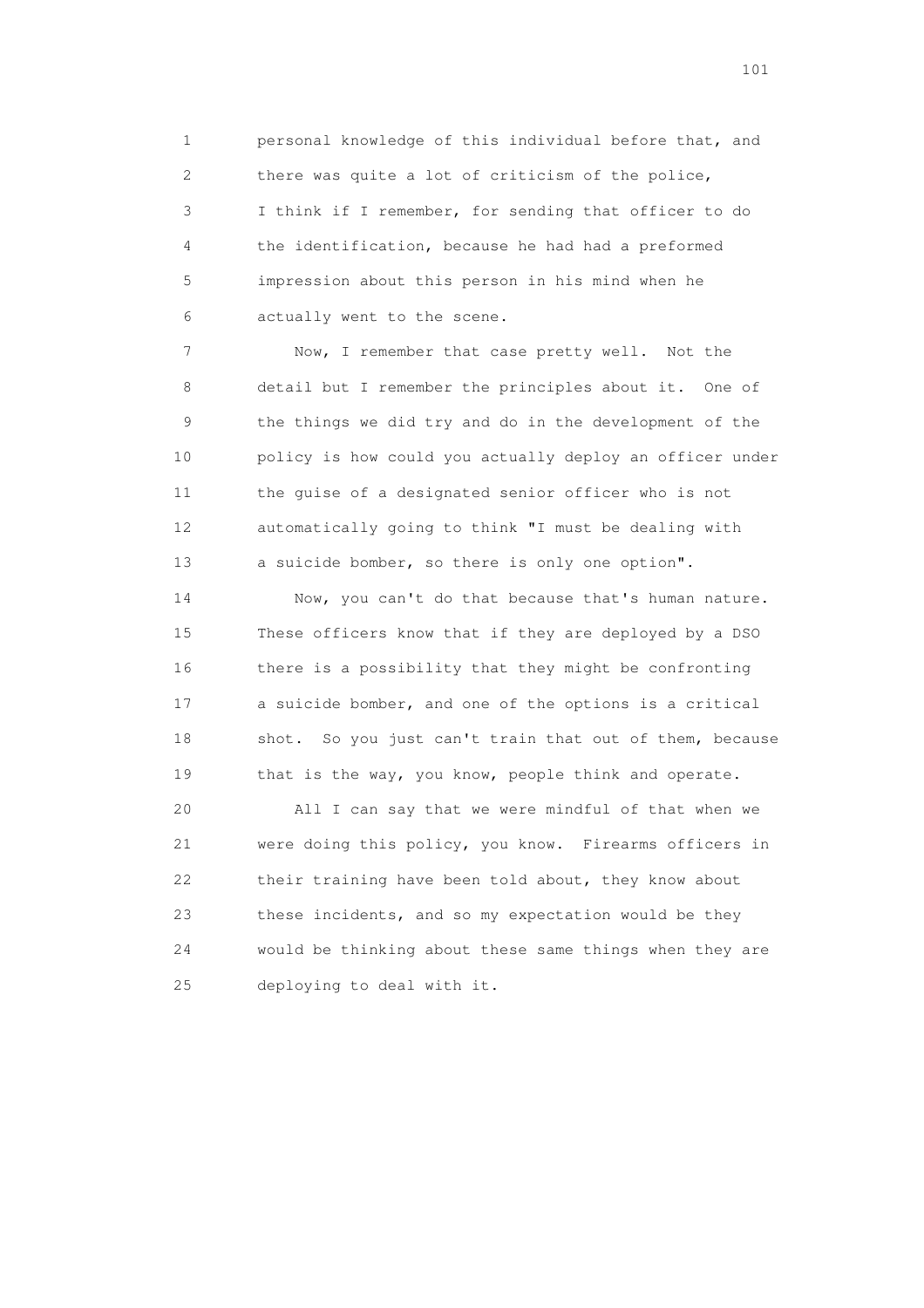personal knowledge of this individual before that, and there was quite a lot of criticism of the police, I think if I remember, for sending that officer to do the identification, because he had had a preformed impression about this person in his mind when he actually went to the scene.

Now, I remember that case pretty well. Not the detail but I remember the principles about it. One of the things we did try and do in the development of the policy is how could you actually deploy an officer under the guise of a designated senior officer who is not automatically going to think "I must be dealing with a suicide bomber, so there is only one option".

Now, you can't do that because that's human nature. These officers know that if they are deployed by a DSO there is a possibility that they might be confronting a suicide bomber, and one of the options is a critical shot. So you just can't train that out of them, because that is the way, you know, people think and operate.

All I can say that we were mindful of that when we were doing this policy, you know. Firearms officers in their training have been told about, they know about these incidents, and so my expectation would be they would be thinking about these same things when they are deploying to deal with it.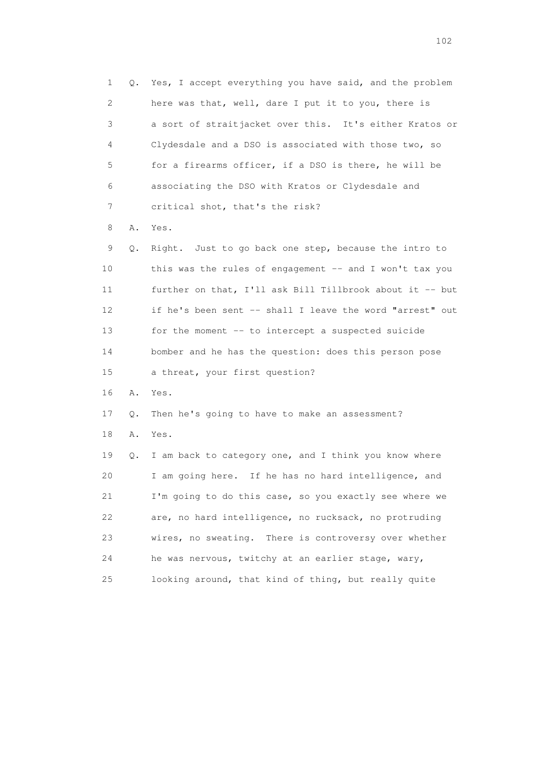1 Q. Yes, I accept everything you have said, and the problem
2 here was that, well, dare I put it to you, there is
3 a sort of straitjacket over this. It's either Kratos or
4 Clydesdale and a DSO is associated with those two, so
5 for a firearms officer, if a DSO is there, he will be
6 associating the DSO with Kratos or Clydesdale and
7 critical shot, that's the risk?

8 A. Yes.

9 Q. Right. Just to go back one step, because the intro to
10 this was the rules of engagement -- and I won't tax you
11 further on that, I'll ask Bill Tillbrook about it -- but
12 if he's been sent -- shall I leave the word "arrest" out
13 for the moment -- to intercept a suspected suicide
14 bomber and he has the question: does this person pose
15 a threat, your first question?

16 A. Yes.

17 Q. Then he's going to have to make an assessment?

18 A. Yes.

19 Q. I am back to category one, and I think you know where
20 I am going here. If he has no hard intelligence, and
21 I'm going to do this case, so you exactly see where we
22 are, no hard intelligence, no rucksack, no protruding
23 wires, no sweating. There is controversy over whether
24 he was nervous, twitchy at an earlier stage, wary,
25 looking around, that kind of thing, but really quite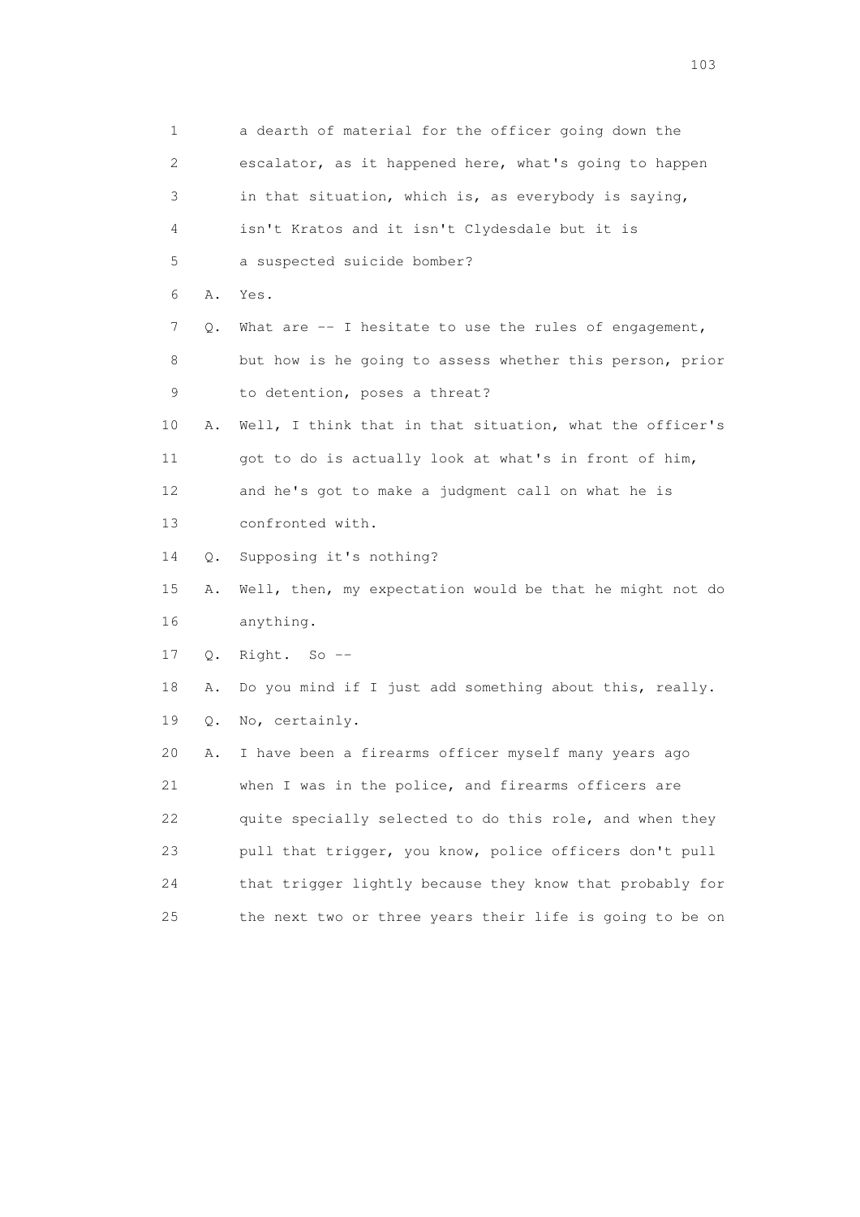1 a dearth of material for the officer going down the
2 escalator, as it happened here, what's going to happen
3 in that situation, which is, as everybody is saying,
4 isn't Kratos and it isn't Clydesdale but it is
5 a suspected suicide bomber?
6 A. Yes.
7 Q. What are -- I hesitate to use the rules of engagement,
8 but how is he going to assess whether this person, prior
9 to detention, poses a threat?
10 A. Well, I think that in that situation, what the officer's
11 got to do is actually look at what's in front of him,
12 and he's got to make a judgment call on what he is
13 confronted with.
14 Q. Supposing it's nothing?
15 A. Well, then, my expectation would be that he might not do
16 anything.
17 Q. Right. So --
18 A. Do you mind if I just add something about this, really.
19 Q. No, certainly.
20 A. I have been a firearms officer myself many years ago
21 when I was in the police, and firearms officers are
22 quite specially selected to do this role, and when they
23 pull that trigger, you know, police officers don't pull
24 that trigger lightly because they know that probably for
25 the next two or three years their life is going to be on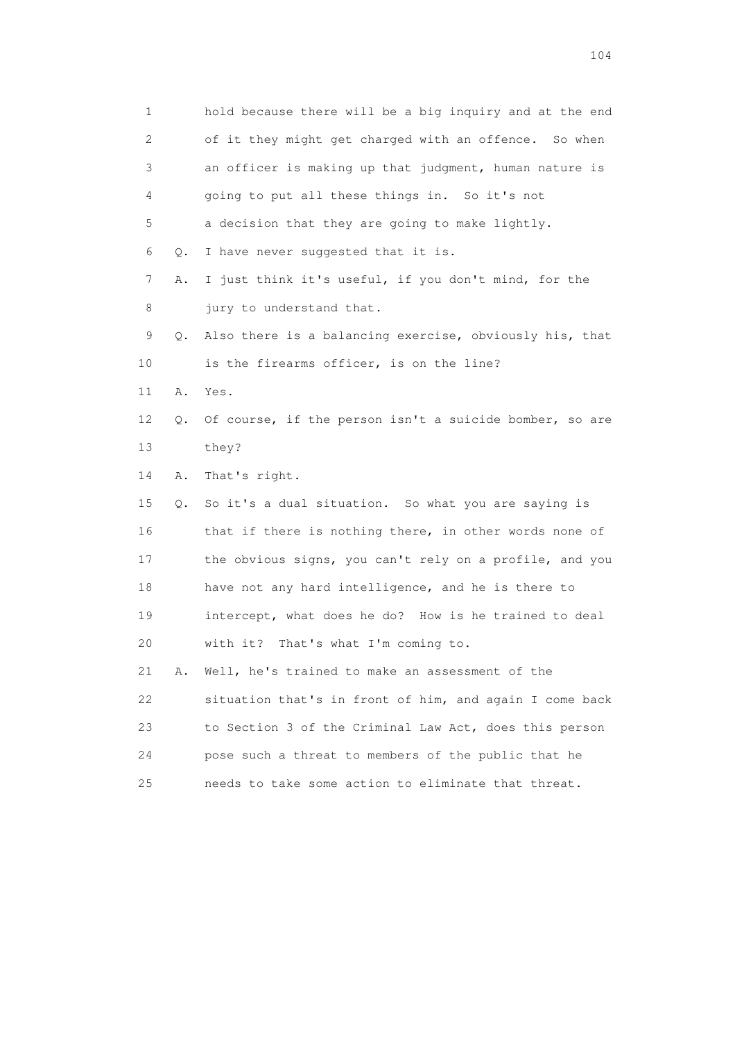1 hold because there will be a big inquiry and at the end
2 of it they might get charged with an offence. So when
3 an officer is making up that judgment, human nature is
4 going to put all these things in. So it's not
5 a decision that they are going to make lightly.

6 Q. I have never suggested that it is.

7 A. I just think it's useful, if you don't mind, for the
8 jury to understand that.

9 Q. Also there is a balancing exercise, obviously his, that
10 is the firearms officer, is on the line?

11 A. Yes.

12 Q. Of course, if the person isn't a suicide bomber, so are
13 they?

14 A. That's right.

15 Q. So it's a dual situation. So what you are saying is
16 that if there is nothing there, in other words none of
17 the obvious signs, you can't rely on a profile, and you
18 have not any hard intelligence, and he is there to
19 intercept, what does he do? How is he trained to deal
20 with it? That's what I'm coming to.

21 A. Well, he's trained to make an assessment of the
22 situation that's in front of him, and again I come back
23 to Section 3 of the Criminal Law Act, does this person
24 pose such a threat to members of the public that he
25 needs to take some action to eliminate that threat.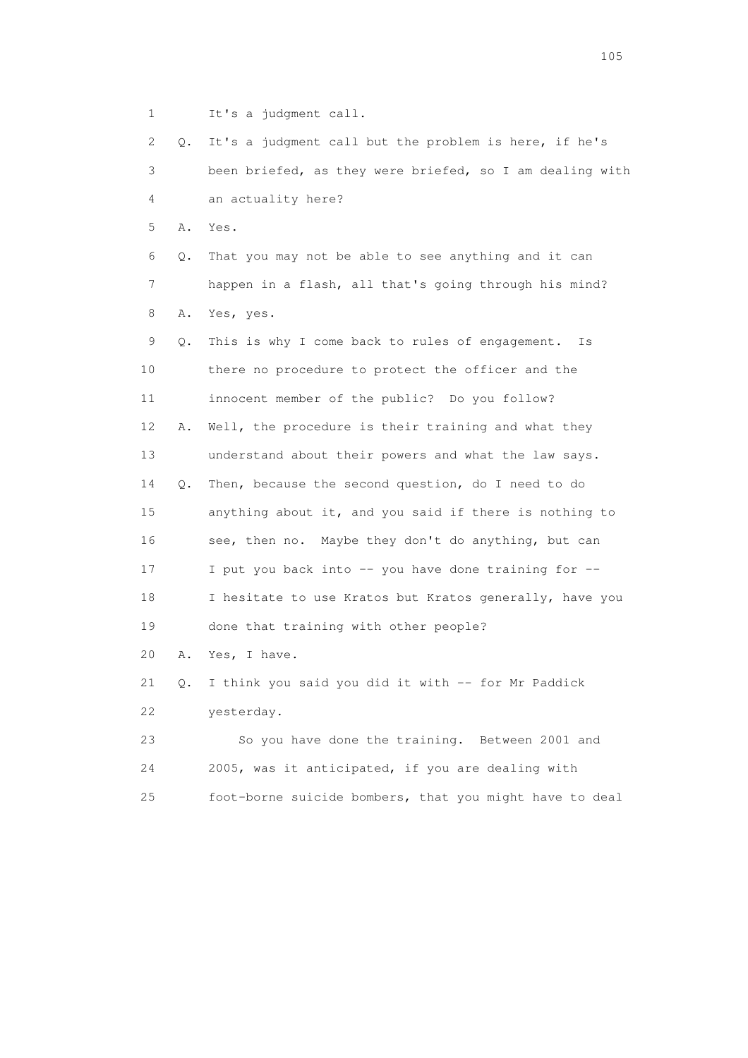1 It's a judgment call.

2 Q. It's a judgment call but the problem is here, if he's

3 been briefed, as they were briefed, so I am dealing with

4 an actuality here?

5 A. Yes.

6 Q. That you may not be able to see anything and it can

7 happen in a flash, all that's going through his mind?

8 A. Yes, yes.

9 Q. This is why I come back to rules of engagement. Is

10 there no procedure to protect the officer and the

11 innocent member of the public? Do you follow?

12 A. Well, the procedure is their training and what they

13 understand about their powers and what the law says.

14 Q. Then, because the second question, do I need to do

15 anything about it, and you said if there is nothing to

16 see, then no. Maybe they don't do anything, but can

17 I put you back into -- you have done training for --

18 I hesitate to use Kratos but Kratos generally, have you

19 done that training with other people?

20 A. Yes, I have.

21 Q. I think you said you did it with -- for Mr Paddick

22 yesterday.

23 So you have done the training. Between 2001 and

24 2005, was it anticipated, if you are dealing with

25 foot-borne suicide bombers, that you might have to deal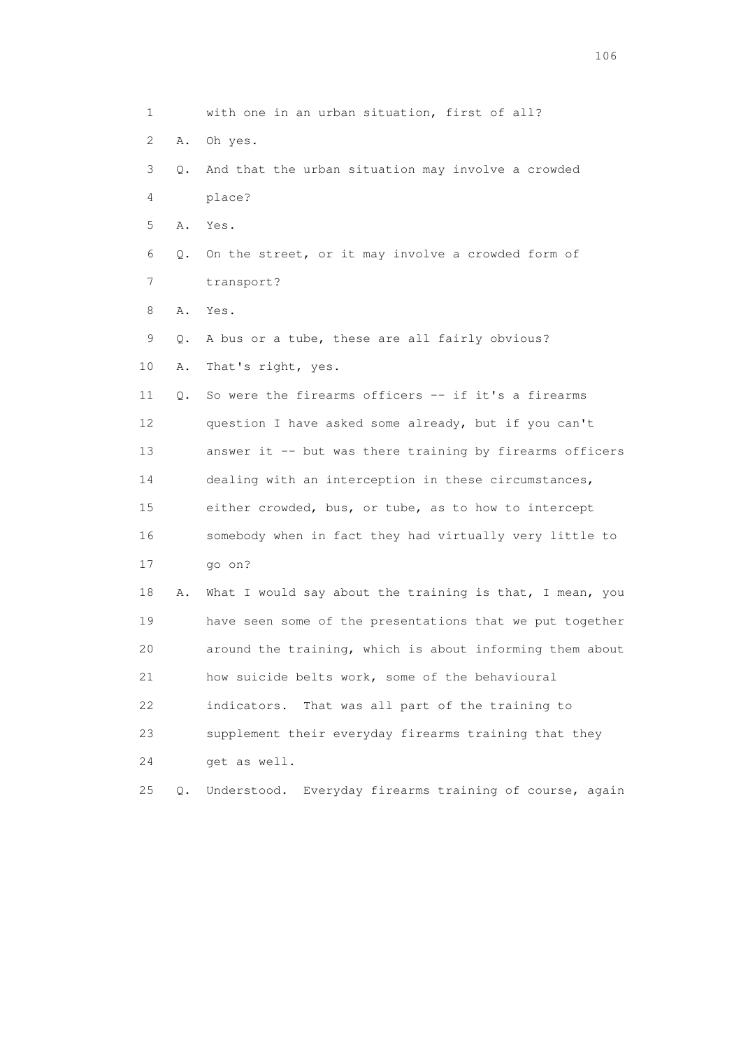1 with one in an urban situation, first of all?

2 A. Oh yes.

3 Q. And that the urban situation may involve a crowded

4 place?

5 A. Yes.

6 Q. On the street, or it may involve a crowded form of

7 transport?

8 A. Yes.

9 Q. A bus or a tube, these are all fairly obvious?

10 A. That's right, yes.

11 Q. So were the firearms officers -- if it's a firearms

12 question I have asked some already, but if you can't

13 answer it -- but was there training by firearms officers

14 dealing with an interception in these circumstances,

15 either crowded, bus, or tube, as to how to intercept

16 somebody when in fact they had virtually very little to

17 go on?

18 A. What I would say about the training is that, I mean, you

19 have seen some of the presentations that we put together

20 around the training, which is about informing them about

21 how suicide belts work, some of the behavioural

22 indicators. That was all part of the training to

23 supplement their everyday firearms training that they

24 get as well.

25 Q. Understood. Everyday firearms training of course, again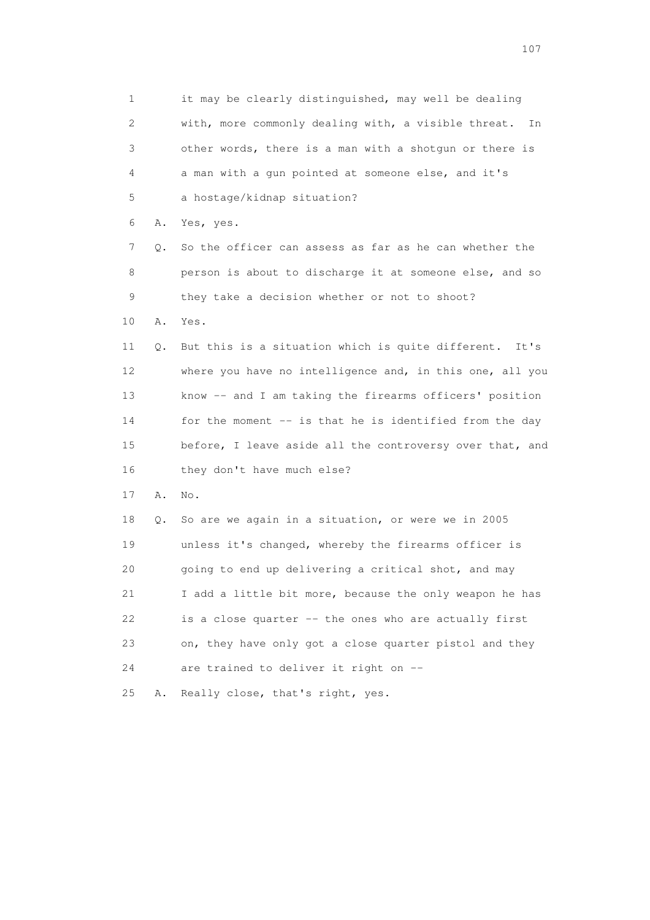1 it may be clearly distinguished, may well be dealing
2 with, more commonly dealing with, a visible threat. In
3 other words, there is a man with a shotgun or there is
4 a man with a gun pointed at someone else, and it's
5 a hostage/kidnap situation?

6 A. Yes, yes.

7 Q. So the officer can assess as far as he can whether the
8 person is about to discharge it at someone else, and so
9 they take a decision whether or not to shoot?

10 A. Yes.

11 Q. But this is a situation which is quite different. It's
12 where you have no intelligence and, in this one, all you
13 know -- and I am taking the firearms officers' position
14 for the moment -- is that he is identified from the day
15 before, I leave aside all the controversy over that, and
16 they don't have much else?

17 A. No.

18 Q. So are we again in a situation, or were we in 2005
19 unless it's changed, whereby the firearms officer is
20 going to end up delivering a critical shot, and may
21 I add a little bit more, because the only weapon he has
22 is a close quarter -- the ones who are actually first
23 on, they have only got a close quarter pistol and they
24 are trained to deliver it right on --

25 A. Really close, that's right, yes.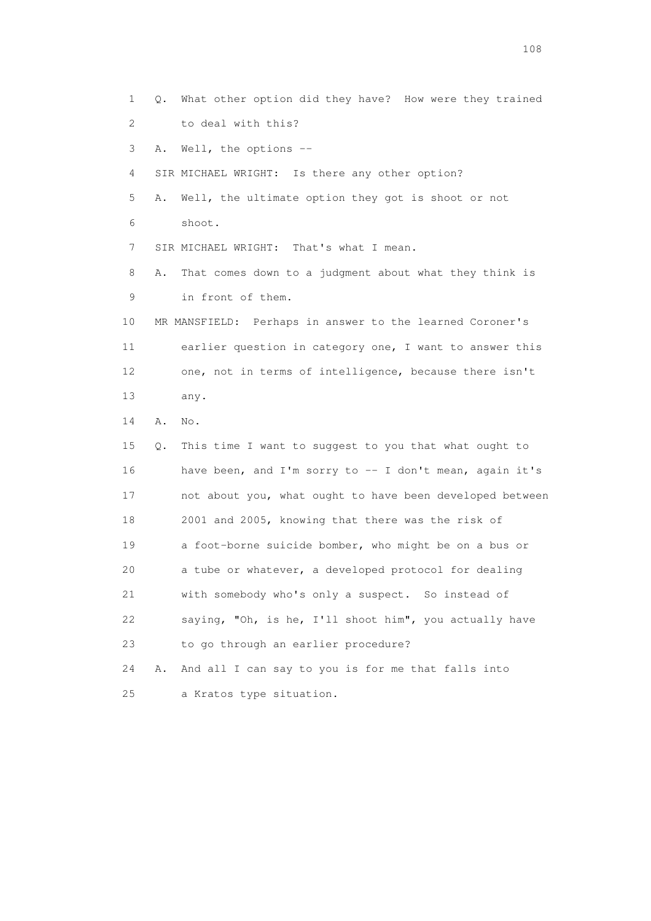1 Q. What other option did they have? How were they trained

2 to deal with this?

3 A. Well, the options --

4 SIR MICHAEL WRIGHT: Is there any other option?

5 A. Well, the ultimate option they got is shoot or not

6 shoot.

7 SIR MICHAEL WRIGHT: That's what I mean.

8 A. That comes down to a judgment about what they think is

9 in front of them.

10 MR MANSFIELD: Perhaps in answer to the learned Coroner's

11 earlier question in category one, I want to answer this

12 one, not in terms of intelligence, because there isn't

13 any.

14 A. No.

15 Q. This time I want to suggest to you that what ought to

16 have been, and I'm sorry to -- I don't mean, again it's

17 not about you, what ought to have been developed between

18 2001 and 2005, knowing that there was the risk of

19 a foot-borne suicide bomber, who might be on a bus or

20 a tube or whatever, a developed protocol for dealing

21 with somebody who's only a suspect. So instead of

22 saying, "Oh, is he, I'll shoot him", you actually have

23 to go through an earlier procedure?

24 A. And all I can say to you is for me that falls into

25 a Kratos type situation.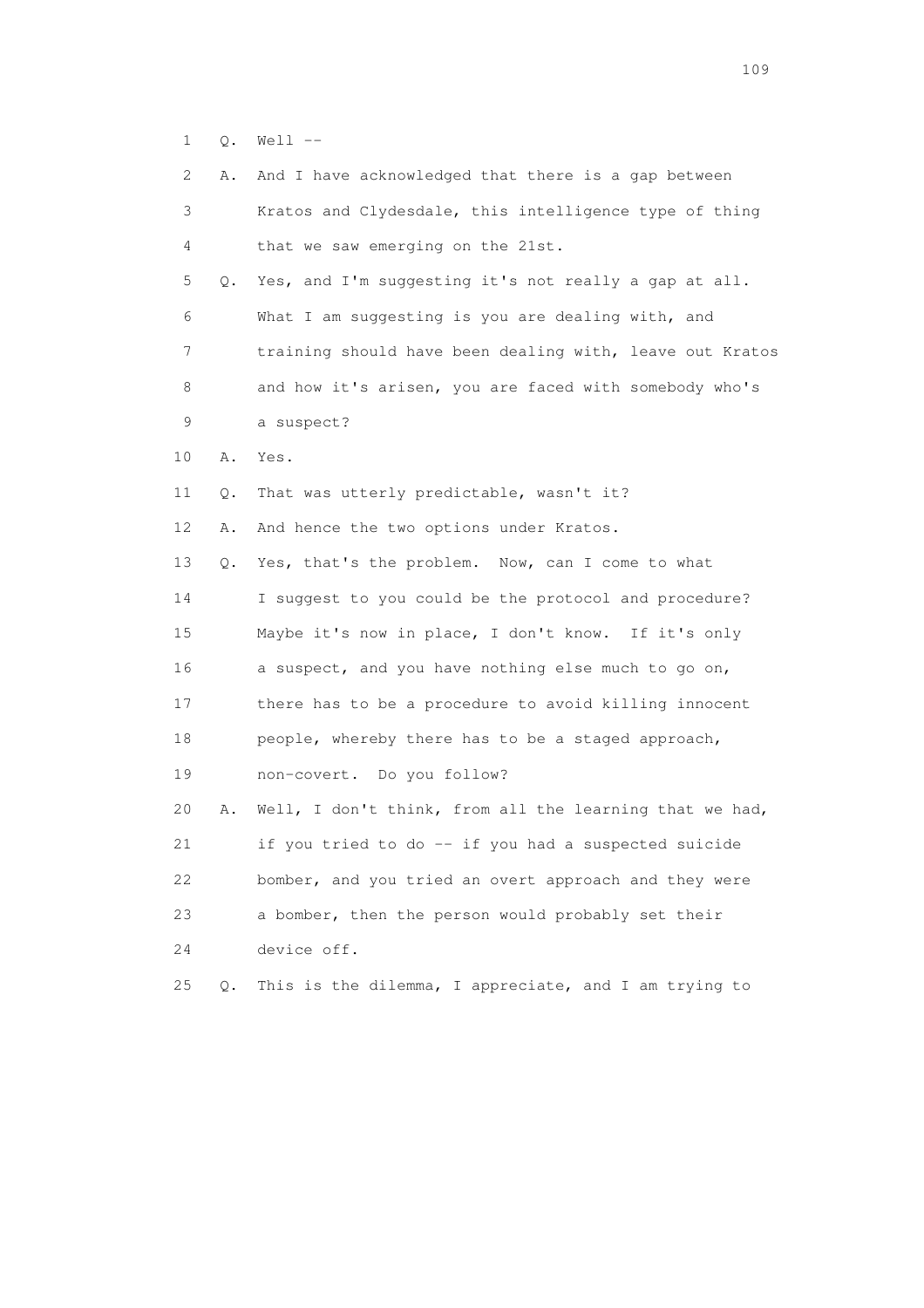1 Q. Well --

2 A. And I have acknowledged that there is a gap between

3 Kratos and Clydesdale, this intelligence type of thing

4 that we saw emerging on the 21st.

5 Q. Yes, and I'm suggesting it's not really a gap at all.

6 What I am suggesting is you are dealing with, and

7 training should have been dealing with, leave out Kratos

8 and how it's arisen, you are faced with somebody who's

9 a suspect?

10 A. Yes.

11 Q. That was utterly predictable, wasn't it?

12 A. And hence the two options under Kratos.

13 Q. Yes, that's the problem. Now, can I come to what

14 I suggest to you could be the protocol and procedure?

15 Maybe it's now in place, I don't know. If it's only

16 a suspect, and you have nothing else much to go on,

17 there has to be a procedure to avoid killing innocent

18 people, whereby there has to be a staged approach,

19 non-covert. Do you follow?

20 A. Well, I don't think, from all the learning that we had,

21 if you tried to do -- if you had a suspected suicide

22 bomber, and you tried an overt approach and they were

23 a bomber, then the person would probably set their

24 device off.

25 Q. This is the dilemma, I appreciate, and I am trying to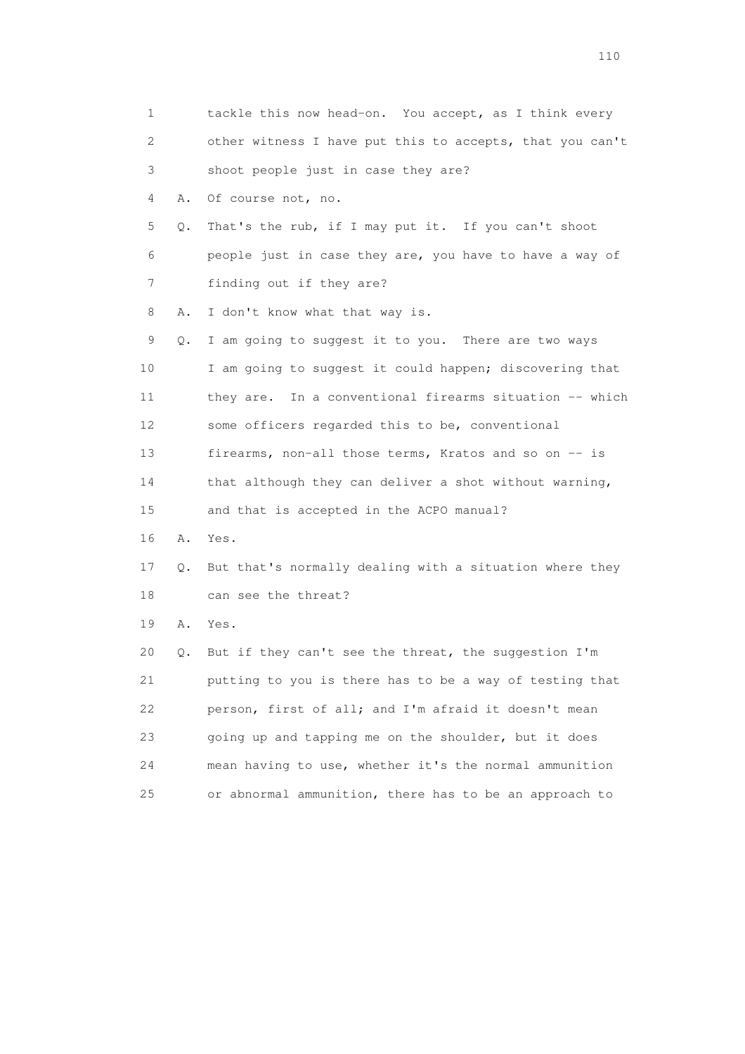1 tackle this now head-on. You accept, as I think every
2 other witness I have put this to accepts, that you can't
3 shoot people just in case they are?

4 A. Of course not, no.

5 Q. That's the rub, if I may put it. If you can't shoot
6 people just in case they are, you have to have a way of
7 finding out if they are?

8 A. I don't know what that way is.

9 Q. I am going to suggest it to you. There are two ways
10 I am going to suggest it could happen; discovering that
11 they are. In a conventional firearms situation -- which
12 some officers regarded this to be, conventional
13 firearms, non-all those terms, Kratos and so on -- is
14 that although they can deliver a shot without warning,
15 and that is accepted in the ACPO manual?

16 A. Yes.

17 Q. But that's normally dealing with a situation where they
18 can see the threat?

19 A. Yes.

20 Q. But if they can't see the threat, the suggestion I'm
21 putting to you is there has to be a way of testing that
22 person, first of all; and I'm afraid it doesn't mean
23 going up and tapping me on the shoulder, but it does
24 mean having to use, whether it's the normal ammunition
25 or abnormal ammunition, there has to be an approach to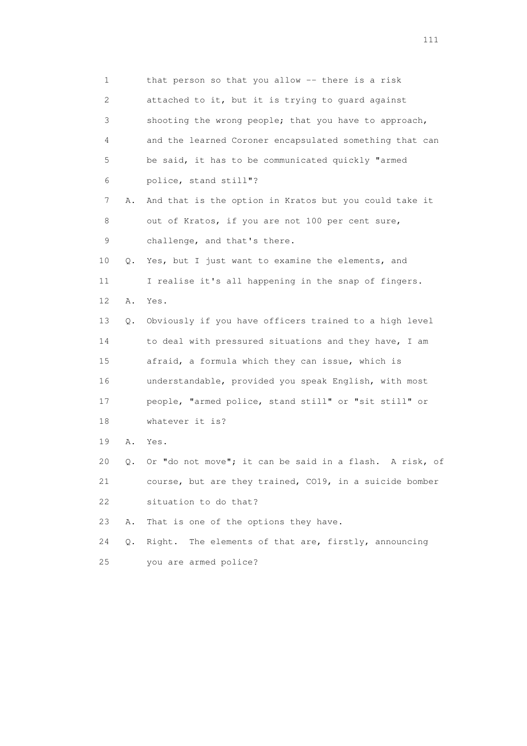1 that person so that you allow -- there is a risk
2 attached to it, but it is trying to guard against
3 shooting the wrong people; that you have to approach,
4 and the learned Coroner encapsulated something that can
5 be said, it has to be communicated quickly "armed
6 police, stand still"?

7 A. And that is the option in Kratos but you could take it
8 out of Kratos, if you are not 100 per cent sure,
9 challenge, and that's there.

10 Q. Yes, but I just want to examine the elements, and
11 I realise it's all happening in the snap of fingers.

12 A. Yes.

13 Q. Obviously if you have officers trained to a high level
14 to deal with pressured situations and they have, I am
15 afraid, a formula which they can issue, which is
16 understandable, provided you speak English, with most
17 people, "armed police, stand still" or "sit still" or
18 whatever it is?

19 A. Yes.

20 Q. Or "do not move"; it can be said in a flash. A risk, of
21 course, but are they trained, CO19, in a suicide bomber
22 situation to do that?

23 A. That is one of the options they have.

24 Q. Right. The elements of that are, firstly, announcing
25 you are armed police?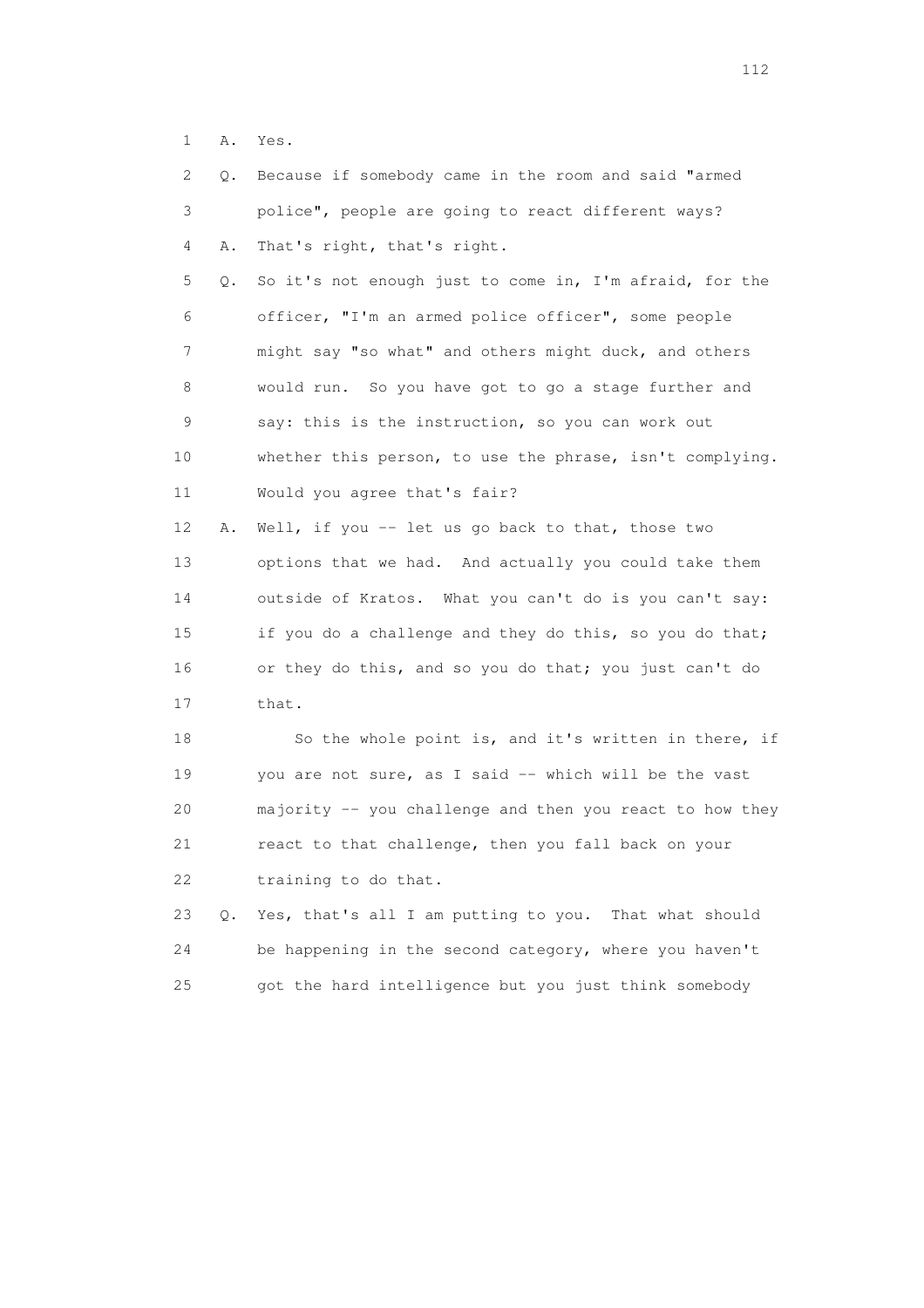1 A. Yes.

2 Q. Because if somebody came in the room and said "armed
3 police", people are going to react different ways?

4 A. That's right, that's right.

5 Q. So it's not enough just to come in, I'm afraid, for the
6 officer, "I'm an armed police officer", some people
7 might say "so what" and others might duck, and others
8 would run. So you have got to go a stage further and
9 say: this is the instruction, so you can work out
10 whether this person, to use the phrase, isn't complying.
11 Would you agree that's fair?

12 A. Well, if you -- let us go back to that, those two
13 options that we had. And actually you could take them
14 outside of Kratos. What you can't do is you can't say:
15 if you do a challenge and they do this, so you do that;
16 or they do this, and so you do that; you just can't do
17 that.

18 So the whole point is, and it's written in there, if
19 you are not sure, as I said -- which will be the vast
20 majority -- you challenge and then you react to how they
21 react to that challenge, then you fall back on your
22 training to do that.

23 Q. Yes, that's all I am putting to you. That what should
24 be happening in the second category, where you haven't
25 got the hard intelligence but you just think somebody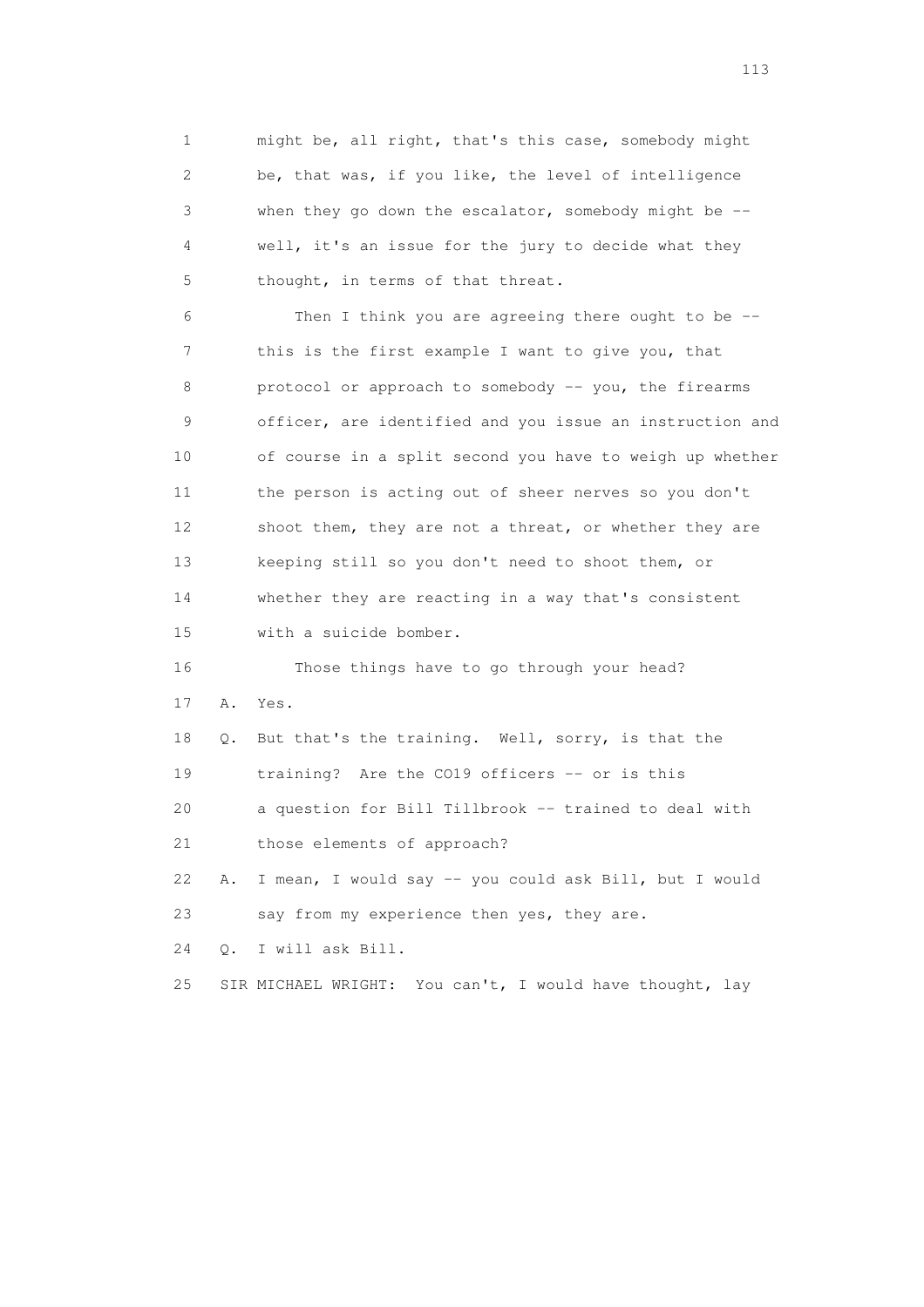1 might be, all right, that's this case, somebody might
2 be, that was, if you like, the level of intelligence
3 when they go down the escalator, somebody might be --
4 well, it's an issue for the jury to decide what they
5 thought, in terms of that threat.

6 Then I think you are agreeing there ought to be --
7 this is the first example I want to give you, that
8 protocol or approach to somebody -- you, the firearms
9 officer, are identified and you issue an instruction and
10 of course in a split second you have to weigh up whether
11 the person is acting out of sheer nerves so you don't
12 shoot them, they are not a threat, or whether they are
13 keeping still so you don't need to shoot them, or
14 whether they are reacting in a way that's consistent
15 with a suicide bomber.

16 Those things have to go through your head?

17 A. Yes.

18 Q. But that's the training. Well, sorry, is that the
19 training? Are the CO19 officers -- or is this
20 a question for Bill Tillbrook -- trained to deal with
21 those elements of approach?

22 A. I mean, I would say -- you could ask Bill, but I would
23 say from my experience then yes, they are.

24 Q. I will ask Bill.

25 SIR MICHAEL WRIGHT: You can't, I would have thought, lay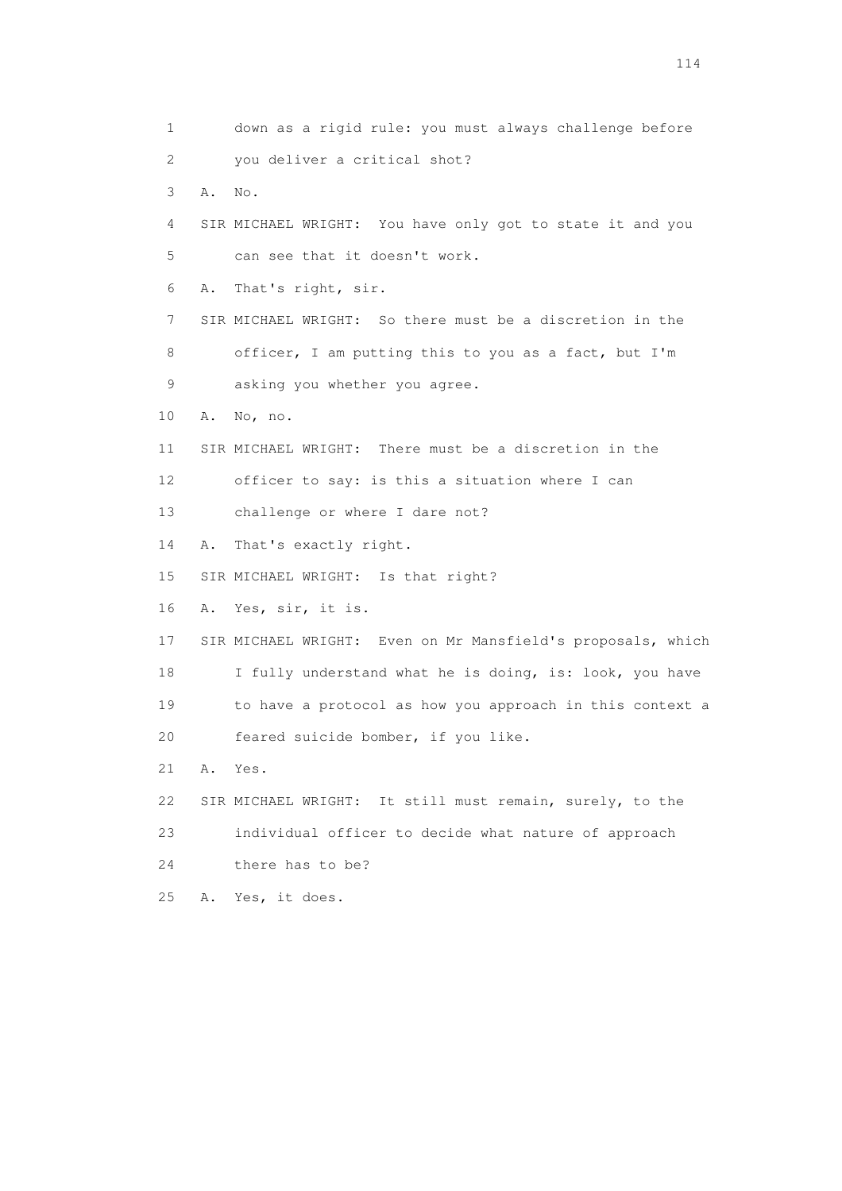1 down as a rigid rule: you must always challenge before
2 you deliver a critical shot?
3 A. No.
4 SIR MICHAEL WRIGHT: You have only got to state it and you
5 can see that it doesn't work.
6 A. That's right, sir.
7 SIR MICHAEL WRIGHT: So there must be a discretion in the
8 officer, I am putting this to you as a fact, but I'm
9 asking you whether you agree.
10 A. No, no.
11 SIR MICHAEL WRIGHT: There must be a discretion in the
12 officer to say: is this a situation where I can
13 challenge or where I dare not?
14 A. That's exactly right.
15 SIR MICHAEL WRIGHT: Is that right?
16 A. Yes, sir, it is.
17 SIR MICHAEL WRIGHT: Even on Mr Mansfield's proposals, which
18 I fully understand what he is doing, is: look, you have
19 to have a protocol as how you approach in this context a
20 feared suicide bomber, if you like.
21 A. Yes.
22 SIR MICHAEL WRIGHT: It still must remain, surely, to the
23 individual officer to decide what nature of approach
24 there has to be?
25 A. Yes, it does.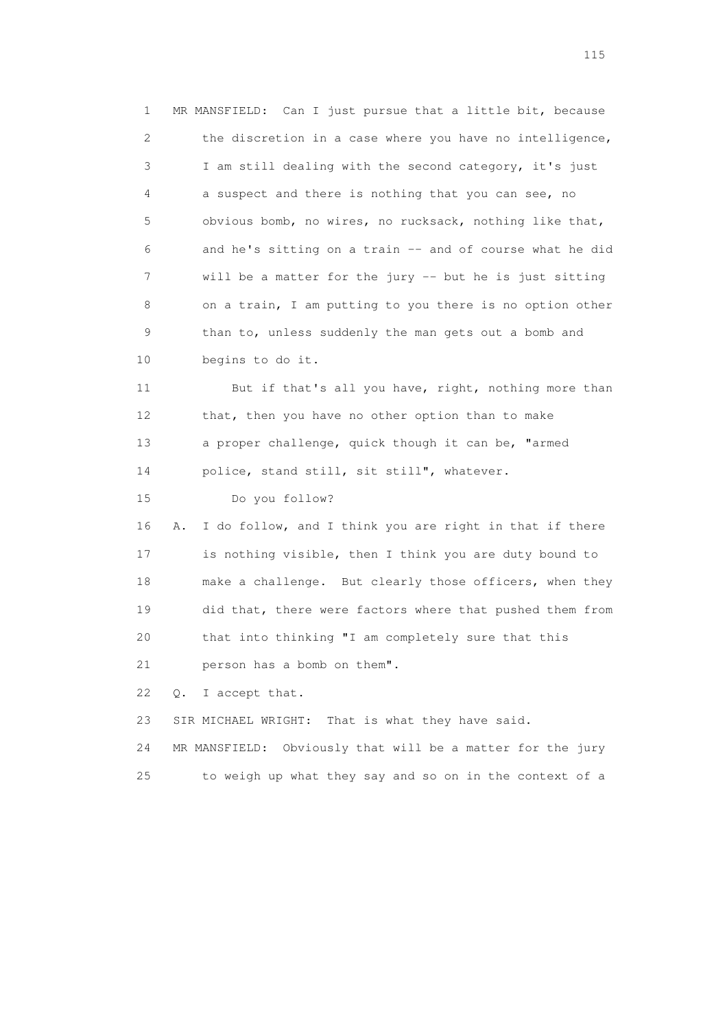1 MR MANSFIELD: Can I just pursue that a little bit, because
2 the discretion in a case where you have no intelligence,
3 I am still dealing with the second category, it's just
4 a suspect and there is nothing that you can see, no
5 obvious bomb, no wires, no rucksack, nothing like that,
6 and he's sitting on a train -- and of course what he did
7 will be a matter for the jury -- but he is just sitting
8 on a train, I am putting to you there is no option other
9 than to, unless suddenly the man gets out a bomb and
10 begins to do it.

11 But if that's all you have, right, nothing more than
12 that, then you have no other option than to make
13 a proper challenge, quick though it can be, "armed
14 police, stand still, sit still", whatever.

15 Do you follow?

16 A. I do follow, and I think you are right in that if there
17 is nothing visible, then I think you are duty bound to
18 make a challenge. But clearly those officers, when they
19 did that, there were factors where that pushed them from
20 that into thinking "I am completely sure that this
21 person has a bomb on them".

22 Q. I accept that.

23 SIR MICHAEL WRIGHT: That is what they have said.

24 MR MANSFIELD: Obviously that will be a matter for the jury
25 to weigh up what they say and so on in the context of a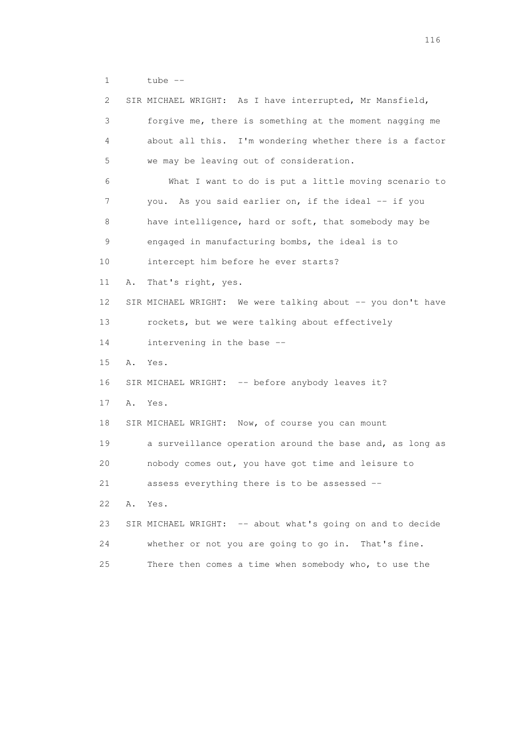1 tube --

2 SIR MICHAEL WRIGHT: As I have interrupted, Mr Mansfield,

3 forgive me, there is something at the moment nagging me

4 about all this. I'm wondering whether there is a factor

5 we may be leaving out of consideration.

6 What I want to do is put a little moving scenario to

7 you. As you said earlier on, if the ideal -- if you

8 have intelligence, hard or soft, that somebody may be

9 engaged in manufacturing bombs, the ideal is to

10 intercept him before he ever starts?

11 A. That's right, yes.

12 SIR MICHAEL WRIGHT: We were talking about -- you don't have

13 rockets, but we were talking about effectively

14 intervening in the base --

15 A. Yes.

16 SIR MICHAEL WRIGHT: -- before anybody leaves it?

17 A. Yes.

18 SIR MICHAEL WRIGHT: Now, of course you can mount

19 a surveillance operation around the base and, as long as

20 nobody comes out, you have got time and leisure to

21 assess everything there is to be assessed --

22 A. Yes.

23 SIR MICHAEL WRIGHT: -- about what's going on and to decide

24 whether or not you are going to go in. That's fine.

25 There then comes a time when somebody who, to use the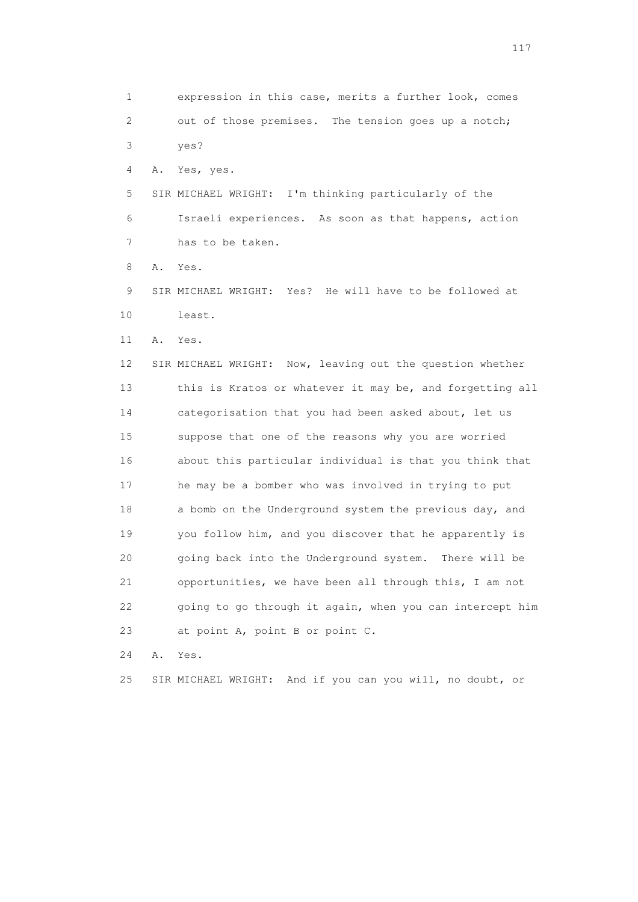1 expression in this case, merits a further look, comes
2 out of those premises. The tension goes up a notch;
3 yes?
4 A. Yes, yes.
5 SIR MICHAEL WRIGHT: I'm thinking particularly of the
6 Israeli experiences. As soon as that happens, action
7 has to be taken.
8 A. Yes.
9 SIR MICHAEL WRIGHT: Yes? He will have to be followed at
10 least.
11 A. Yes.
12 SIR MICHAEL WRIGHT: Now, leaving out the question whether
13 this is Kratos or whatever it may be, and forgetting all
14 categorisation that you had been asked about, let us
15 suppose that one of the reasons why you are worried
16 about this particular individual is that you think that
17 he may be a bomber who was involved in trying to put
18 a bomb on the Underground system the previous day, and
19 you follow him, and you discover that he apparently is
20 going back into the Underground system. There will be
21 opportunities, we have been all through this, I am not
22 going to go through it again, when you can intercept him
23 at point A, point B or point C.
24 A. Yes.
25 SIR MICHAEL WRIGHT: And if you can you will, no doubt, or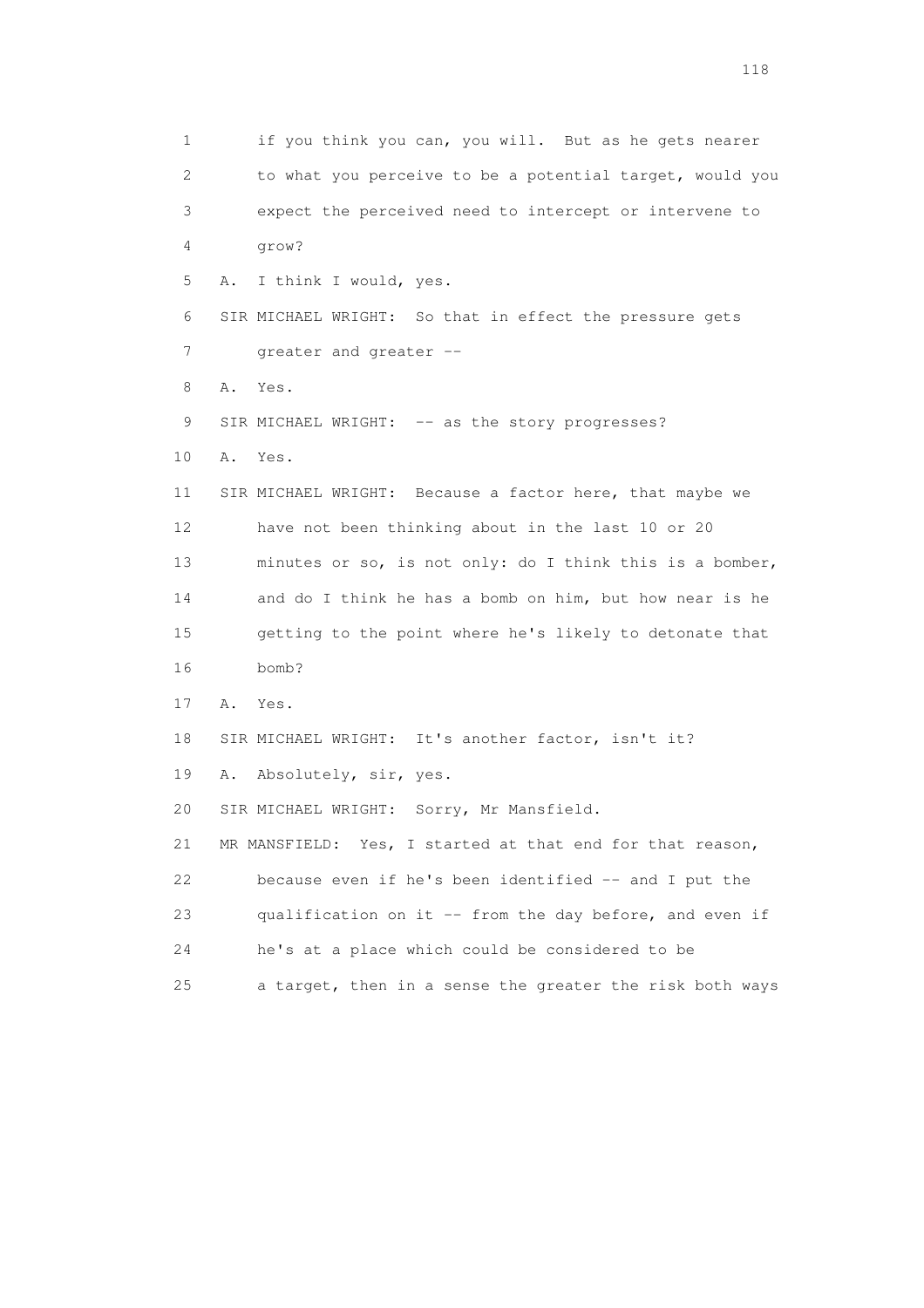1 if you think you can, you will. But as he gets nearer
2 to what you perceive to be a potential target, would you
3 expect the perceived need to intercept or intervene to
4 grow?

5 A. I think I would, yes.

6 SIR MICHAEL WRIGHT: So that in effect the pressure gets
7 greater and greater --

8 A. Yes.

9 SIR MICHAEL WRIGHT: -- as the story progresses?

10 A. Yes.

11 SIR MICHAEL WRIGHT: Because a factor here, that maybe we
12 have not been thinking about in the last 10 or 20
13 minutes or so, is not only: do I think this is a bomber,
14 and do I think he has a bomb on him, but how near is he
15 getting to the point where he's likely to detonate that
16 bomb?

17 A. Yes.

18 SIR MICHAEL WRIGHT: It's another factor, isn't it?

19 A. Absolutely, sir, yes.

20 SIR MICHAEL WRIGHT: Sorry, Mr Mansfield.

21 MR MANSFIELD: Yes, I started at that end for that reason,
22 because even if he's been identified -- and I put the
23 qualification on it -- from the day before, and even if
24 he's at a place which could be considered to be
25 a target, then in a sense the greater the risk both ways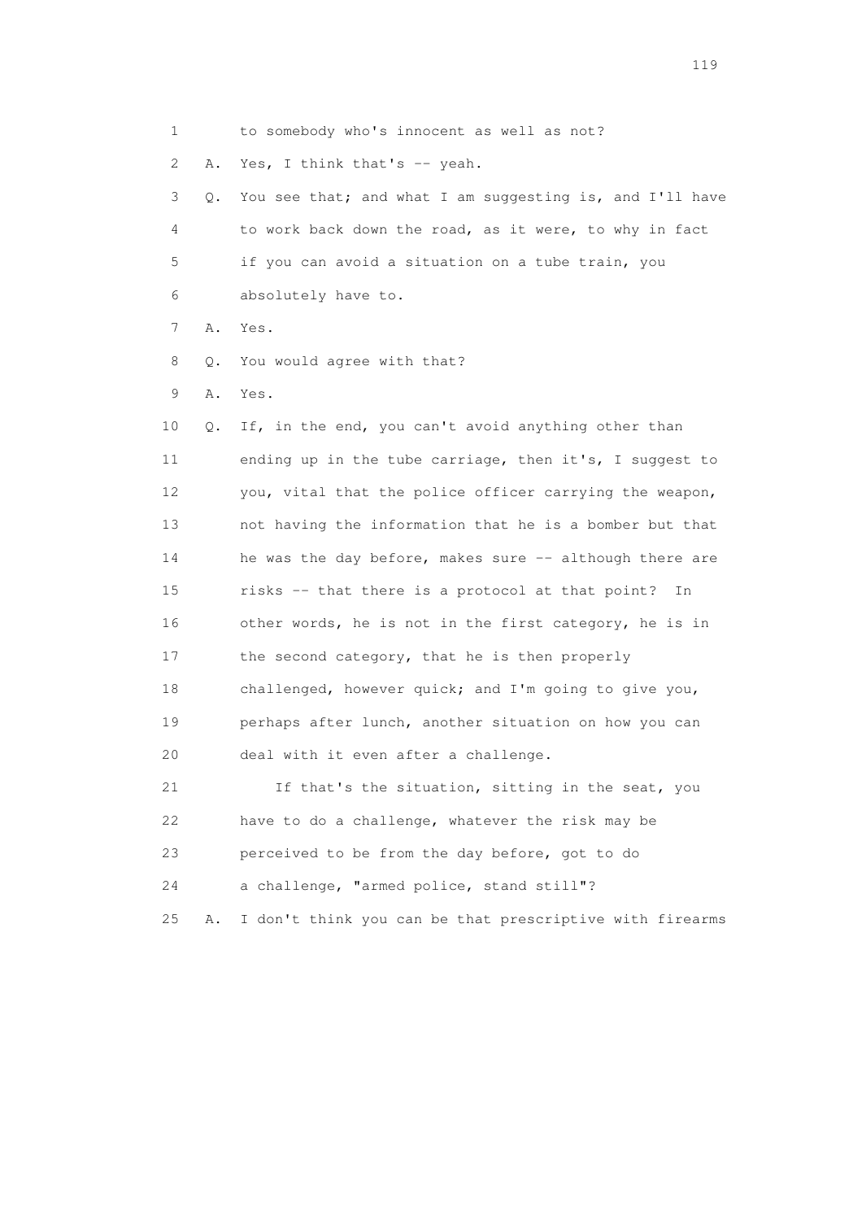1 to somebody who's innocent as well as not?

2 A. Yes, I think that's -- yeah.

3 Q. You see that; and what I am suggesting is, and I'll have

4 to work back down the road, as it were, to why in fact

5 if you can avoid a situation on a tube train, you

6 absolutely have to.

7 A. Yes.

8 Q. You would agree with that?

9 A. Yes.

10 Q. If, in the end, you can't avoid anything other than

11 ending up in the tube carriage, then it's, I suggest to

12 you, vital that the police officer carrying the weapon,

13 not having the information that he is a bomber but that

14 he was the day before, makes sure -- although there are

15 risks -- that there is a protocol at that point? In

16 other words, he is not in the first category, he is in

17 the second category, that he is then properly

18 challenged, however quick; and I'm going to give you,

19 perhaps after lunch, another situation on how you can

20 deal with it even after a challenge.

21 If that's the situation, sitting in the seat, you

22 have to do a challenge, whatever the risk may be

23 perceived to be from the day before, got to do

24 a challenge, "armed police, stand still"?

25 A. I don't think you can be that prescriptive with firearms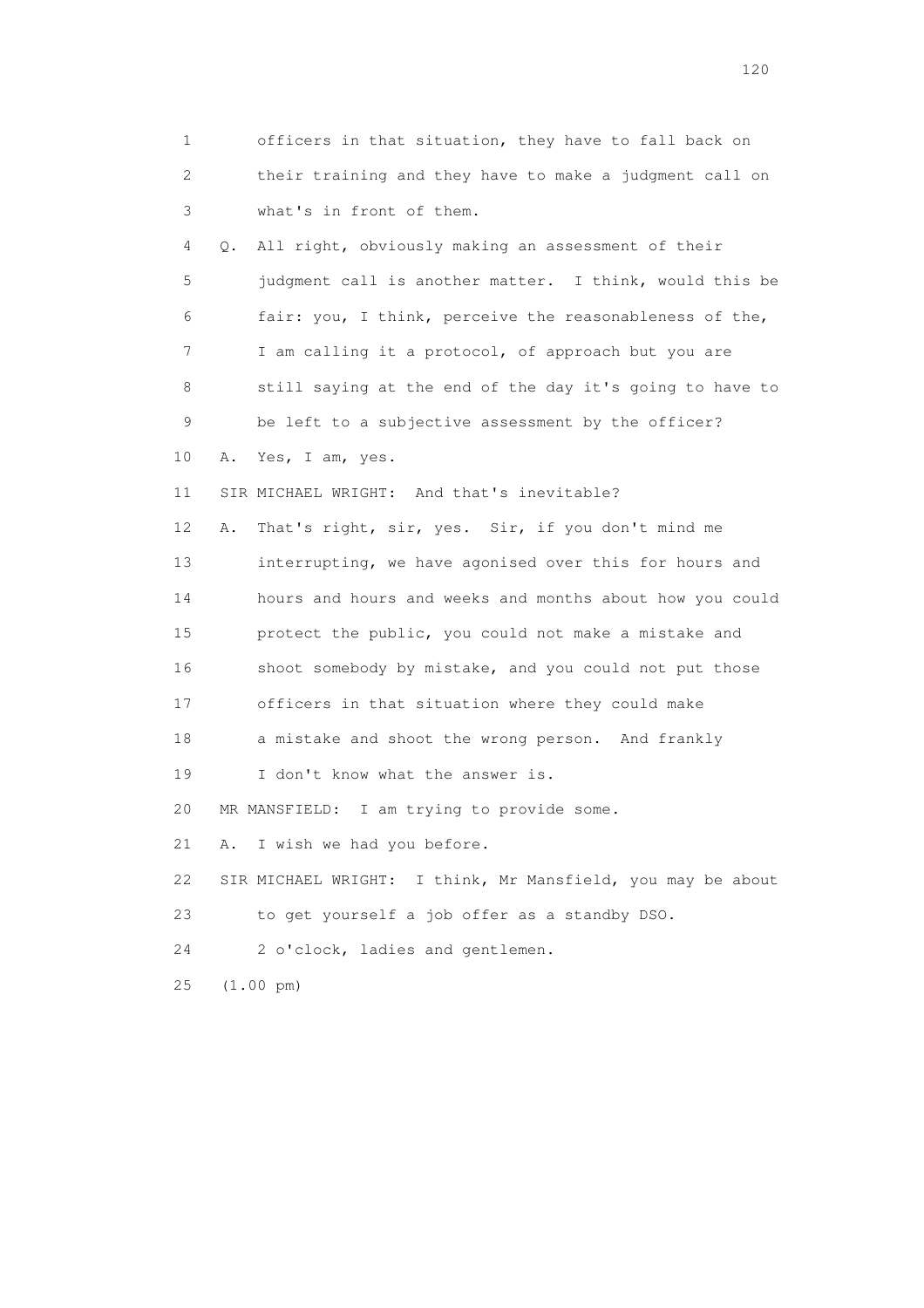1 officers in that situation, they have to fall back on
2 their training and they have to make a judgment call on
3 what's in front of them.

4 Q. All right, obviously making an assessment of their
5 judgment call is another matter. I think, would this be
6 fair: you, I think, perceive the reasonableness of the,
7 I am calling it a protocol, of approach but you are
8 still saying at the end of the day it's going to have to
9 be left to a subjective assessment by the officer?

10 A. Yes, I am, yes.

11 SIR MICHAEL WRIGHT: And that's inevitable?

12 A. That's right, sir, yes. Sir, if you don't mind me
13 interrupting, we have agonised over this for hours and
14 hours and hours and weeks and months about how you could
15 protect the public, you could not make a mistake and
16 shoot somebody by mistake, and you could not put those
17 officers in that situation where they could make
18 a mistake and shoot the wrong person. And frankly
19 I don't know what the answer is.

20 MR MANSFIELD: I am trying to provide some.

21 A. I wish we had you before.

22 SIR MICHAEL WRIGHT: I think, Mr Mansfield, you may be about
23 to get yourself a job offer as a standby DSO.

24 2 o'clock, ladies and gentlemen.

25 (1.00 pm)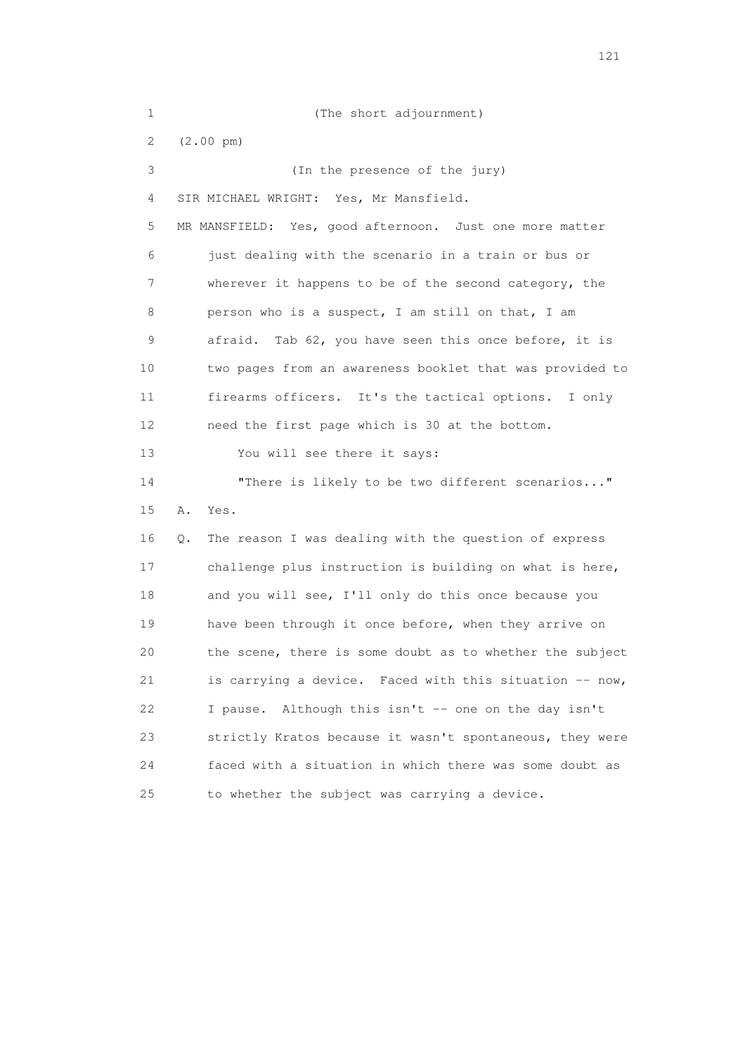1 (The short adjournment)

2 (2.00 pm)

3 (In the presence of the jury)

4 SIR MICHAEL WRIGHT: Yes, Mr Mansfield.

5 MR MANSFIELD: Yes, good afternoon. Just one more matter

6 just dealing with the scenario in a train or bus or

7 wherever it happens to be of the second category, the

8 person who is a suspect, I am still on that, I am

9 afraid. Tab 62, you have seen this once before, it is

10 two pages from an awareness booklet that was provided to

11 firearms officers. It's the tactical options. I only

12 need the first page which is 30 at the bottom.

13 You will see there it says:

14 "There is likely to be two different scenarios..."

15 A. Yes.

16 Q. The reason I was dealing with the question of express

17 challenge plus instruction is building on what is here,

18 and you will see, I'll only do this once because you

19 have been through it once before, when they arrive on

20 the scene, there is some doubt as to whether the subject

21 is carrying a device. Faced with this situation -- now,

22 I pause. Although this isn't -- one on the day isn't

23 strictly Kratos because it wasn't spontaneous, they were

24 faced with a situation in which there was some doubt as

25 to whether the subject was carrying a device.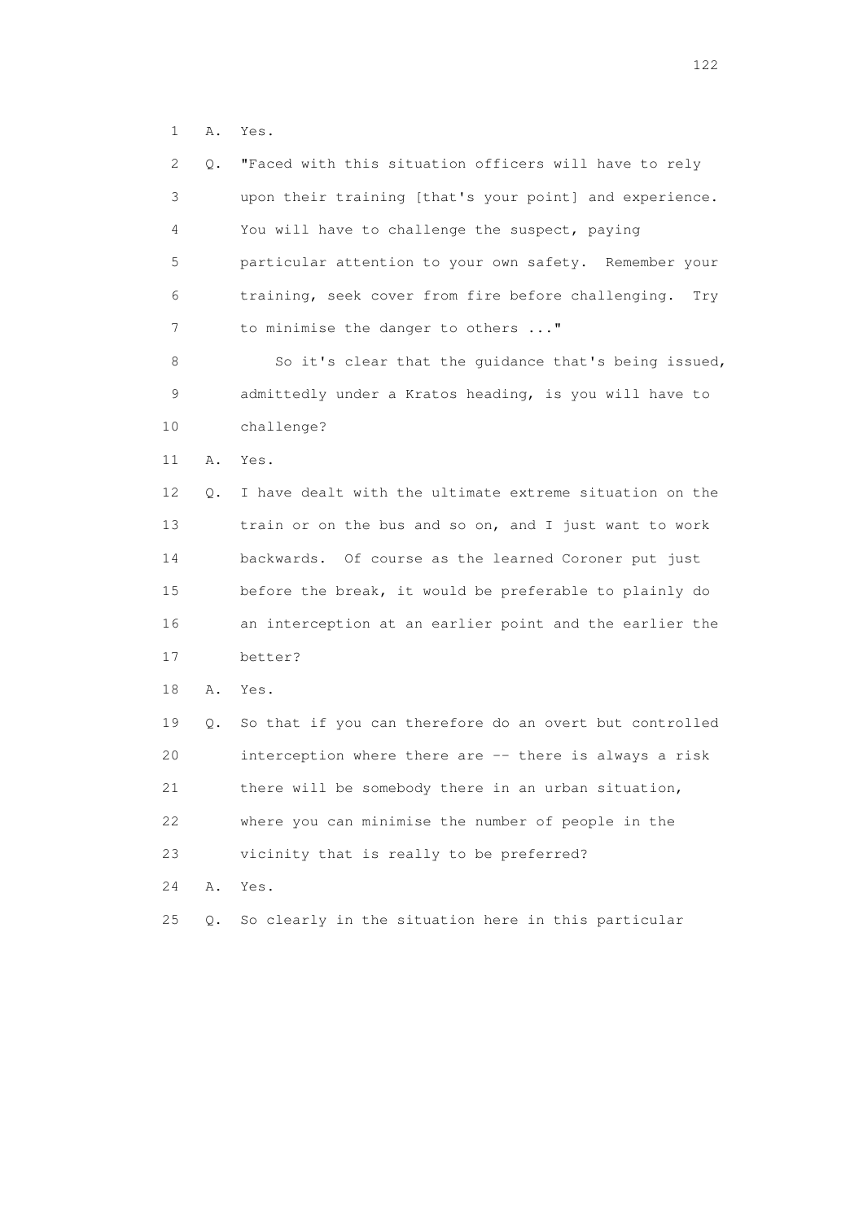1 A. Yes.

2 Q. "Faced with this situation officers will have to rely
3 upon their training [that's your point] and experience.
4 You will have to challenge the suspect, paying
5 particular attention to your own safety. Remember your
6 training, seek cover from fire before challenging. Try
7 to minimise the danger to others ..."

8 So it's clear that the guidance that's being issued,
9 admittedly under a Kratos heading, is you will have to
10 challenge?

11 A. Yes.

12 Q. I have dealt with the ultimate extreme situation on the
13 train or on the bus and so on, and I just want to work
14 backwards. Of course as the learned Coroner put just
15 before the break, it would be preferable to plainly do
16 an interception at an earlier point and the earlier the
17 better?

18 A. Yes.

19 Q. So that if you can therefore do an overt but controlled
20 interception where there are -- there is always a risk
21 there will be somebody there in an urban situation,
22 where you can minimise the number of people in the
23 vicinity that is really to be preferred?

24 A. Yes.

25 Q. So clearly in the situation here in this particular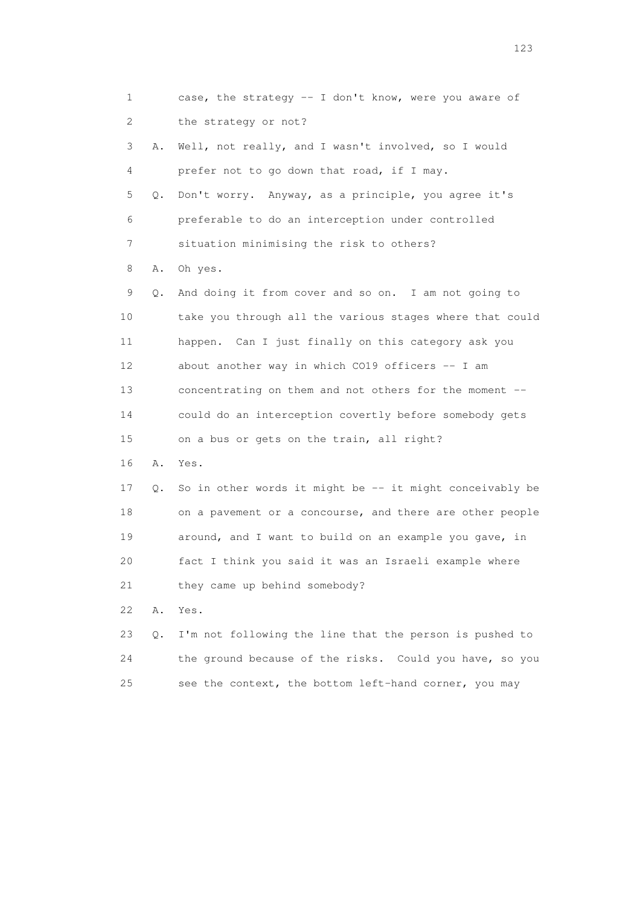1 case, the strategy -- I don't know, were you aware of
2 the strategy or not?
3 A. Well, not really, and I wasn't involved, so I would
4 prefer not to go down that road, if I may.
5 Q. Don't worry. Anyway, as a principle, you agree it's
6 preferable to do an interception under controlled
7 situation minimising the risk to others?
8 A. Oh yes.
9 Q. And doing it from cover and so on. I am not going to
10 take you through all the various stages where that could
11 happen. Can I just finally on this category ask you
12 about another way in which CO19 officers -- I am
13 concentrating on them and not others for the moment --
14 could do an interception covertly before somebody gets
15 on a bus or gets on the train, all right?
16 A. Yes.
17 Q. So in other words it might be -- it might conceivably be
18 on a pavement or a concourse, and there are other people
19 around, and I want to build on an example you gave, in
20 fact I think you said it was an Israeli example where
21 they came up behind somebody?
22 A. Yes.
23 Q. I'm not following the line that the person is pushed to
24 the ground because of the risks. Could you have, so you
25 see the context, the bottom left-hand corner, you may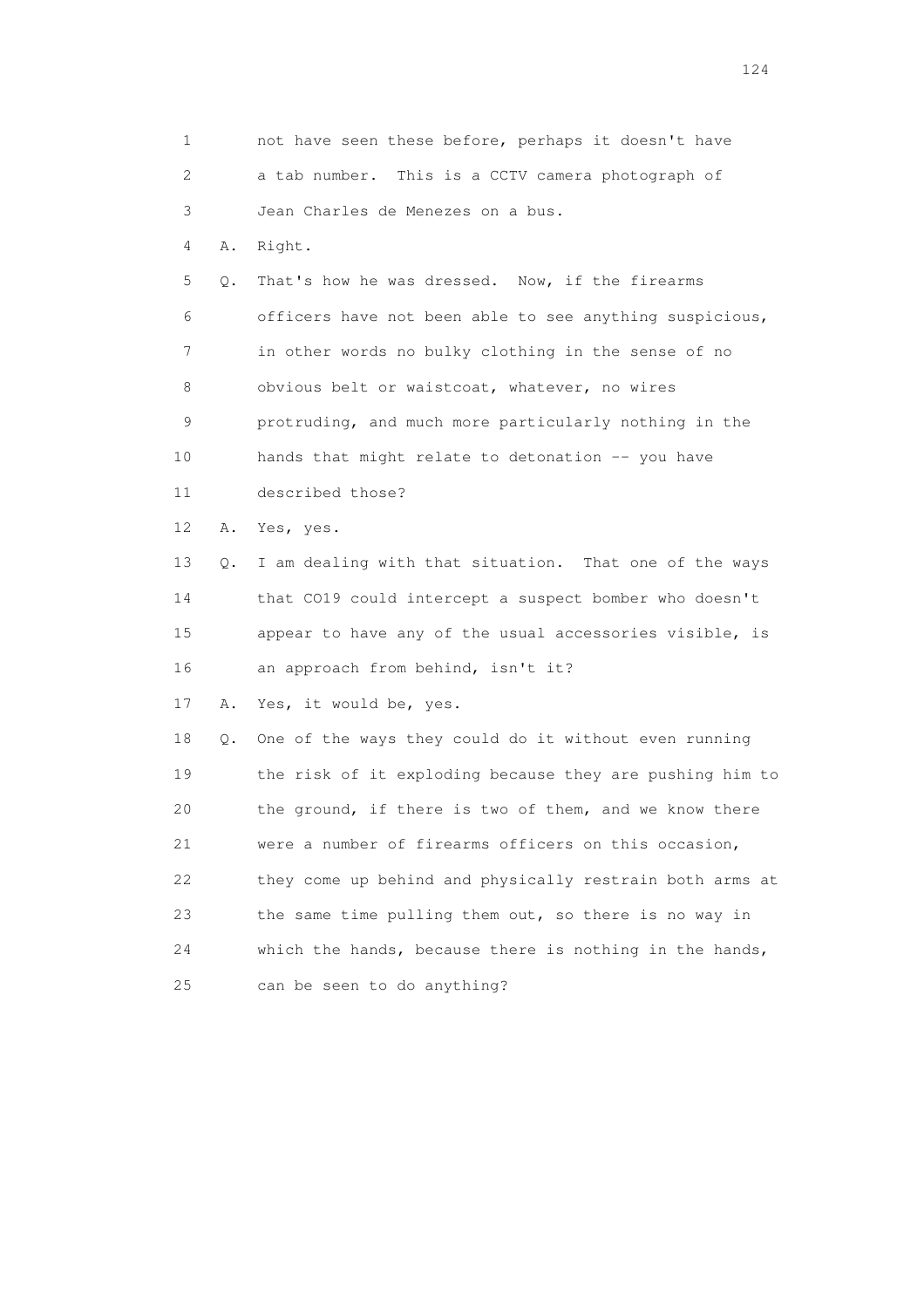1 not have seen these before, perhaps it doesn't have
2 a tab number. This is a CCTV camera photograph of
3 Jean Charles de Menezes on a bus.
4 A. Right.
5 Q. That's how he was dressed. Now, if the firearms
6 officers have not been able to see anything suspicious,
7 in other words no bulky clothing in the sense of no
8 obvious belt or waistcoat, whatever, no wires
9 protruding, and much more particularly nothing in the
10 hands that might relate to detonation -- you have
11 described those?
12 A. Yes, yes.
13 Q. I am dealing with that situation. That one of the ways
14 that CO19 could intercept a suspect bomber who doesn't
15 appear to have any of the usual accessories visible, is
16 an approach from behind, isn't it?
17 A. Yes, it would be, yes.
18 Q. One of the ways they could do it without even running
19 the risk of it exploding because they are pushing him to
20 the ground, if there is two of them, and we know there
21 were a number of firearms officers on this occasion,
22 they come up behind and physically restrain both arms at
23 the same time pulling them out, so there is no way in
24 which the hands, because there is nothing in the hands,
25 can be seen to do anything?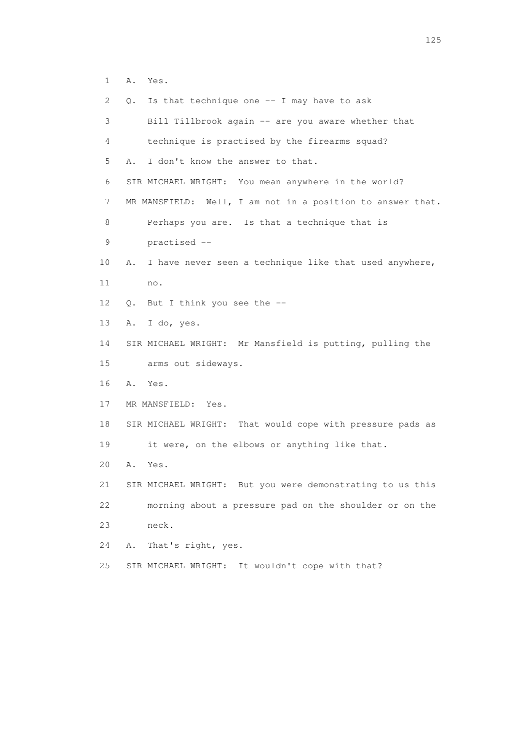1 A. Yes.

2 Q. Is that technique one -- I may have to ask

3 Bill Tillbrook again -- are you aware whether that

4 technique is practised by the firearms squad?

5 A. I don't know the answer to that.

6 SIR MICHAEL WRIGHT: You mean anywhere in the world?

7 MR MANSFIELD: Well, I am not in a position to answer that.

8 Perhaps you are. Is that a technique that is

9 practised --

10 A. I have never seen a technique like that used anywhere,

11 no.

12 Q. But I think you see the --

13 A. I do, yes.

14 SIR MICHAEL WRIGHT: Mr Mansfield is putting, pulling the

15 arms out sideways.

16 A. Yes.

17 MR MANSFIELD: Yes.

18 SIR MICHAEL WRIGHT: That would cope with pressure pads as

19 it were, on the elbows or anything like that.

20 A. Yes.

21 SIR MICHAEL WRIGHT: But you were demonstrating to us this

22 morning about a pressure pad on the shoulder or on the

23 neck.

24 A. That's right, yes.

25 SIR MICHAEL WRIGHT: It wouldn't cope with that?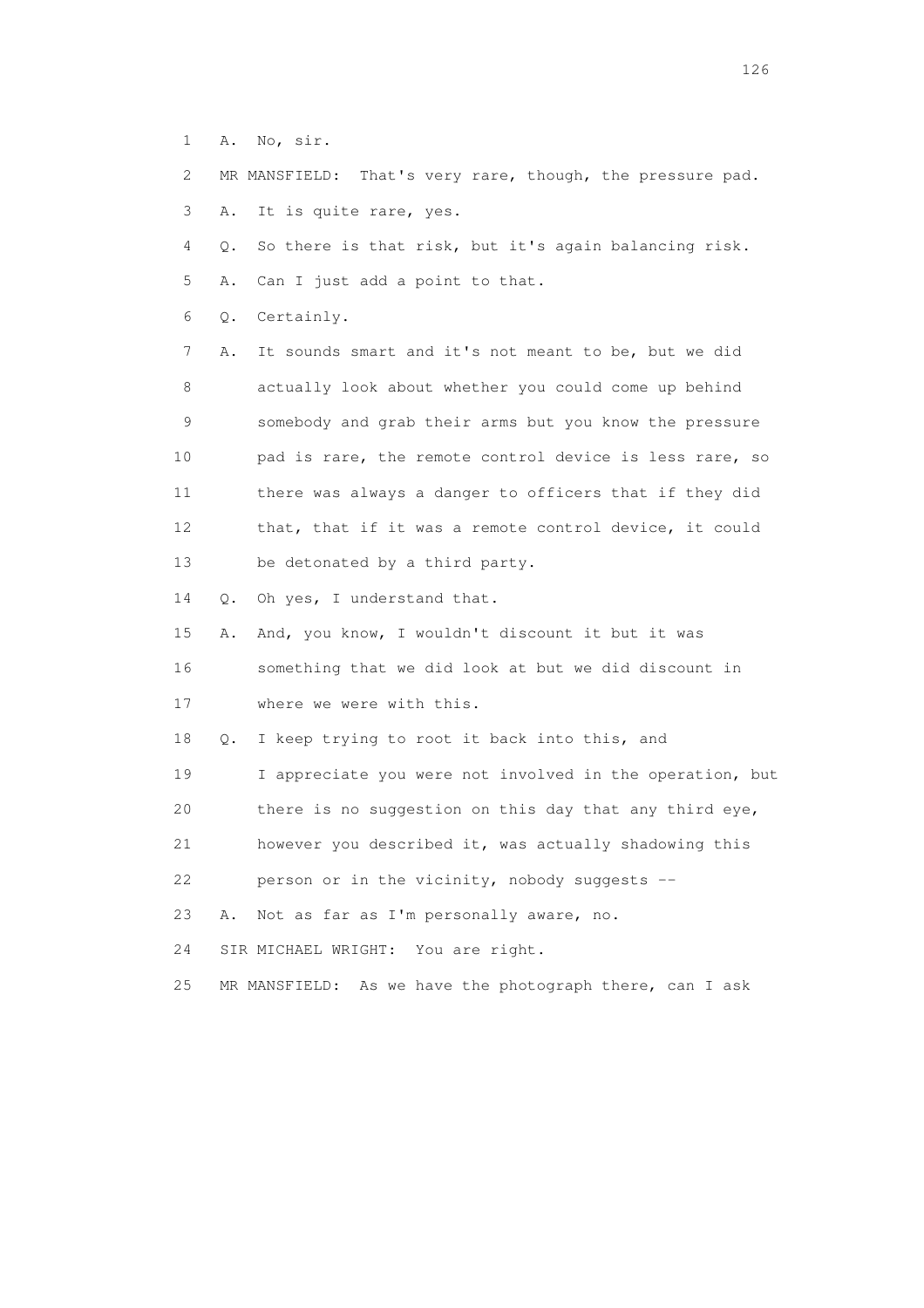1 A. No, sir.

2 MR MANSFIELD: That's very rare, though, the pressure pad.

3 A. It is quite rare, yes.

4 Q. So there is that risk, but it's again balancing risk.

5 A. Can I just add a point to that.

6 Q. Certainly.

7 A. It sounds smart and it's not meant to be, but we did

8 actually look about whether you could come up behind

9 somebody and grab their arms but you know the pressure

10 pad is rare, the remote control device is less rare, so

11 there was always a danger to officers that if they did

12 that, that if it was a remote control device, it could

13 be detonated by a third party.

14 Q. Oh yes, I understand that.

15 A. And, you know, I wouldn't discount it but it was

16 something that we did look at but we did discount in

17 where we were with this.

18 Q. I keep trying to root it back into this, and

19 I appreciate you were not involved in the operation, but

20 there is no suggestion on this day that any third eye,

21 however you described it, was actually shadowing this

22 person or in the vicinity, nobody suggests --

23 A. Not as far as I'm personally aware, no.

24 SIR MICHAEL WRIGHT: You are right.

25 MR MANSFIELD: As we have the photograph there, can I ask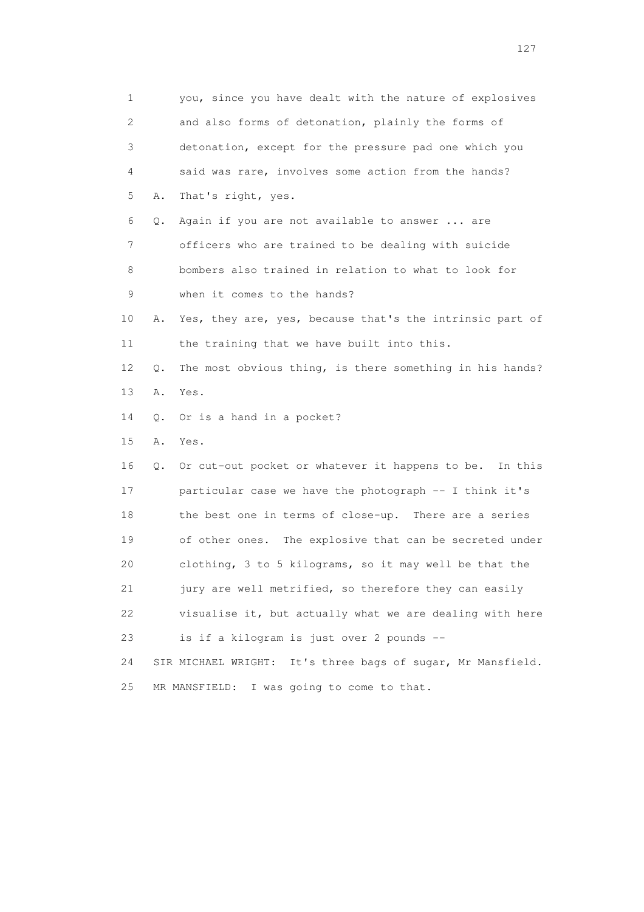1 you, since you have dealt with the nature of explosives
2 and also forms of detonation, plainly the forms of
3 detonation, except for the pressure pad one which you
4 said was rare, involves some action from the hands?
5 A. That's right, yes.
6 Q. Again if you are not available to answer ... are
7 officers who are trained to be dealing with suicide
8 bombers also trained in relation to what to look for
9 when it comes to the hands?
10 A. Yes, they are, yes, because that's the intrinsic part of
11 the training that we have built into this.
12 Q. The most obvious thing, is there something in his hands?
13 A. Yes.
14 Q. Or is a hand in a pocket?
15 A. Yes.
16 Q. Or cut-out pocket or whatever it happens to be. In this
17 particular case we have the photograph -- I think it's
18 the best one in terms of close-up. There are a series
19 of other ones. The explosive that can be secreted under
20 clothing, 3 to 5 kilograms, so it may well be that the
21 jury are well metrified, so therefore they can easily
22 visualise it, but actually what we are dealing with here
23 is if a kilogram is just over 2 pounds --
24 SIR MICHAEL WRIGHT: It's three bags of sugar, Mr Mansfield.
25 MR MANSFIELD: I was going to come to that.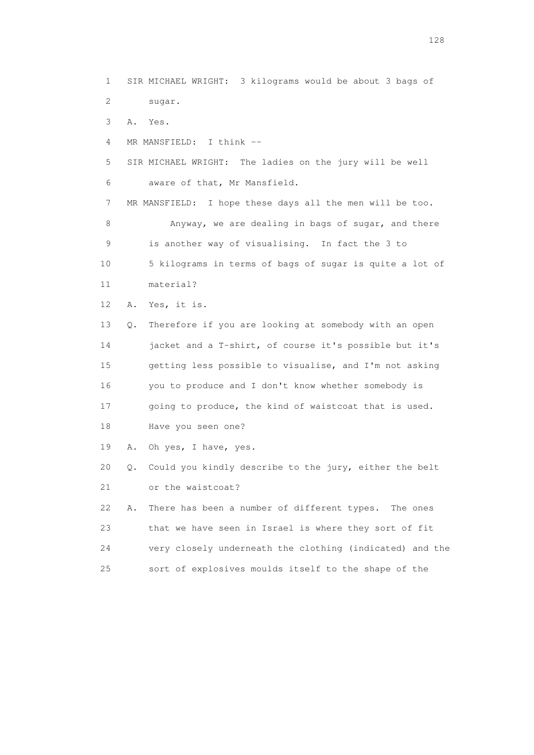1 SIR MICHAEL WRIGHT: 3 kilograms would be about 3 bags of
2 sugar.
3 A. Yes.
4 MR MANSFIELD: I think --
5 SIR MICHAEL WRIGHT: The ladies on the jury will be well
6 aware of that, Mr Mansfield.
7 MR MANSFIELD: I hope these days all the men will be too.
8 Anyway, we are dealing in bags of sugar, and there
9 is another way of visualising. In fact the 3 to
10 5 kilograms in terms of bags of sugar is quite a lot of
11 material?
12 A. Yes, it is.
13 Q. Therefore if you are looking at somebody with an open
14 jacket and a T-shirt, of course it's possible but it's
15 getting less possible to visualise, and I'm not asking
16 you to produce and I don't know whether somebody is
17 going to produce, the kind of waistcoat that is used.
18 Have you seen one?
19 A. Oh yes, I have, yes.
20 Q. Could you kindly describe to the jury, either the belt
21 or the waistcoat?
22 A. There has been a number of different types. The ones
23 that we have seen in Israel is where they sort of fit
24 very closely underneath the clothing (indicated) and the
25 sort of explosives moulds itself to the shape of the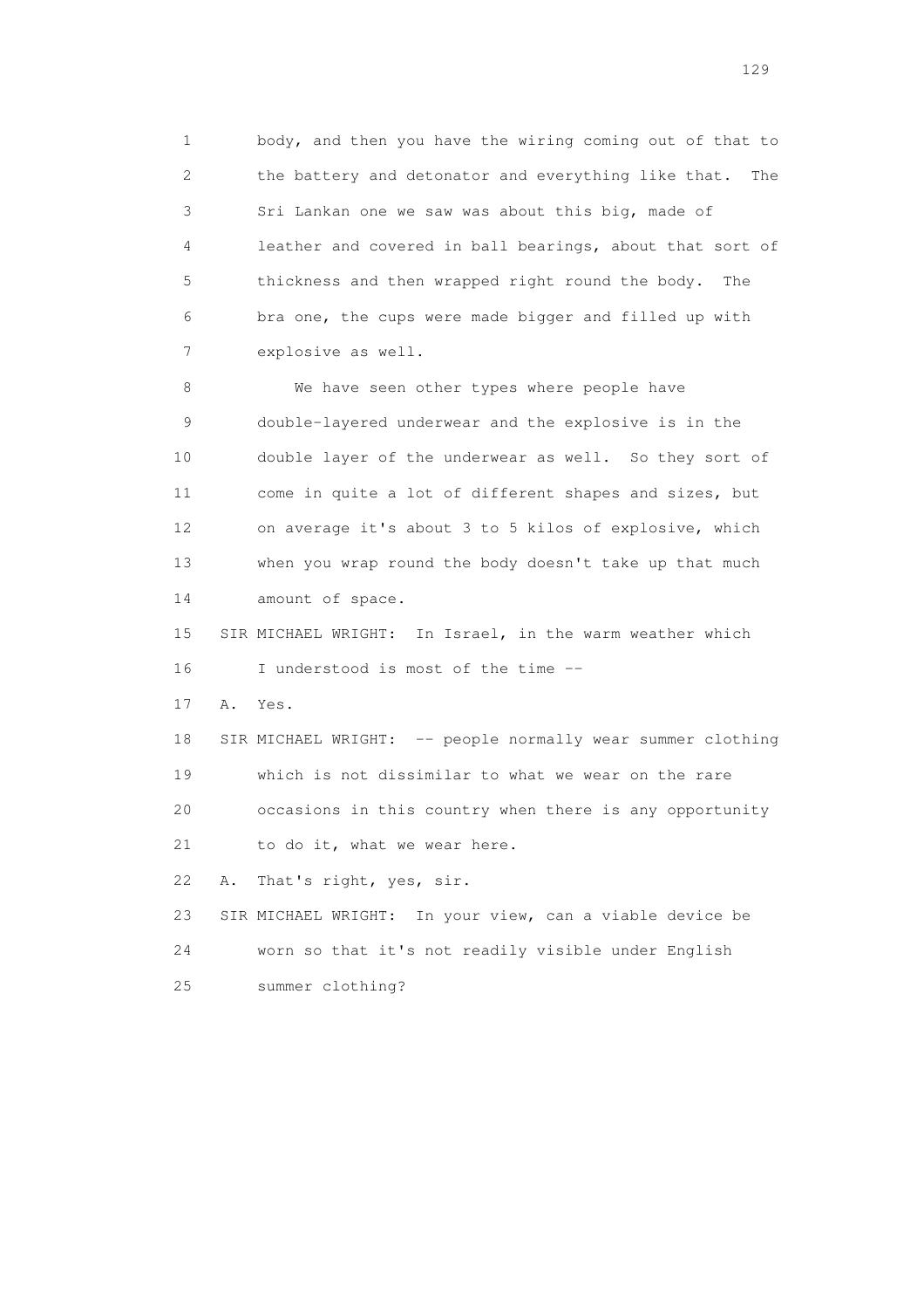1 body, and then you have the wiring coming out of that to
2 the battery and detonator and everything like that. The
3 Sri Lankan one we saw was about this big, made of
4 leather and covered in ball bearings, about that sort of
5 thickness and then wrapped right round the body. The
6 bra one, the cups were made bigger and filled up with
7 explosive as well.

8 We have seen other types where people have
9 double-layered underwear and the explosive is in the
10 double layer of the underwear as well. So they sort of
11 come in quite a lot of different shapes and sizes, but
12 on average it's about 3 to 5 kilos of explosive, which
13 when you wrap round the body doesn't take up that much
14 amount of space.

15 SIR MICHAEL WRIGHT: In Israel, in the warm weather which
16 I understood is most of the time --

17 A. Yes.

18 SIR MICHAEL WRIGHT: -- people normally wear summer clothing
19 which is not dissimilar to what we wear on the rare
20 occasions in this country when there is any opportunity
21 to do it, what we wear here.

22 A. That's right, yes, sir.

23 SIR MICHAEL WRIGHT: In your view, can a viable device be
24 worn so that it's not readily visible under English
25 summer clothing?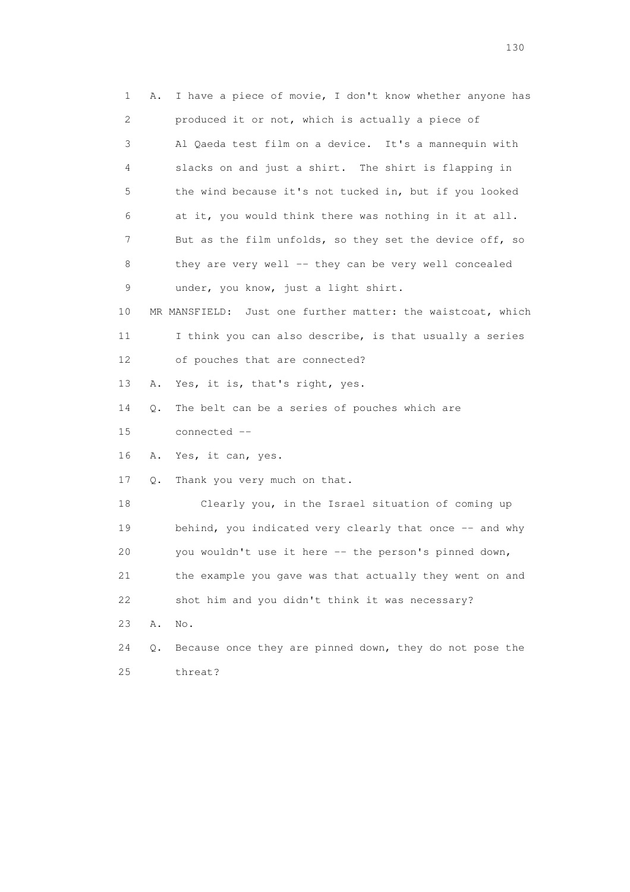1 A. I have a piece of movie, I don't know whether anyone has
2 produced it or not, which is actually a piece of
3 Al Qaeda test film on a device. It's a mannequin with
4 slacks on and just a shirt. The shirt is flapping in
5 the wind because it's not tucked in, but if you looked
6 at it, you would think there was nothing in it at all.
7 But as the film unfolds, so they set the device off, so
8 they are very well -- they can be very well concealed
9 under, you know, just a light shirt.
10 MR MANSFIELD: Just one further matter: the waistcoat, which
11 I think you can also describe, is that usually a series
12 of pouches that are connected?
13 A. Yes, it is, that's right, yes.
14 Q. The belt can be a series of pouches which are
15 connected --
16 A. Yes, it can, yes.
17 Q. Thank you very much on that.
18 Clearly you, in the Israel situation of coming up
19 behind, you indicated very clearly that once -- and why
20 you wouldn't use it here -- the person's pinned down,
21 the example you gave was that actually they went on and
22 shot him and you didn't think it was necessary?
23 A. No.
24 Q. Because once they are pinned down, they do not pose the
25 threat?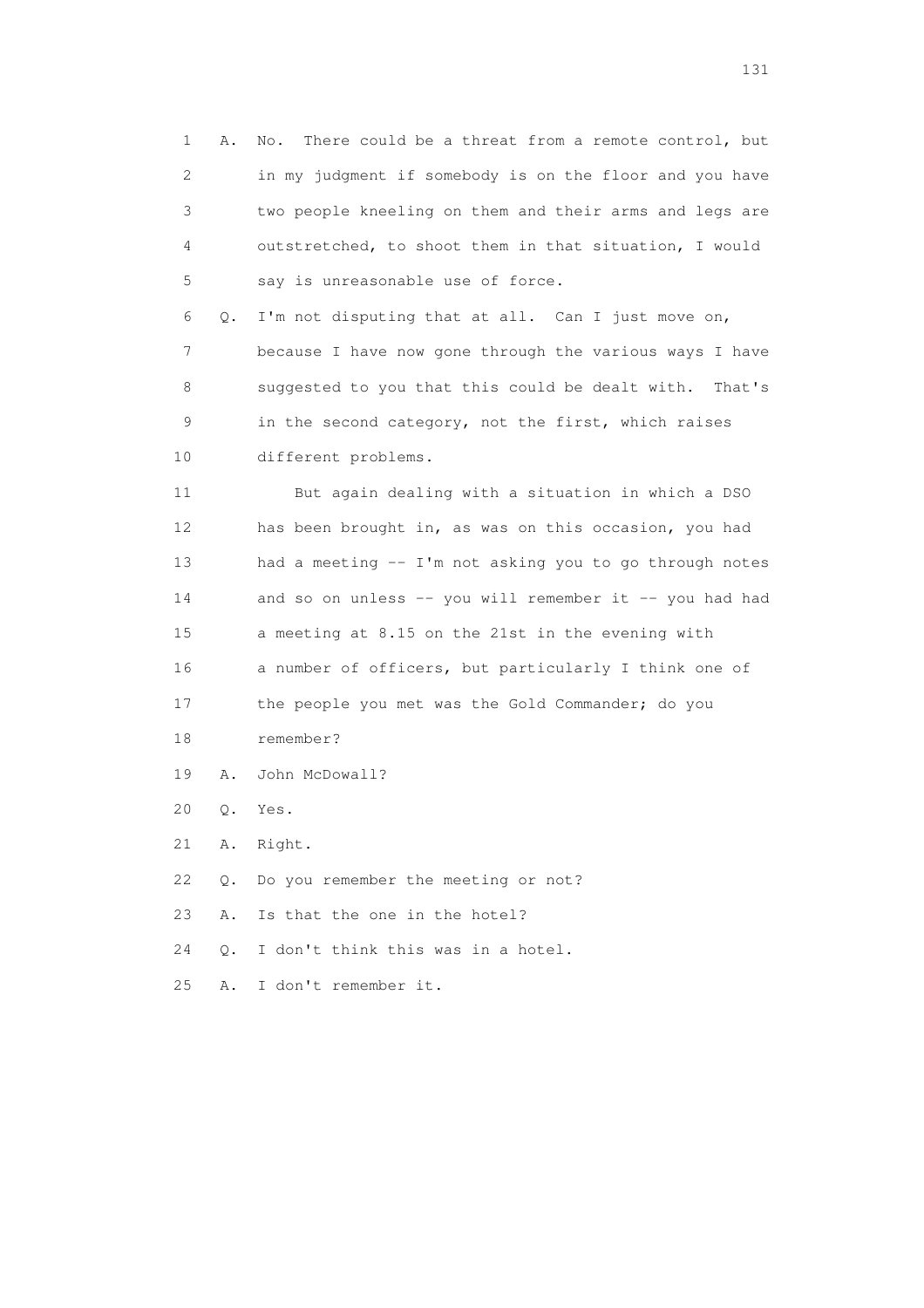1 A. No. There could be a threat from a remote control, but
2 in my judgment if somebody is on the floor and you have
3 two people kneeling on them and their arms and legs are
4 outstretched, to shoot them in that situation, I would
5 say is unreasonable use of force.

6 Q. I'm not disputing that at all. Can I just move on,
7 because I have now gone through the various ways I have
8 suggested to you that this could be dealt with. That's
9 in the second category, not the first, which raises
10 different problems.

11 But again dealing with a situation in which a DSO
12 has been brought in, as was on this occasion, you had
13 had a meeting -- I'm not asking you to go through notes
14 and so on unless -- you will remember it -- you had had
15 a meeting at 8.15 on the 21st in the evening with
16 a number of officers, but particularly I think one of
17 the people you met was the Gold Commander; do you
18 remember?

19 A. John McDowall?

20 Q. Yes.

21 A. Right.

22 Q. Do you remember the meeting or not?

23 A. Is that the one in the hotel?

24 Q. I don't think this was in a hotel.

25 A. I don't remember it.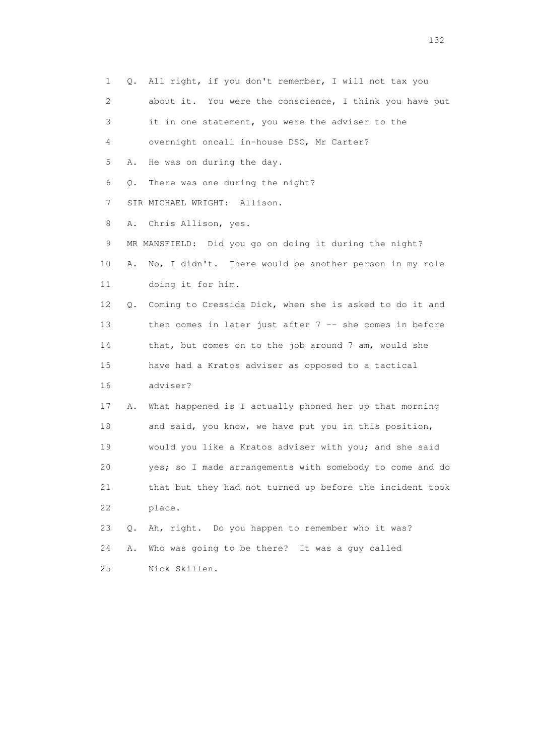1 Q. All right, if you don't remember, I will not tax you
2 about it. You were the conscience, I think you have put
3 it in one statement, you were the adviser to the
4 overnight oncall in-house DSO, Mr Carter?
5 A. He was on during the day.
6 Q. There was one during the night?
7 SIR MICHAEL WRIGHT: Allison.
8 A. Chris Allison, yes.
9 MR MANSFIELD: Did you go on doing it during the night?
10 A. No, I didn't. There would be another person in my role
11 doing it for him.
12 Q. Coming to Cressida Dick, when she is asked to do it and
13 then comes in later just after 7 -- she comes in before
14 that, but comes on to the job around 7 am, would she
15 have had a Kratos adviser as opposed to a tactical
16 adviser?
17 A. What happened is I actually phoned her up that morning
18 and said, you know, we have put you in this position,
19 would you like a Kratos adviser with you; and she said
20 yes; so I made arrangements with somebody to come and do
21 that but they had not turned up before the incident took
22 place.
23 Q. Ah, right. Do you happen to remember who it was?
24 A. Who was going to be there? It was a guy called
25 Nick Skillen.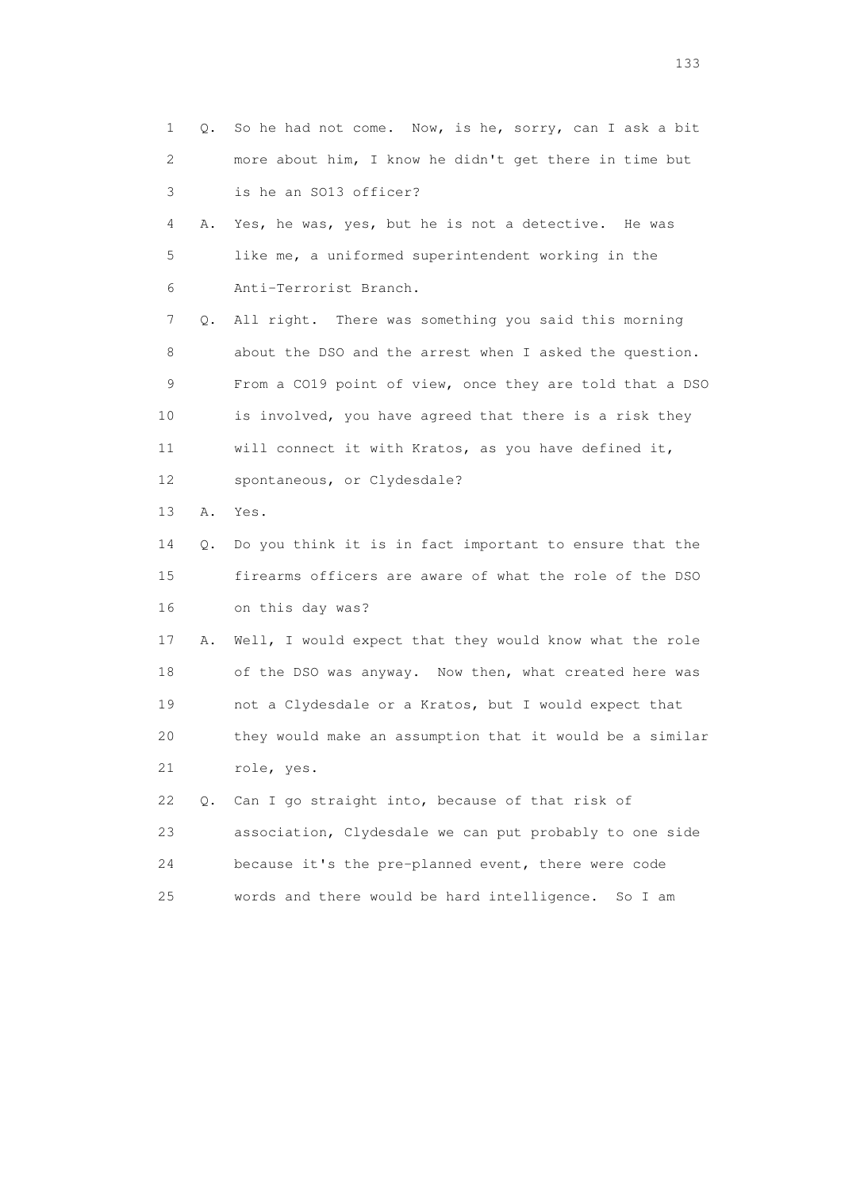1 Q. So he had not come. Now, is he, sorry, can I ask a bit
2 more about him, I know he didn't get there in time but
3 is he an SO13 officer?
4 A. Yes, he was, yes, but he is not a detective. He was
5 like me, a uniformed superintendent working in the
6 Anti-Terrorist Branch.
7 Q. All right. There was something you said this morning
8 about the DSO and the arrest when I asked the question.
9 From a CO19 point of view, once they are told that a DSO
10 is involved, you have agreed that there is a risk they
11 will connect it with Kratos, as you have defined it,
12 spontaneous, or Clydesdale?
13 A. Yes.
14 Q. Do you think it is in fact important to ensure that the
15 firearms officers are aware of what the role of the DSO
16 on this day was?
17 A. Well, I would expect that they would know what the role
18 of the DSO was anyway. Now then, what created here was
19 not a Clydesdale or a Kratos, but I would expect that
20 they would make an assumption that it would be a similar
21 role, yes.
22 Q. Can I go straight into, because of that risk of
23 association, Clydesdale we can put probably to one side
24 because it's the pre-planned event, there were code
25 words and there would be hard intelligence. So I am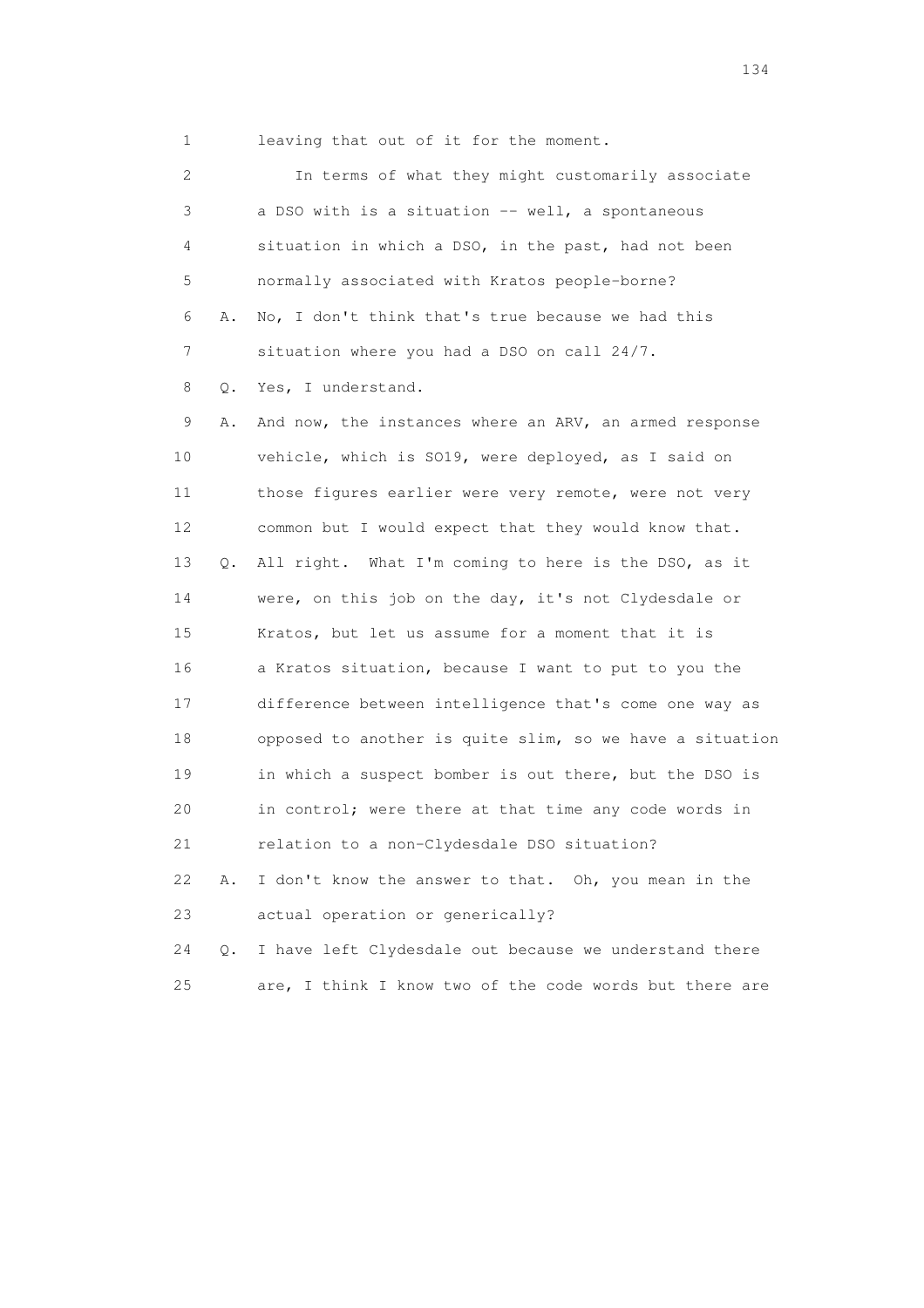1 leaving that out of it for the moment.

2 In terms of what they might customarily associate

3 a DSO with is a situation -- well, a spontaneous

4 situation in which a DSO, in the past, had not been

5 normally associated with Kratos people-borne?

6 A. No, I don't think that's true because we had this

7 situation where you had a DSO on call 24/7.

8 Q. Yes, I understand.

9 A. And now, the instances where an ARV, an armed response

10 vehicle, which is SO19, were deployed, as I said on

11 those figures earlier were very remote, were not very

12 common but I would expect that they would know that.

13 Q. All right. What I'm coming to here is the DSO, as it

14 were, on this job on the day, it's not Clydesdale or

15 Kratos, but let us assume for a moment that it is

16 a Kratos situation, because I want to put to you the

17 difference between intelligence that's come one way as

18 opposed to another is quite slim, so we have a situation

19 in which a suspect bomber is out there, but the DSO is

20 in control; were there at that time any code words in

21 relation to a non-Clydesdale DSO situation?

22 A. I don't know the answer to that. Oh, you mean in the

23 actual operation or generically?

24 Q. I have left Clydesdale out because we understand there

25 are, I think I know two of the code words but there are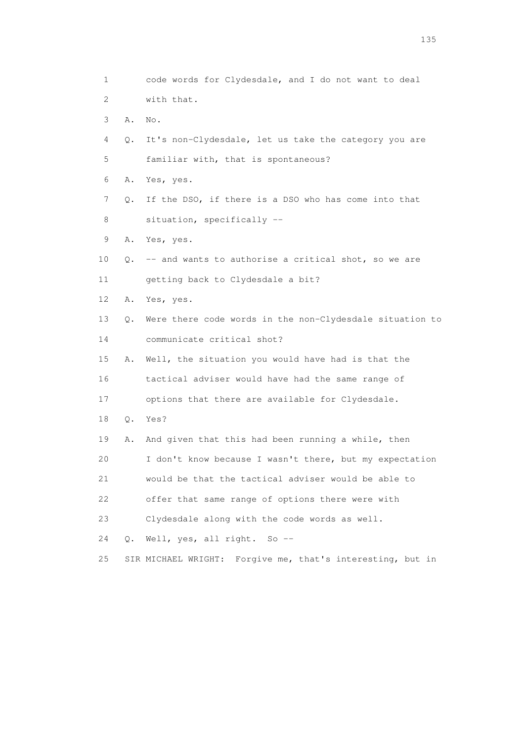1 code words for Clydesdale, and I do not want to deal
2 with that.
3 A. No.
4 Q. It's non-Clydesdale, let us take the category you are
5 familiar with, that is spontaneous?
6 A. Yes, yes.
7 Q. If the DSO, if there is a DSO who has come into that
8 situation, specifically --
9 A. Yes, yes.
10 Q. -- and wants to authorise a critical shot, so we are
11 getting back to Clydesdale a bit?
12 A. Yes, yes.
13 Q. Were there code words in the non-Clydesdale situation to
14 communicate critical shot?
15 A. Well, the situation you would have had is that the
16 tactical adviser would have had the same range of
17 options that there are available for Clydesdale.
18 Q. Yes?
19 A. And given that this had been running a while, then
20 I don't know because I wasn't there, but my expectation
21 would be that the tactical adviser would be able to
22 offer that same range of options there were with
23 Clydesdale along with the code words as well.
24 Q. Well, yes, all right. So --
25 SIR MICHAEL WRIGHT: Forgive me, that's interesting, but in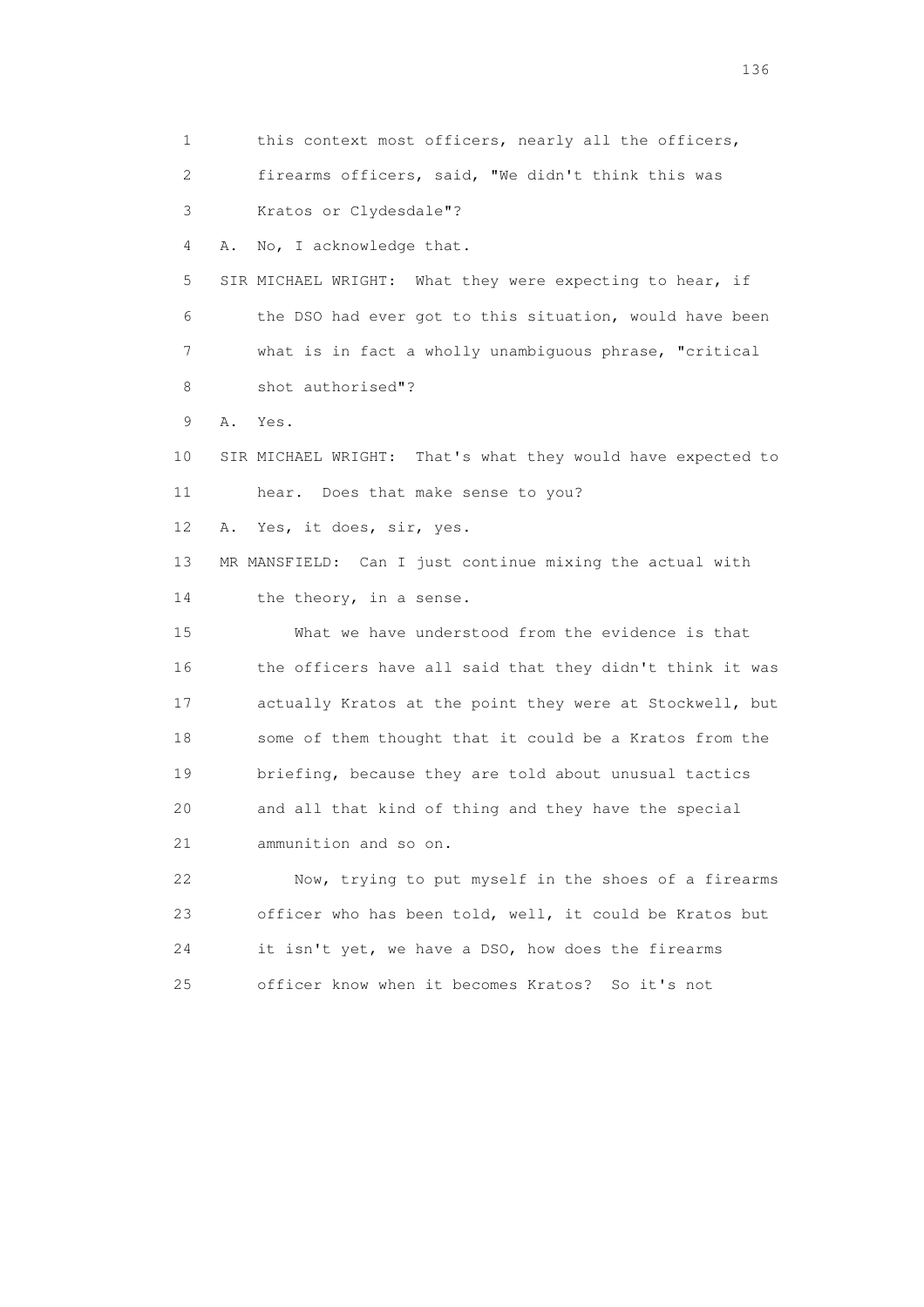1 this context most officers, nearly all the officers,

2 firearms officers, said, "We didn't think this was

3 Kratos or Clydesdale"?

4 A. No, I acknowledge that.

5 SIR MICHAEL WRIGHT: What they were expecting to hear, if

6 the DSO had ever got to this situation, would have been

7 what is in fact a wholly unambiguous phrase, "critical

8 shot authorised"?

9 A. Yes.

10 SIR MICHAEL WRIGHT: That's what they would have expected to

11 hear. Does that make sense to you?

12 A. Yes, it does, sir, yes.

13 MR MANSFIELD: Can I just continue mixing the actual with

14 the theory, in a sense.

15 What we have understood from the evidence is that

16 the officers have all said that they didn't think it was

17 actually Kratos at the point they were at Stockwell, but

18 some of them thought that it could be a Kratos from the

19 briefing, because they are told about unusual tactics

20 and all that kind of thing and they have the special

21 ammunition and so on.

22 Now, trying to put myself in the shoes of a firearms

23 officer who has been told, well, it could be Kratos but

24 it isn't yet, we have a DSO, how does the firearms

25 officer know when it becomes Kratos? So it's not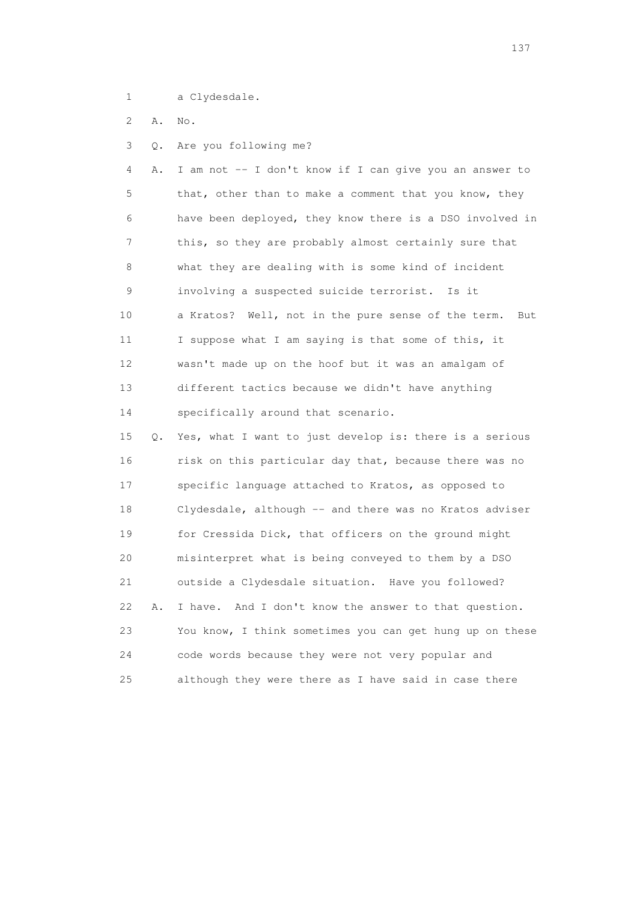1 a Clydesdale.

2 A. No.

3 Q. Are you following me?

4 A. I am not -- I don't know if I can give you an answer to
5 that, other than to make a comment that you know, they
6 have been deployed, they know there is a DSO involved in
7 this, so they are probably almost certainly sure that
8 what they are dealing with is some kind of incident
9 involving a suspected suicide terrorist. Is it
10 a Kratos? Well, not in the pure sense of the term. But
11 I suppose what I am saying is that some of this, it
12 wasn't made up on the hoof but it was an amalgam of
13 different tactics because we didn't have anything
14 specifically around that scenario.

15 Q. Yes, what I want to just develop is: there is a serious
16 risk on this particular day that, because there was no
17 specific language attached to Kratos, as opposed to
18 Clydesdale, although -- and there was no Kratos adviser
19 for Cressida Dick, that officers on the ground might
20 misinterpret what is being conveyed to them by a DSO
21 outside a Clydesdale situation. Have you followed?

22 A. I have. And I don't know the answer to that question.
23 You know, I think sometimes you can get hung up on these
24 code words because they were not very popular and
25 although they were there as I have said in case there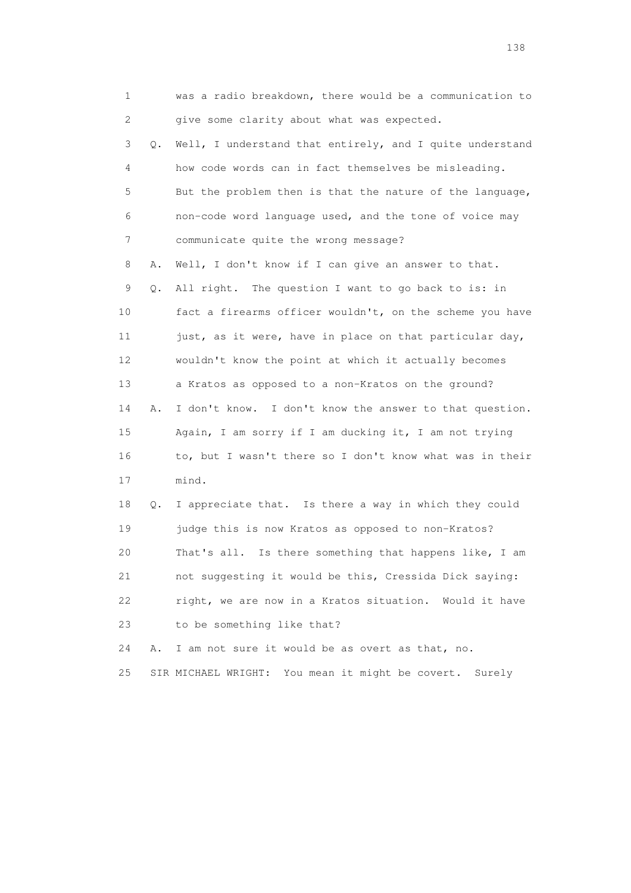1 was a radio breakdown, there would be a communication to
2 give some clarity about what was expected.
3 Q. Well, I understand that entirely, and I quite understand
4 how code words can in fact themselves be misleading.
5 But the problem then is that the nature of the language,
6 non-code word language used, and the tone of voice may
7 communicate quite the wrong message?
8 A. Well, I don't know if I can give an answer to that.
9 Q. All right. The question I want to go back to is: in
10 fact a firearms officer wouldn't, on the scheme you have
11 just, as it were, have in place on that particular day,
12 wouldn't know the point at which it actually becomes
13 a Kratos as opposed to a non-Kratos on the ground?
14 A. I don't know. I don't know the answer to that question.
15 Again, I am sorry if I am ducking it, I am not trying
16 to, but I wasn't there so I don't know what was in their
17 mind.
18 Q. I appreciate that. Is there a way in which they could
19 judge this is now Kratos as opposed to non-Kratos?
20 That's all. Is there something that happens like, I am
21 not suggesting it would be this, Cressida Dick saying:
22 right, we are now in a Kratos situation. Would it have
23 to be something like that?
24 A. I am not sure it would be as overt as that, no.
25 SIR MICHAEL WRIGHT: You mean it might be covert. Surely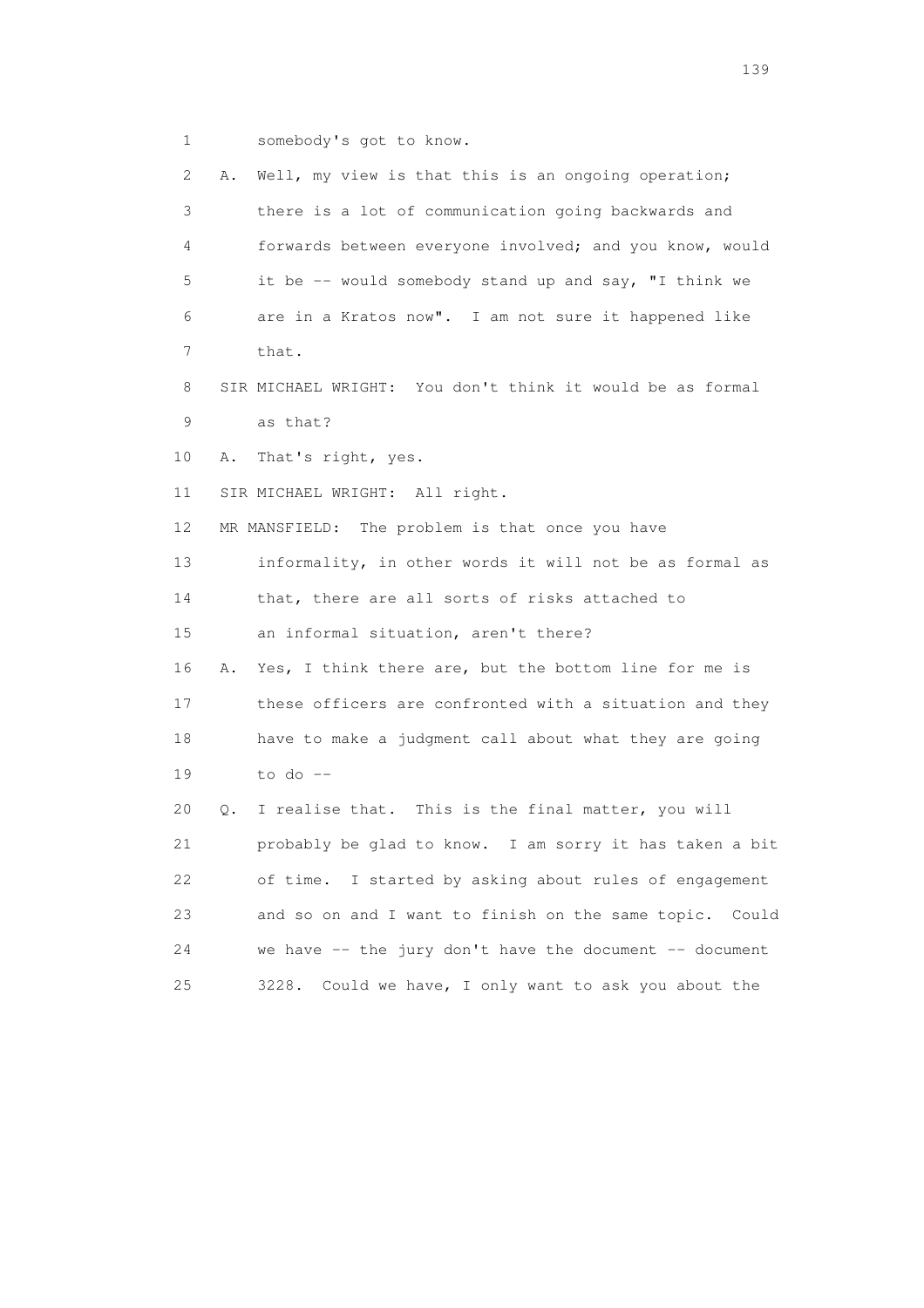1 somebody's got to know.

2 A. Well, my view is that this is an ongoing operation;

3 there is a lot of communication going backwards and

4 forwards between everyone involved; and you know, would

5 it be -- would somebody stand up and say, "I think we

6 are in a Kratos now". I am not sure it happened like

7 that.

8 SIR MICHAEL WRIGHT: You don't think it would be as formal

9 as that?

10 A. That's right, yes.

11 SIR MICHAEL WRIGHT: All right.

12 MR MANSFIELD: The problem is that once you have

13 informality, in other words it will not be as formal as

14 that, there are all sorts of risks attached to

15 an informal situation, aren't there?

16 A. Yes, I think there are, but the bottom line for me is

17 these officers are confronted with a situation and they

18 have to make a judgment call about what they are going

19 to do --

20 Q. I realise that. This is the final matter, you will

21 probably be glad to know. I am sorry it has taken a bit

22 of time. I started by asking about rules of engagement

23 and so on and I want to finish on the same topic. Could

24 we have -- the jury don't have the document -- document

25 3228. Could we have, I only want to ask you about the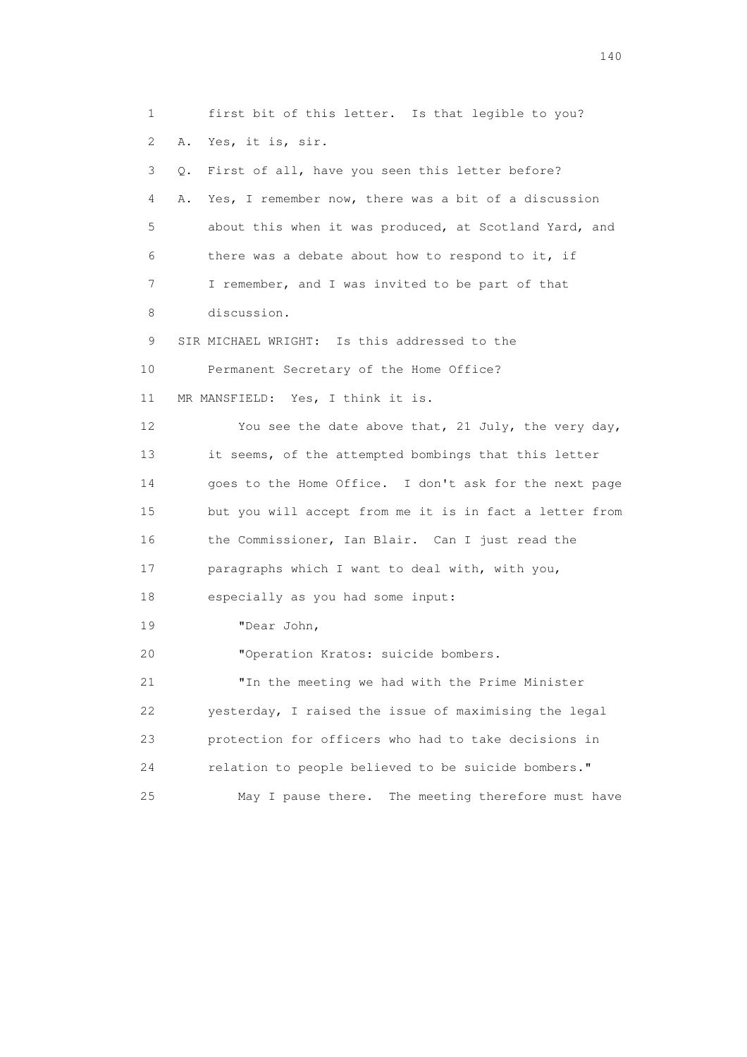1 first bit of this letter. Is that legible to you?

2 A. Yes, it is, sir.

3 Q. First of all, have you seen this letter before?

4 A. Yes, I remember now, there was a bit of a discussion

5 about this when it was produced, at Scotland Yard, and

6 there was a debate about how to respond to it, if

7 I remember, and I was invited to be part of that

8 discussion.

9 SIR MICHAEL WRIGHT: Is this addressed to the

10 Permanent Secretary of the Home Office?

11 MR MANSFIELD: Yes, I think it is.

12 You see the date above that, 21 July, the very day,

13 it seems, of the attempted bombings that this letter

14 goes to the Home Office. I don't ask for the next page

15 but you will accept from me it is in fact a letter from

16 the Commissioner, Ian Blair. Can I just read the

17 paragraphs which I want to deal with, with you,

18 especially as you had some input:

19 "Dear John,

20 "Operation Kratos: suicide bombers.

21 "In the meeting we had with the Prime Minister

22 yesterday, I raised the issue of maximising the legal

23 protection for officers who had to take decisions in

24 relation to people believed to be suicide bombers."

25 May I pause there. The meeting therefore must have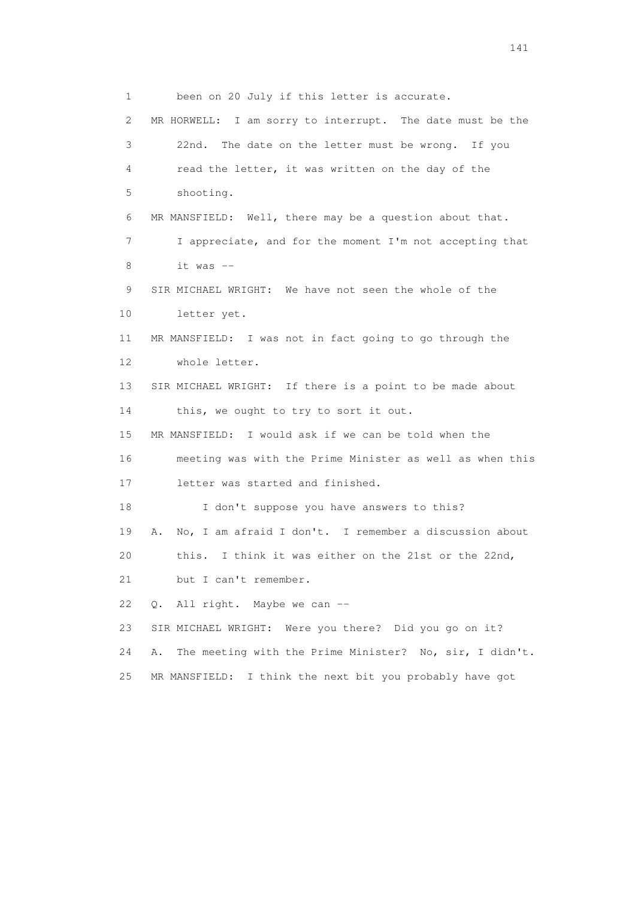1 been on 20 July if this letter is accurate.

2 MR HORWELL: I am sorry to interrupt. The date must be the

3 22nd. The date on the letter must be wrong. If you

4 read the letter, it was written on the day of the

5 shooting.

6 MR MANSFIELD: Well, there may be a question about that.

7 I appreciate, and for the moment I'm not accepting that

8 it was --

9 SIR MICHAEL WRIGHT: We have not seen the whole of the

10 letter yet.

11 MR MANSFIELD: I was not in fact going to go through the

12 whole letter.

13 SIR MICHAEL WRIGHT: If there is a point to be made about

14 this, we ought to try to sort it out.

15 MR MANSFIELD: I would ask if we can be told when the

16 meeting was with the Prime Minister as well as when this

17 letter was started and finished.

18 I don't suppose you have answers to this?

19 A. No, I am afraid I don't. I remember a discussion about

20 this. I think it was either on the 21st or the 22nd,

21 but I can't remember.

22 Q. All right. Maybe we can --

23 SIR MICHAEL WRIGHT: Were you there? Did you go on it?

24 A. The meeting with the Prime Minister? No, sir, I didn't.

25 MR MANSFIELD: I think the next bit you probably have got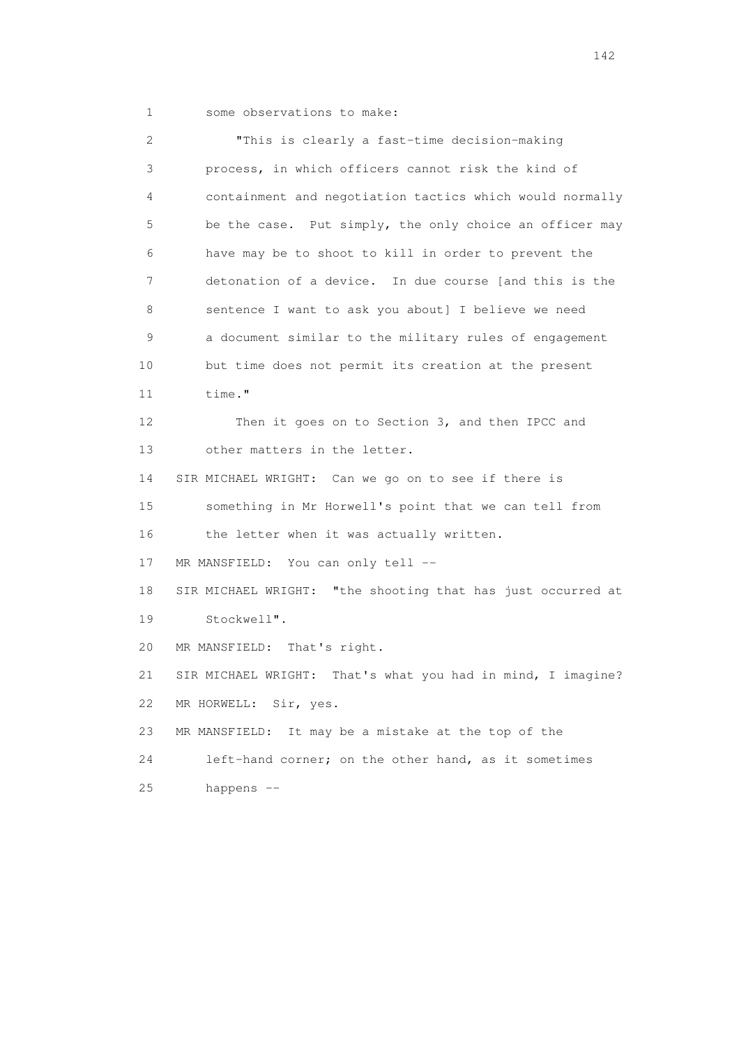some observations to make:

"This is clearly a fast-time decision-making process, in which officers cannot risk the kind of containment and negotiation tactics which would normally be the case. Put simply, the only choice an officer may have may be to shoot to kill in order to prevent the detonation of a device. In due course [and this is the sentence I want to ask you about] I believe we need a document similar to the military rules of engagement but time does not permit its creation at the present time."

Then it goes on to Section 3, and then IPCC and other matters in the letter.

SIR MICHAEL WRIGHT: Can we go on to see if there is something in Mr Horwell's point that we can tell from the letter when it was actually written.

MR MANSFIELD: You can only tell --

SIR MICHAEL WRIGHT: "the shooting that has just occurred at Stockwell".

MR MANSFIELD: That's right.

SIR MICHAEL WRIGHT: That's what you had in mind, I imagine?

MR HORWELL: Sir, yes.

MR MANSFIELD: It may be a mistake at the top of the left-hand corner; on the other hand, as it sometimes happens --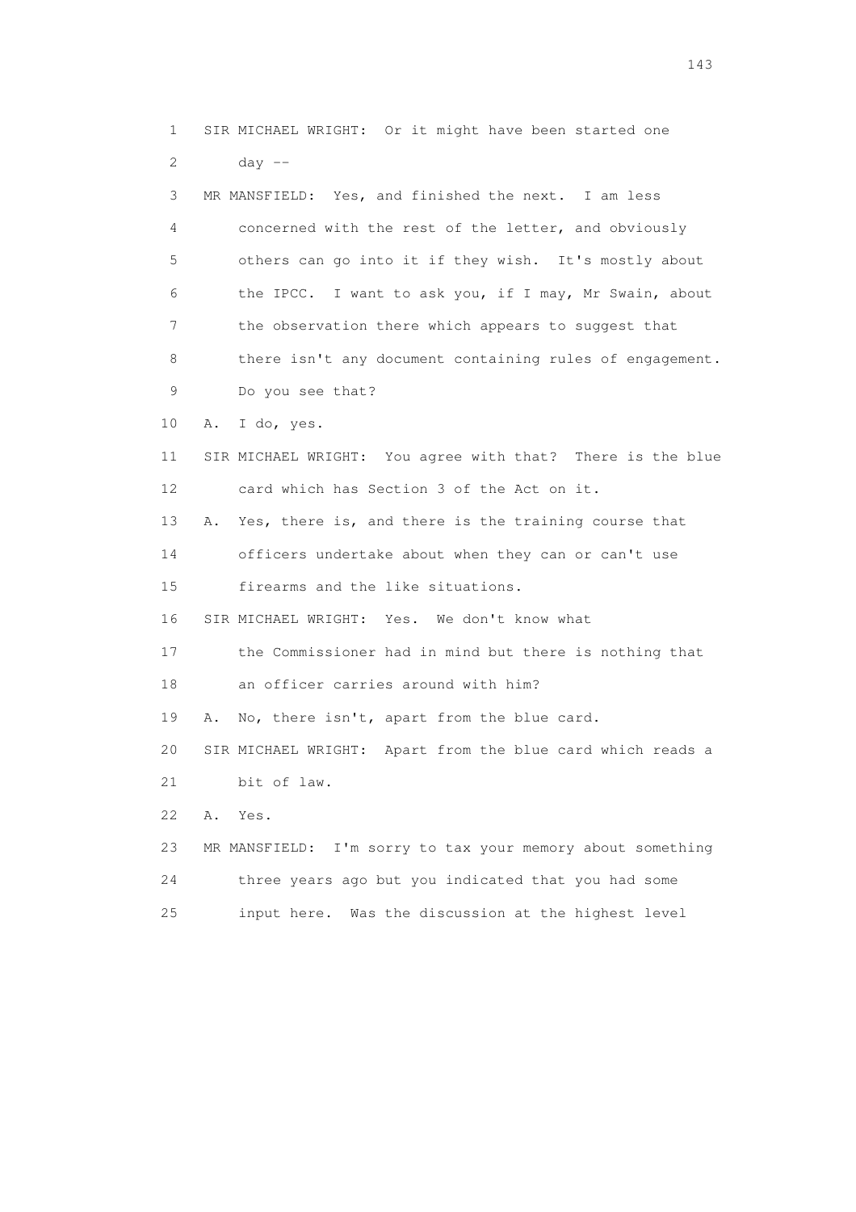1 SIR MICHAEL WRIGHT: Or it might have been started one
2 day --
3 MR MANSFIELD: Yes, and finished the next. I am less
4 concerned with the rest of the letter, and obviously
5 others can go into it if they wish. It's mostly about
6 the IPCC. I want to ask you, if I may, Mr Swain, about
7 the observation there which appears to suggest that
8 there isn't any document containing rules of engagement.
9 Do you see that?
10 A. I do, yes.
11 SIR MICHAEL WRIGHT: You agree with that? There is the blue
12 card which has Section 3 of the Act on it.
13 A. Yes, there is, and there is the training course that
14 officers undertake about when they can or can't use
15 firearms and the like situations.
16 SIR MICHAEL WRIGHT: Yes. We don't know what
17 the Commissioner had in mind but there is nothing that
18 an officer carries around with him?
19 A. No, there isn't, apart from the blue card.
20 SIR MICHAEL WRIGHT: Apart from the blue card which reads a
21 bit of law.
22 A. Yes.
23 MR MANSFIELD: I'm sorry to tax your memory about something
24 three years ago but you indicated that you had some
25 input here. Was the discussion at the highest level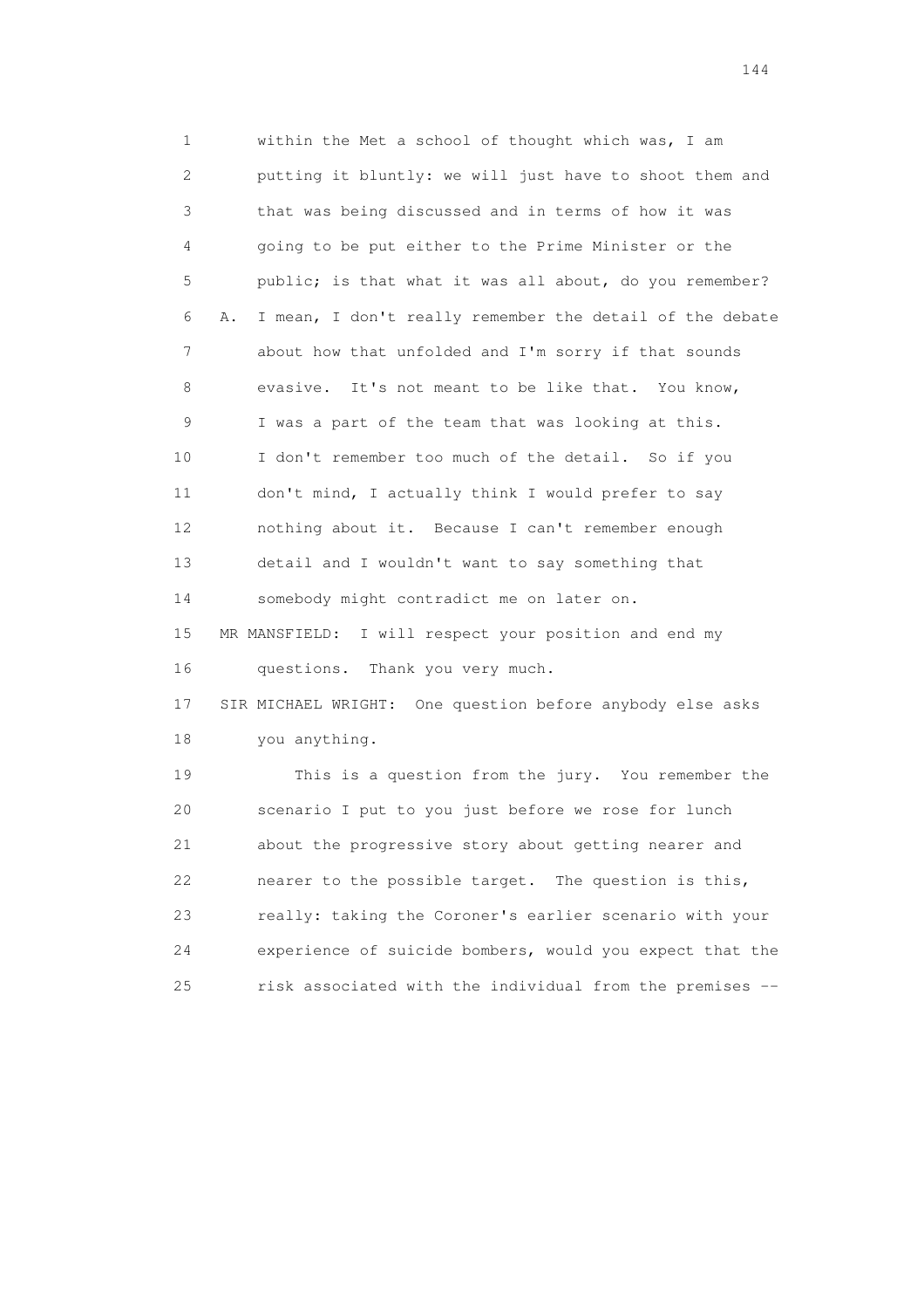1 within the Met a school of thought which was, I am
2 putting it bluntly: we will just have to shoot them and
3 that was being discussed and in terms of how it was
4 going to be put either to the Prime Minister or the
5 public; is that what it was all about, do you remember?
6 A. I mean, I don't really remember the detail of the debate
7 about how that unfolded and I'm sorry if that sounds
8 evasive. It's not meant to be like that. You know,
9 I was a part of the team that was looking at this.
10 I don't remember too much of the detail. So if you
11 don't mind, I actually think I would prefer to say
12 nothing about it. Because I can't remember enough
13 detail and I wouldn't want to say something that
14 somebody might contradict me on later on.
15 MR MANSFIELD: I will respect your position and end my
16 questions. Thank you very much.
17 SIR MICHAEL WRIGHT: One question before anybody else asks
18 you anything.
19 This is a question from the jury. You remember the
20 scenario I put to you just before we rose for lunch
21 about the progressive story about getting nearer and
22 nearer to the possible target. The question is this,
23 really: taking the Coroner's earlier scenario with your
24 experience of suicide bombers, would you expect that the
25 risk associated with the individual from the premises --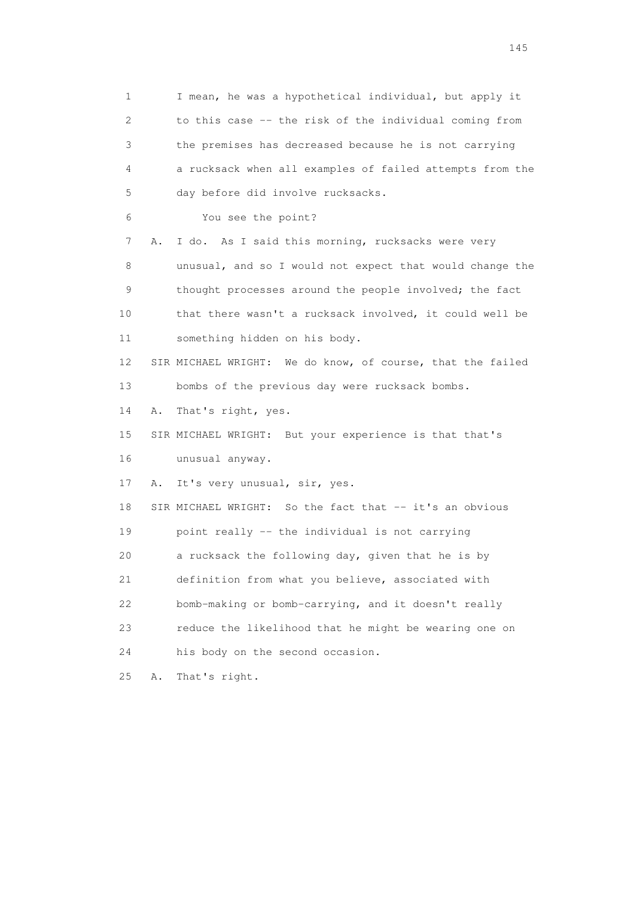1 I mean, he was a hypothetical individual, but apply it
2 to this case -- the risk of the individual coming from
3 the premises has decreased because he is not carrying
4 a rucksack when all examples of failed attempts from the
5 day before did involve rucksacks.

6 You see the point?

7 A. I do. As I said this morning, rucksacks were very
8 unusual, and so I would not expect that would change the
9 thought processes around the people involved; the fact
10 that there wasn't a rucksack involved, it could well be
11 something hidden on his body.

12 SIR MICHAEL WRIGHT: We do know, of course, that the failed
13 bombs of the previous day were rucksack bombs.

14 A. That's right, yes.

15 SIR MICHAEL WRIGHT: But your experience is that that's
16 unusual anyway.

17 A. It's very unusual, sir, yes.

18 SIR MICHAEL WRIGHT: So the fact that -- it's an obvious
19 point really -- the individual is not carrying
20 a rucksack the following day, given that he is by
21 definition from what you believe, associated with
22 bomb-making or bomb-carrying, and it doesn't really
23 reduce the likelihood that he might be wearing one on
24 his body on the second occasion.

25 A. That's right.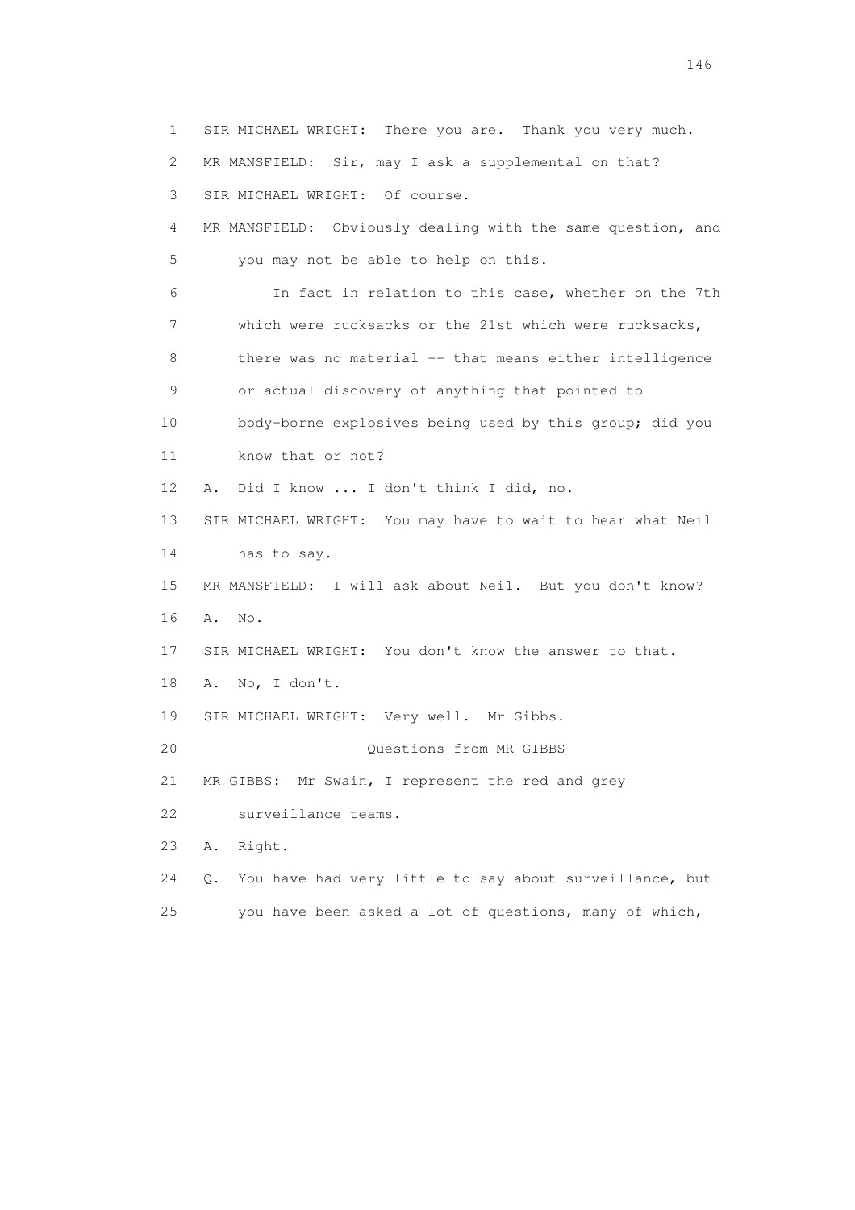1 SIR MICHAEL WRIGHT: There you are. Thank you very much.

2 MR MANSFIELD: Sir, may I ask a supplemental on that?

3 SIR MICHAEL WRIGHT: Of course.

4 MR MANSFIELD: Obviously dealing with the same question, and

5 you may not be able to help on this.

6 In fact in relation to this case, whether on the 7th

7 which were rucksacks or the 21st which were rucksacks,

8 there was no material -- that means either intelligence

9 or actual discovery of anything that pointed to

10 body-borne explosives being used by this group; did you

11 know that or not?

12 A. Did I know ... I don't think I did, no.

13 SIR MICHAEL WRIGHT: You may have to wait to hear what Neil

14 has to say.

15 MR MANSFIELD: I will ask about Neil. But you don't know?

16 A. No.

17 SIR MICHAEL WRIGHT: You don't know the answer to that.

18 A. No, I don't.

19 SIR MICHAEL WRIGHT: Very well. Mr Gibbs.

20 Questions from MR GIBBS

21 MR GIBBS: Mr Swain, I represent the red and grey

22 surveillance teams.

23 A. Right.

24 Q. You have had very little to say about surveillance, but

25 you have been asked a lot of questions, many of which,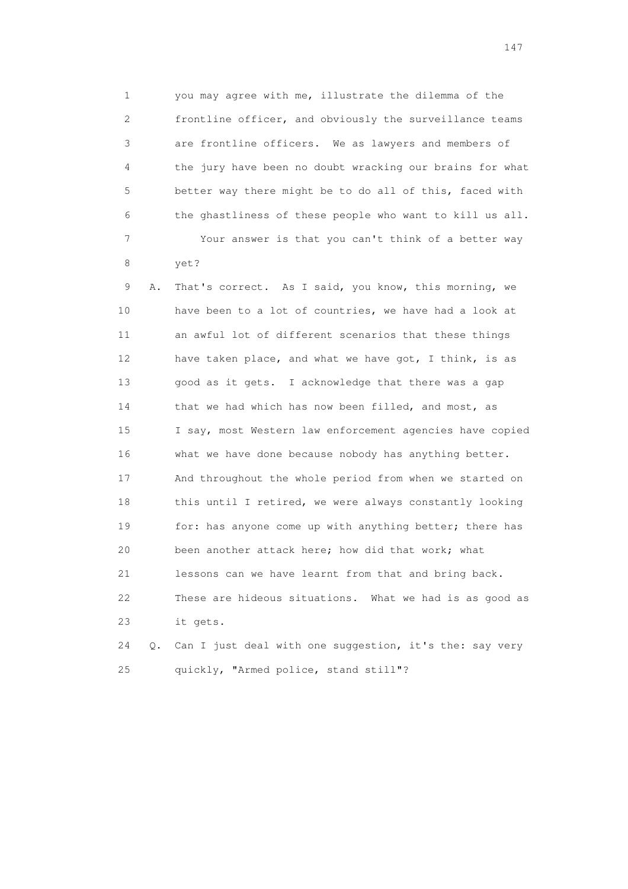1 you may agree with me, illustrate the dilemma of the
2 frontline officer, and obviously the surveillance teams
3 are frontline officers. We as lawyers and members of
4 the jury have been no doubt wracking our brains for what
5 better way there might be to do all of this, faced with
6 the ghastliness of these people who want to kill us all.
7 Your answer is that you can't think of a better way
8 yet?
9 A. That's correct. As I said, you know, this morning, we
10 have been to a lot of countries, we have had a look at
11 an awful lot of different scenarios that these things
12 have taken place, and what we have got, I think, is as
13 good as it gets. I acknowledge that there was a gap
14 that we had which has now been filled, and most, as
15 I say, most Western law enforcement agencies have copied
16 what we have done because nobody has anything better.
17 And throughout the whole period from when we started on
18 this until I retired, we were always constantly looking
19 for: has anyone come up with anything better; there has
20 been another attack here; how did that work; what
21 lessons can we have learnt from that and bring back.
22 These are hideous situations. What we had is as good as
23 it gets.
24 Q. Can I just deal with one suggestion, it's the: say very
25 quickly, "Armed police, stand still"?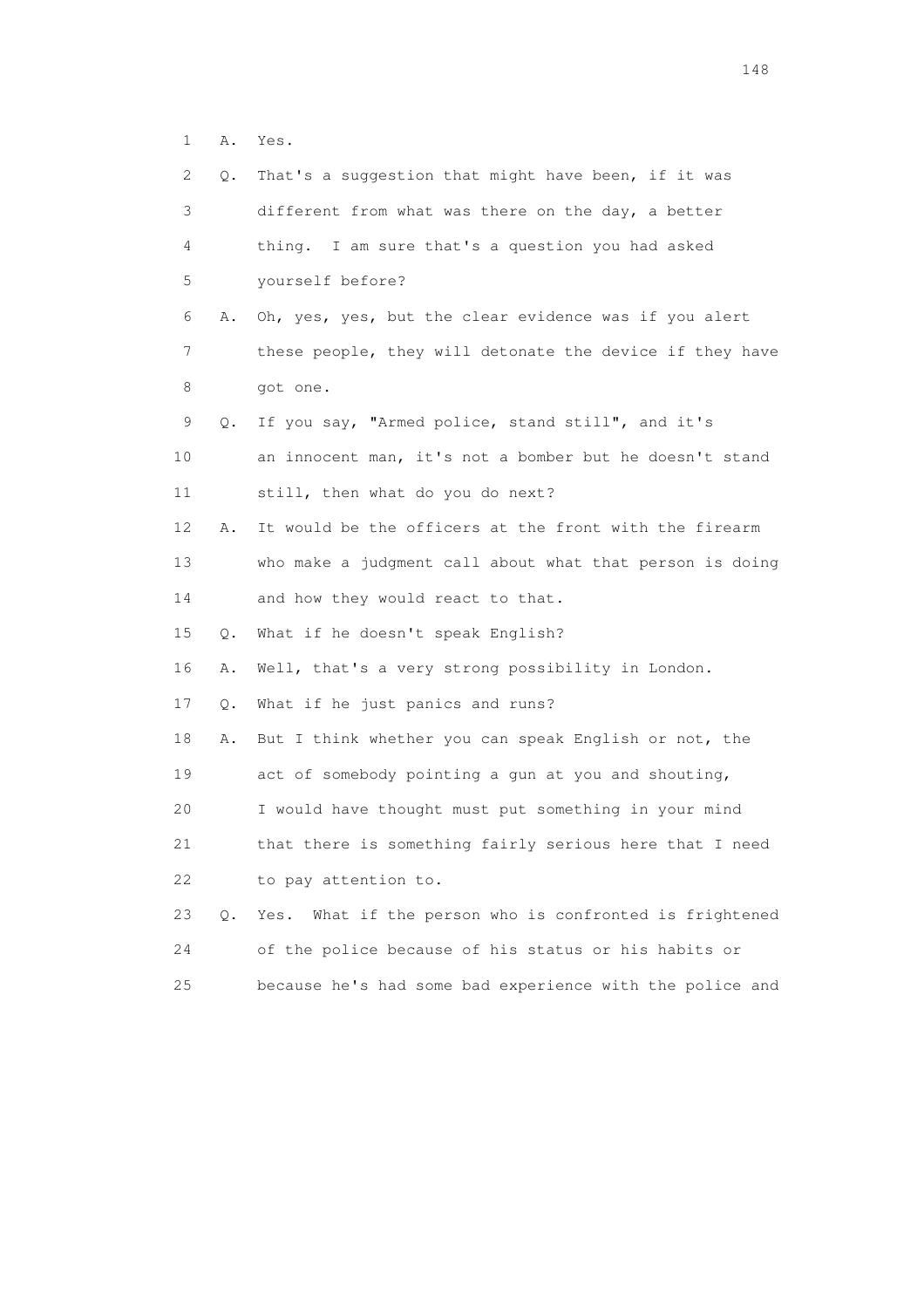1 A. Yes.

2 Q. That's a suggestion that might have been, if it was

3 different from what was there on the day, a better

4 thing. I am sure that's a question you had asked

5 yourself before?

6 A. Oh, yes, yes, but the clear evidence was if you alert

7 these people, they will detonate the device if they have

8 got one.

9 Q. If you say, "Armed police, stand still", and it's

10 an innocent man, it's not a bomber but he doesn't stand

11 still, then what do you do next?

12 A. It would be the officers at the front with the firearm

13 who make a judgment call about what that person is doing

14 and how they would react to that.

15 Q. What if he doesn't speak English?

16 A. Well, that's a very strong possibility in London.

17 Q. What if he just panics and runs?

18 A. But I think whether you can speak English or not, the

19 act of somebody pointing a gun at you and shouting,

20 I would have thought must put something in your mind

21 that there is something fairly serious here that I need

22 to pay attention to.

23 Q. Yes. What if the person who is confronted is frightened

24 of the police because of his status or his habits or

25 because he's had some bad experience with the police and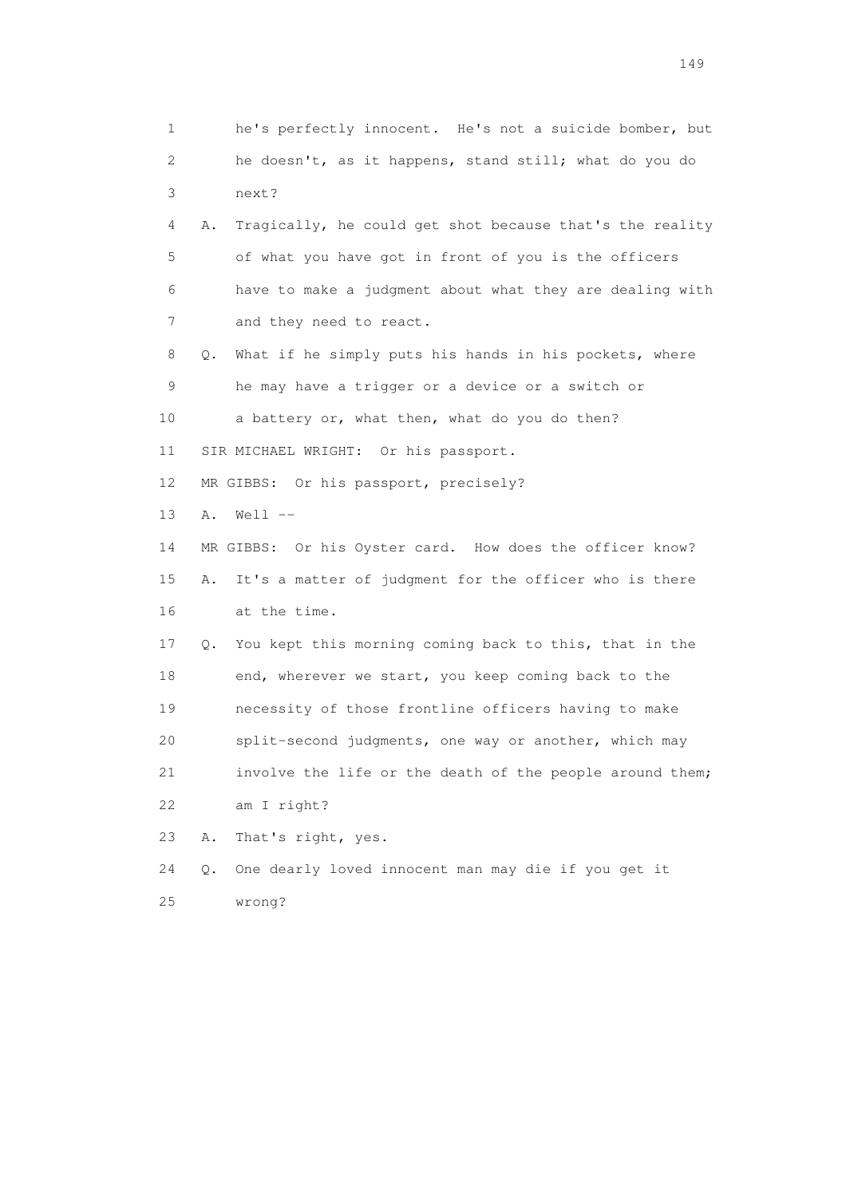1 he's perfectly innocent. He's not a suicide bomber, but
2 he doesn't, as it happens, stand still; what do you do
3 next?

4 A. Tragically, he could get shot because that's the reality
5 of what you have got in front of you is the officers
6 have to make a judgment about what they are dealing with
7 and they need to react.

8 Q. What if he simply puts his hands in his pockets, where
9 he may have a trigger or a device or a switch or
10 a battery or, what then, what do you do then?

11 SIR MICHAEL WRIGHT: Or his passport.

12 MR GIBBS: Or his passport, precisely?

13 A. Well --

14 MR GIBBS: Or his Oyster card. How does the officer know?

15 A. It's a matter of judgment for the officer who is there
16 at the time.

17 Q. You kept this morning coming back to this, that in the
18 end, wherever we start, you keep coming back to the
19 necessity of those frontline officers having to make
20 split-second judgments, one way or another, which may
21 involve the life or the death of the people around them;
22 am I right?

23 A. That's right, yes.

24 Q. One dearly loved innocent man may die if you get it
25 wrong?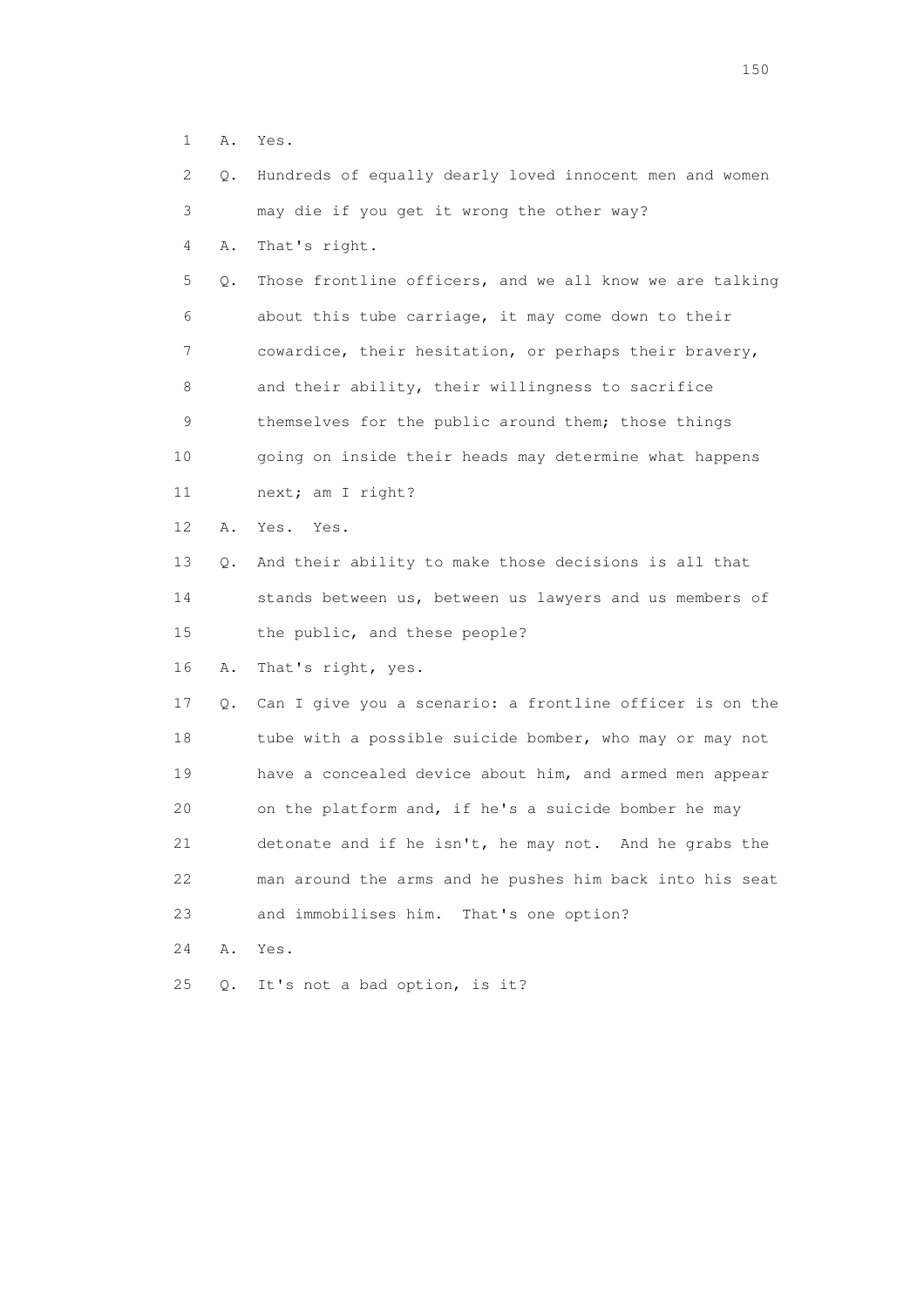1 A. Yes.

2 Q. Hundreds of equally dearly loved innocent men and women

3 may die if you get it wrong the other way?

4 A. That's right.

5 Q. Those frontline officers, and we all know we are talking

6 about this tube carriage, it may come down to their

7 cowardice, their hesitation, or perhaps their bravery,

8 and their ability, their willingness to sacrifice

9 themselves for the public around them; those things

10 going on inside their heads may determine what happens

11 next; am I right?

12 A. Yes. Yes.

13 Q. And their ability to make those decisions is all that

14 stands between us, between us lawyers and us members of

15 the public, and these people?

16 A. That's right, yes.

17 Q. Can I give you a scenario: a frontline officer is on the

18 tube with a possible suicide bomber, who may or may not

19 have a concealed device about him, and armed men appear

20 on the platform and, if he's a suicide bomber he may

21 detonate and if he isn't, he may not. And he grabs the

22 man around the arms and he pushes him back into his seat

23 and immobilises him. That's one option?

24 A. Yes.

25 Q. It's not a bad option, is it?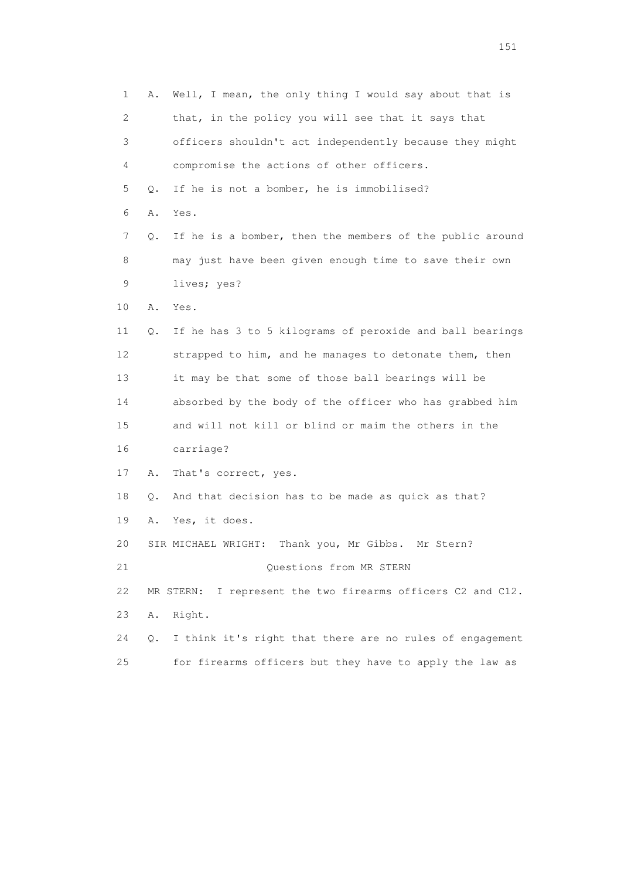1 A. Well, I mean, the only thing I would say about that is
2 that, in the policy you will see that it says that
3 officers shouldn't act independently because they might
4 compromise the actions of other officers.

5 Q. If he is not a bomber, he is immobilised?

6 A. Yes.

7 Q. If he is a bomber, then the members of the public around
8 may just have been given enough time to save their own
9 lives; yes?

10 A. Yes.

11 Q. If he has 3 to 5 kilograms of peroxide and ball bearings
12 strapped to him, and he manages to detonate them, then
13 it may be that some of those ball bearings will be
14 absorbed by the body of the officer who has grabbed him
15 and will not kill or blind or maim the others in the
16 carriage?

17 A. That's correct, yes.

18 Q. And that decision has to be made as quick as that?

19 A. Yes, it does.

20 SIR MICHAEL WRIGHT: Thank you, Mr Gibbs. Mr Stern?

21 Questions from MR STERN

22 MR STERN: I represent the two firearms officers C2 and C12.

23 A. Right.

24 Q. I think it's right that there are no rules of engagement
25 for firearms officers but they have to apply the law as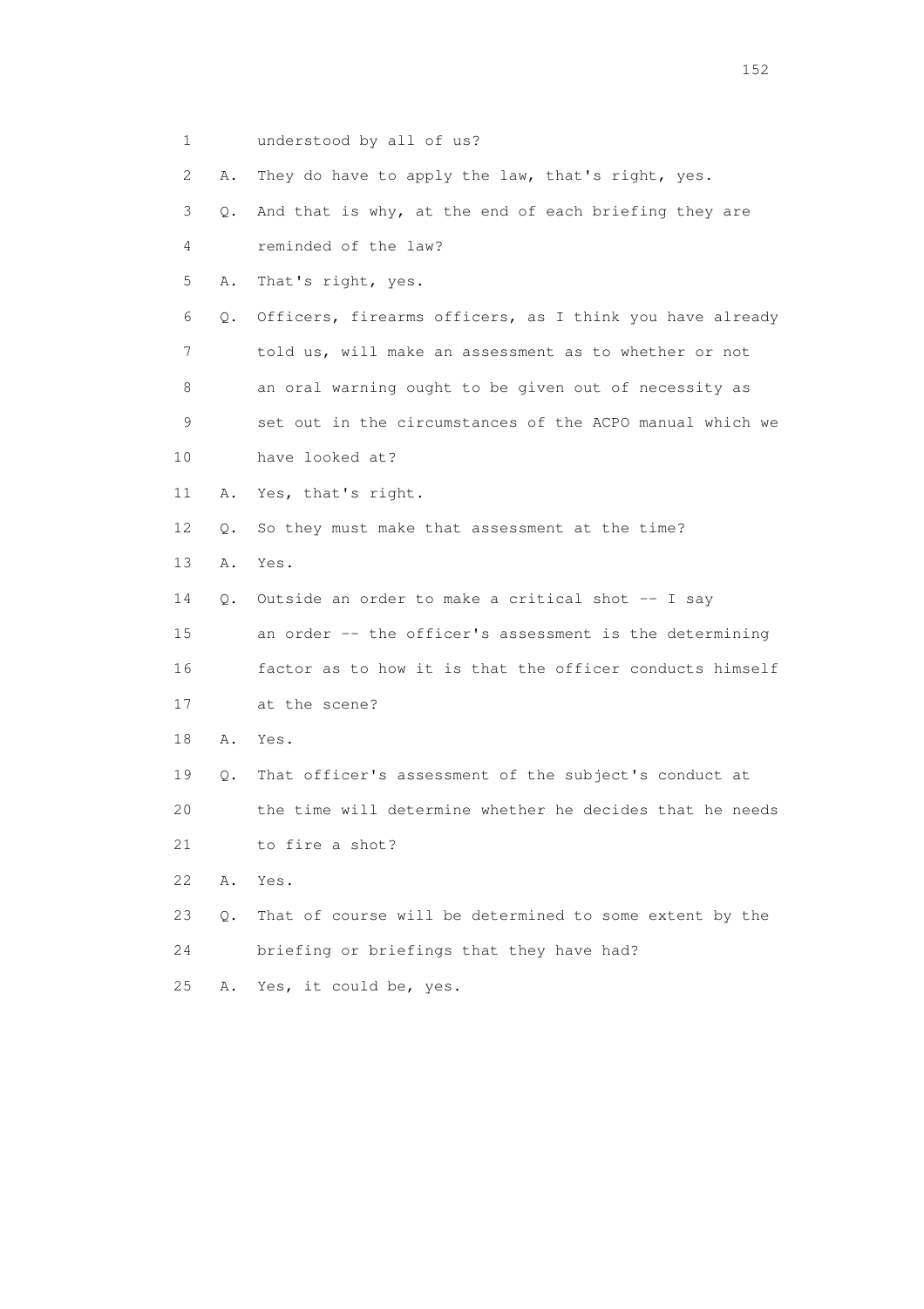1 understood by all of us?

2 A. They do have to apply the law, that's right, yes.

3 Q. And that is why, at the end of each briefing they are

4 reminded of the law?

5 A. That's right, yes.

6 Q. Officers, firearms officers, as I think you have already

7 told us, will make an assessment as to whether or not

8 an oral warning ought to be given out of necessity as

9 set out in the circumstances of the ACPO manual which we

10 have looked at?

11 A. Yes, that's right.

12 Q. So they must make that assessment at the time?

13 A. Yes.

14 Q. Outside an order to make a critical shot -- I say

15 an order -- the officer's assessment is the determining

16 factor as to how it is that the officer conducts himself

17 at the scene?

18 A. Yes.

19 Q. That officer's assessment of the subject's conduct at

20 the time will determine whether he decides that he needs

21 to fire a shot?

22 A. Yes.

23 Q. That of course will be determined to some extent by the

24 briefing or briefings that they have had?

25 A. Yes, it could be, yes.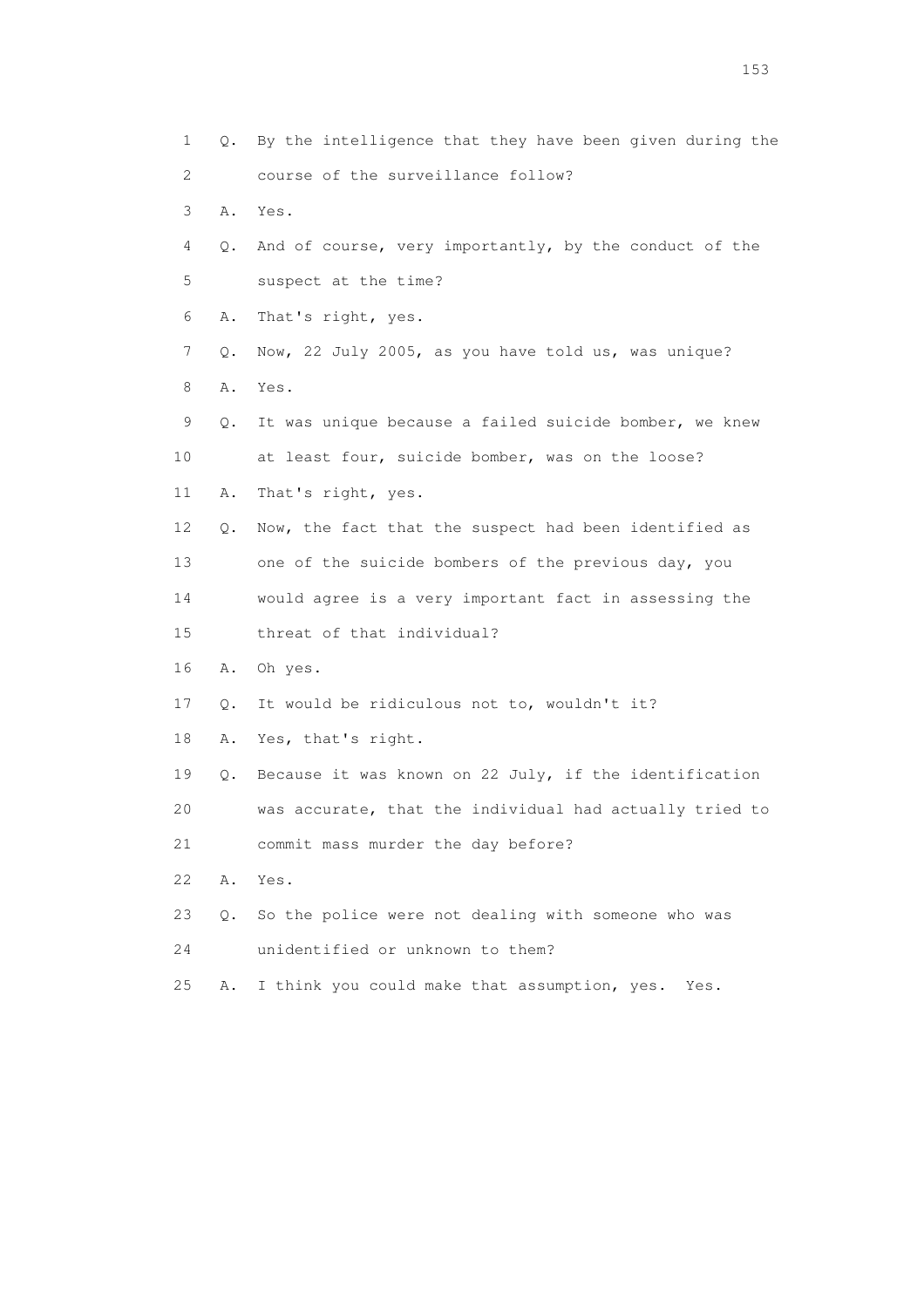1 Q. By the intelligence that they have been given during the
2 course of the surveillance follow?
3 A. Yes.
4 Q. And of course, very importantly, by the conduct of the
5 suspect at the time?
6 A. That's right, yes.
7 Q. Now, 22 July 2005, as you have told us, was unique?
8 A. Yes.
9 Q. It was unique because a failed suicide bomber, we knew
10 at least four, suicide bomber, was on the loose?
11 A. That's right, yes.
12 Q. Now, the fact that the suspect had been identified as
13 one of the suicide bombers of the previous day, you
14 would agree is a very important fact in assessing the
15 threat of that individual?
16 A. Oh yes.
17 Q. It would be ridiculous not to, wouldn't it?
18 A. Yes, that's right.
19 Q. Because it was known on 22 July, if the identification
20 was accurate, that the individual had actually tried to
21 commit mass murder the day before?
22 A. Yes.
23 Q. So the police were not dealing with someone who was
24 unidentified or unknown to them?
25 A. I think you could make that assumption, yes. Yes.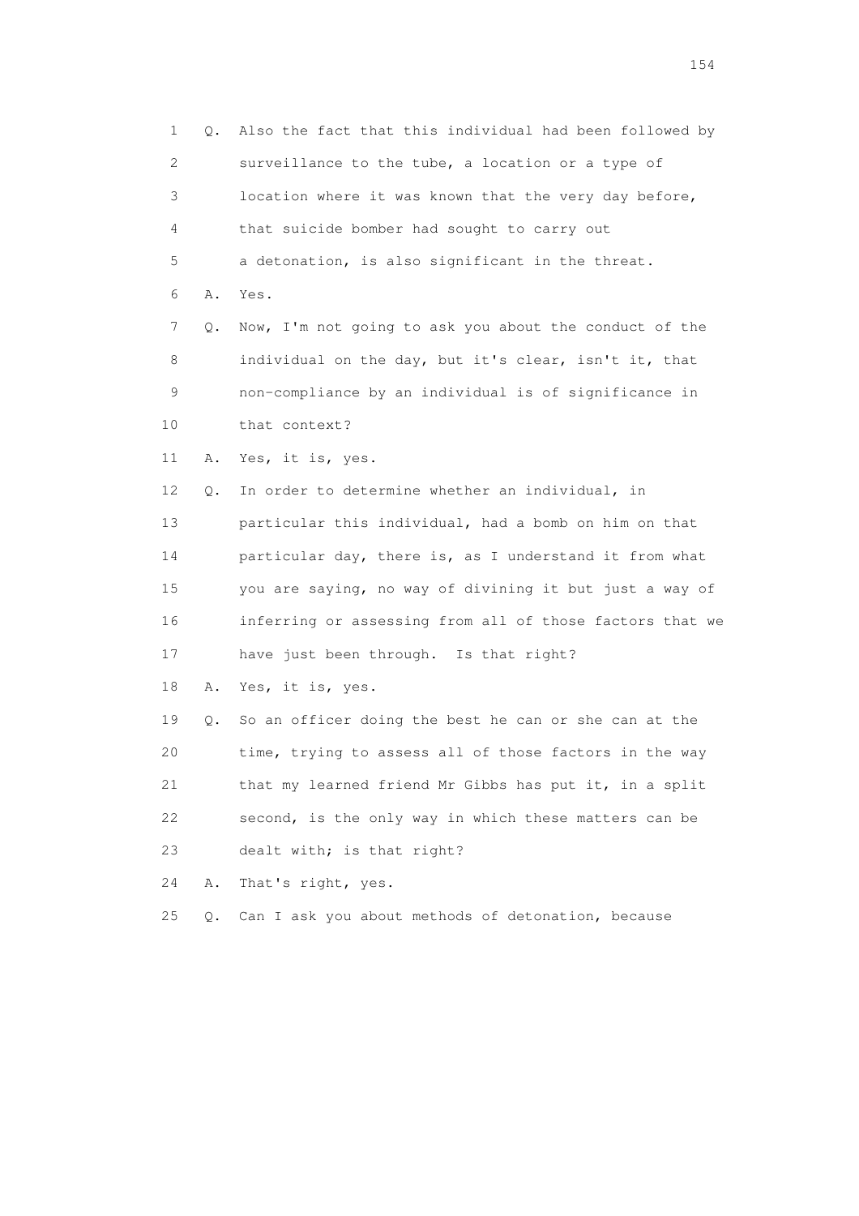1 Q. Also the fact that this individual had been followed by
2 surveillance to the tube, a location or a type of
3 location where it was known that the very day before,
4 that suicide bomber had sought to carry out
5 a detonation, is also significant in the threat.
6 A. Yes.
7 Q. Now, I'm not going to ask you about the conduct of the
8 individual on the day, but it's clear, isn't it, that
9 non-compliance by an individual is of significance in
10 that context?
11 A. Yes, it is, yes.
12 Q. In order to determine whether an individual, in
13 particular this individual, had a bomb on him on that
14 particular day, there is, as I understand it from what
15 you are saying, no way of divining it but just a way of
16 inferring or assessing from all of those factors that we
17 have just been through. Is that right?
18 A. Yes, it is, yes.
19 Q. So an officer doing the best he can or she can at the
20 time, trying to assess all of those factors in the way
21 that my learned friend Mr Gibbs has put it, in a split
22 second, is the only way in which these matters can be
23 dealt with; is that right?
24 A. That's right, yes.
25 Q. Can I ask you about methods of detonation, because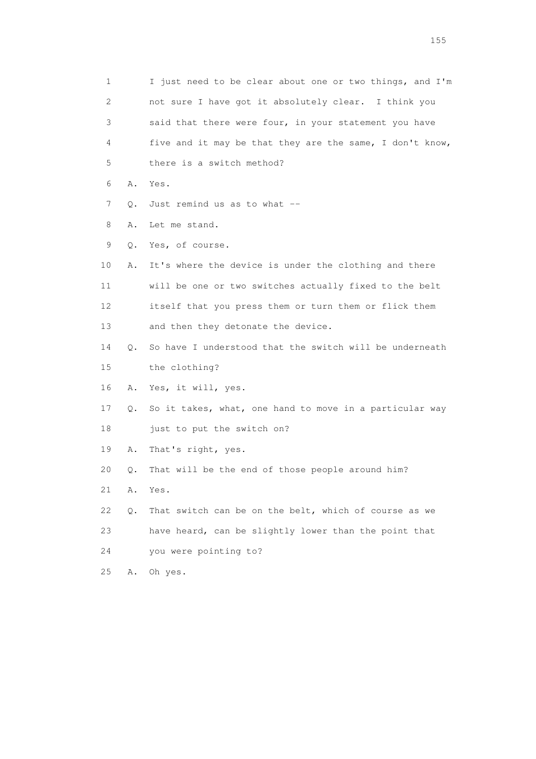1 I just need to be clear about one or two things, and I'm
2 not sure I have got it absolutely clear. I think you
3 said that there were four, in your statement you have
4 five and it may be that they are the same, I don't know,
5 there is a switch method?

6 A. Yes.

7 Q. Just remind us as to what --

8 A. Let me stand.

9 Q. Yes, of course.

10 A. It's where the device is under the clothing and there
11 will be one or two switches actually fixed to the belt
12 itself that you press them or turn them or flick them
13 and then they detonate the device.

14 Q. So have I understood that the switch will be underneath
15 the clothing?

16 A. Yes, it will, yes.

17 Q. So it takes, what, one hand to move in a particular way
18 just to put the switch on?

19 A. That's right, yes.

20 Q. That will be the end of those people around him?

21 A. Yes.

22 Q. That switch can be on the belt, which of course as we
23 have heard, can be slightly lower than the point that
24 you were pointing to?

25 A. Oh yes.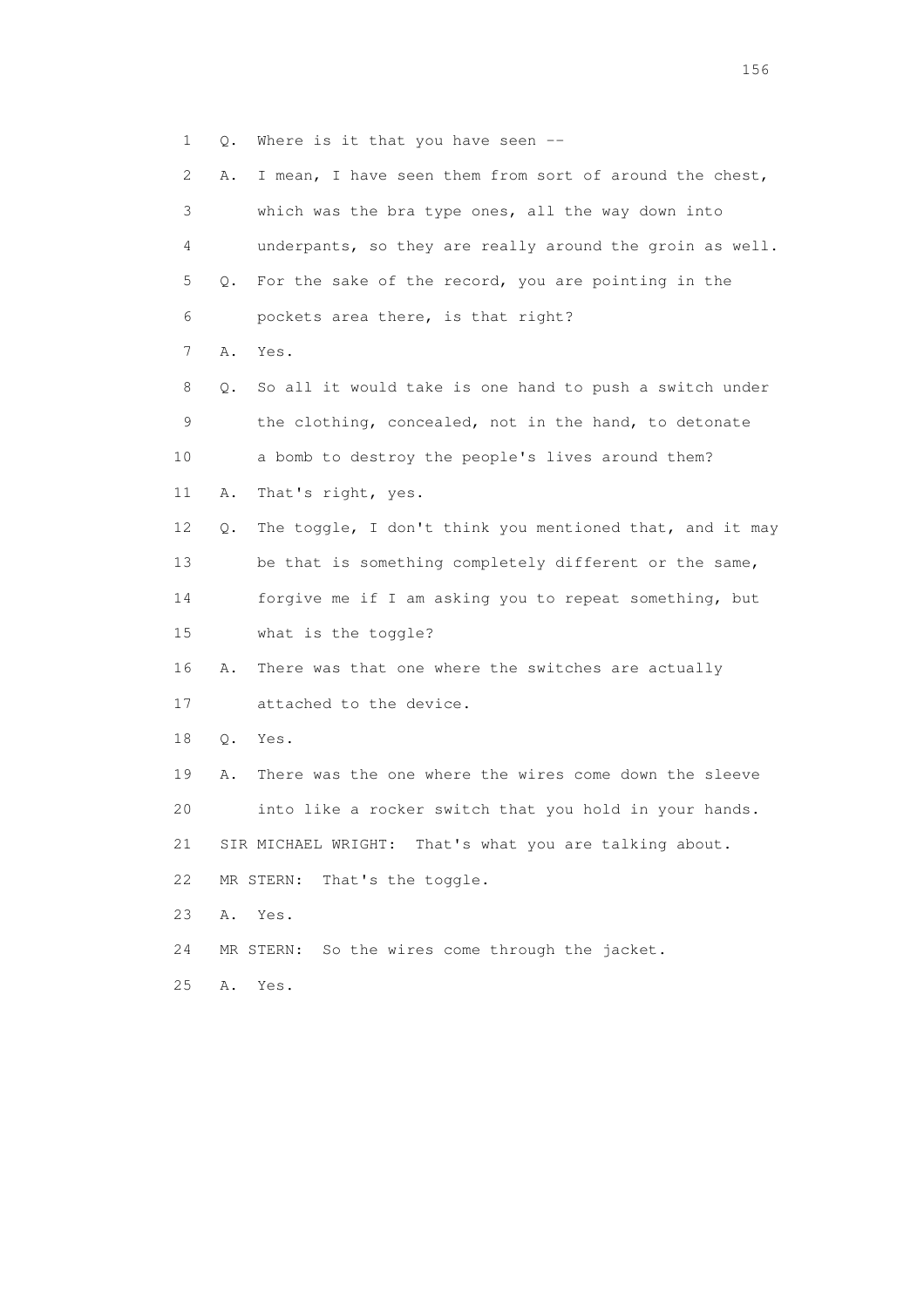1 Q. Where is it that you have seen --

2 A. I mean, I have seen them from sort of around the chest,

3 which was the bra type ones, all the way down into

4 underpants, so they are really around the groin as well.

5 Q. For the sake of the record, you are pointing in the

6 pockets area there, is that right?

7 A. Yes.

8 Q. So all it would take is one hand to push a switch under

9 the clothing, concealed, not in the hand, to detonate

10 a bomb to destroy the people's lives around them?

11 A. That's right, yes.

12 Q. The toggle, I don't think you mentioned that, and it may

13 be that is something completely different or the same,

14 forgive me if I am asking you to repeat something, but

15 what is the toggle?

16 A. There was that one where the switches are actually

17 attached to the device.

18 Q. Yes.

19 A. There was the one where the wires come down the sleeve

20 into like a rocker switch that you hold in your hands.

21 SIR MICHAEL WRIGHT: That's what you are talking about.

22 MR STERN: That's the toggle.

23 A. Yes.

24 MR STERN: So the wires come through the jacket.

25 A. Yes.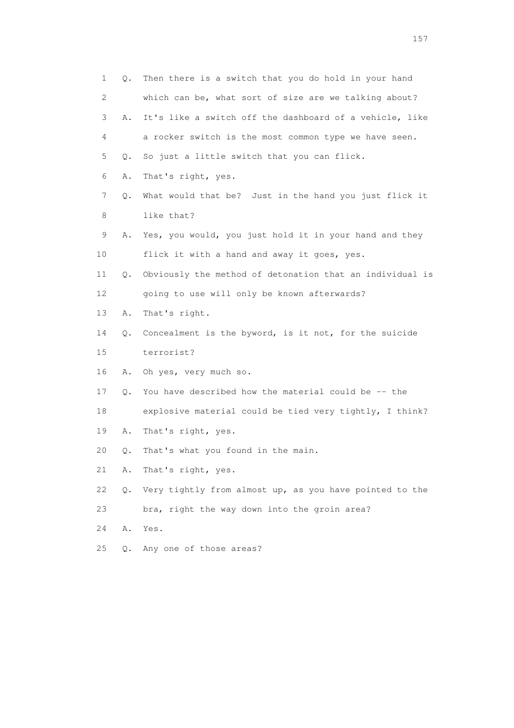1 Q. Then there is a switch that you do hold in your hand
2 which can be, what sort of size are we talking about?
3 A. It's like a switch off the dashboard of a vehicle, like
4 a rocker switch is the most common type we have seen.
5 Q. So just a little switch that you can flick.
6 A. That's right, yes.
7 Q. What would that be? Just in the hand you just flick it
8 like that?
9 A. Yes, you would, you just hold it in your hand and they
10 flick it with a hand and away it goes, yes.
11 Q. Obviously the method of detonation that an individual is
12 going to use will only be known afterwards?
13 A. That's right.
14 Q. Concealment is the byword, is it not, for the suicide
15 terrorist?
16 A. Oh yes, very much so.
17 Q. You have described how the material could be -- the
18 explosive material could be tied very tightly, I think?
19 A. That's right, yes.
20 Q. That's what you found in the main.
21 A. That's right, yes.
22 Q. Very tightly from almost up, as you have pointed to the
23 bra, right the way down into the groin area?
24 A. Yes.
25 Q. Any one of those areas?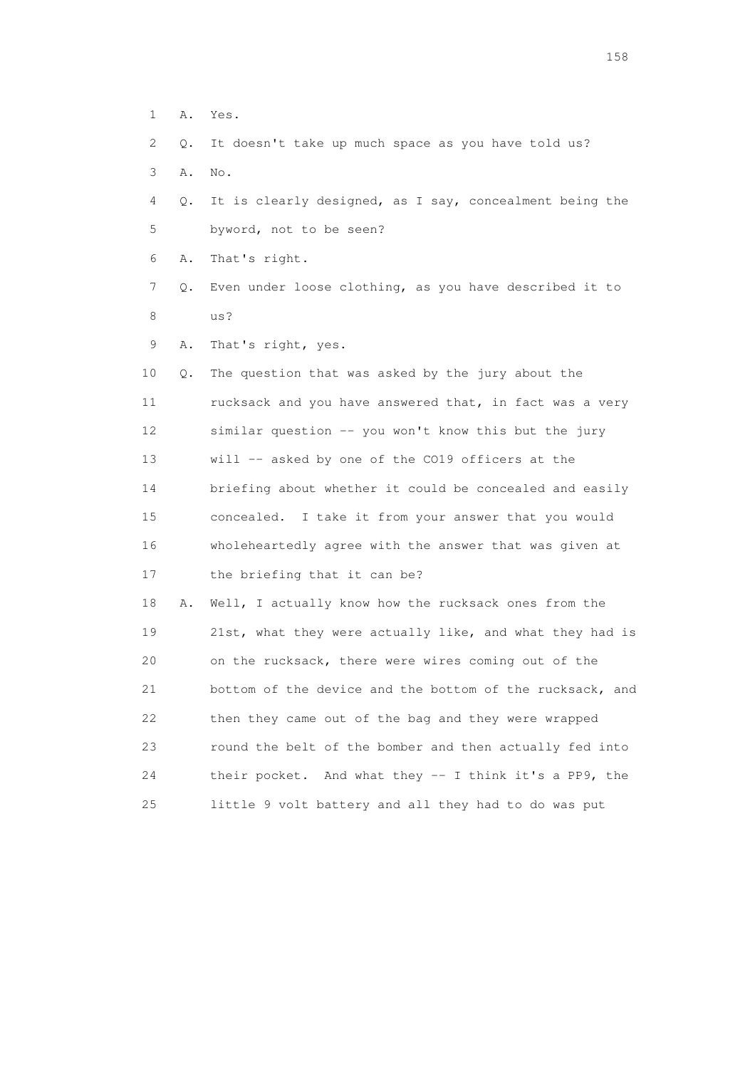1 A. Yes.

2 Q. It doesn't take up much space as you have told us?

3 A. No.

4 Q. It is clearly designed, as I say, concealment being the

5 byword, not to be seen?

6 A. That's right.

7 Q. Even under loose clothing, as you have described it to

8 us?

9 A. That's right, yes.

10 Q. The question that was asked by the jury about the

11 rucksack and you have answered that, in fact was a very

12 similar question -- you won't know this but the jury

13 will -- asked by one of the CO19 officers at the

14 briefing about whether it could be concealed and easily

15 concealed. I take it from your answer that you would

16 wholeheartedly agree with the answer that was given at

17 the briefing that it can be?

18 A. Well, I actually know how the rucksack ones from the

19 21st, what they were actually like, and what they had is

20 on the rucksack, there were wires coming out of the

21 bottom of the device and the bottom of the rucksack, and

22 then they came out of the bag and they were wrapped

23 round the belt of the bomber and then actually fed into

24 their pocket. And what they -- I think it's a PP9, the

25 little 9 volt battery and all they had to do was put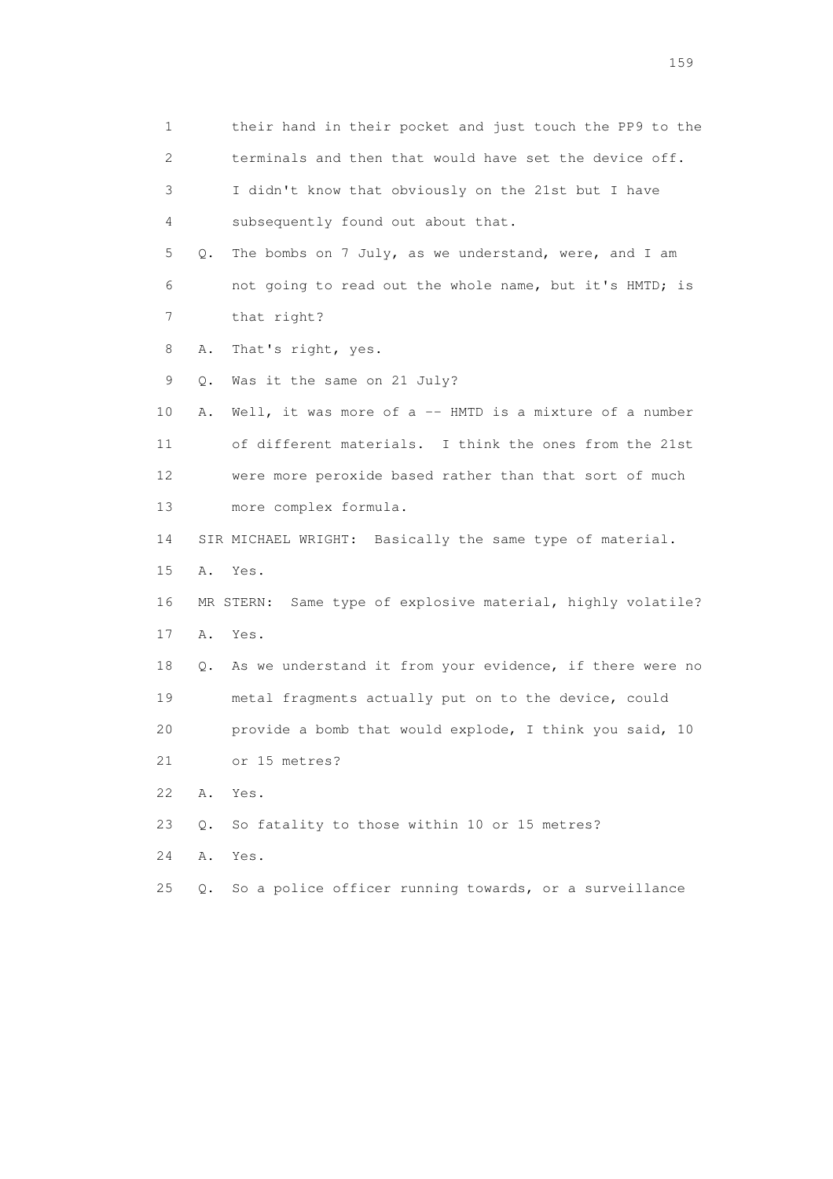1 their hand in their pocket and just touch the PP9 to the
2 terminals and then that would have set the device off.
3 I didn't know that obviously on the 21st but I have
4 subsequently found out about that.
5 Q. The bombs on 7 July, as we understand, were, and I am
6 not going to read out the whole name, but it's HMTD; is
7 that right?
8 A. That's right, yes.
9 Q. Was it the same on 21 July?
10 A. Well, it was more of a -- HMTD is a mixture of a number
11 of different materials. I think the ones from the 21st
12 were more peroxide based rather than that sort of much
13 more complex formula.
14 SIR MICHAEL WRIGHT: Basically the same type of material.
15 A. Yes.
16 MR STERN: Same type of explosive material, highly volatile?
17 A. Yes.
18 Q. As we understand it from your evidence, if there were no
19 metal fragments actually put on to the device, could
20 provide a bomb that would explode, I think you said, 10
21 or 15 metres?
22 A. Yes.
23 Q. So fatality to those within 10 or 15 metres?
24 A. Yes.
25 Q. So a police officer running towards, or a surveillance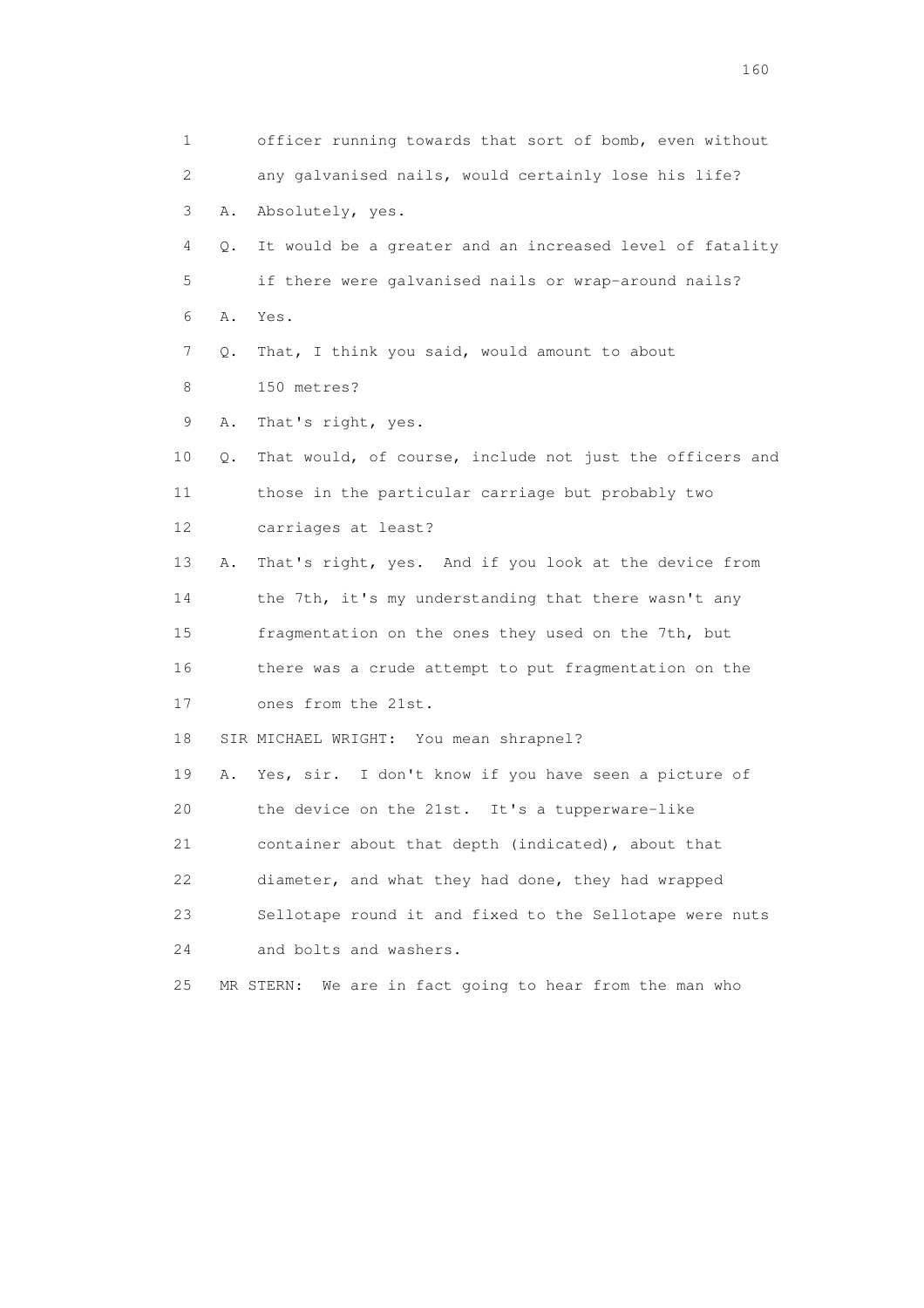1 officer running towards that sort of bomb, even without
2 any galvanised nails, would certainly lose his life?
3 A. Absolutely, yes.
4 Q. It would be a greater and an increased level of fatality
5 if there were galvanised nails or wrap-around nails?
6 A. Yes.
7 Q. That, I think you said, would amount to about
8 150 metres?
9 A. That's right, yes.
10 Q. That would, of course, include not just the officers and
11 those in the particular carriage but probably two
12 carriages at least?
13 A. That's right, yes. And if you look at the device from
14 the 7th, it's my understanding that there wasn't any
15 fragmentation on the ones they used on the 7th, but
16 there was a crude attempt to put fragmentation on the
17 ones from the 21st.
18 SIR MICHAEL WRIGHT: You mean shrapnel?
19 A. Yes, sir. I don't know if you have seen a picture of
20 the device on the 21st. It's a tupperware-like
21 container about that depth (indicated), about that
22 diameter, and what they had done, they had wrapped
23 Sellotape round it and fixed to the Sellotape were nuts
24 and bolts and washers.
25 MR STERN: We are in fact going to hear from the man who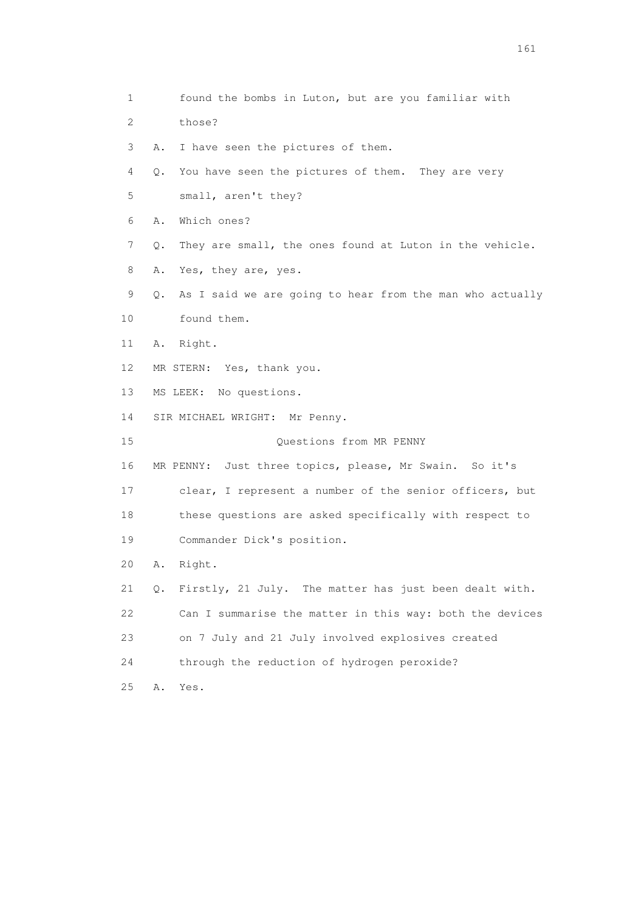1 found the bombs in Luton, but are you familiar with

2 those?

3 A. I have seen the pictures of them.

4 Q. You have seen the pictures of them. They are very

5 small, aren't they?

6 A. Which ones?

7 Q. They are small, the ones found at Luton in the vehicle.

8 A. Yes, they are, yes.

9 Q. As I said we are going to hear from the man who actually

10 found them.

11 A. Right.

12 MR STERN: Yes, thank you.

13 MS LEEK: No questions.

14 SIR MICHAEL WRIGHT: Mr Penny.

15 Questions from MR PENNY

16 MR PENNY: Just three topics, please, Mr Swain. So it's

17 clear, I represent a number of the senior officers, but

18 these questions are asked specifically with respect to

19 Commander Dick's position.

20 A. Right.

21 Q. Firstly, 21 July. The matter has just been dealt with.

22 Can I summarise the matter in this way: both the devices

23 on 7 July and 21 July involved explosives created

24 through the reduction of hydrogen peroxide?

25 A. Yes.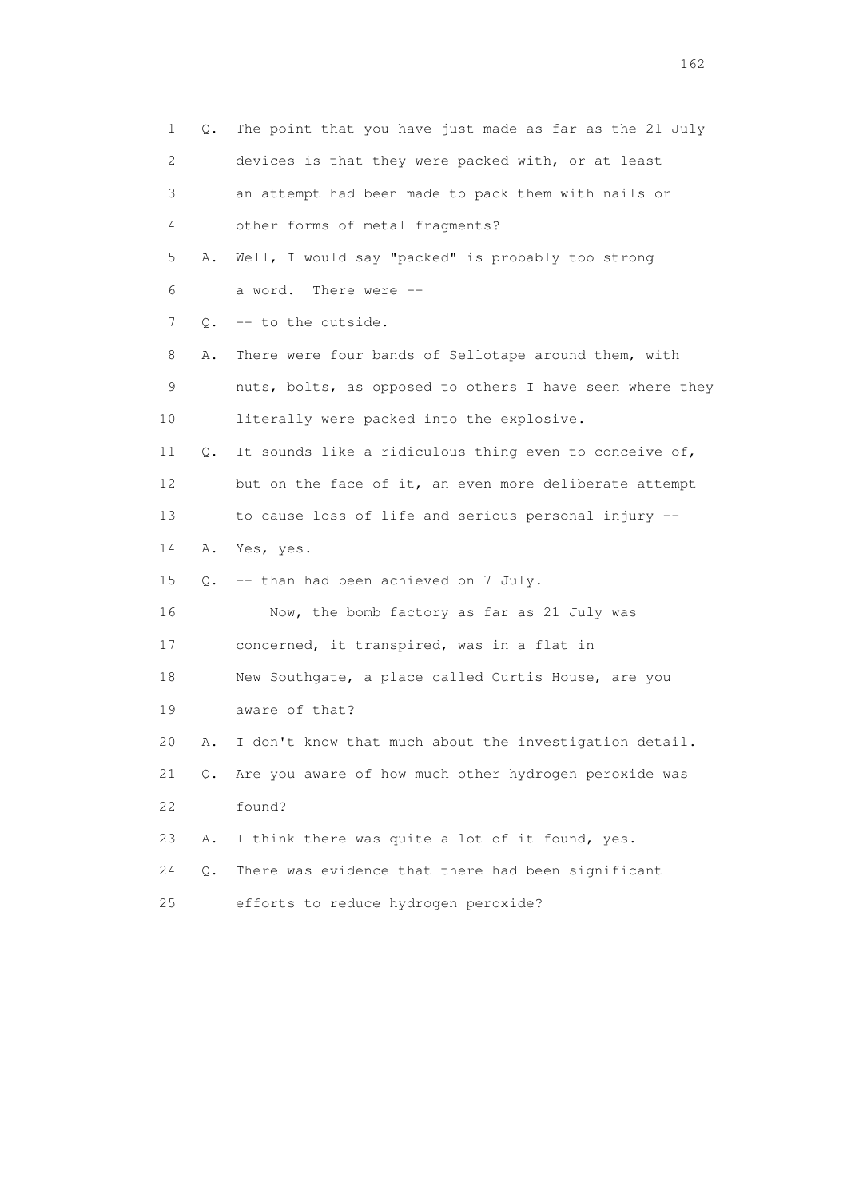1 Q. The point that you have just made as far as the 21 July
2 devices is that they were packed with, or at least
3 an attempt had been made to pack them with nails or
4 other forms of metal fragments?
5 A. Well, I would say "packed" is probably too strong
6 a word. There were --
7 Q. -- to the outside.
8 A. There were four bands of Sellotape around them, with
9 nuts, bolts, as opposed to others I have seen where they
10 literally were packed into the explosive.
11 Q. It sounds like a ridiculous thing even to conceive of,
12 but on the face of it, an even more deliberate attempt
13 to cause loss of life and serious personal injury --
14 A. Yes, yes.
15 Q. -- than had been achieved on 7 July.
16 Now, the bomb factory as far as 21 July was
17 concerned, it transpired, was in a flat in
18 New Southgate, a place called Curtis House, are you
19 aware of that?
20 A. I don't know that much about the investigation detail.
21 Q. Are you aware of how much other hydrogen peroxide was
22 found?
23 A. I think there was quite a lot of it found, yes.
24 Q. There was evidence that there had been significant
25 efforts to reduce hydrogen peroxide?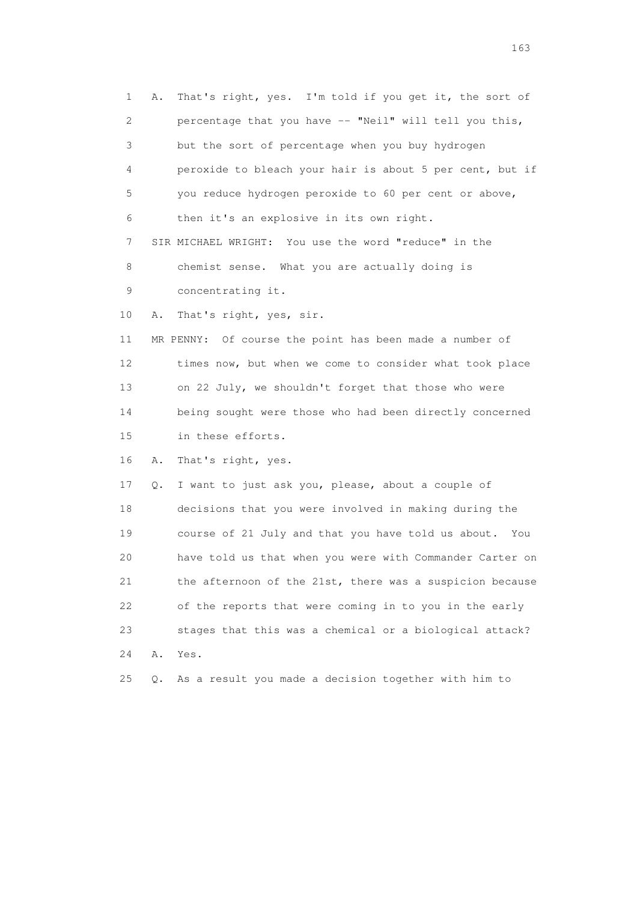1 A. That's right, yes. I'm told if you get it, the sort of
2 percentage that you have -- "Neil" will tell you this,
3 but the sort of percentage when you buy hydrogen
4 peroxide to bleach your hair is about 5 per cent, but if
5 you reduce hydrogen peroxide to 60 per cent or above,
6 then it's an explosive in its own right.
7 SIR MICHAEL WRIGHT: You use the word "reduce" in the
8 chemist sense. What you are actually doing is
9 concentrating it.
10 A. That's right, yes, sir.
11 MR PENNY: Of course the point has been made a number of
12 times now, but when we come to consider what took place
13 on 22 July, we shouldn't forget that those who were
14 being sought were those who had been directly concerned
15 in these efforts.
16 A. That's right, yes.
17 Q. I want to just ask you, please, about a couple of
18 decisions that you were involved in making during the
19 course of 21 July and that you have told us about. You
20 have told us that when you were with Commander Carter on
21 the afternoon of the 21st, there was a suspicion because
22 of the reports that were coming in to you in the early
23 stages that this was a chemical or a biological attack?
24 A. Yes.
25 Q. As a result you made a decision together with him to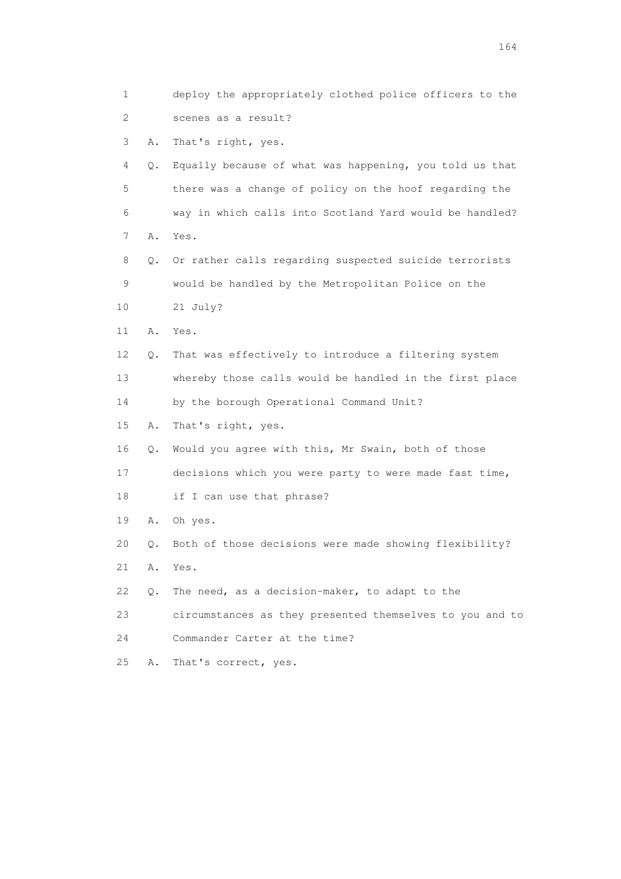1 deploy the appropriately clothed police officers to the
2 scenes as a result?
3 A. That's right, yes.
4 Q. Equally because of what was happening, you told us that
5 there was a change of policy on the hoof regarding the
6 way in which calls into Scotland Yard would be handled?
7 A. Yes.
8 Q. Or rather calls regarding suspected suicide terrorists
9 would be handled by the Metropolitan Police on the
10 21 July?
11 A. Yes.
12 Q. That was effectively to introduce a filtering system
13 whereby those calls would be handled in the first place
14 by the borough Operational Command Unit?
15 A. That's right, yes.
16 Q. Would you agree with this, Mr Swain, both of those
17 decisions which you were party to were made fast time,
18 if I can use that phrase?
19 A. Oh yes.
20 Q. Both of those decisions were made showing flexibility?
21 A. Yes.
22 Q. The need, as a decision-maker, to adapt to the
23 circumstances as they presented themselves to you and to
24 Commander Carter at the time?
25 A. That's correct, yes.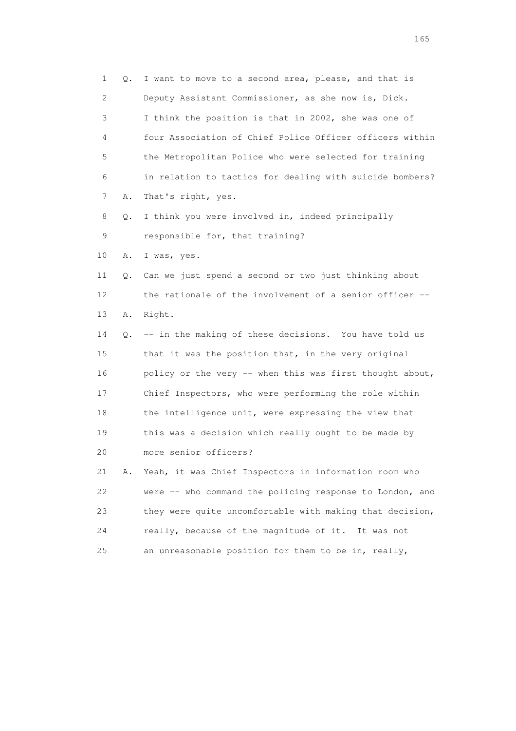1 Q. I want to move to a second area, please, and that is
2 Deputy Assistant Commissioner, as she now is, Dick.
3 I think the position is that in 2002, she was one of
4 four Association of Chief Police Officer officers within
5 the Metropolitan Police who were selected for training
6 in relation to tactics for dealing with suicide bombers?
7 A. That's right, yes.
8 Q. I think you were involved in, indeed principally
9 responsible for, that training?
10 A. I was, yes.
11 Q. Can we just spend a second or two just thinking about
12 the rationale of the involvement of a senior officer --
13 A. Right.
14 Q. -- in the making of these decisions. You have told us
15 that it was the position that, in the very original
16 policy or the very -- when this was first thought about,
17 Chief Inspectors, who were performing the role within
18 the intelligence unit, were expressing the view that
19 this was a decision which really ought to be made by
20 more senior officers?
21 A. Yeah, it was Chief Inspectors in information room who
22 were -- who command the policing response to London, and
23 they were quite uncomfortable with making that decision,
24 really, because of the magnitude of it. It was not
25 an unreasonable position for them to be in, really,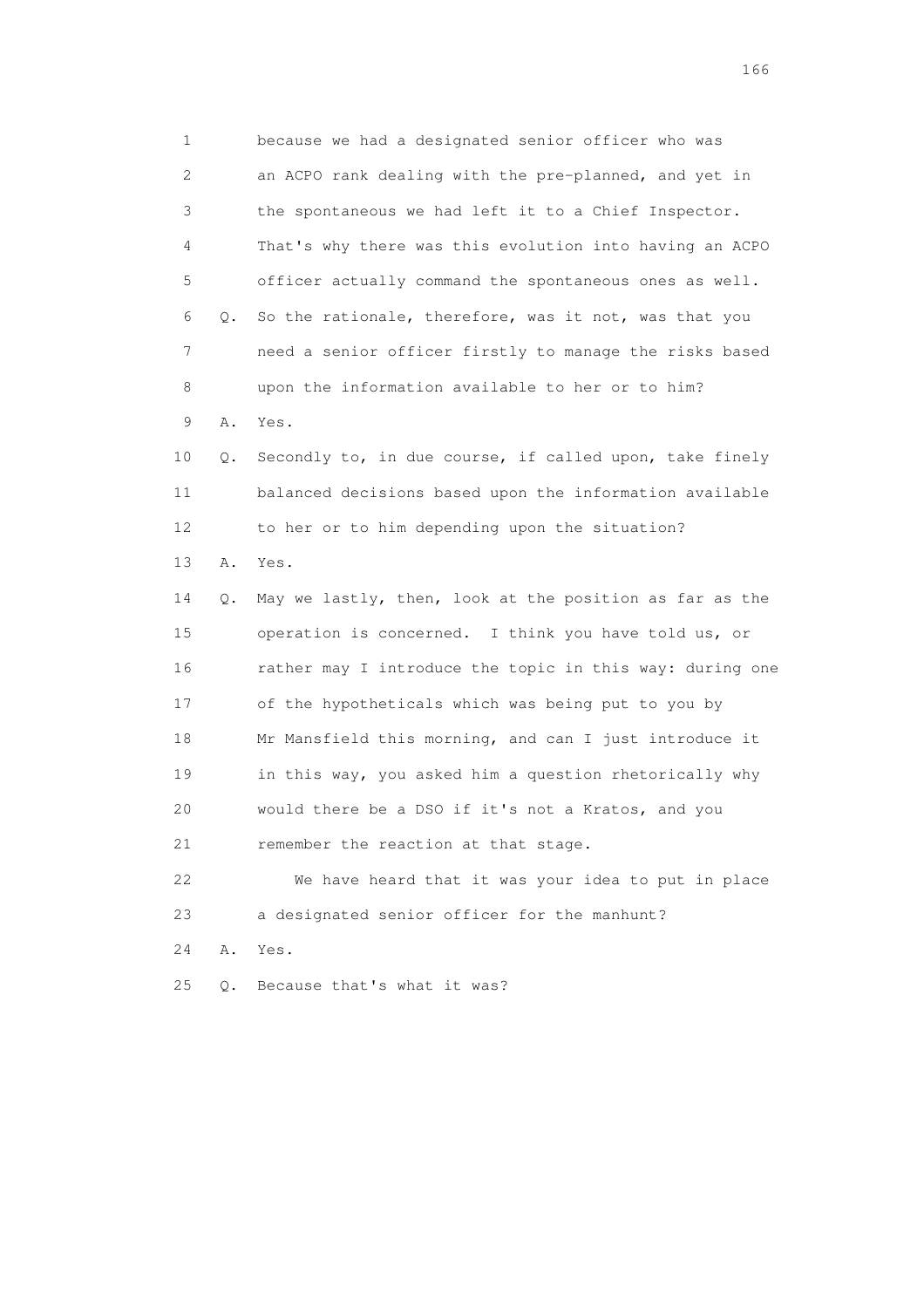1 because we had a designated senior officer who was
2 an ACPO rank dealing with the pre-planned, and yet in
3 the spontaneous we had left it to a Chief Inspector.
4 That's why there was this evolution into having an ACPO
5 officer actually command the spontaneous ones as well.
6 Q. So the rationale, therefore, was it not, was that you
7 need a senior officer firstly to manage the risks based
8 upon the information available to her or to him?
9 A. Yes.
10 Q. Secondly to, in due course, if called upon, take finely
11 balanced decisions based upon the information available
12 to her or to him depending upon the situation?
13 A. Yes.
14 Q. May we lastly, then, look at the position as far as the
15 operation is concerned. I think you have told us, or
16 rather may I introduce the topic in this way: during one
17 of the hypotheticals which was being put to you by
18 Mr Mansfield this morning, and can I just introduce it
19 in this way, you asked him a question rhetorically why
20 would there be a DSO if it's not a Kratos, and you
21 remember the reaction at that stage.
22 We have heard that it was your idea to put in place
23 a designated senior officer for the manhunt?
24 A. Yes.
25 Q. Because that's what it was?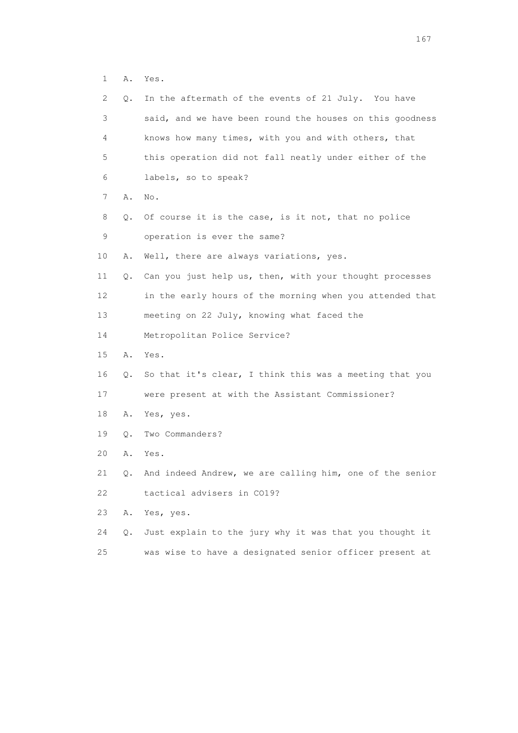1 A. Yes.

2 Q. In the aftermath of the events of 21 July. You have

3 said, and we have been round the houses on this goodness

4 knows how many times, with you and with others, that

5 this operation did not fall neatly under either of the

6 labels, so to speak?

7 A. No.

8 Q. Of course it is the case, is it not, that no police

9 operation is ever the same?

10 A. Well, there are always variations, yes.

11 Q. Can you just help us, then, with your thought processes

12 in the early hours of the morning when you attended that

13 meeting on 22 July, knowing what faced the

14 Metropolitan Police Service?

15 A. Yes.

16 Q. So that it's clear, I think this was a meeting that you

17 were present at with the Assistant Commissioner?

18 A. Yes, yes.

19 Q. Two Commanders?

20 A. Yes.

21 Q. And indeed Andrew, we are calling him, one of the senior

22 tactical advisers in CO19?

23 A. Yes, yes.

24 Q. Just explain to the jury why it was that you thought it

25 was wise to have a designated senior officer present at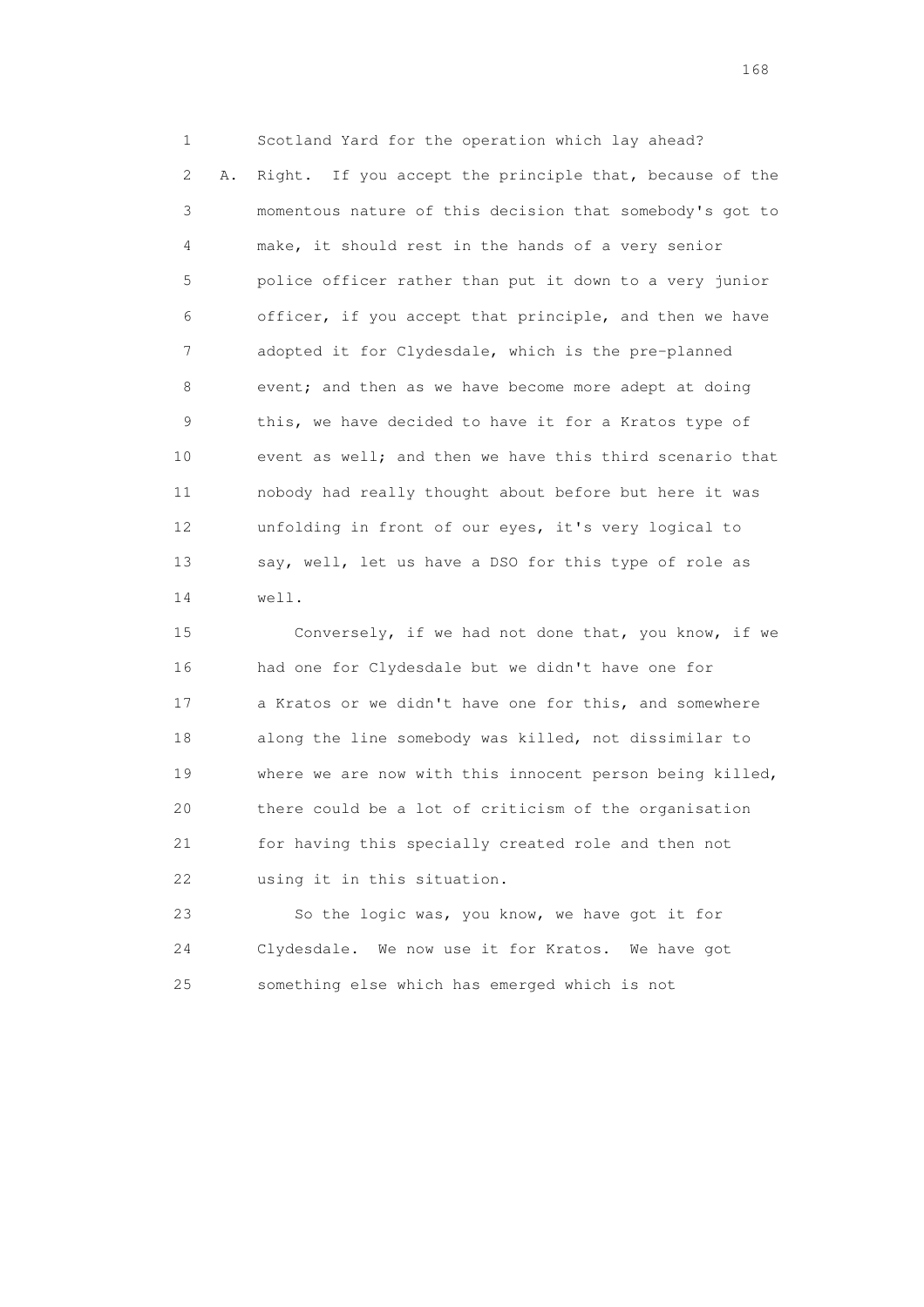1 Scotland Yard for the operation which lay ahead?

2 A. Right. If you accept the principle that, because of the

3 momentous nature of this decision that somebody's got to

4 make, it should rest in the hands of a very senior

5 police officer rather than put it down to a very junior

6 officer, if you accept that principle, and then we have

7 adopted it for Clydesdale, which is the pre-planned

8 event; and then as we have become more adept at doing

9 this, we have decided to have it for a Kratos type of

10 event as well; and then we have this third scenario that

11 nobody had really thought about before but here it was

12 unfolding in front of our eyes, it's very logical to

13 say, well, let us have a DSO for this type of role as

14 well.

15 Conversely, if we had not done that, you know, if we

16 had one for Clydesdale but we didn't have one for

17 a Kratos or we didn't have one for this, and somewhere

18 along the line somebody was killed, not dissimilar to

19 where we are now with this innocent person being killed,

20 there could be a lot of criticism of the organisation

21 for having this specially created role and then not

22 using it in this situation.

23 So the logic was, you know, we have got it for

24 Clydesdale. We now use it for Kratos. We have got

25 something else which has emerged which is not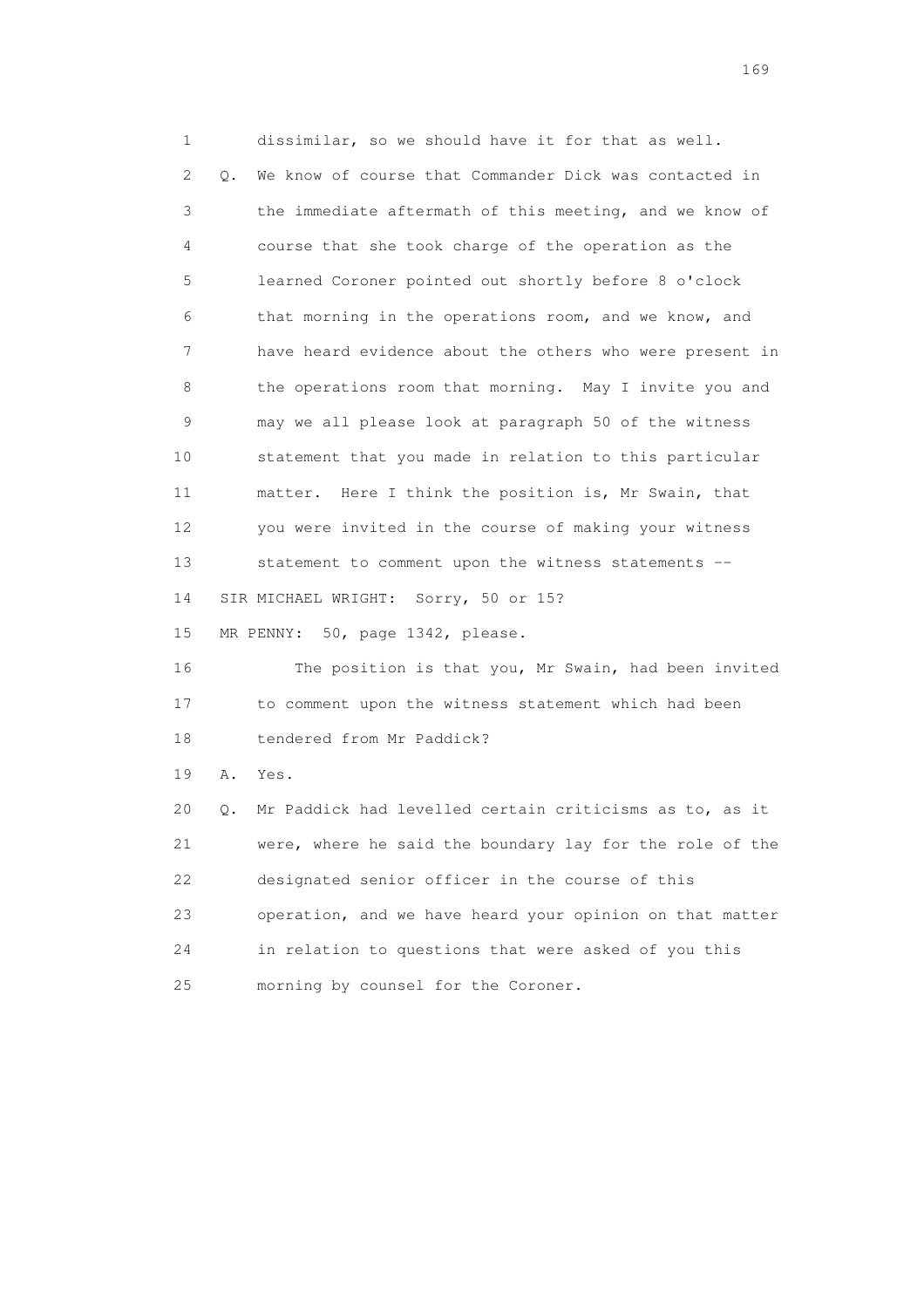1 dissimilar, so we should have it for that as well.

2 Q. We know of course that Commander Dick was contacted in

3 the immediate aftermath of this meeting, and we know of

4 course that she took charge of the operation as the

5 learned Coroner pointed out shortly before 8 o'clock

6 that morning in the operations room, and we know, and

7 have heard evidence about the others who were present in

8 the operations room that morning. May I invite you and

9 may we all please look at paragraph 50 of the witness

10 statement that you made in relation to this particular

11 matter. Here I think the position is, Mr Swain, that

12 you were invited in the course of making your witness

13 statement to comment upon the witness statements --

14 SIR MICHAEL WRIGHT: Sorry, 50 or 15?

15 MR PENNY: 50, page 1342, please.

16 The position is that you, Mr Swain, had been invited

17 to comment upon the witness statement which had been

18 tendered from Mr Paddick?

19 A. Yes.

20 Q. Mr Paddick had levelled certain criticisms as to, as it

21 were, where he said the boundary lay for the role of the

22 designated senior officer in the course of this

23 operation, and we have heard your opinion on that matter

24 in relation to questions that were asked of you this

25 morning by counsel for the Coroner.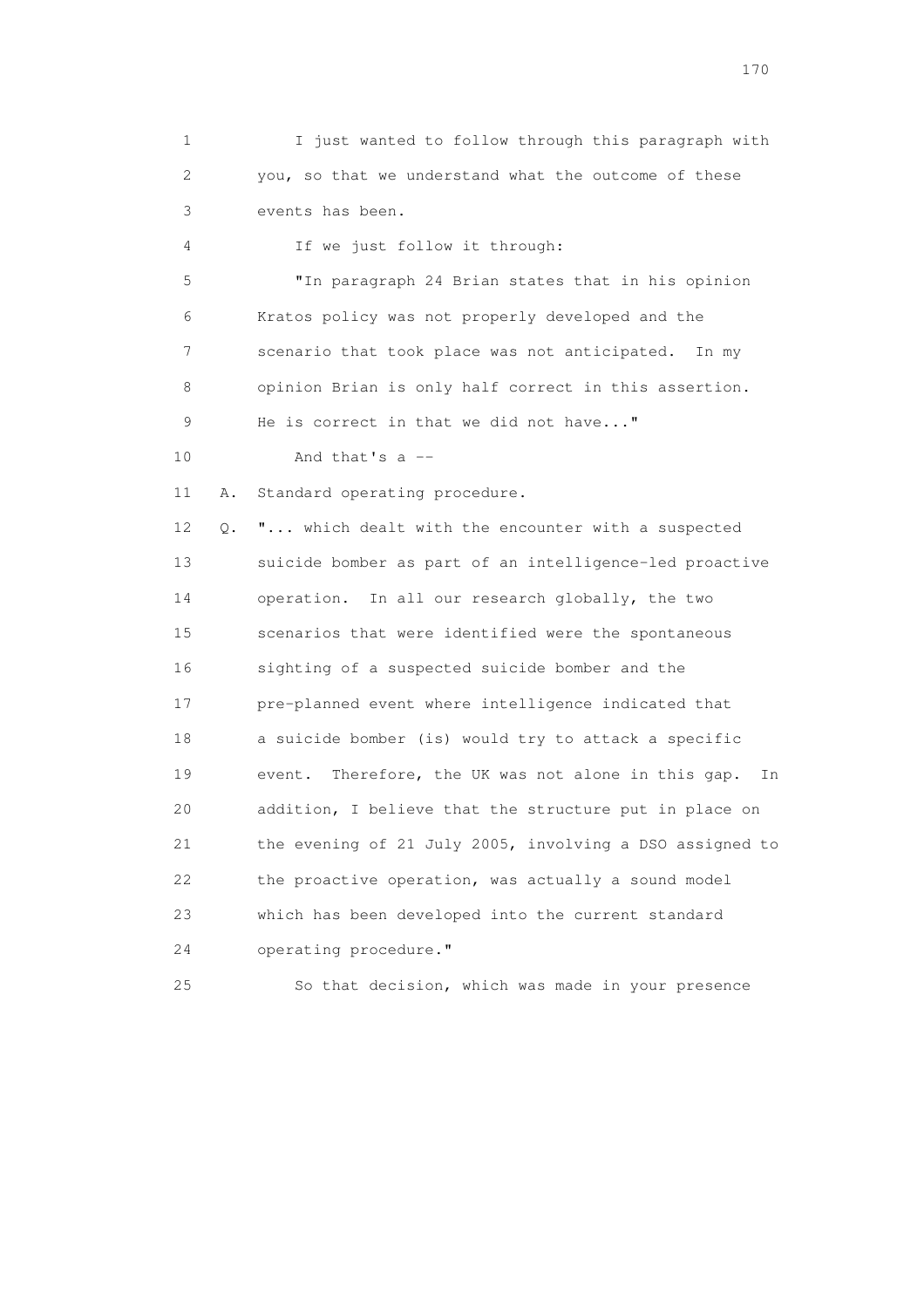1 I just wanted to follow through this paragraph with
2 you, so that we understand what the outcome of these
3 events has been.
4 If we just follow it through:
5 "In paragraph 24 Brian states that in his opinion
6 Kratos policy was not properly developed and the
7 scenario that took place was not anticipated. In my
8 opinion Brian is only half correct in this assertion.
9 He is correct in that we did not have..."
10 And that's a --
11 A. Standard operating procedure.
12 Q. "... which dealt with the encounter with a suspected
13 suicide bomber as part of an intelligence-led proactive
14 operation. In all our research globally, the two
15 scenarios that were identified were the spontaneous
16 sighting of a suspected suicide bomber and the
17 pre-planned event where intelligence indicated that
18 a suicide bomber (is) would try to attack a specific
19 event. Therefore, the UK was not alone in this gap. In
20 addition, I believe that the structure put in place on
21 the evening of 21 July 2005, involving a DSO assigned to
22 the proactive operation, was actually a sound model
23 which has been developed into the current standard
24 operating procedure."
25 So that decision, which was made in your presence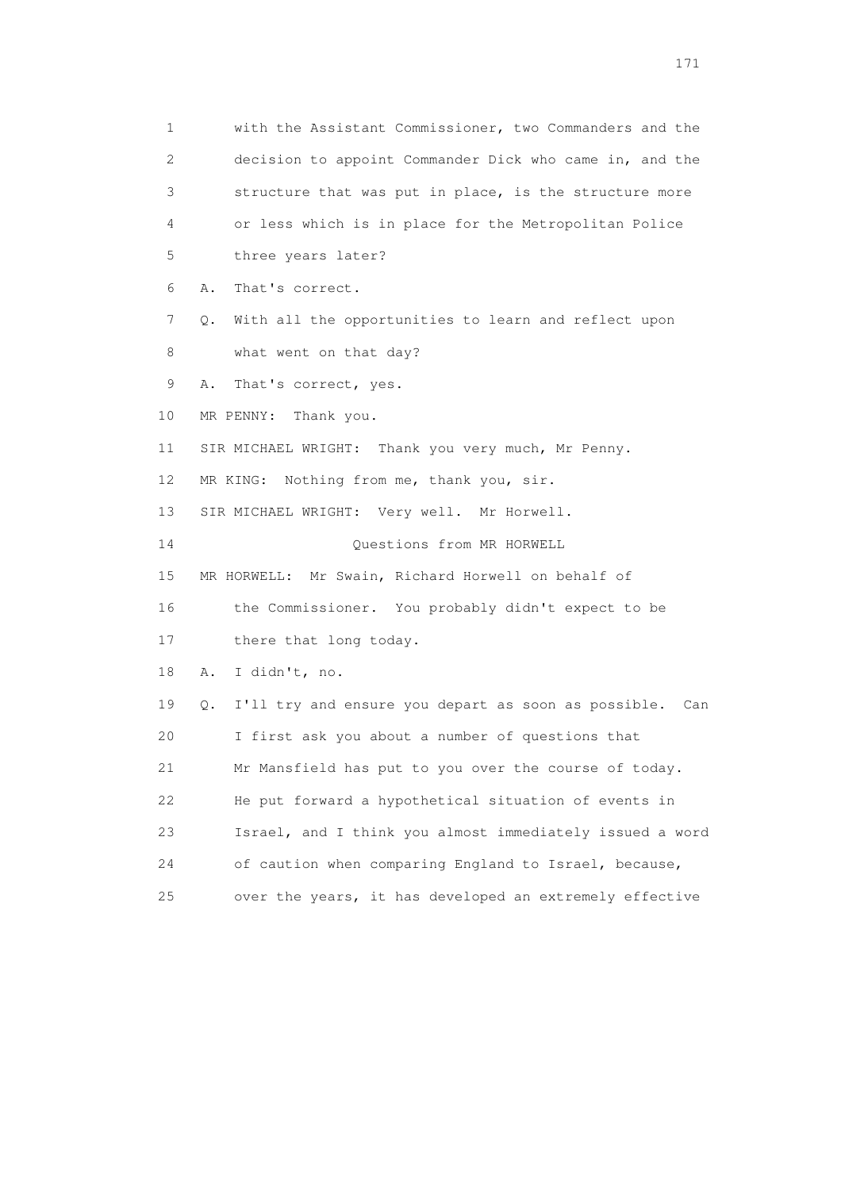1 with the Assistant Commissioner, two Commanders and the
2 decision to appoint Commander Dick who came in, and the
3 structure that was put in place, is the structure more
4 or less which is in place for the Metropolitan Police
5 three years later?

6 A. That's correct.

7 Q. With all the opportunities to learn and reflect upon
8 what went on that day?

9 A. That's correct, yes.

10 MR PENNY: Thank you.

11 SIR MICHAEL WRIGHT: Thank you very much, Mr Penny.

12 MR KING: Nothing from me, thank you, sir.

13 SIR MICHAEL WRIGHT: Very well. Mr Horwell.

14 Questions from MR HORWELL

15 MR HORWELL: Mr Swain, Richard Horwell on behalf of
16 the Commissioner. You probably didn't expect to be
17 there that long today.

18 A. I didn't, no.

19 Q. I'll try and ensure you depart as soon as possible. Can
20 I first ask you about a number of questions that
21 Mr Mansfield has put to you over the course of today.
22 He put forward a hypothetical situation of events in
23 Israel, and I think you almost immediately issued a word
24 of caution when comparing England to Israel, because,
25 over the years, it has developed an extremely effective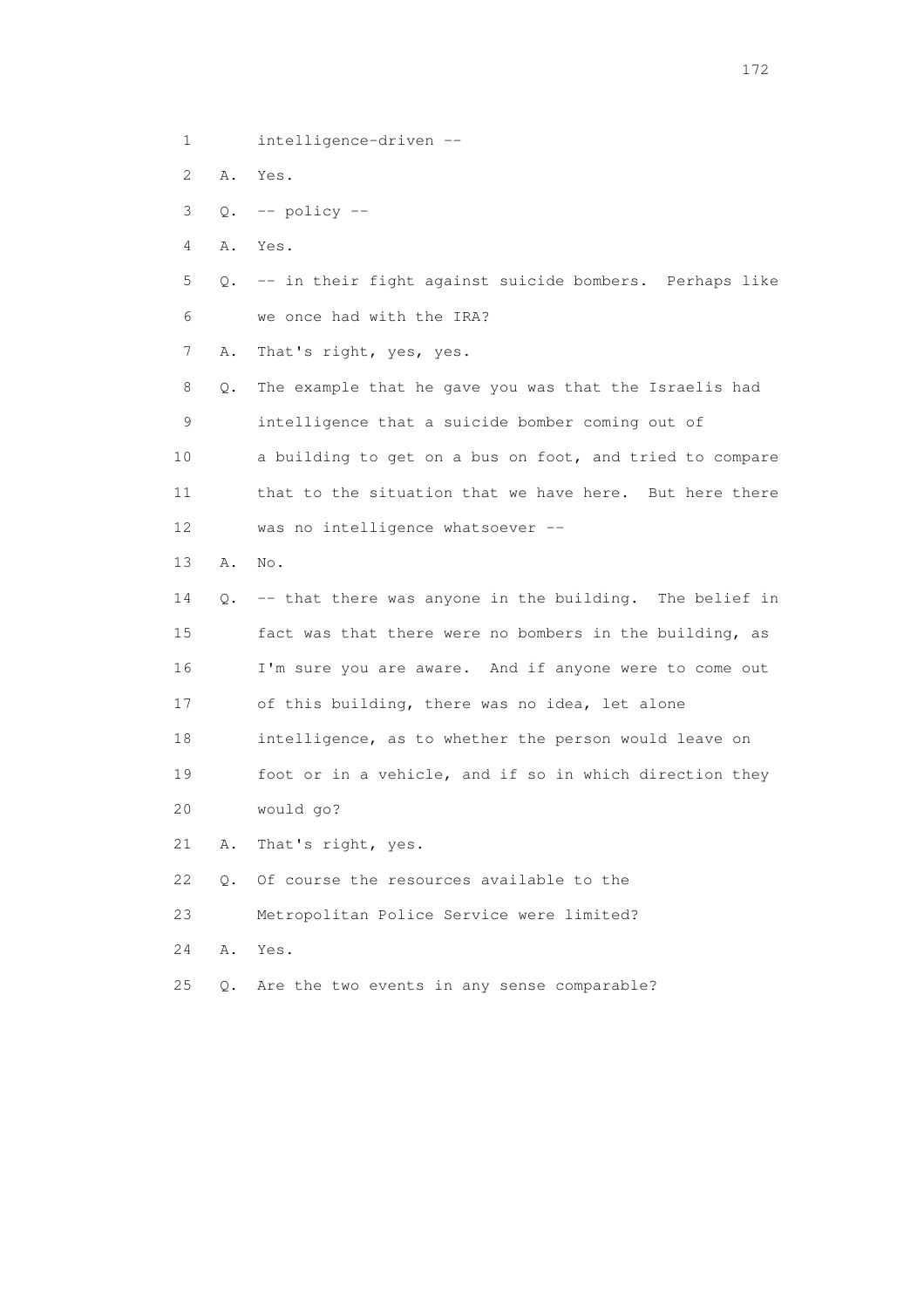1 intelligence-driven --

2 A. Yes.

3 Q. -- policy --

4 A. Yes.

5 Q. -- in their fight against suicide bombers. Perhaps like

6 we once had with the IRA?

7 A. That's right, yes, yes.

8 Q. The example that he gave you was that the Israelis had

9 intelligence that a suicide bomber coming out of

10 a building to get on a bus on foot, and tried to compare

11 that to the situation that we have here. But here there

12 was no intelligence whatsoever --

13 A. No.

14 Q. -- that there was anyone in the building. The belief in

15 fact was that there were no bombers in the building, as

16 I'm sure you are aware. And if anyone were to come out

17 of this building, there was no idea, let alone

18 intelligence, as to whether the person would leave on

19 foot or in a vehicle, and if so in which direction they

20 would go?

21 A. That's right, yes.

22 Q. Of course the resources available to the

23 Metropolitan Police Service were limited?

24 A. Yes.

25 Q. Are the two events in any sense comparable?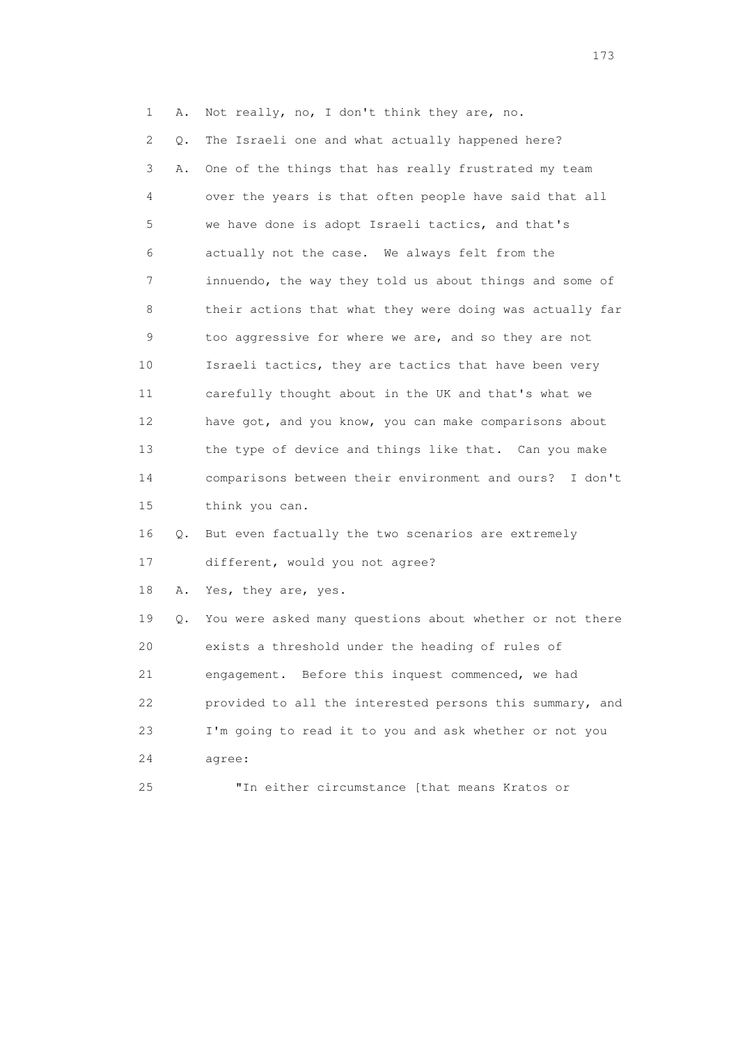1 A. Not really, no, I don't think they are, no.

2 Q. The Israeli one and what actually happened here?

3 A. One of the things that has really frustrated my team
4 over the years is that often people have said that all
5 we have done is adopt Israeli tactics, and that's
6 actually not the case. We always felt from the
7 innuendo, the way they told us about things and some of
8 their actions that what they were doing was actually far
9 too aggressive for where we are, and so they are not
10 Israeli tactics, they are tactics that have been very
11 carefully thought about in the UK and that's what we
12 have got, and you know, you can make comparisons about
13 the type of device and things like that. Can you make
14 comparisons between their environment and ours? I don't
15 think you can.

16 Q. But even factually the two scenarios are extremely
17 different, would you not agree?

18 A. Yes, they are, yes.

19 Q. You were asked many questions about whether or not there
20 exists a threshold under the heading of rules of
21 engagement. Before this inquest commenced, we had
22 provided to all the interested persons this summary, and
23 I'm going to read it to you and ask whether or not you
24 agree:

25 "In either circumstance [that means Kratos or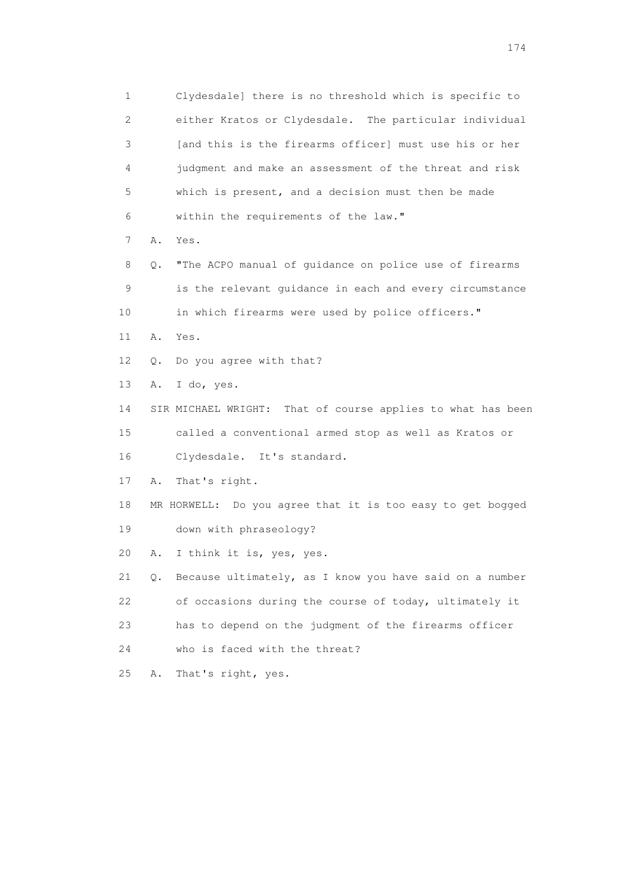1 Clydesdale] there is no threshold which is specific to
2 either Kratos or Clydesdale. The particular individual
3 [and this is the firearms officer] must use his or her
4 judgment and make an assessment of the threat and risk
5 which is present, and a decision must then be made
6 within the requirements of the law."

7 A. Yes.

8 Q. "The ACPO manual of guidance on police use of firearms
9 is the relevant guidance in each and every circumstance
10 in which firearms were used by police officers."

11 A. Yes.

12 Q. Do you agree with that?

13 A. I do, yes.

14 SIR MICHAEL WRIGHT: That of course applies to what has been
15 called a conventional armed stop as well as Kratos or
16 Clydesdale. It's standard.

17 A. That's right.

18 MR HORWELL: Do you agree that it is too easy to get bogged
19 down with phraseology?

20 A. I think it is, yes, yes.

21 Q. Because ultimately, as I know you have said on a number
22 of occasions during the course of today, ultimately it
23 has to depend on the judgment of the firearms officer
24 who is faced with the threat?

25 A. That's right, yes.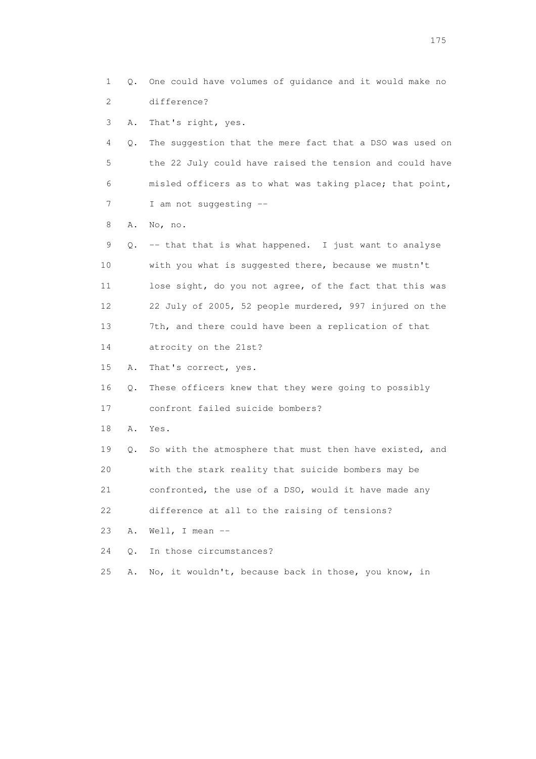1 Q. One could have volumes of guidance and it would make no
2 difference?
3 A. That's right, yes.
4 Q. The suggestion that the mere fact that a DSO was used on
5 the 22 July could have raised the tension and could have
6 misled officers as to what was taking place; that point,
7 I am not suggesting --
8 A. No, no.
9 Q. -- that that is what happened. I just want to analyse
10 with you what is suggested there, because we mustn't
11 lose sight, do you not agree, of the fact that this was
12 22 July of 2005, 52 people murdered, 997 injured on the
13 7th, and there could have been a replication of that
14 atrocity on the 21st?
15 A. That's correct, yes.
16 Q. These officers knew that they were going to possibly
17 confront failed suicide bombers?
18 A. Yes.
19 Q. So with the atmosphere that must then have existed, and
20 with the stark reality that suicide bombers may be
21 confronted, the use of a DSO, would it have made any
22 difference at all to the raising of tensions?
23 A. Well, I mean --
24 Q. In those circumstances?
25 A. No, it wouldn't, because back in those, you know, in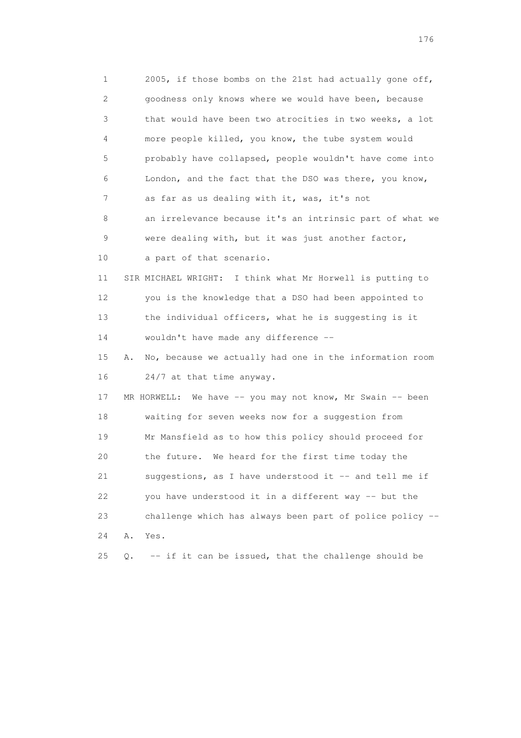1 2005, if those bombs on the 21st had actually gone off,
2 goodness only knows where we would have been, because
3 that would have been two atrocities in two weeks, a lot
4 more people killed, you know, the tube system would
5 probably have collapsed, people wouldn't have come into
6 London, and the fact that the DSO was there, you know,
7 as far as us dealing with it, was, it's not
8 an irrelevance because it's an intrinsic part of what we
9 were dealing with, but it was just another factor,
10 a part of that scenario.

11 SIR MICHAEL WRIGHT: I think what Mr Horwell is putting to
12 you is the knowledge that a DSO had been appointed to
13 the individual officers, what he is suggesting is it
14 wouldn't have made any difference --

15 A. No, because we actually had one in the information room
16 24/7 at that time anyway.

17 MR HORWELL: We have -- you may not know, Mr Swain -- been
18 waiting for seven weeks now for a suggestion from
19 Mr Mansfield as to how this policy should proceed for
20 the future. We heard for the first time today the
21 suggestions, as I have understood it -- and tell me if
22 you have understood it in a different way -- but the
23 challenge which has always been part of police policy --

24 A. Yes.

25 Q. -- if it can be issued, that the challenge should be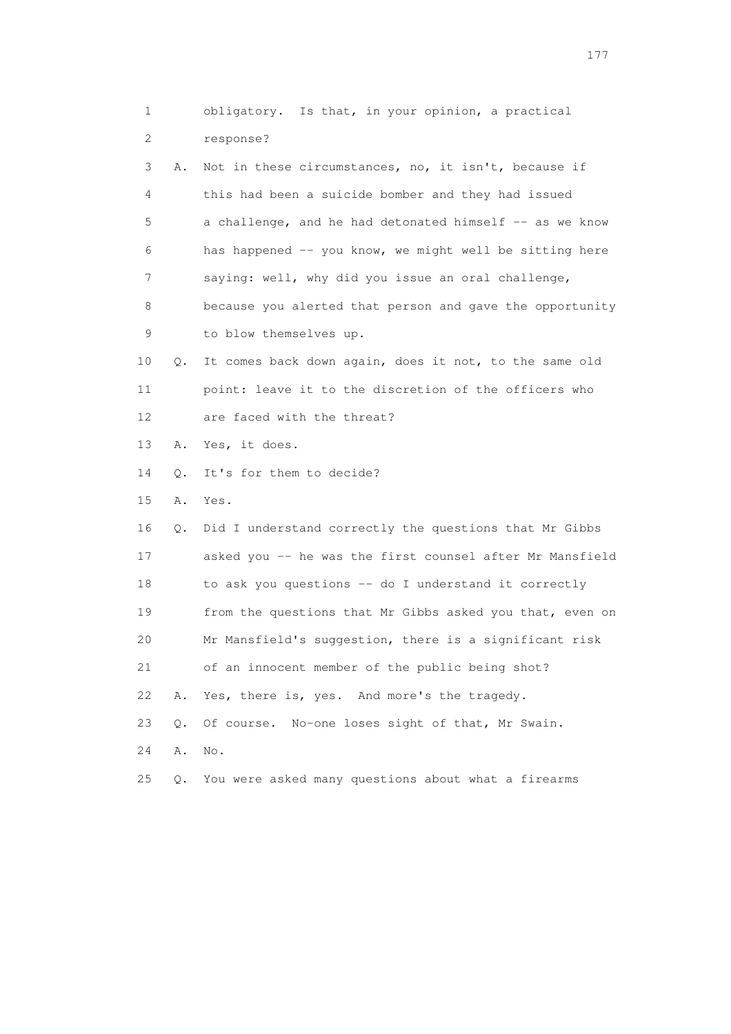1 obligatory. Is that, in your opinion, a practical
2 response?
3 A. Not in these circumstances, no, it isn't, because if
4 this had been a suicide bomber and they had issued
5 a challenge, and he had detonated himself -- as we know
6 has happened -- you know, we might well be sitting here
7 saying: well, why did you issue an oral challenge,
8 because you alerted that person and gave the opportunity
9 to blow themselves up.
10 Q. It comes back down again, does it not, to the same old
11 point: leave it to the discretion of the officers who
12 are faced with the threat?
13 A. Yes, it does.
14 Q. It's for them to decide?
15 A. Yes.
16 Q. Did I understand correctly the questions that Mr Gibbs
17 asked you -- he was the first counsel after Mr Mansfield
18 to ask you questions -- do I understand it correctly
19 from the questions that Mr Gibbs asked you that, even on
20 Mr Mansfield's suggestion, there is a significant risk
21 of an innocent member of the public being shot?
22 A. Yes, there is, yes. And more's the tragedy.
23 Q. Of course. No-one loses sight of that, Mr Swain.
24 A. No.
25 Q. You were asked many questions about what a firearms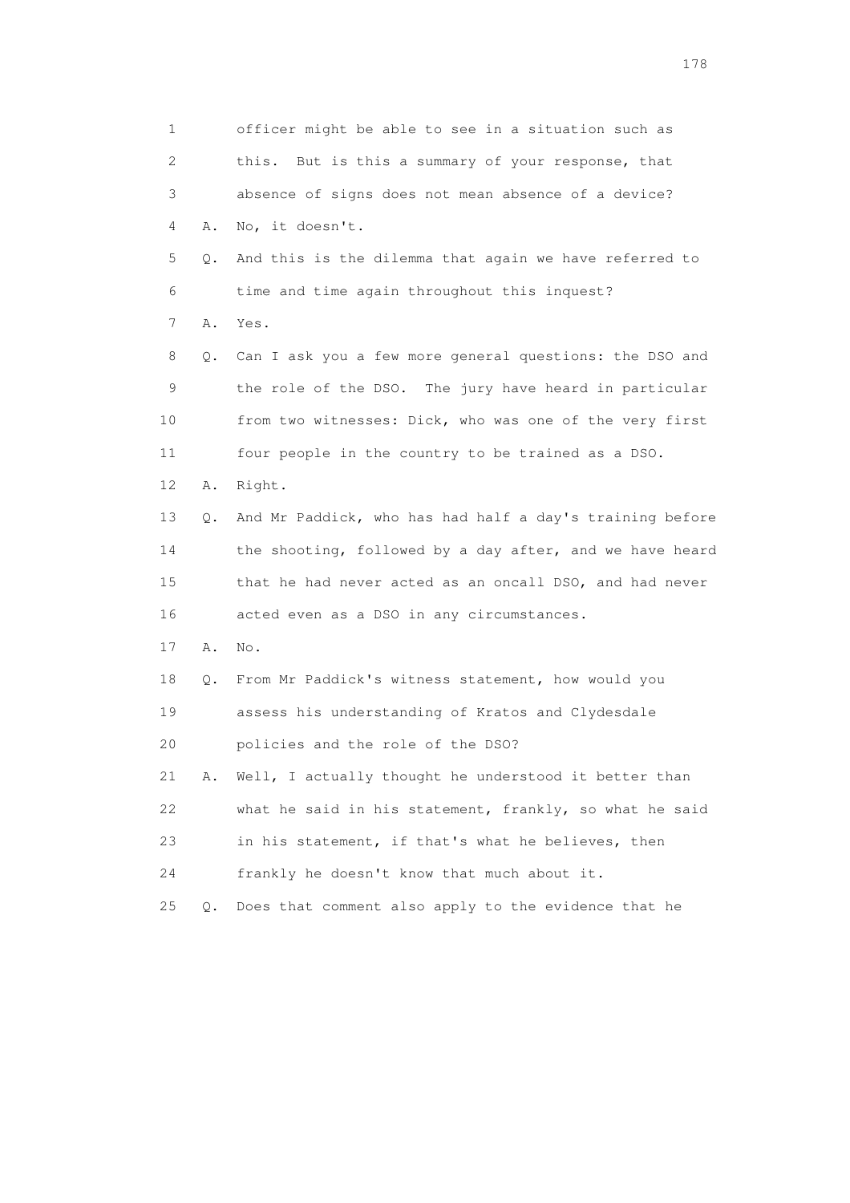1 officer might be able to see in a situation such as
2 this. But is this a summary of your response, that
3 absence of signs does not mean absence of a device?
4 A. No, it doesn't.
5 Q. And this is the dilemma that again we have referred to
6 time and time again throughout this inquest?
7 A. Yes.
8 Q. Can I ask you a few more general questions: the DSO and
9 the role of the DSO. The jury have heard in particular
10 from two witnesses: Dick, who was one of the very first
11 four people in the country to be trained as a DSO.
12 A. Right.
13 Q. And Mr Paddick, who has had half a day's training before
14 the shooting, followed by a day after, and we have heard
15 that he had never acted as an oncall DSO, and had never
16 acted even as a DSO in any circumstances.
17 A. No.
18 Q. From Mr Paddick's witness statement, how would you
19 assess his understanding of Kratos and Clydesdale
20 policies and the role of the DSO?
21 A. Well, I actually thought he understood it better than
22 what he said in his statement, frankly, so what he said
23 in his statement, if that's what he believes, then
24 frankly he doesn't know that much about it.
25 Q. Does that comment also apply to the evidence that he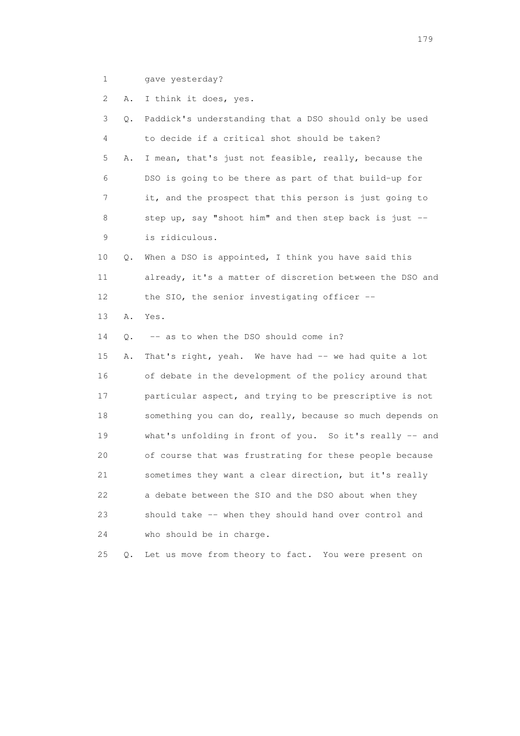1 gave yesterday?

2 A. I think it does, yes.

3 Q. Paddick's understanding that a DSO should only be used

4 to decide if a critical shot should be taken?

5 A. I mean, that's just not feasible, really, because the

6 DSO is going to be there as part of that build-up for

7 it, and the prospect that this person is just going to

8 step up, say "shoot him" and then step back is just --

9 is ridiculous.

10 Q. When a DSO is appointed, I think you have said this

11 already, it's a matter of discretion between the DSO and

12 the SIO, the senior investigating officer --

13 A. Yes.

14 Q. -- as to when the DSO should come in?

15 A. That's right, yeah. We have had -- we had quite a lot

16 of debate in the development of the policy around that

17 particular aspect, and trying to be prescriptive is not

18 something you can do, really, because so much depends on

19 what's unfolding in front of you. So it's really -- and

20 of course that was frustrating for these people because

21 sometimes they want a clear direction, but it's really

22 a debate between the SIO and the DSO about when they

23 should take -- when they should hand over control and

24 who should be in charge.

25 Q. Let us move from theory to fact. You were present on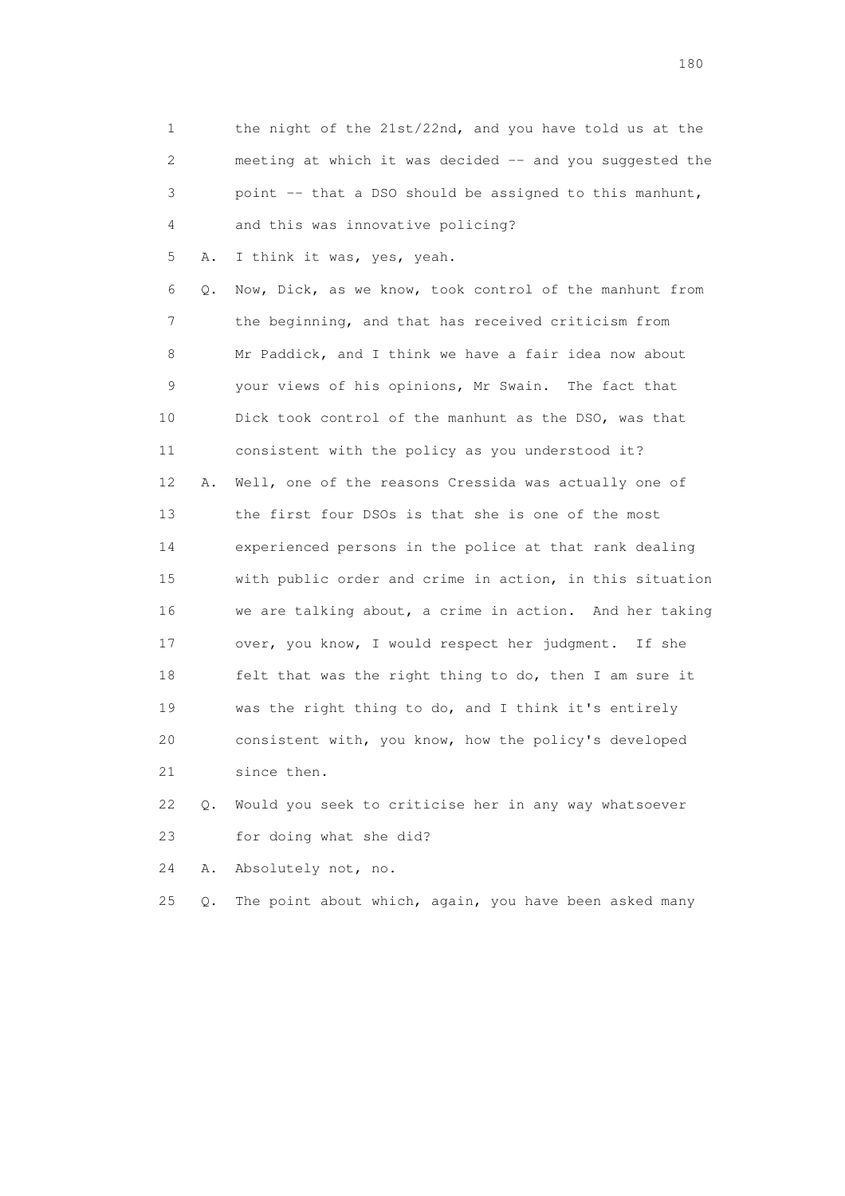1 the night of the 21st/22nd, and you have told us at the
2 meeting at which it was decided -- and you suggested the
3 point -- that a DSO should be assigned to this manhunt,
4 and this was innovative policing?

5 A. I think it was, yes, yeah.

6 Q. Now, Dick, as we know, took control of the manhunt from
7 the beginning, and that has received criticism from
8 Mr Paddick, and I think we have a fair idea now about
9 your views of his opinions, Mr Swain. The fact that
10 Dick took control of the manhunt as the DSO, was that
11 consistent with the policy as you understood it?

12 A. Well, one of the reasons Cressida was actually one of
13 the first four DSOs is that she is one of the most
14 experienced persons in the police at that rank dealing
15 with public order and crime in action, in this situation
16 we are talking about, a crime in action. And her taking
17 over, you know, I would respect her judgment. If she
18 felt that was the right thing to do, then I am sure it
19 was the right thing to do, and I think it's entirely
20 consistent with, you know, how the policy's developed
21 since then.

22 Q. Would you seek to criticise her in any way whatsoever
23 for doing what she did?

24 A. Absolutely not, no.

25 Q. The point about which, again, you have been asked many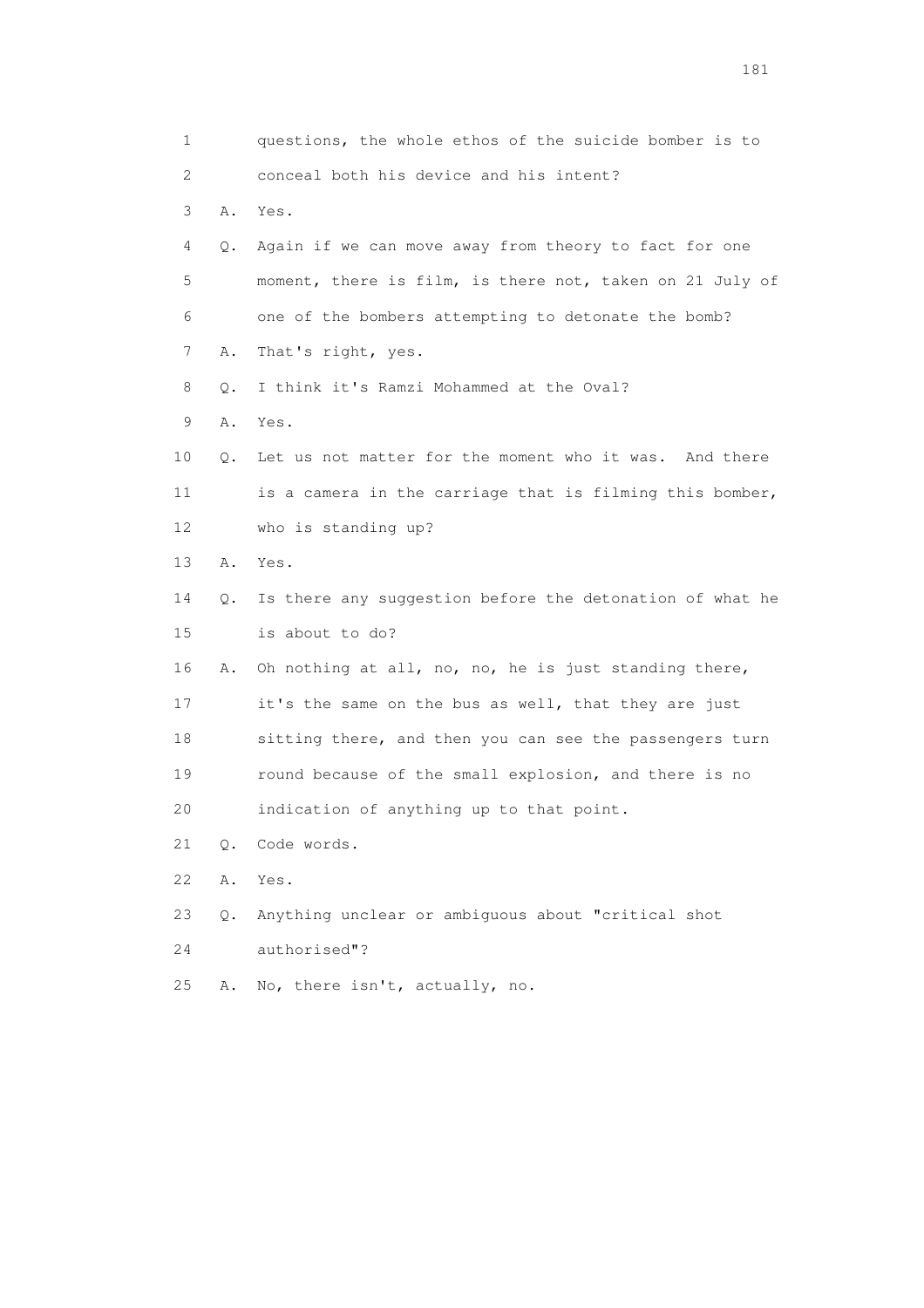1 questions, the whole ethos of the suicide bomber is to
2 conceal both his device and his intent?
3 A. Yes.
4 Q. Again if we can move away from theory to fact for one
5 moment, there is film, is there not, taken on 21 July of
6 one of the bombers attempting to detonate the bomb?
7 A. That's right, yes.
8 Q. I think it's Ramzi Mohammed at the Oval?
9 A. Yes.
10 Q. Let us not matter for the moment who it was. And there
11 is a camera in the carriage that is filming this bomber,
12 who is standing up?
13 A. Yes.
14 Q. Is there any suggestion before the detonation of what he
15 is about to do?
16 A. Oh nothing at all, no, no, he is just standing there,
17 it's the same on the bus as well, that they are just
18 sitting there, and then you can see the passengers turn
19 round because of the small explosion, and there is no
20 indication of anything up to that point.
21 Q. Code words.
22 A. Yes.
23 Q. Anything unclear or ambiguous about "critical shot
24 authorised"?
25 A. No, there isn't, actually, no.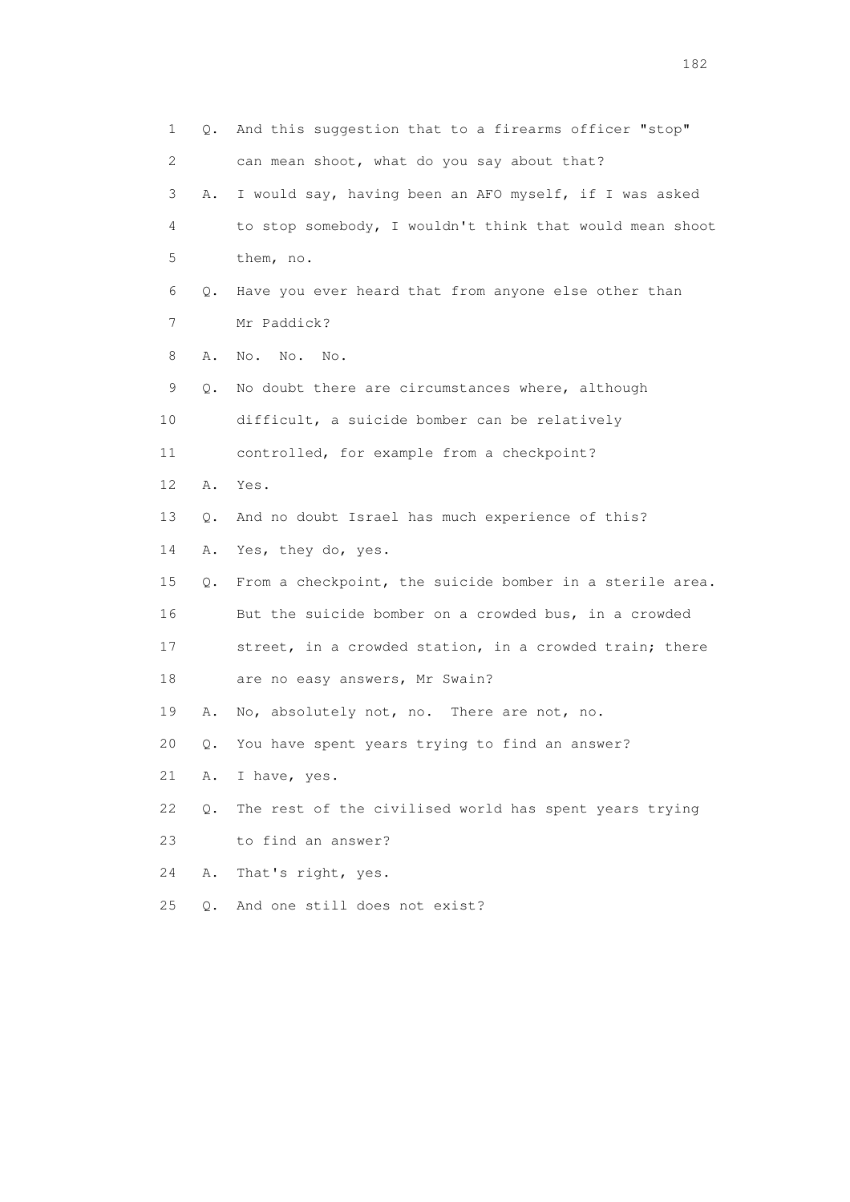1 Q. And this suggestion that to a firearms officer "stop"
2 can mean shoot, what do you say about that?
3 A. I would say, having been an AFO myself, if I was asked
4 to stop somebody, I wouldn't think that would mean shoot
5 them, no.
6 Q. Have you ever heard that from anyone else other than
7 Mr Paddick?
8 A. No. No. No.
9 Q. No doubt there are circumstances where, although
10 difficult, a suicide bomber can be relatively
11 controlled, for example from a checkpoint?
12 A. Yes.
13 Q. And no doubt Israel has much experience of this?
14 A. Yes, they do, yes.
15 Q. From a checkpoint, the suicide bomber in a sterile area.
16 But the suicide bomber on a crowded bus, in a crowded
17 street, in a crowded station, in a crowded train; there
18 are no easy answers, Mr Swain?
19 A. No, absolutely not, no. There are not, no.
20 Q. You have spent years trying to find an answer?
21 A. I have, yes.
22 Q. The rest of the civilised world has spent years trying
23 to find an answer?
24 A. That's right, yes.
25 Q. And one still does not exist?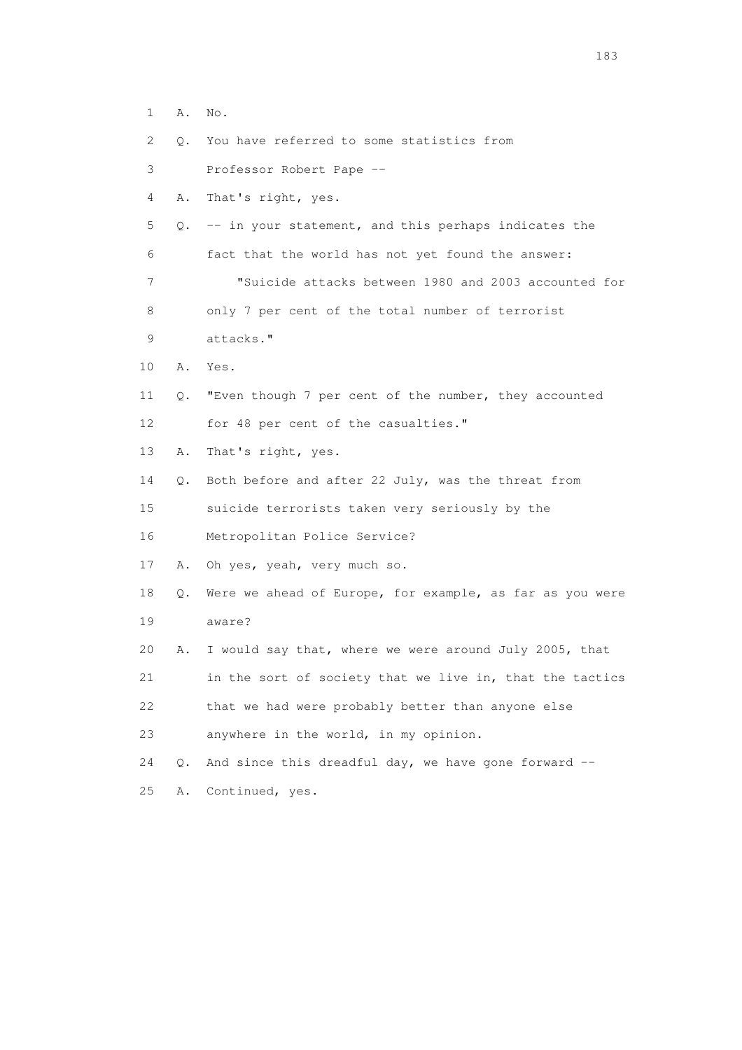1 A. No.

2 Q. You have referred to some statistics from

3 Professor Robert Pape --

4 A. That's right, yes.

5 Q. -- in your statement, and this perhaps indicates the

6 fact that the world has not yet found the answer:

7 "Suicide attacks between 1980 and 2003 accounted for

8 only 7 per cent of the total number of terrorist

9 attacks."

10 A. Yes.

11 Q. "Even though 7 per cent of the number, they accounted

12 for 48 per cent of the casualties."

13 A. That's right, yes.

14 Q. Both before and after 22 July, was the threat from

15 suicide terrorists taken very seriously by the

16 Metropolitan Police Service?

17 A. Oh yes, yeah, very much so.

18 Q. Were we ahead of Europe, for example, as far as you were

19 aware?

20 A. I would say that, where we were around July 2005, that

21 in the sort of society that we live in, that the tactics

22 that we had were probably better than anyone else

23 anywhere in the world, in my opinion.

24 Q. And since this dreadful day, we have gone forward --

25 A. Continued, yes.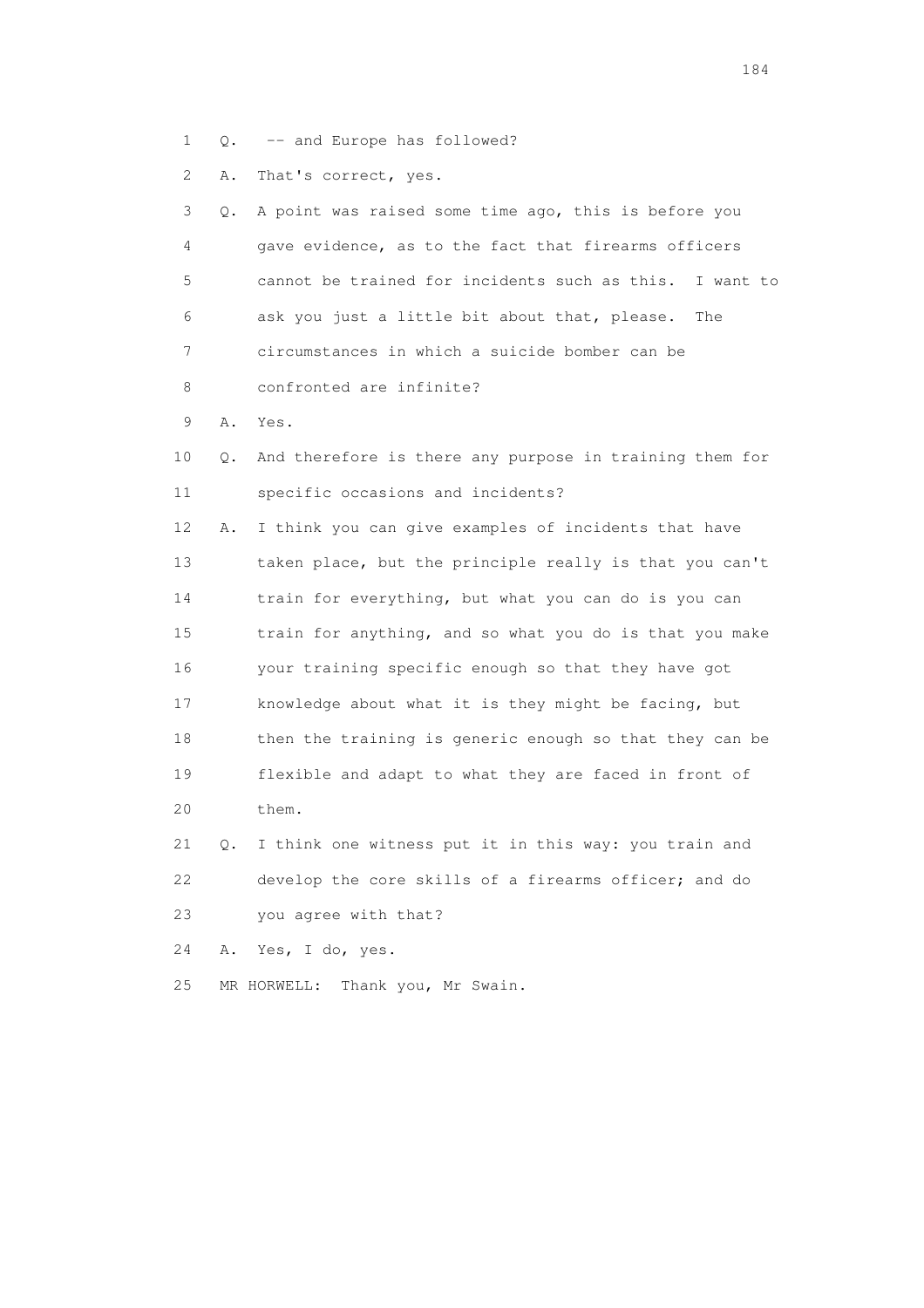1 Q. -- and Europe has followed?

2 A. That's correct, yes.

3 Q. A point was raised some time ago, this is before you
4 gave evidence, as to the fact that firearms officers
5 cannot be trained for incidents such as this. I want to
6 ask you just a little bit about that, please. The
7 circumstances in which a suicide bomber can be
8 confronted are infinite?

9 A. Yes.

10 Q. And therefore is there any purpose in training them for
11 specific occasions and incidents?

12 A. I think you can give examples of incidents that have
13 taken place, but the principle really is that you can't
14 train for everything, but what you can do is you can
15 train for anything, and so what you do is that you make
16 your training specific enough so that they have got
17 knowledge about what it is they might be facing, but
18 then the training is generic enough so that they can be
19 flexible and adapt to what they are faced in front of
20 them.

21 Q. I think one witness put it in this way: you train and
22 develop the core skills of a firearms officer; and do
23 you agree with that?

24 A. Yes, I do, yes.

25 MR HORWELL: Thank you, Mr Swain.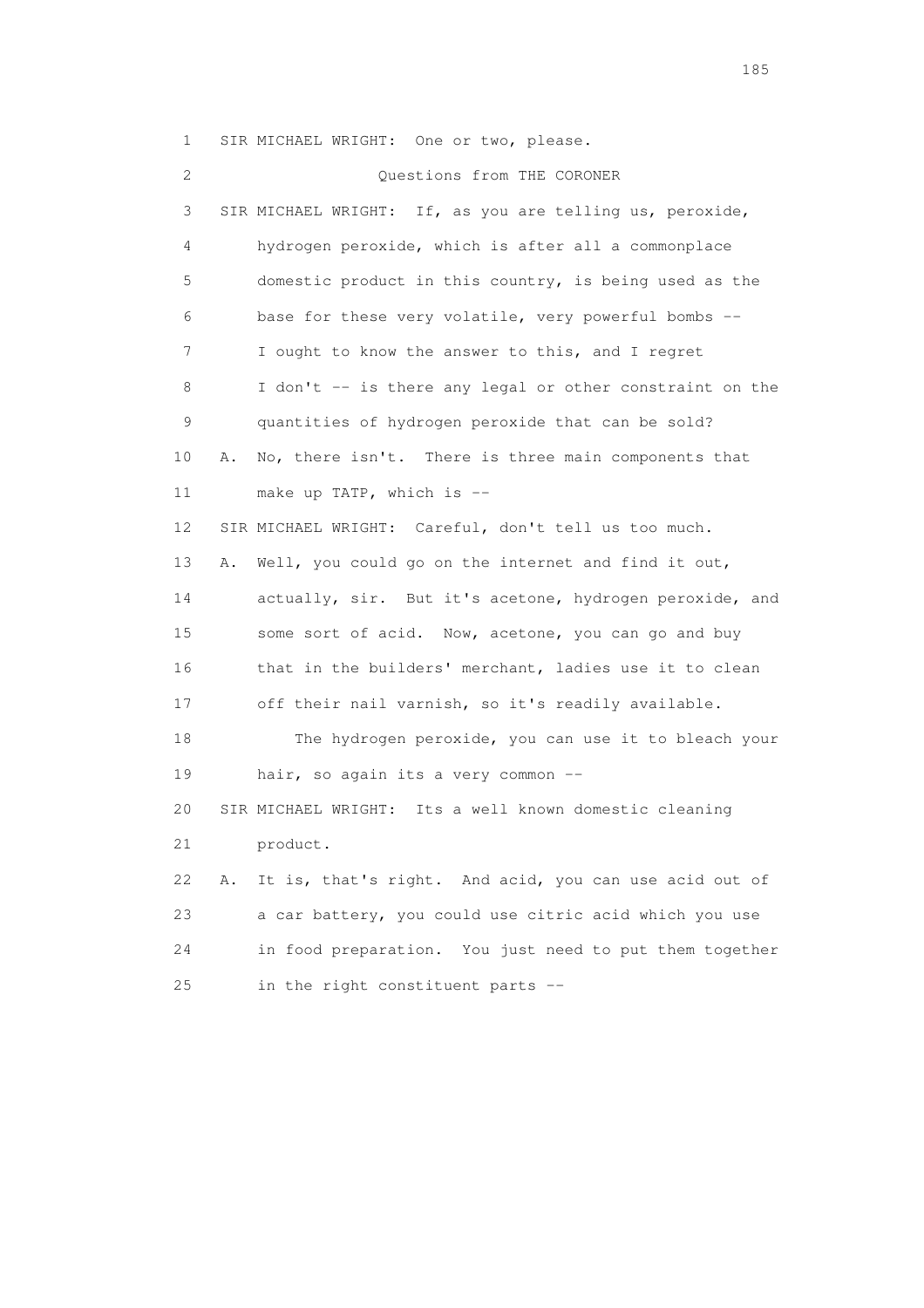1 SIR MICHAEL WRIGHT: One or two, please.

2 Questions from THE CORONER

3 SIR MICHAEL WRIGHT: If, as you are telling us, peroxide,
4 hydrogen peroxide, which is after all a commonplace
5 domestic product in this country, is being used as the
6 base for these very volatile, very powerful bombs --
7 I ought to know the answer to this, and I regret
8 I don't -- is there any legal or other constraint on the
9 quantities of hydrogen peroxide that can be sold?

10 A. No, there isn't. There is three main components that
11 make up TATP, which is --

12 SIR MICHAEL WRIGHT: Careful, don't tell us too much.

13 A. Well, you could go on the internet and find it out,
14 actually, sir. But it's acetone, hydrogen peroxide, and
15 some sort of acid. Now, acetone, you can go and buy
16 that in the builders' merchant, ladies use it to clean
17 off their nail varnish, so it's readily available.

18 The hydrogen peroxide, you can use it to bleach your
19 hair, so again its a very common --

20 SIR MICHAEL WRIGHT: Its a well known domestic cleaning
21 product.

22 A. It is, that's right. And acid, you can use acid out of
23 a car battery, you could use citric acid which you use
24 in food preparation. You just need to put them together
25 in the right constituent parts --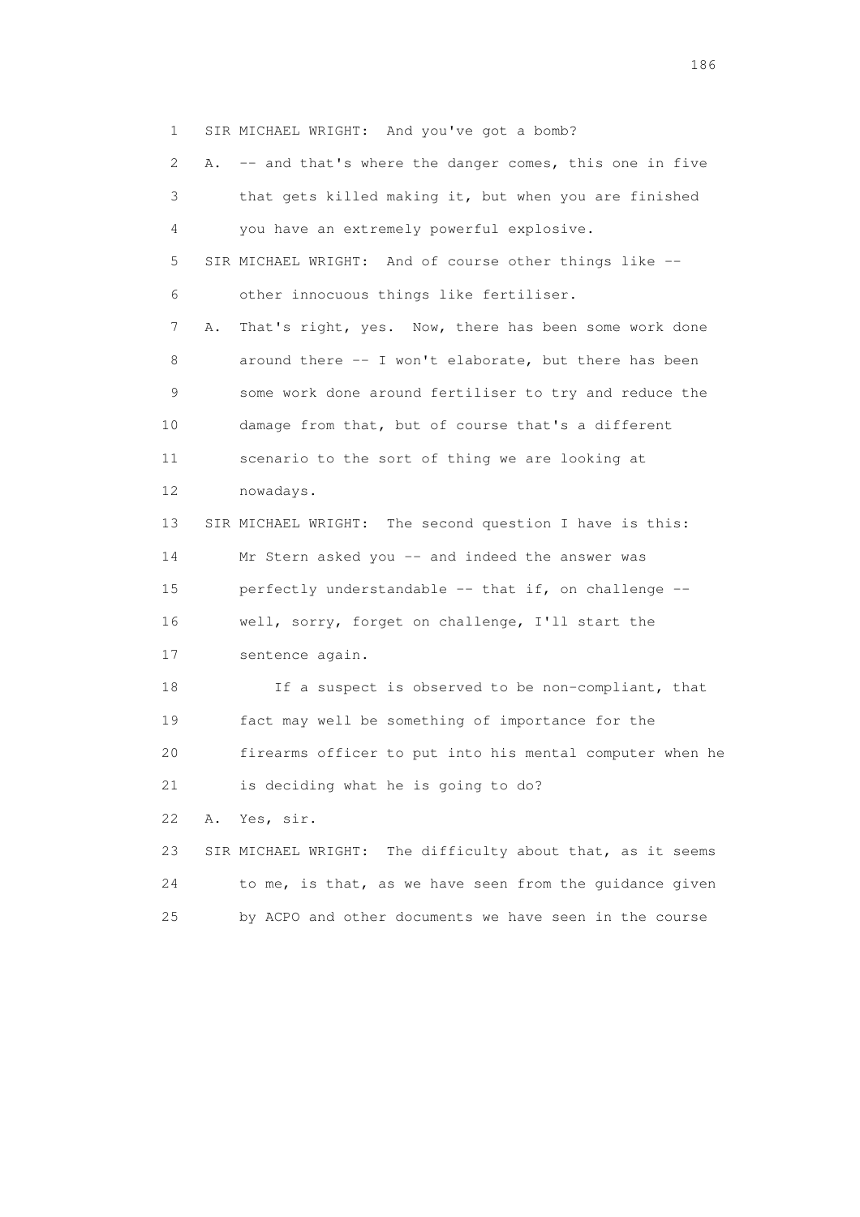1 SIR MICHAEL WRIGHT: And you've got a bomb?

2 A. -- and that's where the danger comes, this one in five

3 that gets killed making it, but when you are finished

4 you have an extremely powerful explosive.

5 SIR MICHAEL WRIGHT: And of course other things like --

6 other innocuous things like fertiliser.

7 A. That's right, yes. Now, there has been some work done

8 around there -- I won't elaborate, but there has been

9 some work done around fertiliser to try and reduce the

10 damage from that, but of course that's a different

11 scenario to the sort of thing we are looking at

12 nowadays.

13 SIR MICHAEL WRIGHT: The second question I have is this:

14 Mr Stern asked you -- and indeed the answer was

15 perfectly understandable -- that if, on challenge --

16 well, sorry, forget on challenge, I'll start the

17 sentence again.

18 If a suspect is observed to be non-compliant, that

19 fact may well be something of importance for the

20 firearms officer to put into his mental computer when he

21 is deciding what he is going to do?

22 A. Yes, sir.

23 SIR MICHAEL WRIGHT: The difficulty about that, as it seems

24 to me, is that, as we have seen from the guidance given

25 by ACPO and other documents we have seen in the course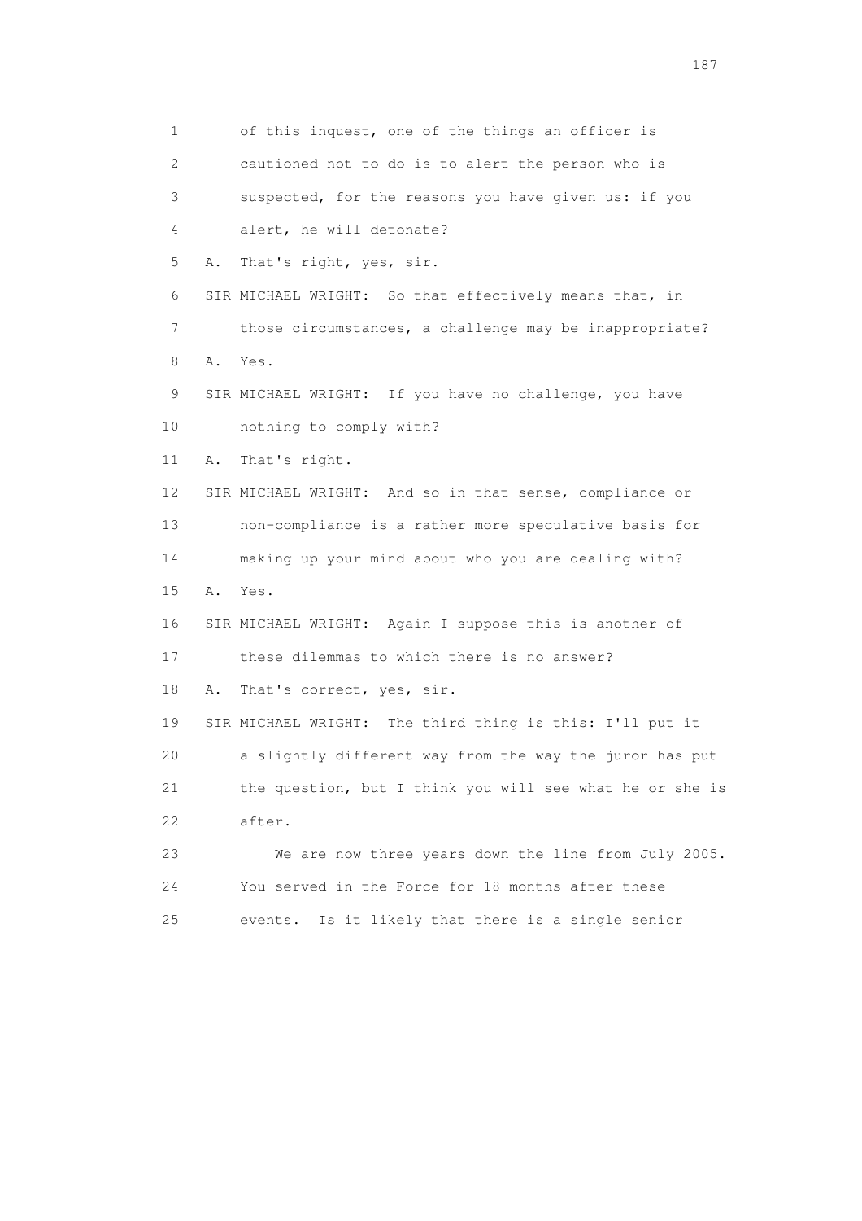1 of this inquest, one of the things an officer is
2 cautioned not to do is to alert the person who is
3 suspected, for the reasons you have given us: if you
4 alert, he will detonate?

5 A. That's right, yes, sir.

6 SIR MICHAEL WRIGHT: So that effectively means that, in
7 those circumstances, a challenge may be inappropriate?

8 A. Yes.

9 SIR MICHAEL WRIGHT: If you have no challenge, you have
10 nothing to comply with?

11 A. That's right.

12 SIR MICHAEL WRIGHT: And so in that sense, compliance or
13 non-compliance is a rather more speculative basis for
14 making up your mind about who you are dealing with?

15 A. Yes.

16 SIR MICHAEL WRIGHT: Again I suppose this is another of
17 these dilemmas to which there is no answer?

18 A. That's correct, yes, sir.

19 SIR MICHAEL WRIGHT: The third thing is this: I'll put it
20 a slightly different way from the way the juror has put
21 the question, but I think you will see what he or she is
22 after.

23 We are now three years down the line from July 2005.
24 You served in the Force for 18 months after these
25 events. Is it likely that there is a single senior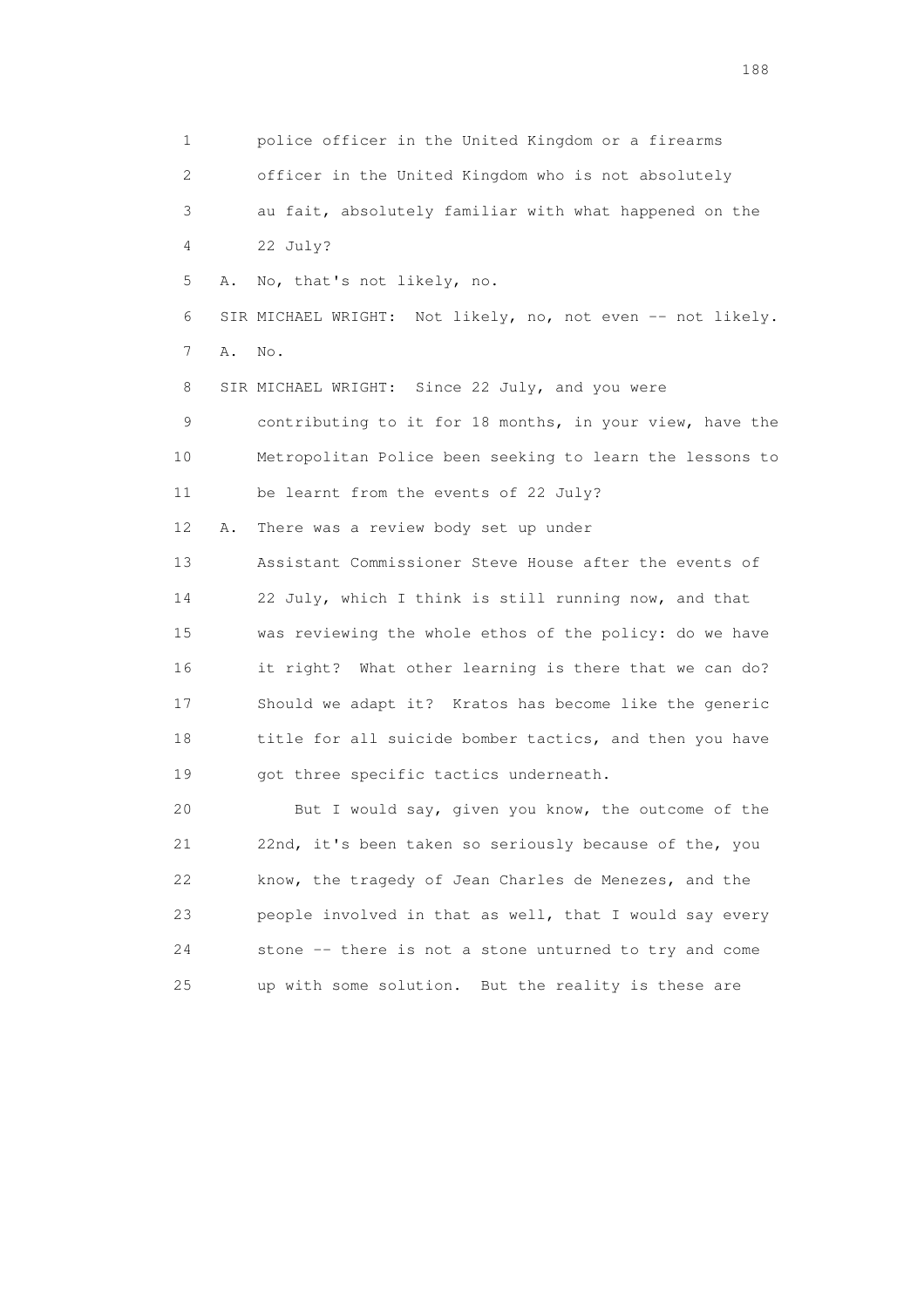1 police officer in the United Kingdom or a firearms
2 officer in the United Kingdom who is not absolutely
3 au fait, absolutely familiar with what happened on the
4 22 July?

5 A. No, that's not likely, no.

6 SIR MICHAEL WRIGHT: Not likely, no, not even -- not likely.

7 A. No.

8 SIR MICHAEL WRIGHT: Since 22 July, and you were
9 contributing to it for 18 months, in your view, have the
10 Metropolitan Police been seeking to learn the lessons to
11 be learnt from the events of 22 July?

12 A. There was a review body set up under
13 Assistant Commissioner Steve House after the events of
14 22 July, which I think is still running now, and that
15 was reviewing the whole ethos of the policy: do we have
16 it right? What other learning is there that we can do?
17 Should we adapt it? Kratos has become like the generic
18 title for all suicide bomber tactics, and then you have
19 got three specific tactics underneath.

20 But I would say, given you know, the outcome of the
21 22nd, it's been taken so seriously because of the, you
22 know, the tragedy of Jean Charles de Menezes, and the
23 people involved in that as well, that I would say every
24 stone -- there is not a stone unturned to try and come
25 up with some solution. But the reality is these are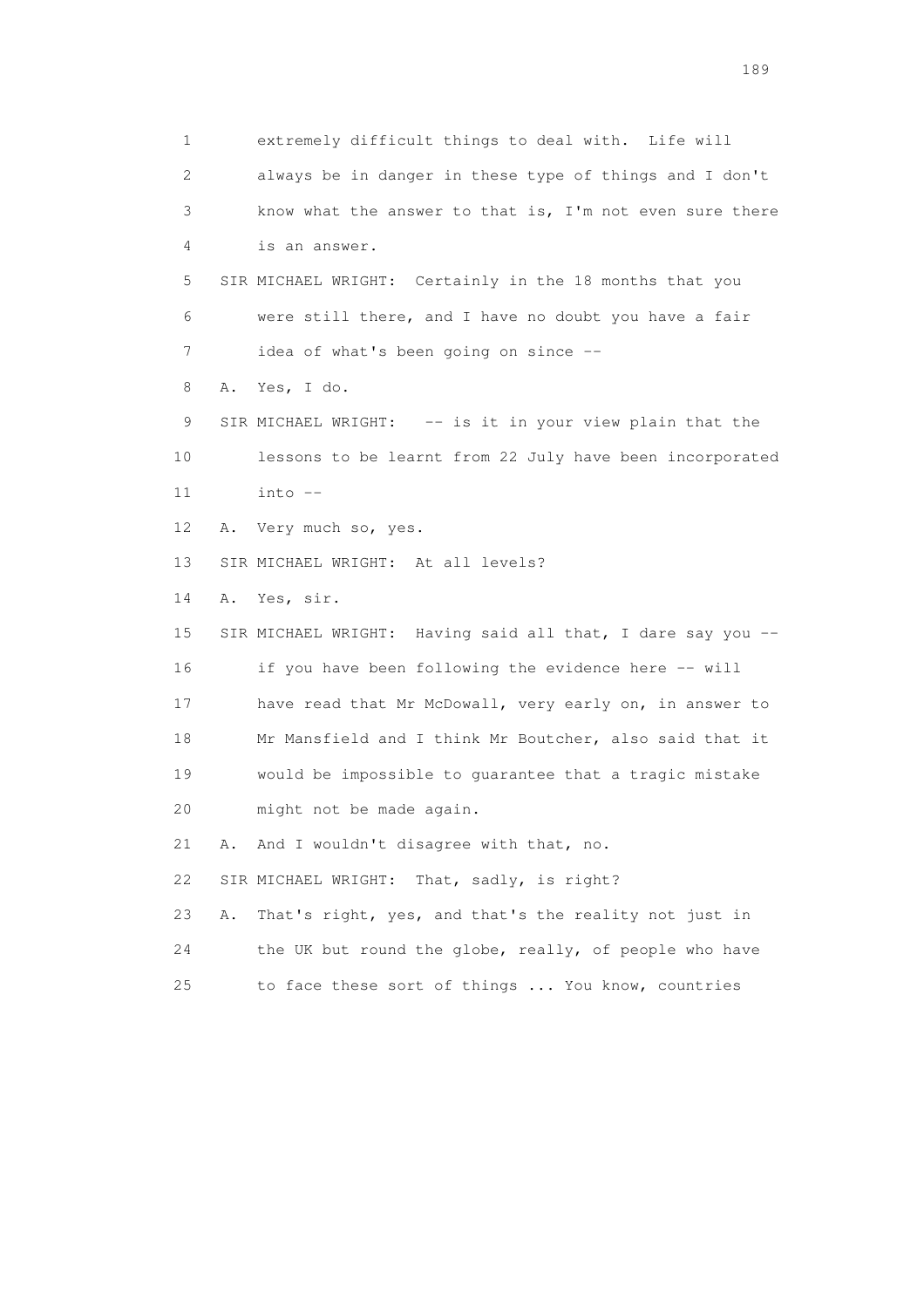1 extremely difficult things to deal with. Life will
2 always be in danger in these type of things and I don't
3 know what the answer to that is, I'm not even sure there
4 is an answer.
5 SIR MICHAEL WRIGHT: Certainly in the 18 months that you
6 were still there, and I have no doubt you have a fair
7 idea of what's been going on since --
8 A. Yes, I do.
9 SIR MICHAEL WRIGHT: -- is it in your view plain that the
10 lessons to be learnt from 22 July have been incorporated
11 into --
12 A. Very much so, yes.
13 SIR MICHAEL WRIGHT: At all levels?
14 A. Yes, sir.
15 SIR MICHAEL WRIGHT: Having said all that, I dare say you --
16 if you have been following the evidence here -- will
17 have read that Mr McDowall, very early on, in answer to
18 Mr Mansfield and I think Mr Boutcher, also said that it
19 would be impossible to guarantee that a tragic mistake
20 might not be made again.
21 A. And I wouldn't disagree with that, no.
22 SIR MICHAEL WRIGHT: That, sadly, is right?
23 A. That's right, yes, and that's the reality not just in
24 the UK but round the globe, really, of people who have
25 to face these sort of things ... You know, countries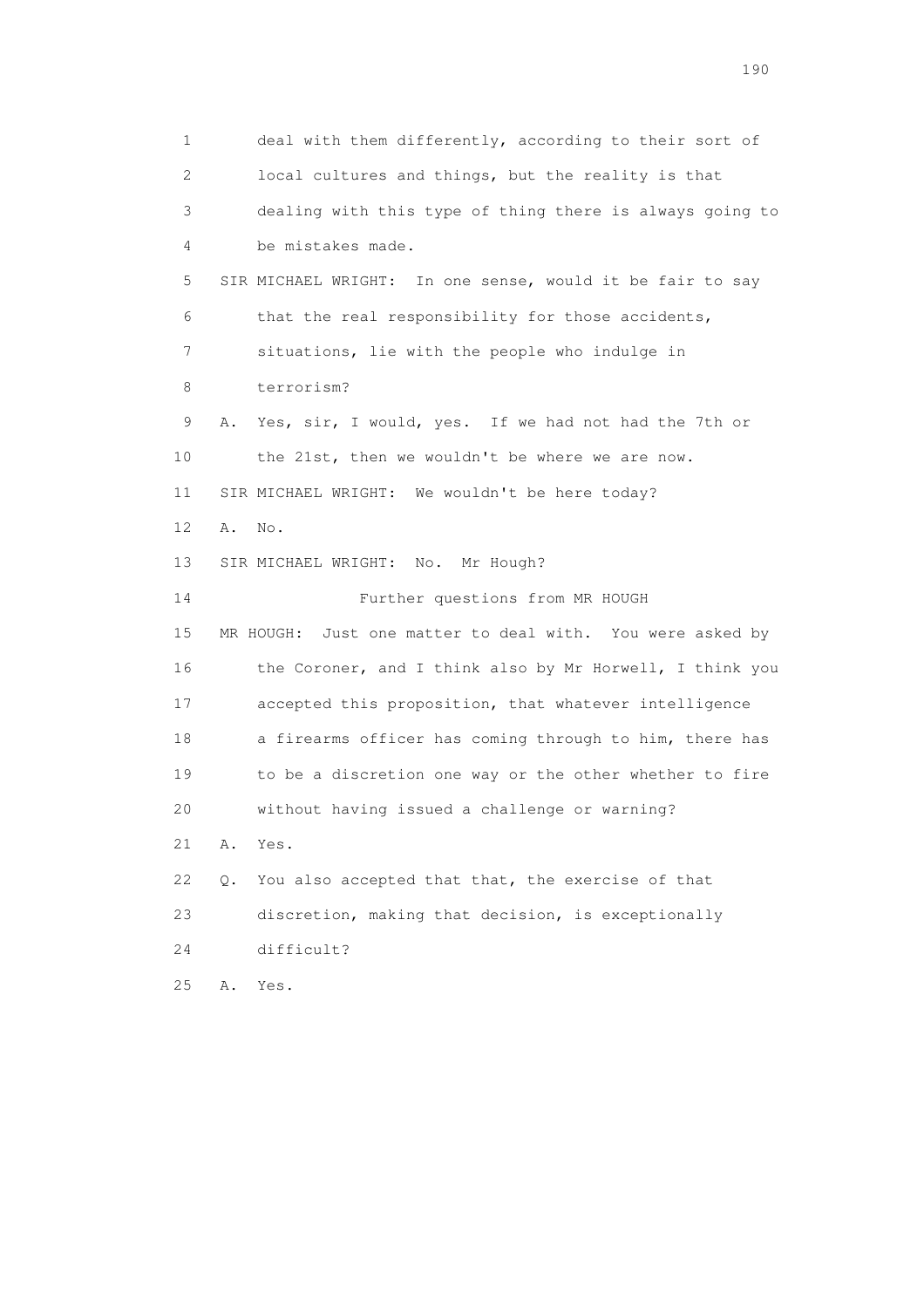1 deal with them differently, according to their sort of
2 local cultures and things, but the reality is that
3 dealing with this type of thing there is always going to
4 be mistakes made.
5 SIR MICHAEL WRIGHT: In one sense, would it be fair to say
6 that the real responsibility for those accidents,
7 situations, lie with the people who indulge in
8 terrorism?
9 A. Yes, sir, I would, yes. If we had not had the 7th or
10 the 21st, then we wouldn't be where we are now.
11 SIR MICHAEL WRIGHT: We wouldn't be here today?
12 A. No.
13 SIR MICHAEL WRIGHT: No. Mr Hough?
14 Further questions from MR HOUGH
15 MR HOUGH: Just one matter to deal with. You were asked by
16 the Coroner, and I think also by Mr Horwell, I think you
17 accepted this proposition, that whatever intelligence
18 a firearms officer has coming through to him, there has
19 to be a discretion one way or the other whether to fire
20 without having issued a challenge or warning?
21 A. Yes.
22 Q. You also accepted that that, the exercise of that
23 discretion, making that decision, is exceptionally
24 difficult?
25 A. Yes.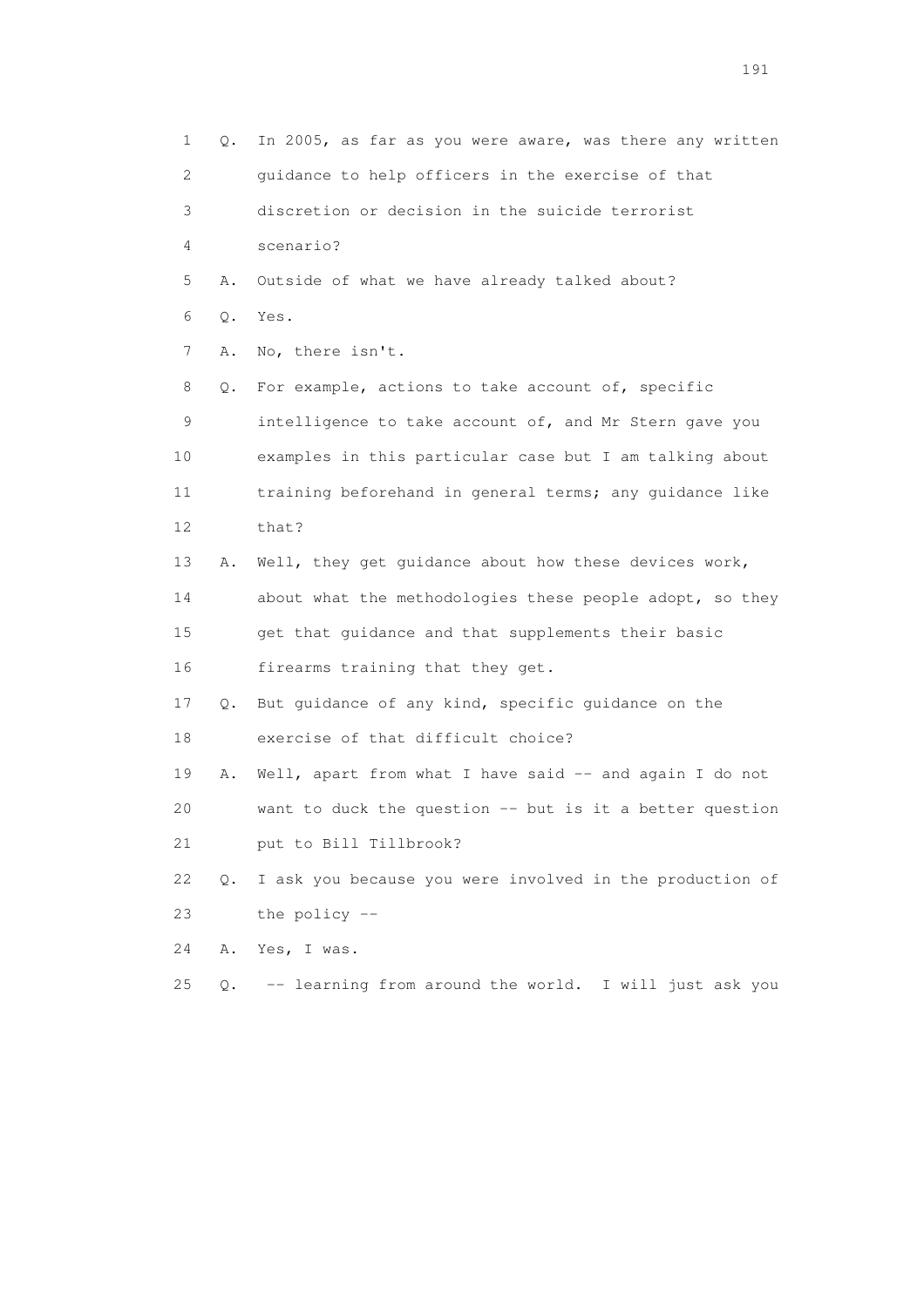1 Q. In 2005, as far as you were aware, was there any written
2 guidance to help officers in the exercise of that
3 discretion or decision in the suicide terrorist
4 scenario?
5 A. Outside of what we have already talked about?
6 Q. Yes.
7 A. No, there isn't.
8 Q. For example, actions to take account of, specific
9 intelligence to take account of, and Mr Stern gave you
10 examples in this particular case but I am talking about
11 training beforehand in general terms; any guidance like
12 that?
13 A. Well, they get guidance about how these devices work,
14 about what the methodologies these people adopt, so they
15 get that guidance and that supplements their basic
16 firearms training that they get.
17 Q. But guidance of any kind, specific guidance on the
18 exercise of that difficult choice?
19 A. Well, apart from what I have said -- and again I do not
20 want to duck the question -- but is it a better question
21 put to Bill Tillbrook?
22 Q. I ask you because you were involved in the production of
23 the policy --
24 A. Yes, I was.
25 Q. -- learning from around the world. I will just ask you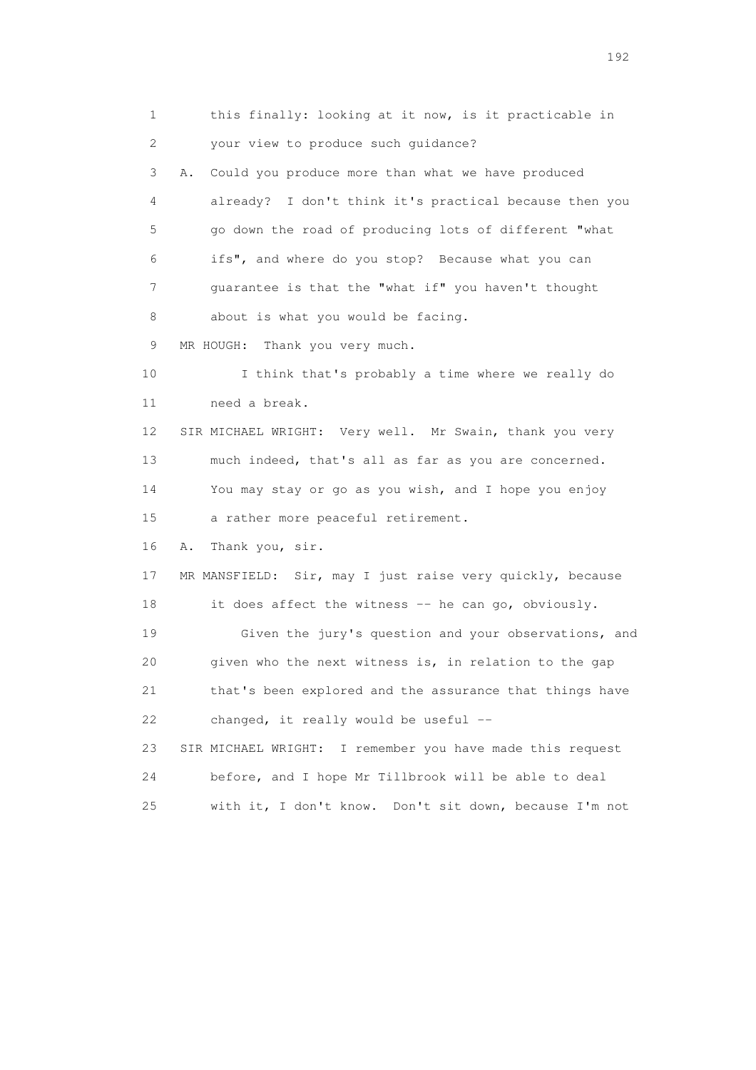1 this finally: looking at it now, is it practicable in
2 your view to produce such guidance?
3 A. Could you produce more than what we have produced
4 already? I don't think it's practical because then you
5 go down the road of producing lots of different "what
6 ifs", and where do you stop? Because what you can
7 guarantee is that the "what if" you haven't thought
8 about is what you would be facing.
9 MR HOUGH: Thank you very much.
10 I think that's probably a time where we really do
11 need a break.
12 SIR MICHAEL WRIGHT: Very well. Mr Swain, thank you very
13 much indeed, that's all as far as you are concerned.
14 You may stay or go as you wish, and I hope you enjoy
15 a rather more peaceful retirement.
16 A. Thank you, sir.
17 MR MANSFIELD: Sir, may I just raise very quickly, because
18 it does affect the witness -- he can go, obviously.
19 Given the jury's question and your observations, and
20 given who the next witness is, in relation to the gap
21 that's been explored and the assurance that things have
22 changed, it really would be useful --
23 SIR MICHAEL WRIGHT: I remember you have made this request
24 before, and I hope Mr Tillbrook will be able to deal
25 with it, I don't know. Don't sit down, because I'm not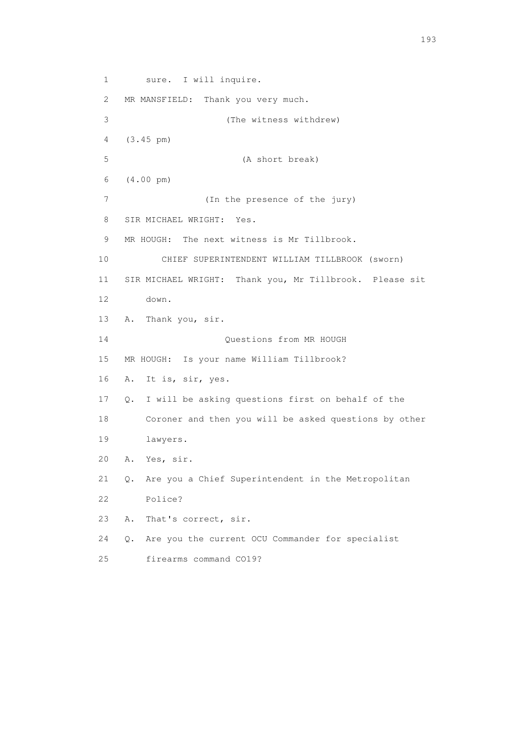1 sure. I will inquire.

2 MR MANSFIELD: Thank you very much.

3 (The witness withdrew)

4 (3.45 pm)

5 (A short break)

6 (4.00 pm)

7 (In the presence of the jury)

8 SIR MICHAEL WRIGHT: Yes.

9 MR HOUGH: The next witness is Mr Tillbrook.

10 CHIEF SUPERINTENDENT WILLIAM TILLBROOK (sworn)

11 SIR MICHAEL WRIGHT: Thank you, Mr Tillbrook. Please sit

12 down.

13 A. Thank you, sir.

14 Questions from MR HOUGH

15 MR HOUGH: Is your name William Tillbrook?

16 A. It is, sir, yes.

17 Q. I will be asking questions first on behalf of the

18 Coroner and then you will be asked questions by other

19 lawyers.

20 A. Yes, sir.

21 Q. Are you a Chief Superintendent in the Metropolitan

22 Police?

23 A. That's correct, sir.

24 Q. Are you the current OCU Commander for specialist

25 firearms command CO19?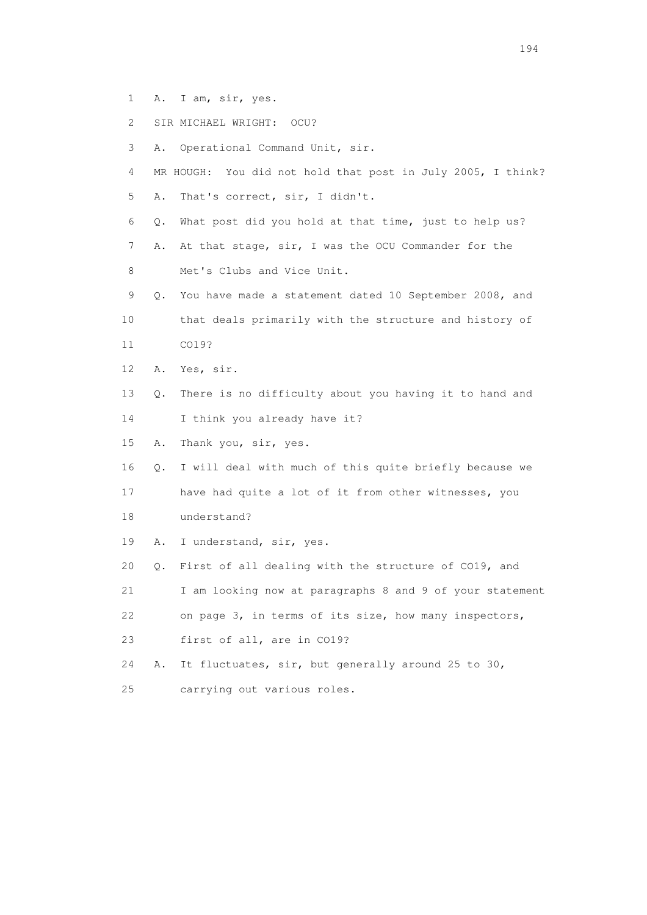1 A. I am, sir, yes.

2 SIR MICHAEL WRIGHT: OCU?

3 A. Operational Command Unit, sir.

4 MR HOUGH: You did not hold that post in July 2005, I think?

5 A. That's correct, sir, I didn't.

6 Q. What post did you hold at that time, just to help us?

7 A. At that stage, sir, I was the OCU Commander for the

8 Met's Clubs and Vice Unit.

9 Q. You have made a statement dated 10 September 2008, and

10 that deals primarily with the structure and history of

11 CO19?

12 A. Yes, sir.

13 Q. There is no difficulty about you having it to hand and

14 I think you already have it?

15 A. Thank you, sir, yes.

16 Q. I will deal with much of this quite briefly because we

17 have had quite a lot of it from other witnesses, you

18 understand?

19 A. I understand, sir, yes.

20 Q. First of all dealing with the structure of CO19, and

21 I am looking now at paragraphs 8 and 9 of your statement

22 on page 3, in terms of its size, how many inspectors,

23 first of all, are in CO19?

24 A. It fluctuates, sir, but generally around 25 to 30,

25 carrying out various roles.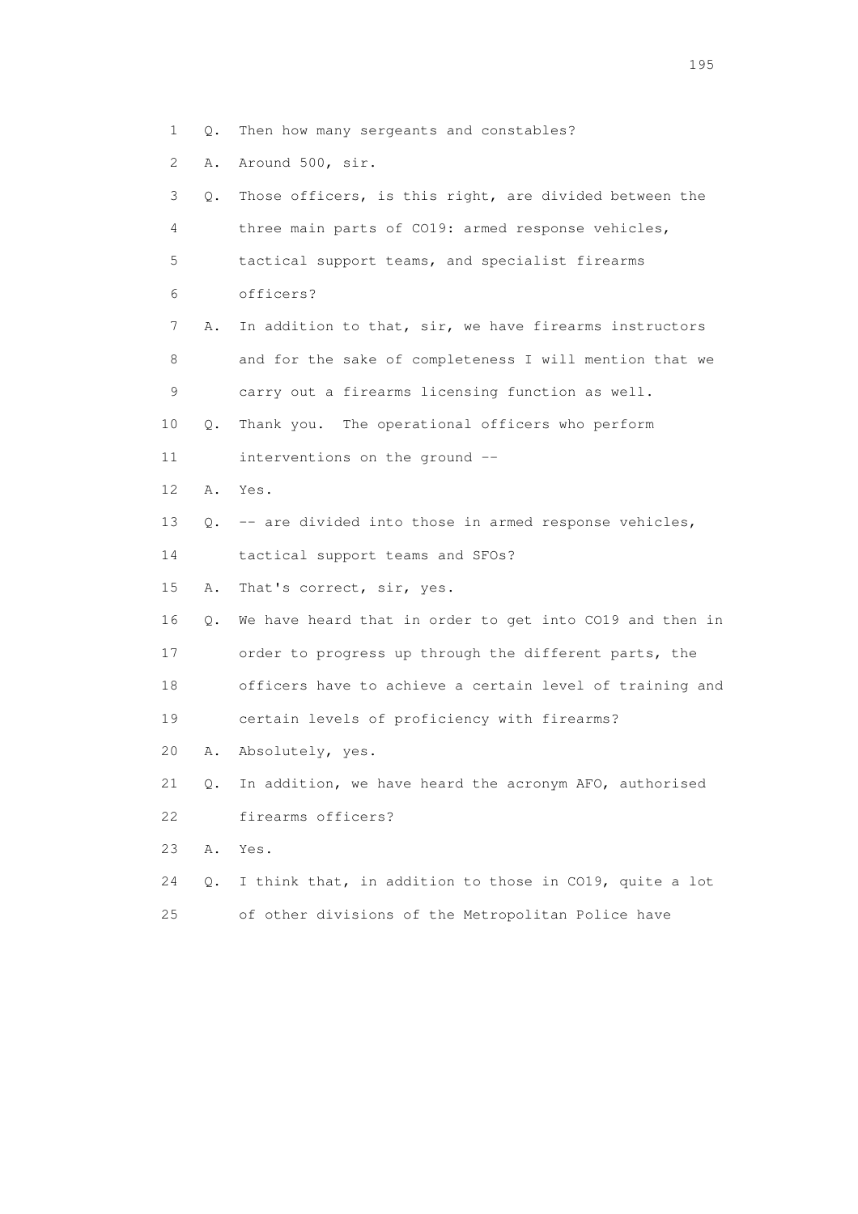1 Q. Then how many sergeants and constables?

2 A. Around 500, sir.

3 Q. Those officers, is this right, are divided between the

4 three main parts of CO19: armed response vehicles,

5 tactical support teams, and specialist firearms

6 officers?

7 A. In addition to that, sir, we have firearms instructors

8 and for the sake of completeness I will mention that we

9 carry out a firearms licensing function as well.

10 Q. Thank you. The operational officers who perform

11 interventions on the ground --

12 A. Yes.

13 Q. -- are divided into those in armed response vehicles,

14 tactical support teams and SFOs?

15 A. That's correct, sir, yes.

16 Q. We have heard that in order to get into CO19 and then in

17 order to progress up through the different parts, the

18 officers have to achieve a certain level of training and

19 certain levels of proficiency with firearms?

20 A. Absolutely, yes.

21 Q. In addition, we have heard the acronym AFO, authorised

22 firearms officers?

23 A. Yes.

24 Q. I think that, in addition to those in CO19, quite a lot

25 of other divisions of the Metropolitan Police have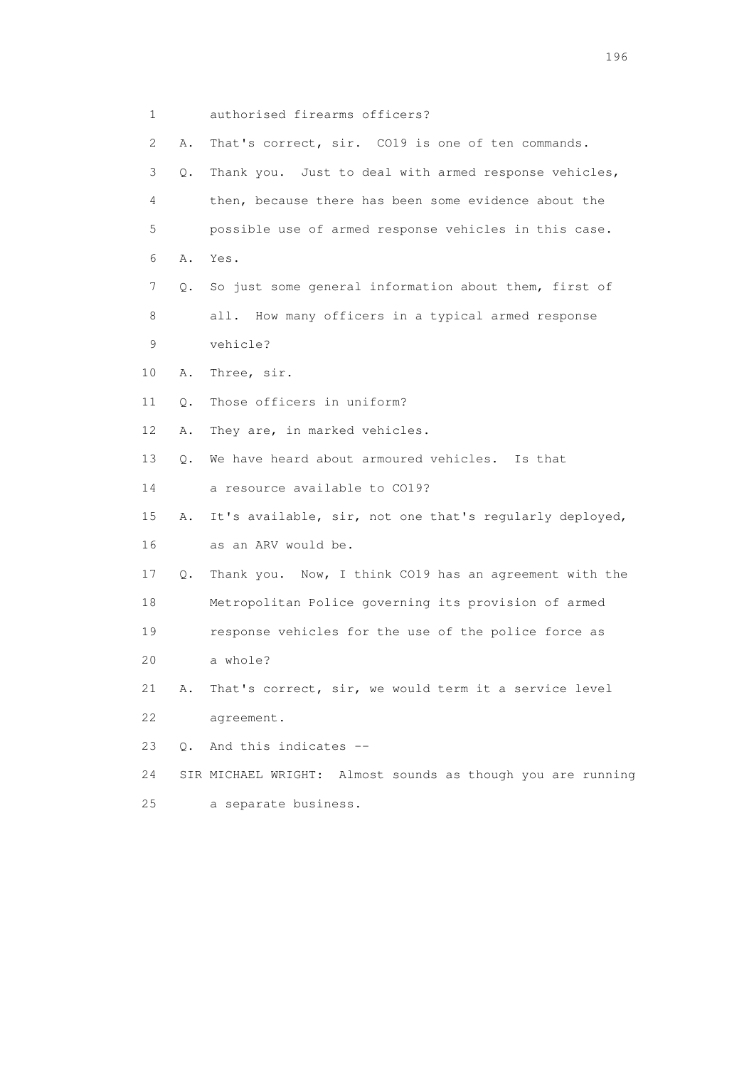1 authorised firearms officers?

2 A. That's correct, sir. CO19 is one of ten commands.

3 Q. Thank you. Just to deal with armed response vehicles,

4 then, because there has been some evidence about the

5 possible use of armed response vehicles in this case.

6 A. Yes.

7 Q. So just some general information about them, first of

8 all. How many officers in a typical armed response

9 vehicle?

10 A. Three, sir.

11 Q. Those officers in uniform?

12 A. They are, in marked vehicles.

13 Q. We have heard about armoured vehicles. Is that

14 a resource available to CO19?

15 A. It's available, sir, not one that's regularly deployed,

16 as an ARV would be.

17 Q. Thank you. Now, I think CO19 has an agreement with the

18 Metropolitan Police governing its provision of armed

19 response vehicles for the use of the police force as

20 a whole?

21 A. That's correct, sir, we would term it a service level

22 agreement.

23 Q. And this indicates --

24 SIR MICHAEL WRIGHT: Almost sounds as though you are running

25 a separate business.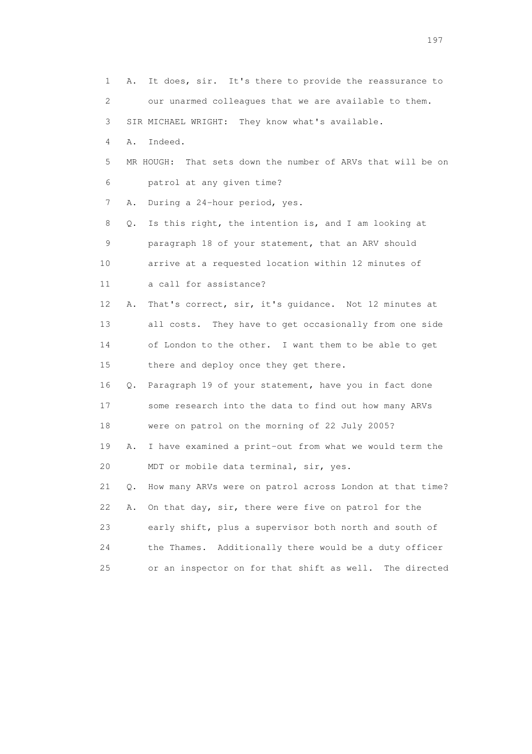1 A. It does, sir. It's there to provide the reassurance to
2 our unarmed colleagues that we are available to them.
3 SIR MICHAEL WRIGHT: They know what's available.
4 A. Indeed.
5 MR HOUGH: That sets down the number of ARVs that will be on
6 patrol at any given time?
7 A. During a 24-hour period, yes.
8 Q. Is this right, the intention is, and I am looking at
9 paragraph 18 of your statement, that an ARV should
10 arrive at a requested location within 12 minutes of
11 a call for assistance?
12 A. That's correct, sir, it's guidance. Not 12 minutes at
13 all costs. They have to get occasionally from one side
14 of London to the other. I want them to be able to get
15 there and deploy once they get there.
16 Q. Paragraph 19 of your statement, have you in fact done
17 some research into the data to find out how many ARVs
18 were on patrol on the morning of 22 July 2005?
19 A. I have examined a print-out from what we would term the
20 MDT or mobile data terminal, sir, yes.
21 Q. How many ARVs were on patrol across London at that time?
22 A. On that day, sir, there were five on patrol for the
23 early shift, plus a supervisor both north and south of
24 the Thames. Additionally there would be a duty officer
25 or an inspector on for that shift as well. The directed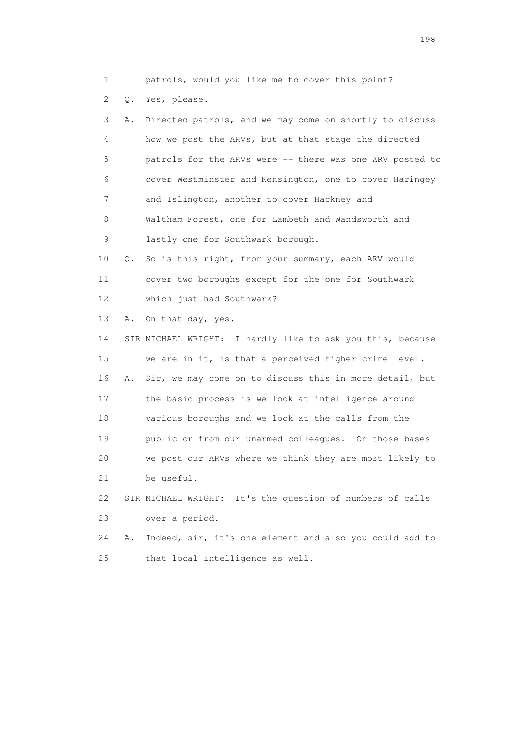1 patrols, would you like me to cover this point?

2 Q. Yes, please.

3 A. Directed patrols, and we may come on shortly to discuss

4 how we post the ARVs, but at that stage the directed

5 patrols for the ARVs were -- there was one ARV posted to

6 cover Westminster and Kensington, one to cover Haringey

7 and Islington, another to cover Hackney and

8 Waltham Forest, one for Lambeth and Wandsworth and

9 lastly one for Southwark borough.

10 Q. So is this right, from your summary, each ARV would

11 cover two boroughs except for the one for Southwark

12 which just had Southwark?

13 A. On that day, yes.

14 SIR MICHAEL WRIGHT: I hardly like to ask you this, because

15 we are in it, is that a perceived higher crime level.

16 A. Sir, we may come on to discuss this in more detail, but

17 the basic process is we look at intelligence around

18 various boroughs and we look at the calls from the

19 public or from our unarmed colleagues. On those bases

20 we post our ARVs where we think they are most likely to

21 be useful.

22 SIR MICHAEL WRIGHT: It's the question of numbers of calls

23 over a period.

24 A. Indeed, sir, it's one element and also you could add to

25 that local intelligence as well.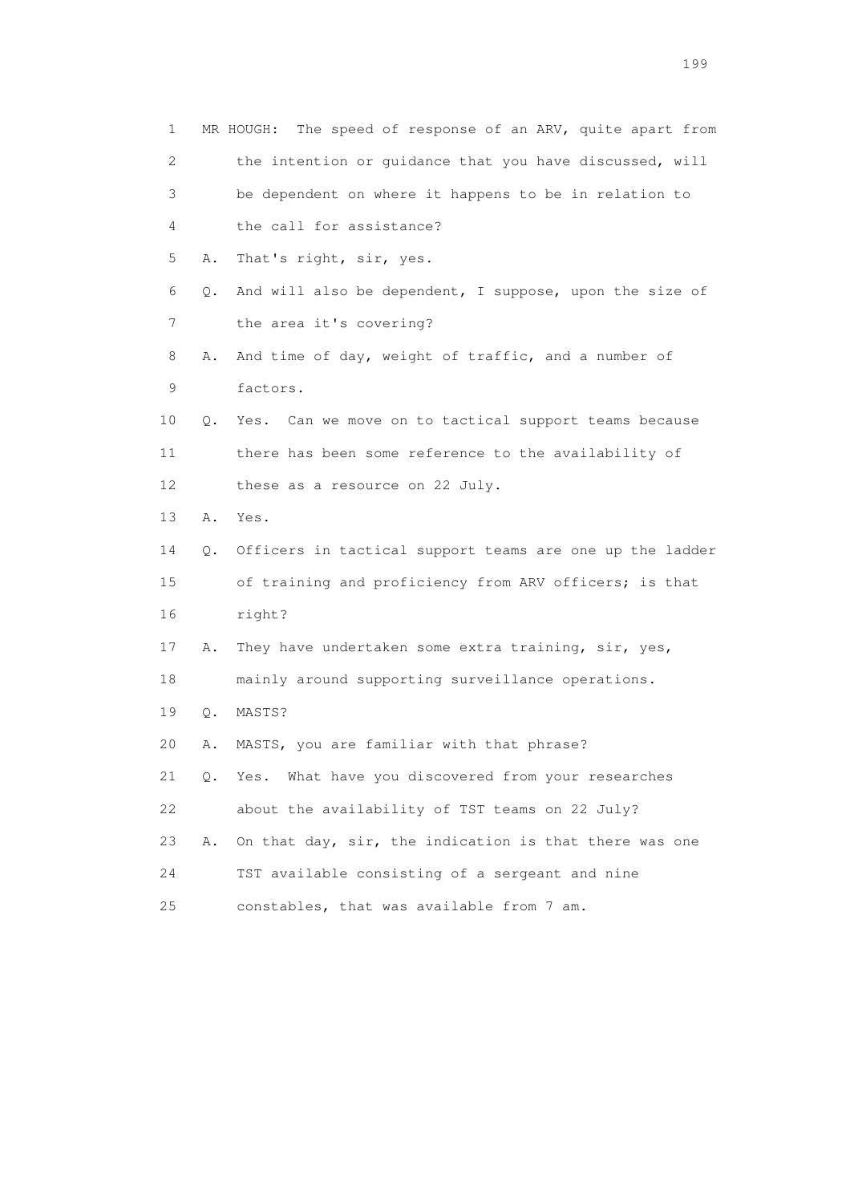1 MR HOUGH: The speed of response of an ARV, quite apart from
2 the intention or guidance that you have discussed, will
3 be dependent on where it happens to be in relation to
4 the call for assistance?

5 A. That's right, sir, yes.

6 Q. And will also be dependent, I suppose, upon the size of
7 the area it's covering?

8 A. And time of day, weight of traffic, and a number of
9 factors.

10 Q. Yes. Can we move on to tactical support teams because
11 there has been some reference to the availability of
12 these as a resource on 22 July.

13 A. Yes.

14 Q. Officers in tactical support teams are one up the ladder
15 of training and proficiency from ARV officers; is that
16 right?

17 A. They have undertaken some extra training, sir, yes,
18 mainly around supporting surveillance operations.

19 Q. MASTS?

20 A. MASTS, you are familiar with that phrase?

21 Q. Yes. What have you discovered from your researches
22 about the availability of TST teams on 22 July?

23 A. On that day, sir, the indication is that there was one
24 TST available consisting of a sergeant and nine
25 constables, that was available from 7 am.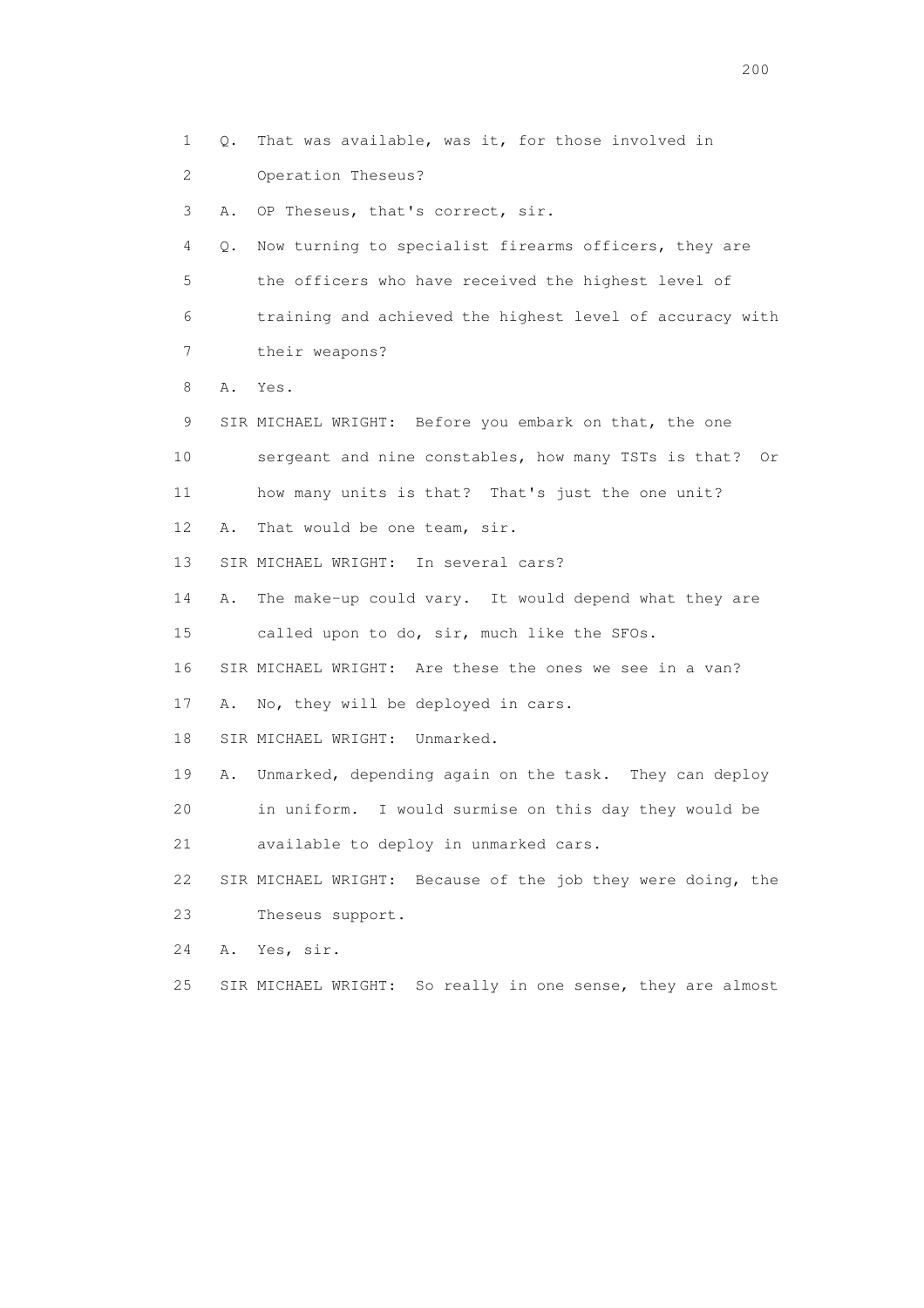1 Q. That was available, was it, for those involved in
2 Operation Theseus?
3 A. OP Theseus, that's correct, sir.
4 Q. Now turning to specialist firearms officers, they are
5 the officers who have received the highest level of
6 training and achieved the highest level of accuracy with
7 their weapons?
8 A. Yes.
9 SIR MICHAEL WRIGHT: Before you embark on that, the one
10 sergeant and nine constables, how many TSTs is that? Or
11 how many units is that? That's just the one unit?
12 A. That would be one team, sir.
13 SIR MICHAEL WRIGHT: In several cars?
14 A. The make-up could vary. It would depend what they are
15 called upon to do, sir, much like the SFOs.
16 SIR MICHAEL WRIGHT: Are these the ones we see in a van?
17 A. No, they will be deployed in cars.
18 SIR MICHAEL WRIGHT: Unmarked.
19 A. Unmarked, depending again on the task. They can deploy
20 in uniform. I would surmise on this day they would be
21 available to deploy in unmarked cars.
22 SIR MICHAEL WRIGHT: Because of the job they were doing, the
23 Theseus support.
24 A. Yes, sir.
25 SIR MICHAEL WRIGHT: So really in one sense, they are almost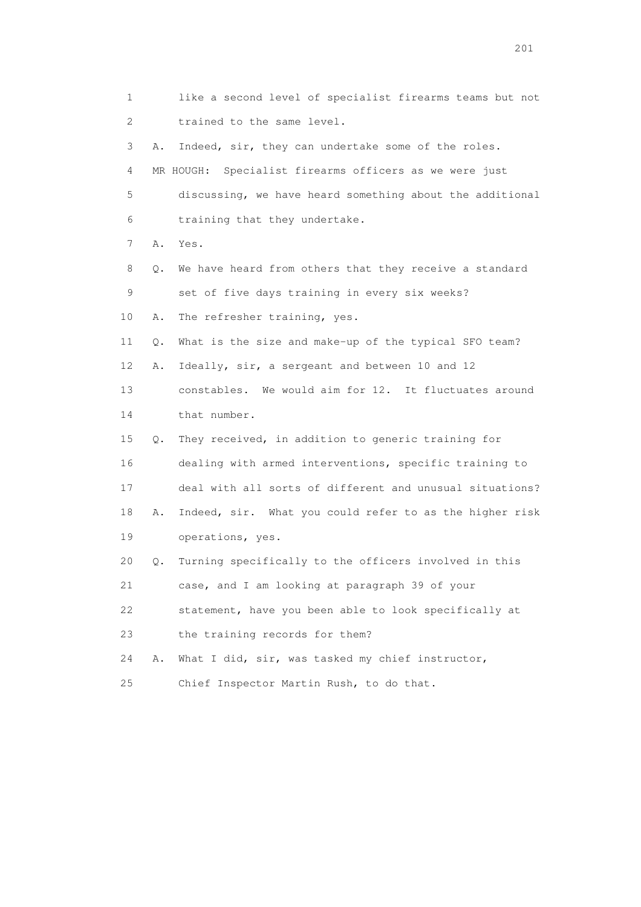1 like a second level of specialist firearms teams but not
2 trained to the same level.
3 A. Indeed, sir, they can undertake some of the roles.
4 MR HOUGH: Specialist firearms officers as we were just
5 discussing, we have heard something about the additional
6 training that they undertake.
7 A. Yes.
8 Q. We have heard from others that they receive a standard
9 set of five days training in every six weeks?
10 A. The refresher training, yes.
11 Q. What is the size and make-up of the typical SFO team?
12 A. Ideally, sir, a sergeant and between 10 and 12
13 constables. We would aim for 12. It fluctuates around
14 that number.
15 Q. They received, in addition to generic training for
16 dealing with armed interventions, specific training to
17 deal with all sorts of different and unusual situations?
18 A. Indeed, sir. What you could refer to as the higher risk
19 operations, yes.
20 Q. Turning specifically to the officers involved in this
21 case, and I am looking at paragraph 39 of your
22 statement, have you been able to look specifically at
23 the training records for them?
24 A. What I did, sir, was tasked my chief instructor,
25 Chief Inspector Martin Rush, to do that.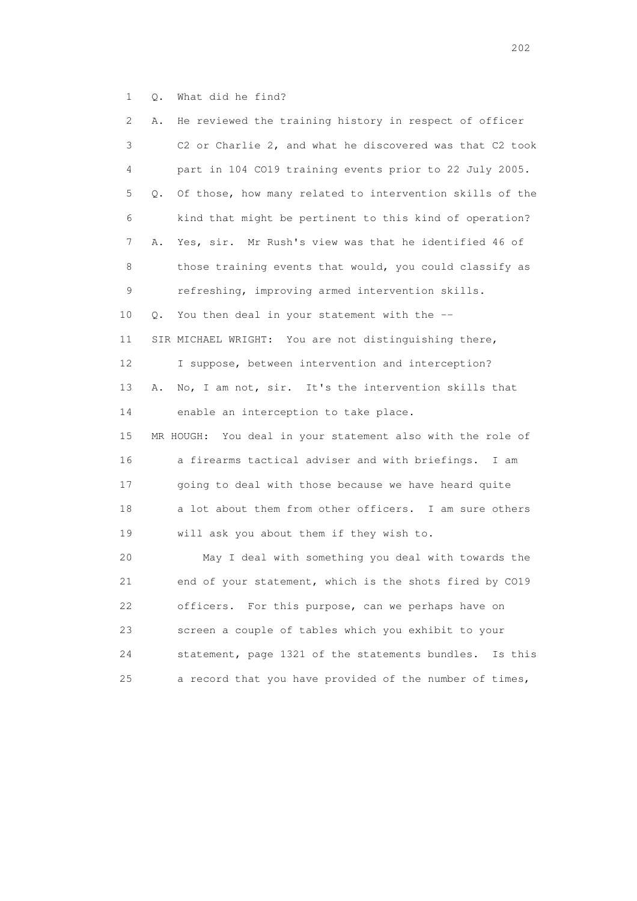1 Q. What did he find?

2 A. He reviewed the training history in respect of officer

3 C2 or Charlie 2, and what he discovered was that C2 took

4 part in 104 CO19 training events prior to 22 July 2005.

5 Q. Of those, how many related to intervention skills of the

6 kind that might be pertinent to this kind of operation?

7 A. Yes, sir. Mr Rush's view was that he identified 46 of

8 those training events that would, you could classify as

9 refreshing, improving armed intervention skills.

10 Q. You then deal in your statement with the --

11 SIR MICHAEL WRIGHT: You are not distinguishing there,

12 I suppose, between intervention and interception?

13 A. No, I am not, sir. It's the intervention skills that

14 enable an interception to take place.

15 MR HOUGH: You deal in your statement also with the role of

16 a firearms tactical adviser and with briefings. I am

17 going to deal with those because we have heard quite

18 a lot about them from other officers. I am sure others

19 will ask you about them if they wish to.

20 May I deal with something you deal with towards the

21 end of your statement, which is the shots fired by CO19

22 officers. For this purpose, can we perhaps have on

23 screen a couple of tables which you exhibit to your

24 statement, page 1321 of the statements bundles. Is this

25 a record that you have provided of the number of times,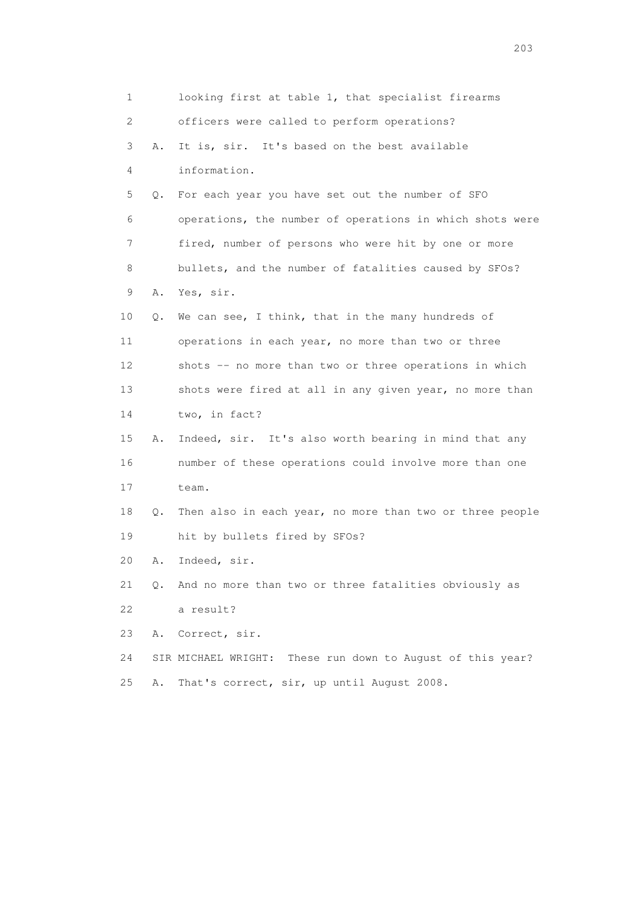1 looking first at table 1, that specialist firearms
2 officers were called to perform operations?
3 A. It is, sir. It's based on the best available
4 information.
5 Q. For each year you have set out the number of SFO
6 operations, the number of operations in which shots were
7 fired, number of persons who were hit by one or more
8 bullets, and the number of fatalities caused by SFOs?
9 A. Yes, sir.
10 Q. We can see, I think, that in the many hundreds of
11 operations in each year, no more than two or three
12 shots -- no more than two or three operations in which
13 shots were fired at all in any given year, no more than
14 two, in fact?
15 A. Indeed, sir. It's also worth bearing in mind that any
16 number of these operations could involve more than one
17 team.
18 Q. Then also in each year, no more than two or three people
19 hit by bullets fired by SFOs?
20 A. Indeed, sir.
21 Q. And no more than two or three fatalities obviously as
22 a result?
23 A. Correct, sir.
24 SIR MICHAEL WRIGHT: These run down to August of this year?
25 A. That's correct, sir, up until August 2008.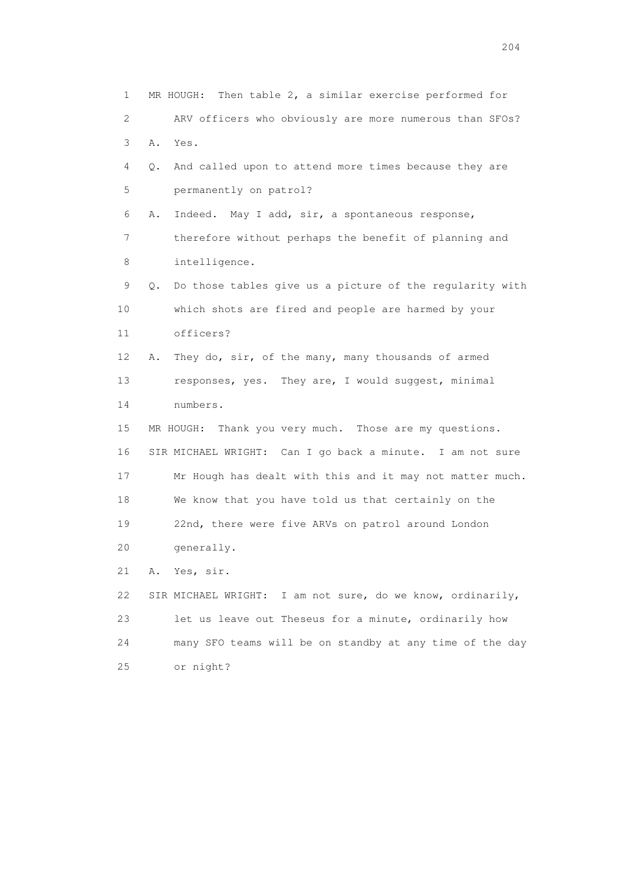1 MR HOUGH: Then table 2, a similar exercise performed for
2 ARV officers who obviously are more numerous than SFOs?
3 A. Yes.
4 Q. And called upon to attend more times because they are
5 permanently on patrol?
6 A. Indeed. May I add, sir, a spontaneous response,
7 therefore without perhaps the benefit of planning and
8 intelligence.
9 Q. Do those tables give us a picture of the regularity with
10 which shots are fired and people are harmed by your
11 officers?
12 A. They do, sir, of the many, many thousands of armed
13 responses, yes. They are, I would suggest, minimal
14 numbers.
15 MR HOUGH: Thank you very much. Those are my questions.
16 SIR MICHAEL WRIGHT: Can I go back a minute. I am not sure
17 Mr Hough has dealt with this and it may not matter much.
18 We know that you have told us that certainly on the
19 22nd, there were five ARVs on patrol around London
20 generally.
21 A. Yes, sir.
22 SIR MICHAEL WRIGHT: I am not sure, do we know, ordinarily,
23 let us leave out Theseus for a minute, ordinarily how
24 many SFO teams will be on standby at any time of the day
25 or night?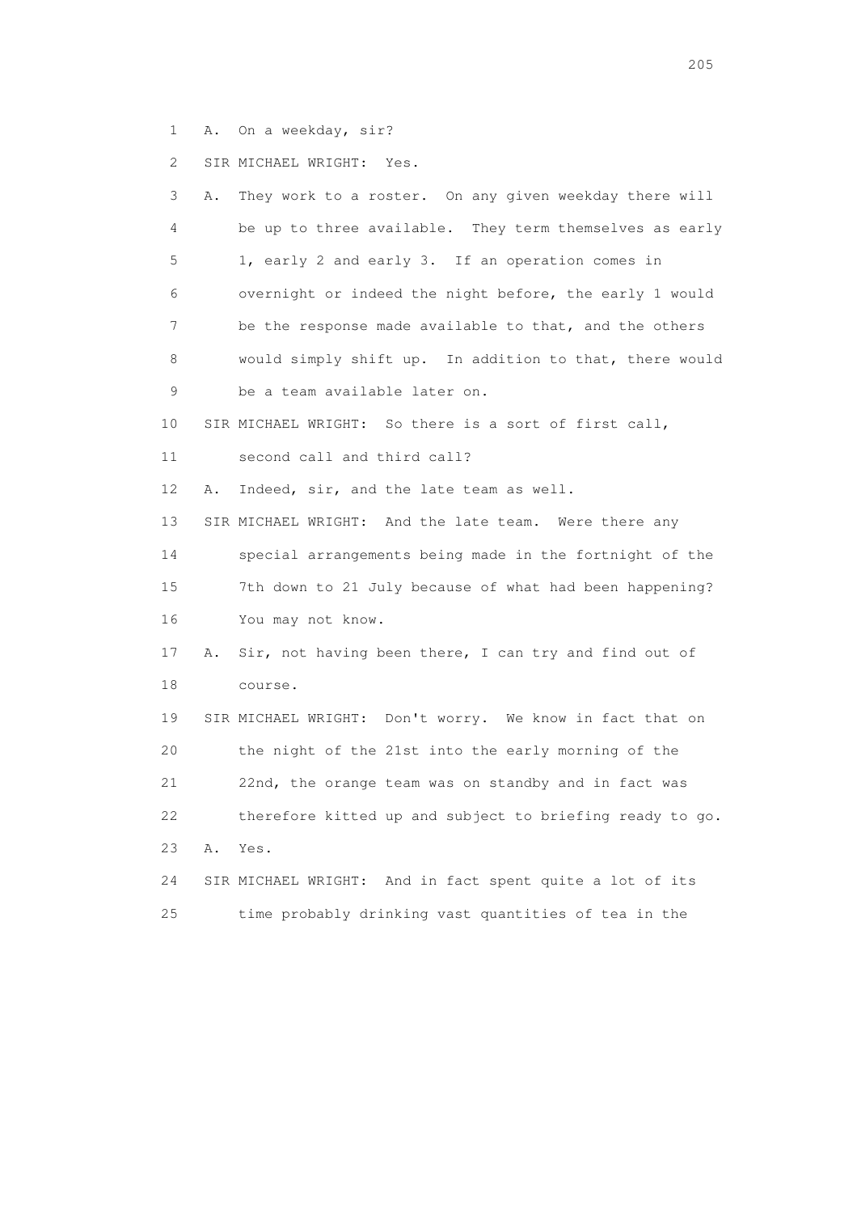1 A. On a weekday, sir?

2 SIR MICHAEL WRIGHT: Yes.

3 A. They work to a roster. On any given weekday there will
4 be up to three available. They term themselves as early
5 1, early 2 and early 3. If an operation comes in
6 overnight or indeed the night before, the early 1 would
7 be the response made available to that, and the others
8 would simply shift up. In addition to that, there would
9 be a team available later on.

10 SIR MICHAEL WRIGHT: So there is a sort of first call,
11 second call and third call?

12 A. Indeed, sir, and the late team as well.

13 SIR MICHAEL WRIGHT: And the late team. Were there any
14 special arrangements being made in the fortnight of the
15 7th down to 21 July because of what had been happening?
16 You may not know.

17 A. Sir, not having been there, I can try and find out of
18 course.

19 SIR MICHAEL WRIGHT: Don't worry. We know in fact that on
20 the night of the 21st into the early morning of the
21 22nd, the orange team was on standby and in fact was
22 therefore kitted up and subject to briefing ready to go.

23 A. Yes.

24 SIR MICHAEL WRIGHT: And in fact spent quite a lot of its
25 time probably drinking vast quantities of tea in the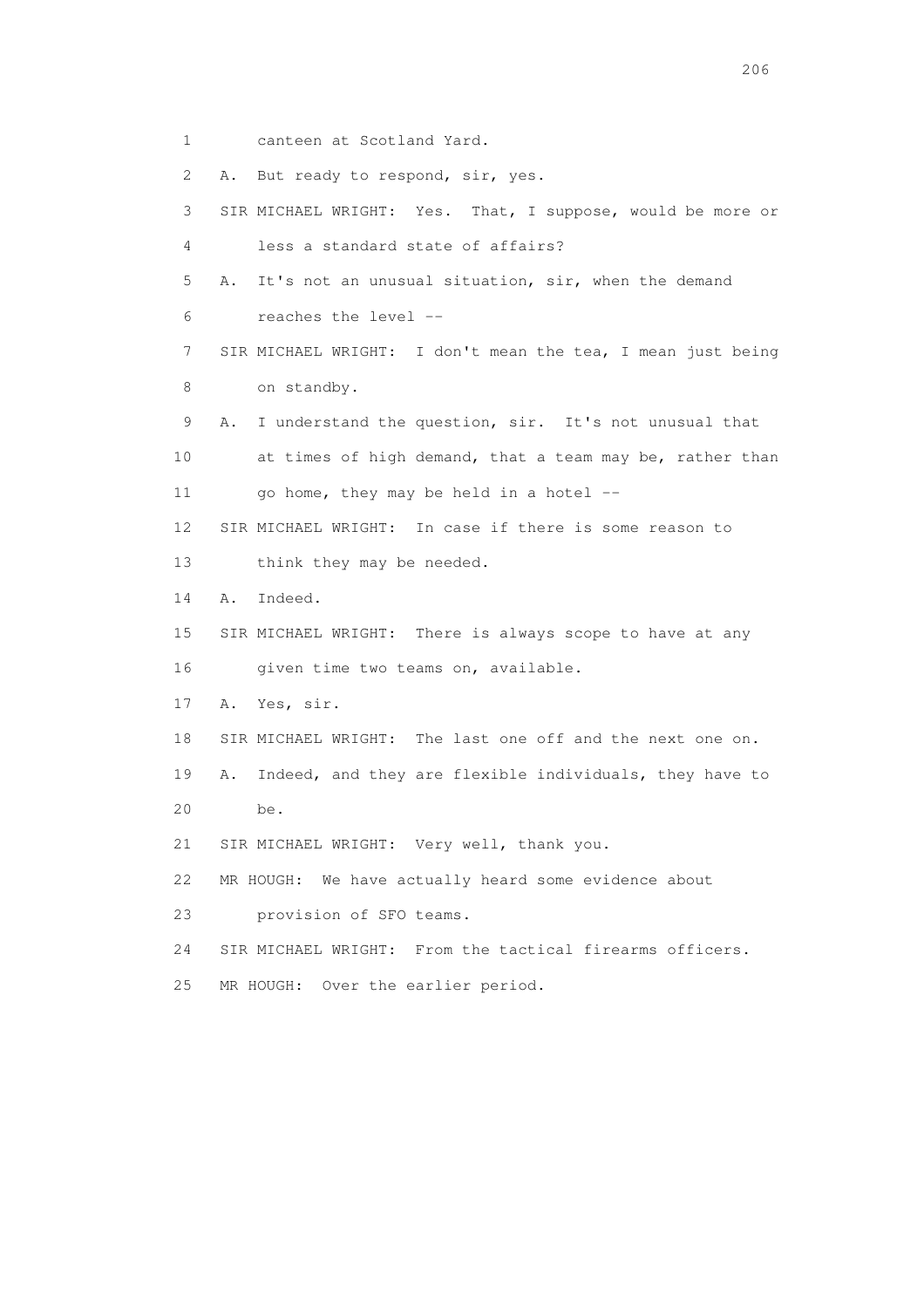1 canteen at Scotland Yard.

2 A. But ready to respond, sir, yes.

3 SIR MICHAEL WRIGHT: Yes. That, I suppose, would be more or

4 less a standard state of affairs?

5 A. It's not an unusual situation, sir, when the demand

6 reaches the level --

7 SIR MICHAEL WRIGHT: I don't mean the tea, I mean just being

8 on standby.

9 A. I understand the question, sir. It's not unusual that

10 at times of high demand, that a team may be, rather than

11 go home, they may be held in a hotel --

12 SIR MICHAEL WRIGHT: In case if there is some reason to

13 think they may be needed.

14 A. Indeed.

15 SIR MICHAEL WRIGHT: There is always scope to have at any

16 given time two teams on, available.

17 A. Yes, sir.

18 SIR MICHAEL WRIGHT: The last one off and the next one on.

19 A. Indeed, and they are flexible individuals, they have to

20 be.

21 SIR MICHAEL WRIGHT: Very well, thank you.

22 MR HOUGH: We have actually heard some evidence about

23 provision of SFO teams.

24 SIR MICHAEL WRIGHT: From the tactical firearms officers.

25 MR HOUGH: Over the earlier period.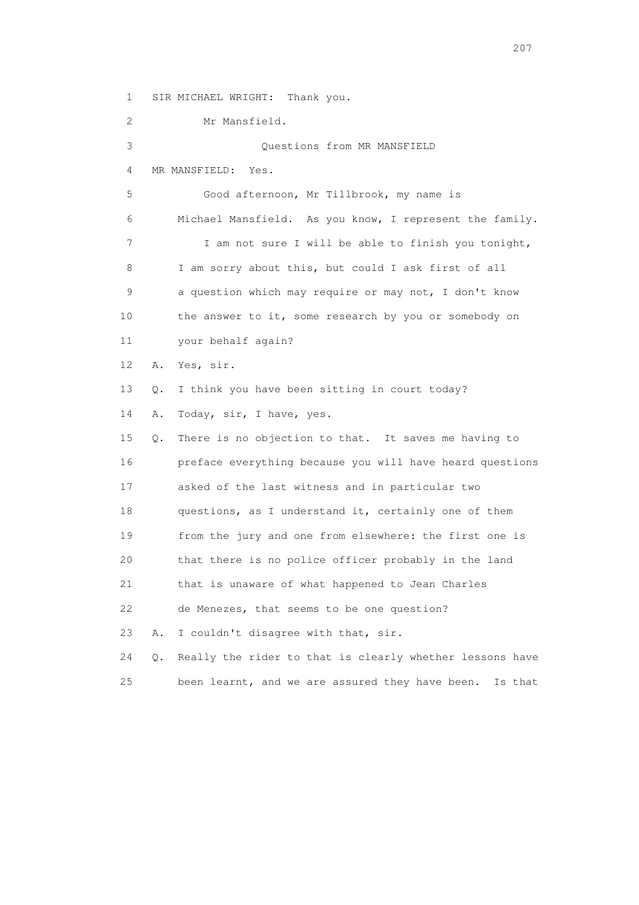1 SIR MICHAEL WRIGHT: Thank you.

2 Mr Mansfield.

3 Questions from MR MANSFIELD

4 MR MANSFIELD: Yes.

5 Good afternoon, Mr Tillbrook, my name is

6 Michael Mansfield. As you know, I represent the family.

7 I am not sure I will be able to finish you tonight,

8 I am sorry about this, but could I ask first of all

9 a question which may require or may not, I don't know

10 the answer to it, some research by you or somebody on

11 your behalf again?

12 A. Yes, sir.

13 Q. I think you have been sitting in court today?

14 A. Today, sir, I have, yes.

15 Q. There is no objection to that. It saves me having to

16 preface everything because you will have heard questions

17 asked of the last witness and in particular two

18 questions, as I understand it, certainly one of them

19 from the jury and one from elsewhere: the first one is

20 that there is no police officer probably in the land

21 that is unaware of what happened to Jean Charles

22 de Menezes, that seems to be one question?

23 A. I couldn't disagree with that, sir.

24 Q. Really the rider to that is clearly whether lessons have

25 been learnt, and we are assured they have been. Is that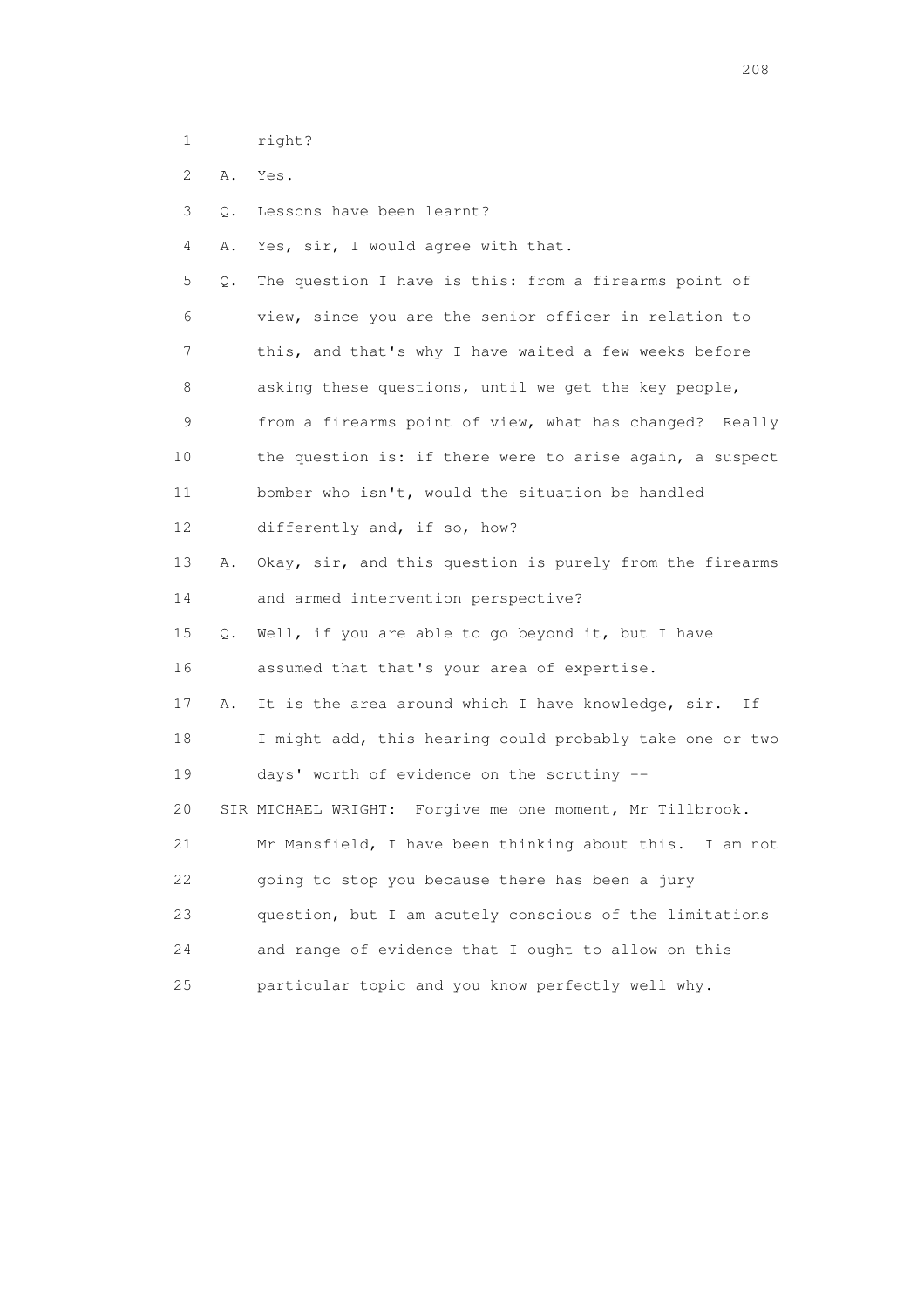1 right?

2 A. Yes.

3 Q. Lessons have been learnt?

4 A. Yes, sir, I would agree with that.

5 Q. The question I have is this: from a firearms point of
6 view, since you are the senior officer in relation to
7 this, and that's why I have waited a few weeks before
8 asking these questions, until we get the key people,
9 from a firearms point of view, what has changed? Really
10 the question is: if there were to arise again, a suspect
11 bomber who isn't, would the situation be handled
12 differently and, if so, how?

13 A. Okay, sir, and this question is purely from the firearms
14 and armed intervention perspective?

15 Q. Well, if you are able to go beyond it, but I have
16 assumed that that's your area of expertise.

17 A. It is the area around which I have knowledge, sir. If
18 I might add, this hearing could probably take one or two
19 days' worth of evidence on the scrutiny --

20 SIR MICHAEL WRIGHT: Forgive me one moment, Mr Tillbrook.
21 Mr Mansfield, I have been thinking about this. I am not
22 going to stop you because there has been a jury
23 question, but I am acutely conscious of the limitations
24 and range of evidence that I ought to allow on this
25 particular topic and you know perfectly well why.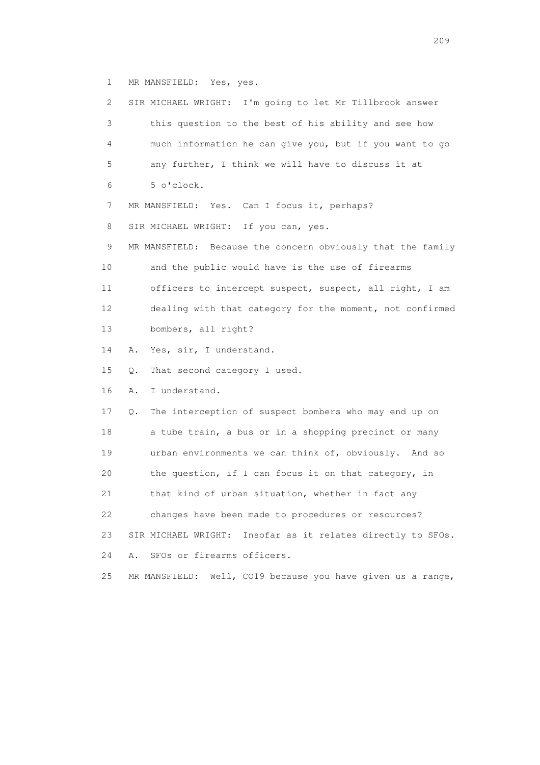1 MR MANSFIELD: Yes, yes.

2 SIR MICHAEL WRIGHT: I'm going to let Mr Tillbrook answer

3 this question to the best of his ability and see how

4 much information he can give you, but if you want to go

5 any further, I think we will have to discuss it at

6 5 o'clock.

7 MR MANSFIELD: Yes. Can I focus it, perhaps?

8 SIR MICHAEL WRIGHT: If you can, yes.

9 MR MANSFIELD: Because the concern obviously that the family

10 and the public would have is the use of firearms

11 officers to intercept suspect, suspect, all right, I am

12 dealing with that category for the moment, not confirmed

13 bombers, all right?

14 A. Yes, sir, I understand.

15 Q. That second category I used.

16 A. I understand.

17 Q. The interception of suspect bombers who may end up on

18 a tube train, a bus or in a shopping precinct or many

19 urban environments we can think of, obviously. And so

20 the question, if I can focus it on that category, in

21 that kind of urban situation, whether in fact any

22 changes have been made to procedures or resources?

23 SIR MICHAEL WRIGHT: Insofar as it relates directly to SFOs.

24 A. SFOs or firearms officers.

25 MR MANSFIELD: Well, CO19 because you have given us a range,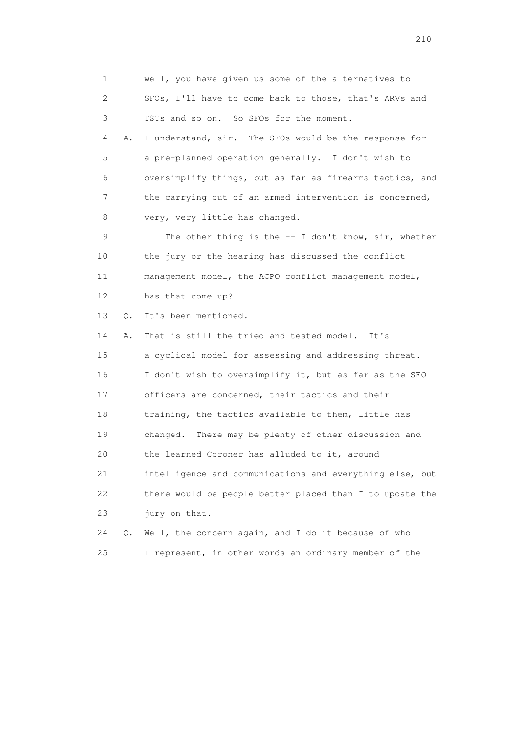1 well, you have given us some of the alternatives to
2 SFOs, I'll have to come back to those, that's ARVs and
3 TSTs and so on. So SFOs for the moment.
4 A. I understand, sir. The SFOs would be the response for
5 a pre-planned operation generally. I don't wish to
6 oversimplify things, but as far as firearms tactics, and
7 the carrying out of an armed intervention is concerned,
8 very, very little has changed.
9 The other thing is the -- I don't know, sir, whether
10 the jury or the hearing has discussed the conflict
11 management model, the ACPO conflict management model,
12 has that come up?
13 Q. It's been mentioned.
14 A. That is still the tried and tested model. It's
15 a cyclical model for assessing and addressing threat.
16 I don't wish to oversimplify it, but as far as the SFO
17 officers are concerned, their tactics and their
18 training, the tactics available to them, little has
19 changed. There may be plenty of other discussion and
20 the learned Coroner has alluded to it, around
21 intelligence and communications and everything else, but
22 there would be people better placed than I to update the
23 jury on that.
24 Q. Well, the concern again, and I do it because of who
25 I represent, in other words an ordinary member of the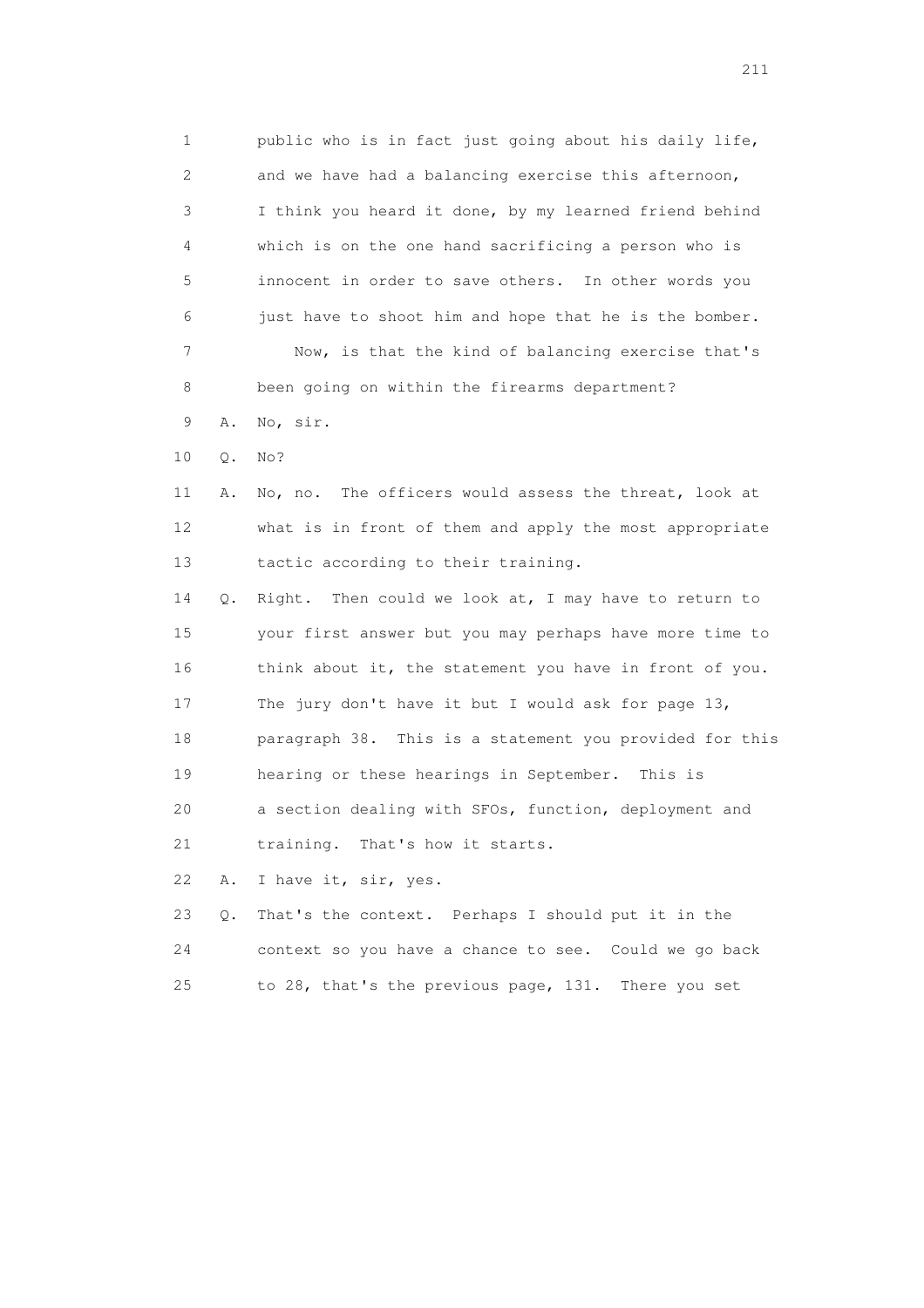1 public who is in fact just going about his daily life,
2 and we have had a balancing exercise this afternoon,
3 I think you heard it done, by my learned friend behind
4 which is on the one hand sacrificing a person who is
5 innocent in order to save others. In other words you
6 just have to shoot him and hope that he is the bomber.
7 Now, is that the kind of balancing exercise that's
8 been going on within the firearms department?
9 A. No, sir.
10 Q. No?
11 A. No, no. The officers would assess the threat, look at
12 what is in front of them and apply the most appropriate
13 tactic according to their training.
14 Q. Right. Then could we look at, I may have to return to
15 your first answer but you may perhaps have more time to
16 think about it, the statement you have in front of you.
17 The jury don't have it but I would ask for page 13,
18 paragraph 38. This is a statement you provided for this
19 hearing or these hearings in September. This is
20 a section dealing with SFOs, function, deployment and
21 training. That's how it starts.
22 A. I have it, sir, yes.
23 Q. That's the context. Perhaps I should put it in the
24 context so you have a chance to see. Could we go back
25 to 28, that's the previous page, 131. There you set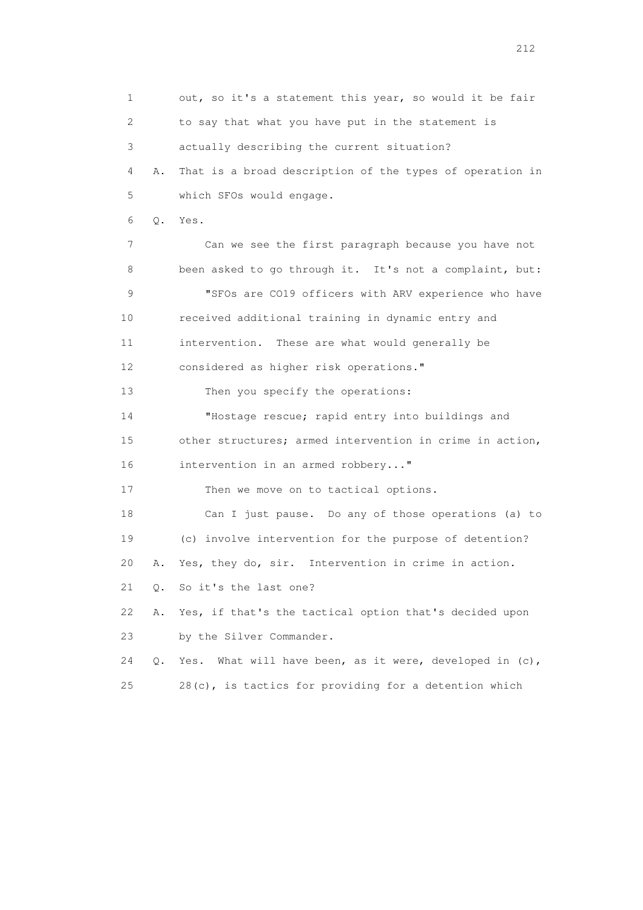1 out, so it's a statement this year, so would it be fair
2 to say that what you have put in the statement is
3 actually describing the current situation?
4 A. That is a broad description of the types of operation in
5 which SFOs would engage.
6 Q. Yes.
7 Can we see the first paragraph because you have not
8 been asked to go through it. It's not a complaint, but:
9 "SFOs are CO19 officers with ARV experience who have
10 received additional training in dynamic entry and
11 intervention. These are what would generally be
12 considered as higher risk operations."
13 Then you specify the operations:
14 "Hostage rescue; rapid entry into buildings and
15 other structures; armed intervention in crime in action,
16 intervention in an armed robbery..."
17 Then we move on to tactical options.
18 Can I just pause. Do any of those operations (a) to
19 (c) involve intervention for the purpose of detention?
20 A. Yes, they do, sir. Intervention in crime in action.
21 Q. So it's the last one?
22 A. Yes, if that's the tactical option that's decided upon
23 by the Silver Commander.
24 Q. Yes. What will have been, as it were, developed in (c),
25 28(c), is tactics for providing for a detention which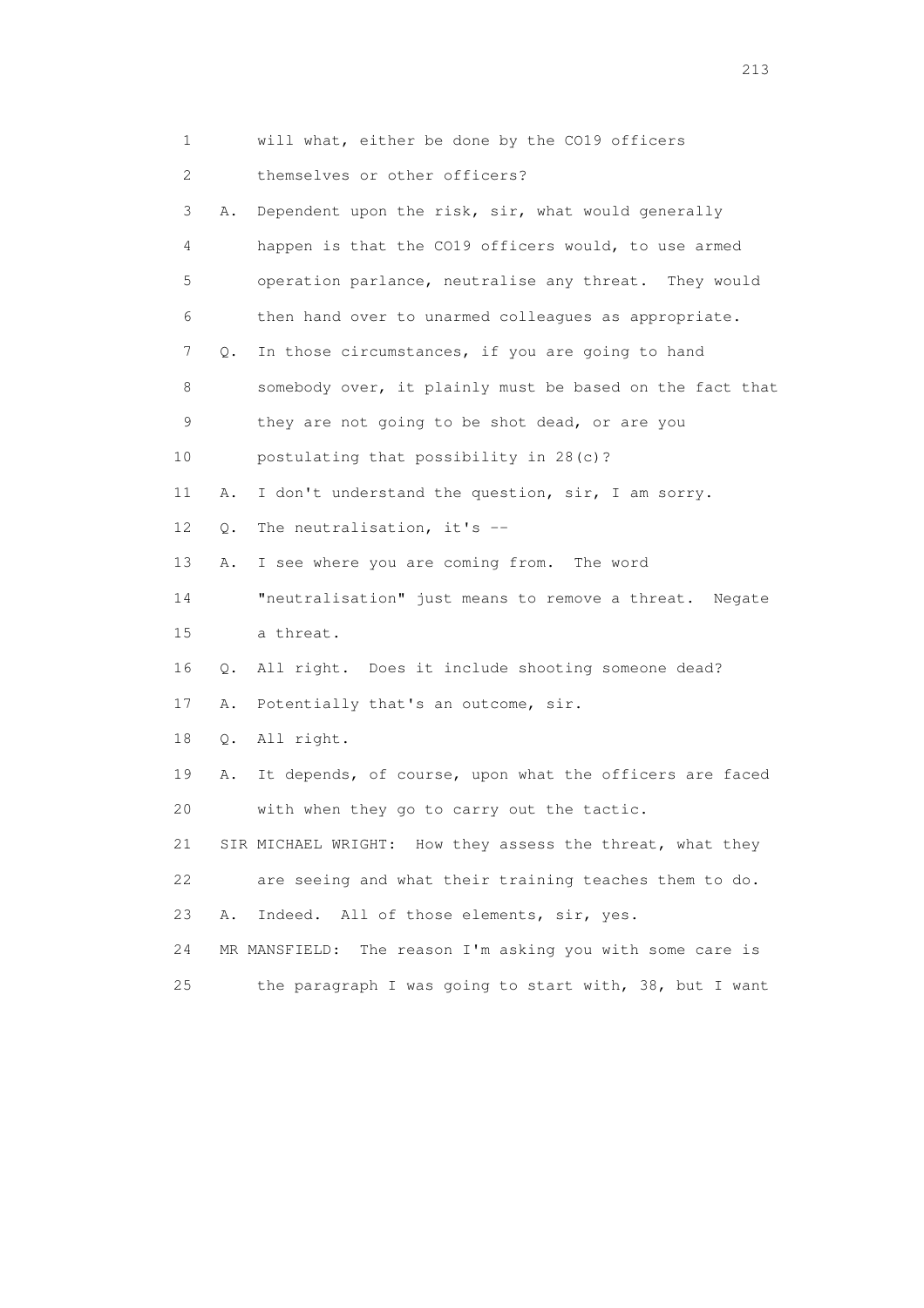1 will what, either be done by the CO19 officers

2 themselves or other officers?

3 A. Dependent upon the risk, sir, what would generally

4 happen is that the CO19 officers would, to use armed

5 operation parlance, neutralise any threat. They would

6 then hand over to unarmed colleagues as appropriate.

7 Q. In those circumstances, if you are going to hand

8 somebody over, it plainly must be based on the fact that

9 they are not going to be shot dead, or are you

10 postulating that possibility in 28(c)?

11 A. I don't understand the question, sir, I am sorry.

12 Q. The neutralisation, it's --

13 A. I see where you are coming from. The word

14 "neutralisation" just means to remove a threat. Negate

15 a threat.

16 Q. All right. Does it include shooting someone dead?

17 A. Potentially that's an outcome, sir.

18 Q. All right.

19 A. It depends, of course, upon what the officers are faced

20 with when they go to carry out the tactic.

21 SIR MICHAEL WRIGHT: How they assess the threat, what they

22 are seeing and what their training teaches them to do.

23 A. Indeed. All of those elements, sir, yes.

24 MR MANSFIELD: The reason I'm asking you with some care is

25 the paragraph I was going to start with, 38, but I want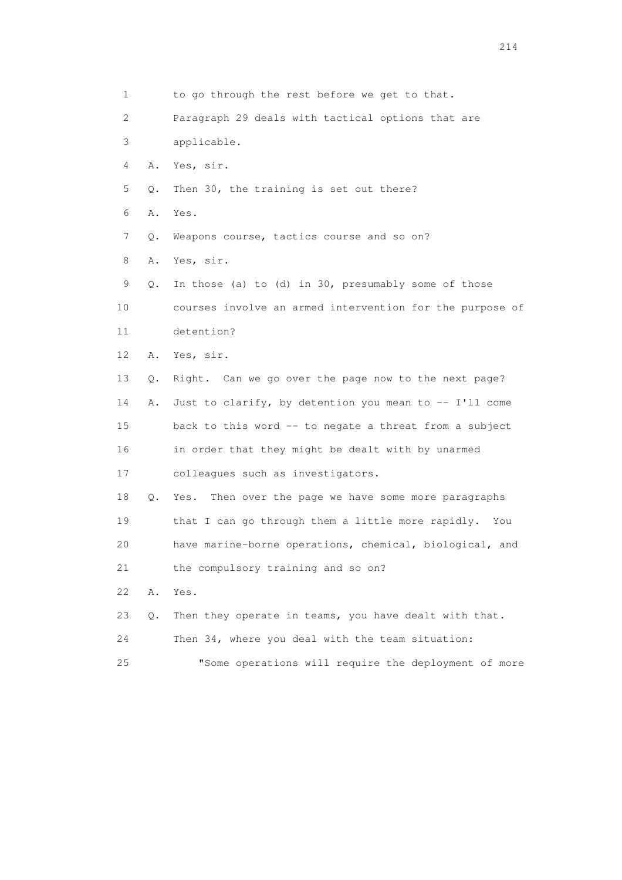1 to go through the rest before we get to that.

2 Paragraph 29 deals with tactical options that are

3 applicable.

4 A. Yes, sir.

5 Q. Then 30, the training is set out there?

6 A. Yes.

7 Q. Weapons course, tactics course and so on?

8 A. Yes, sir.

9 Q. In those (a) to (d) in 30, presumably some of those

10 courses involve an armed intervention for the purpose of

11 detention?

12 A. Yes, sir.

13 Q. Right. Can we go over the page now to the next page?

14 A. Just to clarify, by detention you mean to -- I'll come

15 back to this word -- to negate a threat from a subject

16 in order that they might be dealt with by unarmed

17 colleagues such as investigators.

18 Q. Yes. Then over the page we have some more paragraphs

19 that I can go through them a little more rapidly. You

20 have marine-borne operations, chemical, biological, and

21 the compulsory training and so on?

22 A. Yes.

23 Q. Then they operate in teams, you have dealt with that.

24 Then 34, where you deal with the team situation:

25 "Some operations will require the deployment of more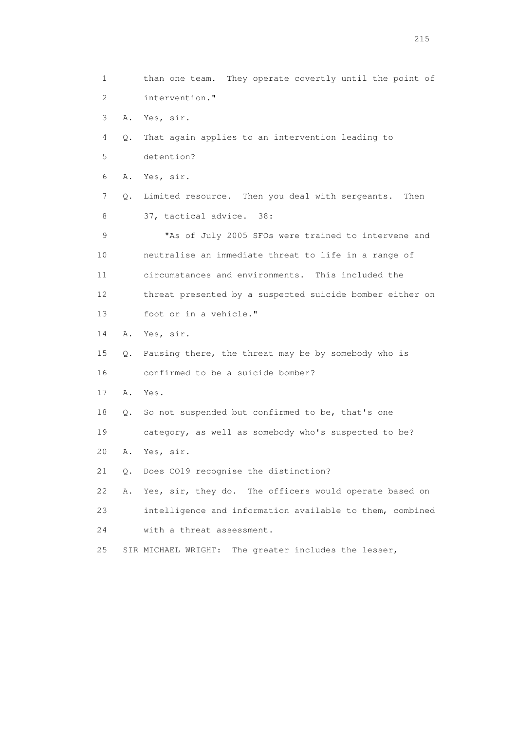1 than one team. They operate covertly until the point of
2 intervention."
3 A. Yes, sir.
4 Q. That again applies to an intervention leading to
5 detention?
6 A. Yes, sir.
7 Q. Limited resource. Then you deal with sergeants. Then
8 37, tactical advice. 38:
9 "As of July 2005 SFOs were trained to intervene and
10 neutralise an immediate threat to life in a range of
11 circumstances and environments. This included the
12 threat presented by a suspected suicide bomber either on
13 foot or in a vehicle."
14 A. Yes, sir.
15 Q. Pausing there, the threat may be by somebody who is
16 confirmed to be a suicide bomber?
17 A. Yes.
18 Q. So not suspended but confirmed to be, that's one
19 category, as well as somebody who's suspected to be?
20 A. Yes, sir.
21 Q. Does CO19 recognise the distinction?
22 A. Yes, sir, they do. The officers would operate based on
23 intelligence and information available to them, combined
24 with a threat assessment.
25 SIR MICHAEL WRIGHT: The greater includes the lesser,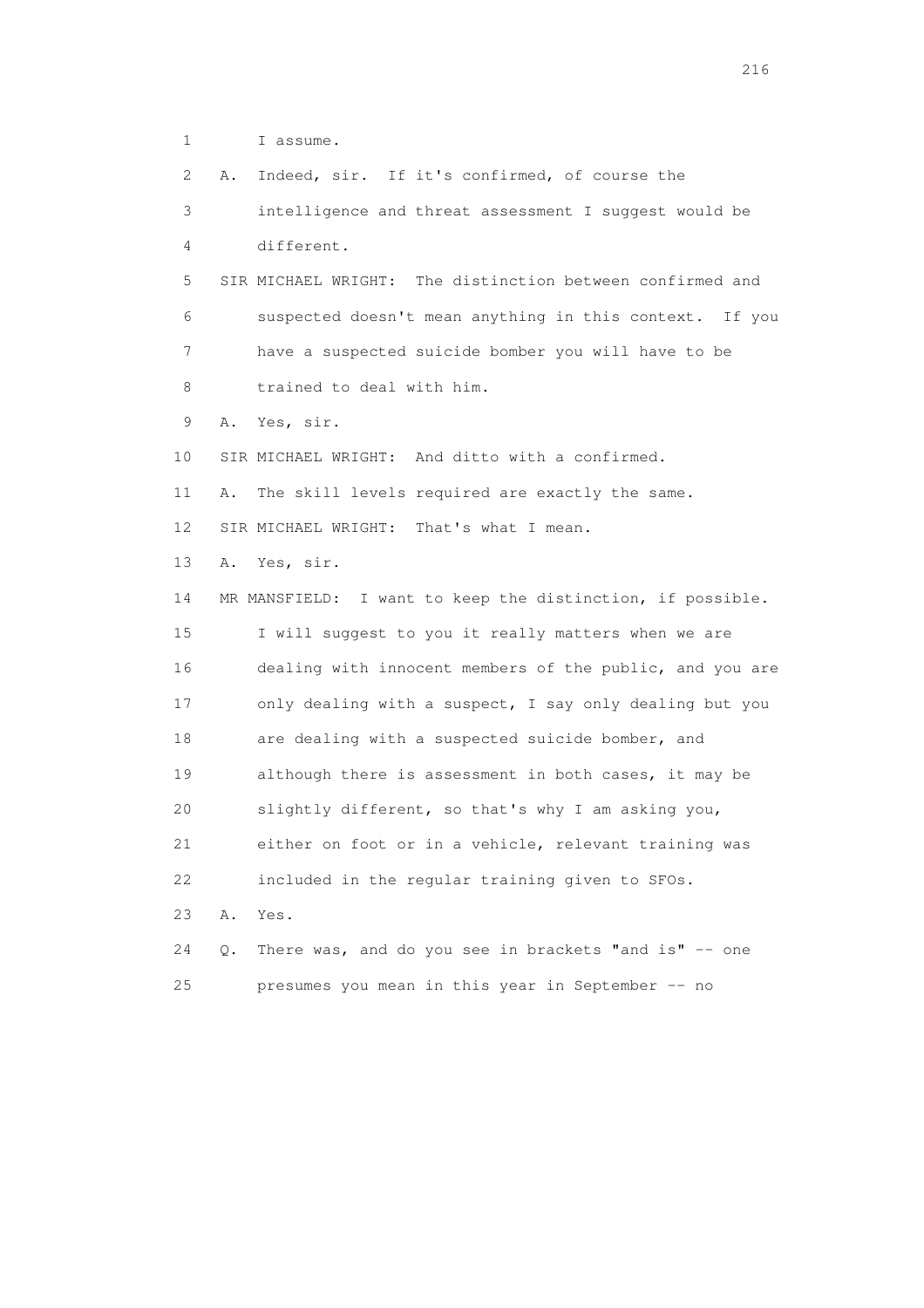1 I assume.

2 A. Indeed, sir. If it's confirmed, of course the

3 intelligence and threat assessment I suggest would be

4 different.

5 SIR MICHAEL WRIGHT: The distinction between confirmed and

6 suspected doesn't mean anything in this context. If you

7 have a suspected suicide bomber you will have to be

8 trained to deal with him.

9 A. Yes, sir.

10 SIR MICHAEL WRIGHT: And ditto with a confirmed.

11 A. The skill levels required are exactly the same.

12 SIR MICHAEL WRIGHT: That's what I mean.

13 A. Yes, sir.

14 MR MANSFIELD: I want to keep the distinction, if possible.

15 I will suggest to you it really matters when we are

16 dealing with innocent members of the public, and you are

17 only dealing with a suspect, I say only dealing but you

18 are dealing with a suspected suicide bomber, and

19 although there is assessment in both cases, it may be

20 slightly different, so that's why I am asking you,

21 either on foot or in a vehicle, relevant training was

22 included in the regular training given to SFOs.

23 A. Yes.

24 Q. There was, and do you see in brackets "and is" -- one

25 presumes you mean in this year in September -- no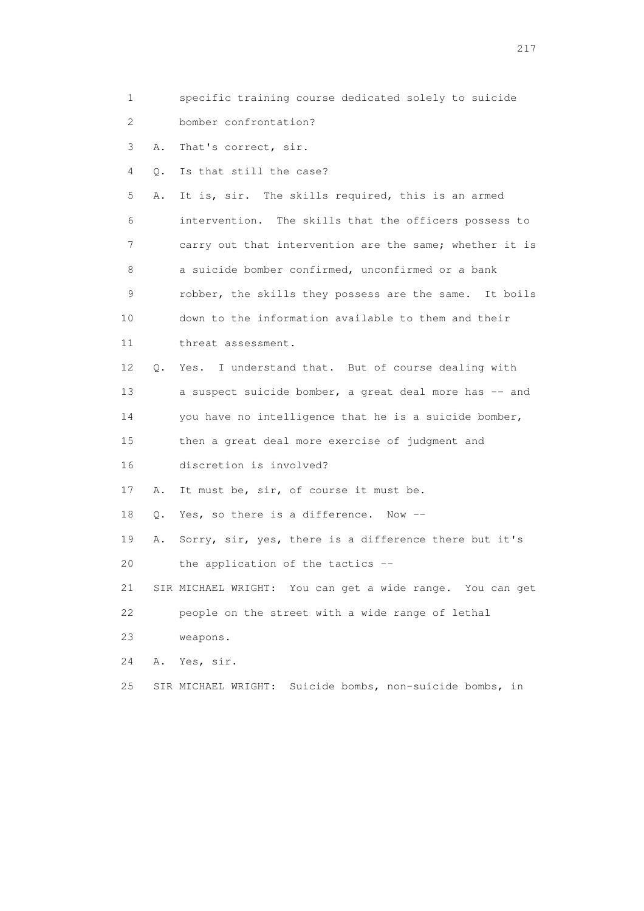1 specific training course dedicated solely to suicide
2 bomber confrontation?
3 A. That's correct, sir.
4 Q. Is that still the case?
5 A. It is, sir. The skills required, this is an armed
6 intervention. The skills that the officers possess to
7 carry out that intervention are the same; whether it is
8 a suicide bomber confirmed, unconfirmed or a bank
9 robber, the skills they possess are the same. It boils
10 down to the information available to them and their
11 threat assessment.
12 Q. Yes. I understand that. But of course dealing with
13 a suspect suicide bomber, a great deal more has -- and
14 you have no intelligence that he is a suicide bomber,
15 then a great deal more exercise of judgment and
16 discretion is involved?
17 A. It must be, sir, of course it must be.
18 Q. Yes, so there is a difference. Now --
19 A. Sorry, sir, yes, there is a difference there but it's
20 the application of the tactics --
21 SIR MICHAEL WRIGHT: You can get a wide range. You can get
22 people on the street with a wide range of lethal
23 weapons.
24 A. Yes, sir.
25 SIR MICHAEL WRIGHT: Suicide bombs, non-suicide bombs, in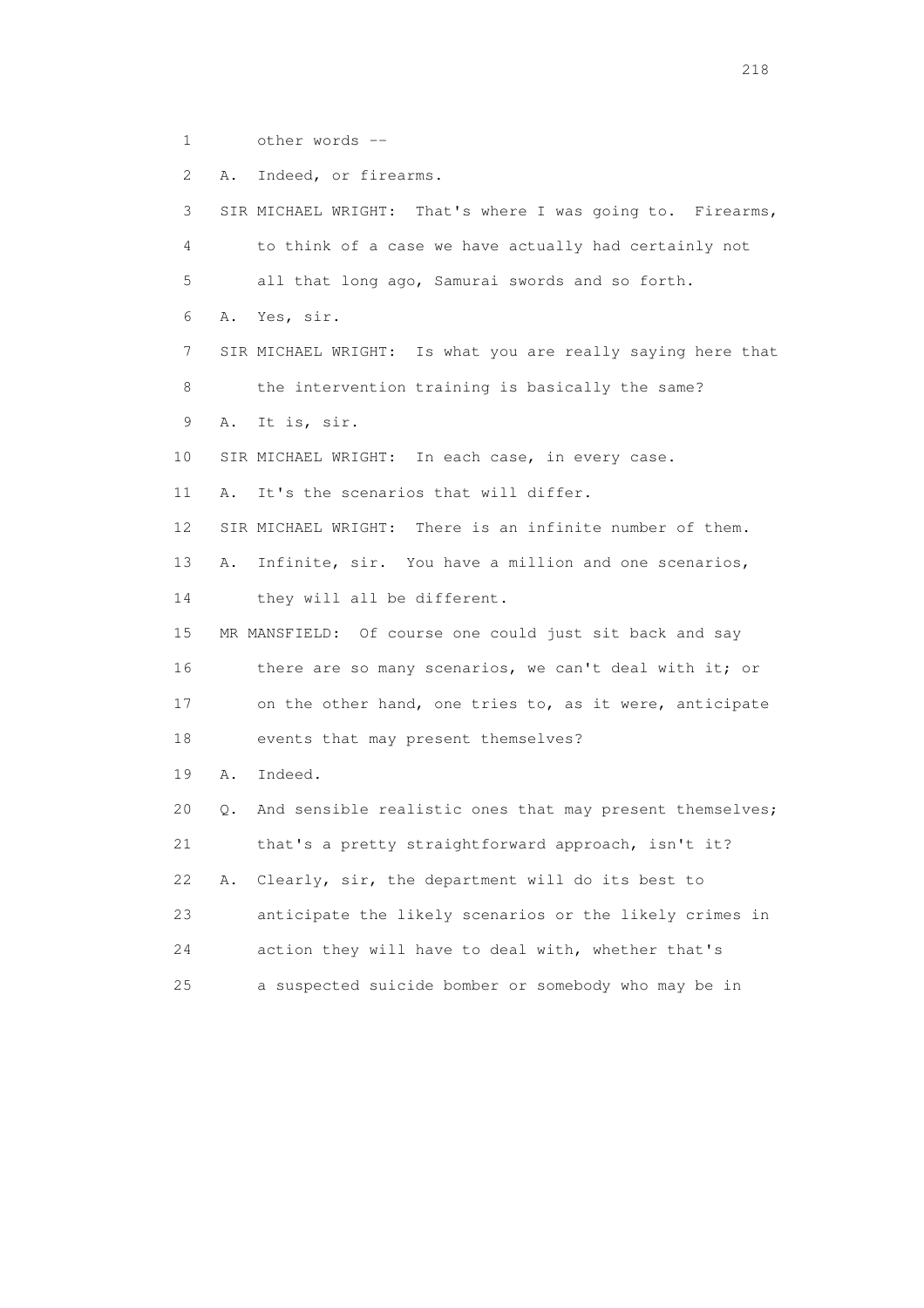1 other words --

2 A. Indeed, or firearms.

3 SIR MICHAEL WRIGHT: That's where I was going to. Firearms,

4 to think of a case we have actually had certainly not

5 all that long ago, Samurai swords and so forth.

6 A. Yes, sir.

7 SIR MICHAEL WRIGHT: Is what you are really saying here that

8 the intervention training is basically the same?

9 A. It is, sir.

10 SIR MICHAEL WRIGHT: In each case, in every case.

11 A. It's the scenarios that will differ.

12 SIR MICHAEL WRIGHT: There is an infinite number of them.

13 A. Infinite, sir. You have a million and one scenarios,

14 they will all be different.

15 MR MANSFIELD: Of course one could just sit back and say

16 there are so many scenarios, we can't deal with it; or

17 on the other hand, one tries to, as it were, anticipate

18 events that may present themselves?

19 A. Indeed.

20 Q. And sensible realistic ones that may present themselves;

21 that's a pretty straightforward approach, isn't it?

22 A. Clearly, sir, the department will do its best to

23 anticipate the likely scenarios or the likely crimes in

24 action they will have to deal with, whether that's

25 a suspected suicide bomber or somebody who may be in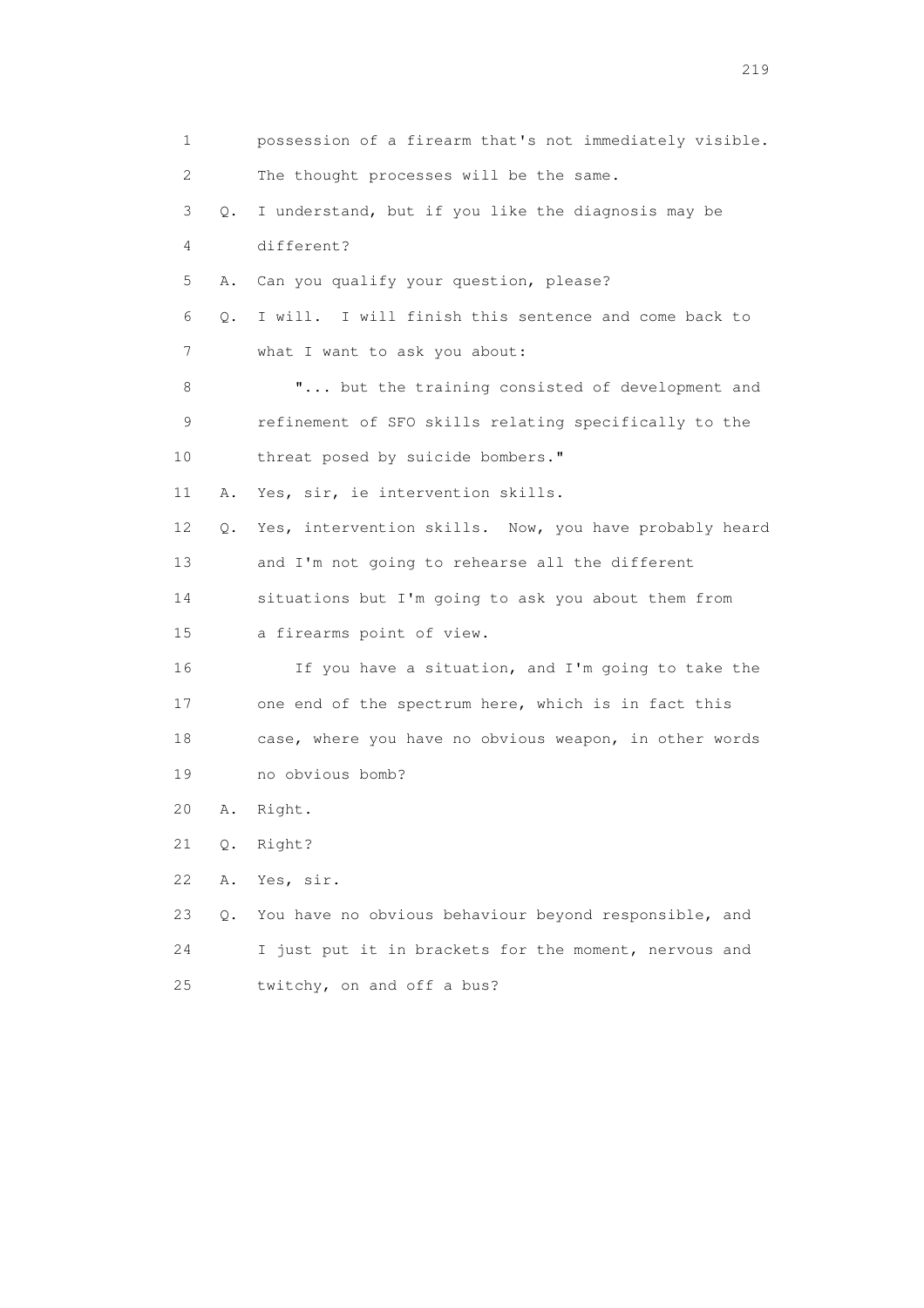1 possession of a firearm that's not immediately visible.
2 The thought processes will be the same.
3 Q. I understand, but if you like the diagnosis may be
4 different?
5 A. Can you qualify your question, please?
6 Q. I will. I will finish this sentence and come back to
7 what I want to ask you about:
8 "... but the training consisted of development and
9 refinement of SFO skills relating specifically to the
10 threat posed by suicide bombers."
11 A. Yes, sir, ie intervention skills.
12 Q. Yes, intervention skills. Now, you have probably heard
13 and I'm not going to rehearse all the different
14 situations but I'm going to ask you about them from
15 a firearms point of view.
16 If you have a situation, and I'm going to take the
17 one end of the spectrum here, which is in fact this
18 case, where you have no obvious weapon, in other words
19 no obvious bomb?
20 A. Right.
21 Q. Right?
22 A. Yes, sir.
23 Q. You have no obvious behaviour beyond responsible, and
24 I just put it in brackets for the moment, nervous and
25 twitchy, on and off a bus?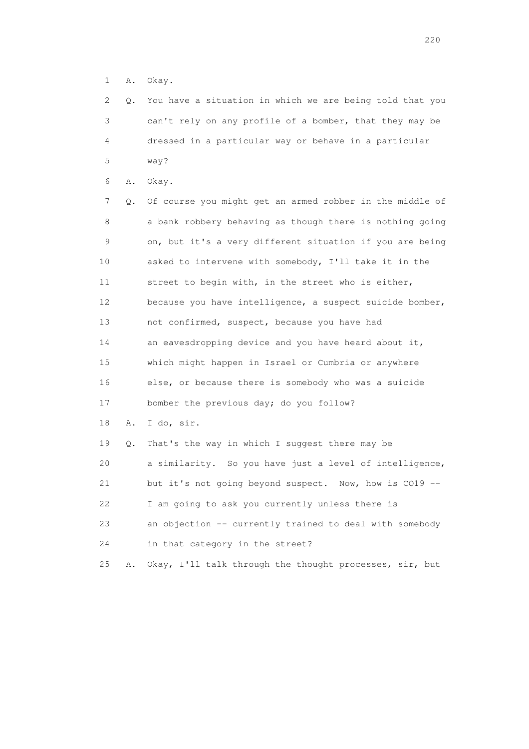1 A. Okay.

2 Q. You have a situation in which we are being told that you
3 can't rely on any profile of a bomber, that they may be
4 dressed in a particular way or behave in a particular
5 way?

6 A. Okay.

7 Q. Of course you might get an armed robber in the middle of
8 a bank robbery behaving as though there is nothing going
9 on, but it's a very different situation if you are being
10 asked to intervene with somebody, I'll take it in the
11 street to begin with, in the street who is either,
12 because you have intelligence, a suspect suicide bomber,
13 not confirmed, suspect, because you have had
14 an eavesdropping device and you have heard about it,
15 which might happen in Israel or Cumbria or anywhere
16 else, or because there is somebody who was a suicide
17 bomber the previous day; do you follow?

18 A. I do, sir.

19 Q. That's the way in which I suggest there may be
20 a similarity. So you have just a level of intelligence,
21 but it's not going beyond suspect. Now, how is CO19 --
22 I am going to ask you currently unless there is
23 an objection -- currently trained to deal with somebody
24 in that category in the street?

25 A. Okay, I'll talk through the thought processes, sir, but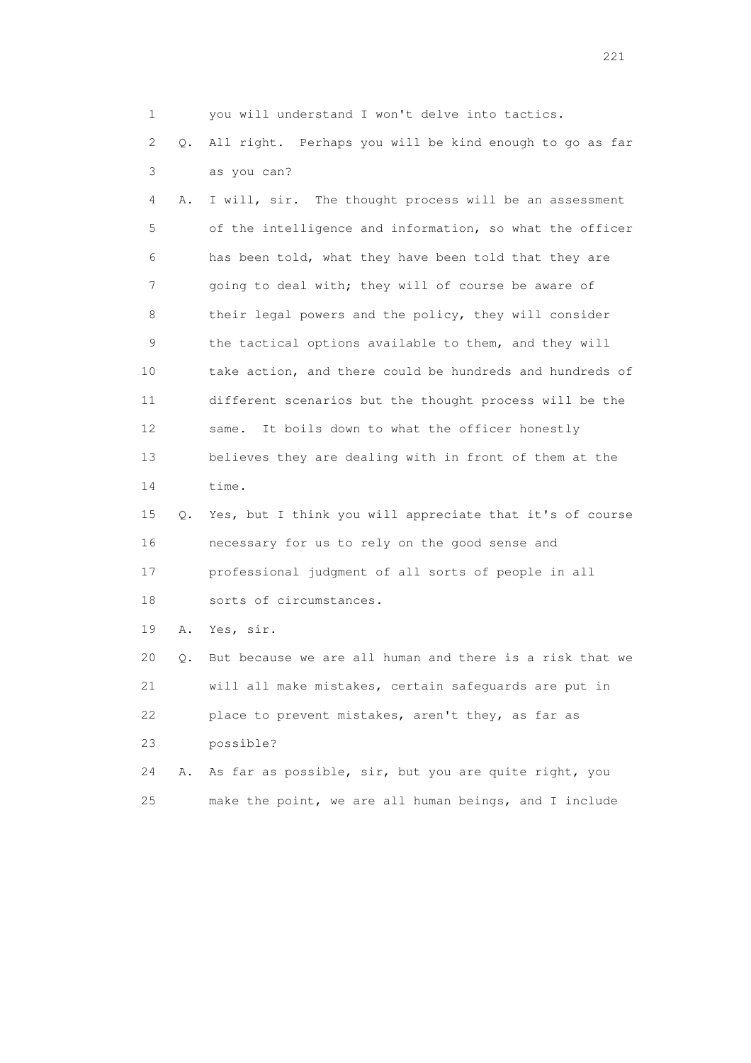1 you will understand I won't delve into tactics.

2 Q. All right. Perhaps you will be kind enough to go as far

3 as you can?

4 A. I will, sir. The thought process will be an assessment

5 of the intelligence and information, so what the officer

6 has been told, what they have been told that they are

7 going to deal with; they will of course be aware of

8 their legal powers and the policy, they will consider

9 the tactical options available to them, and they will

10 take action, and there could be hundreds and hundreds of

11 different scenarios but the thought process will be the

12 same. It boils down to what the officer honestly

13 believes they are dealing with in front of them at the

14 time.

15 Q. Yes, but I think you will appreciate that it's of course

16 necessary for us to rely on the good sense and

17 professional judgment of all sorts of people in all

18 sorts of circumstances.

19 A. Yes, sir.

20 Q. But because we are all human and there is a risk that we

21 will all make mistakes, certain safeguards are put in

22 place to prevent mistakes, aren't they, as far as

23 possible?

24 A. As far as possible, sir, but you are quite right, you

25 make the point, we are all human beings, and I include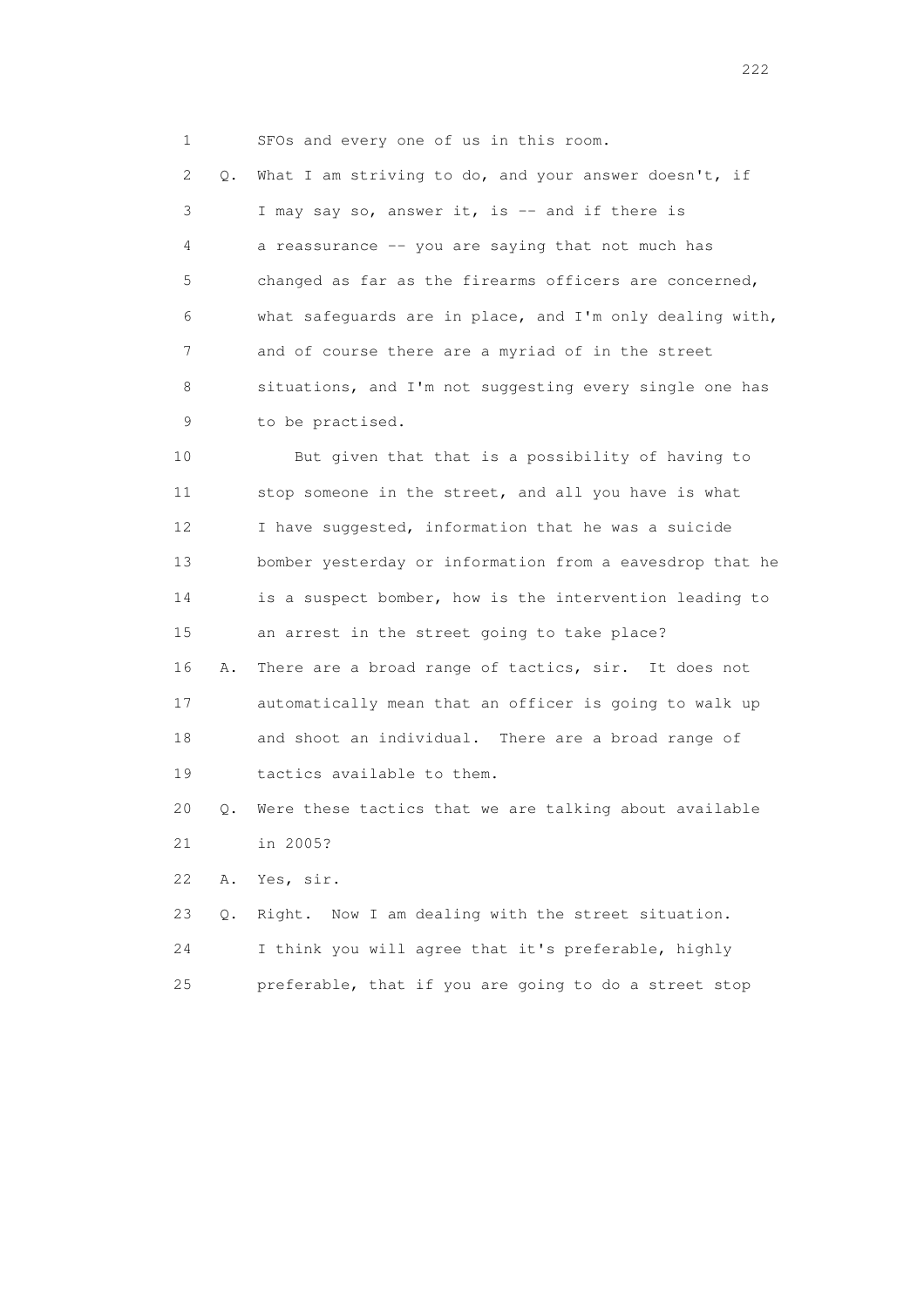1 SFOs and every one of us in this room.

2 Q. What I am striving to do, and your answer doesn't, if

3 I may say so, answer it, is -- and if there is

4 a reassurance -- you are saying that not much has

5 changed as far as the firearms officers are concerned,

6 what safeguards are in place, and I'm only dealing with,

7 and of course there are a myriad of in the street

8 situations, and I'm not suggesting every single one has

9 to be practised.

10 But given that that is a possibility of having to

11 stop someone in the street, and all you have is what

12 I have suggested, information that he was a suicide

13 bomber yesterday or information from a eavesdrop that he

14 is a suspect bomber, how is the intervention leading to

15 an arrest in the street going to take place?

16 A. There are a broad range of tactics, sir. It does not

17 automatically mean that an officer is going to walk up

18 and shoot an individual. There are a broad range of

19 tactics available to them.

20 Q. Were these tactics that we are talking about available

21 in 2005?

22 A. Yes, sir.

23 Q. Right. Now I am dealing with the street situation.

24 I think you will agree that it's preferable, highly

25 preferable, that if you are going to do a street stop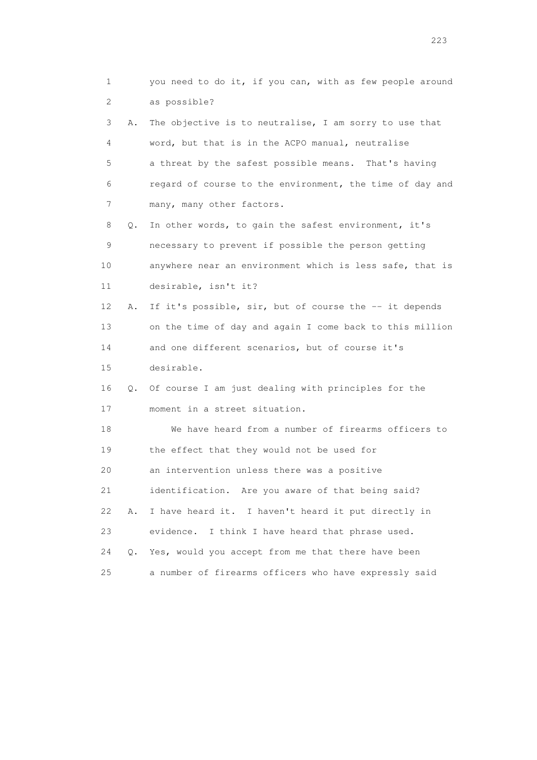1 you need to do it, if you can, with as few people around
2 as possible?

3 A. The objective is to neutralise, I am sorry to use that
4 word, but that is in the ACPO manual, neutralise
5 a threat by the safest possible means. That's having
6 regard of course to the environment, the time of day and
7 many, many other factors.

8 Q. In other words, to gain the safest environment, it's
9 necessary to prevent if possible the person getting
10 anywhere near an environment which is less safe, that is
11 desirable, isn't it?

12 A. If it's possible, sir, but of course the -- it depends
13 on the time of day and again I come back to this million
14 and one different scenarios, but of course it's
15 desirable.

16 Q. Of course I am just dealing with principles for the
17 moment in a street situation.

18 We have heard from a number of firearms officers to
19 the effect that they would not be used for
20 an intervention unless there was a positive
21 identification. Are you aware of that being said?

22 A. I have heard it. I haven't heard it put directly in
23 evidence. I think I have heard that phrase used.

24 Q. Yes, would you accept from me that there have been
25 a number of firearms officers who have expressly said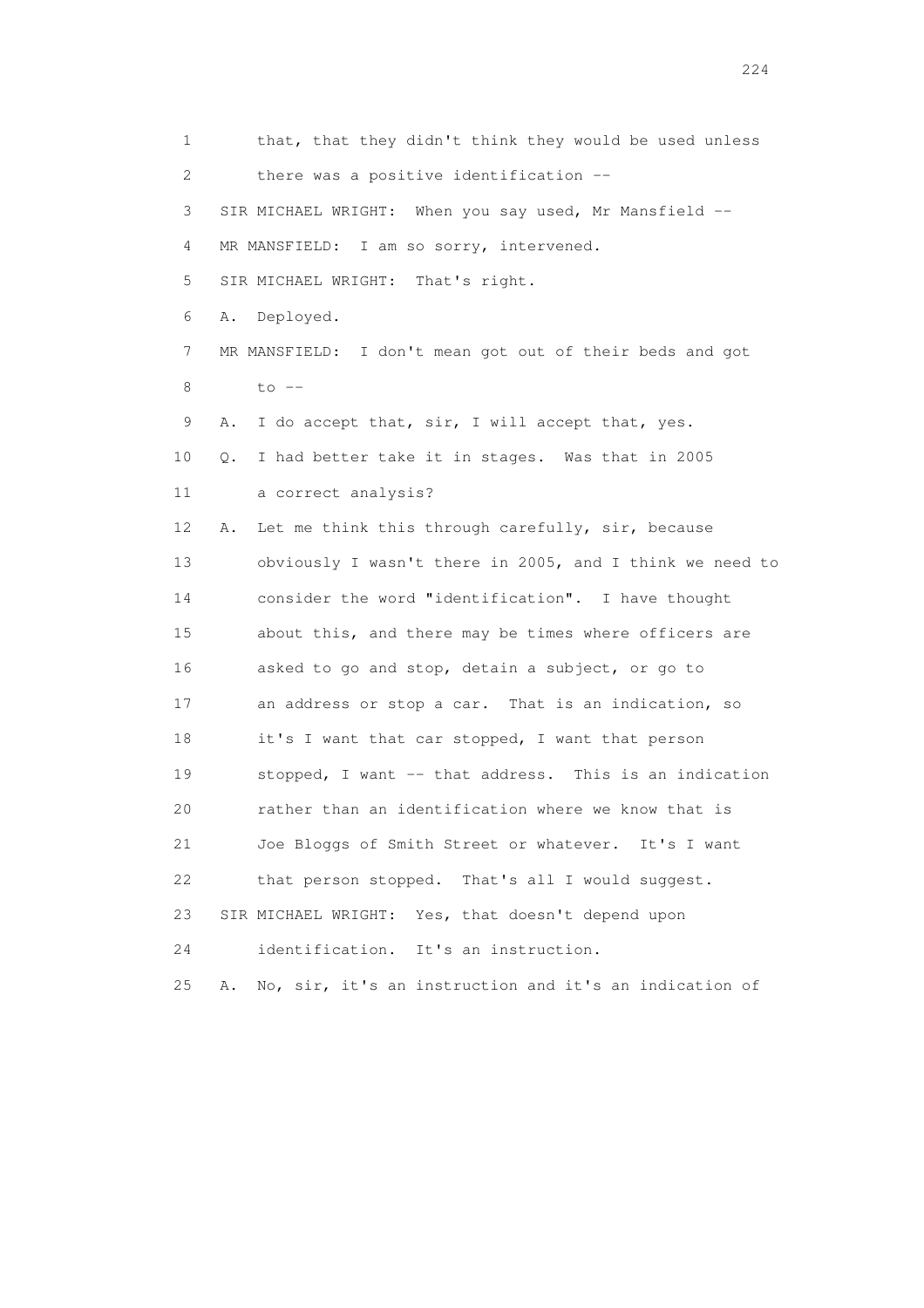1 that, that they didn't think they would be used unless
2 there was a positive identification --
3 SIR MICHAEL WRIGHT: When you say used, Mr Mansfield --
4 MR MANSFIELD: I am so sorry, intervened.
5 SIR MICHAEL WRIGHT: That's right.
6 A. Deployed.
7 MR MANSFIELD: I don't mean got out of their beds and got
8 to --
9 A. I do accept that, sir, I will accept that, yes.
10 Q. I had better take it in stages. Was that in 2005
11 a correct analysis?
12 A. Let me think this through carefully, sir, because
13 obviously I wasn't there in 2005, and I think we need to
14 consider the word "identification". I have thought
15 about this, and there may be times where officers are
16 asked to go and stop, detain a subject, or go to
17 an address or stop a car. That is an indication, so
18 it's I want that car stopped, I want that person
19 stopped, I want -- that address. This is an indication
20 rather than an identification where we know that is
21 Joe Bloggs of Smith Street or whatever. It's I want
22 that person stopped. That's all I would suggest.
23 SIR MICHAEL WRIGHT: Yes, that doesn't depend upon
24 identification. It's an instruction.
25 A. No, sir, it's an instruction and it's an indication of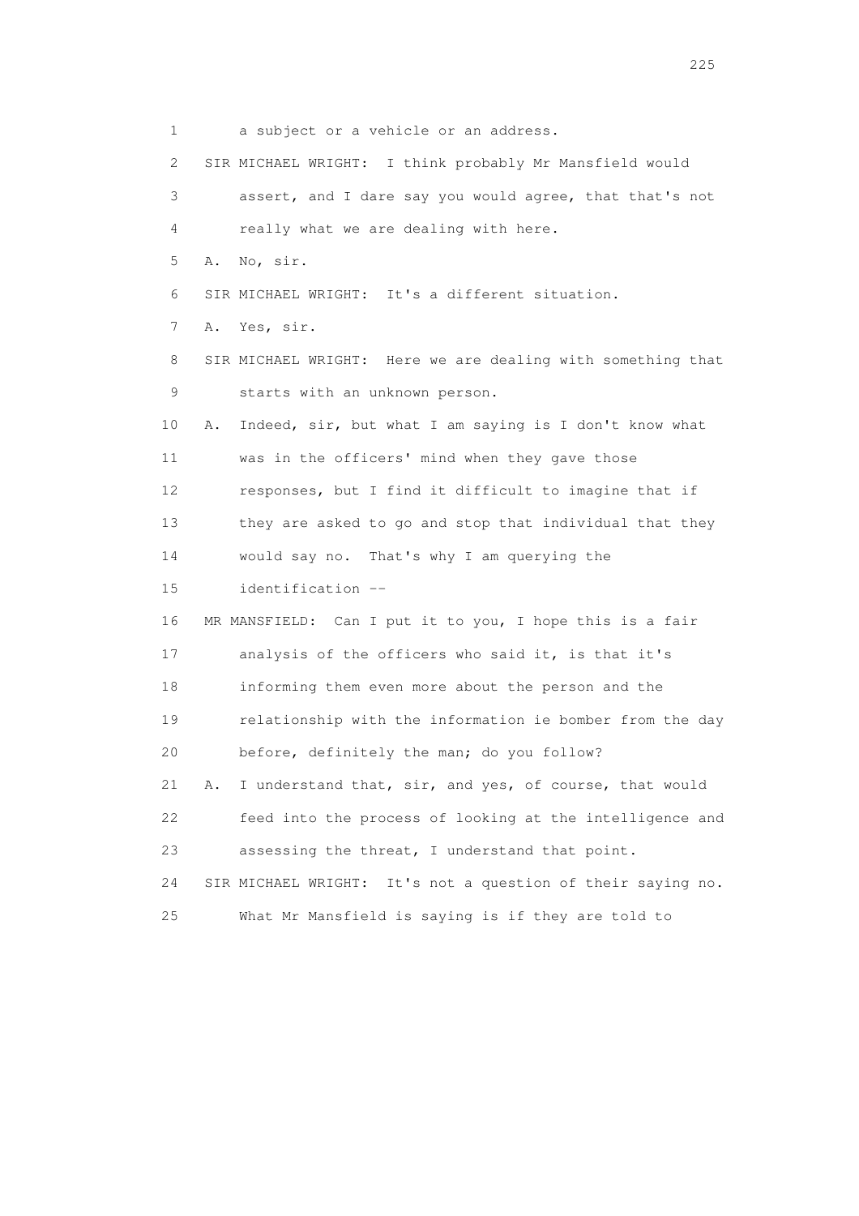1 a subject or a vehicle or an address.

2 SIR MICHAEL WRIGHT: I think probably Mr Mansfield would

3 assert, and I dare say you would agree, that that's not

4 really what we are dealing with here.

5 A. No, sir.

6 SIR MICHAEL WRIGHT: It's a different situation.

7 A. Yes, sir.

8 SIR MICHAEL WRIGHT: Here we are dealing with something that

9 starts with an unknown person.

10 A. Indeed, sir, but what I am saying is I don't know what

11 was in the officers' mind when they gave those

12 responses, but I find it difficult to imagine that if

13 they are asked to go and stop that individual that they

14 would say no. That's why I am querying the

15 identification --

16 MR MANSFIELD: Can I put it to you, I hope this is a fair

17 analysis of the officers who said it, is that it's

18 informing them even more about the person and the

19 relationship with the information ie bomber from the day

20 before, definitely the man; do you follow?

21 A. I understand that, sir, and yes, of course, that would

22 feed into the process of looking at the intelligence and

23 assessing the threat, I understand that point.

24 SIR MICHAEL WRIGHT: It's not a question of their saying no.

25 What Mr Mansfield is saying is if they are told to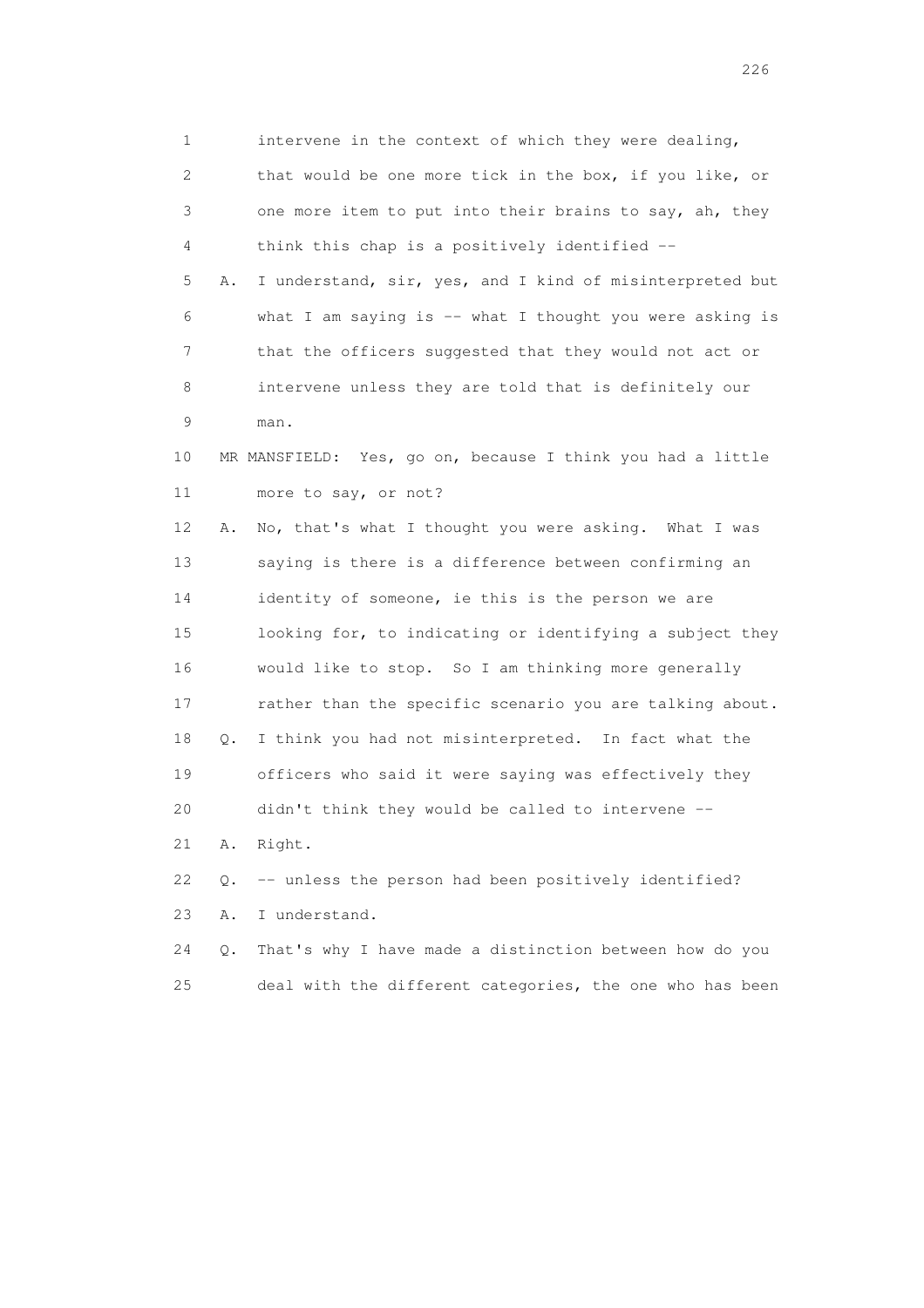1 intervene in the context of which they were dealing,

2 that would be one more tick in the box, if you like, or

3 one more item to put into their brains to say, ah, they

4 think this chap is a positively identified --

5 A. I understand, sir, yes, and I kind of misinterpreted but

6 what I am saying is -- what I thought you were asking is

7 that the officers suggested that they would not act or

8 intervene unless they are told that is definitely our

9 man.

10 MR MANSFIELD: Yes, go on, because I think you had a little

11 more to say, or not?

12 A. No, that's what I thought you were asking. What I was

13 saying is there is a difference between confirming an

14 identity of someone, ie this is the person we are

15 looking for, to indicating or identifying a subject they

16 would like to stop. So I am thinking more generally

17 rather than the specific scenario you are talking about.

18 Q. I think you had not misinterpreted. In fact what the

19 officers who said it were saying was effectively they

20 didn't think they would be called to intervene --

21 A. Right.

22 Q. -- unless the person had been positively identified?

23 A. I understand.

24 Q. That's why I have made a distinction between how do you

25 deal with the different categories, the one who has been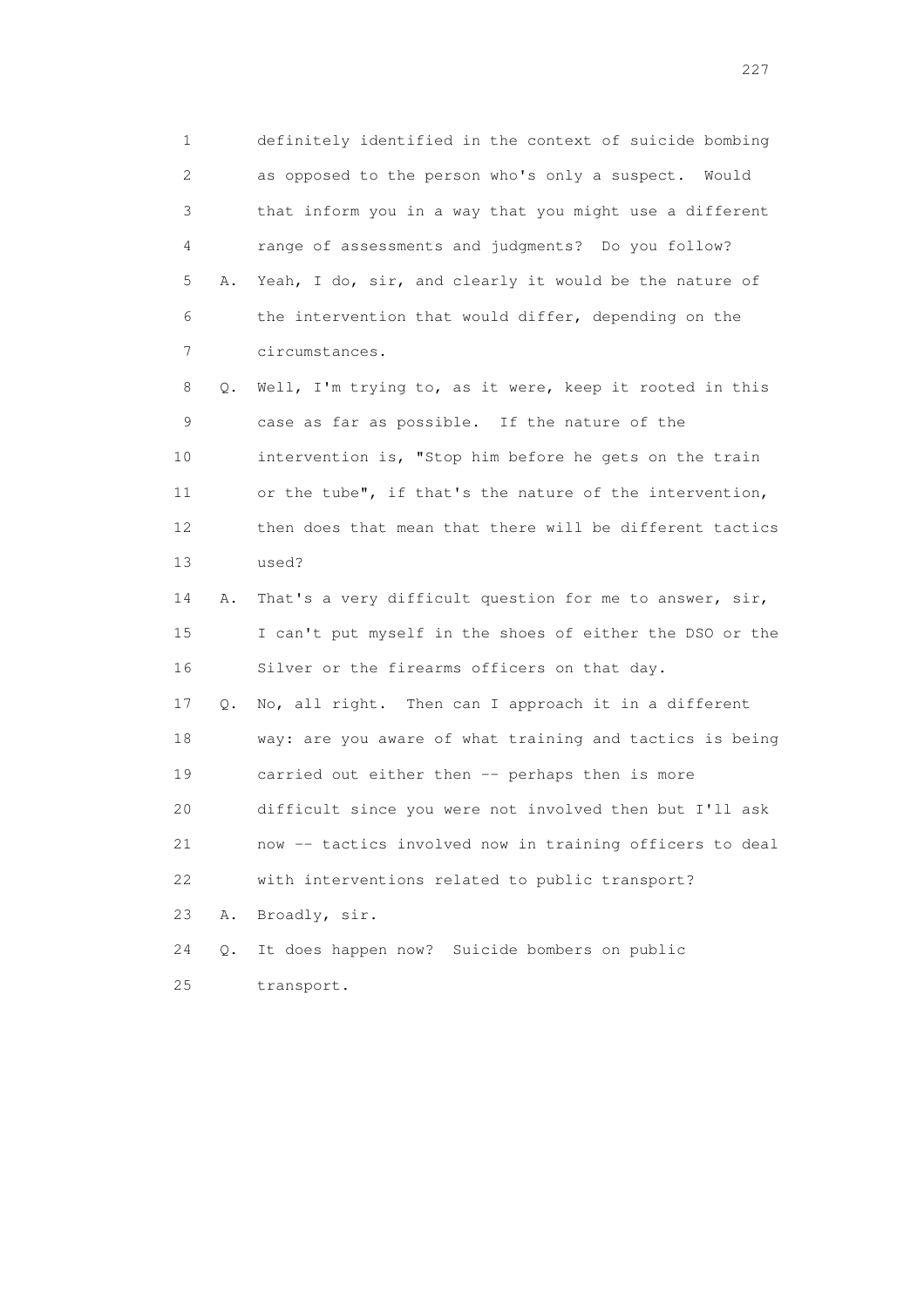1 definitely identified in the context of suicide bombing
2 as opposed to the person who's only a suspect. Would
3 that inform you in a way that you might use a different
4 range of assessments and judgments? Do you follow?
5 A. Yeah, I do, sir, and clearly it would be the nature of
6 the intervention that would differ, depending on the
7 circumstances.
8 Q. Well, I'm trying to, as it were, keep it rooted in this
9 case as far as possible. If the nature of the
10 intervention is, "Stop him before he gets on the train
11 or the tube", if that's the nature of the intervention,
12 then does that mean that there will be different tactics
13 used?
14 A. That's a very difficult question for me to answer, sir,
15 I can't put myself in the shoes of either the DSO or the
16 Silver or the firearms officers on that day.
17 Q. No, all right. Then can I approach it in a different
18 way: are you aware of what training and tactics is being
19 carried out either then -- perhaps then is more
20 difficult since you were not involved then but I'll ask
21 now -- tactics involved now in training officers to deal
22 with interventions related to public transport?
23 A. Broadly, sir.
24 Q. It does happen now? Suicide bombers on public
25 transport.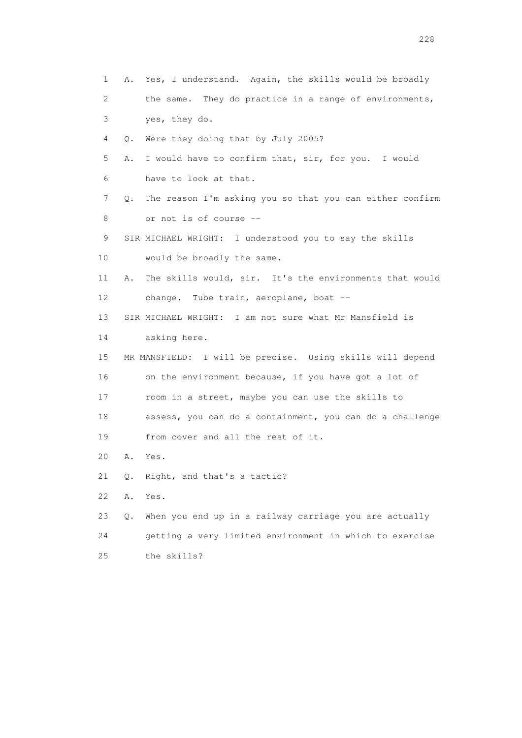1 A. Yes, I understand. Again, the skills would be broadly
2 the same. They do practice in a range of environments,
3 yes, they do.
4 Q. Were they doing that by July 2005?
5 A. I would have to confirm that, sir, for you. I would
6 have to look at that.
7 Q. The reason I'm asking you so that you can either confirm
8 or not is of course --
9 SIR MICHAEL WRIGHT: I understood you to say the skills
10 would be broadly the same.
11 A. The skills would, sir. It's the environments that would
12 change. Tube train, aeroplane, boat --
13 SIR MICHAEL WRIGHT: I am not sure what Mr Mansfield is
14 asking here.
15 MR MANSFIELD: I will be precise. Using skills will depend
16 on the environment because, if you have got a lot of
17 room in a street, maybe you can use the skills to
18 assess, you can do a containment, you can do a challenge
19 from cover and all the rest of it.
20 A. Yes.
21 Q. Right, and that's a tactic?
22 A. Yes.
23 Q. When you end up in a railway carriage you are actually
24 getting a very limited environment in which to exercise
25 the skills?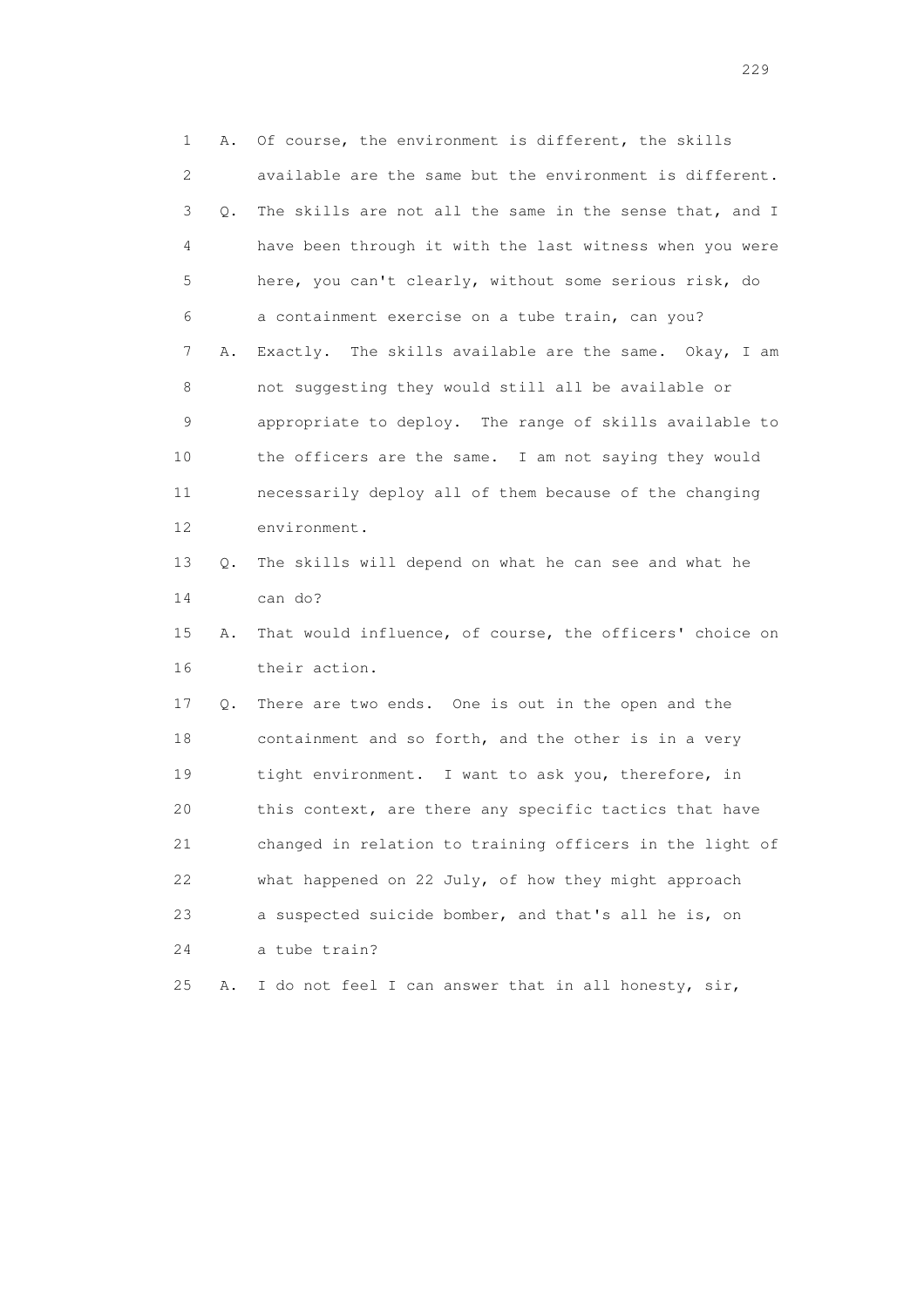1 A. Of course, the environment is different, the skills
2 available are the same but the environment is different.
3 Q. The skills are not all the same in the sense that, and I
4 have been through it with the last witness when you were
5 here, you can't clearly, without some serious risk, do
6 a containment exercise on a tube train, can you?
7 A. Exactly. The skills available are the same. Okay, I am
8 not suggesting they would still all be available or
9 appropriate to deploy. The range of skills available to
10 the officers are the same. I am not saying they would
11 necessarily deploy all of them because of the changing
12 environment.
13 Q. The skills will depend on what he can see and what he
14 can do?
15 A. That would influence, of course, the officers' choice on
16 their action.
17 Q. There are two ends. One is out in the open and the
18 containment and so forth, and the other is in a very
19 tight environment. I want to ask you, therefore, in
20 this context, are there any specific tactics that have
21 changed in relation to training officers in the light of
22 what happened on 22 July, of how they might approach
23 a suspected suicide bomber, and that's all he is, on
24 a tube train?
25 A. I do not feel I can answer that in all honesty, sir,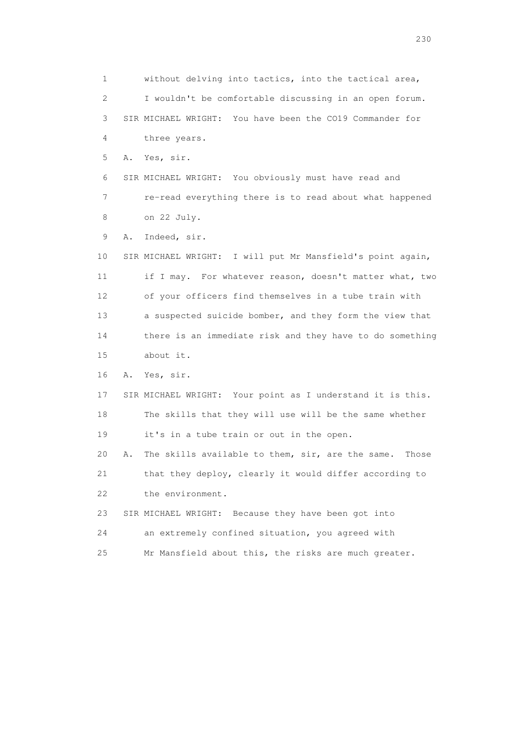1 without delving into tactics, into the tactical area,
2 I wouldn't be comfortable discussing in an open forum.
3 SIR MICHAEL WRIGHT: You have been the CO19 Commander for
4 three years.
5 A. Yes, sir.
6 SIR MICHAEL WRIGHT: You obviously must have read and
7 re-read everything there is to read about what happened
8 on 22 July.
9 A. Indeed, sir.
10 SIR MICHAEL WRIGHT: I will put Mr Mansfield's point again,
11 if I may. For whatever reason, doesn't matter what, two
12 of your officers find themselves in a tube train with
13 a suspected suicide bomber, and they form the view that
14 there is an immediate risk and they have to do something
15 about it.
16 A. Yes, sir.
17 SIR MICHAEL WRIGHT: Your point as I understand it is this.
18 The skills that they will use will be the same whether
19 it's in a tube train or out in the open.
20 A. The skills available to them, sir, are the same. Those
21 that they deploy, clearly it would differ according to
22 the environment.
23 SIR MICHAEL WRIGHT: Because they have been got into
24 an extremely confined situation, you agreed with
25 Mr Mansfield about this, the risks are much greater.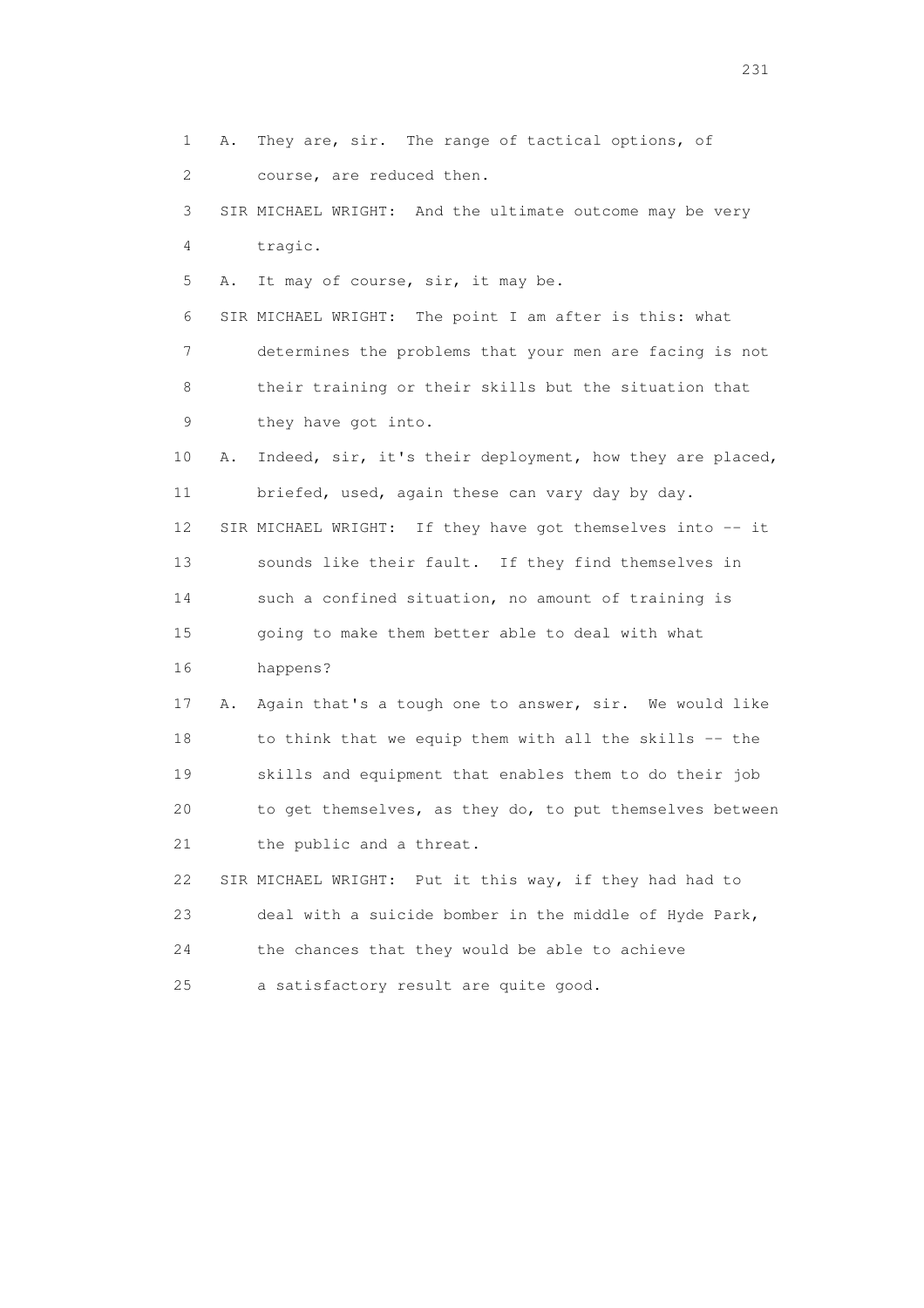1 A. They are, sir. The range of tactical options, of
2 course, are reduced then.
3 SIR MICHAEL WRIGHT: And the ultimate outcome may be very
4 tragic.
5 A. It may of course, sir, it may be.
6 SIR MICHAEL WRIGHT: The point I am after is this: what
7 determines the problems that your men are facing is not
8 their training or their skills but the situation that
9 they have got into.
10 A. Indeed, sir, it's their deployment, how they are placed,
11 briefed, used, again these can vary day by day.
12 SIR MICHAEL WRIGHT: If they have got themselves into -- it
13 sounds like their fault. If they find themselves in
14 such a confined situation, no amount of training is
15 going to make them better able to deal with what
16 happens?
17 A. Again that's a tough one to answer, sir. We would like
18 to think that we equip them with all the skills -- the
19 skills and equipment that enables them to do their job
20 to get themselves, as they do, to put themselves between
21 the public and a threat.
22 SIR MICHAEL WRIGHT: Put it this way, if they had had to
23 deal with a suicide bomber in the middle of Hyde Park,
24 the chances that they would be able to achieve
25 a satisfactory result are quite good.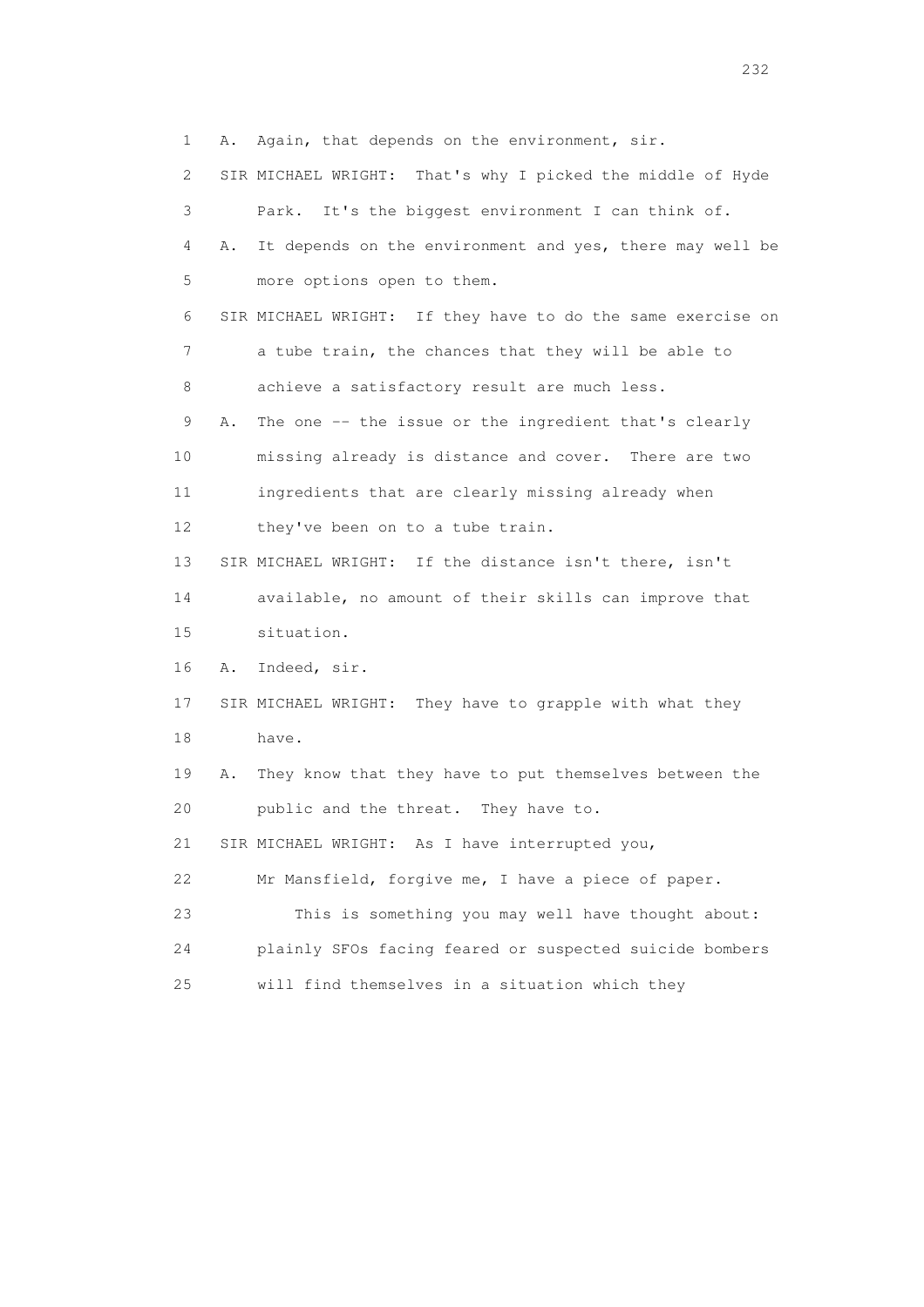1 A. Again, that depends on the environment, sir.

2 SIR MICHAEL WRIGHT: That's why I picked the middle of Hyde

3 Park. It's the biggest environment I can think of.

4 A. It depends on the environment and yes, there may well be

5 more options open to them.

6 SIR MICHAEL WRIGHT: If they have to do the same exercise on

7 a tube train, the chances that they will be able to

8 achieve a satisfactory result are much less.

9 A. The one -- the issue or the ingredient that's clearly

10 missing already is distance and cover. There are two

11 ingredients that are clearly missing already when

12 they've been on to a tube train.

13 SIR MICHAEL WRIGHT: If the distance isn't there, isn't

14 available, no amount of their skills can improve that

15 situation.

16 A. Indeed, sir.

17 SIR MICHAEL WRIGHT: They have to grapple with what they

18 have.

19 A. They know that they have to put themselves between the

20 public and the threat. They have to.

21 SIR MICHAEL WRIGHT: As I have interrupted you,

22 Mr Mansfield, forgive me, I have a piece of paper.

23 This is something you may well have thought about:

24 plainly SFOs facing feared or suspected suicide bombers

25 will find themselves in a situation which they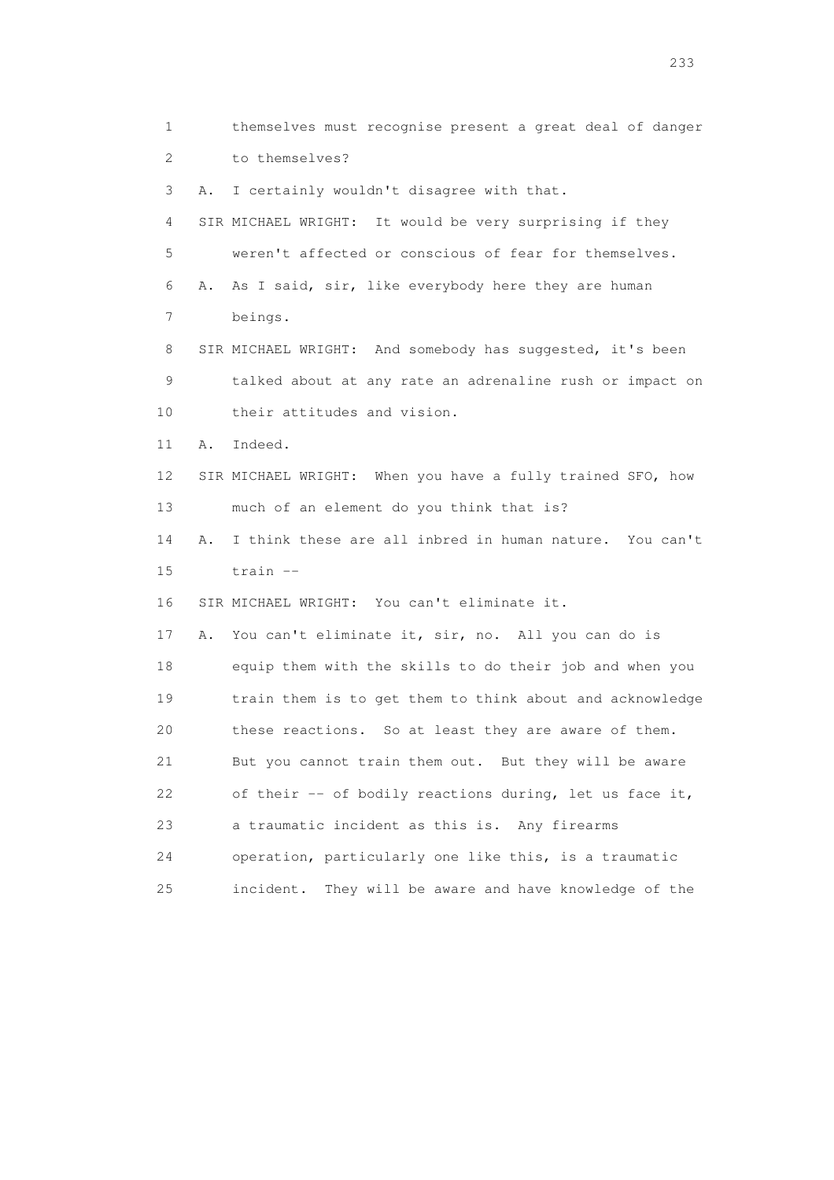1 themselves must recognise present a great deal of danger
2 to themselves?
3 A. I certainly wouldn't disagree with that.
4 SIR MICHAEL WRIGHT: It would be very surprising if they
5 weren't affected or conscious of fear for themselves.
6 A. As I said, sir, like everybody here they are human
7 beings.
8 SIR MICHAEL WRIGHT: And somebody has suggested, it's been
9 talked about at any rate an adrenaline rush or impact on
10 their attitudes and vision.
11 A. Indeed.
12 SIR MICHAEL WRIGHT: When you have a fully trained SFO, how
13 much of an element do you think that is?
14 A. I think these are all inbred in human nature. You can't
15 train --
16 SIR MICHAEL WRIGHT: You can't eliminate it.
17 A. You can't eliminate it, sir, no. All you can do is
18 equip them with the skills to do their job and when you
19 train them is to get them to think about and acknowledge
20 these reactions. So at least they are aware of them.
21 But you cannot train them out. But they will be aware
22 of their -- of bodily reactions during, let us face it,
23 a traumatic incident as this is. Any firearms
24 operation, particularly one like this, is a traumatic
25 incident. They will be aware and have knowledge of the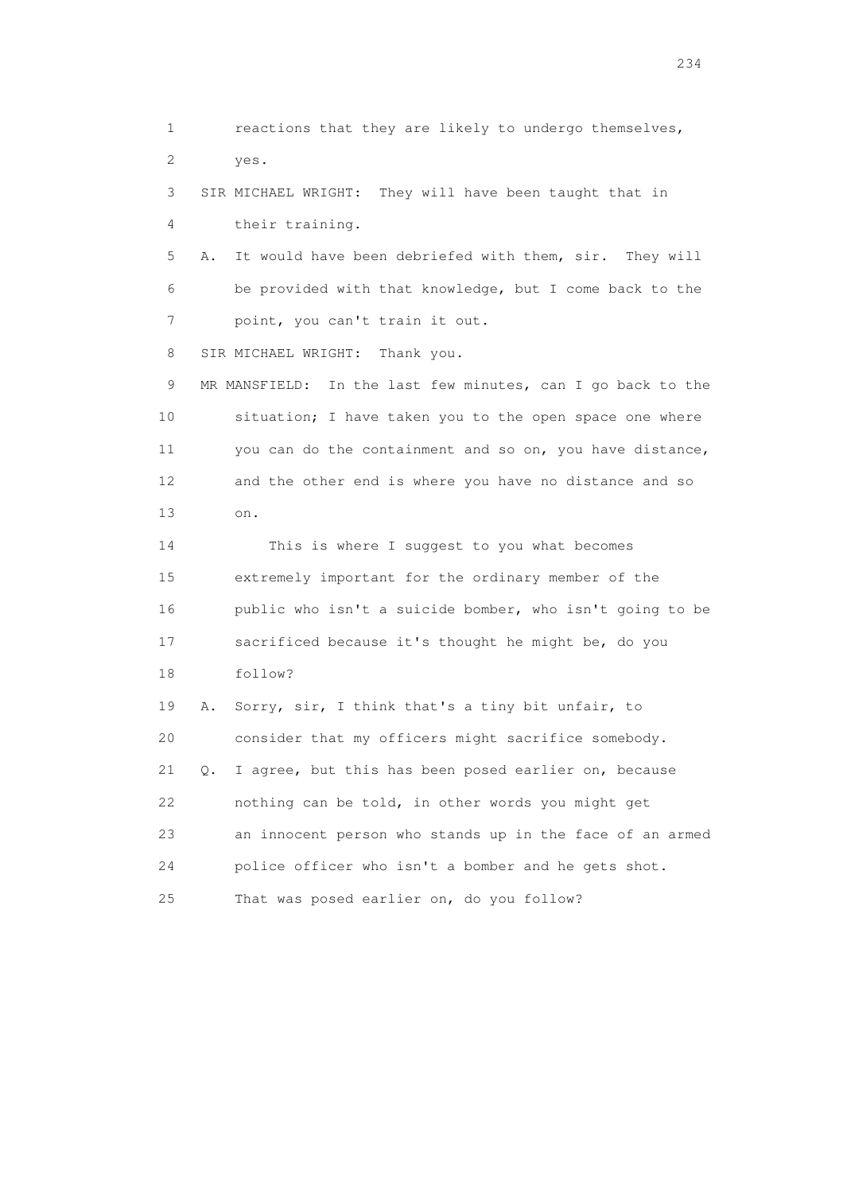1 reactions that they are likely to undergo themselves,
2 yes.
3 SIR MICHAEL WRIGHT: They will have been taught that in
4 their training.
5 A. It would have been debriefed with them, sir. They will
6 be provided with that knowledge, but I come back to the
7 point, you can't train it out.
8 SIR MICHAEL WRIGHT: Thank you.
9 MR MANSFIELD: In the last few minutes, can I go back to the
10 situation; I have taken you to the open space one where
11 you can do the containment and so on, you have distance,
12 and the other end is where you have no distance and so
13 on.
14 This is where I suggest to you what becomes
15 extremely important for the ordinary member of the
16 public who isn't a suicide bomber, who isn't going to be
17 sacrificed because it's thought he might be, do you
18 follow?
19 A. Sorry, sir, I think that's a tiny bit unfair, to
20 consider that my officers might sacrifice somebody.
21 Q. I agree, but this has been posed earlier on, because
22 nothing can be told, in other words you might get
23 an innocent person who stands up in the face of an armed
24 police officer who isn't a bomber and he gets shot.
25 That was posed earlier on, do you follow?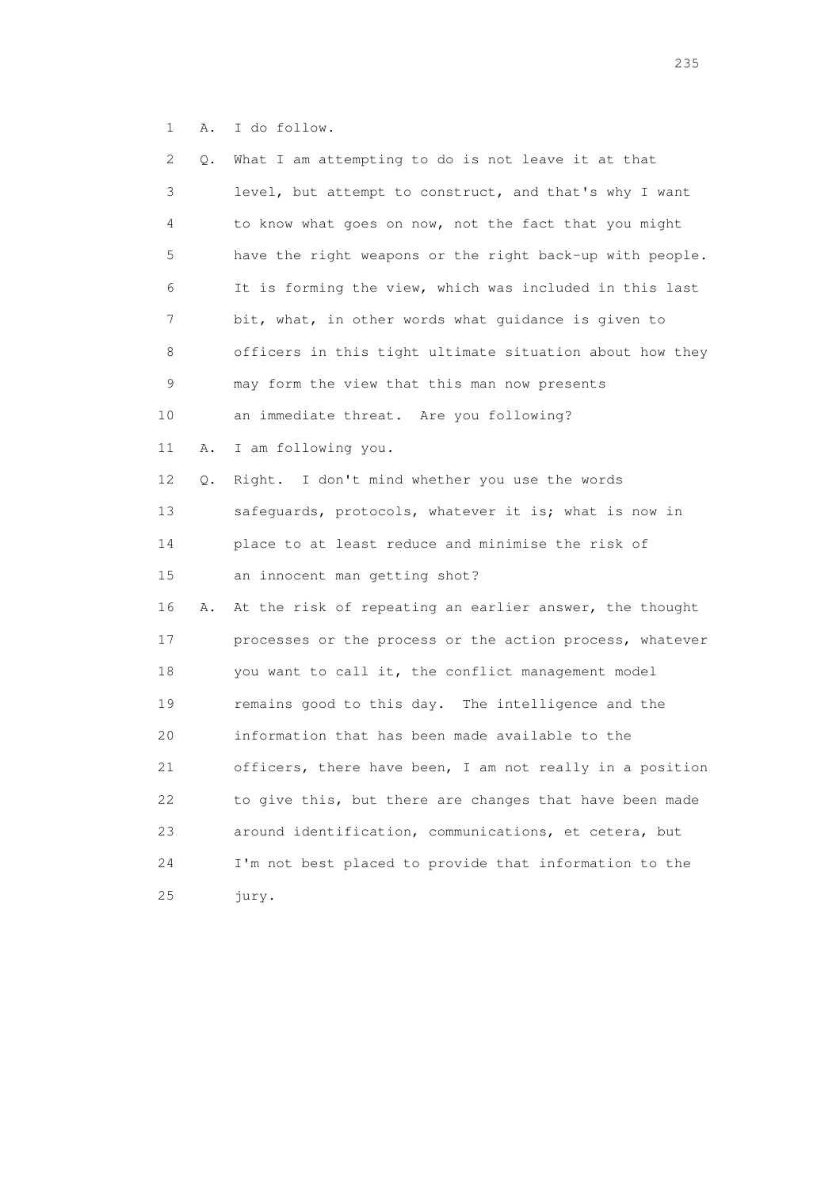1 A. I do follow.

2 Q. What I am attempting to do is not leave it at that

3 level, but attempt to construct, and that's why I want

4 to know what goes on now, not the fact that you might

5 have the right weapons or the right back-up with people.

6 It is forming the view, which was included in this last

7 bit, what, in other words what guidance is given to

8 officers in this tight ultimate situation about how they

9 may form the view that this man now presents

10 an immediate threat. Are you following?

11 A. I am following you.

12 Q. Right. I don't mind whether you use the words

13 safeguards, protocols, whatever it is; what is now in

14 place to at least reduce and minimise the risk of

15 an innocent man getting shot?

16 A. At the risk of repeating an earlier answer, the thought

17 processes or the process or the action process, whatever

18 you want to call it, the conflict management model

19 remains good to this day. The intelligence and the

20 information that has been made available to the

21 officers, there have been, I am not really in a position

22 to give this, but there are changes that have been made

23 around identification, communications, et cetera, but

24 I'm not best placed to provide that information to the

25 jury.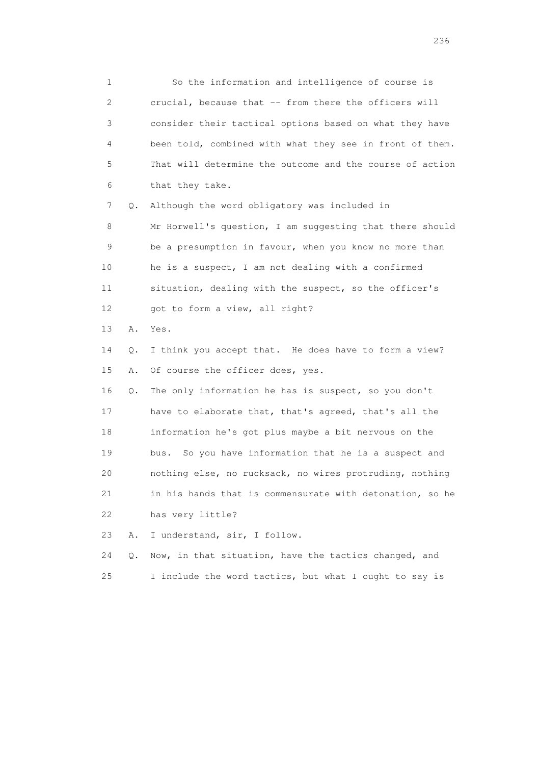1 So the information and intelligence of course is
2 crucial, because that -- from there the officers will
3 consider their tactical options based on what they have
4 been told, combined with what they see in front of them.
5 That will determine the outcome and the course of action
6 that they take.

7 Q. Although the word obligatory was included in
8 Mr Horwell's question, I am suggesting that there should
9 be a presumption in favour, when you know no more than
10 he is a suspect, I am not dealing with a confirmed
11 situation, dealing with the suspect, so the officer's
12 got to form a view, all right?

13 A. Yes.

14 Q. I think you accept that. He does have to form a view?

15 A. Of course the officer does, yes.

16 Q. The only information he has is suspect, so you don't
17 have to elaborate that, that's agreed, that's all the
18 information he's got plus maybe a bit nervous on the
19 bus. So you have information that he is a suspect and
20 nothing else, no rucksack, no wires protruding, nothing
21 in his hands that is commensurate with detonation, so he
22 has very little?

23 A. I understand, sir, I follow.

24 Q. Now, in that situation, have the tactics changed, and
25 I include the word tactics, but what I ought to say is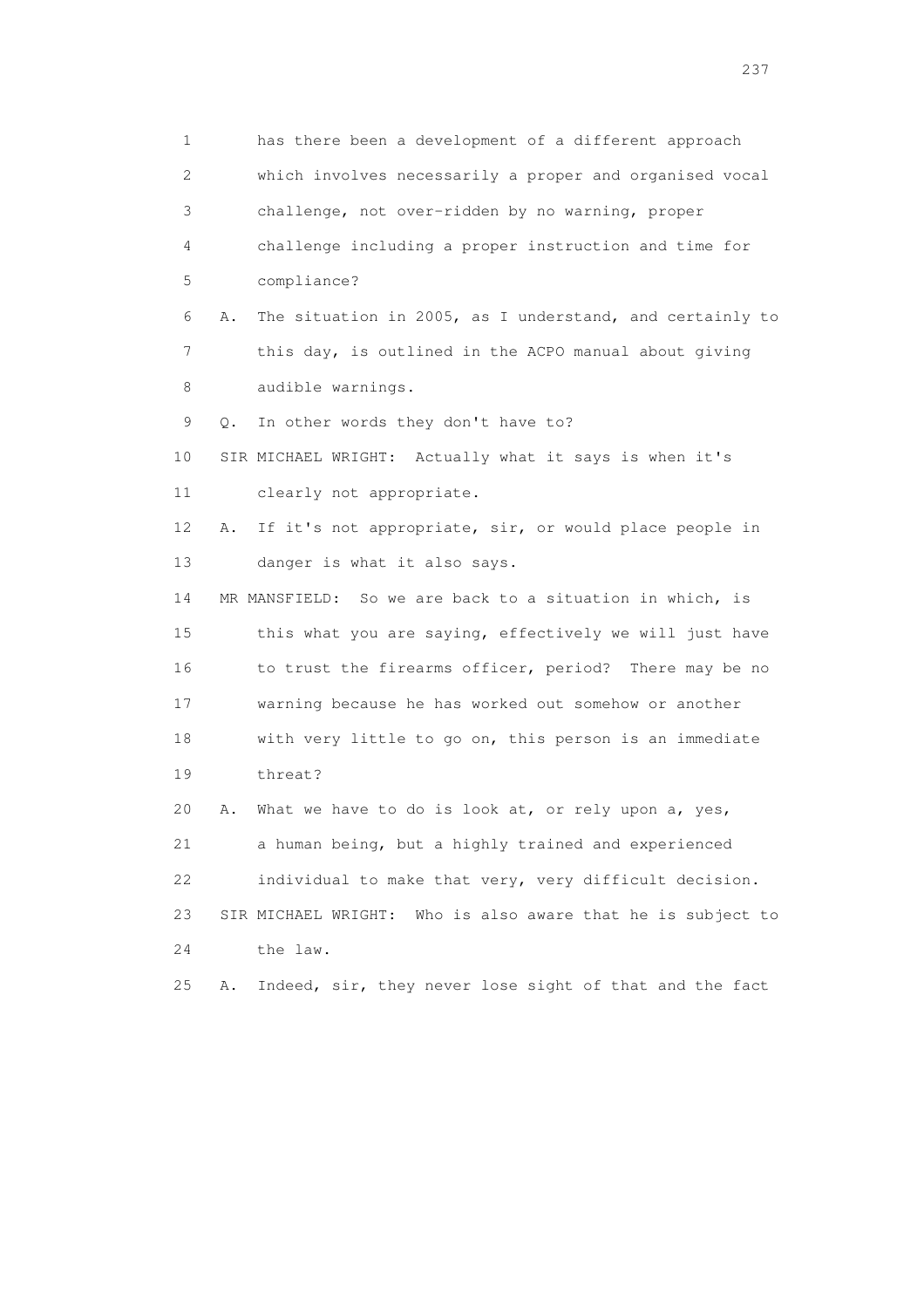1 has there been a development of a different approach
2 which involves necessarily a proper and organised vocal
3 challenge, not over-ridden by no warning, proper
4 challenge including a proper instruction and time for
5 compliance?
6 A. The situation in 2005, as I understand, and certainly to
7 this day, is outlined in the ACPO manual about giving
8 audible warnings.
9 Q. In other words they don't have to?
10 SIR MICHAEL WRIGHT: Actually what it says is when it's
11 clearly not appropriate.
12 A. If it's not appropriate, sir, or would place people in
13 danger is what it also says.
14 MR MANSFIELD: So we are back to a situation in which, is
15 this what you are saying, effectively we will just have
16 to trust the firearms officer, period? There may be no
17 warning because he has worked out somehow or another
18 with very little to go on, this person is an immediate
19 threat?
20 A. What we have to do is look at, or rely upon a, yes,
21 a human being, but a highly trained and experienced
22 individual to make that very, very difficult decision.
23 SIR MICHAEL WRIGHT: Who is also aware that he is subject to
24 the law.
25 A. Indeed, sir, they never lose sight of that and the fact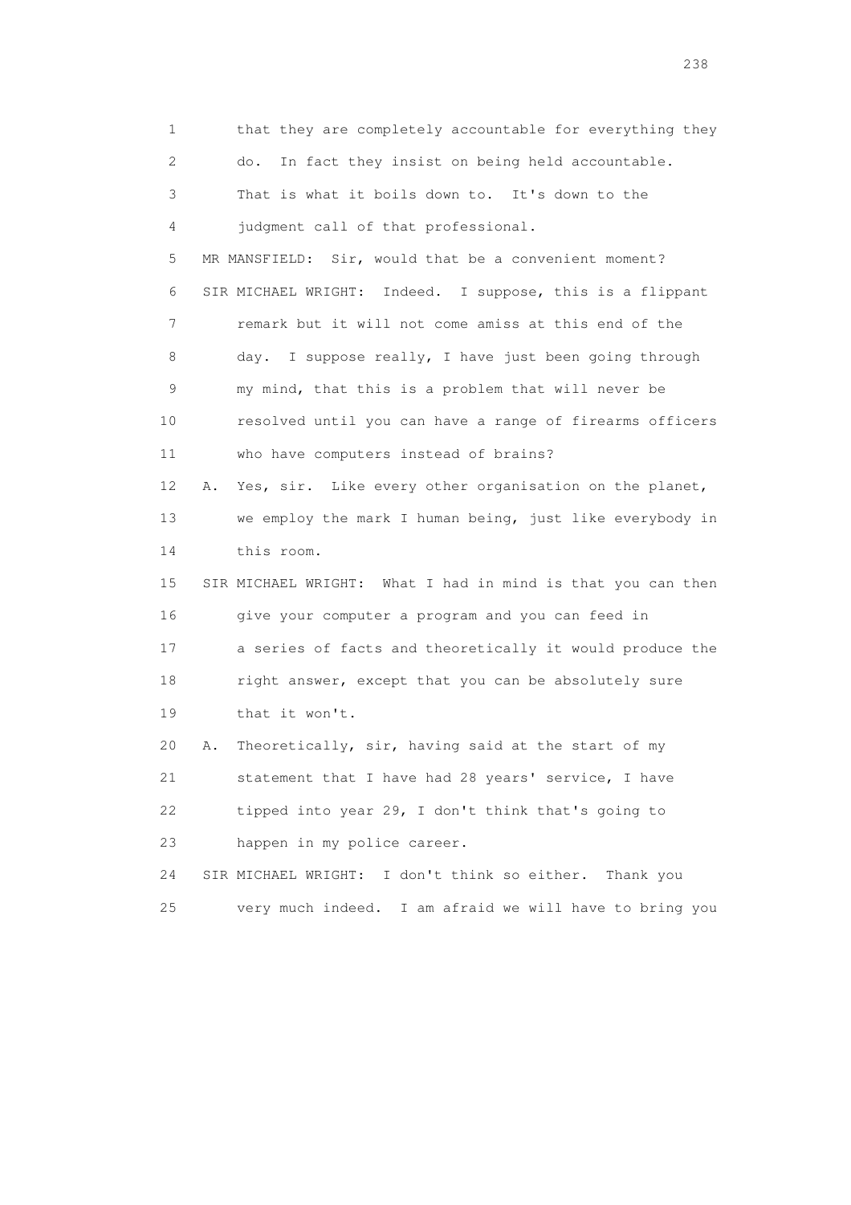1 that they are completely accountable for everything they
2 do. In fact they insist on being held accountable.
3 That is what it boils down to. It's down to the
4 judgment call of that professional.
5 MR MANSFIELD: Sir, would that be a convenient moment?
6 SIR MICHAEL WRIGHT: Indeed. I suppose, this is a flippant
7 remark but it will not come amiss at this end of the
8 day. I suppose really, I have just been going through
9 my mind, that this is a problem that will never be
10 resolved until you can have a range of firearms officers
11 who have computers instead of brains?
12 A. Yes, sir. Like every other organisation on the planet,
13 we employ the mark I human being, just like everybody in
14 this room.
15 SIR MICHAEL WRIGHT: What I had in mind is that you can then
16 give your computer a program and you can feed in
17 a series of facts and theoretically it would produce the
18 right answer, except that you can be absolutely sure
19 that it won't.
20 A. Theoretically, sir, having said at the start of my
21 statement that I have had 28 years' service, I have
22 tipped into year 29, I don't think that's going to
23 happen in my police career.
24 SIR MICHAEL WRIGHT: I don't think so either. Thank you
25 very much indeed. I am afraid we will have to bring you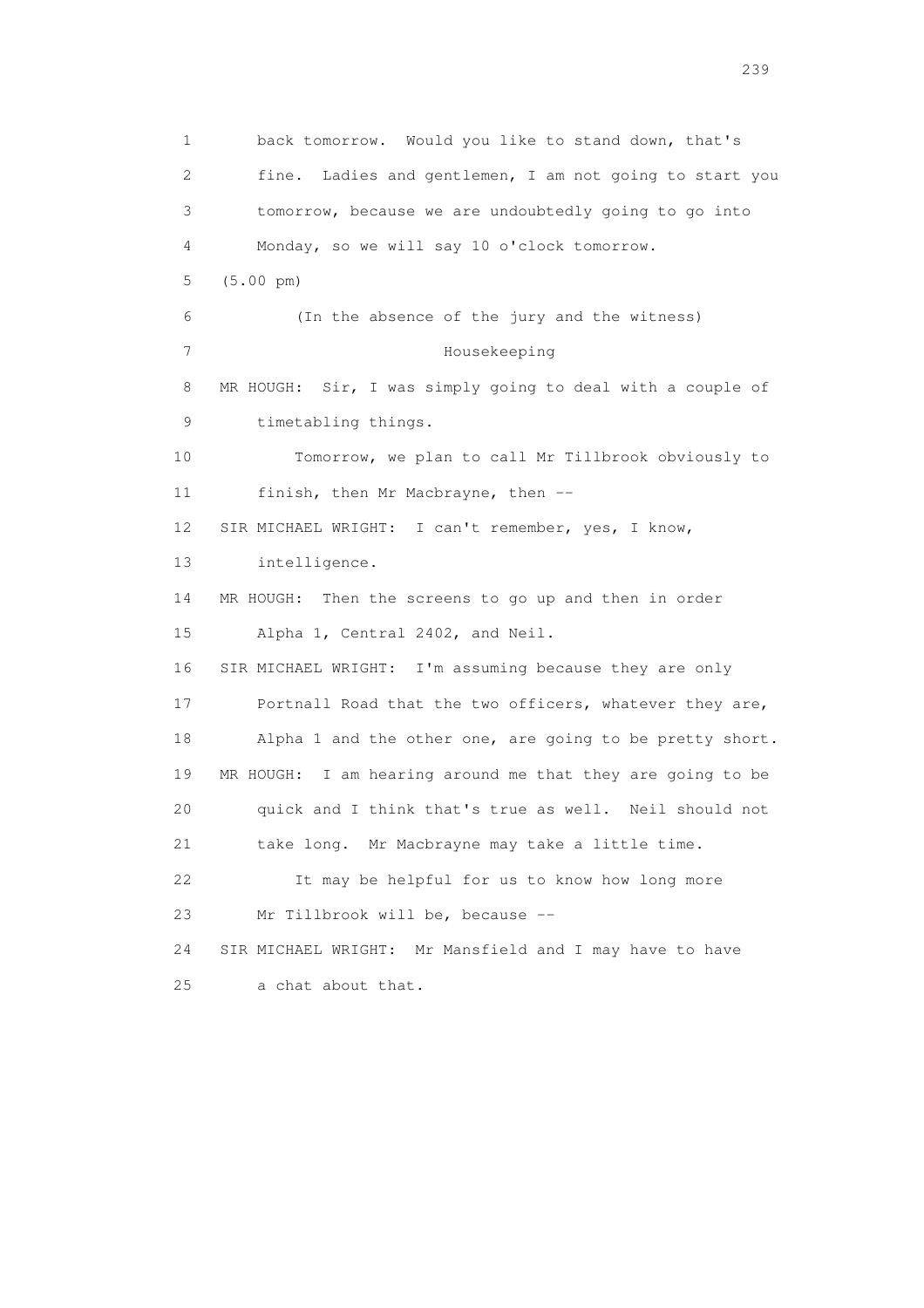1 back tomorrow. Would you like to stand down, that's
2 fine. Ladies and gentlemen, I am not going to start you
3 tomorrow, because we are undoubtedly going to go into
4 Monday, so we will say 10 o'clock tomorrow.
5 (5.00 pm)
6 (In the absence of the jury and the witness)
7 Housekeeping
8 MR HOUGH: Sir, I was simply going to deal with a couple of
9 timetabling things.
10 Tomorrow, we plan to call Mr Tillbrook obviously to
11 finish, then Mr Macbrayne, then --
12 SIR MICHAEL WRIGHT: I can't remember, yes, I know,
13 intelligence.
14 MR HOUGH: Then the screens to go up and then in order
15 Alpha 1, Central 2402, and Neil.
16 SIR MICHAEL WRIGHT: I'm assuming because they are only
17 Portnall Road that the two officers, whatever they are,
18 Alpha 1 and the other one, are going to be pretty short.
19 MR HOUGH: I am hearing around me that they are going to be
20 quick and I think that's true as well. Neil should not
21 take long. Mr Macbrayne may take a little time.
22 It may be helpful for us to know how long more
23 Mr Tillbrook will be, because --
24 SIR MICHAEL WRIGHT: Mr Mansfield and I may have to have
25 a chat about that.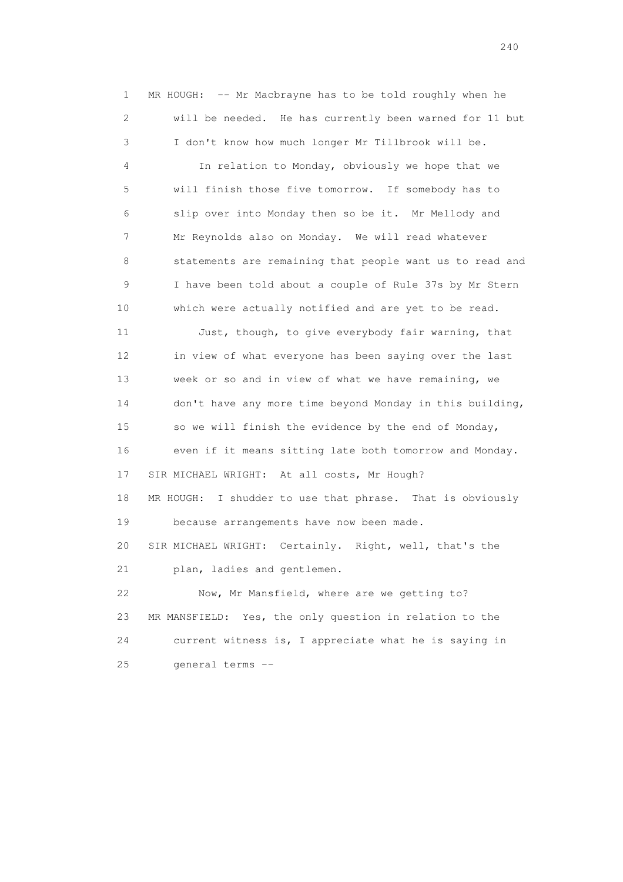1 MR HOUGH: -- Mr Macbrayne has to be told roughly when he
2 will be needed. He has currently been warned for 11 but
3 I don't know how much longer Mr Tillbrook will be.
4 In relation to Monday, obviously we hope that we
5 will finish those five tomorrow. If somebody has to
6 slip over into Monday then so be it. Mr Mellody and
7 Mr Reynolds also on Monday. We will read whatever
8 statements are remaining that people want us to read and
9 I have been told about a couple of Rule 37s by Mr Stern
10 which were actually notified and are yet to be read.
11 Just, though, to give everybody fair warning, that
12 in view of what everyone has been saying over the last
13 week or so and in view of what we have remaining, we
14 don't have any more time beyond Monday in this building,
15 so we will finish the evidence by the end of Monday,
16 even if it means sitting late both tomorrow and Monday.
17 SIR MICHAEL WRIGHT: At all costs, Mr Hough?
18 MR HOUGH: I shudder to use that phrase. That is obviously
19 because arrangements have now been made.
20 SIR MICHAEL WRIGHT: Certainly. Right, well, that's the
21 plan, ladies and gentlemen.
22 Now, Mr Mansfield, where are we getting to?
23 MR MANSFIELD: Yes, the only question in relation to the
24 current witness is, I appreciate what he is saying in
25 general terms --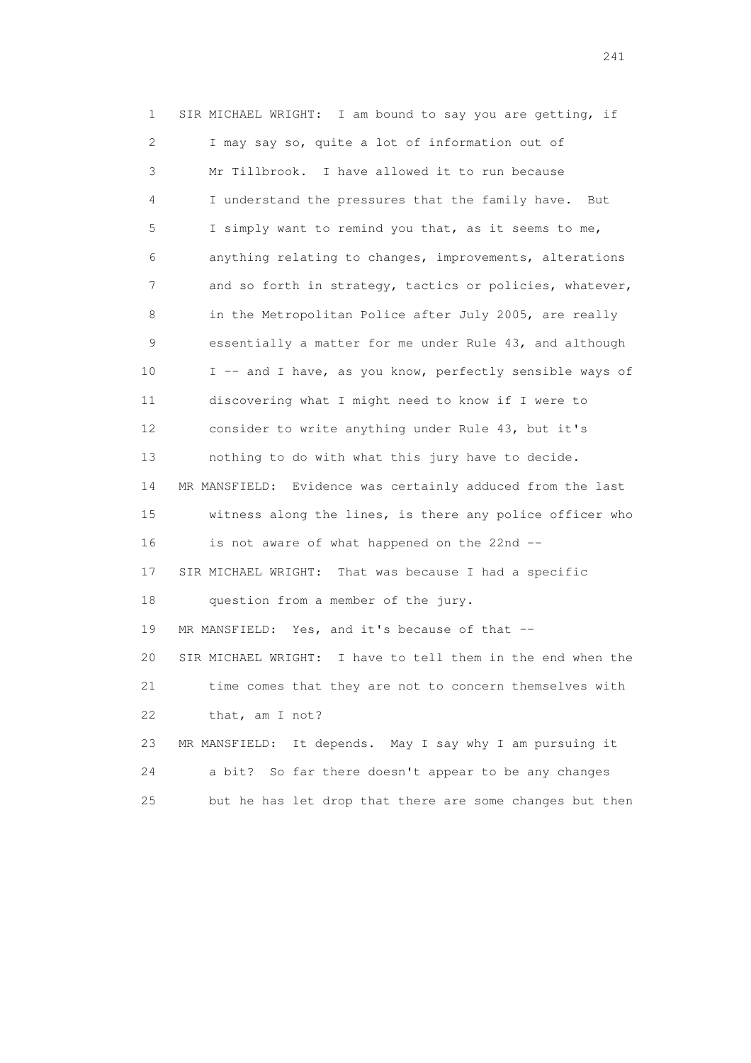1 SIR MICHAEL WRIGHT: I am bound to say you are getting, if
2 I may say so, quite a lot of information out of
3 Mr Tillbrook. I have allowed it to run because
4 I understand the pressures that the family have. But
5 I simply want to remind you that, as it seems to me,
6 anything relating to changes, improvements, alterations
7 and so forth in strategy, tactics or policies, whatever,
8 in the Metropolitan Police after July 2005, are really
9 essentially a matter for me under Rule 43, and although
10 I -- and I have, as you know, perfectly sensible ways of
11 discovering what I might need to know if I were to
12 consider to write anything under Rule 43, but it's
13 nothing to do with what this jury have to decide.
14 MR MANSFIELD: Evidence was certainly adduced from the last
15 witness along the lines, is there any police officer who
16 is not aware of what happened on the 22nd --
17 SIR MICHAEL WRIGHT: That was because I had a specific
18 question from a member of the jury.
19 MR MANSFIELD: Yes, and it's because of that --
20 SIR MICHAEL WRIGHT: I have to tell them in the end when the
21 time comes that they are not to concern themselves with
22 that, am I not?
23 MR MANSFIELD: It depends. May I say why I am pursuing it
24 a bit? So far there doesn't appear to be any changes
25 but he has let drop that there are some changes but then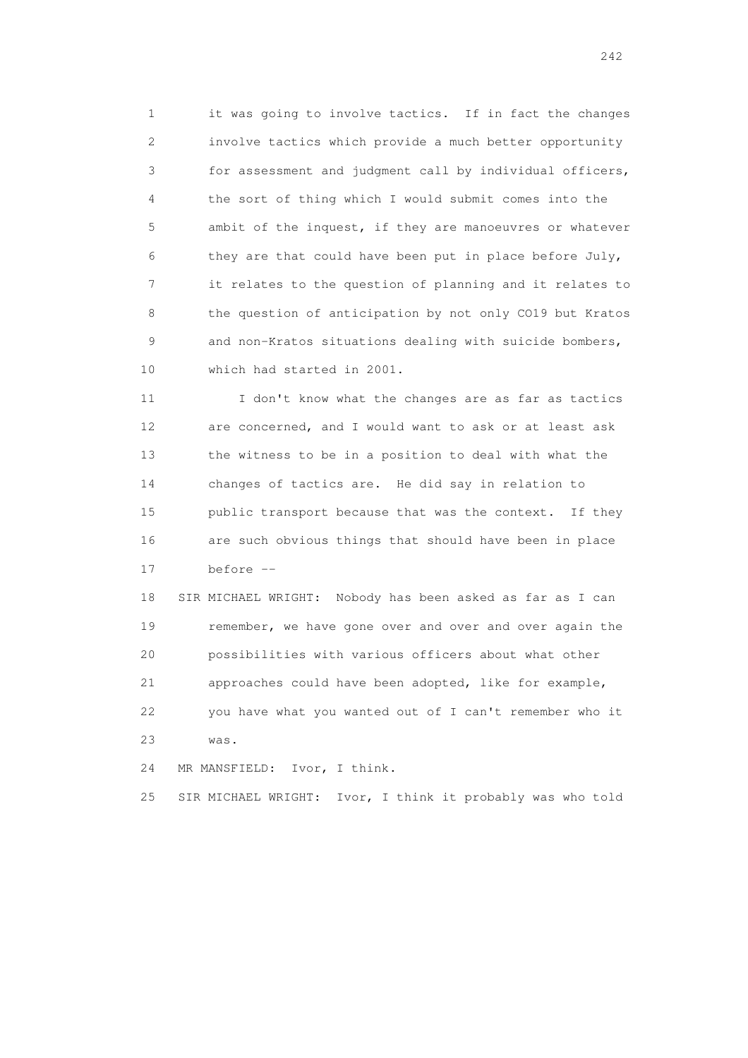1 it was going to involve tactics. If in fact the changes
2 involve tactics which provide a much better opportunity
3 for assessment and judgment call by individual officers,
4 the sort of thing which I would submit comes into the
5 ambit of the inquest, if they are manoeuvres or whatever
6 they are that could have been put in place before July,
7 it relates to the question of planning and it relates to
8 the question of anticipation by not only CO19 but Kratos
9 and non-Kratos situations dealing with suicide bombers,
10 which had started in 2001.

11 I don't know what the changes are as far as tactics
12 are concerned, and I would want to ask or at least ask
13 the witness to be in a position to deal with what the
14 changes of tactics are. He did say in relation to
15 public transport because that was the context. If they
16 are such obvious things that should have been in place
17 before --

18 SIR MICHAEL WRIGHT: Nobody has been asked as far as I can
19 remember, we have gone over and over and over again the
20 possibilities with various officers about what other
21 approaches could have been adopted, like for example,
22 you have what you wanted out of I can't remember who it
23 was.

24 MR MANSFIELD: Ivor, I think.

25 SIR MICHAEL WRIGHT: Ivor, I think it probably was who told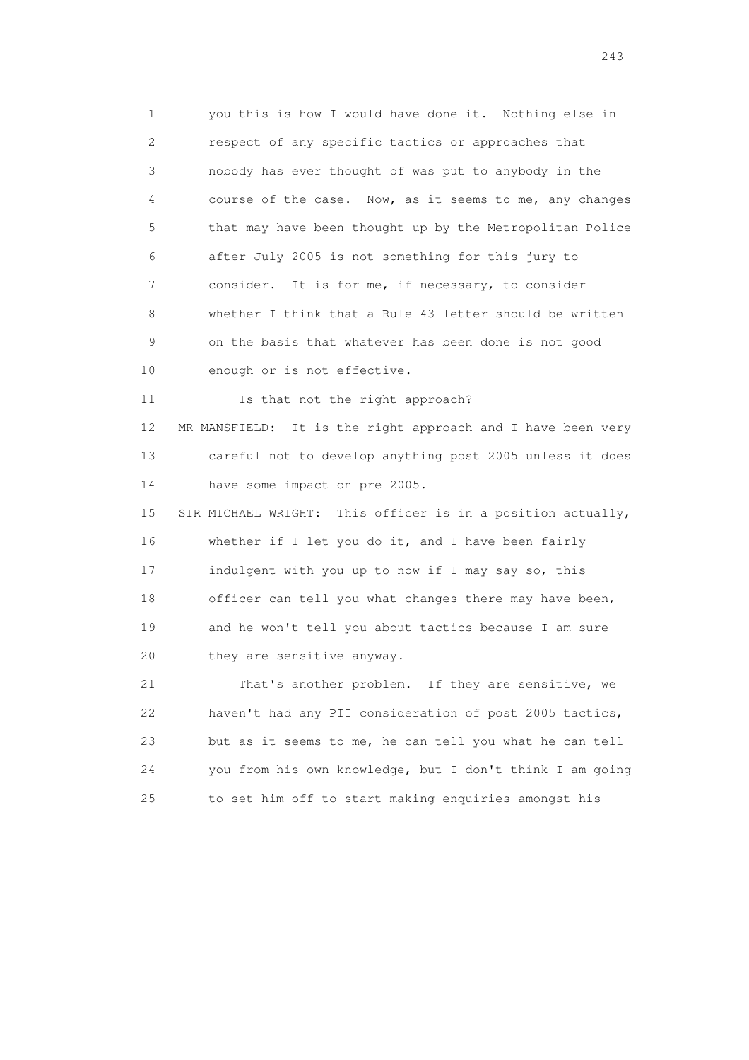1 you this is how I would have done it. Nothing else in
2 respect of any specific tactics or approaches that
3 nobody has ever thought of was put to anybody in the
4 course of the case. Now, as it seems to me, any changes
5 that may have been thought up by the Metropolitan Police
6 after July 2005 is not something for this jury to
7 consider. It is for me, if necessary, to consider
8 whether I think that a Rule 43 letter should be written
9 on the basis that whatever has been done is not good
10 enough or is not effective.

11 Is that not the right approach?

12 MR MANSFIELD: It is the right approach and I have been very
13 careful not to develop anything post 2005 unless it does
14 have some impact on pre 2005.

15 SIR MICHAEL WRIGHT: This officer is in a position actually,
16 whether if I let you do it, and I have been fairly
17 indulgent with you up to now if I may say so, this
18 officer can tell you what changes there may have been,
19 and he won't tell you about tactics because I am sure
20 they are sensitive anyway.

21 That's another problem. If they are sensitive, we
22 haven't had any PII consideration of post 2005 tactics,
23 but as it seems to me, he can tell you what he can tell
24 you from his own knowledge, but I don't think I am going
25 to set him off to start making enquiries amongst his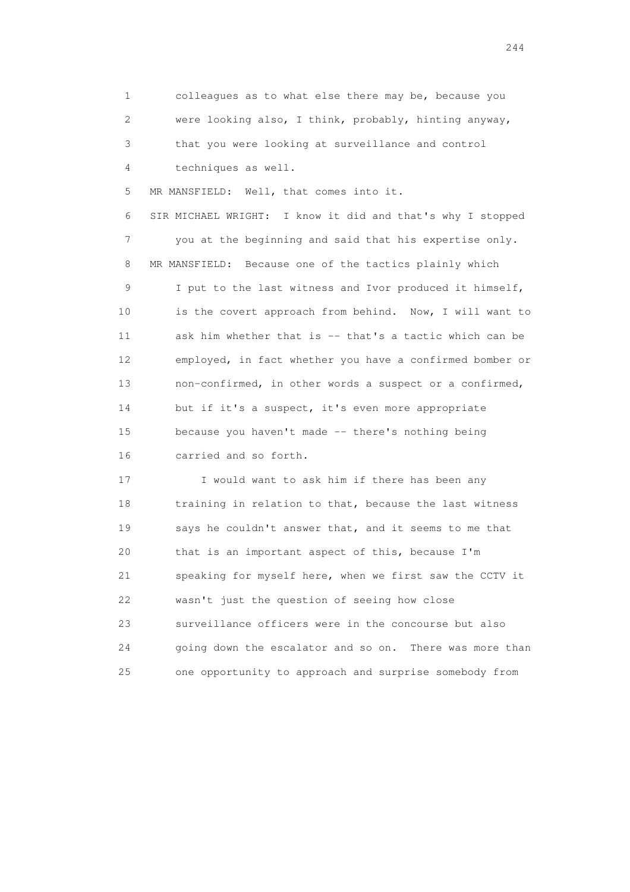1 colleagues as to what else there may be, because you
2 were looking also, I think, probably, hinting anyway,
3 that you were looking at surveillance and control
4 techniques as well.

5 MR MANSFIELD: Well, that comes into it.

6 SIR MICHAEL WRIGHT: I know it did and that's why I stopped
7 you at the beginning and said that his expertise only.

8 MR MANSFIELD: Because one of the tactics plainly which
9 I put to the last witness and Ivor produced it himself,
10 is the covert approach from behind. Now, I will want to
11 ask him whether that is -- that's a tactic which can be
12 employed, in fact whether you have a confirmed bomber or
13 non-confirmed, in other words a suspect or a confirmed,
14 but if it's a suspect, it's even more appropriate
15 because you haven't made -- there's nothing being
16 carried and so forth.

17 I would want to ask him if there has been any
18 training in relation to that, because the last witness
19 says he couldn't answer that, and it seems to me that
20 that is an important aspect of this, because I'm
21 speaking for myself here, when we first saw the CCTV it
22 wasn't just the question of seeing how close
23 surveillance officers were in the concourse but also
24 going down the escalator and so on. There was more than
25 one opportunity to approach and surprise somebody from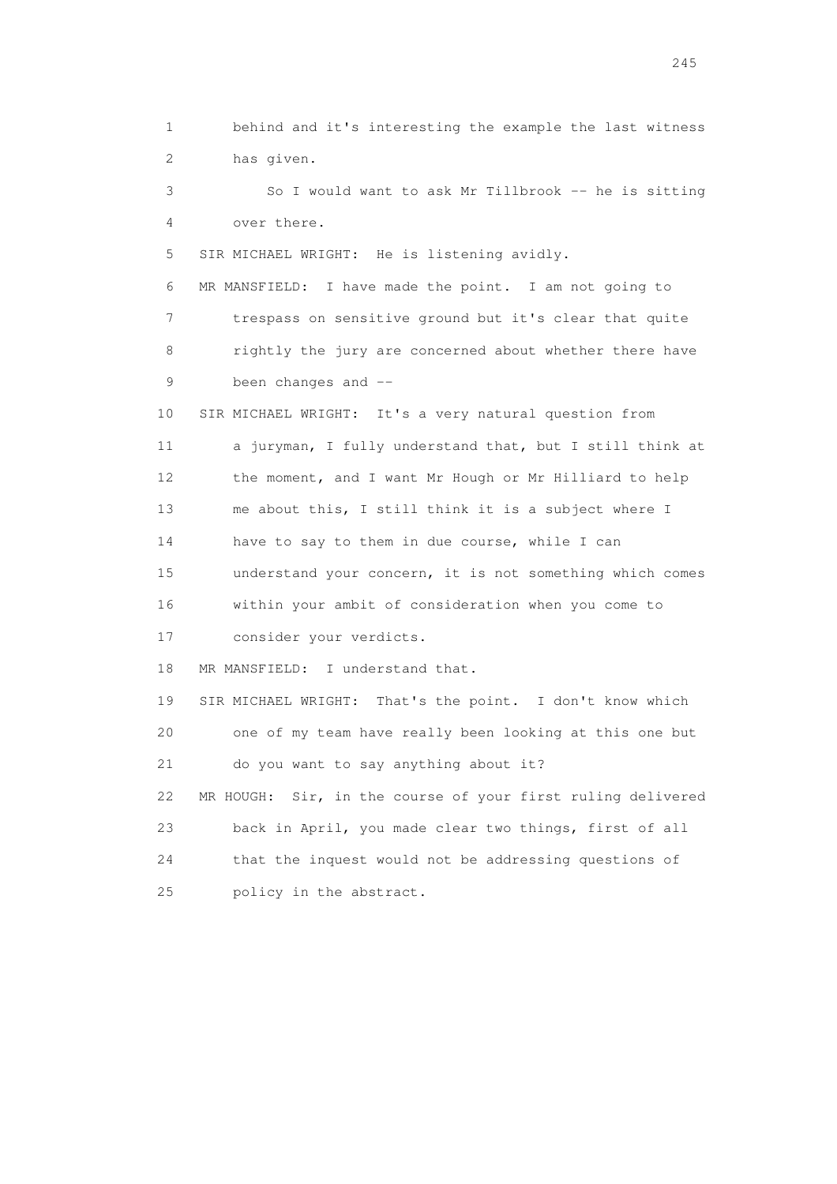1 behind and it's interesting the example the last witness
2 has given.

3 So I would want to ask Mr Tillbrook -- he is sitting
4 over there.

5 SIR MICHAEL WRIGHT: He is listening avidly.

6 MR MANSFIELD: I have made the point. I am not going to
7 trespass on sensitive ground but it's clear that quite
8 rightly the jury are concerned about whether there have
9 been changes and --

10 SIR MICHAEL WRIGHT: It's a very natural question from
11 a juryman, I fully understand that, but I still think at
12 the moment, and I want Mr Hough or Mr Hilliard to help
13 me about this, I still think it is a subject where I
14 have to say to them in due course, while I can
15 understand your concern, it is not something which comes
16 within your ambit of consideration when you come to
17 consider your verdicts.

18 MR MANSFIELD: I understand that.

19 SIR MICHAEL WRIGHT: That's the point. I don't know which
20 one of my team have really been looking at this one but
21 do you want to say anything about it?

22 MR HOUGH: Sir, in the course of your first ruling delivered
23 back in April, you made clear two things, first of all
24 that the inquest would not be addressing questions of
25 policy in the abstract.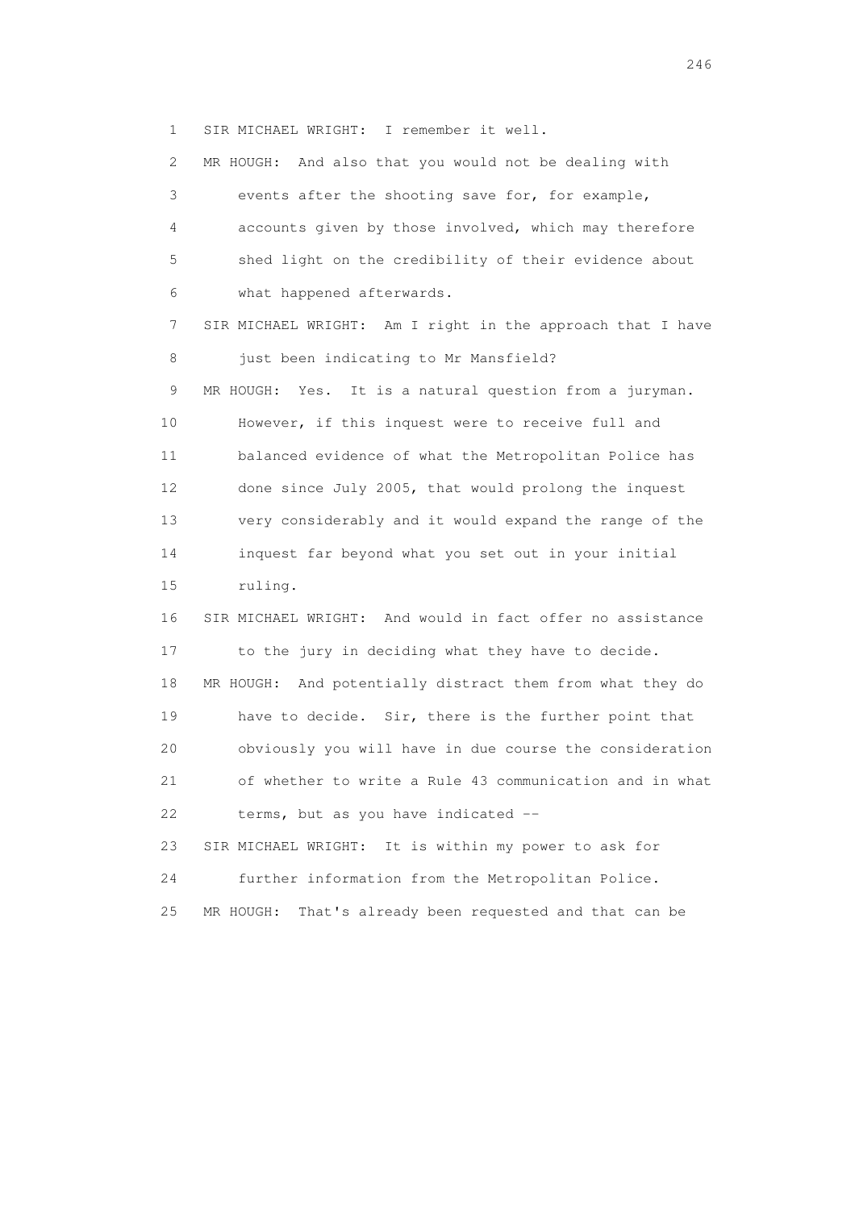1 SIR MICHAEL WRIGHT: I remember it well.

2 MR HOUGH: And also that you would not be dealing with

3 events after the shooting save for, for example,

4 accounts given by those involved, which may therefore

5 shed light on the credibility of their evidence about

6 what happened afterwards.

7 SIR MICHAEL WRIGHT: Am I right in the approach that I have

8 just been indicating to Mr Mansfield?

9 MR HOUGH: Yes. It is a natural question from a juryman.

10 However, if this inquest were to receive full and

11 balanced evidence of what the Metropolitan Police has

12 done since July 2005, that would prolong the inquest

13 very considerably and it would expand the range of the

14 inquest far beyond what you set out in your initial

15 ruling.

16 SIR MICHAEL WRIGHT: And would in fact offer no assistance

17 to the jury in deciding what they have to decide.

18 MR HOUGH: And potentially distract them from what they do

19 have to decide. Sir, there is the further point that

20 obviously you will have in due course the consideration

21 of whether to write a Rule 43 communication and in what

22 terms, but as you have indicated --

23 SIR MICHAEL WRIGHT: It is within my power to ask for

24 further information from the Metropolitan Police.

25 MR HOUGH: That's already been requested and that can be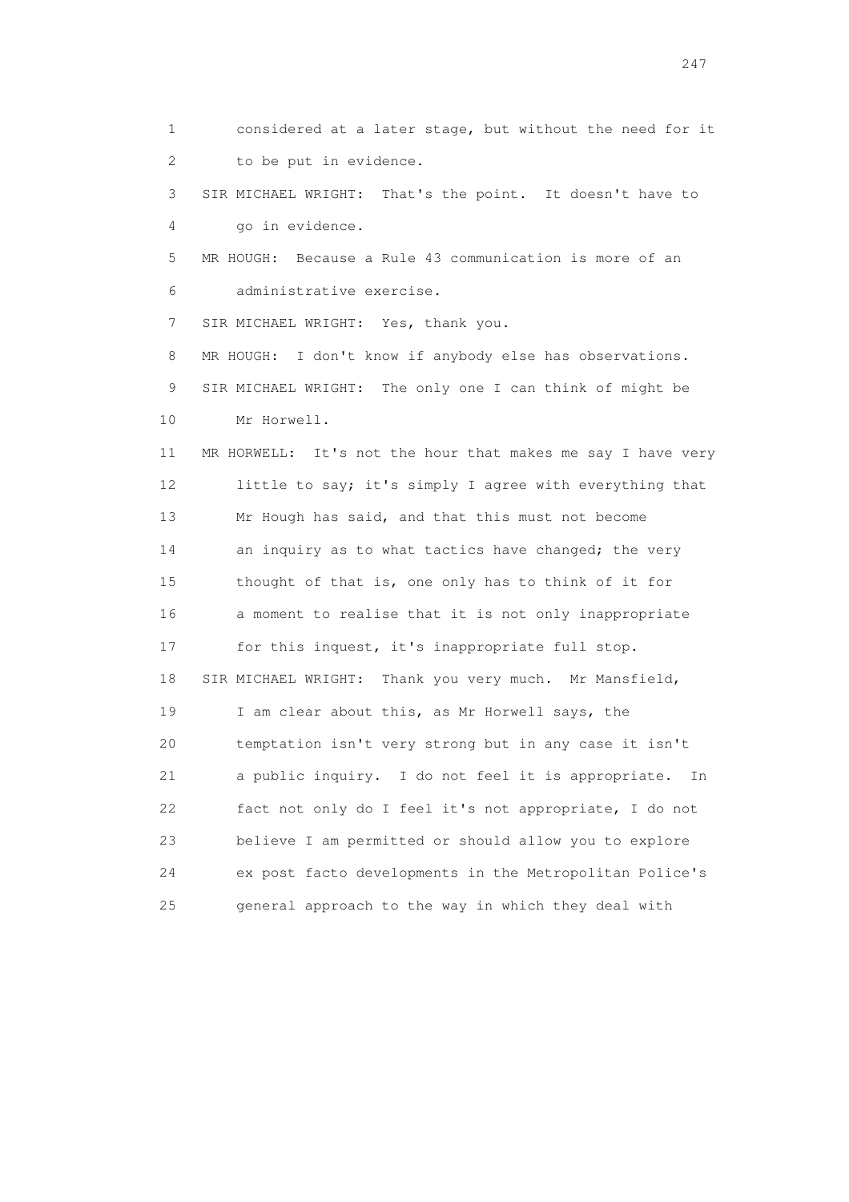1 considered at a later stage, but without the need for it
2 to be put in evidence.
3 SIR MICHAEL WRIGHT: That's the point. It doesn't have to
4 go in evidence.
5 MR HOUGH: Because a Rule 43 communication is more of an
6 administrative exercise.
7 SIR MICHAEL WRIGHT: Yes, thank you.
8 MR HOUGH: I don't know if anybody else has observations.
9 SIR MICHAEL WRIGHT: The only one I can think of might be
10 Mr Horwell.
11 MR HORWELL: It's not the hour that makes me say I have very
12 little to say; it's simply I agree with everything that
13 Mr Hough has said, and that this must not become
14 an inquiry as to what tactics have changed; the very
15 thought of that is, one only has to think of it for
16 a moment to realise that it is not only inappropriate
17 for this inquest, it's inappropriate full stop.
18 SIR MICHAEL WRIGHT: Thank you very much. Mr Mansfield,
19 I am clear about this, as Mr Horwell says, the
20 temptation isn't very strong but in any case it isn't
21 a public inquiry. I do not feel it is appropriate. In
22 fact not only do I feel it's not appropriate, I do not
23 believe I am permitted or should allow you to explore
24 ex post facto developments in the Metropolitan Police's
25 general approach to the way in which they deal with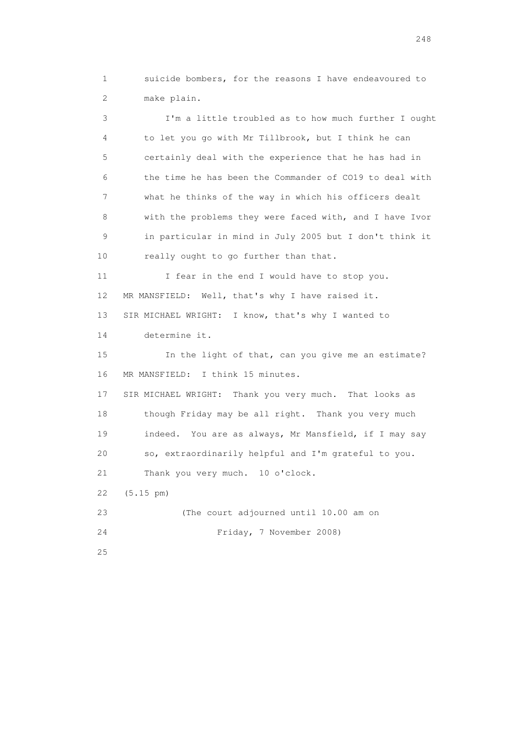1 suicide bombers, for the reasons I have endeavoured to
2 make plain.

3 I'm a little troubled as to how much further I ought
4 to let you go with Mr Tillbrook, but I think he can
5 certainly deal with the experience that he has had in
6 the time he has been the Commander of CO19 to deal with
7 what he thinks of the way in which his officers dealt
8 with the problems they were faced with, and I have Ivor
9 in particular in mind in July 2005 but I don't think it
10 really ought to go further than that.

11 I fear in the end I would have to stop you.

12 MR MANSFIELD: Well, that's why I have raised it.

13 SIR MICHAEL WRIGHT: I know, that's why I wanted to
14 determine it.

15 In the light of that, can you give me an estimate?

16 MR MANSFIELD: I think 15 minutes.

17 SIR MICHAEL WRIGHT: Thank you very much. That looks as
18 though Friday may be all right. Thank you very much
19 indeed. You are as always, Mr Mansfield, if I may say
20 so, extraordinarily helpful and I'm grateful to you.
21 Thank you very much. 10 o'clock.

22 (5.15 pm)

23 (The court adjourned until 10.00 am on
24 Friday, 7 November 2008)

25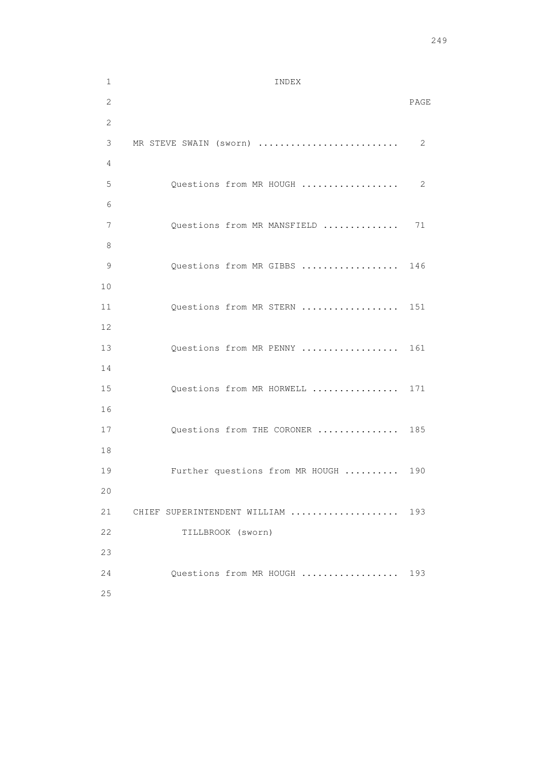# INDEX

| | PAGE |
|---|---|
| MR STEVE SWAIN (sworn) | 2 |
| Questions from MR HOUGH | 2 |
| Questions from MR MANSFIELD | 71 |
| Questions from MR GIBBS | 146 |
| Questions from MR STERN | 151 |
| Questions from MR PENNY | 161 |
| Questions from MR HORWELL | 171 |
| Questions from THE CORONER | 185 |
| Further questions from MR HOUGH | 190 |
| CHIEF SUPERINTENDENT WILLIAM TILLBROOK (sworn) | 193 |
| Questions from MR HOUGH | 193 |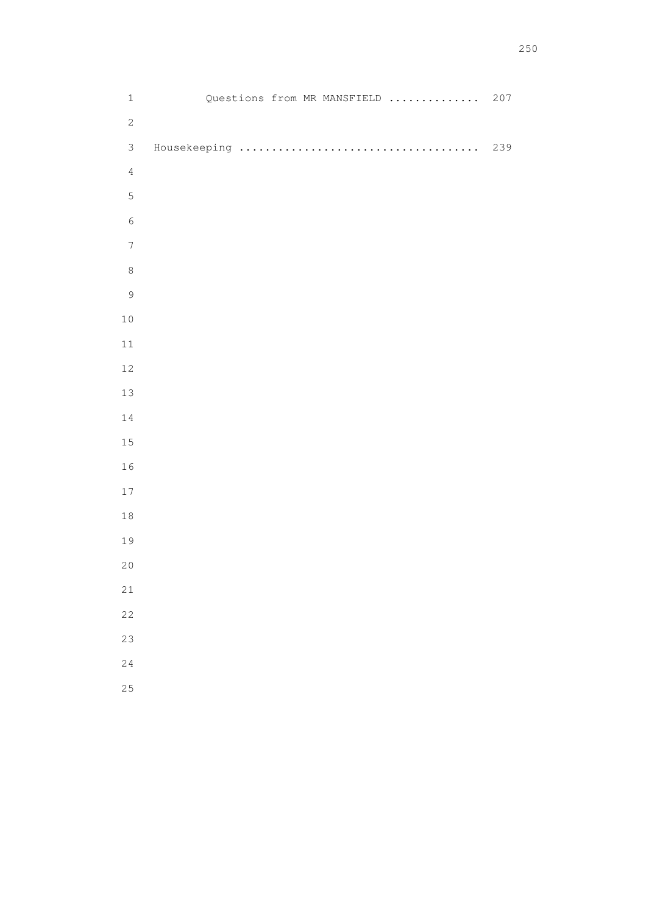Questions from MR MANSFIELD .............. 207

Housekeeping ...................................... 239